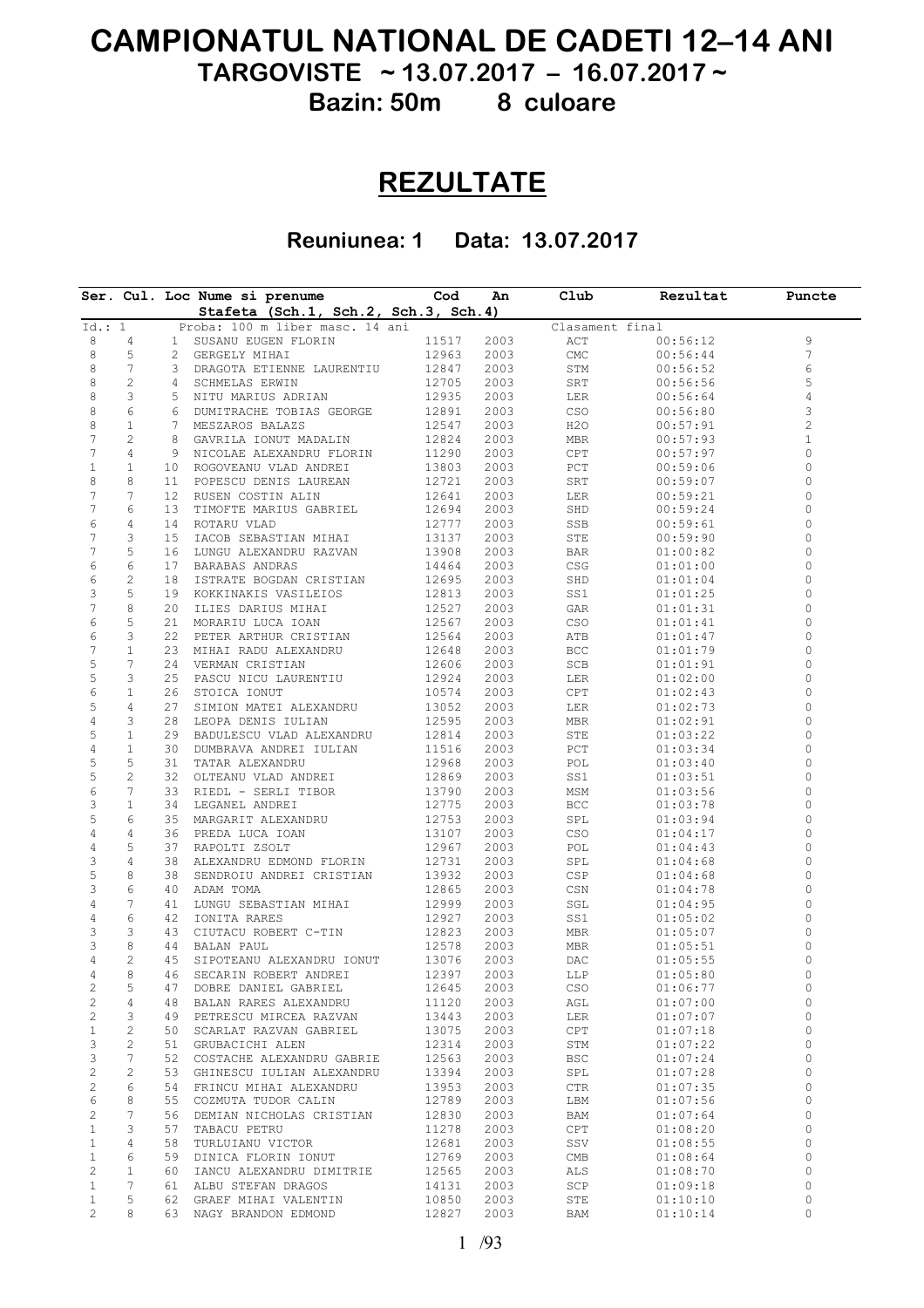# CAMPIONATUL NATIONAL DE CADETI 12–14 ANI

## TARGOVISTE ~ 13.07.2017 – 16.07.2017 ~

## Bazin: 50m 8 culoare

# REZULTATE

### Reuniunea: 1 Data: 13.07.2017

| Ser. | Cul. | Loc | Nume si prenume | Cod | An | Club | Rezultat | Puncte |
|---|---|---|---|---|---|---|---|---|
| | | | Stafeta (Sch.1, Sch.2, Sch.3, Sch.4) | | | | | |
| Id.: 1 | | | Proba: 100 m liber masc. 14 ani | | | Clasament final | | |
| 8 | 4 | 1 | SUSANU EUGEN FLORIN | 11517 | 2003 | ACT | 00:56:12 | 9 |
| 8 | 5 | 2 | GERGELY MIHAI | 12963 | 2003 | CMC | 00:56:44 | 7 |
| 8 | 7 | 3 | DRAGOTA ETIENNE LAURENTIU | 12847 | 2003 | STM | 00:56:52 | 6 |
| 8 | 2 | 4 | SCHMELAS ERWIN | 12705 | 2003 | SRT | 00:56:56 | 5 |
| 8 | 3 | 5 | NITU MARIUS ADRIAN | 12935 | 2003 | LER | 00:56:64 | 4 |
| 8 | 6 | 6 | DUMITRACHE TOBIAS GEORGE | 12891 | 2003 | CSO | 00:56:80 | 3 |
| 8 | 1 | 7 | MESZAROS BALAZS | 12547 | 2003 | H2O | 00:57:91 | 2 |
| 7 | 2 | 8 | GAVRILA IONUT MADALIN | 12824 | 2003 | MBR | 00:57:93 | 1 |
| 7 | 4 | 9 | NICOLAE ALEXANDRU FLORIN | 11290 | 2003 | CPT | 00:57:97 | 0 |
| 1 | 1 | 10 | ROGOVEANU VLAD ANDREI | 13803 | 2003 | PCT | 00:59:06 | 0 |
| 8 | 8 | 11 | POPESCU DENIS LAUREAN | 12721 | 2003 | SRT | 00:59:07 | 0 |
| 7 | 7 | 12 | RUSEN COSTIN ALIN | 12641 | 2003 | LER | 00:59:21 | 0 |
| 7 | 6 | 13 | TIMOFTE MARIUS GABRIEL | 12694 | 2003 | SHD | 00:59:24 | 0 |
| 6 | 4 | 14 | ROTARU VLAD | 12777 | 2003 | SSB | 00:59:61 | 0 |
| 7 | 3 | 15 | IACOB SEBASTIAN MIHAI | 13137 | 2003 | STE | 00:59:90 | 0 |
| 7 | 5 | 16 | LUNGU ALEXANDRU RAZVAN | 13908 | 2003 | BAR | 01:00:82 | 0 |
| 6 | 6 | 17 | BARABAS ANDRAS | 14464 | 2003 | CSG | 01:01:00 | 0 |
| 6 | 2 | 18 | ISTRATE BOGDAN CRISTIAN | 12695 | 2003 | SHD | 01:01:04 | 0 |
| 3 | 5 | 19 | KOKKINAKIS VASILEIOS | 12813 | 2003 | SS1 | 01:01:25 | 0 |
| 7 | 8 | 20 | ILIES DARIUS MIHAI | 12527 | 2003 | GAR | 01:01:31 | 0 |
| 6 | 5 | 21 | MORARIU LUCA IOAN | 12567 | 2003 | CSO | 01:01:41 | 0 |
| 6 | 3 | 22 | PETER ARTHUR CRISTIAN | 12564 | 2003 | ATB | 01:01:47 | 0 |
| 7 | 1 | 23 | MIHAI RADU ALEXANDRU | 12648 | 2003 | BCC | 01:01:79 | 0 |
| 5 | 7 | 24 | VERMAN CRISTIAN | 12606 | 2003 | SCB | 01:01:91 | 0 |
| 5 | 3 | 25 | PASCU NICU LAURENTIU | 12924 | 2003 | LER | 01:02:00 | 0 |
| 6 | 1 | 26 | STOICA IONUT | 10574 | 2003 | CPT | 01:02:43 | 0 |
| 5 | 4 | 27 | SIMION MATEI ALEXANDRU | 13052 | 2003 | LER | 01:02:73 | 0 |
| 4 | 3 | 28 | LEOPA DENIS IULIAN | 12595 | 2003 | MBR | 01:02:91 | 0 |
| 5 | 1 | 29 | BADULESCU VLAD ALEXANDRU | 12814 | 2003 | STE | 01:03:22 | 0 |
| 4 | 1 | 30 | DUMBRAVA ANDREI IULIAN | 11516 | 2003 | PCT | 01:03:34 | 0 |
| 5 | 5 | 31 | TATAR ALEXANDRU | 12968 | 2003 | POL | 01:03:40 | 0 |
| 5 | 2 | 32 | OLTEANU VLAD ANDREI | 12869 | 2003 | SS1 | 01:03:51 | 0 |
| 6 | 7 | 33 | RIEDL - SERLI TIBOR | 13790 | 2003 | MSM | 01:03:56 | 0 |
| 3 | 1 | 34 | LEGANEL ANDREI | 12775 | 2003 | BCC | 01:03:78 | 0 |
| 5 | 6 | 35 | MARGARIT ALEXANDRU | 12753 | 2003 | SPL | 01:03:94 | 0 |
| 4 | 4 | 36 | PREDA LUCA IOAN | 13107 | 2003 | CSO | 01:04:17 | 0 |
| 4 | 5 | 37 | RAPOLTI ZSOLT | 12967 | 2003 | POL | 01:04:43 | 0 |
| 3 | 4 | 38 | ALEXANDRU EDMOND FLORIN | 12731 | 2003 | SPL | 01:04:68 | 0 |
| 5 | 8 | 38 | SENDROIU ANDREI CRISTIAN | 13932 | 2003 | CSP | 01:04:68 | 0 |
| 3 | 6 | 40 | ADAM TOMA | 12865 | 2003 | CSN | 01:04:78 | 0 |
| 4 | 7 | 41 | LUNGU SEBASTIAN MIHAI | 12999 | 2003 | SGL | 01:04:95 | 0 |
| 4 | 6 | 42 | IONITA RARES | 12927 | 2003 | SS1 | 01:05:02 | 0 |
| 3 | 3 | 43 | CIUTACU ROBERT C-TIN | 12823 | 2003 | MBR | 01:05:07 | 0 |
| 3 | 8 | 44 | BALAN PAUL | 12578 | 2003 | MBR | 01:05:51 | 0 |
| 4 | 2 | 45 | SIPOTEANU ALEXANDRU IONUT | 13076 | 2003 | DAC | 01:05:55 | 0 |
| 4 | 8 | 46 | SECARIN ROBERT ANDREI | 12397 | 2003 | LLP | 01:05:80 | 0 |
| 2 | 5 | 47 | DOBRE DANIEL GABRIEL | 12645 | 2003 | CSO | 01:06:77 | 0 |
| 2 | 4 | 48 | BALAN RARES ALEXANDRU | 11120 | 2003 | AGL | 01:07:00 | 0 |
| 2 | 3 | 49 | PETRESCU MIRCEA RAZVAN | 13443 | 2003 | LER | 01:07:07 | 0 |
| 1 | 2 | 50 | SCARLAT RAZVAN GABRIEL | 13075 | 2003 | CPT | 01:07:18 | 0 |
| 3 | 2 | 51 | GRUBACICHI ALEN | 12314 | 2003 | STM | 01:07:22 | 0 |
| 3 | 7 | 52 | COSTACHE ALEXANDRU GABRIE | 12563 | 2003 | BSC | 01:07:24 | 0 |
| 2 | 2 | 53 | GHINESCU IULIAN ALEXANDRU | 13394 | 2003 | SPL | 01:07:28 | 0 |
| 2 | 6 | 54 | FRINCU MIHAI ALEXANDRU | 13953 | 2003 | CTR | 01:07:35 | 0 |
| 6 | 8 | 55 | COZMUTA TUDOR CALIN | 12789 | 2003 | LBM | 01:07:56 | 0 |
| 2 | 7 | 56 | DEMIAN NICHOLAS CRISTIAN | 12830 | 2003 | BAM | 01:07:64 | 0 |
| 1 | 3 | 57 | TABACU PETRU | 11278 | 2003 | CPT | 01:08:20 | 0 |
| 1 | 4 | 58 | TURLUIANU VICTOR | 12681 | 2003 | SSV | 01:08:55 | 0 |
| 1 | 6 | 59 | DINICA FLORIN IONUT | 12769 | 2003 | CMB | 01:08:64 | 0 |
| 2 | 1 | 60 | IANCU ALEXANDRU DIMITRIE | 12565 | 2003 | ALS | 01:08:70 | 0 |
| 1 | 7 | 61 | ALBU STEFAN DRAGOS | 14131 | 2003 | SCP | 01:09:18 | 0 |
| 1 | 5 | 62 | GRAEF MIHAI VALENTIN | 10850 | 2003 | STE | 01:10:10 | 0 |
| 2 | 8 | 63 | NAGY BRANDON EDMOND | 12827 | 2003 | BAM | 01:10:14 | 0 |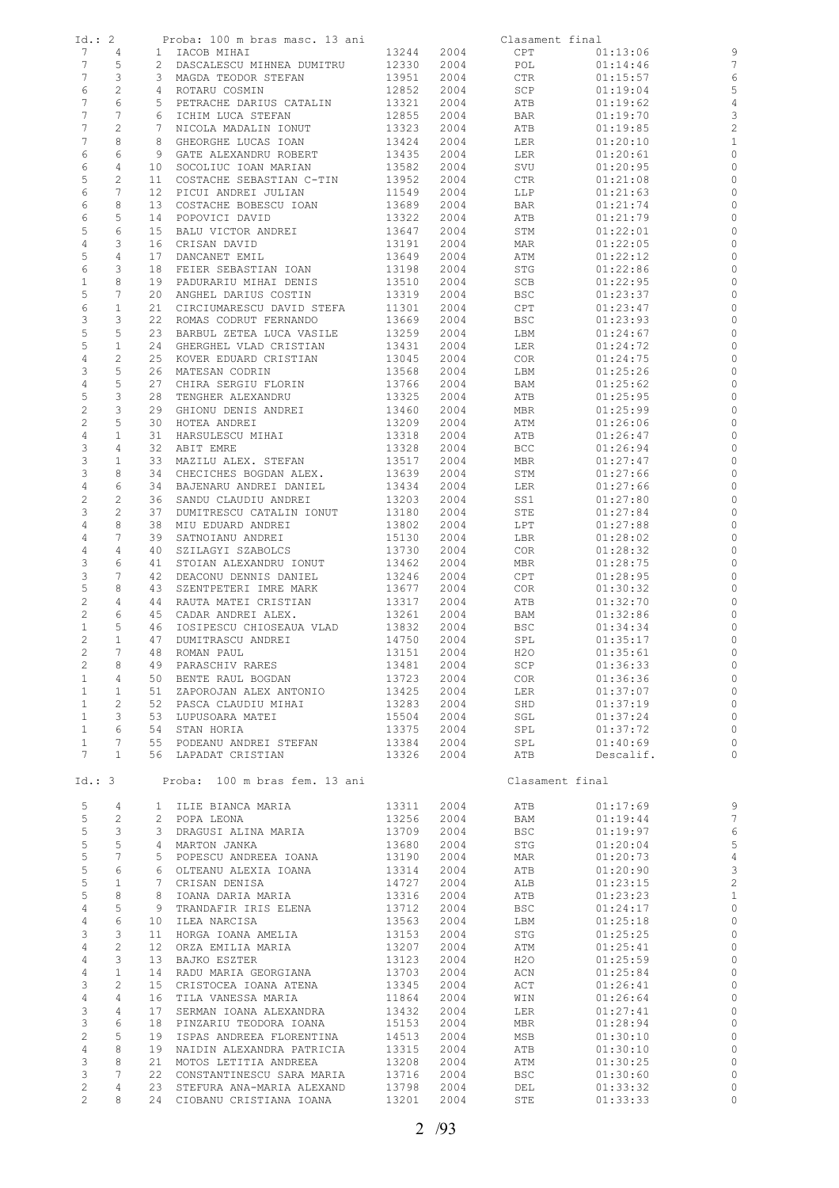Id.: 2 Proba: 100 m bras masc. 13 ani — Clasament final

| Serie | Culoar | Loc | Nume | Legitimatie | An | Club | Timp | Puncte |
|---|---|---|---|---|---|---|---|---|
| 7 | 4 | 1 | IACOB MIHAI | 13244 | 2004 | CPT | 01:13:06 | 9 |
| 7 | 5 | 2 | DASCALESCU MIHNEA DUMITRU | 12330 | 2004 | POL | 01:14:46 | 7 |
| 7 | 3 | 3 | MAGDA TEODOR STEFAN | 13951 | 2004 | CTR | 01:15:57 | 6 |
| 6 | 2 | 4 | ROTARU COSMIN | 12852 | 2004 | SCP | 01:19:04 | 5 |
| 7 | 6 | 5 | PETRACHE DARIUS CATALIN | 13321 | 2004 | ATB | 01:19:62 | 4 |
| 7 | 7 | 6 | ICHIM LUCA STEFAN | 12855 | 2004 | BAR | 01:19:70 | 3 |
| 7 | 2 | 7 | NICOLA MADALIN IONUT | 13323 | 2004 | ATB | 01:19:85 | 2 |
| 7 | 8 | 8 | GHEORGHE LUCAS IOAN | 13424 | 2004 | LER | 01:20:10 | 1 |
| 6 | 6 | 9 | GATE ALEXANDRU ROBERT | 13435 | 2004 | LER | 01:20:61 | 0 |
| 6 | 4 | 10 | SOCOLIUC IOAN MARIAN | 13582 | 2004 | SVU | 01:20:95 | 0 |
| 5 | 2 | 11 | COSTACHE SEBASTIAN C-TIN | 13952 | 2004 | CTR | 01:21:08 | 0 |
| 6 | 7 | 12 | PICUI ANDREI JULIAN | 11549 | 2004 | LLP | 01:21:63 | 0 |
| 6 | 8 | 13 | COSTACHE BOBESCU IOAN | 13689 | 2004 | BAR | 01:21:74 | 0 |
| 6 | 5 | 14 | POPOVICI DAVID | 13322 | 2004 | ATB | 01:21:79 | 0 |
| 5 | 6 | 15 | BALU VICTOR ANDREI | 13647 | 2004 | STM | 01:22:01 | 0 |
| 4 | 3 | 16 | CRISAN DAVID | 13191 | 2004 | MAR | 01:22:05 | 0 |
| 5 | 4 | 17 | DANCANET EMIL | 13649 | 2004 | ATM | 01:22:12 | 0 |
| 6 | 3 | 18 | FEIER SEBASTIAN IOAN | 13198 | 2004 | STG | 01:22:86 | 0 |
| 1 | 8 | 19 | PADURARIU MIHAI DENIS | 13510 | 2004 | SCB | 01:22:95 | 0 |
| 5 | 7 | 20 | ANGHEL DARIUS COSTIN | 13319 | 2004 | BSC | 01:23:37 | 0 |
| 6 | 1 | 21 | CIRCIUMARESCU DAVID STEFA | 11301 | 2004 | CPT | 01:23:47 | 0 |
| 3 | 3 | 22 | ROMAS CODRUT FERNANDO | 13669 | 2004 | BSC | 01:23:93 | 0 |
| 5 | 5 | 23 | BARBUL ZETEA LUCA VASILE | 13259 | 2004 | LBM | 01:24:67 | 0 |
| 5 | 1 | 24 | GHERGHEL VLAD CRISTIAN | 13431 | 2004 | LER | 01:24:72 | 0 |
| 4 | 2 | 25 | KOVER EDUARD CRISTIAN | 13045 | 2004 | COR | 01:24:75 | 0 |
| 3 | 5 | 26 | MATESAN CODRIN | 13568 | 2004 | LBM | 01:25:26 | 0 |
| 4 | 5 | 27 | CHIRA SERGIU FLORIN | 13766 | 2004 | BAM | 01:25:62 | 0 |
| 5 | 3 | 28 | TENGHER ALEXANDRU | 13325 | 2004 | ATB | 01:25:95 | 0 |
| 2 | 3 | 29 | GHIONU DENIS ANDREI | 13460 | 2004 | MBR | 01:25:99 | 0 |
| 2 | 5 | 30 | HOTEA ANDREI | 13209 | 2004 | ATM | 01:26:06 | 0 |
| 4 | 1 | 31 | HARSULESCU MIHAI | 13318 | 2004 | ATB | 01:26:47 | 0 |
| 3 | 4 | 32 | ABIT EMRE | 13328 | 2004 | BCC | 01:26:94 | 0 |
| 3 | 1 | 33 | MAZILU ALEX. STEFAN | 13517 | 2004 | MBR | 01:27:47 | 0 |
| 3 | 8 | 34 | CHECICHES BOGDAN ALEX. | 13639 | 2004 | STM | 01:27:66 | 0 |
| 4 | 6 | 34 | BAJENARU ANDREI DANIEL | 13434 | 2004 | LER | 01:27:66 | 0 |
| 2 | 2 | 36 | SANDU CLAUDIU ANDREI | 13203 | 2004 | SS1 | 01:27:80 | 0 |
| 3 | 2 | 37 | DUMITRESCU CATALIN IONUT | 13180 | 2004 | STE | 01:27:84 | 0 |
| 4 | 8 | 38 | MIU EDUARD ANDREI | 13802 | 2004 | LPT | 01:27:88 | 0 |
| 4 | 7 | 39 | SATNOIANU ANDREI | 15130 | 2004 | LBR | 01:28:02 | 0 |
| 4 | 4 | 40 | SZILAGYI SZABOLCS | 13730 | 2004 | COR | 01:28:32 | 0 |
| 3 | 6 | 41 | STOIAN ALEXANDRU IONUT | 13462 | 2004 | MBR | 01:28:75 | 0 |
| 3 | 7 | 42 | DEACONU DENNIS DANIEL | 13246 | 2004 | CPT | 01:28:95 | 0 |
| 5 | 8 | 43 | SZENTPETERI IMRE MARK | 13677 | 2004 | COR | 01:30:32 | 0 |
| 2 | 4 | 44 | RAUTA MATEI CRISTIAN | 13317 | 2004 | ATB | 01:32:70 | 0 |
| 2 | 6 | 45 | CADAR ANDREI ALEX. | 13261 | 2004 | BAM | 01:32:86 | 0 |
| 1 | 5 | 46 | IOSIPESCU CHIOSEAUA VLAD | 13832 | 2004 | BSC | 01:34:34 | 0 |
| 2 | 1 | 47 | DUMITRASCU ANDREI | 14750 | 2004 | SPL | 01:35:17 | 0 |
| 2 | 7 | 48 | ROMAN PAUL | 13151 | 2004 | H2O | 01:35:61 | 0 |
| 2 | 8 | 49 | PARASCHIV RARES | 13481 | 2004 | SCP | 01:36:33 | 0 |
| 1 | 4 | 50 | BENTE RAUL BOGDAN | 13723 | 2004 | COR | 01:36:36 | 0 |
| 1 | 1 | 51 | ZAPOROJAN ALEX ANTONIO | 13425 | 2004 | LER | 01:37:07 | 0 |
| 1 | 2 | 52 | PASCA CLAUDIU MIHAI | 13283 | 2004 | SHD | 01:37:19 | 0 |
| 1 | 3 | 53 | LUPUSOARA MATEI | 15504 | 2004 | SGL | 01:37:24 | 0 |
| 1 | 6 | 54 | STAN HORIA | 13375 | 2004 | SPL | 01:37:72 | 0 |
| 1 | 7 | 55 | PODEANU ANDREI STEFAN | 13384 | 2004 | SPL | 01:40:69 | 0 |
| 7 | 1 | 56 | LAPADAT CRISTIAN | 13326 | 2004 | ATB | Descalif. | 0 |

Id.: 3 Proba: 100 m bras fem. 13 ani — Clasament final

| Serie | Culoar | Loc | Nume | Legitimatie | An | Club | Timp | Puncte |
|---|---|---|---|---|---|---|---|---|
| 5 | 4 | 1 | ILIE BIANCA MARIA | 13311 | 2004 | ATB | 01:17:69 | 9 |
| 5 | 2 | 2 | POPA LEONA | 13256 | 2004 | BAM | 01:19:44 | 7 |
| 5 | 3 | 3 | DRAGUSI ALINA MARIA | 13709 | 2004 | BSC | 01:19:97 | 6 |
| 5 | 5 | 4 | MARTON JANKA | 13680 | 2004 | STG | 01:20:04 | 5 |
| 5 | 7 | 5 | POPESCU ANDREEA IOANA | 13190 | 2004 | MAR | 01:20:73 | 4 |
| 5 | 6 | 6 | OLTEANU ALEXIA IOANA | 13314 | 2004 | ATB | 01:20:90 | 3 |
| 5 | 1 | 7 | CRISAN DENISA | 14727 | 2004 | ALB | 01:23:15 | 2 |
| 5 | 8 | 8 | IOANA DARIA MARIA | 13316 | 2004 | ATB | 01:23:23 | 1 |
| 4 | 5 | 9 | TRANDAFIR IRIS ELENA | 13712 | 2004 | BSC | 01:24:17 | 0 |
| 4 | 6 | 10 | ILEA NARCISA | 13563 | 2004 | LBM | 01:25:18 | 0 |
| 3 | 3 | 11 | HORGA IOANA AMELIA | 13153 | 2004 | STG | 01:25:25 | 0 |
| 4 | 2 | 12 | ORZA EMILIA MARIA | 13207 | 2004 | ATM | 01:25:41 | 0 |
| 4 | 3 | 13 | BAJKO ESZTER | 13123 | 2004 | H2O | 01:25:59 | 0 |
| 4 | 1 | 14 | RADU MARIA GEORGIANA | 13703 | 2004 | ACN | 01:25:84 | 0 |
| 3 | 2 | 15 | CRISTOCEA IOANA ATENA | 13345 | 2004 | ACT | 01:26:41 | 0 |
| 4 | 4 | 16 | TILA VANESSA MARIA | 11864 | 2004 | WIN | 01:26:64 | 0 |
| 3 | 4 | 17 | SERMAN IOANA ALEXANDRA | 13432 | 2004 | LER | 01:27:41 | 0 |
| 3 | 6 | 18 | PINZARIU TEODORA IOANA | 15153 | 2004 | MBR | 01:28:94 | 0 |
| 2 | 5 | 19 | ISPAS ANDREEA FLORENTINA | 14513 | 2004 | MSB | 01:30:10 | 0 |
| 4 | 8 | 19 | NAIDIN ALEXANDRA PATRICIA | 13315 | 2004 | ATB | 01:30:10 | 0 |
| 3 | 8 | 21 | MOTOS LETITIA ANDREEA | 13208 | 2004 | ATM | 01:30:25 | 0 |
| 3 | 7 | 22 | CONSTANTINESCU SARA MARIA | 13716 | 2004 | BSC | 01:30:60 | 0 |
| 2 | 4 | 23 | STEFURA ANA-MARIA ALEXAND | 13798 | 2004 | DEL | 01:33:32 | 0 |
| 2 | 8 | 24 | CIOBANU CRISTIANA IOANA | 13201 | 2004 | STE | 01:33:33 | 0 |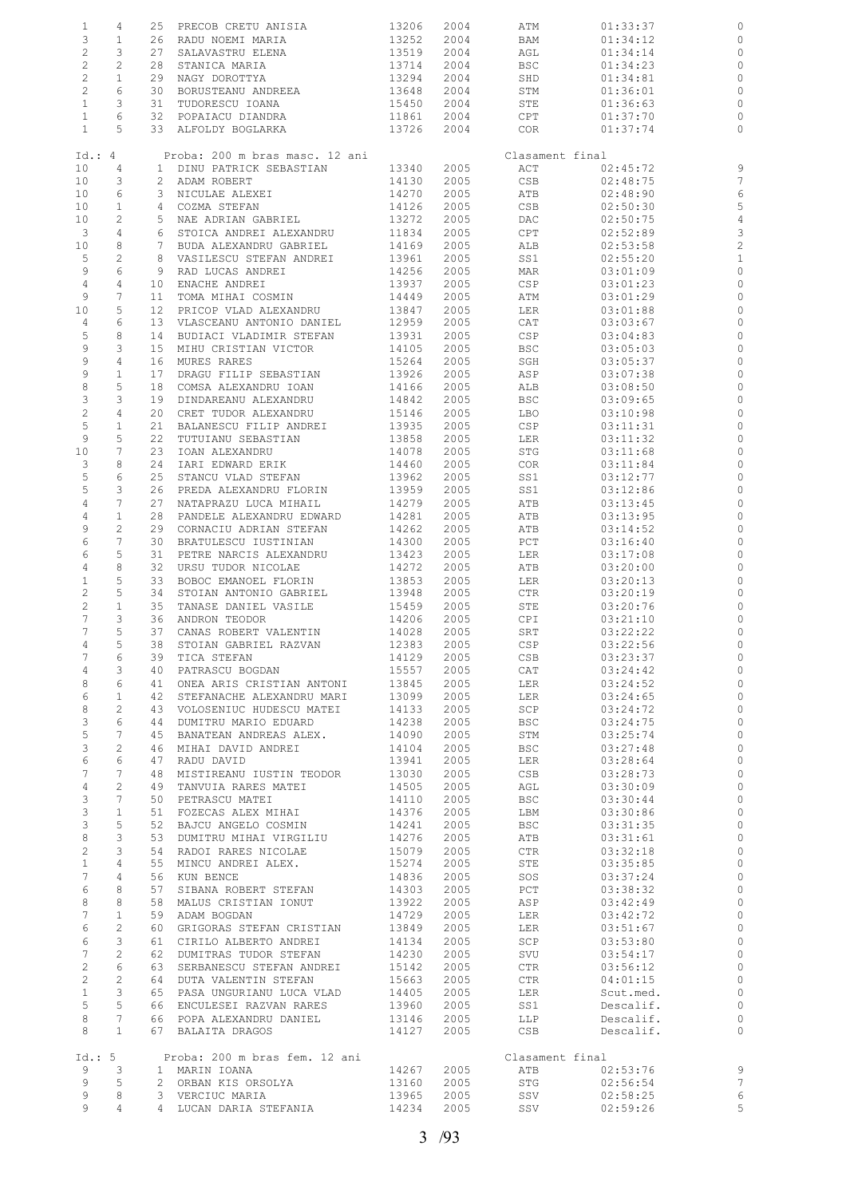| | | | | | | | | |
|---|---|---|---|---|---|---|---|---|
| 1 | 4 | 25 | PRECOB CRETU ANISIA | 13206 | 2004 | ATM | 01:33:37 | 0 |
| 3 | 1 | 26 | RADU NOEMI MARIA | 13252 | 2004 | BAM | 01:34:12 | 0 |
| 2 | 3 | 27 | SALAVASTRU ELENA | 13519 | 2004 | AGL | 01:34:14 | 0 |
| 2 | 2 | 28 | STANICA MARIA | 13714 | 2004 | BSC | 01:34:23 | 0 |
| 2 | 1 | 29 | NAGY DOROTTYA | 13294 | 2004 | SHD | 01:34:81 | 0 |
| 2 | 6 | 30 | BORUSTEANU ANDREEA | 13648 | 2004 | STM | 01:36:01 | 0 |
| 1 | 3 | 31 | TUDORESCU IOANA | 15450 | 2004 | STE | 01:36:63 | 0 |
| 1 | 6 | 32 | POPAIACU DIANDRA | 11861 | 2004 | CPT | 01:37:70 | 0 |
| 1 | 5 | 33 | ALFOLDY BOGLARKA | 13726 | 2004 | COR | 01:37:74 | 0 |

Id.: 4 Proba: 200 m bras masc. 12 ani Clasament final

| | | | | | | | | |
|---|---|---|---|---|---|---|---|---|
| 10 | 4 | 1 | DINU PATRICK SEBASTIAN | 13340 | 2005 | ACT | 02:45:72 | 9 |
| 10 | 3 | 2 | ADAM ROBERT | 14130 | 2005 | CSB | 02:48:75 | 7 |
| 10 | 6 | 3 | NICULAE ALEXEI | 14270 | 2005 | ATB | 02:48:90 | 6 |
| 10 | 1 | 4 | COZMA STEFAN | 14126 | 2005 | CSB | 02:50:30 | 5 |
| 10 | 2 | 5 | NAE ADRIAN GABRIEL | 13272 | 2005 | DAC | 02:50:75 | 4 |
| 3 | 4 | 6 | STOICA ANDREI ALEXANDRU | 11834 | 2005 | CPT | 02:52:89 | 3 |
| 10 | 8 | 7 | BUDA ALEXANDRU GABRIEL | 14169 | 2005 | ALB | 02:53:58 | 2 |
| 5 | 2 | 8 | VASILESCU STEFAN ANDREI | 13961 | 2005 | SS1 | 02:55:20 | 1 |
| 9 | 6 | 9 | RAD LUCAS ANDREI | 14256 | 2005 | MAR | 03:01:09 | 0 |
| 4 | 4 | 10 | ENACHE ANDREI | 13937 | 2005 | CSP | 03:01:23 | 0 |
| 9 | 7 | 11 | TOMA MIHAI COSMIN | 14449 | 2005 | ATM | 03:01:29 | 0 |
| 10 | 5 | 12 | PRICOP VLAD ALEXANDRU | 13847 | 2005 | LER | 03:01:88 | 0 |
| 4 | 6 | 13 | VLASCEANU ANTONIO DANIEL | 12959 | 2005 | CAT | 03:03:67 | 0 |
| 5 | 8 | 14 | BUDIACI VLADIMIR STEFAN | 13931 | 2005 | CSP | 03:04:83 | 0 |
| 9 | 3 | 15 | MIHU CRISTIAN VICTOR | 14105 | 2005 | BSC | 03:05:03 | 0 |
| 9 | 4 | 16 | MURES RARES | 15264 | 2005 | SGH | 03:05:37 | 0 |
| 9 | 1 | 17 | DRAGU FILIP SEBASTIAN | 13926 | 2005 | ASP | 03:07:38 | 0 |
| 8 | 5 | 18 | COMSA ALEXANDRU IOAN | 14166 | 2005 | ALB | 03:08:50 | 0 |
| 3 | 3 | 19 | DINDAREANU ALEXANDRU | 14842 | 2005 | BSC | 03:09:65 | 0 |
| 2 | 4 | 20 | CRET TUDOR ALEXANDRU | 15146 | 2005 | LBO | 03:10:98 | 0 |
| 5 | 1 | 21 | BALANESCU FILIP ANDREI | 13935 | 2005 | CSP | 03:11:31 | 0 |
| 9 | 5 | 22 | TUTUIANU SEBASTIAN | 13858 | 2005 | LER | 03:11:32 | 0 |
| 10 | 7 | 23 | IOAN ALEXANDRU | 14078 | 2005 | STG | 03:11:68 | 0 |
| 3 | 8 | 24 | IARI EDWARD ERIK | 14460 | 2005 | COR | 03:11:84 | 0 |
| 5 | 6 | 25 | STANCU VLAD STEFAN | 13962 | 2005 | SS1 | 03:12:77 | 0 |
| 5 | 3 | 26 | PREDA ALEXANDRU FLORIN | 13959 | 2005 | SS1 | 03:12:86 | 0 |
| 4 | 7 | 27 | NATAPRAZU LUCA MIHAIL | 14279 | 2005 | ATB | 03:13:45 | 0 |
| 4 | 1 | 28 | PANDELE ALEXANDRU EDWARD | 14281 | 2005 | ATB | 03:13:95 | 0 |
| 9 | 2 | 29 | CORNACIU ADRIAN STEFAN | 14262 | 2005 | ATB | 03:14:52 | 0 |
| 6 | 7 | 30 | BRATULESCU IUSTINIAN | 14300 | 2005 | PCT | 03:16:40 | 0 |
| 6 | 5 | 31 | PETRE NARCIS ALEXANDRU | 13423 | 2005 | LER | 03:17:08 | 0 |
| 4 | 8 | 32 | URSU TUDOR NICOLAE | 14272 | 2005 | ATB | 03:20:00 | 0 |
| 1 | 5 | 33 | BOBOC EMANOEL FLORIN | 13853 | 2005 | LER | 03:20:13 | 0 |
| 2 | 5 | 34 | STOIAN ANTONIO GABRIEL | 13948 | 2005 | CTR | 03:20:19 | 0 |
| 2 | 1 | 35 | TANASE DANIEL VASILE | 15459 | 2005 | STE | 03:20:76 | 0 |
| 7 | 3 | 36 | ANDRON TEODOR | 14206 | 2005 | CPI | 03:21:10 | 0 |
| 7 | 5 | 37 | CANAS ROBERT VALENTIN | 14028 | 2005 | SRT | 03:22:22 | 0 |
| 4 | 5 | 38 | STOIAN GABRIEL RAZVAN | 12383 | 2005 | CSP | 03:22:56 | 0 |
| 7 | 6 | 39 | TICA STEFAN | 14129 | 2005 | CSB | 03:23:37 | 0 |
| 4 | 3 | 40 | PATRASCU BOGDAN | 15557 | 2005 | CAT | 03:24:42 | 0 |
| 8 | 6 | 41 | ONEA ARIS CRISTIAN ANTONI | 13845 | 2005 | LER | 03:24:52 | 0 |
| 6 | 1 | 42 | STEFANACHE ALEXANDRU MARI | 13099 | 2005 | LER | 03:24:65 | 0 |
| 8 | 2 | 43 | VOLOSENIUC HUDESCU MATEI | 14133 | 2005 | SCP | 03:24:72 | 0 |
| 3 | 6 | 44 | DUMITRU MARIO EDUARD | 14238 | 2005 | BSC | 03:24:75 | 0 |
| 5 | 7 | 45 | BANATEAN ANDREAS ALEX. | 14090 | 2005 | STM | 03:25:74 | 0 |
| 3 | 2 | 46 | MIHAI DAVID ANDREI | 14104 | 2005 | BSC | 03:27:48 | 0 |
| 6 | 6 | 47 | RADU DAVID | 13941 | 2005 | LER | 03:28:64 | 0 |
| 7 | 7 | 48 | MISTIREANU IUSTIN TEODOR | 13030 | 2005 | CSB | 03:28:73 | 0 |
| 4 | 2 | 49 | TANVUIA RARES MATEI | 14505 | 2005 | AGL | 03:30:09 | 0 |
| 3 | 7 | 50 | PETRASCU MATEI | 14110 | 2005 | BSC | 03:30:44 | 0 |
| 3 | 1 | 51 | FOZECAS ALEX MIHAI | 14376 | 2005 | LBM | 03:30:86 | 0 |
| 3 | 5 | 52 | BAJCU ANGELO COSMIN | 14241 | 2005 | BSC | 03:31:35 | 0 |
| 8 | 3 | 53 | DUMITRU MIHAI VIRGILIU | 14276 | 2005 | ATB | 03:31:61 | 0 |
| 2 | 3 | 54 | RADOI RARES NICOLAE | 15079 | 2005 | CTR | 03:32:18 | 0 |
| 1 | 4 | 55 | MINCU ANDREI ALEX. | 15274 | 2005 | STE | 03:35:85 | 0 |
| 7 | 4 | 56 | KUN BENCE | 14836 | 2005 | SOS | 03:37:24 | 0 |
| 6 | 8 | 57 | SIBANA ROBERT STEFAN | 14303 | 2005 | PCT | 03:38:32 | 0 |
| 8 | 8 | 58 | MALUS CRISTIAN IONUT | 13922 | 2005 | ASP | 03:42:49 | 0 |
| 7 | 1 | 59 | ADAM BOGDAN | 14729 | 2005 | LER | 03:42:72 | 0 |
| 6 | 2 | 60 | GRIGORAS STEFAN CRISTIAN | 13849 | 2005 | LER | 03:51:67 | 0 |
| 6 | 3 | 61 | CIRILO ALBERTO ANDREI | 14134 | 2005 | SCP | 03:53:80 | 0 |
| 7 | 2 | 62 | DUMITRAS TUDOR STEFAN | 14230 | 2005 | SVU | 03:54:17 | 0 |
| 2 | 6 | 63 | SERBANESCU STEFAN ANDREI | 15142 | 2005 | CTR | 03:56:12 | 0 |
| 2 | 2 | 64 | DUTA VALENTIN STEFAN | 15663 | 2005 | CTR | 04:01:15 | 0 |
| 1 | 3 | 65 | PASA UNGURIANU LUCA VLAD | 14405 | 2005 | LER | Scut.med. | 0 |
| 5 | 5 | 66 | ENCULESEI RAZVAN RARES | 13960 | 2005 | SS1 | Descalif. | 0 |
| 8 | 7 | 66 | POPA ALEXANDRU DANIEL | 13146 | 2005 | LLP | Descalif. | 0 |
| 8 | 1 | 67 | BALAITA DRAGOS | 14127 | 2005 | CSB | Descalif. | 0 |

Id.: 5 Proba: 200 m bras fem. 12 ani Clasament final

| | | | | | | | | |
|---|---|---|---|---|---|---|---|---|
| 9 | 3 | 1 | MARIN IOANA | 14267 | 2005 | ATB | 02:53:76 | 9 |
| 9 | 5 | 2 | ORBAN KIS ORSOLYA | 13160 | 2005 | STG | 02:56:54 | 7 |
| 9 | 8 | 3 | VERCIUC MARIA | 13965 | 2005 | SSV | 02:58:25 | 6 |
| 9 | 4 | 4 | LUCAN DARIA STEFANIA | 14234 | 2005 | SSV | 02:59:26 | 5 |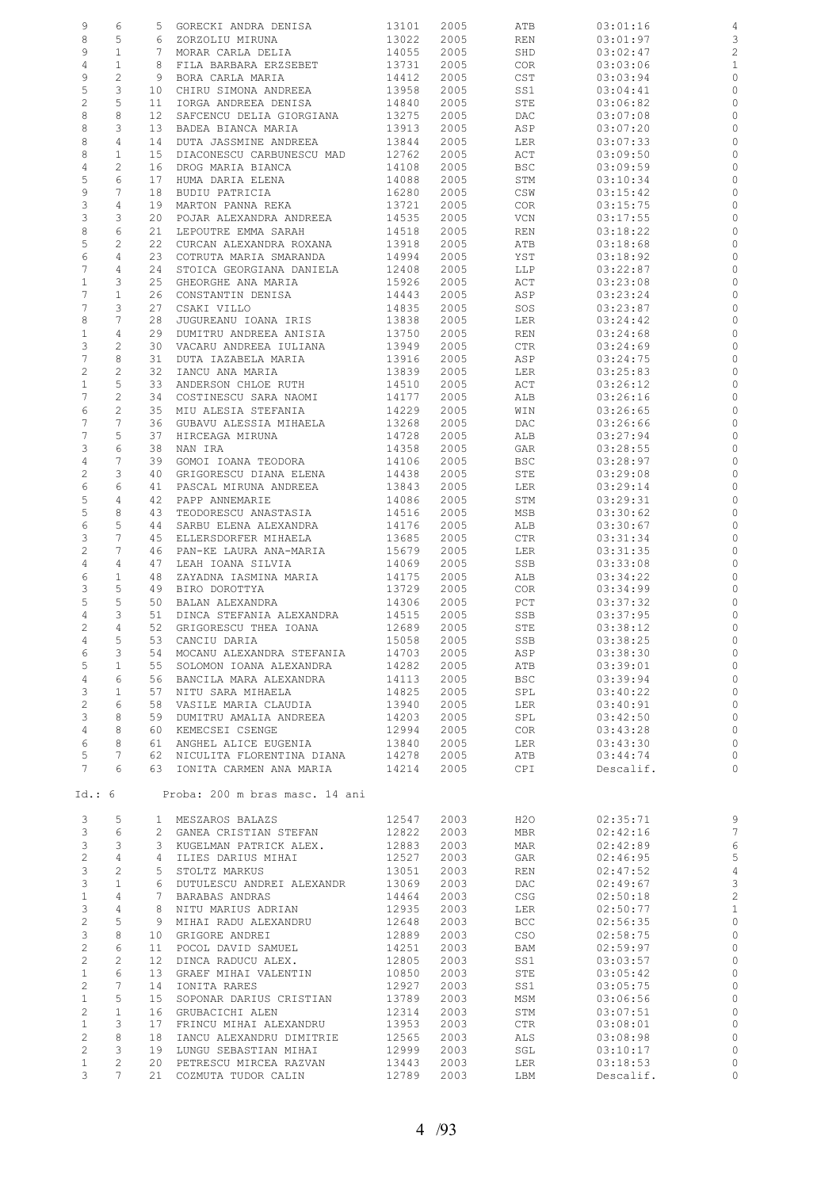| | | | | | | | | |
|---|---|---|---|---|---|---|---|---|
| 9 | 6 | 5 | GORECKI ANDRA DENISA | 13101 | 2005 | ATB | 03:01:16 | 4 |
| 8 | 5 | 6 | ZORZOLIU MIRUNA | 13022 | 2005 | REN | 03:01:97 | 3 |
| 9 | 1 | 7 | MORAR CARLA DELIA | 14055 | 2005 | SHD | 03:02:47 | 2 |
| 4 | 1 | 8 | FILA BARBARA ERZSEBET | 13731 | 2005 | COR | 03:03:06 | 1 |
| 9 | 2 | 9 | BORA CARLA MARIA | 14412 | 2005 | CST | 03:03:94 | 0 |
| 5 | 3 | 10 | CHIRU SIMONA ANDREEA | 13958 | 2005 | SS1 | 03:04:41 | 0 |
| 2 | 5 | 11 | IORGA ANDREEA DENISA | 14840 | 2005 | STE | 03:06:82 | 0 |
| 8 | 8 | 12 | SAFCENCU DELIA GIORGIANA | 13275 | 2005 | DAC | 03:07:08 | 0 |
| 8 | 3 | 13 | BADEA BIANCA MARIA | 13913 | 2005 | ASP | 03:07:20 | 0 |
| 8 | 4 | 14 | DUTA JASSMINE ANDREEA | 13844 | 2005 | LER | 03:07:33 | 0 |
| 8 | 1 | 15 | DIACONESCU CARBUNESCU MAD | 12762 | 2005 | ACT | 03:09:50 | 0 |
| 4 | 2 | 16 | DROG MARIA BIANCA | 14108 | 2005 | BSC | 03:09:59 | 0 |
| 5 | 6 | 17 | HUMA DARIA ELENA | 14088 | 2005 | STM | 03:10:34 | 0 |
| 9 | 7 | 18 | BUDIU PATRICIA | 16280 | 2005 | CSW | 03:15:42 | 0 |
| 3 | 4 | 19 | MARTON PANNA REKA | 13721 | 2005 | COR | 03:15:75 | 0 |
| 3 | 3 | 20 | POJAR ALEXANDRA ANDREEA | 14535 | 2005 | VCN | 03:17:55 | 0 |
| 8 | 6 | 21 | LEPOUTRE EMMA SARAH | 14518 | 2005 | REN | 03:18:22 | 0 |
| 5 | 2 | 22 | CURCAN ALEXANDRA ROXANA | 13918 | 2005 | ATB | 03:18:68 | 0 |
| 6 | 4 | 23 | COTRUTA MARIA SMARANDA | 14994 | 2005 | YST | 03:18:92 | 0 |
| 7 | 4 | 24 | STOICA GEORGIANA DANIELA | 12408 | 2005 | LLP | 03:22:87 | 0 |
| 1 | 3 | 25 | GHEORGHE ANA MARIA | 15926 | 2005 | ACT | 03:23:08 | 0 |
| 7 | 1 | 26 | CONSTANTIN DENISA | 14443 | 2005 | ASP | 03:23:24 | 0 |
| 7 | 3 | 27 | CSAKI VILLO | 14835 | 2005 | SOS | 03:23:87 | 0 |
| 8 | 7 | 28 | JUGUREANU IOANA IRIS | 13838 | 2005 | LER | 03:24:42 | 0 |
| 1 | 4 | 29 | DUMITRU ANDREEA ANISIA | 13750 | 2005 | REN | 03:24:68 | 0 |
| 3 | 2 | 30 | VACARU ANDREEA IULIANA | 13949 | 2005 | CTR | 03:24:69 | 0 |
| 7 | 8 | 31 | DUTA IAZABELA MARIA | 13916 | 2005 | ASP | 03:24:75 | 0 |
| 2 | 2 | 32 | IANCU ANA MARIA | 13839 | 2005 | LER | 03:25:83 | 0 |
| 1 | 5 | 33 | ANDERSON CHLOE RUTH | 14510 | 2005 | ACT | 03:26:12 | 0 |
| 7 | 2 | 34 | COSTINESCU SARA NAOMI | 14177 | 2005 | ALB | 03:26:16 | 0 |
| 6 | 2 | 35 | MIU ALESIA STEFANIA | 14229 | 2005 | WIN | 03:26:65 | 0 |
| 7 | 7 | 36 | GUBAVU ALESSIA MIHAELA | 13268 | 2005 | DAC | 03:26:66 | 0 |
| 7 | 5 | 37 | HIRCEAGA MIRUNA | 14728 | 2005 | ALB | 03:27:94 | 0 |
| 3 | 6 | 38 | NAN IRA | 14358 | 2005 | GAR | 03:28:55 | 0 |
| 4 | 7 | 39 | GOMOI IOANA TEODORA | 14106 | 2005 | BSC | 03:28:97 | 0 |
| 2 | 3 | 40 | GRIGORESCU DIANA ELENA | 14438 | 2005 | STE | 03:29:08 | 0 |
| 6 | 6 | 41 | PASCAL MIRUNA ANDREEA | 13843 | 2005 | LER | 03:29:14 | 0 |
| 5 | 4 | 42 | PAPP ANNEMARIE | 14086 | 2005 | STM | 03:29:31 | 0 |
| 5 | 8 | 43 | TEODORESCU ANASTASIA | 14516 | 2005 | MSB | 03:30:62 | 0 |
| 6 | 5 | 44 | SARBU ELENA ALEXANDRA | 14176 | 2005 | ALB | 03:30:67 | 0 |
| 3 | 7 | 45 | ELLERSDORFER MIHAELA | 13685 | 2005 | CTR | 03:31:34 | 0 |
| 2 | 7 | 46 | PAN-KE LAURA ANA-MARIA | 15679 | 2005 | LER | 03:31:35 | 0 |
| 4 | 4 | 47 | LEAH IOANA SILVIA | 14069 | 2005 | SSB | 03:33:08 | 0 |
| 6 | 1 | 48 | ZAYADNA IASMINA MARIA | 14175 | 2005 | ALB | 03:34:22 | 0 |
| 3 | 5 | 49 | BIRO DOROTTYA | 13729 | 2005 | COR | 03:34:99 | 0 |
| 5 | 5 | 50 | BALAN ALEXANDRA | 14306 | 2005 | PCT | 03:37:32 | 0 |
| 4 | 3 | 51 | DINCA STEFANIA ALEXANDRA | 14515 | 2005 | SSB | 03:37:95 | 0 |
| 2 | 4 | 52 | GRIGORESCU THEA IOANA | 12689 | 2005 | STE | 03:38:12 | 0 |
| 4 | 5 | 53 | CANCIU DARIA | 15058 | 2005 | SSB | 03:38:25 | 0 |
| 6 | 3 | 54 | MOCANU ALEXANDRA STEFANIA | 14703 | 2005 | ASP | 03:38:30 | 0 |
| 5 | 1 | 55 | SOLOMON IOANA ALEXANDRA | 14282 | 2005 | ATB | 03:39:01 | 0 |
| 4 | 6 | 56 | BANCILA MARA ALEXANDRA | 14113 | 2005 | BSC | 03:39:94 | 0 |
| 3 | 1 | 57 | NITU SARA MIHAELA | 14825 | 2005 | SPL | 03:40:22 | 0 |
| 2 | 6 | 58 | VASILE MARIA CLAUDIA | 13940 | 2005 | LER | 03:40:91 | 0 |
| 3 | 8 | 59 | DUMITRU AMALIA ANDREEA | 14203 | 2005 | SPL | 03:42:50 | 0 |
| 4 | 8 | 60 | KEMECSEI CSENGE | 12994 | 2005 | COR | 03:43:28 | 0 |
| 6 | 8 | 61 | ANGHEL ALICE EUGENIA | 13840 | 2005 | LER | 03:43:30 | 0 |
| 5 | 7 | 62 | NICULITA FLORENTINA DIANA | 14278 | 2005 | ATB | 03:44:74 | 0 |
| 7 | 6 | 63 | IONITA CARMEN ANA MARIA | 14214 | 2005 | CPI | Descalif. | 0 |

Id.: 6 Proba: 200 m bras masc. 14 ani

| | | | | | | | | |
|---|---|---|---|---|---|---|---|---|
| 3 | 5 | 1 | MESZAROS BALAZS | 12547 | 2003 | H2O | 02:35:71 | 9 |
| 3 | 6 | 2 | GANEA CRISTIAN STEFAN | 12822 | 2003 | MBR | 02:42:16 | 7 |
| 3 | 3 | 3 | KUGELMAN PATRICK ALEX. | 12883 | 2003 | MAR | 02:42:89 | 6 |
| 2 | 4 | 4 | ILIES DARIUS MIHAI | 12527 | 2003 | GAR | 02:46:95 | 5 |
| 3 | 2 | 5 | STOLTZ MARKUS | 13051 | 2003 | REN | 02:47:52 | 4 |
| 3 | 1 | 6 | DUTULESCU ANDREI ALEXANDR | 13069 | 2003 | DAC | 02:49:67 | 3 |
| 1 | 4 | 7 | BARABAS ANDRAS | 14464 | 2003 | CSG | 02:50:18 | 2 |
| 3 | 4 | 8 | NITU MARIUS ADRIAN | 12935 | 2003 | LER | 02:50:77 | 1 |
| 2 | 5 | 9 | MIHAI RADU ALEXANDRU | 12648 | 2003 | BCC | 02:56:35 | 0 |
| 3 | 8 | 10 | GRIGORE ANDREI | 12889 | 2003 | CSO | 02:58:75 | 0 |
| 2 | 6 | 11 | POCOL DAVID SAMUEL | 14251 | 2003 | BAM | 02:59:97 | 0 |
| 2 | 2 | 12 | DINCA RADUCU ALEX. | 12805 | 2003 | SS1 | 03:03:57 | 0 |
| 1 | 6 | 13 | GRAEF MIHAI VALENTIN | 10850 | 2003 | STE | 03:05:42 | 0 |
| 2 | 7 | 14 | IONITA RARES | 12927 | 2003 | SS1 | 03:05:75 | 0 |
| 1 | 5 | 15 | SOPONAR DARIUS CRISTIAN | 13789 | 2003 | MSM | 03:06:56 | 0 |
| 2 | 1 | 16 | GRUBACICHI ALEN | 12314 | 2003 | STM | 03:07:51 | 0 |
| 1 | 3 | 17 | FRINCU MIHAI ALEXANDRU | 13953 | 2003 | CTR | 03:08:01 | 0 |
| 2 | 8 | 18 | IANCU ALEXANDRU DIMITRIE | 12565 | 2003 | ALS | 03:08:98 | 0 |
| 2 | 3 | 19 | LUNGU SEBASTIAN MIHAI | 12999 | 2003 | SGL | 03:10:17 | 0 |
| 1 | 2 | 20 | PETRESCU MIRCEA RAZVAN | 13443 | 2003 | LER | 03:18:53 | 0 |
| 3 | 7 | 21 | COZMUTA TUDOR CALIN | 12789 | 2003 | LBM | Descalif. | 0 |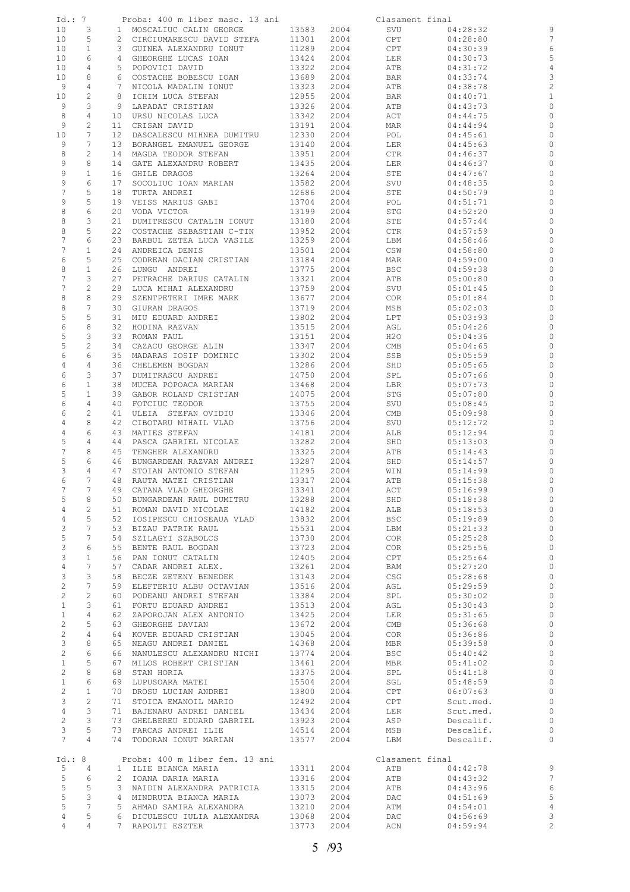Id.: 7 Proba: 400 m liber masc. 13 ani Clasament final

| Serie | Culoar | Loc | Nume | Legit. | An | Club | Timp | Puncte |
|---|---|---|---|---|---|---|---|---|
| 10 | 3 | 1 | MOSCALIUC CALIN GEORGE | 13583 | 2004 | SVU | 04:28:32 | 9 |
| 10 | 5 | 2 | CIRCIUMARESCU DAVID STEFA | 11301 | 2004 | CPT | 04:28:80 | 7 |
| 10 | 1 | 3 | GUINEA ALEXANDRU IONUT | 11289 | 2004 | CPT | 04:30:39 | 6 |
| 10 | 6 | 4 | GHEORGHE LUCAS IOAN | 13424 | 2004 | LER | 04:30:73 | 5 |
| 10 | 4 | 5 | POPOVICI DAVID | 13322 | 2004 | ATB | 04:31:72 | 4 |
| 10 | 8 | 6 | COSTACHE BOBESCU IOAN | 13689 | 2004 | BAR | 04:33:74 | 3 |
| 9 | 4 | 7 | NICOLA MADALIN IONUT | 13323 | 2004 | ATB | 04:38:78 | 2 |
| 10 | 2 | 8 | ICHIM LUCA STEFAN | 12855 | 2004 | BAR | 04:40:71 | 1 |
| 9 | 3 | 9 | LAPADAT CRISTIAN | 13326 | 2004 | ATB | 04:43:73 | 0 |
| 8 | 4 | 10 | URSU NICOLAS LUCA | 13342 | 2004 | ACT | 04:44:75 | 0 |
| 9 | 2 | 11 | CRISAN DAVID | 13191 | 2004 | MAR | 04:44:94 | 0 |
| 10 | 7 | 12 | DASCALESCU MIHNEA DUMITRU | 12330 | 2004 | POL | 04:45:61 | 0 |
| 9 | 7 | 13 | BORANGEL EMANUEL GEORGE | 13140 | 2004 | LER | 04:45:63 | 0 |
| 8 | 2 | 14 | MAGDA TEODOR STEFAN | 13951 | 2004 | CTR | 04:46:37 | 0 |
| 9 | 8 | 14 | GATE ALEXANDRU ROBERT | 13435 | 2004 | LER | 04:46:37 | 0 |
| 9 | 1 | 16 | GHILE DRAGOS | 13264 | 2004 | STE | 04:47:67 | 0 |
| 9 | 6 | 17 | SOCOLIUC IOAN MARIAN | 13582 | 2004 | SVU | 04:48:35 | 0 |
| 7 | 5 | 18 | TURTA ANDREI | 12686 | 2004 | STE | 04:50:79 | 0 |
| 9 | 5 | 19 | VEISS MARIUS GABI | 13704 | 2004 | POL | 04:51:71 | 0 |
| 8 | 6 | 20 | VODA VICTOR | 13199 | 2004 | STG | 04:52:20 | 0 |
| 8 | 3 | 21 | DUMITRESCU CATALIN IONUT | 13180 | 2004 | STE | 04:57:44 | 0 |
| 8 | 5 | 22 | COSTACHE SEBASTIAN C-TIN | 13952 | 2004 | CTR | 04:57:59 | 0 |
| 7 | 6 | 23 | BARBUL ZETEA LUCA VASILE | 13259 | 2004 | LBM | 04:58:46 | 0 |
| 7 | 1 | 24 | ANDREICA DENIS | 13501 | 2004 | CSW | 04:58:80 | 0 |
| 6 | 5 | 25 | CODREAN DACIAN CRISTIAN | 13184 | 2004 | MAR | 04:59:00 | 0 |
| 8 | 1 | 26 | LUNGU ANDREI | 13775 | 2004 | BSC | 04:59:38 | 0 |
| 7 | 3 | 27 | PETRACHE DARIUS CATALIN | 13321 | 2004 | ATB | 05:00:80 | 0 |
| 7 | 2 | 28 | LUCA MIHAI ALEXANDRU | 13759 | 2004 | SVU | 05:01:45 | 0 |
| 8 | 8 | 29 | SZENTPETERI IMRE MARK | 13677 | 2004 | COR | 05:01:84 | 0 |
| 8 | 7 | 30 | GIURAN DRAGOS | 13719 | 2004 | MSB | 05:02:03 | 0 |
| 5 | 5 | 31 | MIU EDUARD ANDREI | 13802 | 2004 | LPT | 05:03:93 | 0 |
| 6 | 8 | 32 | HODINA RAZVAN | 13515 | 2004 | AGL | 05:04:26 | 0 |
| 5 | 3 | 33 | ROMAN PAUL | 13151 | 2004 | H2O | 05:04:36 | 0 |
| 5 | 2 | 34 | CAZACU GEORGE ALIN | 13347 | 2004 | CMB | 05:04:65 | 0 |
| 6 | 6 | 35 | MADARAS IOSIF DOMINIC | 13302 | 2004 | SSB | 05:05:59 | 0 |
| 4 | 4 | 36 | CHELEMEN BOGDAN | 13286 | 2004 | SHD | 05:05:65 | 0 |
| 6 | 3 | 37 | DUMITRASCU ANDREI | 14750 | 2004 | SPL | 05:07:66 | 0 |
| 6 | 1 | 38 | MUCEA POPOACA MARIAN | 13468 | 2004 | LBR | 05:07:73 | 0 |
| 5 | 1 | 39 | GABOR ROLAND CRISTIAN | 14075 | 2004 | STG | 05:07:80 | 0 |
| 6 | 4 | 40 | FOTCIUC TEODOR | 13755 | 2004 | SVU | 05:08:45 | 0 |
| 6 | 2 | 41 | ULEIA STEFAN OVIDIU | 13346 | 2004 | CMB | 05:09:98 | 0 |
| 4 | 8 | 42 | CIBOTARU MIHAIL VLAD | 13756 | 2004 | SVU | 05:12:72 | 0 |
| 4 | 6 | 43 | MATIES STEFAN | 14181 | 2004 | ALB | 05:12:94 | 0 |
| 5 | 4 | 44 | PASCA GABRIEL NICOLAE | 13282 | 2004 | SHD | 05:13:03 | 0 |
| 7 | 8 | 45 | TENGHER ALEXANDRU | 13325 | 2004 | ATB | 05:14:43 | 0 |
| 5 | 6 | 46 | BUNGARDEAN RAZVAN ANDREI | 13287 | 2004 | SHD | 05:14:57 | 0 |
| 3 | 4 | 47 | STOIAN ANTONIO STEFAN | 11295 | 2004 | WIN | 05:14:99 | 0 |
| 6 | 7 | 48 | RAUTA MATEI CRISTIAN | 13317 | 2004 | ATB | 05:15:38 | 0 |
| 7 | 7 | 49 | CATANA VLAD GHEORGHE | 13341 | 2004 | ACT | 05:16:99 | 0 |
| 5 | 8 | 50 | BUNGARDEAN RAUL DUMITRU | 13288 | 2004 | SHD | 05:18:38 | 0 |
| 4 | 2 | 51 | ROMAN DAVID NICOLAE | 14182 | 2004 | ALB | 05:18:53 | 0 |
| 4 | 5 | 52 | IOSIPESCU CHIOSEAUA VLAD | 13832 | 2004 | BSC | 05:19:89 | 0 |
| 3 | 7 | 53 | BIZAU PATRIK RAUL | 15531 | 2004 | LBM | 05:21:33 | 0 |
| 5 | 7 | 54 | SZILAGYI SZABOLCS | 13730 | 2004 | COR | 05:25:28 | 0 |
| 3 | 6 | 55 | BENTE RAUL BOGDAN | 13723 | 2004 | COR | 05:25:56 | 0 |
| 3 | 1 | 56 | PAN IONUT CATALIN | 12405 | 2004 | CPT | 05:25:64 | 0 |
| 4 | 7 | 57 | CADAR ANDREI ALEX. | 13261 | 2004 | BAM | 05:27:20 | 0 |
| 3 | 3 | 58 | BECZE ZETENY BENEDEK | 13143 | 2004 | CSG | 05:28:68 | 0 |
| 2 | 7 | 59 | ELEFTERIU ALBU OCTAVIAN | 13516 | 2004 | AGL | 05:29:59 | 0 |
| 2 | 2 | 60 | PODEANU ANDREI STEFAN | 13384 | 2004 | SPL | 05:30:02 | 0 |
| 1 | 3 | 61 | FORTU EDUARD ANDREI | 13513 | 2004 | AGL | 05:30:43 | 0 |
| 1 | 4 | 62 | ZAPOROJAN ALEX ANTONIO | 13425 | 2004 | LER | 05:31:65 | 0 |
| 2 | 5 | 63 | GHEORGHE DAVIAN | 13672 | 2004 | CMB | 05:36:68 | 0 |
| 2 | 4 | 64 | KOVER EDUARD CRISTIAN | 13045 | 2004 | COR | 05:36:86 | 0 |
| 3 | 8 | 65 | NEAGU ANDREI DANIEL | 14368 | 2004 | MBR | 05:39:58 | 0 |
| 2 | 6 | 66 | NANULESCU ALEXANDRU NICHI | 13774 | 2004 | BSC | 05:40:42 | 0 |
| 1 | 5 | 67 | MILOS ROBERT CRISTIAN | 13461 | 2004 | MBR | 05:41:02 | 0 |
| 2 | 8 | 68 | STAN HORIA | 13375 | 2004 | SPL | 05:41:18 | 0 |
| 1 | 6 | 69 | LUPUSOARA MATEI | 15504 | 2004 | SGL | 05:48:59 | 0 |
| 2 | 1 | 70 | DROSU LUCIAN ANDREI | 13800 | 2004 | CPT | 06:07:63 | 0 |
| 3 | 2 | 71 | STOICA EMANOIL MARIO | 12492 | 2004 | CPT | Scut.med. | 0 |
| 4 | 3 | 71 | BAJENARU ANDREI DANIEL | 13434 | 2004 | LER | Scut.med. | 0 |
| 2 | 3 | 73 | GHELBEREU EDUARD GABRIEL | 13923 | 2004 | ASP | Descalif. | 0 |
| 3 | 5 | 73 | FARCAS ANDREI ILIE | 14514 | 2004 | MSB | Descalif. | 0 |
| 7 | 4 | 74 | TODORAN IONUT MARIAN | 13577 | 2004 | LBM | Descalif. | 0 |

Id.: 8 Proba: 400 m liber fem. 13 ani Clasament final

| Serie | Culoar | Loc | Nume | Legit. | An | Club | Timp | Puncte |
|---|---|---|---|---|---|---|---|---|
| 5 | 4 | 1 | ILIE BIANCA MARIA | 13311 | 2004 | ATB | 04:42:78 | 9 |
| 5 | 6 | 2 | IOANA DARIA MARIA | 13316 | 2004 | ATB | 04:43:32 | 7 |
| 5 | 5 | 3 | NAIDIN ALEXANDRA PATRICIA | 13315 | 2004 | ATB | 04:43:96 | 6 |
| 5 | 3 | 4 | MINDRUTA BIANCA MARIA | 13073 | 2004 | DAC | 04:51:69 | 5 |
| 5 | 7 | 5 | AHMAD SAMIRA ALEXANDRA | 13210 | 2004 | ATM | 04:54:01 | 4 |
| 4 | 5 | 6 | DICULESCU IULIA ALEXANDRA | 13068 | 2004 | DAC | 04:56:69 | 3 |
| 4 | 4 | 7 | RAPOLTI ESZTER | 13773 | 2004 | ACN | 04:59:94 | 2 |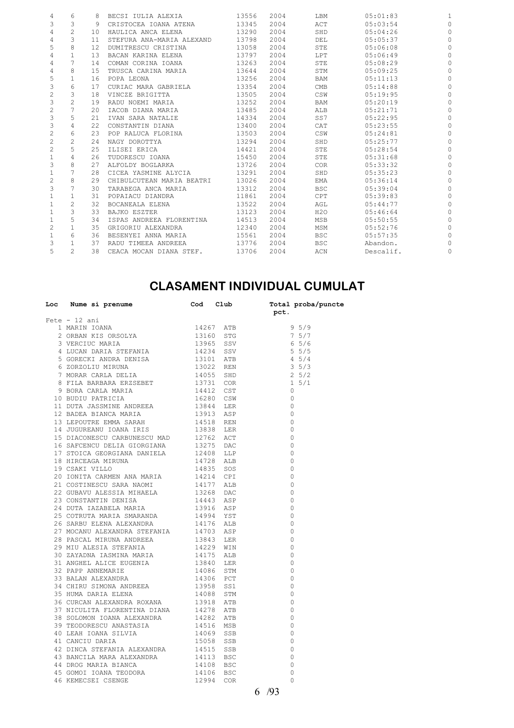| | | | | | | | | |
|---|---|---|---|---|---|---|---|---|
| 4 | 6 | 8 | BECSI IULIA ALEXIA | 13556 | 2004 | LBM | 05:01:83 | 1 |
| 3 | 3 | 9 | CRISTOCEA IOANA ATENA | 13345 | 2004 | ACT | 05:03:54 | 0 |
| 4 | 2 | 10 | HAULICA ANCA ELENA | 13290 | 2004 | SHD | 05:04:26 | 0 |
| 4 | 3 | 11 | STEFURA ANA-MARIA ALEXAND | 13798 | 2004 | DEL | 05:05:37 | 0 |
| 5 | 8 | 12 | DUMITRESCU CRISTINA | 13058 | 2004 | STE | 05:06:08 | 0 |
| 4 | 1 | 13 | BACAN KARINA ELENA | 13797 | 2004 | LPT | 05:06:49 | 0 |
| 4 | 7 | 14 | COMAN CORINA IOANA | 13263 | 2004 | STE | 05:08:29 | 0 |
| 4 | 8 | 15 | TRUSCA CARINA MARIA | 13644 | 2004 | STM | 05:09:25 | 0 |
| 5 | 1 | 16 | POPA LEONA | 13256 | 2004 | BAM | 05:11:13 | 0 |
| 3 | 6 | 17 | CURIAC MARA GABRIELA | 13354 | 2004 | CMB | 05:14:88 | 0 |
| 2 | 3 | 18 | VINCZE BRIGITTA | 13505 | 2004 | CSW | 05:19:95 | 0 |
| 3 | 2 | 19 | RADU NOEMI MARIA | 13252 | 2004 | BAM | 05:20:19 | 0 |
| 2 | 7 | 20 | IACOB DIANA MARIA | 13485 | 2004 | ALB | 05:21:71 | 0 |
| 3 | 5 | 21 | IVAN SARA NATALIE | 14334 | 2004 | SS7 | 05:22:95 | 0 |
| 3 | 4 | 22 | CONSTANTIN DIANA | 13400 | 2004 | CAT | 05:23:55 | 0 |
| 2 | 6 | 23 | POP RALUCA FLORINA | 13503 | 2004 | CSW | 05:24:81 | 0 |
| 2 | 2 | 24 | NAGY DOROTTYA | 13294 | 2004 | SHD | 05:25:77 | 0 |
| 2 | 5 | 25 | ILISEI ERICA | 14421 | 2004 | STE | 05:28:54 | 0 |
| 1 | 4 | 26 | TUDORESCU IOANA | 15450 | 2004 | STE | 05:31:68 | 0 |
| 3 | 8 | 27 | ALFOLDY BOGLARKA | 13726 | 2004 | COR | 05:33:32 | 0 |
| 1 | 7 | 28 | CICEA YASMINE ALYCIA | 13291 | 2004 | SHD | 05:35:23 | 0 |
| 2 | 8 | 29 | CHIBULCUTEAN MARIA BEATRI | 13026 | 2004 | EMA | 05:36:14 | 0 |
| 3 | 7 | 30 | TARABEGA ANCA MARIA | 13312 | 2004 | BSC | 05:39:04 | 0 |
| 1 | 1 | 31 | POPAIACU DIANDRA | 11861 | 2004 | CPT | 05:39:83 | 0 |
| 1 | 2 | 32 | BOCANEALA ELENA | 13522 | 2004 | AGL | 05:44:77 | 0 |
| 1 | 3 | 33 | BAJKO ESZTER | 13123 | 2004 | H2O | 05:46:64 | 0 |
| 1 | 5 | 34 | ISPAS ANDREEA FLORENTINA | 14513 | 2004 | MSB | 05:50:55 | 0 |
| 2 | 1 | 35 | GRIGORIU ALEXANDRA | 12340 | 2004 | MSM | 05:52:76 | 0 |
| 1 | 6 | 36 | BESENYEI ANNA MARIA | 15561 | 2004 | BSC | 05:57:35 | 0 |
| 3 | 1 | 37 | RADU TIMEEA ANDREEA | 13776 | 2004 | BSC | Abandon. | 0 |
| 5 | 2 | 38 | CEACA MOCAN DIANA STEF. | 13706 | 2004 | ACN | Descalif. | 0 |

# CLASAMENT INDIVIDUAL CUMULAT

Fete - 12 ani

| Loc | Nume si prenume | Cod | Club | Total pct. | proba/puncte |
|---|---|---|---|---|---|
| 1 | MARIN IOANA | 14267 | ATB | 9 | 5/9 |
| 2 | ORBAN KIS ORSOLYA | 13160 | STG | 7 | 5/7 |
| 3 | VERCIUC MARIA | 13965 | SSV | 6 | 5/6 |
| 4 | LUCAN DARIA STEFANIA | 14234 | SSV | 5 | 5/5 |
| 5 | GORECKI ANDRA DENISA | 13101 | ATB | 4 | 5/4 |
| 6 | ZORZOLIU MIRUNA | 13022 | REN | 3 | 5/3 |
| 7 | MORAR CARLA DELIA | 14055 | SHD | 2 | 5/2 |
| 8 | FILA BARBARA ERZSEBET | 13731 | COR | 1 | 5/1 |
| 9 | BORA CARLA MARIA | 14412 | CST | 0 | |
| 10 | BUDIU PATRICIA | 16280 | CSW | 0 | |
| 11 | DUTA JASSMINE ANDREEA | 13844 | LER | 0 | |
| 12 | BADEA BIANCA MARIA | 13913 | ASP | 0 | |
| 13 | LEPOUTRE EMMA SARAH | 14518 | REN | 0 | |
| 14 | JUGUREANU IOANA IRIS | 13838 | LER | 0 | |
| 15 | DIACONESCU CARBUNESCU MAD | 12762 | ACT | 0 | |
| 16 | SAFCENCU DELIA GIORGIANA | 13275 | DAC | 0 | |
| 17 | STOICA GEORGIANA DANIELA | 12408 | LLP | 0 | |
| 18 | HIRCEAGA MIRUNA | 14728 | ALB | 0 | |
| 19 | CSAKI VILLO | 14835 | SOS | 0 | |
| 20 | IONITA CARMEN ANA MARIA | 14214 | CPI | 0 | |
| 21 | COSTINESCU SARA NAOMI | 14177 | ALB | 0 | |
| 22 | GUBAVU ALESSIA MIHAELA | 13268 | DAC | 0 | |
| 23 | CONSTANTIN DENISA | 14443 | ASP | 0 | |
| 24 | DUTA IAZABELA MARIA | 13916 | ASP | 0 | |
| 25 | COTRUTA MARIA SMARANDA | 14994 | YST | 0 | |
| 26 | SARBU ELENA ALEXANDRA | 14176 | ALB | 0 | |
| 27 | MOCANU ALEXANDRA STEFANIA | 14703 | ASP | 0 | |
| 28 | PASCAL MIRUNA ANDREEA | 13843 | LER | 0 | |
| 29 | MIU ALESIA STEFANIA | 14229 | WIN | 0 | |
| 30 | ZAYADNA IASMINA MARIA | 14175 | ALB | 0 | |
| 31 | ANGHEL ALICE EUGENIA | 13840 | LER | 0 | |
| 32 | PAPP ANNEMARIE | 14086 | STM | 0 | |
| 33 | BALAN ALEXANDRA | 14306 | PCT | 0 | |
| 34 | CHIRU SIMONA ANDREEA | 13958 | SS1 | 0 | |
| 35 | HUMA DARIA ELENA | 14088 | STM | 0 | |
| 36 | CURCAN ALEXANDRA ROXANA | 13918 | ATB | 0 | |
| 37 | NICULITA FLORENTINA DIANA | 14278 | ATB | 0 | |
| 38 | SOLOMON IOANA ALEXANDRA | 14282 | ATB | 0 | |
| 39 | TEODORESCU ANASTASIA | 14516 | MSB | 0 | |
| 40 | LEAH IOANA SILVIA | 14069 | SSB | 0 | |
| 41 | CANCIU DARIA | 15058 | SSB | 0 | |
| 42 | DINCA STEFANIA ALEXANDRA | 14515 | SSB | 0 | |
| 43 | BANCILA MARA ALEXANDRA | 14113 | BSC | 0 | |
| 44 | DROG MARIA BIANCA | 14108 | BSC | 0 | |
| 45 | GOMOI IOANA TEODORA | 14106 | BSC | 0 | |
| 46 | KEMECSEI CSENGE | 12994 | COR | 0 | |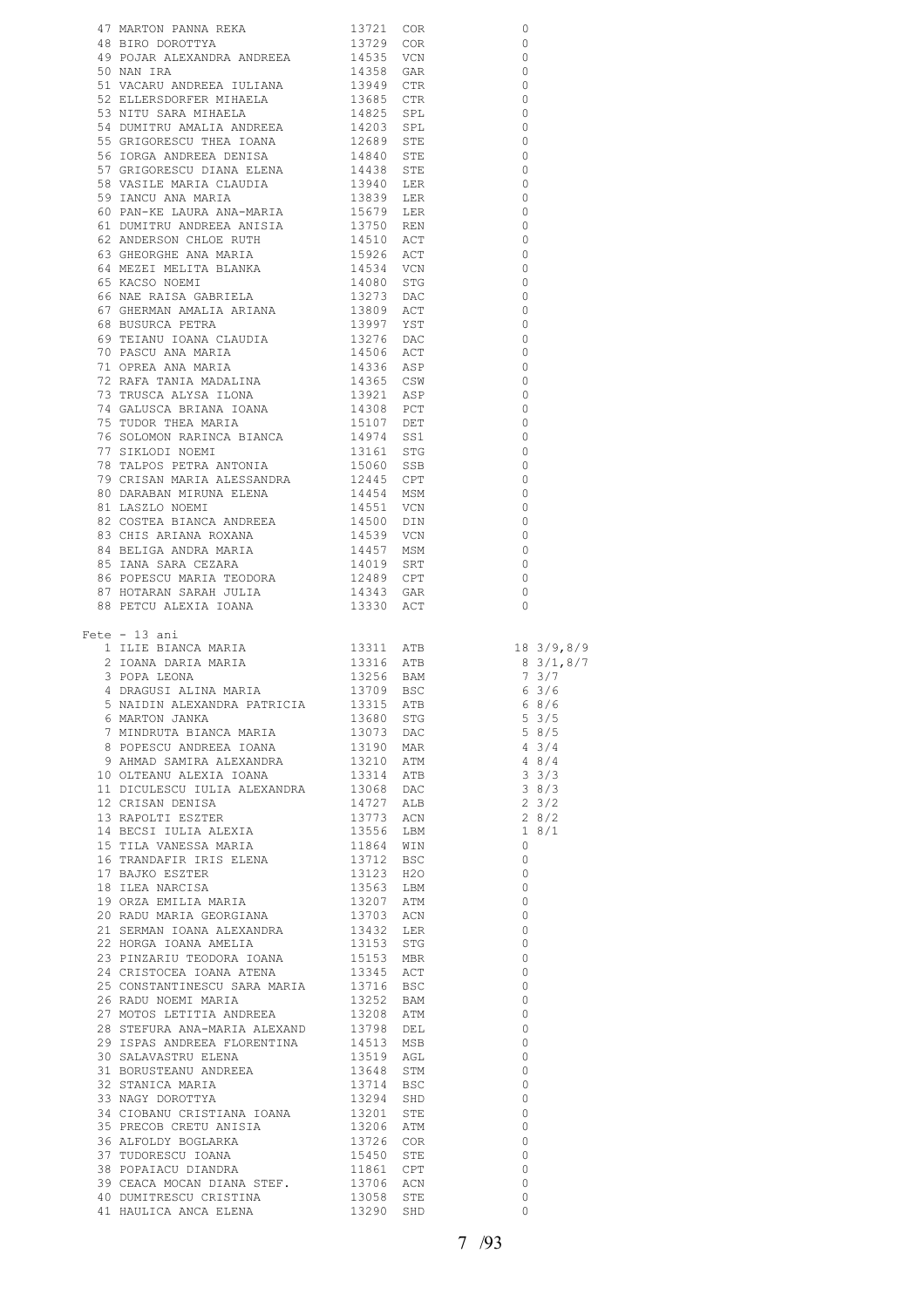| Loc | Nume | Cod | Club | Puncte |
|---|---|---|---|---|
| 47 | MARTON PANNA REKA | 13721 | COR | 0 |
| 48 | BIRO DOROTTYA | 13729 | COR | 0 |
| 49 | POJAR ALEXANDRA ANDREEA | 14535 | VCN | 0 |
| 50 | NAN IRA | 14358 | GAR | 0 |
| 51 | VACARU ANDREEA IULIANA | 13949 | CTR | 0 |
| 52 | ELLERSDORFER MIHAELA | 13685 | CTR | 0 |
| 53 | NITU SARA MIHAELA | 14825 | SPL | 0 |
| 54 | DUMITRU AMALIA ANDREEA | 14203 | SPL | 0 |
| 55 | GRIGORESCU THEA IOANA | 12689 | STE | 0 |
| 56 | IORGA ANDREEA DENISA | 14840 | STE | 0 |
| 57 | GRIGORESCU DIANA ELENA | 14438 | STE | 0 |
| 58 | VASILE MARIA CLAUDIA | 13940 | LER | 0 |
| 59 | IANCU ANA MARIA | 13839 | LER | 0 |
| 60 | PAN-KE LAURA ANA-MARIA | 15679 | LER | 0 |
| 61 | DUMITRU ANDREEA ANISIA | 13750 | REN | 0 |
| 62 | ANDERSON CHLOE RUTH | 14510 | ACT | 0 |
| 63 | GHEORGHE ANA MARIA | 15926 | ACT | 0 |
| 64 | MEZEI MELITA BLANKA | 14534 | VCN | 0 |
| 65 | KACSO NOEMI | 14080 | STG | 0 |
| 66 | NAE RAISA GABRIELA | 13273 | DAC | 0 |
| 67 | GHERMAN AMALIA ARIANA | 13809 | ACT | 0 |
| 68 | BUSURCA PETRA | 13997 | YST | 0 |
| 69 | TEIANU IOANA CLAUDIA | 13276 | DAC | 0 |
| 70 | PASCU ANA MARIA | 14506 | ACT | 0 |
| 71 | OPREA ANA MARIA | 14336 | ASP | 0 |
| 72 | RAFA TANIA MADALINA | 14365 | CSW | 0 |
| 73 | TRUSCA ALYSA ILONA | 13921 | ASP | 0 |
| 74 | GALUSCA BRIANA IOANA | 14308 | PCT | 0 |
| 75 | TUDOR THEA MARIA | 15107 | DET | 0 |
| 76 | SOLOMON RARINCA BIANCA | 14974 | SS1 | 0 |
| 77 | SIKLODI NOEMI | 13161 | STG | 0 |
| 78 | TALPOS PETRA ANTONIA | 15060 | SSB | 0 |
| 79 | CRISAN MARIA ALESSANDRA | 12445 | CPT | 0 |
| 80 | DARABAN MIRUNA ELENA | 14454 | MSM | 0 |
| 81 | LASZLO NOEMI | 14551 | VCN | 0 |
| 82 | COSTEA BIANCA ANDREEA | 14500 | DIN | 0 |
| 83 | CHIS ARIANA ROXANA | 14539 | VCN | 0 |
| 84 | BELIGA ANDRA MARIA | 14457 | MSM | 0 |
| 85 | IANA SARA CEZARA | 14019 | SRT | 0 |
| 86 | POPESCU MARIA TEODORA | 12489 | CPT | 0 |
| 87 | HOTARAN SARAH JULIA | 14343 | GAR | 0 |
| 88 | PETCU ALEXIA IOANA | 13330 | ACT | 0 |

## Fete - 13 ani

| Loc | Nume | Cod | Club | Puncte |
|---|---|---|---|---|
| 1 | ILIE BIANCA MARIA | 13311 | ATB | 18 3/9,8/9 |
| 2 | IOANA DARIA MARIA | 13316 | ATB | 8 3/1,8/7 |
| 3 | POPA LEONA | 13256 | BAM | 7 3/7 |
| 4 | DRAGUSI ALINA MARIA | 13709 | BSC | 6 3/6 |
| 5 | NAIDIN ALEXANDRA PATRICIA | 13315 | ATB | 6 8/6 |
| 6 | MARTON JANKA | 13680 | STG | 5 3/5 |
| 7 | MINDRUTA BIANCA MARIA | 13073 | DAC | 5 8/5 |
| 8 | POPESCU ANDREEA IOANA | 13190 | MAR | 4 3/4 |
| 9 | AHMAD SAMIRA ALEXANDRA | 13210 | ATM | 4 8/4 |
| 10 | OLTEANU ALEXIA IOANA | 13314 | ATB | 3 3/3 |
| 11 | DICULESCU IULIA ALEXANDRA | 13068 | DAC | 3 8/3 |
| 12 | CRISAN DENISA | 14727 | ALB | 2 3/2 |
| 13 | RAPOLTI ESZTER | 13773 | ACN | 2 8/2 |
| 14 | BECSI IULIA ALEXIA | 13556 | LBM | 1 8/1 |
| 15 | TILA VANESSA MARIA | 11864 | WIN | 0 |
| 16 | TRANDAFIR IRIS ELENA | 13712 | BSC | 0 |
| 17 | BAJKO ESZTER | 13123 | H2O | 0 |
| 18 | ILEA NARCISA | 13563 | LBM | 0 |
| 19 | ORZA EMILIA MARIA | 13207 | ATM | 0 |
| 20 | RADU MARIA GEORGIANA | 13703 | ACN | 0 |
| 21 | SERMAN IOANA ALEXANDRA | 13432 | LER | 0 |
| 22 | HORGA IOANA AMELIA | 13153 | STG | 0 |
| 23 | PINZARIU TEODORA IOANA | 15153 | MBR | 0 |
| 24 | CRISTOCEA IOANA ATENA | 13345 | ACT | 0 |
| 25 | CONSTANTINESCU SARA MARIA | 13716 | BSC | 0 |
| 26 | RADU NOEMI MARIA | 13252 | BAM | 0 |
| 27 | MOTOS LETITIA ANDREEA | 13208 | ATM | 0 |
| 28 | STEFURA ANA-MARIA ALEXAND | 13798 | DEL | 0 |
| 29 | ISPAS ANDREEA FLORENTINA | 14513 | MSB | 0 |
| 30 | SALAVASTRU ELENA | 13519 | AGL | 0 |
| 31 | BORUSTEANU ANDREEA | 13648 | STM | 0 |
| 32 | STANICA MARIA | 13714 | BSC | 0 |
| 33 | NAGY DOROTTYA | 13294 | SHD | 0 |
| 34 | CIOBANU CRISTIANA IOANA | 13201 | STE | 0 |
| 35 | PRECOB CRETU ANISIA | 13206 | ATM | 0 |
| 36 | ALFOLDY BOGLARKA | 13726 | COR | 0 |
| 37 | TUDORESCU IOANA | 15450 | STE | 0 |
| 38 | POPAIACU DIANDRA | 11861 | CPT | 0 |
| 39 | CEACA MOCAN DIANA STEF. | 13706 | ACN | 0 |
| 40 | DUMITRESCU CRISTINA | 13058 | STE | 0 |
| 41 | HAULICA ANCA ELENA | 13290 | SHD | 0 |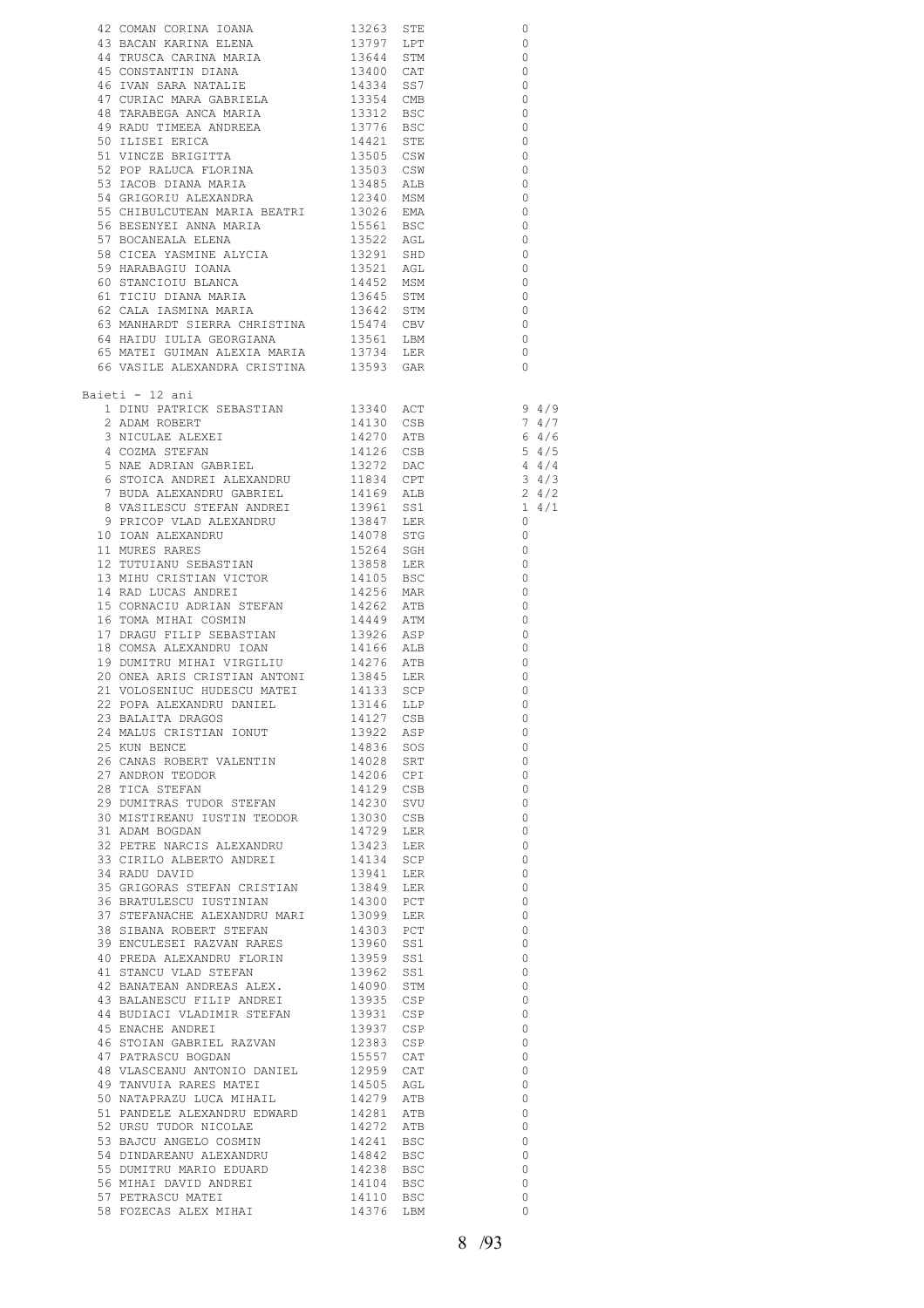| | | | | |
|---|---|---|---|---|
| 42 | COMAN CORINA IOANA | 13263 | STE | 0 |
| 43 | BACAN KARINA ELENA | 13797 | LPT | 0 |
| 44 | TRUSCA CARINA MARIA | 13644 | STM | 0 |
| 45 | CONSTANTIN DIANA | 13400 | CAT | 0 |
| 46 | IVAN SARA NATALIE | 14334 | SS7 | 0 |
| 47 | CURIAC MARA GABRIELA | 13354 | CMB | 0 |
| 48 | TARABEGA ANCA MARIA | 13312 | BSC | 0 |
| 49 | RADU TIMEEA ANDREEA | 13776 | BSC | 0 |
| 50 | ILISEI ERICA | 14421 | STE | 0 |
| 51 | VINCZE BRIGITTA | 13505 | CSW | 0 |
| 52 | POP RALUCA FLORINA | 13503 | CSW | 0 |
| 53 | IACOB DIANA MARIA | 13485 | ALB | 0 |
| 54 | GRIGORIU ALEXANDRA | 12340 | MSM | 0 |
| 55 | CHIBULCUTEAN MARIA BEATRI | 13026 | EMA | 0 |
| 56 | BESENYEI ANNA MARIA | 15561 | BSC | 0 |
| 57 | BOCANEALA ELENA | 13522 | AGL | 0 |
| 58 | CICEA YASMINE ALYCIA | 13291 | SHD | 0 |
| 59 | HARABAGIU IOANA | 13521 | AGL | 0 |
| 60 | STANCIOIU BLANCA | 14452 | MSM | 0 |
| 61 | TICIU DIANA MARIA | 13645 | STM | 0 |
| 62 | CALA IASMINA MARIA | 13642 | STM | 0 |
| 63 | MANHARDT SIERRA CHRISTINA | 15474 | CBV | 0 |
| 64 | HAIDU IULIA GEORGIANA | 13561 | LBM | 0 |
| 65 | MATEI GUIMAN ALEXIA MARIA | 13734 | LER | 0 |
| 66 | VASILE ALEXANDRA CRISTINA | 13593 | GAR | 0 |

## Baieti - 12 ani

| | | | | |
|---|---|---|---|---|
| 1 | DINU PATRICK SEBASTIAN | 13340 | ACT | 9 4/9 |
| 2 | ADAM ROBERT | 14130 | CSB | 7 4/7 |
| 3 | NICULAE ALEXEI | 14270 | ATB | 6 4/6 |
| 4 | COZMA STEFAN | 14126 | CSB | 5 4/5 |
| 5 | NAE ADRIAN GABRIEL | 13272 | DAC | 4 4/4 |
| 6 | STOICA ANDREI ALEXANDRU | 11834 | CPT | 3 4/3 |
| 7 | BUDA ALEXANDRU GABRIEL | 14169 | ALB | 2 4/2 |
| 8 | VASILESCU STEFAN ANDREI | 13961 | SS1 | 1 4/1 |
| 9 | PRICOP VLAD ALEXANDRU | 13847 | LER | 0 |
| 10 | IOAN ALEXANDRU | 14078 | STG | 0 |
| 11 | MURES RARES | 15264 | SGH | 0 |
| 12 | TUTUIANU SEBASTIAN | 13858 | LER | 0 |
| 13 | MIHU CRISTIAN VICTOR | 14105 | BSC | 0 |
| 14 | RAD LUCAS ANDREI | 14256 | MAR | 0 |
| 15 | CORNACIU ADRIAN STEFAN | 14262 | ATB | 0 |
| 16 | TOMA MIHAI COSMIN | 14449 | ATM | 0 |
| 17 | DRAGU FILIP SEBASTIAN | 13926 | ASP | 0 |
| 18 | COMSA ALEXANDRU IOAN | 14166 | ALB | 0 |
| 19 | DUMITRU MIHAI VIRGILIU | 14276 | ATB | 0 |
| 20 | ONEA ARIS CRISTIAN ANTONI | 13845 | LER | 0 |
| 21 | VOLOSENIUC HUDESCU MATEI | 14133 | SCP | 0 |
| 22 | POPA ALEXANDRU DANIEL | 13146 | LLP | 0 |
| 23 | BALAITA DRAGOS | 14127 | CSB | 0 |
| 24 | MALUS CRISTIAN IONUT | 13922 | ASP | 0 |
| 25 | KUN BENCE | 14836 | SOS | 0 |
| 26 | CANAS ROBERT VALENTIN | 14028 | SRT | 0 |
| 27 | ANDRON TEODOR | 14206 | CPI | 0 |
| 28 | TICA STEFAN | 14129 | CSB | 0 |
| 29 | DUMITRAS TUDOR STEFAN | 14230 | SVU | 0 |
| 30 | MISTIREANU IUSTIN TEODOR | 13030 | CSB | 0 |
| 31 | ADAM BOGDAN | 14729 | LER | 0 |
| 32 | PETRE NARCIS ALEXANDRU | 13423 | LER | 0 |
| 33 | CIRILO ALBERTO ANDREI | 14134 | SCP | 0 |
| 34 | RADU DAVID | 13941 | LER | 0 |
| 35 | GRIGORAS STEFAN CRISTIAN | 13849 | LER | 0 |
| 36 | BRATULESCU IUSTINIAN | 14300 | PCT | 0 |
| 37 | STEFANACHE ALEXANDRU MARI | 13099 | LER | 0 |
| 38 | SIBANA ROBERT STEFAN | 14303 | PCT | 0 |
| 39 | ENCULESEI RAZVAN RARES | 13960 | SS1 | 0 |
| 40 | PREDA ALEXANDRU FLORIN | 13959 | SS1 | 0 |
| 41 | STANCU VLAD STEFAN | 13962 | SS1 | 0 |
| 42 | BANATEAN ANDREAS ALEX. | 14090 | STM | 0 |
| 43 | BALANESCU FILIP ANDREI | 13935 | CSP | 0 |
| 44 | BUDIACI VLADIMIR STEFAN | 13931 | CSP | 0 |
| 45 | ENACHE ANDREI | 13937 | CSP | 0 |
| 46 | STOIAN GABRIEL RAZVAN | 12383 | CSP | 0 |
| 47 | PATRASCU BOGDAN | 15557 | CAT | 0 |
| 48 | VLASCEANU ANTONIO DANIEL | 12959 | CAT | 0 |
| 49 | TANVUIA RARES MATEI | 14505 | AGL | 0 |
| 50 | NATAPRAZU LUCA MIHAIL | 14279 | ATB | 0 |
| 51 | PANDELE ALEXANDRU EDWARD | 14281 | ATB | 0 |
| 52 | URSU TUDOR NICOLAE | 14272 | ATB | 0 |
| 53 | BAJCU ANGELO COSMIN | 14241 | BSC | 0 |
| 54 | DINDAREANU ALEXANDRU | 14842 | BSC | 0 |
| 55 | DUMITRU MARIO EDUARD | 14238 | BSC | 0 |
| 56 | MIHAI DAVID ANDREI | 14104 | BSC | 0 |
| 57 | PETRASCU MATEI | 14110 | BSC | 0 |
| 58 | FOZECAS ALEX MIHAI | 14376 | LBM | 0 |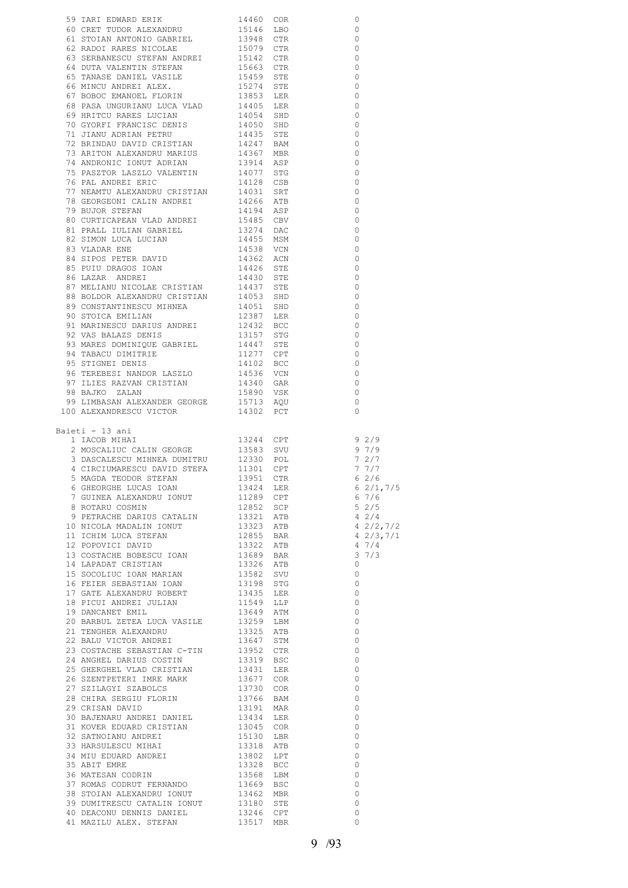| | | | | |
|---|---|---|---|---|
| 59 | IARI EDWARD ERIK | 14460 | COR | 0 |
| 60 | CRET TUDOR ALEXANDRU | 15146 | LBO | 0 |
| 61 | STOIAN ANTONIO GABRIEL | 13948 | CTR | 0 |
| 62 | RADOI RARES NICOLAE | 15079 | CTR | 0 |
| 63 | SERBANESCU STEFAN ANDREI | 15142 | CTR | 0 |
| 64 | DUTA VALENTIN STEFAN | 15663 | CTR | 0 |
| 65 | TANASE DANIEL VASILE | 15459 | STE | 0 |
| 66 | MINCU ANDREI ALEX. | 15274 | STE | 0 |
| 67 | BOBOC EMANOEL FLORIN | 13853 | LER | 0 |
| 68 | PASA UNGURIANU LUCA VLAD | 14405 | LER | 0 |
| 69 | HRITCU RARES LUCIAN | 14054 | SHD | 0 |
| 70 | GYORFI FRANCISC DENIS | 14050 | SHD | 0 |
| 71 | JIANU ADRIAN PETRU | 14435 | STE | 0 |
| 72 | BRINDAU DAVID CRISTIAN | 14247 | BAM | 0 |
| 73 | ARITON ALEXANDRU MARIUS | 14367 | MBR | 0 |
| 74 | ANDRONIC IONUT ADRIAN | 13914 | ASP | 0 |
| 75 | PASZTOR LASZLO VALENTIN | 14077 | STG | 0 |
| 76 | PAL ANDREI ERIC | 14128 | CSB | 0 |
| 77 | NEAMTU ALEXANDRU CRISTIAN | 14031 | SRT | 0 |
| 78 | GEORGEONI CALIN ANDREI | 14266 | ATB | 0 |
| 79 | BUJOR STEFAN | 14194 | ASP | 0 |
| 80 | CURTICAPEAN VLAD ANDREI | 15485 | CBV | 0 |
| 81 | PRALL IULIAN GABRIEL | 13274 | DAC | 0 |
| 82 | SIMON LUCA LUCIAN | 14455 | MSM | 0 |
| 83 | VLADAR ENE | 14538 | VCN | 0 |
| 84 | SIPOS PETER DAVID | 14362 | ACN | 0 |
| 85 | PUIU DRAGOS IOAN | 14426 | STE | 0 |
| 86 | LAZAR ANDREI | 14430 | STE | 0 |
| 87 | MELIANU NICOLAE CRISTIAN | 14437 | STE | 0 |
| 88 | BOLDOR ALEXANDRU CRISTIAN | 14053 | SHD | 0 |
| 89 | CONSTANTINESCU MIHNEA | 14051 | SHD | 0 |
| 90 | STOICA EMILIAN | 12387 | LER | 0 |
| 91 | MARINESCU DARIUS ANDREI | 12432 | BCC | 0 |
| 92 | VAS BALAZS DENIS | 13157 | STG | 0 |
| 93 | MARES DOMINIQUE GABRIEL | 14447 | STE | 0 |
| 94 | TABACU DIMITRIE | 11277 | CPT | 0 |
| 95 | STIGNEI DENIS | 14102 | BCC | 0 |
| 96 | TEREBESI NANDOR LASZLO | 14536 | VCN | 0 |
| 97 | ILIES RAZVAN CRISTIAN | 14340 | GAR | 0 |
| 98 | BAJKO ZALAN | 15890 | VSK | 0 |
| 99 | LIMBASAN ALEXANDER GEORGE | 15713 | AQU | 0 |
| 100 | ALEXANDRESCU VICTOR | 14302 | PCT | 0 |

Baieti - 13 ani

| | | | | | |
|---|---|---|---|---|---|
| 1 | IACOB MIHAI | 13244 | CPT | 9 | 2/9 |
| 2 | MOSCALIUC CALIN GEORGE | 13583 | SVU | 9 | 7/9 |
| 3 | DASCALESCU MIHNEA DUMITRU | 12330 | POL | 7 | 2/7 |
| 4 | CIRCIUMARESCU DAVID STEFA | 11301 | CPT | 7 | 7/7 |
| 5 | MAGDA TEODOR STEFAN | 13951 | CTR | 6 | 2/6 |
| 6 | GHEORGHE LUCAS IOAN | 13424 | LER | 6 | 2/1,7/5 |
| 7 | GUINEA ALEXANDRU IONUT | 11289 | CPT | 6 | 7/6 |
| 8 | ROTARU COSMIN | 12852 | SCP | 5 | 2/5 |
| 9 | PETRACHE DARIUS CATALIN | 13321 | ATB | 4 | 2/4 |
| 10 | NICOLA MADALIN IONUT | 13323 | ATB | 4 | 2/2,7/2 |
| 11 | ICHIM LUCA STEFAN | 12855 | BAR | 4 | 2/3,7/1 |
| 12 | POPOVICI DAVID | 13322 | ATB | 4 | 7/4 |
| 13 | COSTACHE BOBESCU IOAN | 13689 | BAR | 3 | 7/3 |
| 14 | LAPADAT CRISTIAN | 13326 | ATB | 0 | |
| 15 | SOCOLIUC IOAN MARIAN | 13582 | SVU | 0 | |
| 16 | FEIER SEBASTIAN IOAN | 13198 | STG | 0 | |
| 17 | GATE ALEXANDRU ROBERT | 13435 | LER | 0 | |
| 18 | PICUI ANDREI JULIAN | 11549 | LLP | 0 | |
| 19 | DANCANET EMIL | 13649 | ATM | 0 | |
| 20 | BARBUL ZETEA LUCA VASILE | 13259 | LBM | 0 | |
| 21 | TENGHER ALEXANDRU | 13325 | ATB | 0 | |
| 22 | BALU VICTOR ANDREI | 13647 | STM | 0 | |
| 23 | COSTACHE SEBASTIAN C-TIN | 13952 | CTR | 0 | |
| 24 | ANGHEL DARIUS COSTIN | 13319 | BSC | 0 | |
| 25 | GHERGHEL VLAD CRISTIAN | 13431 | LER | 0 | |
| 26 | SZENTPETERI IMRE MARK | 13677 | COR | 0 | |
| 27 | SZILAGYI SZABOLCS | 13730 | COR | 0 | |
| 28 | CHIRA SERGIU FLORIN | 13766 | BAM | 0 | |
| 29 | CRISAN DAVID | 13191 | MAR | 0 | |
| 30 | BAJENARU ANDREI DANIEL | 13434 | LER | 0 | |
| 31 | KOVER EDUARD CRISTIAN | 13045 | COR | 0 | |
| 32 | SATNOIANU ANDREI | 15130 | LBR | 0 | |
| 33 | HARSULESCU MIHAI | 13318 | ATB | 0 | |
| 34 | MIU EDUARD ANDREI | 13802 | LPT | 0 | |
| 35 | ABIT EMRE | 13328 | BCC | 0 | |
| 36 | MATESAN CODRIN | 13568 | LBM | 0 | |
| 37 | ROMAS CODRUT FERNANDO | 13669 | BSC | 0 | |
| 38 | STOIAN ALEXANDRU IONUT | 13462 | MBR | 0 | |
| 39 | DUMITRESCU CATALIN IONUT | 13180 | STE | 0 | |
| 40 | DEACONU DENNIS DANIEL | 13246 | CPT | 0 | |
| 41 | MAZILU ALEX. STEFAN | 13517 | MBR | 0 | |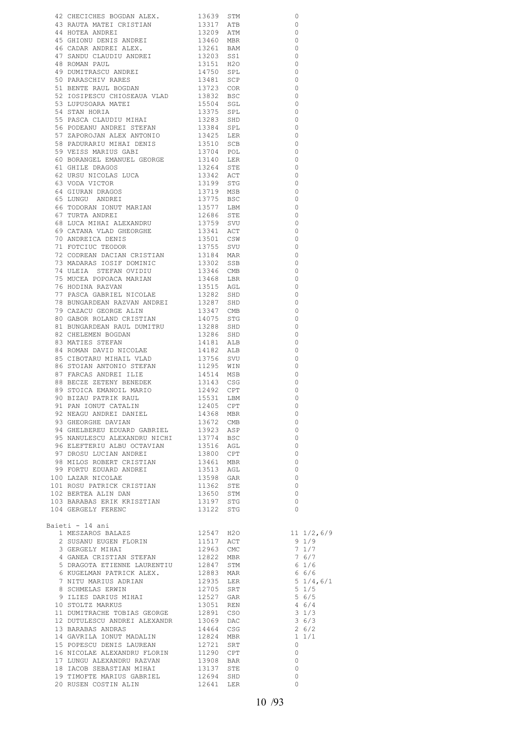| Loc | Nume | Nr. | Club | Rezultat |
|---|---|---|---|---|
| 42 | CHECICHES BOGDAN ALEX. | 13639 | STM | 0 |
| 43 | RAUTA MATEI CRISTIAN | 13317 | ATB | 0 |
| 44 | HOTEA ANDREI | 13209 | ATM | 0 |
| 45 | GHIONU DENIS ANDREI | 13460 | MBR | 0 |
| 46 | CADAR ANDREI ALEX. | 13261 | BAM | 0 |
| 47 | SANDU CLAUDIU ANDREI | 13203 | SS1 | 0 |
| 48 | ROMAN PAUL | 13151 | H2O | 0 |
| 49 | DUMITRASCU ANDREI | 14750 | SPL | 0 |
| 50 | PARASCHIV RARES | 13481 | SCP | 0 |
| 51 | BENTE RAUL BOGDAN | 13723 | COR | 0 |
| 52 | IOSIPESCU CHIOSEAUA VLAD | 13832 | BSC | 0 |
| 53 | LUPUSOARA MATEI | 15504 | SGL | 0 |
| 54 | STAN HORIA | 13375 | SPL | 0 |
| 55 | PASCA CLAUDIU MIHAI | 13283 | SHD | 0 |
| 56 | PODEANU ANDREI STEFAN | 13384 | SPL | 0 |
| 57 | ZAPOROJAN ALEX ANTONIO | 13425 | LER | 0 |
| 58 | PADURARIU MIHAI DENIS | 13510 | SCB | 0 |
| 59 | VEISS MARIUS GABI | 13704 | POL | 0 |
| 60 | BORANGEL EMANUEL GEORGE | 13140 | LER | 0 |
| 61 | GHILE DRAGOS | 13264 | STE | 0 |
| 62 | URSU NICOLAS LUCA | 13342 | ACT | 0 |
| 63 | VODA VICTOR | 13199 | STG | 0 |
| 64 | GIURAN DRAGOS | 13719 | MSB | 0 |
| 65 | LUNGU ANDREI | 13775 | BSC | 0 |
| 66 | TODORAN IONUT MARIAN | 13577 | LBM | 0 |
| 67 | TURTA ANDREI | 12686 | STE | 0 |
| 68 | LUCA MIHAI ALEXANDRU | 13759 | SVU | 0 |
| 69 | CATANA VLAD GHEORGHE | 13341 | ACT | 0 |
| 70 | ANDREICA DENIS | 13501 | CSW | 0 |
| 71 | FOTCIUC TEODOR | 13755 | SVU | 0 |
| 72 | CODREAN DACIAN CRISTIAN | 13184 | MAR | 0 |
| 73 | MADARAS IOSIF DOMINIC | 13302 | SSB | 0 |
| 74 | ULEIA STEFAN OVIDIU | 13346 | CMB | 0 |
| 75 | MUCEA POPOACA MARIAN | 13468 | LBR | 0 |
| 76 | HODINA RAZVAN | 13515 | AGL | 0 |
| 77 | PASCA GABRIEL NICOLAE | 13282 | SHD | 0 |
| 78 | BUNGARDEAN RAZVAN ANDREI | 13287 | SHD | 0 |
| 79 | CAZACU GEORGE ALIN | 13347 | CMB | 0 |
| 80 | GABOR ROLAND CRISTIAN | 14075 | STG | 0 |
| 81 | BUNGARDEAN RAUL DUMITRU | 13288 | SHD | 0 |
| 82 | CHELEMEN BOGDAN | 13286 | SHD | 0 |
| 83 | MATIES STEFAN | 14181 | ALB | 0 |
| 84 | ROMAN DAVID NICOLAE | 14182 | ALB | 0 |
| 85 | CIBOTARU MIHAIL VLAD | 13756 | SVU | 0 |
| 86 | STOIAN ANTONIO STEFAN | 11295 | WIN | 0 |
| 87 | FARCAS ANDREI ILIE | 14514 | MSB | 0 |
| 88 | BECZE ZETENY BENEDEK | 13143 | CSG | 0 |
| 89 | STOICA EMANOIL MARIO | 12492 | CPT | 0 |
| 90 | BIZAU PATRIK RAUL | 15531 | LBM | 0 |
| 91 | PAN IONUT CATALIN | 12405 | CPT | 0 |
| 92 | NEAGU ANDREI DANIEL | 14368 | MBR | 0 |
| 93 | GHEORGHE DAVIAN | 13672 | CMB | 0 |
| 94 | GHELBEREU EDUARD GABRIEL | 13923 | ASP | 0 |
| 95 | NANULESCU ALEXANDRU NICHI | 13774 | BSC | 0 |
| 96 | ELEFTERIU ALBU OCTAVIAN | 13516 | AGL | 0 |
| 97 | DROSU LUCIAN ANDREI | 13800 | CPT | 0 |
| 98 | MILOS ROBERT CRISTIAN | 13461 | MBR | 0 |
| 99 | FORTU EDUARD ANDREI | 13513 | AGL | 0 |
| 100 | LAZAR NICOLAE | 13598 | GAR | 0 |
| 101 | ROSU PATRICK CRISTIAN | 11362 | STE | 0 |
| 102 | BERTEA ALIN DAN | 13650 | STM | 0 |
| 103 | BARABAS ERIK KRISZTIAN | 13197 | STG | 0 |
| 104 | GERGELY FERENC | 13122 | STG | 0 |

## Baieti - 14 ani

| Loc | Nume | Nr. | Club | Rezultat |
|---|---|---|---|---|
| 1 | MESZAROS BALAZS | 12547 | H2O | 11 1/2,6/9 |
| 2 | SUSANU EUGEN FLORIN | 11517 | ACT | 9 1/9 |
| 3 | GERGELY MIHAI | 12963 | CMC | 7 1/7 |
| 4 | GANEA CRISTIAN STEFAN | 12822 | MBR | 7 6/7 |
| 5 | DRAGOTA ETIENNE LAURENTIU | 12847 | STM | 6 1/6 |
| 6 | KUGELMAN PATRICK ALEX. | 12883 | MAR | 6 6/6 |
| 7 | NITU MARIUS ADRIAN | 12935 | LER | 5 1/4,6/1 |
| 8 | SCHMELAS ERWIN | 12705 | SRT | 5 1/5 |
| 9 | ILIES DARIUS MIHAI | 12527 | GAR | 5 6/5 |
| 10 | STOLTZ MARKUS | 13051 | REN | 4 6/4 |
| 11 | DUMITRACHE TOBIAS GEORGE | 12891 | CSO | 3 1/3 |
| 12 | DUTULESCU ANDREI ALEXANDR | 13069 | DAC | 3 6/3 |
| 13 | BARABAS ANDRAS | 14464 | CSG | 2 6/2 |
| 14 | GAVRILA IONUT MADALIN | 12824 | MBR | 1 1/1 |
| 15 | POPESCU DENIS LAUREAN | 12721 | SRT | 0 |
| 16 | NICOLAE ALEXANDRU FLORIN | 11290 | CPT | 0 |
| 17 | LUNGU ALEXANDRU RAZVAN | 13908 | BAR | 0 |
| 18 | IACOB SEBASTIAN MIHAI | 13137 | STE | 0 |
| 19 | TIMOFTE MARIUS GABRIEL | 12694 | SHD | 0 |
| 20 | RUSEN COSTIN ALIN | 12641 | LER | 0 |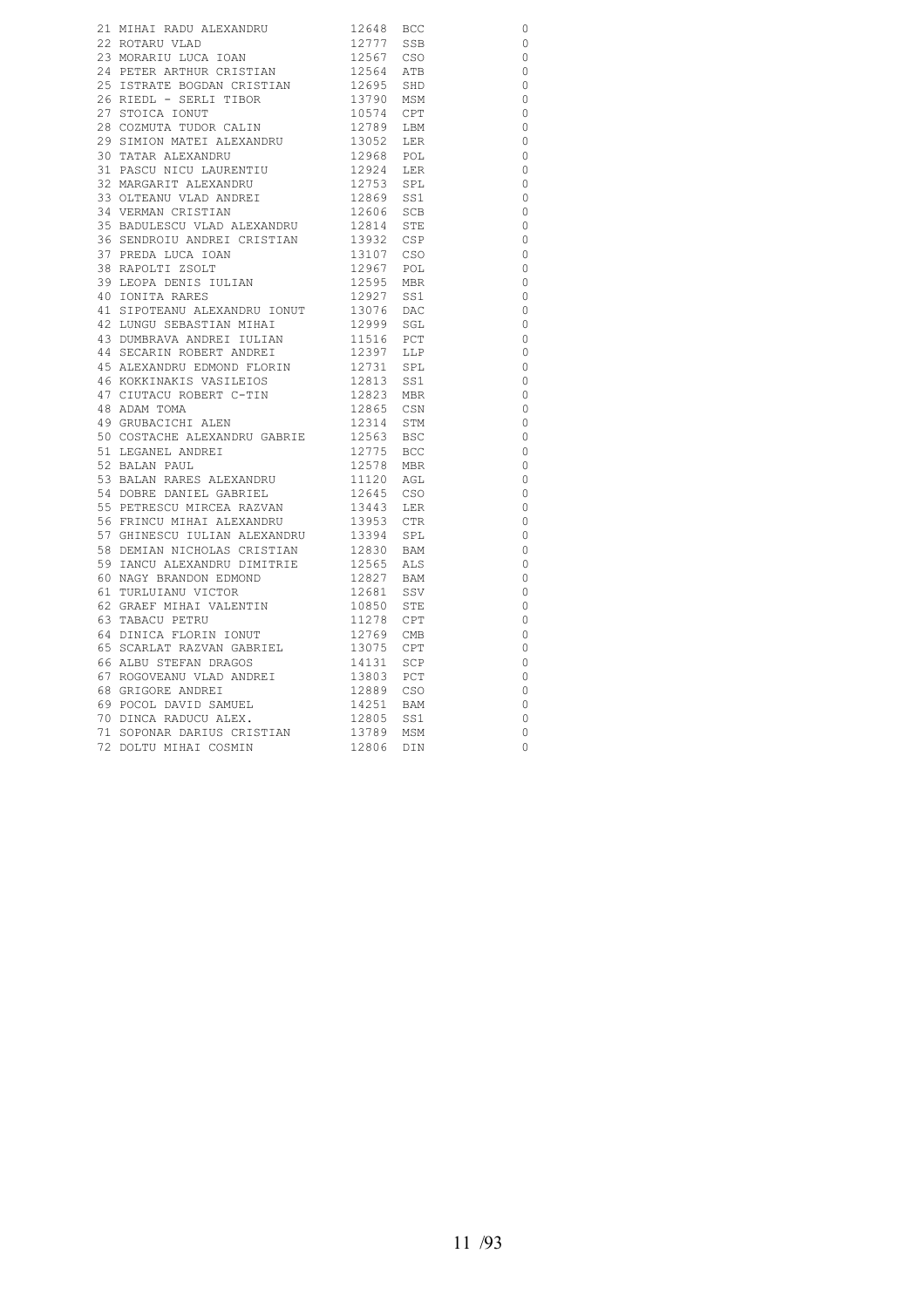| | | | | |
|---|---|---|---|---|
| 21 | MIHAI RADU ALEXANDRU | 12648 | BCC | 0 |
| 22 | ROTARU VLAD | 12777 | SSB | 0 |
| 23 | MORARIU LUCA IOAN | 12567 | CSO | 0 |
| 24 | PETER ARTHUR CRISTIAN | 12564 | ATB | 0 |
| 25 | ISTRATE BOGDAN CRISTIAN | 12695 | SHD | 0 |
| 26 | RIEDL - SERLI TIBOR | 13790 | MSM | 0 |
| 27 | STOICA IONUT | 10574 | CPT | 0 |
| 28 | COZMUTA TUDOR CALIN | 12789 | LBM | 0 |
| 29 | SIMION MATEI ALEXANDRU | 13052 | LER | 0 |
| 30 | TATAR ALEXANDRU | 12968 | POL | 0 |
| 31 | PASCU NICU LAURENTIU | 12924 | LER | 0 |
| 32 | MARGARIT ALEXANDRU | 12753 | SPL | 0 |
| 33 | OLTEANU VLAD ANDREI | 12869 | SS1 | 0 |
| 34 | VERMAN CRISTIAN | 12606 | SCB | 0 |
| 35 | BADULESCU VLAD ALEXANDRU | 12814 | STE | 0 |
| 36 | SENDROIU ANDREI CRISTIAN | 13932 | CSP | 0 |
| 37 | PREDA LUCA IOAN | 13107 | CSO | 0 |
| 38 | RAPOLTI ZSOLT | 12967 | POL | 0 |
| 39 | LEOPA DENIS IULIAN | 12595 | MBR | 0 |
| 40 | IONITA RARES | 12927 | SS1 | 0 |
| 41 | SIPOTEANU ALEXANDRU IONUT | 13076 | DAC | 0 |
| 42 | LUNGU SEBASTIAN MIHAI | 12999 | SGL | 0 |
| 43 | DUMBRAVA ANDREI IULIAN | 11516 | PCT | 0 |
| 44 | SECARIN ROBERT ANDREI | 12397 | LLP | 0 |
| 45 | ALEXANDRU EDMOND FLORIN | 12731 | SPL | 0 |
| 46 | KOKKINAKIS VASILEIOS | 12813 | SS1 | 0 |
| 47 | CIUTACU ROBERT C-TIN | 12823 | MBR | 0 |
| 48 | ADAM TOMA | 12865 | CSN | 0 |
| 49 | GRUBACICHI ALEN | 12314 | STM | 0 |
| 50 | COSTACHE ALEXANDRU GABRIE | 12563 | BSC | 0 |
| 51 | LEGANEL ANDREI | 12775 | BCC | 0 |
| 52 | BALAN PAUL | 12578 | MBR | 0 |
| 53 | BALAN RARES ALEXANDRU | 11120 | AGL | 0 |
| 54 | DOBRE DANIEL GABRIEL | 12645 | CSO | 0 |
| 55 | PETRESCU MIRCEA RAZVAN | 13443 | LER | 0 |
| 56 | FRINCU MIHAI ALEXANDRU | 13953 | CTR | 0 |
| 57 | GHINESCU IULIAN ALEXANDRU | 13394 | SPL | 0 |
| 58 | DEMIAN NICHOLAS CRISTIAN | 12830 | BAM | 0 |
| 59 | IANCU ALEXANDRU DIMITRIE | 12565 | ALS | 0 |
| 60 | NAGY BRANDON EDMOND | 12827 | BAM | 0 |
| 61 | TURLUIANU VICTOR | 12681 | SSV | 0 |
| 62 | GRAEF MIHAI VALENTIN | 10850 | STE | 0 |
| 63 | TABACU PETRU | 11278 | CPT | 0 |
| 64 | DINICA FLORIN IONUT | 12769 | CMB | 0 |
| 65 | SCARLAT RAZVAN GABRIEL | 13075 | CPT | 0 |
| 66 | ALBU STEFAN DRAGOS | 14131 | SCP | 0 |
| 67 | ROGOVEANU VLAD ANDREI | 13803 | PCT | 0 |
| 68 | GRIGORE ANDREI | 12889 | CSO | 0 |
| 69 | POCOL DAVID SAMUEL | 14251 | BAM | 0 |
| 70 | DINCA RADUCU ALEX. | 12805 | SS1 | 0 |
| 71 | SOPONAR DARIUS CRISTIAN | 13789 | MSM | 0 |
| 72 | DOLTU MIHAI COSMIN | 12806 | DIN | 0 |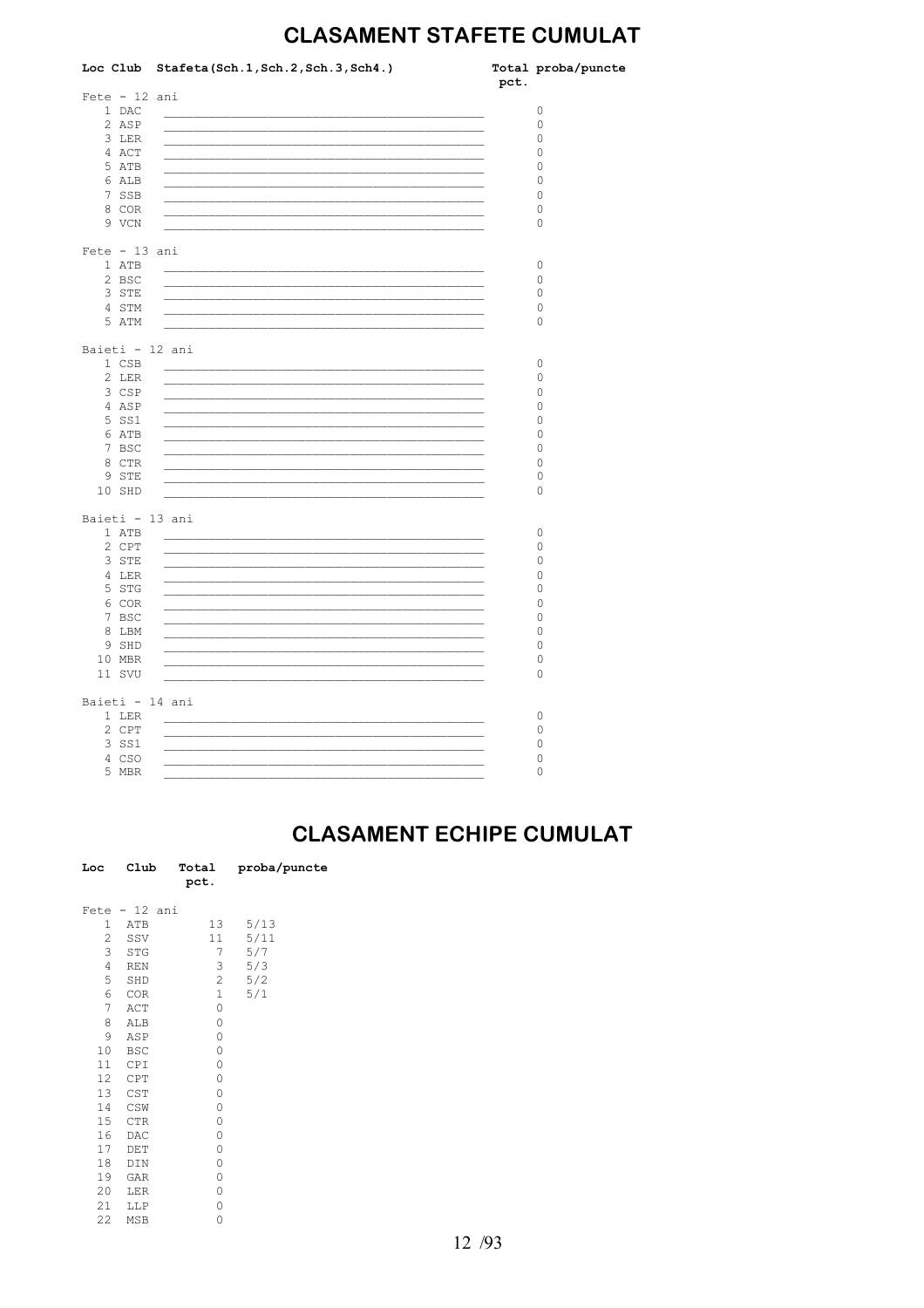# CLASAMENT STAFETE CUMULAT

| Loc | Club | Stafeta(Sch.1,Sch.2,Sch.3,Sch4.) | Total pct. | proba/puncte |
|---|---|---|---|---|
| Fete - 12 ani | | | | |
| 1 | DAC | | 0 | |
| 2 | ASP | | 0 | |
| 3 | LER | | 0 | |
| 4 | ACT | | 0 | |
| 5 | ATB | | 0 | |
| 6 | ALB | | 0 | |
| 7 | SSB | | 0 | |
| 8 | COR | | 0 | |
| 9 | VCN | | 0 | |
| Fete - 13 ani | | | | |
| 1 | ATB | | 0 | |
| 2 | BSC | | 0 | |
| 3 | STE | | 0 | |
| 4 | STM | | 0 | |
| 5 | ATM | | 0 | |
| Baieti - 12 ani | | | | |
| 1 | CSB | | 0 | |
| 2 | LER | | 0 | |
| 3 | CSP | | 0 | |
| 4 | ASP | | 0 | |
| 5 | SS1 | | 0 | |
| 6 | ATB | | 0 | |
| 7 | BSC | | 0 | |
| 8 | CTR | | 0 | |
| 9 | STE | | 0 | |
| 10 | SHD | | 0 | |
| Baieti - 13 ani | | | | |
| 1 | ATB | | 0 | |
| 2 | CPT | | 0 | |
| 3 | STE | | 0 | |
| 4 | LER | | 0 | |
| 5 | STG | | 0 | |
| 6 | COR | | 0 | |
| 7 | BSC | | 0 | |
| 8 | LBM | | 0 | |
| 9 | SHD | | 0 | |
| 10 | MBR | | 0 | |
| 11 | SVU | | 0 | |
| Baieti - 14 ani | | | | |
| 1 | LER | | 0 | |
| 2 | CPT | | 0 | |
| 3 | SS1 | | 0 | |
| 4 | CSO | | 0 | |
| 5 | MBR | | 0 | |

# CLASAMENT ECHIPE CUMULAT

| Loc | Club | Total pct. | proba/puncte |
|---|---|---|---|
| Fete - 12 ani | | | |
| 1 | ATB | 13 | 5/13 |
| 2 | SSV | 11 | 5/11 |
| 3 | STG | 7 | 5/7 |
| 4 | REN | 3 | 5/3 |
| 5 | SHD | 2 | 5/2 |
| 6 | COR | 1 | 5/1 |
| 7 | ACT | 0 | |
| 8 | ALB | 0 | |
| 9 | ASP | 0 | |
| 10 | BSC | 0 | |
| 11 | CPI | 0 | |
| 12 | CPT | 0 | |
| 13 | CST | 0 | |
| 14 | CSW | 0 | |
| 15 | CTR | 0 | |
| 16 | DAC | 0 | |
| 17 | DET | 0 | |
| 18 | DIN | 0 | |
| 19 | GAR | 0 | |
| 20 | LER | 0 | |
| 21 | LLP | 0 | |
| 22 | MSB | 0 | |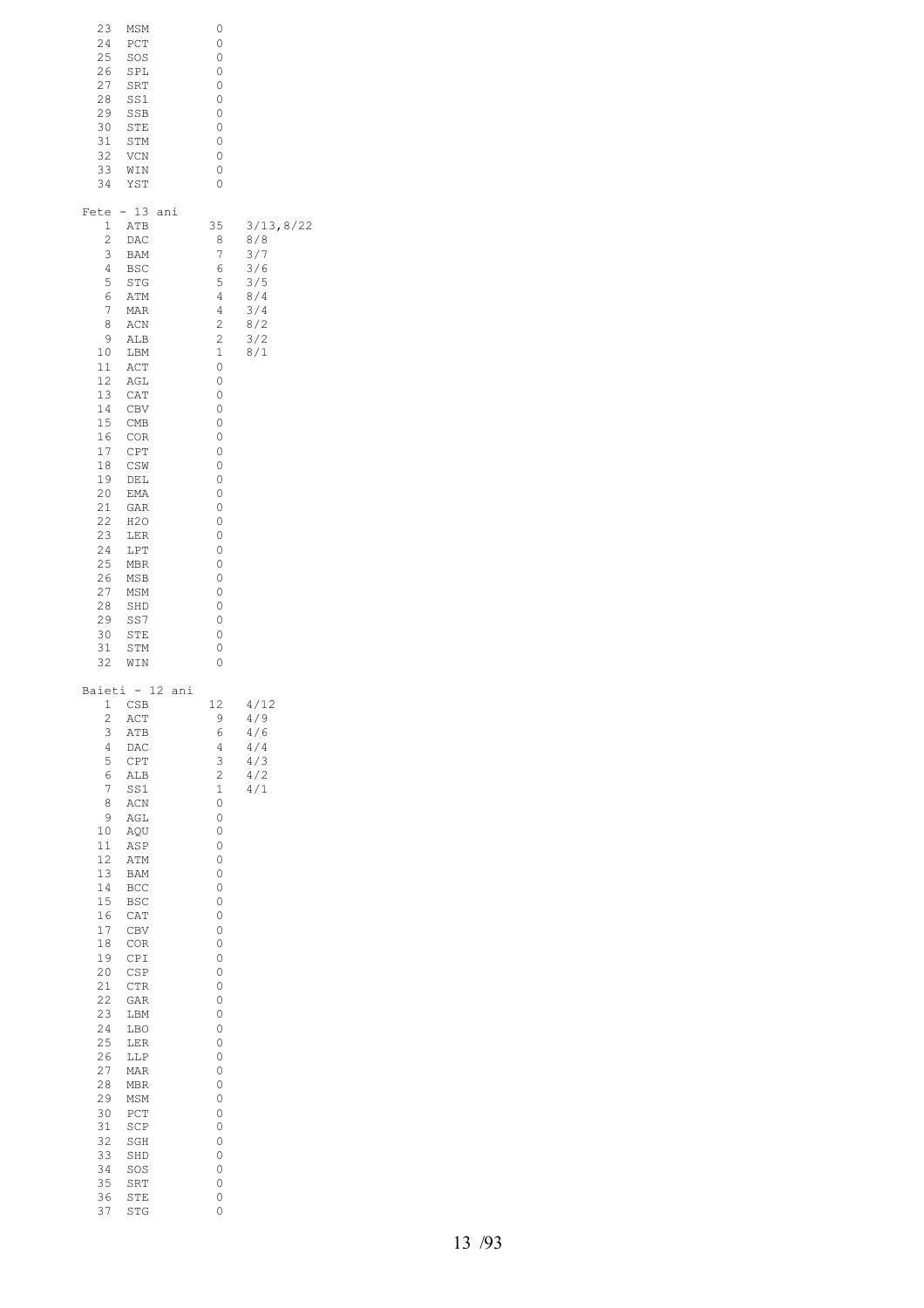| | | | |
|---|---|---|---|
| 23 | MSM | 0 | |
| 24 | PCT | 0 | |
| 25 | SOS | 0 | |
| 26 | SPL | 0 | |
| 27 | SRT | 0 | |
| 28 | SS1 | 0 | |
| 29 | SSB | 0 | |
| 30 | STE | 0 | |
| 31 | STM | 0 | |
| 32 | VCN | 0 | |
| 33 | WIN | 0 | |
| 34 | YST | 0 | |

Fete - 13 ani

| | | | |
|---|---|---|---|
| 1 | ATB | 35 | 3/13,8/22 |
| 2 | DAC | 8 | 8/8 |
| 3 | BAM | 7 | 3/7 |
| 4 | BSC | 6 | 3/6 |
| 5 | STG | 5 | 3/5 |
| 6 | ATM | 4 | 8/4 |
| 7 | MAR | 4 | 3/4 |
| 8 | ACN | 2 | 8/2 |
| 9 | ALB | 2 | 3/2 |
| 10 | LBM | 1 | 8/1 |
| 11 | ACT | 0 | |
| 12 | AGL | 0 | |
| 13 | CAT | 0 | |
| 14 | CBV | 0 | |
| 15 | CMB | 0 | |
| 16 | COR | 0 | |
| 17 | CPT | 0 | |
| 18 | CSW | 0 | |
| 19 | DEL | 0 | |
| 20 | EMA | 0 | |
| 21 | GAR | 0 | |
| 22 | H2O | 0 | |
| 23 | LER | 0 | |
| 24 | LPT | 0 | |
| 25 | MBR | 0 | |
| 26 | MSB | 0 | |
| 27 | MSM | 0 | |
| 28 | SHD | 0 | |
| 29 | SS7 | 0 | |
| 30 | STE | 0 | |
| 31 | STM | 0 | |
| 32 | WIN | 0 | |

Baieti - 12 ani

| | | | |
|---|---|---|---|
| 1 | CSB | 12 | 4/12 |
| 2 | ACT | 9 | 4/9 |
| 3 | ATB | 6 | 4/6 |
| 4 | DAC | 4 | 4/4 |
| 5 | CPT | 3 | 4/3 |
| 6 | ALB | 2 | 4/2 |
| 7 | SS1 | 1 | 4/1 |
| 8 | ACN | 0 | |
| 9 | AGL | 0 | |
| 10 | AQU | 0 | |
| 11 | ASP | 0 | |
| 12 | ATM | 0 | |
| 13 | BAM | 0 | |
| 14 | BCC | 0 | |
| 15 | BSC | 0 | |
| 16 | CAT | 0 | |
| 17 | CBV | 0 | |
| 18 | COR | 0 | |
| 19 | CPI | 0 | |
| 20 | CSP | 0 | |
| 21 | CTR | 0 | |
| 22 | GAR | 0 | |
| 23 | LBM | 0 | |
| 24 | LBO | 0 | |
| 25 | LER | 0 | |
| 26 | LLP | 0 | |
| 27 | MAR | 0 | |
| 28 | MBR | 0 | |
| 29 | MSM | 0 | |
| 30 | PCT | 0 | |
| 31 | SCP | 0 | |
| 32 | SGH | 0 | |
| 33 | SHD | 0 | |
| 34 | SOS | 0 | |
| 35 | SRT | 0 | |
| 36 | STE | 0 | |
| 37 | STG | 0 | |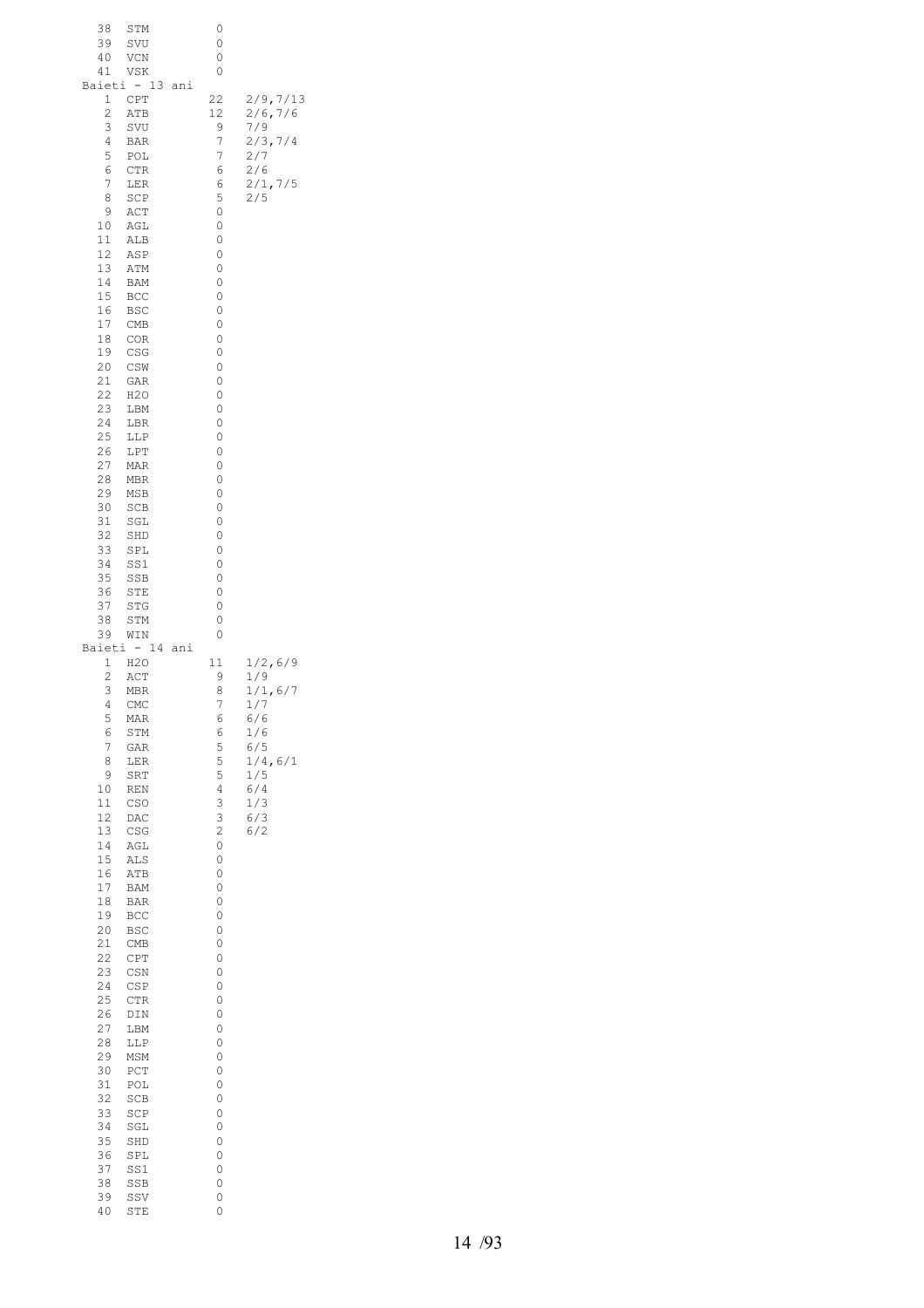| | | | |
|---|---|---|---|
| 38 | STM | 0 | |
| 39 | SVU | 0 | |
| 40 | VCN | 0 | |
| 41 | VSK | 0 | |

Baieti - 13 ani

| | | | |
|---|---|---|---|
| 1 | CPT | 22 | 2/9,7/13 |
| 2 | ATB | 12 | 2/6,7/6 |
| 3 | SVU | 9 | 7/9 |
| 4 | BAR | 7 | 2/3,7/4 |
| 5 | POL | 7 | 2/7 |
| 6 | CTR | 6 | 2/6 |
| 7 | LER | 6 | 2/1,7/5 |
| 8 | SCP | 5 | 2/5 |
| 9 | ACT | 0 | |
| 10 | AGL | 0 | |
| 11 | ALB | 0 | |
| 12 | ASP | 0 | |
| 13 | ATM | 0 | |
| 14 | BAM | 0 | |
| 15 | BCC | 0 | |
| 16 | BSC | 0 | |
| 17 | CMB | 0 | |
| 18 | COR | 0 | |
| 19 | CSG | 0 | |
| 20 | CSW | 0 | |
| 21 | GAR | 0 | |
| 22 | H2O | 0 | |
| 23 | LBM | 0 | |
| 24 | LBR | 0 | |
| 25 | LLP | 0 | |
| 26 | LPT | 0 | |
| 27 | MAR | 0 | |
| 28 | MBR | 0 | |
| 29 | MSB | 0 | |
| 30 | SCB | 0 | |
| 31 | SGL | 0 | |
| 32 | SHD | 0 | |
| 33 | SPL | 0 | |
| 34 | SS1 | 0 | |
| 35 | SSB | 0 | |
| 36 | STE | 0 | |
| 37 | STG | 0 | |
| 38 | STM | 0 | |
| 39 | WIN | 0 | |

Baieti - 14 ani

| | | | |
|---|---|---|---|
| 1 | H2O | 11 | 1/2,6/9 |
| 2 | ACT | 9 | 1/9 |
| 3 | MBR | 8 | 1/1,6/7 |
| 4 | CMC | 7 | 1/7 |
| 5 | MAR | 6 | 6/6 |
| 6 | STM | 6 | 1/6 |
| 7 | GAR | 5 | 6/5 |
| 8 | LER | 5 | 1/4,6/1 |
| 9 | SRT | 5 | 1/5 |
| 10 | REN | 4 | 6/4 |
| 11 | CSO | 3 | 1/3 |
| 12 | DAC | 3 | 6/3 |
| 13 | CSG | 2 | 6/2 |
| 14 | AGL | 0 | |
| 15 | ALS | 0 | |
| 16 | ATB | 0 | |
| 17 | BAM | 0 | |
| 18 | BAR | 0 | |
| 19 | BCC | 0 | |
| 20 | BSC | 0 | |
| 21 | CMB | 0 | |
| 22 | CPT | 0 | |
| 23 | CSN | 0 | |
| 24 | CSP | 0 | |
| 25 | CTR | 0 | |
| 26 | DIN | 0 | |
| 27 | LBM | 0 | |
| 28 | LLP | 0 | |
| 29 | MSM | 0 | |
| 30 | PCT | 0 | |
| 31 | POL | 0 | |
| 32 | SCB | 0 | |
| 33 | SCP | 0 | |
| 34 | SGL | 0 | |
| 35 | SHD | 0 | |
| 36 | SPL | 0 | |
| 37 | SS1 | 0 | |
| 38 | SSB | 0 | |
| 39 | SSV | 0 | |
| 40 | STE | 0 | |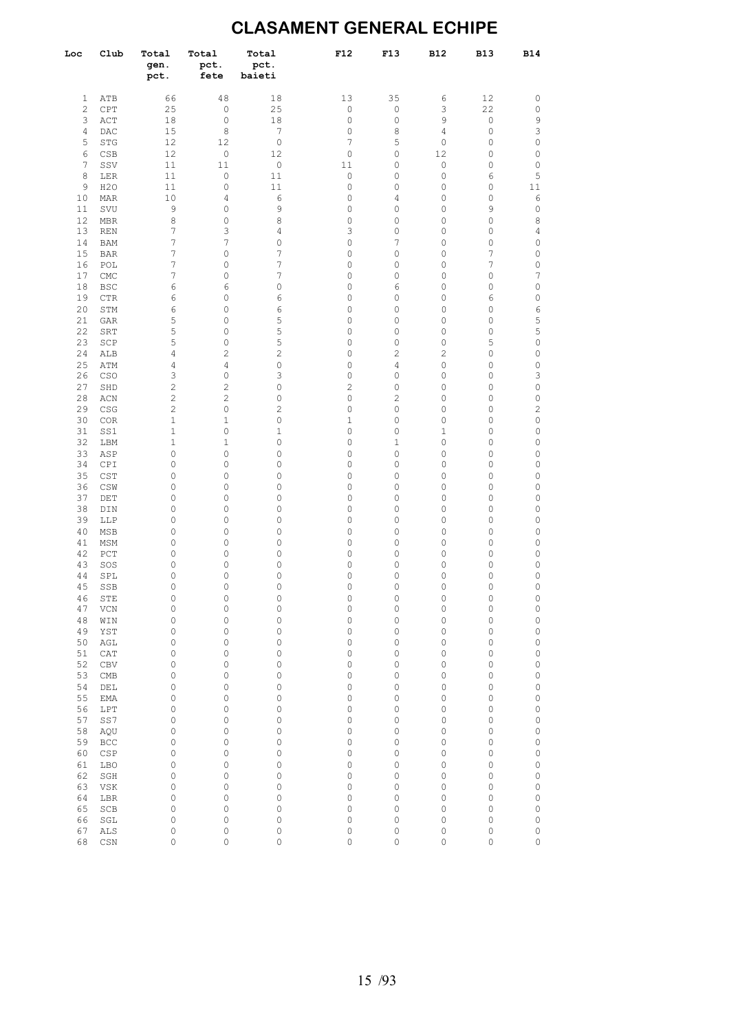# CLASAMENT GENERAL ECHIPE

| Loc | Club | Total gen. pct. | Total pct. fete | Total pct. baieti | F12 | F13 | B12 | B13 | B14 |
|---|---|---|---|---|---|---|---|---|---|
| 1 | ATB | 66 | 48 | 18 | 13 | 35 | 6 | 12 | 0 |
| 2 | CPT | 25 | 0 | 25 | 0 | 0 | 3 | 22 | 0 |
| 3 | ACT | 18 | 0 | 18 | 0 | 0 | 9 | 0 | 9 |
| 4 | DAC | 15 | 8 | 7 | 0 | 8 | 4 | 0 | 3 |
| 5 | STG | 12 | 12 | 0 | 7 | 5 | 0 | 0 | 0 |
| 6 | CSB | 12 | 0 | 12 | 0 | 0 | 12 | 0 | 0 |
| 7 | SSV | 11 | 11 | 0 | 11 | 0 | 0 | 0 | 0 |
| 8 | LER | 11 | 0 | 11 | 0 | 0 | 0 | 6 | 5 |
| 9 | H2O | 11 | 0 | 11 | 0 | 0 | 0 | 0 | 11 |
| 10 | MAR | 10 | 4 | 6 | 0 | 4 | 0 | 0 | 6 |
| 11 | SVU | 9 | 0 | 9 | 0 | 0 | 0 | 9 | 0 |
| 12 | MBR | 8 | 0 | 8 | 0 | 0 | 0 | 0 | 8 |
| 13 | REN | 7 | 3 | 4 | 3 | 0 | 0 | 0 | 4 |
| 14 | BAM | 7 | 7 | 0 | 0 | 7 | 0 | 0 | 0 |
| 15 | BAR | 7 | 0 | 7 | 0 | 0 | 0 | 7 | 0 |
| 16 | POL | 7 | 0 | 7 | 0 | 0 | 0 | 7 | 0 |
| 17 | CMC | 7 | 0 | 7 | 0 | 0 | 0 | 0 | 7 |
| 18 | BSC | 6 | 6 | 0 | 0 | 6 | 0 | 0 | 0 |
| 19 | CTR | 6 | 0 | 6 | 0 | 0 | 0 | 6 | 0 |
| 20 | STM | 6 | 0 | 6 | 0 | 0 | 0 | 0 | 6 |
| 21 | GAR | 5 | 0 | 5 | 0 | 0 | 0 | 0 | 5 |
| 22 | SRT | 5 | 0 | 5 | 0 | 0 | 0 | 0 | 5 |
| 23 | SCP | 5 | 0 | 5 | 0 | 0 | 0 | 5 | 0 |
| 24 | ALB | 4 | 2 | 2 | 0 | 2 | 2 | 0 | 0 |
| 25 | ATM | 4 | 4 | 0 | 0 | 4 | 0 | 0 | 0 |
| 26 | CSO | 3 | 0 | 3 | 0 | 0 | 0 | 0 | 3 |
| 27 | SHD | 2 | 2 | 0 | 2 | 0 | 0 | 0 | 0 |
| 28 | ACN | 2 | 2 | 0 | 0 | 2 | 0 | 0 | 0 |
| 29 | CSG | 2 | 0 | 2 | 0 | 0 | 0 | 0 | 2 |
| 30 | COR | 1 | 1 | 0 | 1 | 0 | 0 | 0 | 0 |
| 31 | SS1 | 1 | 0 | 1 | 0 | 0 | 1 | 0 | 0 |
| 32 | LBM | 1 | 1 | 0 | 0 | 1 | 0 | 0 | 0 |
| 33 | ASP | 0 | 0 | 0 | 0 | 0 | 0 | 0 | 0 |
| 34 | CPI | 0 | 0 | 0 | 0 | 0 | 0 | 0 | 0 |
| 35 | CST | 0 | 0 | 0 | 0 | 0 | 0 | 0 | 0 |
| 36 | CSW | 0 | 0 | 0 | 0 | 0 | 0 | 0 | 0 |
| 37 | DET | 0 | 0 | 0 | 0 | 0 | 0 | 0 | 0 |
| 38 | DIN | 0 | 0 | 0 | 0 | 0 | 0 | 0 | 0 |
| 39 | LLP | 0 | 0 | 0 | 0 | 0 | 0 | 0 | 0 |
| 40 | MSB | 0 | 0 | 0 | 0 | 0 | 0 | 0 | 0 |
| 41 | MSM | 0 | 0 | 0 | 0 | 0 | 0 | 0 | 0 |
| 42 | PCT | 0 | 0 | 0 | 0 | 0 | 0 | 0 | 0 |
| 43 | SOS | 0 | 0 | 0 | 0 | 0 | 0 | 0 | 0 |
| 44 | SPL | 0 | 0 | 0 | 0 | 0 | 0 | 0 | 0 |
| 45 | SSB | 0 | 0 | 0 | 0 | 0 | 0 | 0 | 0 |
| 46 | STE | 0 | 0 | 0 | 0 | 0 | 0 | 0 | 0 |
| 47 | VCN | 0 | 0 | 0 | 0 | 0 | 0 | 0 | 0 |
| 48 | WIN | 0 | 0 | 0 | 0 | 0 | 0 | 0 | 0 |
| 49 | YST | 0 | 0 | 0 | 0 | 0 | 0 | 0 | 0 |
| 50 | AGL | 0 | 0 | 0 | 0 | 0 | 0 | 0 | 0 |
| 51 | CAT | 0 | 0 | 0 | 0 | 0 | 0 | 0 | 0 |
| 52 | CBV | 0 | 0 | 0 | 0 | 0 | 0 | 0 | 0 |
| 53 | CMB | 0 | 0 | 0 | 0 | 0 | 0 | 0 | 0 |
| 54 | DEL | 0 | 0 | 0 | 0 | 0 | 0 | 0 | 0 |
| 55 | EMA | 0 | 0 | 0 | 0 | 0 | 0 | 0 | 0 |
| 56 | LPT | 0 | 0 | 0 | 0 | 0 | 0 | 0 | 0 |
| 57 | SS7 | 0 | 0 | 0 | 0 | 0 | 0 | 0 | 0 |
| 58 | AQU | 0 | 0 | 0 | 0 | 0 | 0 | 0 | 0 |
| 59 | BCC | 0 | 0 | 0 | 0 | 0 | 0 | 0 | 0 |
| 60 | CSP | 0 | 0 | 0 | 0 | 0 | 0 | 0 | 0 |
| 61 | LBO | 0 | 0 | 0 | 0 | 0 | 0 | 0 | 0 |
| 62 | SGH | 0 | 0 | 0 | 0 | 0 | 0 | 0 | 0 |
| 63 | VSK | 0 | 0 | 0 | 0 | 0 | 0 | 0 | 0 |
| 64 | LBR | 0 | 0 | 0 | 0 | 0 | 0 | 0 | 0 |
| 65 | SCB | 0 | 0 | 0 | 0 | 0 | 0 | 0 | 0 |
| 66 | SGL | 0 | 0 | 0 | 0 | 0 | 0 | 0 | 0 |
| 67 | ALS | 0 | 0 | 0 | 0 | 0 | 0 | 0 | 0 |
| 68 | CSN | 0 | 0 | 0 | 0 | 0 | 0 | 0 | 0 |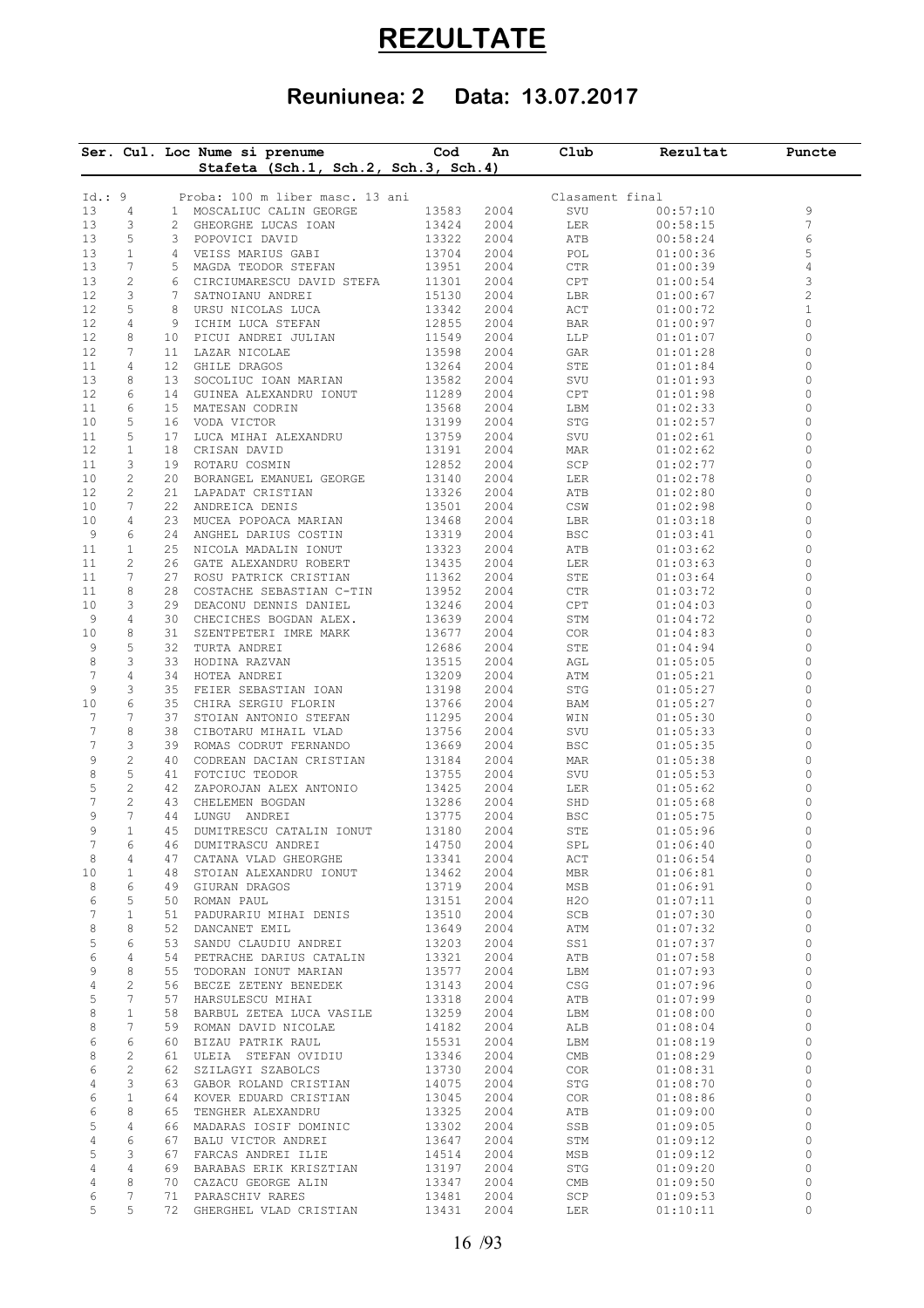# REZULTATE

## Reuniunea: 2 Data: 13.07.2017

| Ser. | Cul. | Loc | Nume si prenume<br>Stafeta (Sch.1, Sch.2, Sch.3, Sch.4) | Cod | An | Club | Rezultat | Puncte |
|---|---|---|---|---|---|---|---|---|
| Id.: 9 | | | Proba: 100 m liber masc. 13 ani | | | Clasament final | | |
| 13 | 4 | 1 | MOSCALIUC CALIN GEORGE | 13583 | 2004 | SVU | 00:57:10 | 9 |
| 13 | 3 | 2 | GHEORGHE LUCAS IOAN | 13424 | 2004 | LER | 00:58:15 | 7 |
| 13 | 5 | 3 | POPOVICI DAVID | 13322 | 2004 | ATB | 00:58:24 | 6 |
| 13 | 1 | 4 | VEISS MARIUS GABI | 13704 | 2004 | POL | 01:00:36 | 5 |
| 13 | 7 | 5 | MAGDA TEODOR STEFAN | 13951 | 2004 | CTR | 01:00:39 | 4 |
| 13 | 2 | 6 | CIRCIUMARESCU DAVID STEFA | 11301 | 2004 | CPT | 01:00:54 | 3 |
| 12 | 3 | 7 | SATNOIANU ANDREI | 15130 | 2004 | LBR | 01:00:67 | 2 |
| 12 | 5 | 8 | URSU NICOLAS LUCA | 13342 | 2004 | ACT | 01:00:72 | 1 |
| 12 | 4 | 9 | ICHIM LUCA STEFAN | 12855 | 2004 | BAR | 01:00:97 | 0 |
| 12 | 8 | 10 | PICUI ANDREI JULIAN | 11549 | 2004 | LLP | 01:01:07 | 0 |
| 12 | 7 | 11 | LAZAR NICOLAE | 13598 | 2004 | GAR | 01:01:28 | 0 |
| 11 | 4 | 12 | GHILE DRAGOS | 13264 | 2004 | STE | 01:01:84 | 0 |
| 13 | 8 | 13 | SOCOLIUC IOAN MARIAN | 13582 | 2004 | SVU | 01:01:93 | 0 |
| 12 | 6 | 14 | GUINEA ALEXANDRU IONUT | 11289 | 2004 | CPT | 01:01:98 | 0 |
| 11 | 6 | 15 | MATESAN CODRIN | 13568 | 2004 | LBM | 01:02:33 | 0 |
| 10 | 5 | 16 | VODA VICTOR | 13199 | 2004 | STG | 01:02:57 | 0 |
| 11 | 5 | 17 | LUCA MIHAI ALEXANDRU | 13759 | 2004 | SVU | 01:02:61 | 0 |
| 12 | 1 | 18 | CRISAN DAVID | 13191 | 2004 | MAR | 01:02:62 | 0 |
| 11 | 3 | 19 | ROTARU COSMIN | 12852 | 2004 | SCP | 01:02:77 | 0 |
| 10 | 2 | 20 | BORANGEL EMANUEL GEORGE | 13140 | 2004 | LER | 01:02:78 | 0 |
| 12 | 2 | 21 | LAPADAT CRISTIAN | 13326 | 2004 | ATB | 01:02:80 | 0 |
| 10 | 7 | 22 | ANDREICA DENIS | 13501 | 2004 | CSW | 01:02:98 | 0 |
| 10 | 4 | 23 | MUCEA POPOACA MARIAN | 13468 | 2004 | LBR | 01:03:18 | 0 |
| 9 | 6 | 24 | ANGHEL DARIUS COSTIN | 13319 | 2004 | BSC | 01:03:41 | 0 |
| 11 | 1 | 25 | NICOLA MADALIN IONUT | 13323 | 2004 | ATB | 01:03:62 | 0 |
| 11 | 2 | 26 | GATE ALEXANDRU ROBERT | 13435 | 2004 | LER | 01:03:63 | 0 |
| 11 | 7 | 27 | ROSU PATRICK CRISTIAN | 11362 | 2004 | STE | 01:03:64 | 0 |
| 11 | 8 | 28 | COSTACHE SEBASTIAN C-TIN | 13952 | 2004 | CTR | 01:03:72 | 0 |
| 10 | 3 | 29 | DEACONU DENNIS DANIEL | 13246 | 2004 | CPT | 01:04:03 | 0 |
| 9 | 4 | 30 | CHECICHES BOGDAN ALEX. | 13639 | 2004 | STM | 01:04:72 | 0 |
| 10 | 8 | 31 | SZENTPETERI IMRE MARK | 13677 | 2004 | COR | 01:04:83 | 0 |
| 9 | 5 | 32 | TURTA ANDREI | 12686 | 2004 | STE | 01:04:94 | 0 |
| 8 | 3 | 33 | HODINA RAZVAN | 13515 | 2004 | AGL | 01:05:05 | 0 |
| 7 | 4 | 34 | HOTEA ANDREI | 13209 | 2004 | ATM | 01:05:21 | 0 |
| 9 | 3 | 35 | FEIER SEBASTIAN IOAN | 13198 | 2004 | STG | 01:05:27 | 0 |
| 10 | 6 | 35 | CHIRA SERGIU FLORIN | 13766 | 2004 | BAM | 01:05:27 | 0 |
| 7 | 7 | 37 | STOIAN ANTONIO STEFAN | 11295 | 2004 | WIN | 01:05:30 | 0 |
| 7 | 8 | 38 | CIBOTARU MIHAIL VLAD | 13756 | 2004 | SVU | 01:05:33 | 0 |
| 7 | 3 | 39 | ROMAS CODRUT FERNANDO | 13669 | 2004 | BSC | 01:05:35 | 0 |
| 9 | 2 | 40 | CODREAN DACIAN CRISTIAN | 13184 | 2004 | MAR | 01:05:38 | 0 |
| 8 | 5 | 41 | FOTCIUC TEODOR | 13755 | 2004 | SVU | 01:05:53 | 0 |
| 5 | 2 | 42 | ZAPOROJAN ALEX ANTONIO | 13425 | 2004 | LER | 01:05:62 | 0 |
| 7 | 2 | 43 | CHELEMEN BOGDAN | 13286 | 2004 | SHD | 01:05:68 | 0 |
| 9 | 7 | 44 | LUNGU ANDREI | 13775 | 2004 | BSC | 01:05:75 | 0 |
| 9 | 1 | 45 | DUMITRESCU CATALIN IONUT | 13180 | 2004 | STE | 01:05:96 | 0 |
| 7 | 6 | 46 | DUMITRASCU ANDREI | 14750 | 2004 | SPL | 01:06:40 | 0 |
| 8 | 4 | 47 | CATANA VLAD GHEORGHE | 13341 | 2004 | ACT | 01:06:54 | 0 |
| 10 | 1 | 48 | STOIAN ALEXANDRU IONUT | 13462 | 2004 | MBR | 01:06:81 | 0 |
| 8 | 6 | 49 | GIURAN DRAGOS | 13719 | 2004 | MSB | 01:06:91 | 0 |
| 6 | 5 | 50 | ROMAN PAUL | 13151 | 2004 | H2O | 01:07:11 | 0 |
| 7 | 1 | 51 | PADURARIU MIHAI DENIS | 13510 | 2004 | SCB | 01:07:30 | 0 |
| 8 | 8 | 52 | DANCANET EMIL | 13649 | 2004 | ATM | 01:07:32 | 0 |
| 5 | 6 | 53 | SANDU CLAUDIU ANDREI | 13203 | 2004 | SS1 | 01:07:37 | 0 |
| 6 | 4 | 54 | PETRACHE DARIUS CATALIN | 13321 | 2004 | ATB | 01:07:58 | 0 |
| 9 | 8 | 55 | TODORAN IONUT MARIAN | 13577 | 2004 | LBM | 01:07:93 | 0 |
| 4 | 2 | 56 | BECZE ZETENY BENEDEK | 13143 | 2004 | CSG | 01:07:96 | 0 |
| 5 | 7 | 57 | HARSULESCU MIHAI | 13318 | 2004 | ATB | 01:07:99 | 0 |
| 8 | 1 | 58 | BARBUL ZETEA LUCA VASILE | 13259 | 2004 | LBM | 01:08:00 | 0 |
| 8 | 7 | 59 | ROMAN DAVID NICOLAE | 14182 | 2004 | ALB | 01:08:04 | 0 |
| 6 | 6 | 60 | BIZAU PATRIK RAUL | 15531 | 2004 | LBM | 01:08:19 | 0 |
| 8 | 2 | 61 | ULEIA STEFAN OVIDIU | 13346 | 2004 | CMB | 01:08:29 | 0 |
| 6 | 2 | 62 | SZILAGYI SZABOLCS | 13730 | 2004 | COR | 01:08:31 | 0 |
| 4 | 3 | 63 | GABOR ROLAND CRISTIAN | 14075 | 2004 | STG | 01:08:70 | 0 |
| 6 | 1 | 64 | KOVER EDUARD CRISTIAN | 13045 | 2004 | COR | 01:08:86 | 0 |
| 6 | 8 | 65 | TENGHER ALEXANDRU | 13325 | 2004 | ATB | 01:09:00 | 0 |
| 5 | 4 | 66 | MADARAS IOSIF DOMINIC | 13302 | 2004 | SSB | 01:09:05 | 0 |
| 4 | 6 | 67 | BALU VICTOR ANDREI | 13647 | 2004 | STM | 01:09:12 | 0 |
| 5 | 3 | 67 | FARCAS ANDREI ILIE | 14514 | 2004 | MSB | 01:09:12 | 0 |
| 4 | 4 | 69 | BARABAS ERIK KRISZTIAN | 13197 | 2004 | STG | 01:09:20 | 0 |
| 4 | 8 | 70 | CAZACU GEORGE ALIN | 13347 | 2004 | CMB | 01:09:50 | 0 |
| 6 | 7 | 71 | PARASCHIV RARES | 13481 | 2004 | SCP | 01:09:53 | 0 |
| 5 | 5 | 72 | GHERGHEL VLAD CRISTIAN | 13431 | 2004 | LER | 01:10:11 | 0 |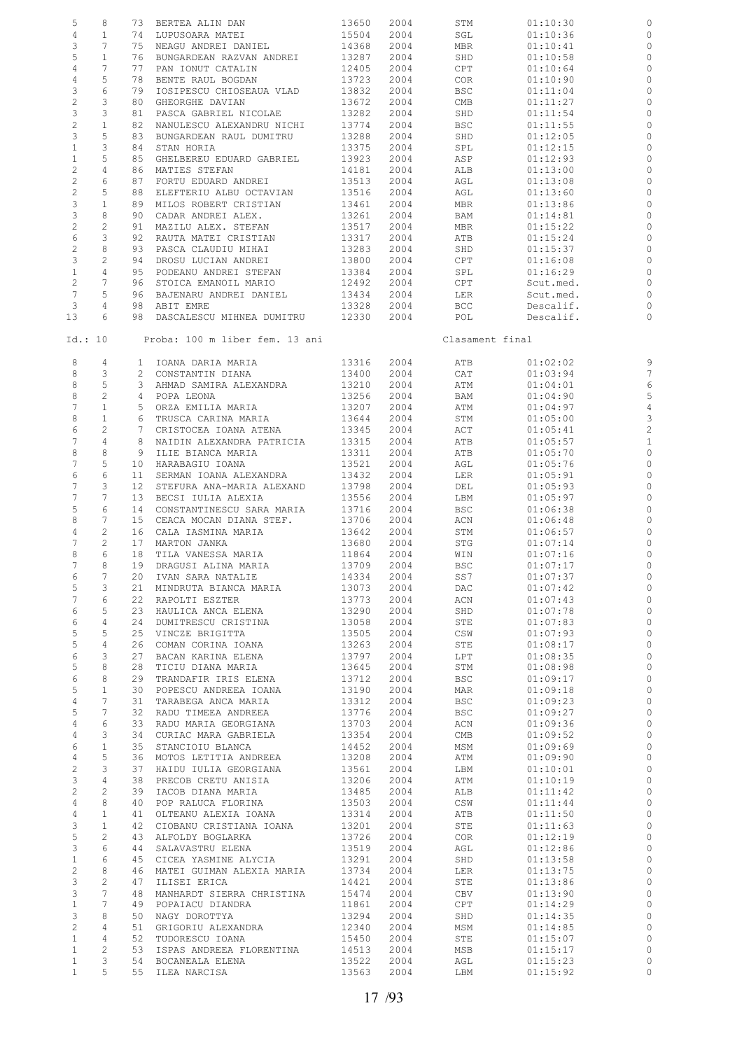| | | | | | | | | |
|---|---|---|---|---|---|---|---|---|
| 5 | 8 | 73 | BERTEA ALIN DAN | 13650 | 2004 | STM | 01:10:30 | 0 |
| 4 | 1 | 74 | LUPUSOARA MATEI | 15504 | 2004 | SGL | 01:10:36 | 0 |
| 3 | 7 | 75 | NEAGU ANDREI DANIEL | 14368 | 2004 | MBR | 01:10:41 | 0 |
| 5 | 1 | 76 | BUNGARDEAN RAZVAN ANDREI | 13287 | 2004 | SHD | 01:10:58 | 0 |
| 4 | 7 | 77 | PAN IONUT CATALIN | 12405 | 2004 | CPT | 01:10:64 | 0 |
| 4 | 5 | 78 | BENTE RAUL BOGDAN | 13723 | 2004 | COR | 01:10:90 | 0 |
| 3 | 6 | 79 | IOSIPESCU CHIOSEAUA VLAD | 13832 | 2004 | BSC | 01:11:04 | 0 |
| 2 | 3 | 80 | GHEORGHE DAVIAN | 13672 | 2004 | CMB | 01:11:27 | 0 |
| 3 | 3 | 81 | PASCA GABRIEL NICOLAE | 13282 | 2004 | SHD | 01:11:54 | 0 |
| 2 | 1 | 82 | NANULESCU ALEXANDRU NICHI | 13774 | 2004 | BSC | 01:11:55 | 0 |
| 3 | 5 | 83 | BUNGARDEAN RAUL DUMITRU | 13288 | 2004 | SHD | 01:12:05 | 0 |
| 1 | 3 | 84 | STAN HORIA | 13375 | 2004 | SPL | 01:12:15 | 0 |
| 1 | 5 | 85 | GHELBEREU EDUARD GABRIEL | 13923 | 2004 | ASP | 01:12:93 | 0 |
| 2 | 4 | 86 | MATIES STEFAN | 14181 | 2004 | ALB | 01:13:00 | 0 |
| 2 | 6 | 87 | FORTU EDUARD ANDREI | 13513 | 2004 | AGL | 01:13:08 | 0 |
| 2 | 5 | 88 | ELEFTERIU ALBU OCTAVIAN | 13516 | 2004 | AGL | 01:13:60 | 0 |
| 3 | 1 | 89 | MILOS ROBERT CRISTIAN | 13461 | 2004 | MBR | 01:13:86 | 0 |
| 3 | 8 | 90 | CADAR ANDREI ALEX. | 13261 | 2004 | BAM | 01:14:81 | 0 |
| 2 | 2 | 91 | MAZILU ALEX. STEFAN | 13517 | 2004 | MBR | 01:15:22 | 0 |
| 6 | 3 | 92 | RAUTA MATEI CRISTIAN | 13317 | 2004 | ATB | 01:15:24 | 0 |
| 2 | 8 | 93 | PASCA CLAUDIU MIHAI | 13283 | 2004 | SHD | 01:15:37 | 0 |
| 3 | 2 | 94 | DROSU LUCIAN ANDREI | 13800 | 2004 | CPT | 01:16:08 | 0 |
| 1 | 4 | 95 | PODEANU ANDREI STEFAN | 13384 | 2004 | SPL | 01:16:29 | 0 |
| 2 | 7 | 96 | STOICA EMANOIL MARIO | 12492 | 2004 | CPT | Scut.med. | 0 |
| 7 | 5 | 96 | BAJENARU ANDREI DANIEL | 13434 | 2004 | LER | Scut.med. | 0 |
| 3 | 4 | 98 | ABIT EMRE | 13328 | 2004 | BCC | Descalif. | 0 |
| 13 | 6 | 98 | DASCALESCU MIHNEA DUMITRU | 12330 | 2004 | POL | Descalif. | 0 |

Id.: 10 Proba: 100 m liber fem. 13 ani Clasament final

| | | | | | | | | |
|---|---|---|---|---|---|---|---|---|
| 8 | 4 | 1 | IOANA DARIA MARIA | 13316 | 2004 | ATB | 01:02:02 | 9 |
| 8 | 3 | 2 | CONSTANTIN DIANA | 13400 | 2004 | CAT | 01:03:94 | 7 |
| 8 | 5 | 3 | AHMAD SAMIRA ALEXANDRA | 13210 | 2004 | ATM | 01:04:01 | 6 |
| 8 | 2 | 4 | POPA LEONA | 13256 | 2004 | BAM | 01:04:90 | 5 |
| 7 | 1 | 5 | ORZA EMILIA MARIA | 13207 | 2004 | ATM | 01:04:97 | 4 |
| 8 | 1 | 6 | TRUSCA CARINA MARIA | 13644 | 2004 | STM | 01:05:00 | 3 |
| 6 | 2 | 7 | CRISTOCEA IOANA ATENA | 13345 | 2004 | ACT | 01:05:41 | 2 |
| 7 | 4 | 8 | NAIDIN ALEXANDRA PATRICIA | 13315 | 2004 | ATB | 01:05:57 | 1 |
| 8 | 8 | 9 | ILIE BIANCA MARIA | 13311 | 2004 | ATB | 01:05:70 | 0 |
| 7 | 5 | 10 | HARABAGIU IOANA | 13521 | 2004 | AGL | 01:05:76 | 0 |
| 6 | 6 | 11 | SERMAN IOANA ALEXANDRA | 13432 | 2004 | LER | 01:05:91 | 0 |
| 7 | 3 | 12 | STEFURA ANA-MARIA ALEXAND | 13798 | 2004 | DEL | 01:05:93 | 0 |
| 7 | 7 | 13 | BECSI IULIA ALEXIA | 13556 | 2004 | LBM | 01:05:97 | 0 |
| 5 | 6 | 14 | CONSTANTINESCU SARA MARIA | 13716 | 2004 | BSC | 01:06:38 | 0 |
| 8 | 7 | 15 | CEACA MOCAN DIANA STEF. | 13706 | 2004 | ACN | 01:06:48 | 0 |
| 4 | 2 | 16 | CALA IASMINA MARIA | 13642 | 2004 | STM | 01:06:57 | 0 |
| 7 | 2 | 17 | MARTON JANKA | 13680 | 2004 | STG | 01:07:14 | 0 |
| 8 | 6 | 18 | TILA VANESSA MARIA | 11864 | 2004 | WIN | 01:07:16 | 0 |
| 7 | 8 | 19 | DRAGUSI ALINA MARIA | 13709 | 2004 | BSC | 01:07:17 | 0 |
| 6 | 7 | 20 | IVAN SARA NATALIE | 14334 | 2004 | SS7 | 01:07:37 | 0 |
| 5 | 3 | 21 | MINDRUTA BIANCA MARIA | 13073 | 2004 | DAC | 01:07:42 | 0 |
| 7 | 6 | 22 | RAPOLTI ESZTER | 13773 | 2004 | ACN | 01:07:43 | 0 |
| 6 | 5 | 23 | HAULICA ANCA ELENA | 13290 | 2004 | SHD | 01:07:78 | 0 |
| 6 | 4 | 24 | DUMITRESCU CRISTINA | 13058 | 2004 | STE | 01:07:83 | 0 |
| 5 | 5 | 25 | VINCZE BRIGITTA | 13505 | 2004 | CSW | 01:07:93 | 0 |
| 5 | 4 | 26 | COMAN CORINA IOANA | 13263 | 2004 | STE | 01:08:17 | 0 |
| 6 | 3 | 27 | BACAN KARINA ELENA | 13797 | 2004 | LPT | 01:08:35 | 0 |
| 5 | 8 | 28 | TICIU DIANA MARIA | 13645 | 2004 | STM | 01:08:98 | 0 |
| 6 | 8 | 29 | TRANDAFIR IRIS ELENA | 13712 | 2004 | BSC | 01:09:17 | 0 |
| 5 | 1 | 30 | POPESCU ANDREEA IOANA | 13190 | 2004 | MAR | 01:09:18 | 0 |
| 4 | 7 | 31 | TARABEGA ANCA MARIA | 13312 | 2004 | BSC | 01:09:23 | 0 |
| 5 | 7 | 32 | RADU TIMEEA ANDREEA | 13776 | 2004 | BSC | 01:09:27 | 0 |
| 4 | 6 | 33 | RADU MARIA GEORGIANA | 13703 | 2004 | ACN | 01:09:36 | 0 |
| 4 | 3 | 34 | CURIAC MARA GABRIELA | 13354 | 2004 | CMB | 01:09:52 | 0 |
| 6 | 1 | 35 | STANCIOIU BLANCA | 14452 | 2004 | MSM | 01:09:69 | 0 |
| 4 | 5 | 36 | MOTOS LETITIA ANDREEA | 13208 | 2004 | ATM | 01:09:90 | 0 |
| 2 | 3 | 37 | HAIDU IULIA GEORGIANA | 13561 | 2004 | LBM | 01:10:01 | 0 |
| 3 | 4 | 38 | PRECOB CRETU ANISIA | 13206 | 2004 | ATM | 01:10:19 | 0 |
| 2 | 2 | 39 | IACOB DIANA MARIA | 13485 | 2004 | ALB | 01:11:42 | 0 |
| 4 | 8 | 40 | POP RALUCA FLORINA | 13503 | 2004 | CSW | 01:11:44 | 0 |
| 4 | 1 | 41 | OLTEANU ALEXIA IOANA | 13314 | 2004 | ATB | 01:11:50 | 0 |
| 3 | 1 | 42 | CIOBANU CRISTIANA IOANA | 13201 | 2004 | STE | 01:11:63 | 0 |
| 5 | 2 | 43 | ALFOLDY BOGLARKA | 13726 | 2004 | COR | 01:12:19 | 0 |
| 3 | 6 | 44 | SALAVASTRU ELENA | 13519 | 2004 | AGL | 01:12:86 | 0 |
| 1 | 6 | 45 | CICEA YASMINE ALYCIA | 13291 | 2004 | SHD | 01:13:58 | 0 |
| 2 | 8 | 46 | MATEI GUIMAN ALEXIA MARIA | 13734 | 2004 | LER | 01:13:75 | 0 |
| 3 | 2 | 47 | ILISEI ERICA | 14421 | 2004 | STE | 01:13:86 | 0 |
| 3 | 7 | 48 | MANHARDT SIERRA CHRISTINA | 15474 | 2004 | CBV | 01:13:90 | 0 |
| 1 | 7 | 49 | POPAIACU DIANDRA | 11861 | 2004 | CPT | 01:14:29 | 0 |
| 3 | 8 | 50 | NAGY DOROTTYA | 13294 | 2004 | SHD | 01:14:35 | 0 |
| 2 | 4 | 51 | GRIGORIU ALEXANDRA | 12340 | 2004 | MSM | 01:14:85 | 0 |
| 1 | 4 | 52 | TUDORESCU IOANA | 15450 | 2004 | STE | 01:15:07 | 0 |
| 1 | 2 | 53 | ISPAS ANDREEA FLORENTINA | 14513 | 2004 | MSB | 01:15:17 | 0 |
| 1 | 3 | 54 | BOCANEALA ELENA | 13522 | 2004 | AGL | 01:15:23 | 0 |
| 1 | 5 | 55 | ILEA NARCISA | 13563 | 2004 | LBM | 01:15:92 | 0 |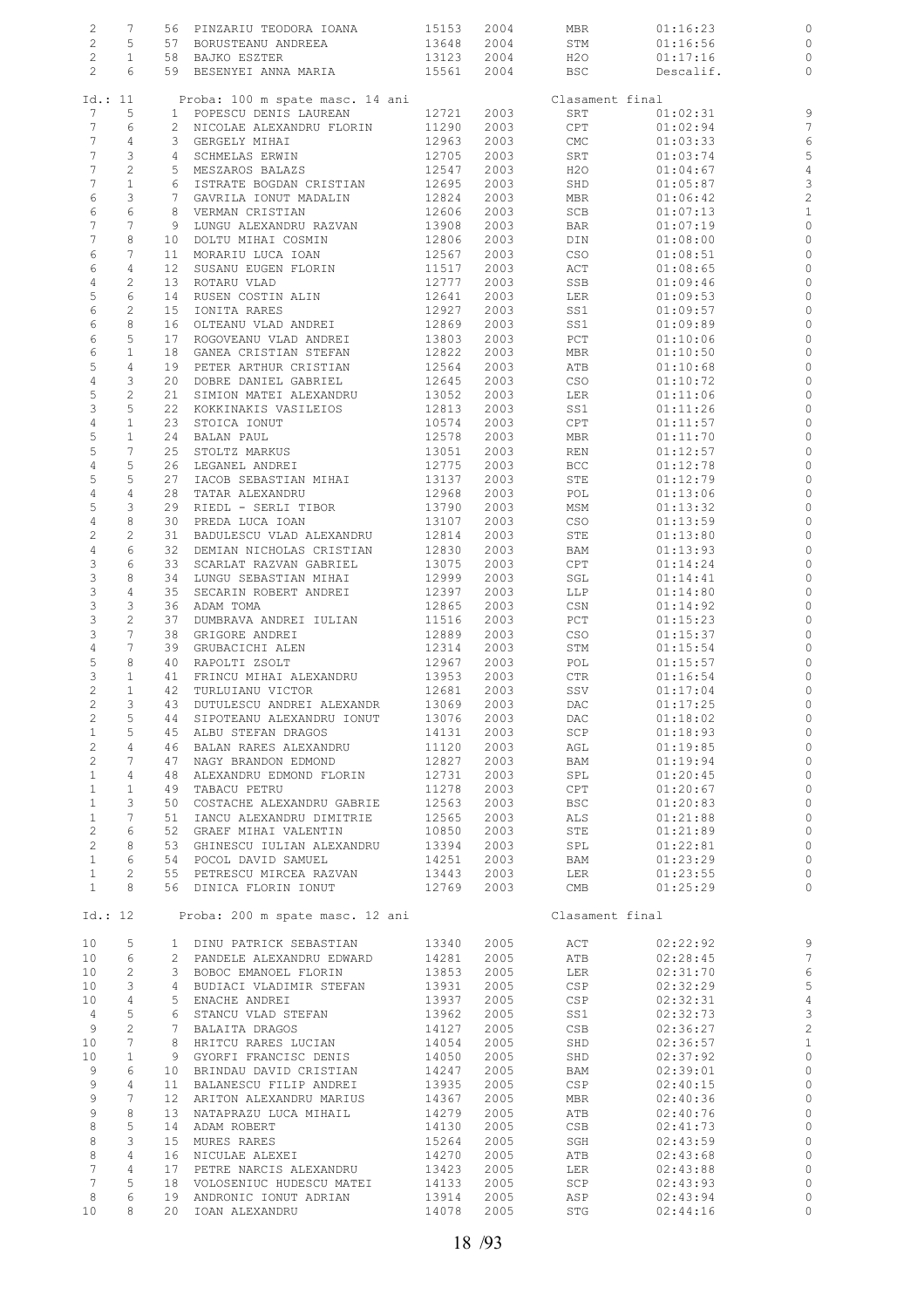| | | | | | | | | |
|---|---|---|---|---|---|---|---|---|
| 2 | 7 | 56 | PINZARIU TEODORA IOANA | 15153 | 2004 | MBR | 01:16:23 | 0 |
| 2 | 5 | 57 | BORUSTEANU ANDREEA | 13648 | 2004 | STM | 01:16:56 | 0 |
| 2 | 1 | 58 | BAJKO ESZTER | 13123 | 2004 | H2O | 01:17:16 | 0 |
| 2 | 6 | 59 | BESENYEI ANNA MARIA | 15561 | 2004 | BSC | Descalif. | 0 |

Id.: 11 Proba: 100 m spate masc. 14 ani Clasament final

| | | | | | | | | |
|---|---|---|---|---|---|---|---|---|
| 7 | 5 | 1 | POPESCU DENIS LAUREAN | 12721 | 2003 | SRT | 01:02:31 | 9 |
| 7 | 6 | 2 | NICOLAE ALEXANDRU FLORIN | 11290 | 2003 | CPT | 01:02:94 | 7 |
| 7 | 4 | 3 | GERGELY MIHAI | 12963 | 2003 | CMC | 01:03:33 | 6 |
| 7 | 3 | 4 | SCHMELAS ERWIN | 12705 | 2003 | SRT | 01:03:74 | 5 |
| 7 | 2 | 5 | MESZAROS BALAZS | 12547 | 2003 | H2O | 01:04:67 | 4 |
| 7 | 1 | 6 | ISTRATE BOGDAN CRISTIAN | 12695 | 2003 | SHD | 01:05:87 | 3 |
| 6 | 3 | 7 | GAVRILA IONUT MADALIN | 12824 | 2003 | MBR | 01:06:42 | 2 |
| 6 | 6 | 8 | VERMAN CRISTIAN | 12606 | 2003 | SCB | 01:07:13 | 1 |
| 7 | 7 | 9 | LUNGU ALEXANDRU RAZVAN | 13908 | 2003 | BAR | 01:07:19 | 0 |
| 7 | 8 | 10 | DOLTU MIHAI COSMIN | 12806 | 2003 | DIN | 01:08:00 | 0 |
| 6 | 7 | 11 | MORARIU LUCA IOAN | 12567 | 2003 | CSO | 01:08:51 | 0 |
| 6 | 4 | 12 | SUSANU EUGEN FLORIN | 11517 | 2003 | ACT | 01:08:65 | 0 |
| 4 | 2 | 13 | ROTARU VLAD | 12777 | 2003 | SSB | 01:09:46 | 0 |
| 5 | 6 | 14 | RUSEN COSTIN ALIN | 12641 | 2003 | LER | 01:09:53 | 0 |
| 6 | 2 | 15 | IONITA RARES | 12927 | 2003 | SS1 | 01:09:57 | 0 |
| 6 | 8 | 16 | OLTEANU VLAD ANDREI | 12869 | 2003 | SS1 | 01:09:89 | 0 |
| 6 | 5 | 17 | ROGOVEANU VLAD ANDREI | 13803 | 2003 | PCT | 01:10:06 | 0 |
| 6 | 1 | 18 | GANEA CRISTIAN STEFAN | 12822 | 2003 | MBR | 01:10:50 | 0 |
| 5 | 4 | 19 | PETER ARTHUR CRISTIAN | 12564 | 2003 | ATB | 01:10:68 | 0 |
| 4 | 3 | 20 | DOBRE DANIEL GABRIEL | 12645 | 2003 | CSO | 01:10:72 | 0 |
| 5 | 2 | 21 | SIMION MATEI ALEXANDRU | 13052 | 2003 | LER | 01:11:06 | 0 |
| 3 | 5 | 22 | KOKKINAKIS VASILEIOS | 12813 | 2003 | SS1 | 01:11:26 | 0 |
| 4 | 1 | 23 | STOICA IONUT | 10574 | 2003 | CPT | 01:11:57 | 0 |
| 5 | 1 | 24 | BALAN PAUL | 12578 | 2003 | MBR | 01:11:70 | 0 |
| 5 | 7 | 25 | STOLTZ MARKUS | 13051 | 2003 | REN | 01:12:57 | 0 |
| 4 | 5 | 26 | LEGANEL ANDREI | 12775 | 2003 | BCC | 01:12:78 | 0 |
| 5 | 5 | 27 | IACOB SEBASTIAN MIHAI | 13137 | 2003 | STE | 01:12:79 | 0 |
| 4 | 4 | 28 | TATAR ALEXANDRU | 12968 | 2003 | POL | 01:13:06 | 0 |
| 5 | 3 | 29 | RIEDL - SERLI TIBOR | 13790 | 2003 | MSM | 01:13:32 | 0 |
| 4 | 8 | 30 | PREDA LUCA IOAN | 13107 | 2003 | CSO | 01:13:59 | 0 |
| 2 | 2 | 31 | BADULESCU VLAD ALEXANDRU | 12814 | 2003 | STE | 01:13:80 | 0 |
| 4 | 6 | 32 | DEMIAN NICHOLAS CRISTIAN | 12830 | 2003 | BAM | 01:13:93 | 0 |
| 3 | 6 | 33 | SCARLAT RAZVAN GABRIEL | 13075 | 2003 | CPT | 01:14:24 | 0 |
| 3 | 8 | 34 | LUNGU SEBASTIAN MIHAI | 12999 | 2003 | SGL | 01:14:41 | 0 |
| 3 | 4 | 35 | SECARIN ROBERT ANDREI | 12397 | 2003 | LLP | 01:14:80 | 0 |
| 3 | 3 | 36 | ADAM TOMA | 12865 | 2003 | CSN | 01:14:92 | 0 |
| 3 | 2 | 37 | DUMBRAVA ANDREI IULIAN | 11516 | 2003 | PCT | 01:15:23 | 0 |
| 3 | 7 | 38 | GRIGORE ANDREI | 12889 | 2003 | CSO | 01:15:37 | 0 |
| 4 | 7 | 39 | GRUBACICHI ALEN | 12314 | 2003 | STM | 01:15:54 | 0 |
| 5 | 8 | 40 | RAPOLTI ZSOLT | 12967 | 2003 | POL | 01:15:57 | 0 |
| 3 | 1 | 41 | FRINCU MIHAI ALEXANDRU | 13953 | 2003 | CTR | 01:16:54 | 0 |
| 2 | 1 | 42 | TURLUIANU VICTOR | 12681 | 2003 | SSV | 01:17:04 | 0 |
| 2 | 3 | 43 | DUTULESCU ANDREI ALEXANDR | 13069 | 2003 | DAC | 01:17:25 | 0 |
| 2 | 5 | 44 | SIPOTEANU ALEXANDRU IONUT | 13076 | 2003 | DAC | 01:18:02 | 0 |
| 1 | 5 | 45 | ALBU STEFAN DRAGOS | 14131 | 2003 | SCP | 01:18:93 | 0 |
| 2 | 4 | 46 | BALAN RARES ALEXANDRU | 11120 | 2003 | AGL | 01:19:85 | 0 |
| 2 | 7 | 47 | NAGY BRANDON EDMOND | 12827 | 2003 | BAM | 01:19:94 | 0 |
| 1 | 4 | 48 | ALEXANDRU EDMOND FLORIN | 12731 | 2003 | SPL | 01:20:45 | 0 |
| 1 | 1 | 49 | TABACU PETRU | 11278 | 2003 | CPT | 01:20:67 | 0 |
| 1 | 3 | 50 | COSTACHE ALEXANDRU GABRIE | 12563 | 2003 | BSC | 01:20:83 | 0 |
| 1 | 7 | 51 | IANCU ALEXANDRU DIMITRIE | 12565 | 2003 | ALS | 01:21:88 | 0 |
| 2 | 6 | 52 | GRAEF MIHAI VALENTIN | 10850 | 2003 | STE | 01:21:89 | 0 |
| 2 | 8 | 53 | GHINESCU IULIAN ALEXANDRU | 13394 | 2003 | SPL | 01:22:81 | 0 |
| 1 | 6 | 54 | POCOL DAVID SAMUEL | 14251 | 2003 | BAM | 01:23:29 | 0 |
| 1 | 2 | 55 | PETRESCU MIRCEA RAZVAN | 13443 | 2003 | LER | 01:23:55 | 0 |
| 1 | 8 | 56 | DINICA FLORIN IONUT | 12769 | 2003 | CMB | 01:25:29 | 0 |

Id.: 12 Proba: 200 m spate masc. 12 ani Clasament final

| | | | | | | | | |
|---|---|---|---|---|---|---|---|---|
| 10 | 5 | 1 | DINU PATRICK SEBASTIAN | 13340 | 2005 | ACT | 02:22:92 | 9 |
| 10 | 6 | 2 | PANDELE ALEXANDRU EDWARD | 14281 | 2005 | ATB | 02:28:45 | 7 |
| 10 | 2 | 3 | BOBOC EMANOEL FLORIN | 13853 | 2005 | LER | 02:31:70 | 6 |
| 10 | 3 | 4 | BUDIACI VLADIMIR STEFAN | 13931 | 2005 | CSP | 02:32:29 | 5 |
| 10 | 4 | 5 | ENACHE ANDREI | 13937 | 2005 | CSP | 02:32:31 | 4 |
| 4 | 5 | 6 | STANCU VLAD STEFAN | 13962 | 2005 | SS1 | 02:32:73 | 3 |
| 9 | 2 | 7 | BALAITA DRAGOS | 14127 | 2005 | CSB | 02:36:27 | 2 |
| 10 | 7 | 8 | HRITCU RARES LUCIAN | 14054 | 2005 | SHD | 02:36:57 | 1 |
| 10 | 1 | 9 | GYORFI FRANCISC DENIS | 14050 | 2005 | SHD | 02:37:92 | 0 |
| 9 | 6 | 10 | BRINDAU DAVID CRISTIAN | 14247 | 2005 | BAM | 02:39:01 | 0 |
| 9 | 4 | 11 | BALANESCU FILIP ANDREI | 13935 | 2005 | CSP | 02:40:15 | 0 |
| 9 | 7 | 12 | ARITON ALEXANDRU MARIUS | 14367 | 2005 | MBR | 02:40:36 | 0 |
| 9 | 8 | 13 | NATAPRAZU LUCA MIHAIL | 14279 | 2005 | ATB | 02:40:76 | 0 |
| 8 | 5 | 14 | ADAM ROBERT | 14130 | 2005 | CSB | 02:41:73 | 0 |
| 8 | 3 | 15 | MURES RARES | 15264 | 2005 | SGH | 02:43:59 | 0 |
| 8 | 4 | 16 | NICULAE ALEXEI | 14270 | 2005 | ATB | 02:43:68 | 0 |
| 7 | 4 | 17 | PETRE NARCIS ALEXANDRU | 13423 | 2005 | LER | 02:43:88 | 0 |
| 7 | 5 | 18 | VOLOSENIUC HUDESCU MATEI | 14133 | 2005 | SCP | 02:43:93 | 0 |
| 8 | 6 | 19 | ANDRONIC IONUT ADRIAN | 13914 | 2005 | ASP | 02:43:94 | 0 |
| 10 | 8 | 20 | IOAN ALEXANDRU | 14078 | 2005 | STG | 02:44:16 | 0 |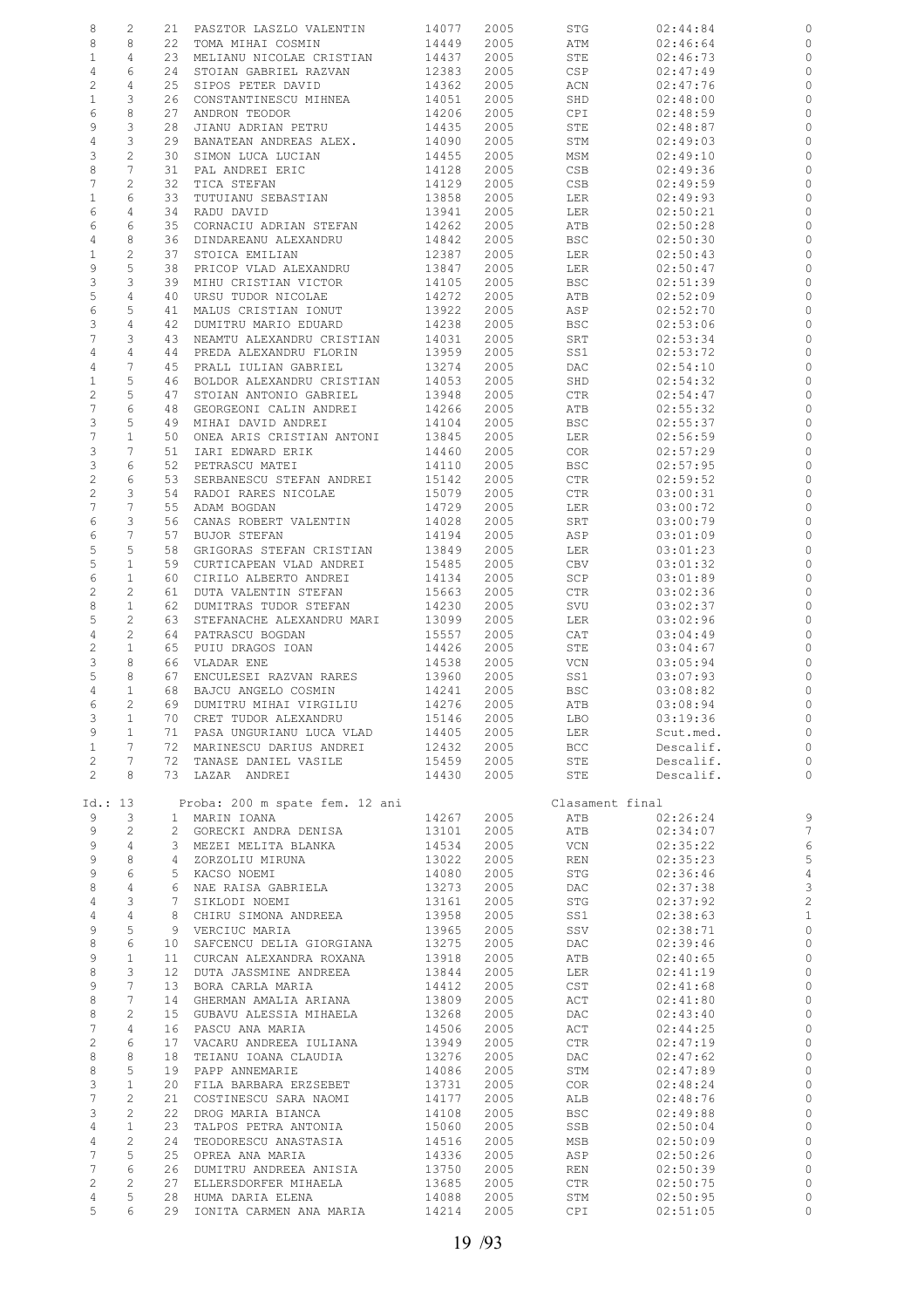| | | | | | | | | |
|---|---|---|---|---|---|---|---|---|
| 8 | 2 | 21 | PASZTOR LASZLO VALENTIN | 14077 | 2005 | STG | 02:44:84 | 0 |
| 8 | 8 | 22 | TOMA MIHAI COSMIN | 14449 | 2005 | ATM | 02:46:64 | 0 |
| 1 | 4 | 23 | MELIANU NICOLAE CRISTIAN | 14437 | 2005 | STE | 02:46:73 | 0 |
| 4 | 6 | 24 | STOIAN GABRIEL RAZVAN | 12383 | 2005 | CSP | 02:47:49 | 0 |
| 2 | 4 | 25 | SIPOS PETER DAVID | 14362 | 2005 | ACN | 02:47:76 | 0 |
| 1 | 3 | 26 | CONSTANTINESCU MIHNEA | 14051 | 2005 | SHD | 02:48:00 | 0 |
| 6 | 8 | 27 | ANDRON TEODOR | 14206 | 2005 | CPI | 02:48:59 | 0 |
| 9 | 3 | 28 | JIANU ADRIAN PETRU | 14435 | 2005 | STE | 02:48:87 | 0 |
| 4 | 3 | 29 | BANATEAN ANDREAS ALEX. | 14090 | 2005 | STM | 02:49:03 | 0 |
| 3 | 2 | 30 | SIMON LUCA LUCIAN | 14455 | 2005 | MSM | 02:49:10 | 0 |
| 8 | 7 | 31 | PAL ANDREI ERIC | 14128 | 2005 | CSB | 02:49:36 | 0 |
| 7 | 2 | 32 | TICA STEFAN | 14129 | 2005 | CSB | 02:49:59 | 0 |
| 1 | 6 | 33 | TUTUIANU SEBASTIAN | 13858 | 2005 | LER | 02:49:93 | 0 |
| 6 | 4 | 34 | RADU DAVID | 13941 | 2005 | LER | 02:50:21 | 0 |
| 6 | 6 | 35 | CORNACIU ADRIAN STEFAN | 14262 | 2005 | ATB | 02:50:28 | 0 |
| 4 | 8 | 36 | DINDAREANU ALEXANDRU | 14842 | 2005 | BSC | 02:50:30 | 0 |
| 1 | 2 | 37 | STOICA EMILIAN | 12387 | 2005 | LER | 02:50:43 | 0 |
| 9 | 5 | 38 | PRICOP VLAD ALEXANDRU | 13847 | 2005 | LER | 02:50:47 | 0 |
| 3 | 3 | 39 | MIHU CRISTIAN VICTOR | 14105 | 2005 | BSC | 02:51:39 | 0 |
| 5 | 4 | 40 | URSU TUDOR NICOLAE | 14272 | 2005 | ATB | 02:52:09 | 0 |
| 6 | 5 | 41 | MALUS CRISTIAN IONUT | 13922 | 2005 | ASP | 02:52:70 | 0 |
| 3 | 4 | 42 | DUMITRU MARIO EDUARD | 14238 | 2005 | BSC | 02:53:06 | 0 |
| 7 | 3 | 43 | NEAMTU ALEXANDRU CRISTIAN | 14031 | 2005 | SRT | 02:53:34 | 0 |
| 4 | 4 | 44 | PREDA ALEXANDRU FLORIN | 13959 | 2005 | SS1 | 02:53:72 | 0 |
| 4 | 7 | 45 | PRALL IULIAN GABRIEL | 13274 | 2005 | DAC | 02:54:10 | 0 |
| 1 | 5 | 46 | BOLDOR ALEXANDRU CRISTIAN | 14053 | 2005 | SHD | 02:54:32 | 0 |
| 2 | 5 | 47 | STOIAN ANTONIO GABRIEL | 13948 | 2005 | CTR | 02:54:47 | 0 |
| 7 | 6 | 48 | GEORGEONI CALIN ANDREI | 14266 | 2005 | ATB | 02:55:32 | 0 |
| 3 | 5 | 49 | MIHAI DAVID ANDREI | 14104 | 2005 | BSC | 02:55:37 | 0 |
| 7 | 1 | 50 | ONEA ARIS CRISTIAN ANTONI | 13845 | 2005 | LER | 02:56:59 | 0 |
| 3 | 7 | 51 | IARI EDWARD ERIK | 14460 | 2005 | COR | 02:57:29 | 0 |
| 3 | 6 | 52 | PETRASCU MATEI | 14110 | 2005 | BSC | 02:57:95 | 0 |
| 2 | 6 | 53 | SERBANESCU STEFAN ANDREI | 15142 | 2005 | CTR | 02:59:52 | 0 |
| 2 | 3 | 54 | RADOI RARES NICOLAE | 15079 | 2005 | CTR | 03:00:31 | 0 |
| 7 | 7 | 55 | ADAM BOGDAN | 14729 | 2005 | LER | 03:00:72 | 0 |
| 6 | 3 | 56 | CANAS ROBERT VALENTIN | 14028 | 2005 | SRT | 03:00:79 | 0 |
| 6 | 7 | 57 | BUJOR STEFAN | 14194 | 2005 | ASP | 03:01:09 | 0 |
| 5 | 5 | 58 | GRIGORAS STEFAN CRISTIAN | 13849 | 2005 | LER | 03:01:23 | 0 |
| 5 | 1 | 59 | CURTICAPEAN VLAD ANDREI | 15485 | 2005 | CBV | 03:01:32 | 0 |
| 6 | 1 | 60 | CIRILO ALBERTO ANDREI | 14134 | 2005 | SCP | 03:01:89 | 0 |
| 2 | 2 | 61 | DUTA VALENTIN STEFAN | 15663 | 2005 | CTR | 03:02:36 | 0 |
| 8 | 1 | 62 | DUMITRAS TUDOR STEFAN | 14230 | 2005 | SVU | 03:02:37 | 0 |
| 5 | 2 | 63 | STEFANACHE ALEXANDRU MARI | 13099 | 2005 | LER | 03:02:96 | 0 |
| 4 | 2 | 64 | PATRASCU BOGDAN | 15557 | 2005 | CAT | 03:04:49 | 0 |
| 2 | 1 | 65 | PUIU DRAGOS IOAN | 14426 | 2005 | STE | 03:04:67 | 0 |
| 3 | 8 | 66 | VLADAR ENE | 14538 | 2005 | VCN | 03:05:94 | 0 |
| 5 | 8 | 67 | ENCULESEI RAZVAN RARES | 13960 | 2005 | SS1 | 03:07:93 | 0 |
| 4 | 1 | 68 | BAJCU ANGELO COSMIN | 14241 | 2005 | BSC | 03:08:82 | 0 |
| 6 | 2 | 69 | DUMITRU MIHAI VIRGILIU | 14276 | 2005 | ATB | 03:08:94 | 0 |
| 3 | 1 | 70 | CRET TUDOR ALEXANDRU | 15146 | 2005 | LBO | 03:19:36 | 0 |
| 9 | 1 | 71 | PASA UNGURIANU LUCA VLAD | 14405 | 2005 | LER | Scut.med. | 0 |
| 1 | 7 | 72 | MARINESCU DARIUS ANDREI | 12432 | 2005 | BCC | Descalif. | 0 |
| 2 | 7 | 72 | TANASE DANIEL VASILE | 15459 | 2005 | STE | Descalif. | 0 |
| 2 | 8 | 73 | LAZAR ANDREI | 14430 | 2005 | STE | Descalif. | 0 |

Id.: 13 Proba: 200 m spate fem. 12 ani Clasament final

| | | | | | | | | |
|---|---|---|---|---|---|---|---|---|
| 9 | 3 | 1 | MARIN IOANA | 14267 | 2005 | ATB | 02:26:24 | 9 |
| 9 | 2 | 2 | GORECKI ANDRA DENISA | 13101 | 2005 | ATB | 02:34:07 | 7 |
| 9 | 4 | 3 | MEZEI MELITA BLANKA | 14534 | 2005 | VCN | 02:35:22 | 6 |
| 9 | 8 | 4 | ZORZOLIU MIRUNA | 13022 | 2005 | REN | 02:35:23 | 5 |
| 9 | 6 | 5 | KACSO NOEMI | 14080 | 2005 | STG | 02:36:46 | 4 |
| 8 | 4 | 6 | NAE RAISA GABRIELA | 13273 | 2005 | DAC | 02:37:38 | 3 |
| 4 | 3 | 7 | SIKLODI NOEMI | 13161 | 2005 | STG | 02:37:92 | 2 |
| 4 | 4 | 8 | CHIRU SIMONA ANDREEA | 13958 | 2005 | SS1 | 02:38:63 | 1 |
| 9 | 5 | 9 | VERCIUC MARIA | 13965 | 2005 | SSV | 02:38:71 | 0 |
| 8 | 6 | 10 | SAFCENCU DELIA GIORGIANA | 13275 | 2005 | DAC | 02:39:46 | 0 |
| 9 | 1 | 11 | CURCAN ALEXANDRA ROXANA | 13918 | 2005 | ATB | 02:40:65 | 0 |
| 8 | 3 | 12 | DUTA JASSMINE ANDREEA | 13844 | 2005 | LER | 02:41:19 | 0 |
| 9 | 7 | 13 | BORA CARLA MARIA | 14412 | 2005 | CST | 02:41:68 | 0 |
| 8 | 7 | 14 | GHERMAN AMALIA ARIANA | 13809 | 2005 | ACT | 02:41:80 | 0 |
| 8 | 2 | 15 | GUBAVU ALESSIA MIHAELA | 13268 | 2005 | DAC | 02:43:40 | 0 |
| 7 | 4 | 16 | PASCU ANA MARIA | 14506 | 2005 | ACT | 02:44:25 | 0 |
| 2 | 6 | 17 | VACARU ANDREEA IULIANA | 13949 | 2005 | CTR | 02:47:19 | 0 |
| 8 | 8 | 18 | TEIANU IOANA CLAUDIA | 13276 | 2005 | DAC | 02:47:62 | 0 |
| 8 | 5 | 19 | PAPP ANNEMARIE | 14086 | 2005 | STM | 02:47:89 | 0 |
| 3 | 1 | 20 | FILA BARBARA ERZSEBET | 13731 | 2005 | COR | 02:48:24 | 0 |
| 7 | 2 | 21 | COSTINESCU SARA NAOMI | 14177 | 2005 | ALB | 02:48:76 | 0 |
| 3 | 2 | 22 | DROG MARIA BIANCA | 14108 | 2005 | BSC | 02:49:88 | 0 |
| 4 | 1 | 23 | TALPOS PETRA ANTONIA | 15060 | 2005 | SSB | 02:50:04 | 0 |
| 4 | 2 | 24 | TEODORESCU ANASTASIA | 14516 | 2005 | MSB | 02:50:09 | 0 |
| 7 | 5 | 25 | OPREA ANA MARIA | 14336 | 2005 | ASP | 02:50:26 | 0 |
| 7 | 6 | 26 | DUMITRU ANDREEA ANISIA | 13750 | 2005 | REN | 02:50:39 | 0 |
| 2 | 2 | 27 | ELLERSDORFER MIHAELA | 13685 | 2005 | CTR | 02:50:75 | 0 |
| 4 | 5 | 28 | HUMA DARIA ELENA | 14088 | 2005 | STM | 02:50:95 | 0 |
| 5 | 6 | 29 | IONITA CARMEN ANA MARIA | 14214 | 2005 | CPI | 02:51:05 | 0 |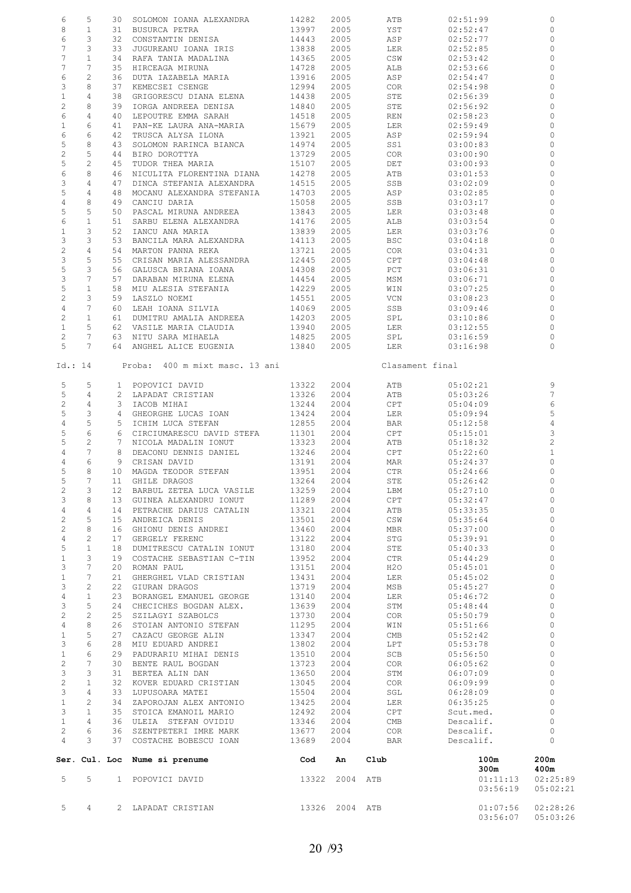| Ser. | Cul. | Loc | Nume si prenume | Cod | An | Club | Timp | Puncte |
|---|---|---|---|---|---|---|---|---|
| 6 | 5 | 30 | SOLOMON IOANA ALEXANDRA | 14282 | 2005 | ATB | 02:51:99 | 0 |
| 8 | 1 | 31 | BUSURCA PETRA | 13997 | 2005 | YST | 02:52:47 | 0 |
| 6 | 3 | 32 | CONSTANTIN DENISA | 14443 | 2005 | ASP | 02:52:77 | 0 |
| 7 | 3 | 33 | JUGUREANU IOANA IRIS | 13838 | 2005 | LER | 02:52:85 | 0 |
| 7 | 1 | 34 | RAFA TANIA MADALINA | 14365 | 2005 | CSW | 02:53:42 | 0 |
| 7 | 7 | 35 | HIRCEAGA MIRUNA | 14728 | 2005 | ALB | 02:53:66 | 0 |
| 6 | 2 | 36 | DUTA IAZABELA MARIA | 13916 | 2005 | ASP | 02:54:47 | 0 |
| 3 | 8 | 37 | KEMECSEI CSENGE | 12994 | 2005 | COR | 02:54:98 | 0 |
| 1 | 4 | 38 | GRIGORESCU DIANA ELENA | 14438 | 2005 | STE | 02:56:39 | 0 |
| 2 | 8 | 39 | IORGA ANDREEA DENISA | 14840 | 2005 | STE | 02:56:92 | 0 |
| 6 | 4 | 40 | LEPOUTRE EMMA SARAH | 14518 | 2005 | REN | 02:58:23 | 0 |
| 1 | 6 | 41 | PAN-KE LAURA ANA-MARIA | 15679 | 2005 | LER | 02:59:49 | 0 |
| 6 | 6 | 42 | TRUSCA ALYSA ILONA | 13921 | 2005 | ASP | 02:59:94 | 0 |
| 5 | 8 | 43 | SOLOMON RARINCA BIANCA | 14974 | 2005 | SS1 | 03:00:83 | 0 |
| 2 | 5 | 44 | BIRO DOROTTYA | 13729 | 2005 | COR | 03:00:90 | 0 |
| 5 | 2 | 45 | TUDOR THEA MARIA | 15107 | 2005 | DET | 03:00:93 | 0 |
| 6 | 8 | 46 | NICULITA FLORENTINA DIANA | 14278 | 2005 | ATB | 03:01:53 | 0 |
| 3 | 4 | 47 | DINCA STEFANIA ALEXANDRA | 14515 | 2005 | SSB | 03:02:09 | 0 |
| 5 | 4 | 48 | MOCANU ALEXANDRA STEFANIA | 14703 | 2005 | ASP | 03:02:85 | 0 |
| 4 | 8 | 49 | CANCIU DARIA | 15058 | 2005 | SSB | 03:03:17 | 0 |
| 5 | 5 | 50 | PASCAL MIRUNA ANDREEA | 13843 | 2005 | LER | 03:03:48 | 0 |
| 6 | 1 | 51 | SARBU ELENA ALEXANDRA | 14176 | 2005 | ALB | 03:03:54 | 0 |
| 1 | 3 | 52 | IANCU ANA MARIA | 13839 | 2005 | LER | 03:03:76 | 0 |
| 3 | 3 | 53 | BANCILA MARA ALEXANDRA | 14113 | 2005 | BSC | 03:04:18 | 0 |
| 2 | 4 | 54 | MARTON PANNA REKA | 13721 | 2005 | COR | 03:04:31 | 0 |
| 3 | 5 | 55 | CRISAN MARIA ALESSANDRA | 12445 | 2005 | CPT | 03:04:48 | 0 |
| 5 | 3 | 56 | GALUSCA BRIANA IOANA | 14308 | 2005 | PCT | 03:06:31 | 0 |
| 3 | 7 | 57 | DARABAN MIRUNA ELENA | 14454 | 2005 | MSM | 03:06:71 | 0 |
| 5 | 1 | 58 | MIU ALESIA STEFANIA | 14229 | 2005 | WIN | 03:07:25 | 0 |
| 2 | 3 | 59 | LASZLO NOEMI | 14551 | 2005 | VCN | 03:08:23 | 0 |
| 4 | 7 | 60 | LEAH IOANA SILVIA | 14069 | 2005 | SSB | 03:09:46 | 0 |
| 2 | 1 | 61 | DUMITRU AMALIA ANDREEA | 14203 | 2005 | SPL | 03:10:86 | 0 |
| 1 | 5 | 62 | VASILE MARIA CLAUDIA | 13940 | 2005 | LER | 03:12:55 | 0 |
| 2 | 7 | 63 | NITU SARA MIHAELA | 14825 | 2005 | SPL | 03:16:59 | 0 |
| 5 | 7 | 64 | ANGHEL ALICE EUGENIA | 13840 | 2005 | LER | 03:16:98 | 0 |

Id.: 14 Proba: 400 m mixt masc. 13 ani Clasament final

| Ser. | Cul. | Loc | Nume si prenume | Cod | An | Club | Timp | Puncte |
|---|---|---|---|---|---|---|---|---|
| 5 | 5 | 1 | POPOVICI DAVID | 13322 | 2004 | ATB | 05:02:21 | 9 |
| 5 | 4 | 2 | LAPADAT CRISTIAN | 13326 | 2004 | ATB | 05:03:26 | 7 |
| 2 | 4 | 3 | IACOB MIHAI | 13244 | 2004 | CPT | 05:04:09 | 6 |
| 5 | 3 | 4 | GHEORGHE LUCAS IOAN | 13424 | 2004 | LER | 05:09:94 | 5 |
| 4 | 5 | 5 | ICHIM LUCA STEFAN | 12855 | 2004 | BAR | 05:12:58 | 4 |
| 5 | 6 | 6 | CIRCIUMARESCU DAVID STEFA | 11301 | 2004 | CPT | 05:15:01 | 3 |
| 5 | 2 | 7 | NICOLA MADALIN IONUT | 13323 | 2004 | ATB | 05:18:32 | 2 |
| 4 | 7 | 8 | DEACONU DENNIS DANIEL | 13246 | 2004 | CPT | 05:22:60 | 1 |
| 4 | 6 | 9 | CRISAN DAVID | 13191 | 2004 | MAR | 05:24:37 | 0 |
| 5 | 8 | 10 | MAGDA TEODOR STEFAN | 13951 | 2004 | CTR | 05:24:66 | 0 |
| 5 | 7 | 11 | GHILE DRAGOS | 13264 | 2004 | STE | 05:26:42 | 0 |
| 2 | 3 | 12 | BARBUL ZETEA LUCA VASILE | 13259 | 2004 | LBM | 05:27:10 | 0 |
| 3 | 8 | 13 | GUINEA ALEXANDRU IONUT | 11289 | 2004 | CPT | 05:32:47 | 0 |
| 4 | 4 | 14 | PETRACHE DARIUS CATALIN | 13321 | 2004 | ATB | 05:33:35 | 0 |
| 2 | 5 | 15 | ANDREICA DENIS | 13501 | 2004 | CSW | 05:35:64 | 0 |
| 2 | 8 | 16 | GHIONU DENIS ANDREI | 13460 | 2004 | MBR | 05:37:00 | 0 |
| 4 | 2 | 17 | GERGELY FERENC | 13122 | 2004 | STG | 05:39:91 | 0 |
| 5 | 1 | 18 | DUMITRESCU CATALIN IONUT | 13180 | 2004 | STE | 05:40:33 | 0 |
| 1 | 3 | 19 | COSTACHE SEBASTIAN C-TIN | 13952 | 2004 | CTR | 05:44:29 | 0 |
| 3 | 7 | 20 | ROMAN PAUL | 13151 | 2004 | H2O | 05:45:01 | 0 |
| 1 | 7 | 21 | GHERGHEL VLAD CRISTIAN | 13431 | 2004 | LER | 05:45:02 | 0 |
| 3 | 2 | 22 | GIURAN DRAGOS | 13719 | 2004 | MSB | 05:45:27 | 0 |
| 4 | 1 | 23 | BORANGEL EMANUEL GEORGE | 13140 | 2004 | LER | 05:46:72 | 0 |
| 3 | 5 | 24 | CHECICHES BOGDAN ALEX. | 13639 | 2004 | STM | 05:48:44 | 0 |
| 2 | 2 | 25 | SZILAGYI SZABOLCS | 13730 | 2004 | COR | 05:50:79 | 0 |
| 4 | 8 | 26 | STOIAN ANTONIO STEFAN | 11295 | 2004 | WIN | 05:51:66 | 0 |
| 1 | 5 | 27 | CAZACU GEORGE ALIN | 13347 | 2004 | CMB | 05:52:42 | 0 |
| 3 | 6 | 28 | MIU EDUARD ANDREI | 13802 | 2004 | LPT | 05:53:78 | 0 |
| 1 | 6 | 29 | PADURARIU MIHAI DENIS | 13510 | 2004 | SCB | 05:56:50 | 0 |
| 2 | 7 | 30 | BENTE RAUL BOGDAN | 13723 | 2004 | COR | 06:05:62 | 0 |
| 3 | 3 | 31 | BERTEA ALIN DAN | 13650 | 2004 | STM | 06:07:09 | 0 |
| 2 | 1 | 32 | KOVER EDUARD CRISTIAN | 13045 | 2004 | COR | 06:09:99 | 0 |
| 3 | 4 | 33 | LUPUSOARA MATEI | 15504 | 2004 | SGL | 06:28:09 | 0 |
| 1 | 2 | 34 | ZAPOROJAN ALEX ANTONIO | 13425 | 2004 | LER | 06:35:25 | 0 |
| 3 | 1 | 35 | STOICA EMANOIL MARIO | 12492 | 2004 | CPT | Scut.med. | 0 |
| 1 | 4 | 36 | ULEIA STEFAN OVIDIU | 13346 | 2004 | CMB | Descalif. | 0 |
| 2 | 6 | 36 | SZENTPETERI IMRE MARK | 13677 | 2004 | COR | Descalif. | 0 |
| 4 | 3 | 37 | COSTACHE BOBESCU IOAN | 13689 | 2004 | BAR | Descalif. | 0 |

| Ser. | Cul. | Loc | Nume si prenume | Cod | An | Club | 100m / 300m | 200m / 400m |
|---|---|---|---|---|---|---|---|---|
| 5 | 5 | 1 | POPOVICI DAVID | 13322 | 2004 | ATB | 01:11:13 / 03:56:19 | 02:25:89 / 05:02:21 |
| 5 | 4 | 2 | LAPADAT CRISTIAN | 13326 | 2004 | ATB | 01:07:56 / 03:56:07 | 02:28:26 / 05:03:26 |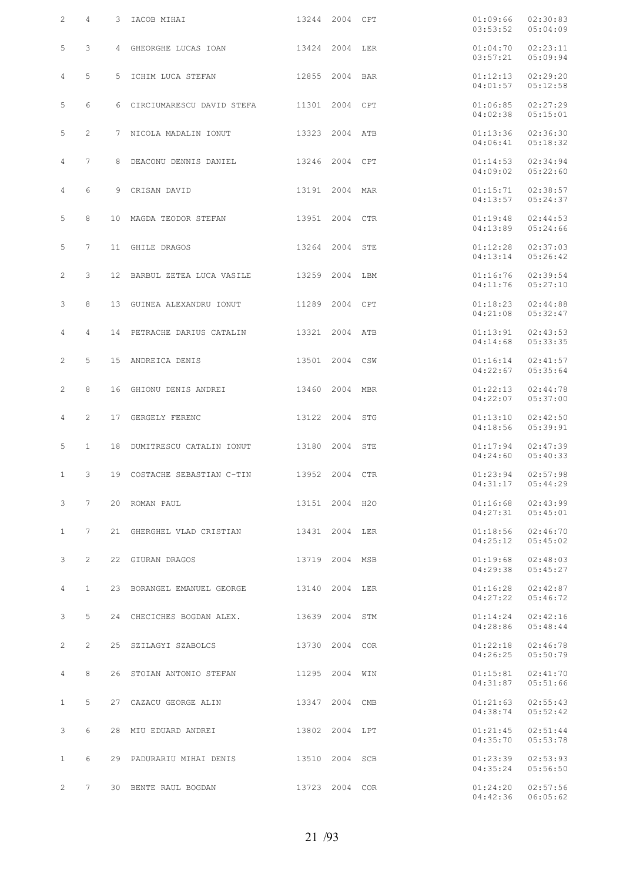| | | | | | | | | |
|---|---|---|---|---|---|---|---|---|
| 2 | 4 | 3 | IACOB MIHAI | 13244 | 2004 | CPT | 01:09:66<br>03:53:52 | 02:30:83<br>05:04:09 |
| 5 | 3 | 4 | GHEORGHE LUCAS IOAN | 13424 | 2004 | LER | 01:04:70<br>03:57:21 | 02:23:11<br>05:09:94 |
| 4 | 5 | 5 | ICHIM LUCA STEFAN | 12855 | 2004 | BAR | 01:12:13<br>04:01:57 | 02:29:20<br>05:12:58 |
| 5 | 6 | 6 | CIRCIUMARESCU DAVID STEFA | 11301 | 2004 | CPT | 01:06:85<br>04:02:38 | 02:27:29<br>05:15:01 |
| 5 | 2 | 7 | NICOLA MADALIN IONUT | 13323 | 2004 | ATB | 01:13:36<br>04:06:41 | 02:36:30<br>05:18:32 |
| 4 | 7 | 8 | DEACONU DENNIS DANIEL | 13246 | 2004 | CPT | 01:14:53<br>04:09:02 | 02:34:94<br>05:22:60 |
| 4 | 6 | 9 | CRISAN DAVID | 13191 | 2004 | MAR | 01:15:71<br>04:13:57 | 02:38:57<br>05:24:37 |
| 5 | 8 | 10 | MAGDA TEODOR STEFAN | 13951 | 2004 | CTR | 01:19:48<br>04:13:89 | 02:44:53<br>05:24:66 |
| 5 | 7 | 11 | GHILE DRAGOS | 13264 | 2004 | STE | 01:12:28<br>04:13:14 | 02:37:03<br>05:26:42 |
| 2 | 3 | 12 | BARBUL ZETEA LUCA VASILE | 13259 | 2004 | LBM | 01:16:76<br>04:11:76 | 02:39:54<br>05:27:10 |
| 3 | 8 | 13 | GUINEA ALEXANDRU IONUT | 11289 | 2004 | CPT | 01:18:23<br>04:21:08 | 02:44:88<br>05:32:47 |
| 4 | 4 | 14 | PETRACHE DARIUS CATALIN | 13321 | 2004 | ATB | 01:13:91<br>04:14:68 | 02:43:53<br>05:33:35 |
| 2 | 5 | 15 | ANDREICA DENIS | 13501 | 2004 | CSW | 01:16:14<br>04:22:67 | 02:41:57<br>05:35:64 |
| 2 | 8 | 16 | GHIONU DENIS ANDREI | 13460 | 2004 | MBR | 01:22:13<br>04:22:07 | 02:44:78<br>05:37:00 |
| 4 | 2 | 17 | GERGELY FERENC | 13122 | 2004 | STG | 01:13:10<br>04:18:56 | 02:42:50<br>05:39:91 |
| 5 | 1 | 18 | DUMITRESCU CATALIN IONUT | 13180 | 2004 | STE | 01:17:94<br>04:24:60 | 02:47:39<br>05:40:33 |
| 1 | 3 | 19 | COSTACHE SEBASTIAN C-TIN | 13952 | 2004 | CTR | 01:23:94<br>04:31:17 | 02:57:98<br>05:44:29 |
| 3 | 7 | 20 | ROMAN PAUL | 13151 | 2004 | H2O | 01:16:68<br>04:27:31 | 02:43:99<br>05:45:01 |
| 1 | 7 | 21 | GHERGHEL VLAD CRISTIAN | 13431 | 2004 | LER | 01:18:56<br>04:25:12 | 02:46:70<br>05:45:02 |
| 3 | 2 | 22 | GIURAN DRAGOS | 13719 | 2004 | MSB | 01:19:68<br>04:29:38 | 02:48:03<br>05:45:27 |
| 4 | 1 | 23 | BORANGEL EMANUEL GEORGE | 13140 | 2004 | LER | 01:16:28<br>04:27:22 | 02:42:87<br>05:46:72 |
| 3 | 5 | 24 | CHECICHES BOGDAN ALEX. | 13639 | 2004 | STM | 01:14:24<br>04:28:86 | 02:42:16<br>05:48:44 |
| 2 | 2 | 25 | SZILAGYI SZABOLCS | 13730 | 2004 | COR | 01:22:18<br>04:26:25 | 02:46:78<br>05:50:79 |
| 4 | 8 | 26 | STOIAN ANTONIO STEFAN | 11295 | 2004 | WIN | 01:15:81<br>04:31:87 | 02:41:70<br>05:51:66 |
| 1 | 5 | 27 | CAZACU GEORGE ALIN | 13347 | 2004 | CMB | 01:21:63<br>04:38:74 | 02:55:43<br>05:52:42 |
| 3 | 6 | 28 | MIU EDUARD ANDREI | 13802 | 2004 | LPT | 01:21:45<br>04:35:70 | 02:51:44<br>05:53:78 |
| 1 | 6 | 29 | PADURARIU MIHAI DENIS | 13510 | 2004 | SCB | 01:23:39<br>04:35:24 | 02:53:93<br>05:56:50 |
| 2 | 7 | 30 | BENTE RAUL BOGDAN | 13723 | 2004 | COR | 01:24:20<br>04:42:36 | 02:57:56<br>06:05:62 |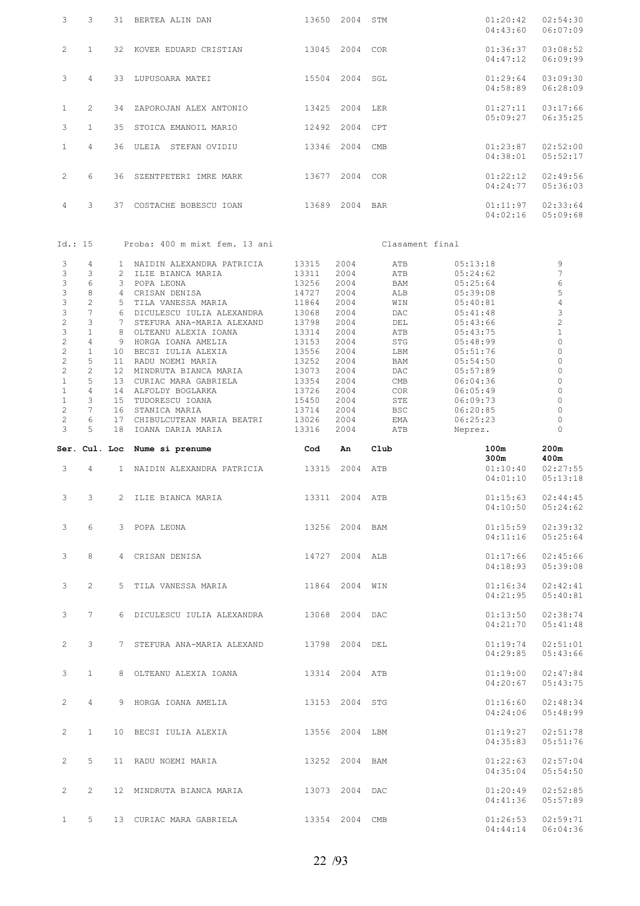| Ser. | Cul. | Loc | Nume si prenume | Cod | An | Club | 100m / 300m | 200m / 400m |
|---|---|---|---|---|---|---|---|---|
| 3 | 3 | 31 | BERTEA ALIN DAN | 13650 | 2004 | STM | 01:20:42 / 04:43:60 | 02:54:30 / 06:07:09 |
| 2 | 1 | 32 | KOVER EDUARD CRISTIAN | 13045 | 2004 | COR | 01:36:37 / 04:47:12 | 03:08:52 / 06:09:99 |
| 3 | 4 | 33 | LUPUSOARA MATEI | 15504 | 2004 | SGL | 01:29:64 / 04:58:89 | 03:09:30 / 06:28:09 |
| 1 | 2 | 34 | ZAPOROJAN ALEX ANTONIO | 13425 | 2004 | LER | 01:27:11 / 05:09:27 | 03:17:66 / 06:35:25 |
| 3 | 1 | 35 | STOICA EMANOIL MARIO | 12492 | 2004 | CPT | | |
| 1 | 4 | 36 | ULEIA STEFAN OVIDIU | 13346 | 2004 | CMB | 01:23:87 / 04:38:01 | 02:52:00 / 05:52:17 |
| 2 | 6 | 36 | SZENTPETERI IMRE MARK | 13677 | 2004 | COR | 01:22:12 / 04:24:77 | 02:49:56 / 05:36:03 |
| 4 | 3 | 37 | COSTACHE BOBESCU IOAN | 13689 | 2004 | BAR | 01:11:97 / 04:02:16 | 02:33:64 / 05:09:68 |

Id.: 15 Proba: 400 m mixt fem. 13 ani Clasament final

| Ser. | Cul. | Loc | Nume si prenume | Cod | An | Club | Timp | Puncte |
|---|---|---|---|---|---|---|---|---|
| 3 | 4 | 1 | NAIDIN ALEXANDRA PATRICIA | 13315 | 2004 | ATB | 05:13:18 | 9 |
| 3 | 3 | 2 | ILIE BIANCA MARIA | 13311 | 2004 | ATB | 05:24:62 | 7 |
| 3 | 6 | 3 | POPA LEONA | 13256 | 2004 | BAM | 05:25:64 | 6 |
| 3 | 8 | 4 | CRISAN DENISA | 14727 | 2004 | ALB | 05:39:08 | 5 |
| 3 | 2 | 5 | TILA VANESSA MARIA | 11864 | 2004 | WIN | 05:40:81 | 4 |
| 3 | 7 | 6 | DICULESCU IULIA ALEXANDRA | 13068 | 2004 | DAC | 05:41:48 | 3 |
| 2 | 3 | 7 | STEFURA ANA-MARIA ALEXAND | 13798 | 2004 | DEL | 05:43:66 | 2 |
| 3 | 1 | 8 | OLTEANU ALEXIA IOANA | 13314 | 2004 | ATB | 05:43:75 | 1 |
| 2 | 4 | 9 | HORGA IOANA AMELIA | 13153 | 2004 | STG | 05:48:99 | 0 |
| 2 | 1 | 10 | BECSI IULIA ALEXIA | 13556 | 2004 | LBM | 05:51:76 | 0 |
| 2 | 5 | 11 | RADU NOEMI MARIA | 13252 | 2004 | BAM | 05:54:50 | 0 |
| 2 | 2 | 12 | MINDRUTA BIANCA MARIA | 13073 | 2004 | DAC | 05:57:89 | 0 |
| 1 | 5 | 13 | CURIAC MARA GABRIELA | 13354 | 2004 | CMB | 06:04:36 | 0 |
| 1 | 4 | 14 | ALFOLDY BOGLARKA | 13726 | 2004 | COR | 06:05:49 | 0 |
| 1 | 3 | 15 | TUDORESCU IOANA | 15450 | 2004 | STE | 06:09:73 | 0 |
| 2 | 7 | 16 | STANICA MARIA | 13714 | 2004 | BSC | 06:20:85 | 0 |
| 2 | 6 | 17 | CHIBULCUTEAN MARIA BEATRI | 13026 | 2004 | EMA | 06:25:23 | 0 |
| 3 | 5 | 18 | IOANA DARIA MARIA | 13316 | 2004 | ATB | Neprez. | 0 |

| Ser. | Cul. | Loc | Nume si prenume | Cod | An | Club | 100m / 300m | 200m / 400m |
|---|---|---|---|---|---|---|---|---|
| 3 | 4 | 1 | NAIDIN ALEXANDRA PATRICIA | 13315 | 2004 | ATB | 01:10:40 / 04:01:10 | 02:27:55 / 05:13:18 |
| 3 | 3 | 2 | ILIE BIANCA MARIA | 13311 | 2004 | ATB | 01:15:63 / 04:10:50 | 02:44:45 / 05:24:62 |
| 3 | 6 | 3 | POPA LEONA | 13256 | 2004 | BAM | 01:15:59 / 04:11:16 | 02:39:32 / 05:25:64 |
| 3 | 8 | 4 | CRISAN DENISA | 14727 | 2004 | ALB | 01:17:66 / 04:18:93 | 02:45:66 / 05:39:08 |
| 3 | 2 | 5 | TILA VANESSA MARIA | 11864 | 2004 | WIN | 01:16:34 / 04:21:95 | 02:42:41 / 05:40:81 |
| 3 | 7 | 6 | DICULESCU IULIA ALEXANDRA | 13068 | 2004 | DAC | 01:13:50 / 04:21:70 | 02:38:74 / 05:41:48 |
| 2 | 3 | 7 | STEFURA ANA-MARIA ALEXAND | 13798 | 2004 | DEL | 01:19:74 / 04:29:85 | 02:51:01 / 05:43:66 |
| 3 | 1 | 8 | OLTEANU ALEXIA IOANA | 13314 | 2004 | ATB | 01:19:00 / 04:20:67 | 02:47:84 / 05:43:75 |
| 2 | 4 | 9 | HORGA IOANA AMELIA | 13153 | 2004 | STG | 01:16:60 / 04:24:06 | 02:48:34 / 05:48:99 |
| 2 | 1 | 10 | BECSI IULIA ALEXIA | 13556 | 2004 | LBM | 01:19:27 / 04:35:83 | 02:51:78 / 05:51:76 |
| 2 | 5 | 11 | RADU NOEMI MARIA | 13252 | 2004 | BAM | 01:22:63 / 04:35:04 | 02:57:04 / 05:54:50 |
| 2 | 2 | 12 | MINDRUTA BIANCA MARIA | 13073 | 2004 | DAC | 01:20:49 / 04:41:36 | 02:52:85 / 05:57:89 |
| 1 | 5 | 13 | CURIAC MARA GABRIELA | 13354 | 2004 | CMB | 01:26:53 / 04:44:14 | 02:59:71 / 06:04:36 |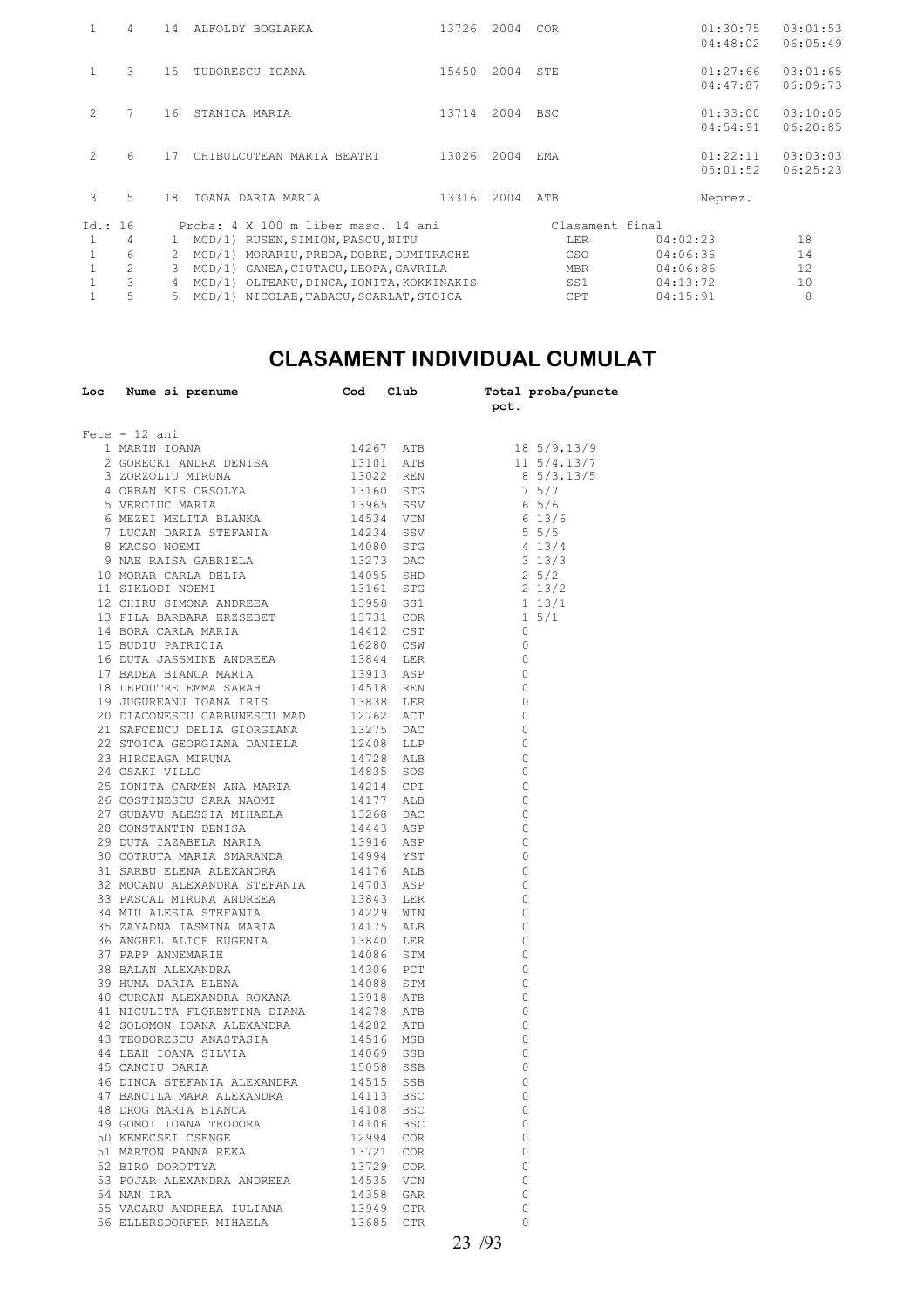| | | | | | | | | |
|---|---|---|---|---|---|---|---|---|
| 1 | 4 | 14 | ALFOLDY BOGLARKA | 13726 | 2004 | COR | 01:30:75<br>04:48:02 | 03:01:53<br>06:05:49 |
| 1 | 3 | 15 | TUDORESCU IOANA | 15450 | 2004 | STE | 01:27:66<br>04:47:87 | 03:01:65<br>06:09:73 |
| 2 | 7 | 16 | STANICA MARIA | 13714 | 2004 | BSC | 01:33:00<br>04:54:91 | 03:10:05<br>06:20:85 |
| 2 | 6 | 17 | CHIBULCUTEAN MARIA BEATRI | 13026 | 2004 | EMA | 01:22:11<br>05:01:52 | 03:03:03<br>06:25:23 |
| 3 | 5 | 18 | IOANA DARIA MARIA | 13316 | 2004 | ATB | Neprez. | |

Id.: 16 Proba: 4 X 100 m liber masc. 14 ani Clasament final

| | | | | | | |
|---|---|---|---|---|---|---|
| 1 | 4 | 1 | MCD/1) RUSEN,SIMION,PASCU,NITU | LER | 04:02:23 | 18 |
| 1 | 6 | 2 | MCD/1) MORARIU,PREDA,DOBRE,DUMITRACHE | CSO | 04:06:36 | 14 |
| 1 | 2 | 3 | MCD/1) GANEA,CIUTACU,LEOPA,GAVRILA | MBR | 04:06:86 | 12 |
| 1 | 3 | 4 | MCD/1) OLTEANU,DINCA,IONITA,KOKKINAKIS | SS1 | 04:13:72 | 10 |
| 1 | 5 | 5 | MCD/1) NICOLAE,TABACU,SCARLAT,STOICA | CPT | 04:15:91 | 8 |

# CLASAMENT INDIVIDUAL CUMULAT

Fete - 12 ani

| Loc | Nume si prenume | Cod | Club | Total pct. | proba/puncte |
|---|---|---|---|---|---|
| 1 | MARIN IOANA | 14267 | ATB | 18 | 5/9,13/9 |
| 2 | GORECKI ANDRA DENISA | 13101 | ATB | 11 | 5/4,13/7 |
| 3 | ZORZOLIU MIRUNA | 13022 | REN | 8 | 5/3,13/5 |
| 4 | ORBAN KIS ORSOLYA | 13160 | STG | 7 | 5/7 |
| 5 | VERCIUC MARIA | 13965 | SSV | 6 | 5/6 |
| 6 | MEZEI MELITA BLANKA | 14534 | VCN | 6 | 13/6 |
| 7 | LUCAN DARIA STEFANIA | 14234 | SSV | 5 | 5/5 |
| 8 | KACSO NOEMI | 14080 | STG | 4 | 13/4 |
| 9 | NAE RAISA GABRIELA | 13273 | DAC | 3 | 13/3 |
| 10 | MORAR CARLA DELIA | 14055 | SHD | 2 | 5/2 |
| 11 | SIKLODI NOEMI | 13161 | STG | 2 | 13/2 |
| 12 | CHIRU SIMONA ANDREEA | 13958 | SS1 | 1 | 13/1 |
| 13 | FILA BARBARA ERZSEBET | 13731 | COR | 1 | 5/1 |
| 14 | BORA CARLA MARIA | 14412 | CST | 0 | |
| 15 | BUDIU PATRICIA | 16280 | CSW | 0 | |
| 16 | DUTA JASSMINE ANDREEA | 13844 | LER | 0 | |
| 17 | BADEA BIANCA MARIA | 13913 | ASP | 0 | |
| 18 | LEPOUTRE EMMA SARAH | 14518 | REN | 0 | |
| 19 | JUGUREANU IOANA IRIS | 13838 | LER | 0 | |
| 20 | DIACONESCU CARBUNESCU MAD | 12762 | ACT | 0 | |
| 21 | SAFCENCU DELIA GIORGIANA | 13275 | DAC | 0 | |
| 22 | STOICA GEORGIANA DANIELA | 12408 | LLP | 0 | |
| 23 | HIRCEAGA MIRUNA | 14728 | ALB | 0 | |
| 24 | CSAKI VILLO | 14835 | SOS | 0 | |
| 25 | IONITA CARMEN ANA MARIA | 14214 | CPI | 0 | |
| 26 | COSTINESCU SARA NAOMI | 14177 | ALB | 0 | |
| 27 | GUBAVU ALESSIA MIHAELA | 13268 | DAC | 0 | |
| 28 | CONSTANTIN DENISA | 14443 | ASP | 0 | |
| 29 | DUTA IAZABELA MARIA | 13916 | ASP | 0 | |
| 30 | COTRUTA MARIA SMARANDA | 14994 | YST | 0 | |
| 31 | SARBU ELENA ALEXANDRA | 14176 | ALB | 0 | |
| 32 | MOCANU ALEXANDRA STEFANIA | 14703 | ASP | 0 | |
| 33 | PASCAL MIRUNA ANDREEA | 13843 | LER | 0 | |
| 34 | MIU ALESIA STEFANIA | 14229 | WIN | 0 | |
| 35 | ZAYADNA IASMINA MARIA | 14175 | ALB | 0 | |
| 36 | ANGHEL ALICE EUGENIA | 13840 | LER | 0 | |
| 37 | PAPP ANNEMARIE | 14086 | STM | 0 | |
| 38 | BALAN ALEXANDRA | 14306 | PCT | 0 | |
| 39 | HUMA DARIA ELENA | 14088 | STM | 0 | |
| 40 | CURCAN ALEXANDRA ROXANA | 13918 | ATB | 0 | |
| 41 | NICULITA FLORENTINA DIANA | 14278 | ATB | 0 | |
| 42 | SOLOMON IOANA ALEXANDRA | 14282 | ATB | 0 | |
| 43 | TEODORESCU ANASTASIA | 14516 | MSB | 0 | |
| 44 | LEAH IOANA SILVIA | 14069 | SSB | 0 | |
| 45 | CANCIU DARIA | 15058 | SSB | 0 | |
| 46 | DINCA STEFANIA ALEXANDRA | 14515 | SSB | 0 | |
| 47 | BANCILA MARA ALEXANDRA | 14113 | BSC | 0 | |
| 48 | DROG MARIA BIANCA | 14108 | BSC | 0 | |
| 49 | GOMOI IOANA TEODORA | 14106 | BSC | 0 | |
| 50 | KEMECSEI CSENGE | 12994 | COR | 0 | |
| 51 | MARTON PANNA REKA | 13721 | COR | 0 | |
| 52 | BIRO DOROTTYA | 13729 | COR | 0 | |
| 53 | POJAR ALEXANDRA ANDREEA | 14535 | VCN | 0 | |
| 54 | NAN IRA | 14358 | GAR | 0 | |
| 55 | VACARU ANDREEA IULIANA | 13949 | CTR | 0 | |
| 56 | ELLERSDORFER MIHAELA | 13685 | CTR | 0 | |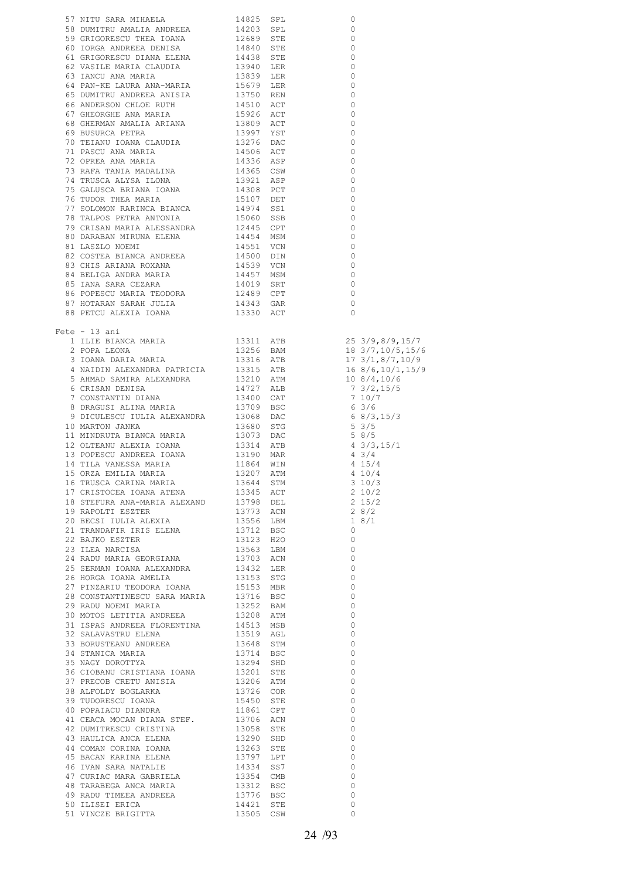| Nr | Nume | Cod | Club | Puncte |
|---|---|---|---|---|
| 57 | NITU SARA MIHAELA | 14825 | SPL | 0 |
| 58 | DUMITRU AMALIA ANDREEA | 14203 | SPL | 0 |
| 59 | GRIGORESCU THEA IOANA | 12689 | STE | 0 |
| 60 | IORGA ANDREEA DENISA | 14840 | STE | 0 |
| 61 | GRIGORESCU DIANA ELENA | 14438 | STE | 0 |
| 62 | VASILE MARIA CLAUDIA | 13940 | LER | 0 |
| 63 | IANCU ANA MARIA | 13839 | LER | 0 |
| 64 | PAN-KE LAURA ANA-MARIA | 15679 | LER | 0 |
| 65 | DUMITRU ANDREEA ANISIA | 13750 | REN | 0 |
| 66 | ANDERSON CHLOE RUTH | 14510 | ACT | 0 |
| 67 | GHEORGHE ANA MARIA | 15926 | ACT | 0 |
| 68 | GHERMAN AMALIA ARIANA | 13809 | ACT | 0 |
| 69 | BUSURCA PETRA | 13997 | YST | 0 |
| 70 | TEIANU IOANA CLAUDIA | 13276 | DAC | 0 |
| 71 | PASCU ANA MARIA | 14506 | ACT | 0 |
| 72 | OPREA ANA MARIA | 14336 | ASP | 0 |
| 73 | RAFA TANIA MADALINA | 14365 | CSW | 0 |
| 74 | TRUSCA ALYSA ILONA | 13921 | ASP | 0 |
| 75 | GALUSCA BRIANA IOANA | 14308 | PCT | 0 |
| 76 | TUDOR THEA MARIA | 15107 | DET | 0 |
| 77 | SOLOMON RARINCA BIANCA | 14974 | SS1 | 0 |
| 78 | TALPOS PETRA ANTONIA | 15060 | SSB | 0 |
| 79 | CRISAN MARIA ALESSANDRA | 12445 | CPT | 0 |
| 80 | DARABAN MIRUNA ELENA | 14454 | MSM | 0 |
| 81 | LASZLO NOEMI | 14551 | VCN | 0 |
| 82 | COSTEA BIANCA ANDREEA | 14500 | DIN | 0 |
| 83 | CHIS ARIANA ROXANA | 14539 | VCN | 0 |
| 84 | BELIGA ANDRA MARIA | 14457 | MSM | 0 |
| 85 | IANA SARA CEZARA | 14019 | SRT | 0 |
| 86 | POPESCU MARIA TEODORA | 12489 | CPT | 0 |
| 87 | HOTARAN SARAH JULIA | 14343 | GAR | 0 |
| 88 | PETCU ALEXIA IOANA | 13330 | ACT | 0 |

Fete - 13 ani

| Nr | Nume | Cod | Club | Puncte |
|---|---|---|---|---|
| 1 | ILIE BIANCA MARIA | 13311 | ATB | 25 3/9,8/9,15/7 |
| 2 | POPA LEONA | 13256 | BAM | 18 3/7,10/5,15/6 |
| 3 | IOANA DARIA MARIA | 13316 | ATB | 17 3/1,8/7,10/9 |
| 4 | NAIDIN ALEXANDRA PATRICIA | 13315 | ATB | 16 8/6,10/1,15/9 |
| 5 | AHMAD SAMIRA ALEXANDRA | 13210 | ATM | 10 8/4,10/6 |
| 6 | CRISAN DENISA | 14727 | ALB | 7 3/2,15/5 |
| 7 | CONSTANTIN DIANA | 13400 | CAT | 7 10/7 |
| 8 | DRAGUSI ALINA MARIA | 13709 | BSC | 6 3/6 |
| 9 | DICULESCU IULIA ALEXANDRA | 13068 | DAC | 6 8/3,15/3 |
| 10 | MARTON JANKA | 13680 | STG | 5 3/5 |
| 11 | MINDRUTA BIANCA MARIA | 13073 | DAC | 5 8/5 |
| 12 | OLTEANU ALEXIA IOANA | 13314 | ATB | 4 3/3,15/1 |
| 13 | POPESCU ANDREEA IOANA | 13190 | MAR | 4 3/4 |
| 14 | TILA VANESSA MARIA | 11864 | WIN | 4 15/4 |
| 15 | ORZA EMILIA MARIA | 13207 | ATM | 4 10/4 |
| 16 | TRUSCA CARINA MARIA | 13644 | STM | 3 10/3 |
| 17 | CRISTOCEA IOANA ATENA | 13345 | ACT | 2 10/2 |
| 18 | STEFURA ANA-MARIA ALEXAND | 13798 | DEL | 2 15/2 |
| 19 | RAPOLTI ESZTER | 13773 | ACN | 2 8/2 |
| 20 | BECSI IULIA ALEXIA | 13556 | LBM | 1 8/1 |
| 21 | TRANDAFIR IRIS ELENA | 13712 | BSC | 0 |
| 22 | BAJKO ESZTER | 13123 | H2O | 0 |
| 23 | ILEA NARCISA | 13563 | LBM | 0 |
| 24 | RADU MARIA GEORGIANA | 13703 | ACN | 0 |
| 25 | SERMAN IOANA ALEXANDRA | 13432 | LER | 0 |
| 26 | HORGA IOANA AMELIA | 13153 | STG | 0 |
| 27 | PINZARIU TEODORA IOANA | 15153 | MBR | 0 |
| 28 | CONSTANTINESCU SARA MARIA | 13716 | BSC | 0 |
| 29 | RADU NOEMI MARIA | 13252 | BAM | 0 |
| 30 | MOTOS LETITIA ANDREEA | 13208 | ATM | 0 |
| 31 | ISPAS ANDREEA FLORENTINA | 14513 | MSB | 0 |
| 32 | SALAVASTRU ELENA | 13519 | AGL | 0 |
| 33 | BORUSTEANU ANDREEA | 13648 | STM | 0 |
| 34 | STANICA MARIA | 13714 | BSC | 0 |
| 35 | NAGY DOROTTYA | 13294 | SHD | 0 |
| 36 | CIOBANU CRISTIANA IOANA | 13201 | STE | 0 |
| 37 | PRECOB CRETU ANISIA | 13206 | ATM | 0 |
| 38 | ALFOLDY BOGLARKA | 13726 | COR | 0 |
| 39 | TUDORESCU IOANA | 15450 | STE | 0 |
| 40 | POPAIACU DIANDRA | 11861 | CPT | 0 |
| 41 | CEACA MOCAN DIANA STEF. | 13706 | ACN | 0 |
| 42 | DUMITRESCU CRISTINA | 13058 | STE | 0 |
| 43 | HAULICA ANCA ELENA | 13290 | SHD | 0 |
| 44 | COMAN CORINA IOANA | 13263 | STE | 0 |
| 45 | BACAN KARINA ELENA | 13797 | LPT | 0 |
| 46 | IVAN SARA NATALIE | 14334 | SS7 | 0 |
| 47 | CURIAC MARA GABRIELA | 13354 | CMB | 0 |
| 48 | TARABEGA ANCA MARIA | 13312 | BSC | 0 |
| 49 | RADU TIMEEA ANDREEA | 13776 | BSC | 0 |
| 50 | ILISEI ERICA | 14421 | STE | 0 |
| 51 | VINCZE BRIGITTA | 13505 | CSW | 0 |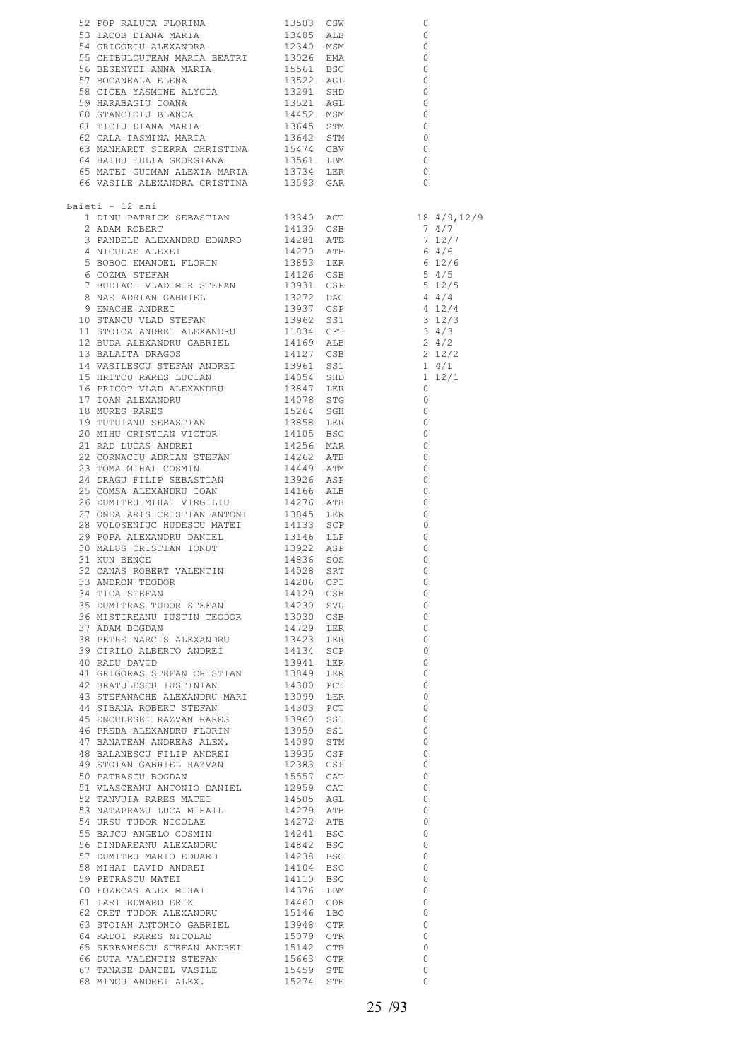| Loc | Nume | Cod | Club | Puncte |
|---|---|---|---|---|
| 52 | POP RALUCA FLORINA | 13503 | CSW | 0 |
| 53 | IACOB DIANA MARIA | 13485 | ALB | 0 |
| 54 | GRIGORIU ALEXANDRA | 12340 | MSM | 0 |
| 55 | CHIBULCUTEAN MARIA BEATRI | 13026 | EMA | 0 |
| 56 | BESENYEI ANNA MARIA | 15561 | BSC | 0 |
| 57 | BOCANEALA ELENA | 13522 | AGL | 0 |
| 58 | CICEA YASMINE ALYCIA | 13291 | SHD | 0 |
| 59 | HARABAGIU IOANA | 13521 | AGL | 0 |
| 60 | STANCIOIU BLANCA | 14452 | MSM | 0 |
| 61 | TICIU DIANA MARIA | 13645 | STM | 0 |
| 62 | CALA IASMINA MARIA | 13642 | STM | 0 |
| 63 | MANHARDT SIERRA CHRISTINA | 15474 | CBV | 0 |
| 64 | HAIDU IULIA GEORGIANA | 13561 | LBM | 0 |
| 65 | MATEI GUIMAN ALEXIA MARIA | 13734 | LER | 0 |
| 66 | VASILE ALEXANDRA CRISTINA | 13593 | GAR | 0 |

Baieti - 12 ani

| Loc | Nume | Cod | Club | Puncte |
|---|---|---|---|---|
| 1 | DINU PATRICK SEBASTIAN | 13340 | ACT | 18 4/9,12/9 |
| 2 | ADAM ROBERT | 14130 | CSB | 7 4/7 |
| 3 | PANDELE ALEXANDRU EDWARD | 14281 | ATB | 7 12/7 |
| 4 | NICULAE ALEXEI | 14270 | ATB | 6 4/6 |
| 5 | BOBOC EMANOEL FLORIN | 13853 | LER | 6 12/6 |
| 6 | COZMA STEFAN | 14126 | CSB | 5 4/5 |
| 7 | BUDIACI VLADIMIR STEFAN | 13931 | CSP | 5 12/5 |
| 8 | NAE ADRIAN GABRIEL | 13272 | DAC | 4 4/4 |
| 9 | ENACHE ANDREI | 13937 | CSP | 4 12/4 |
| 10 | STANCU VLAD STEFAN | 13962 | SS1 | 3 12/3 |
| 11 | STOICA ANDREI ALEXANDRU | 11834 | CPT | 3 4/3 |
| 12 | BUDA ALEXANDRU GABRIEL | 14169 | ALB | 2 4/2 |
| 13 | BALAITA DRAGOS | 14127 | CSB | 2 12/2 |
| 14 | VASILESCU STEFAN ANDREI | 13961 | SS1 | 1 4/1 |
| 15 | HRITCU RARES LUCIAN | 14054 | SHD | 1 12/1 |
| 16 | PRICOP VLAD ALEXANDRU | 13847 | LER | 0 |
| 17 | IOAN ALEXANDRU | 14078 | STG | 0 |
| 18 | MURES RARES | 15264 | SGH | 0 |
| 19 | TUTUIANU SEBASTIAN | 13858 | LER | 0 |
| 20 | MIHU CRISTIAN VICTOR | 14105 | BSC | 0 |
| 21 | RAD LUCAS ANDREI | 14256 | MAR | 0 |
| 22 | CORNACIU ADRIAN STEFAN | 14262 | ATB | 0 |
| 23 | TOMA MIHAI COSMIN | 14449 | ATM | 0 |
| 24 | DRAGU FILIP SEBASTIAN | 13926 | ASP | 0 |
| 25 | COMSA ALEXANDRU IOAN | 14166 | ALB | 0 |
| 26 | DUMITRU MIHAI VIRGILIU | 14276 | ATB | 0 |
| 27 | ONEA ARIS CRISTIAN ANTONI | 13845 | LER | 0 |
| 28 | VOLOSENIUC HUDESCU MATEI | 14133 | SCP | 0 |
| 29 | POPA ALEXANDRU DANIEL | 13146 | LLP | 0 |
| 30 | MALUS CRISTIAN IONUT | 13922 | ASP | 0 |
| 31 | KUN BENCE | 14836 | SOS | 0 |
| 32 | CANAS ROBERT VALENTIN | 14028 | SRT | 0 |
| 33 | ANDRON TEODOR | 14206 | CPI | 0 |
| 34 | TICA STEFAN | 14129 | CSB | 0 |
| 35 | DUMITRAS TUDOR STEFAN | 14230 | SVU | 0 |
| 36 | MISTIREANU IUSTIN TEODOR | 13030 | CSB | 0 |
| 37 | ADAM BOGDAN | 14729 | LER | 0 |
| 38 | PETRE NARCIS ALEXANDRU | 13423 | LER | 0 |
| 39 | CIRILO ALBERTO ANDREI | 14134 | SCP | 0 |
| 40 | RADU DAVID | 13941 | LER | 0 |
| 41 | GRIGORAS STEFAN CRISTIAN | 13849 | LER | 0 |
| 42 | BRATULESCU IUSTINIAN | 14300 | PCT | 0 |
| 43 | STEFANACHE ALEXANDRU MARI | 13099 | LER | 0 |
| 44 | SIBANA ROBERT STEFAN | 14303 | PCT | 0 |
| 45 | ENCULESEI RAZVAN RARES | 13960 | SS1 | 0 |
| 46 | PREDA ALEXANDRU FLORIN | 13959 | SS1 | 0 |
| 47 | BANATEAN ANDREAS ALEX. | 14090 | STM | 0 |
| 48 | BALANESCU FILIP ANDREI | 13935 | CSP | 0 |
| 49 | STOIAN GABRIEL RAZVAN | 12383 | CSP | 0 |
| 50 | PATRASCU BOGDAN | 15557 | CAT | 0 |
| 51 | VLASCEANU ANTONIO DANIEL | 12959 | CAT | 0 |
| 52 | TANVUIA RARES MATEI | 14505 | AGL | 0 |
| 53 | NATAPRAZU LUCA MIHAIL | 14279 | ATB | 0 |
| 54 | URSU TUDOR NICOLAE | 14272 | ATB | 0 |
| 55 | BAJCU ANGELO COSMIN | 14241 | BSC | 0 |
| 56 | DINDAREANU ALEXANDRU | 14842 | BSC | 0 |
| 57 | DUMITRU MARIO EDUARD | 14238 | BSC | 0 |
| 58 | MIHAI DAVID ANDREI | 14104 | BSC | 0 |
| 59 | PETRASCU MATEI | 14110 | BSC | 0 |
| 60 | FOZECAS ALEX MIHAI | 14376 | LBM | 0 |
| 61 | IARI EDWARD ERIK | 14460 | COR | 0 |
| 62 | CRET TUDOR ALEXANDRU | 15146 | LBO | 0 |
| 63 | STOIAN ANTONIO GABRIEL | 13948 | CTR | 0 |
| 64 | RADOI RARES NICOLAE | 15079 | CTR | 0 |
| 65 | SERBANESCU STEFAN ANDREI | 15142 | CTR | 0 |
| 66 | DUTA VALENTIN STEFAN | 15663 | CTR | 0 |
| 67 | TANASE DANIEL VASILE | 15459 | STE | 0 |
| 68 | MINCU ANDREI ALEX. | 15274 | STE | 0 |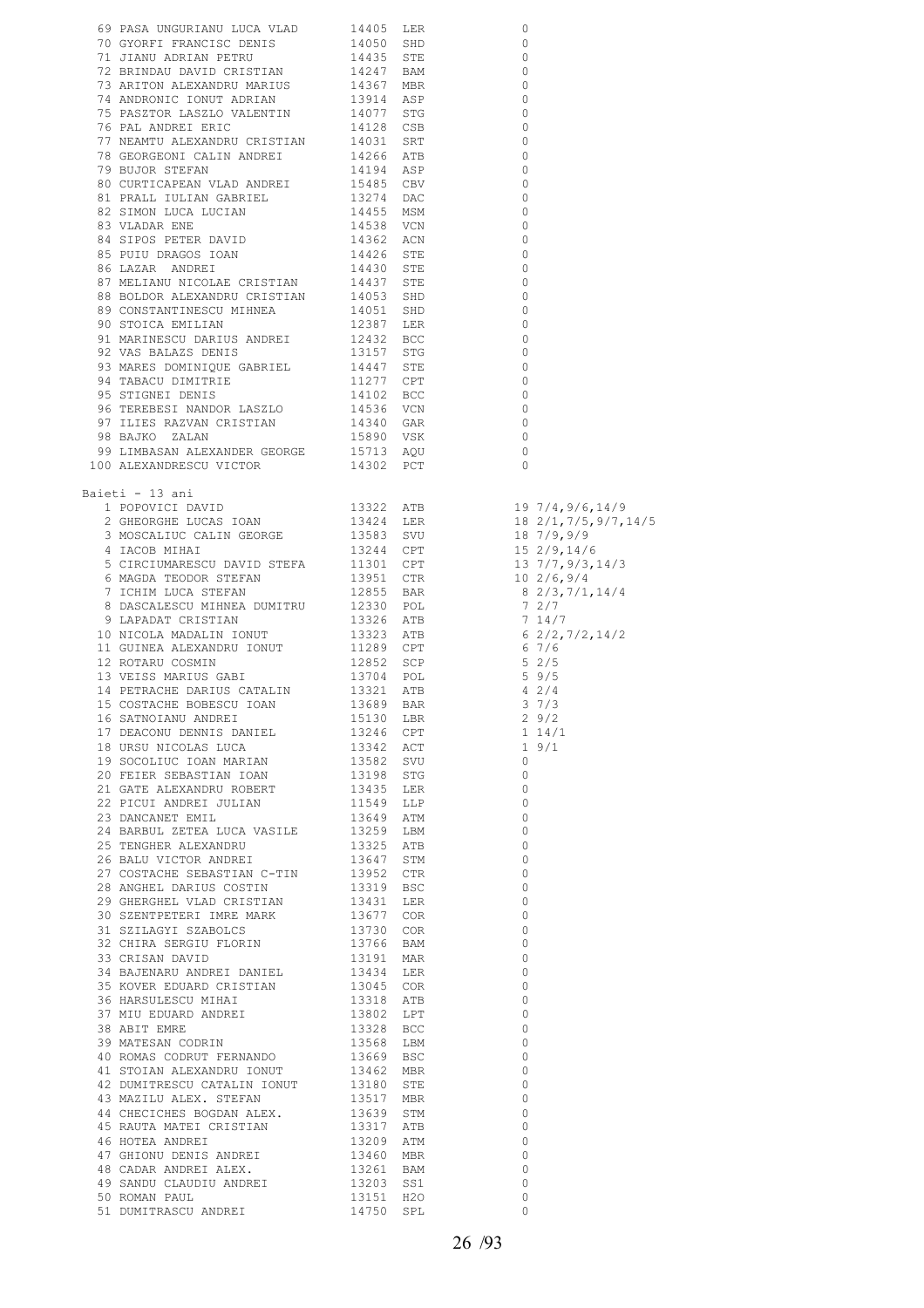| Loc | Nume | Cod | Club | Puncte |
|---|---|---|---|---|
| 69 | PASA UNGURIANU LUCA VLAD | 14405 | LER | 0 |
| 70 | GYORFI FRANCISC DENIS | 14050 | SHD | 0 |
| 71 | JIANU ADRIAN PETRU | 14435 | STE | 0 |
| 72 | BRINDAU DAVID CRISTIAN | 14247 | BAM | 0 |
| 73 | ARITON ALEXANDRU MARIUS | 14367 | MBR | 0 |
| 74 | ANDRONIC IONUT ADRIAN | 13914 | ASP | 0 |
| 75 | PASZTOR LASZLO VALENTIN | 14077 | STG | 0 |
| 76 | PAL ANDREI ERIC | 14128 | CSB | 0 |
| 77 | NEAMTU ALEXANDRU CRISTIAN | 14031 | SRT | 0 |
| 78 | GEORGEONI CALIN ANDREI | 14266 | ATB | 0 |
| 79 | BUJOR STEFAN | 14194 | ASP | 0 |
| 80 | CURTICAPEAN VLAD ANDREI | 15485 | CBV | 0 |
| 81 | PRALL IULIAN GABRIEL | 13274 | DAC | 0 |
| 82 | SIMON LUCA LUCIAN | 14455 | MSM | 0 |
| 83 | VLADAR ENE | 14538 | VCN | 0 |
| 84 | SIPOS PETER DAVID | 14362 | ACN | 0 |
| 85 | PUIU DRAGOS IOAN | 14426 | STE | 0 |
| 86 | LAZAR ANDREI | 14430 | STE | 0 |
| 87 | MELIANU NICOLAE CRISTIAN | 14437 | STE | 0 |
| 88 | BOLDOR ALEXANDRU CRISTIAN | 14053 | SHD | 0 |
| 89 | CONSTANTINESCU MIHNEA | 14051 | SHD | 0 |
| 90 | STOICA EMILIAN | 12387 | LER | 0 |
| 91 | MARINESCU DARIUS ANDREI | 12432 | BCC | 0 |
| 92 | VAS BALAZS DENIS | 13157 | STG | 0 |
| 93 | MARES DOMINIQUE GABRIEL | 14447 | STE | 0 |
| 94 | TABACU DIMITRIE | 11277 | CPT | 0 |
| 95 | STIGNEI DENIS | 14102 | BCC | 0 |
| 96 | TEREBESI NANDOR LASZLO | 14536 | VCN | 0 |
| 97 | ILIES RAZVAN CRISTIAN | 14340 | GAR | 0 |
| 98 | BAJKO ZALAN | 15890 | VSK | 0 |
| 99 | LIMBASAN ALEXANDER GEORGE | 15713 | AQU | 0 |
| 100 | ALEXANDRESCU VICTOR | 14302 | PCT | 0 |

Baieti - 13 ani

| Loc | Nume | Cod | Club | Puncte |
|---|---|---|---|---|
| 1 | POPOVICI DAVID | 13322 | ATB | 19 7/4,9/6,14/9 |
| 2 | GHEORGHE LUCAS IOAN | 13424 | LER | 18 2/1,7/5,9/7,14/5 |
| 3 | MOSCALIUC CALIN GEORGE | 13583 | SVU | 18 7/9,9/9 |
| 4 | IACOB MIHAI | 13244 | CPT | 15 2/9,14/6 |
| 5 | CIRCIUMARESCU DAVID STEFA | 11301 | CPT | 13 7/7,9/3,14/3 |
| 6 | MAGDA TEODOR STEFAN | 13951 | CTR | 10 2/6,9/4 |
| 7 | ICHIM LUCA STEFAN | 12855 | BAR | 8 2/3,7/1,14/4 |
| 8 | DASCALESCU MIHNEA DUMITRU | 12330 | POL | 7 2/7 |
| 9 | LAPADAT CRISTIAN | 13326 | ATB | 7 14/7 |
| 10 | NICOLA MADALIN IONUT | 13323 | ATB | 6 2/2,7/2,14/2 |
| 11 | GUINEA ALEXANDRU IONUT | 11289 | CPT | 6 7/6 |
| 12 | ROTARU COSMIN | 12852 | SCP | 5 2/5 |
| 13 | VEISS MARIUS GABI | 13704 | POL | 5 9/5 |
| 14 | PETRACHE DARIUS CATALIN | 13321 | ATB | 4 2/4 |
| 15 | COSTACHE BOBESCU IOAN | 13689 | BAR | 3 7/3 |
| 16 | SATNOIANU ANDREI | 15130 | LBR | 2 9/2 |
| 17 | DEACONU DENNIS DANIEL | 13246 | CPT | 1 14/1 |
| 18 | URSU NICOLAS LUCA | 13342 | ACT | 1 9/1 |
| 19 | SOCOLIUC IOAN MARIAN | 13582 | SVU | 0 |
| 20 | FEIER SEBASTIAN IOAN | 13198 | STG | 0 |
| 21 | GATE ALEXANDRU ROBERT | 13435 | LER | 0 |
| 22 | PICUI ANDREI JULIAN | 11549 | LLP | 0 |
| 23 | DANCANET EMIL | 13649 | ATM | 0 |
| 24 | BARBUL ZETEA LUCA VASILE | 13259 | LBM | 0 |
| 25 | TENGHER ALEXANDRU | 13325 | ATB | 0 |
| 26 | BALU VICTOR ANDREI | 13647 | STM | 0 |
| 27 | COSTACHE SEBASTIAN C-TIN | 13952 | CTR | 0 |
| 28 | ANGHEL DARIUS COSTIN | 13319 | BSC | 0 |
| 29 | GHERGHEL VLAD CRISTIAN | 13431 | LER | 0 |
| 30 | SZENTPETERI IMRE MARK | 13677 | COR | 0 |
| 31 | SZILAGYI SZABOLCS | 13730 | COR | 0 |
| 32 | CHIRA SERGIU FLORIN | 13766 | BAM | 0 |
| 33 | CRISAN DAVID | 13191 | MAR | 0 |
| 34 | BAJENARU ANDREI DANIEL | 13434 | LER | 0 |
| 35 | KOVER EDUARD CRISTIAN | 13045 | COR | 0 |
| 36 | HARSULESCU MIHAI | 13318 | ATB | 0 |
| 37 | MIU EDUARD ANDREI | 13802 | LPT | 0 |
| 38 | ABIT EMRE | 13328 | BCC | 0 |
| 39 | MATESAN CODRIN | 13568 | LBM | 0 |
| 40 | ROMAS CODRUT FERNANDO | 13669 | BSC | 0 |
| 41 | STOIAN ALEXANDRU IONUT | 13462 | MBR | 0 |
| 42 | DUMITRESCU CATALIN IONUT | 13180 | STE | 0 |
| 43 | MAZILU ALEX. STEFAN | 13517 | MBR | 0 |
| 44 | CHECICHES BOGDAN ALEX. | 13639 | STM | 0 |
| 45 | RAUTA MATEI CRISTIAN | 13317 | ATB | 0 |
| 46 | HOTEA ANDREI | 13209 | ATM | 0 |
| 47 | GHIONU DENIS ANDREI | 13460 | MBR | 0 |
| 48 | CADAR ANDREI ALEX. | 13261 | BAM | 0 |
| 49 | SANDU CLAUDIU ANDREI | 13203 | SS1 | 0 |
| 50 | ROMAN PAUL | 13151 | H2O | 0 |
| 51 | DUMITRASCU ANDREI | 14750 | SPL | 0 |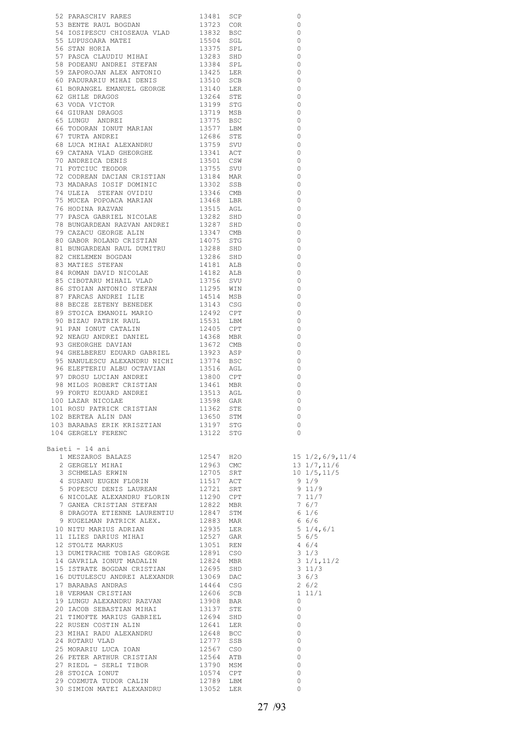| | Nume | Cod | Club | Puncte |
|---|---|---|---|---|
| 52 | PARASCHIV RARES | 13481 | SCP | 0 |
| 53 | BENTE RAUL BOGDAN | 13723 | COR | 0 |
| 54 | IOSIPESCU CHIOSEAUA VLAD | 13832 | BSC | 0 |
| 55 | LUPUSOARA MATEI | 15504 | SGL | 0 |
| 56 | STAN HORIA | 13375 | SPL | 0 |
| 57 | PASCA CLAUDIU MIHAI | 13283 | SHD | 0 |
| 58 | PODEANU ANDREI STEFAN | 13384 | SPL | 0 |
| 59 | ZAPOROJAN ALEX ANTONIO | 13425 | LER | 0 |
| 60 | PADURARIU MIHAI DENIS | 13510 | SCB | 0 |
| 61 | BORANGEL EMANUEL GEORGE | 13140 | LER | 0 |
| 62 | GHILE DRAGOS | 13264 | STE | 0 |
| 63 | VODA VICTOR | 13199 | STG | 0 |
| 64 | GIURAN DRAGOS | 13719 | MSB | 0 |
| 65 | LUNGU ANDREI | 13775 | BSC | 0 |
| 66 | TODORAN IONUT MARIAN | 13577 | LBM | 0 |
| 67 | TURTA ANDREI | 12686 | STE | 0 |
| 68 | LUCA MIHAI ALEXANDRU | 13759 | SVU | 0 |
| 69 | CATANA VLAD GHEORGHE | 13341 | ACT | 0 |
| 70 | ANDREICA DENIS | 13501 | CSW | 0 |
| 71 | FOTCIUC TEODOR | 13755 | SVU | 0 |
| 72 | CODREAN DACIAN CRISTIAN | 13184 | MAR | 0 |
| 73 | MADARAS IOSIF DOMINIC | 13302 | SSB | 0 |
| 74 | ULEIA STEFAN OVIDIU | 13346 | CMB | 0 |
| 75 | MUCEA POPOACA MARIAN | 13468 | LBR | 0 |
| 76 | HODINA RAZVAN | 13515 | AGL | 0 |
| 77 | PASCA GABRIEL NICOLAE | 13282 | SHD | 0 |
| 78 | BUNGARDEAN RAZVAN ANDREI | 13287 | SHD | 0 |
| 79 | CAZACU GEORGE ALIN | 13347 | CMB | 0 |
| 80 | GABOR ROLAND CRISTIAN | 14075 | STG | 0 |
| 81 | BUNGARDEAN RAUL DUMITRU | 13288 | SHD | 0 |
| 82 | CHELEMEN BOGDAN | 13286 | SHD | 0 |
| 83 | MATIES STEFAN | 14181 | ALB | 0 |
| 84 | ROMAN DAVID NICOLAE | 14182 | ALB | 0 |
| 85 | CIBOTARU MIHAIL VLAD | 13756 | SVU | 0 |
| 86 | STOIAN ANTONIO STEFAN | 11295 | WIN | 0 |
| 87 | FARCAS ANDREI ILIE | 14514 | MSB | 0 |
| 88 | BECZE ZETENY BENEDEK | 13143 | CSG | 0 |
| 89 | STOICA EMANOIL MARIO | 12492 | CPT | 0 |
| 90 | BIZAU PATRIK RAUL | 15531 | LBM | 0 |
| 91 | PAN IONUT CATALIN | 12405 | CPT | 0 |
| 92 | NEAGU ANDREI DANIEL | 14368 | MBR | 0 |
| 93 | GHEORGHE DAVIAN | 13672 | CMB | 0 |
| 94 | GHELBEREU EDUARD GABRIEL | 13923 | ASP | 0 |
| 95 | NANULESCU ALEXANDRU NICHI | 13774 | BSC | 0 |
| 96 | ELEFTERIU ALBU OCTAVIAN | 13516 | AGL | 0 |
| 97 | DROSU LUCIAN ANDREI | 13800 | CPT | 0 |
| 98 | MILOS ROBERT CRISTIAN | 13461 | MBR | 0 |
| 99 | FORTU EDUARD ANDREI | 13513 | AGL | 0 |
| 100 | LAZAR NICOLAE | 13598 | GAR | 0 |
| 101 | ROSU PATRICK CRISTIAN | 11362 | STE | 0 |
| 102 | BERTEA ALIN DAN | 13650 | STM | 0 |
| 103 | BARABAS ERIK KRISZTIAN | 13197 | STG | 0 |
| 104 | GERGELY FERENC | 13122 | STG | 0 |

Baieti - 14 ani

| | Nume | Cod | Club | Puncte | Detalii |
|---|---|---|---|---|---|
| 1 | MESZAROS BALAZS | 12547 | H2O | 15 | 1/2,6/9,11/4 |
| 2 | GERGELY MIHAI | 12963 | CMC | 13 | 1/7,11/6 |
| 3 | SCHMELAS ERWIN | 12705 | SRT | 10 | 1/5,11/5 |
| 4 | SUSANU EUGEN FLORIN | 11517 | ACT | 9 | 1/9 |
| 5 | POPESCU DENIS LAUREAN | 12721 | SRT | 9 | 11/9 |
| 6 | NICOLAE ALEXANDRU FLORIN | 11290 | CPT | 7 | 11/7 |
| 7 | GANEA CRISTIAN STEFAN | 12822 | MBR | 7 | 6/7 |
| 8 | DRAGOTA ETIENNE LAURENTIU | 12847 | STM | 6 | 1/6 |
| 9 | KUGELMAN PATRICK ALEX. | 12883 | MAR | 6 | 6/6 |
| 10 | NITU MARIUS ADRIAN | 12935 | LER | 5 | 1/4,6/1 |
| 11 | ILIES DARIUS MIHAI | 12527 | GAR | 5 | 6/5 |
| 12 | STOLTZ MARKUS | 13051 | REN | 4 | 6/4 |
| 13 | DUMITRACHE TOBIAS GEORGE | 12891 | CSO | 3 | 1/3 |
| 14 | GAVRILA IONUT MADALIN | 12824 | MBR | 3 | 1/1,11/2 |
| 15 | ISTRATE BOGDAN CRISTIAN | 12695 | SHD | 3 | 11/3 |
| 16 | DUTULESCU ANDREI ALEXANDR | 13069 | DAC | 3 | 6/3 |
| 17 | BARABAS ANDRAS | 14464 | CSG | 2 | 6/2 |
| 18 | VERMAN CRISTIAN | 12606 | SCB | 1 | 11/1 |
| 19 | LUNGU ALEXANDRU RAZVAN | 13908 | BAR | 0 | |
| 20 | IACOB SEBASTIAN MIHAI | 13137 | STE | 0 | |
| 21 | TIMOFTE MARIUS GABRIEL | 12694 | SHD | 0 | |
| 22 | RUSEN COSTIN ALIN | 12641 | LER | 0 | |
| 23 | MIHAI RADU ALEXANDRU | 12648 | BCC | 0 | |
| 24 | ROTARU VLAD | 12777 | SSB | 0 | |
| 25 | MORARIU LUCA IOAN | 12567 | CSO | 0 | |
| 26 | PETER ARTHUR CRISTIAN | 12564 | ATB | 0 | |
| 27 | RIEDL - SERLI TIBOR | 13790 | MSM | 0 | |
| 28 | STOICA IONUT | 10574 | CPT | 0 | |
| 29 | COZMUTA TUDOR CALIN | 12789 | LBM | 0 | |
| 30 | SIMION MATEI ALEXANDRU | 13052 | LER | 0 | |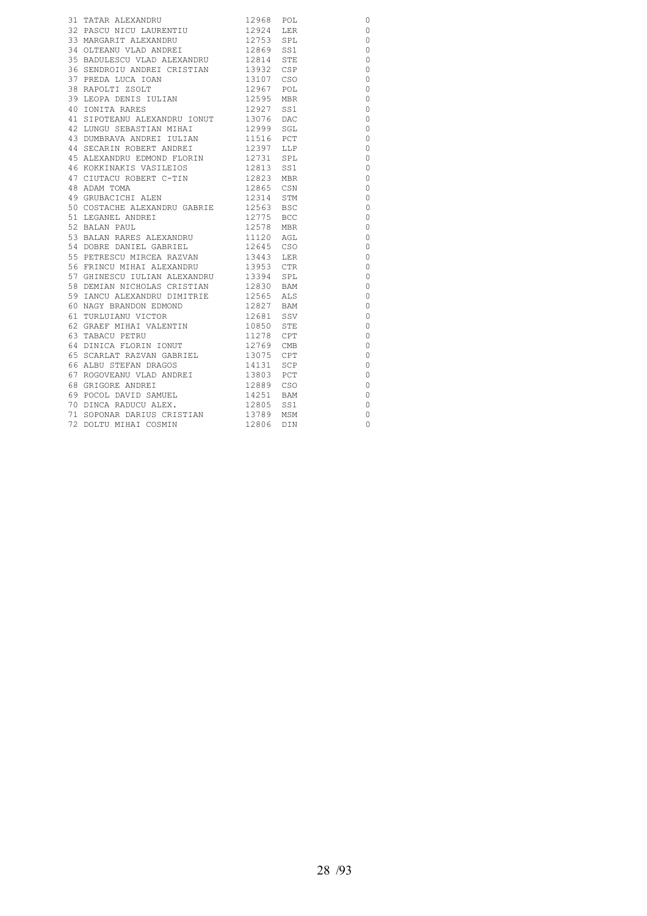| | | | | |
|---|---|---|---|---|
| 31 | TATAR ALEXANDRU | 12968 | POL | 0 |
| 32 | PASCU NICU LAURENTIU | 12924 | LER | 0 |
| 33 | MARGARIT ALEXANDRU | 12753 | SPL | 0 |
| 34 | OLTEANU VLAD ANDREI | 12869 | SS1 | 0 |
| 35 | BADULESCU VLAD ALEXANDRU | 12814 | STE | 0 |
| 36 | SENDROIU ANDREI CRISTIAN | 13932 | CSP | 0 |
| 37 | PREDA LUCA IOAN | 13107 | CSO | 0 |
| 38 | RAPOLTI ZSOLT | 12967 | POL | 0 |
| 39 | LEOPA DENIS IULIAN | 12595 | MBR | 0 |
| 40 | IONITA RARES | 12927 | SS1 | 0 |
| 41 | SIPOTEANU ALEXANDRU IONUT | 13076 | DAC | 0 |
| 42 | LUNGU SEBASTIAN MIHAI | 12999 | SGL | 0 |
| 43 | DUMBRAVA ANDREI IULIAN | 11516 | PCT | 0 |
| 44 | SECARIN ROBERT ANDREI | 12397 | LLP | 0 |
| 45 | ALEXANDRU EDMOND FLORIN | 12731 | SPL | 0 |
| 46 | KOKKINAKIS VASILEIOS | 12813 | SS1 | 0 |
| 47 | CIUTACU ROBERT C-TIN | 12823 | MBR | 0 |
| 48 | ADAM TOMA | 12865 | CSN | 0 |
| 49 | GRUBACICHI ALEN | 12314 | STM | 0 |
| 50 | COSTACHE ALEXANDRU GABRIE | 12563 | BSC | 0 |
| 51 | LEGANEL ANDREI | 12775 | BCC | 0 |
| 52 | BALAN PAUL | 12578 | MBR | 0 |
| 53 | BALAN RARES ALEXANDRU | 11120 | AGL | 0 |
| 54 | DOBRE DANIEL GABRIEL | 12645 | CSO | 0 |
| 55 | PETRESCU MIRCEA RAZVAN | 13443 | LER | 0 |
| 56 | FRINCU MIHAI ALEXANDRU | 13953 | CTR | 0 |
| 57 | GHINESCU IULIAN ALEXANDRU | 13394 | SPL | 0 |
| 58 | DEMIAN NICHOLAS CRISTIAN | 12830 | BAM | 0 |
| 59 | IANCU ALEXANDRU DIMITRIE | 12565 | ALS | 0 |
| 60 | NAGY BRANDON EDMOND | 12827 | BAM | 0 |
| 61 | TURLUIANU VICTOR | 12681 | SSV | 0 |
| 62 | GRAEF MIHAI VALENTIN | 10850 | STE | 0 |
| 63 | TABACU PETRU | 11278 | CPT | 0 |
| 64 | DINICA FLORIN IONUT | 12769 | CMB | 0 |
| 65 | SCARLAT RAZVAN GABRIEL | 13075 | CPT | 0 |
| 66 | ALBU STEFAN DRAGOS | 14131 | SCP | 0 |
| 67 | ROGOVEANU VLAD ANDREI | 13803 | PCT | 0 |
| 68 | GRIGORE ANDREI | 12889 | CSO | 0 |
| 69 | POCOL DAVID SAMUEL | 14251 | BAM | 0 |
| 70 | DINCA RADUCU ALEX. | 12805 | SS1 | 0 |
| 71 | SOPONAR DARIUS CRISTIAN | 13789 | MSM | 0 |
| 72 | DOLTU MIHAI COSMIN | 12806 | DIN | 0 |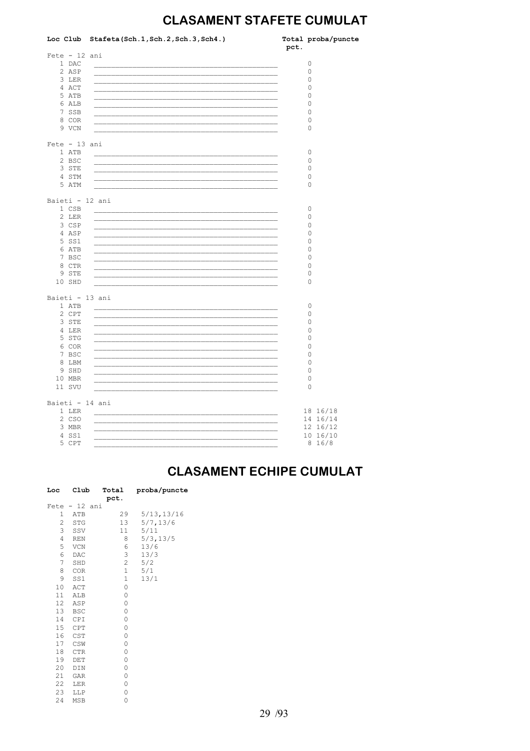# CLASAMENT STAFETE CUMULAT

| Loc | Club | Stafeta(Sch.1,Sch.2,Sch.3,Sch4.) | Total pct. | proba/puncte |
|---|---|---|---|---|
| Fete - 12 ani | | | | |
| 1 | DAC | | 0 | |
| 2 | ASP | | 0 | |
| 3 | LER | | 0 | |
| 4 | ACT | | 0 | |
| 5 | ATB | | 0 | |
| 6 | ALB | | 0 | |
| 7 | SSB | | 0 | |
| 8 | COR | | 0 | |
| 9 | VCN | | 0 | |
| Fete - 13 ani | | | | |
| 1 | ATB | | 0 | |
| 2 | BSC | | 0 | |
| 3 | STE | | 0 | |
| 4 | STM | | 0 | |
| 5 | ATM | | 0 | |
| Baieti - 12 ani | | | | |
| 1 | CSB | | 0 | |
| 2 | LER | | 0 | |
| 3 | CSP | | 0 | |
| 4 | ASP | | 0 | |
| 5 | SS1 | | 0 | |
| 6 | ATB | | 0 | |
| 7 | BSC | | 0 | |
| 8 | CTR | | 0 | |
| 9 | STE | | 0 | |
| 10 | SHD | | 0 | |
| Baieti - 13 ani | | | | |
| 1 | ATB | | 0 | |
| 2 | CPT | | 0 | |
| 3 | STE | | 0 | |
| 4 | LER | | 0 | |
| 5 | STG | | 0 | |
| 6 | COR | | 0 | |
| 7 | BSC | | 0 | |
| 8 | LBM | | 0 | |
| 9 | SHD | | 0 | |
| 10 | MBR | | 0 | |
| 11 | SVU | | 0 | |
| Baieti - 14 ani | | | | |
| 1 | LER | | 18 | 16/18 |
| 2 | CSO | | 14 | 16/14 |
| 3 | MBR | | 12 | 16/12 |
| 4 | SS1 | | 10 | 16/10 |
| 5 | CPT | | 8 | 16/8 |

# CLASAMENT ECHIPE CUMULAT

| Loc | Club | Total pct. | proba/puncte |
|---|---|---|---|
| Fete - 12 ani | | | |
| 1 | ATB | 29 | 5/13,13/16 |
| 2 | STG | 13 | 5/7,13/6 |
| 3 | SSV | 11 | 5/11 |
| 4 | REN | 8 | 5/3,13/5 |
| 5 | VCN | 6 | 13/6 |
| 6 | DAC | 3 | 13/3 |
| 7 | SHD | 2 | 5/2 |
| 8 | COR | 1 | 5/1 |
| 9 | SS1 | 1 | 13/1 |
| 10 | ACT | 0 | |
| 11 | ALB | 0 | |
| 12 | ASP | 0 | |
| 13 | BSC | 0 | |
| 14 | CPI | 0 | |
| 15 | CPT | 0 | |
| 16 | CST | 0 | |
| 17 | CSW | 0 | |
| 18 | CTR | 0 | |
| 19 | DET | 0 | |
| 20 | DIN | 0 | |
| 21 | GAR | 0 | |
| 22 | LER | 0 | |
| 23 | LLP | 0 | |
| 24 | MSB | 0 | |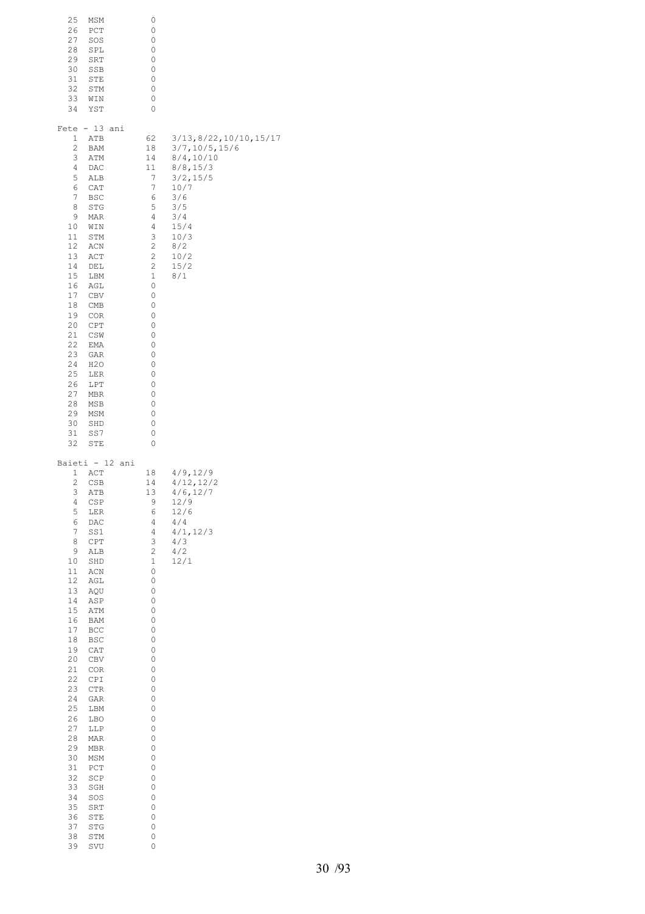| | | | |
|---|---|---|---|
| 25 | MSM | 0 | |
| 26 | PCT | 0 | |
| 27 | SOS | 0 | |
| 28 | SPL | 0 | |
| 29 | SRT | 0 | |
| 30 | SSB | 0 | |
| 31 | STE | 0 | |
| 32 | STM | 0 | |
| 33 | WIN | 0 | |
| 34 | YST | 0 | |

Fete - 13 ani

| | | | |
|---|---|---|---|
| 1 | ATB | 62 | 3/13,8/22,10/10,15/17 |
| 2 | BAM | 18 | 3/7,10/5,15/6 |
| 3 | ATM | 14 | 8/4,10/10 |
| 4 | DAC | 11 | 8/8,15/3 |
| 5 | ALB | 7 | 3/2,15/5 |
| 6 | CAT | 7 | 10/7 |
| 7 | BSC | 6 | 3/6 |
| 8 | STG | 5 | 3/5 |
| 9 | MAR | 4 | 3/4 |
| 10 | WIN | 4 | 15/4 |
| 11 | STM | 3 | 10/3 |
| 12 | ACN | 2 | 8/2 |
| 13 | ACT | 2 | 10/2 |
| 14 | DEL | 2 | 15/2 |
| 15 | LBM | 1 | 8/1 |
| 16 | AGL | 0 | |
| 17 | CBV | 0 | |
| 18 | CMB | 0 | |
| 19 | COR | 0 | |
| 20 | CPT | 0 | |
| 21 | CSW | 0 | |
| 22 | EMA | 0 | |
| 23 | GAR | 0 | |
| 24 | H2O | 0 | |
| 25 | LER | 0 | |
| 26 | LPT | 0 | |
| 27 | MBR | 0 | |
| 28 | MSB | 0 | |
| 29 | MSM | 0 | |
| 30 | SHD | 0 | |
| 31 | SS7 | 0 | |
| 32 | STE | 0 | |

Baieti - 12 ani

| | | | |
|---|---|---|---|
| 1 | ACT | 18 | 4/9,12/9 |
| 2 | CSB | 14 | 4/12,12/2 |
| 3 | ATB | 13 | 4/6,12/7 |
| 4 | CSP | 9 | 12/9 |
| 5 | LER | 6 | 12/6 |
| 6 | DAC | 4 | 4/4 |
| 7 | SS1 | 4 | 4/1,12/3 |
| 8 | CPT | 3 | 4/3 |
| 9 | ALB | 2 | 4/2 |
| 10 | SHD | 1 | 12/1 |
| 11 | ACN | 0 | |
| 12 | AGL | 0 | |
| 13 | AQU | 0 | |
| 14 | ASP | 0 | |
| 15 | ATM | 0 | |
| 16 | BAM | 0 | |
| 17 | BCC | 0 | |
| 18 | BSC | 0 | |
| 19 | CAT | 0 | |
| 20 | CBV | 0 | |
| 21 | COR | 0 | |
| 22 | CPI | 0 | |
| 23 | CTR | 0 | |
| 24 | GAR | 0 | |
| 25 | LBM | 0 | |
| 26 | LBO | 0 | |
| 27 | LLP | 0 | |
| 28 | MAR | 0 | |
| 29 | MBR | 0 | |
| 30 | MSM | 0 | |
| 31 | PCT | 0 | |
| 32 | SCP | 0 | |
| 33 | SGH | 0 | |
| 34 | SOS | 0 | |
| 35 | SRT | 0 | |
| 36 | STE | 0 | |
| 37 | STG | 0 | |
| 38 | STM | 0 | |
| 39 | SVU | 0 | |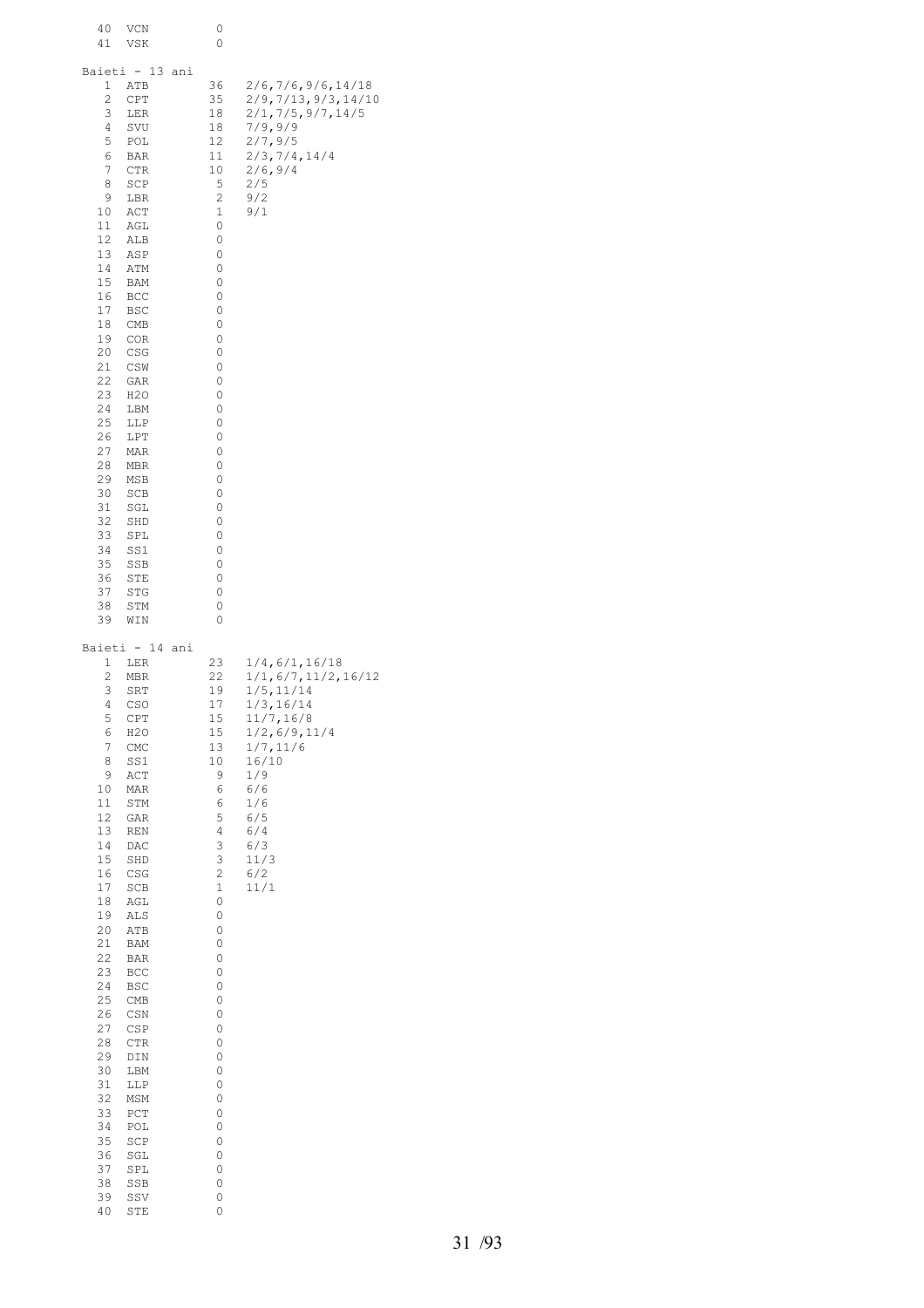| | | | |
|---|---|---|---|
| 40 | VCN | 0 | |
| 41 | VSK | 0 | |

Baieti - 13 ani

| | | | |
|---|---|---|---|
| 1 | ATB | 36 | 2/6,7/6,9/6,14/18 |
| 2 | CPT | 35 | 2/9,7/13,9/3,14/10 |
| 3 | LER | 18 | 2/1,7/5,9/7,14/5 |
| 4 | SVU | 18 | 7/9,9/9 |
| 5 | POL | 12 | 2/7,9/5 |
| 6 | BAR | 11 | 2/3,7/4,14/4 |
| 7 | CTR | 10 | 2/6,9/4 |
| 8 | SCP | 5 | 2/5 |
| 9 | LBR | 2 | 9/2 |
| 10 | ACT | 1 | 9/1 |
| 11 | AGL | 0 | |
| 12 | ALB | 0 | |
| 13 | ASP | 0 | |
| 14 | ATM | 0 | |
| 15 | BAM | 0 | |
| 16 | BCC | 0 | |
| 17 | BSC | 0 | |
| 18 | CMB | 0 | |
| 19 | COR | 0 | |
| 20 | CSG | 0 | |
| 21 | CSW | 0 | |
| 22 | GAR | 0 | |
| 23 | H2O | 0 | |
| 24 | LBM | 0 | |
| 25 | LLP | 0 | |
| 26 | LPT | 0 | |
| 27 | MAR | 0 | |
| 28 | MBR | 0 | |
| 29 | MSB | 0 | |
| 30 | SCB | 0 | |
| 31 | SGL | 0 | |
| 32 | SHD | 0 | |
| 33 | SPL | 0 | |
| 34 | SS1 | 0 | |
| 35 | SSB | 0 | |
| 36 | STE | 0 | |
| 37 | STG | 0 | |
| 38 | STM | 0 | |
| 39 | WIN | 0 | |

Baieti - 14 ani

| | | | |
|---|---|---|---|
| 1 | LER | 23 | 1/4,6/1,16/18 |
| 2 | MBR | 22 | 1/1,6/7,11/2,16/12 |
| 3 | SRT | 19 | 1/5,11/14 |
| 4 | CSO | 17 | 1/3,16/14 |
| 5 | CPT | 15 | 11/7,16/8 |
| 6 | H2O | 15 | 1/2,6/9,11/4 |
| 7 | CMC | 13 | 1/7,11/6 |
| 8 | SS1 | 10 | 16/10 |
| 9 | ACT | 9 | 1/9 |
| 10 | MAR | 6 | 6/6 |
| 11 | STM | 6 | 1/6 |
| 12 | GAR | 5 | 6/5 |
| 13 | REN | 4 | 6/4 |
| 14 | DAC | 3 | 6/3 |
| 15 | SHD | 3 | 11/3 |
| 16 | CSG | 2 | 6/2 |
| 17 | SCB | 1 | 11/1 |
| 18 | AGL | 0 | |
| 19 | ALS | 0 | |
| 20 | ATB | 0 | |
| 21 | BAM | 0 | |
| 22 | BAR | 0 | |
| 23 | BCC | 0 | |
| 24 | BSC | 0 | |
| 25 | CMB | 0 | |
| 26 | CSN | 0 | |
| 27 | CSP | 0 | |
| 28 | CTR | 0 | |
| 29 | DIN | 0 | |
| 30 | LBM | 0 | |
| 31 | LLP | 0 | |
| 32 | MSM | 0 | |
| 33 | PCT | 0 | |
| 34 | POL | 0 | |
| 35 | SCP | 0 | |
| 36 | SGL | 0 | |
| 37 | SPL | 0 | |
| 38 | SSB | 0 | |
| 39 | SSV | 0 | |
| 40 | STE | 0 | |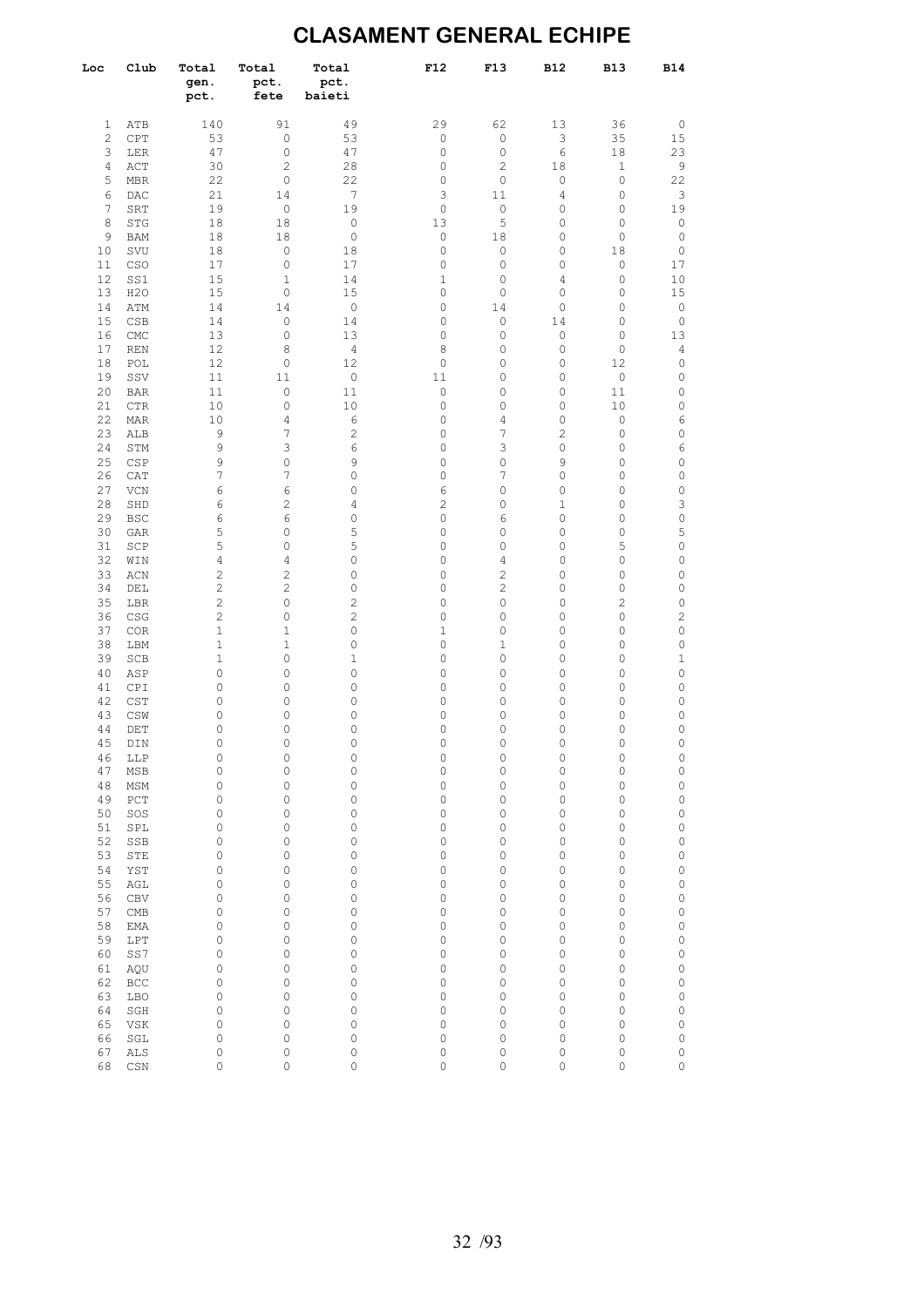# CLASAMENT GENERAL ECHIPE

| Loc | Club | Total gen. pct. | Total pct. fete | Total pct. baieti | F12 | F13 | B12 | B13 | B14 |
|---|---|---|---|---|---|---|---|---|---|
| 1 | ATB | 140 | 91 | 49 | 29 | 62 | 13 | 36 | 0 |
| 2 | CPT | 53 | 0 | 53 | 0 | 0 | 3 | 35 | 15 |
| 3 | LER | 47 | 0 | 47 | 0 | 0 | 6 | 18 | 23 |
| 4 | ACT | 30 | 2 | 28 | 0 | 2 | 18 | 1 | 9 |
| 5 | MBR | 22 | 0 | 22 | 0 | 0 | 0 | 0 | 22 |
| 6 | DAC | 21 | 14 | 7 | 3 | 11 | 4 | 0 | 3 |
| 7 | SRT | 19 | 0 | 19 | 0 | 0 | 0 | 0 | 19 |
| 8 | STG | 18 | 18 | 0 | 13 | 5 | 0 | 0 | 0 |
| 9 | BAM | 18 | 18 | 0 | 0 | 18 | 0 | 0 | 0 |
| 10 | SVU | 18 | 0 | 18 | 0 | 0 | 0 | 18 | 0 |
| 11 | CSO | 17 | 0 | 17 | 0 | 0 | 0 | 0 | 17 |
| 12 | SS1 | 15 | 1 | 14 | 1 | 0 | 4 | 0 | 10 |
| 13 | H2O | 15 | 0 | 15 | 0 | 0 | 0 | 0 | 15 |
| 14 | ATM | 14 | 14 | 0 | 0 | 14 | 0 | 0 | 0 |
| 15 | CSB | 14 | 0 | 14 | 0 | 0 | 14 | 0 | 0 |
| 16 | CMC | 13 | 0 | 13 | 0 | 0 | 0 | 0 | 13 |
| 17 | REN | 12 | 8 | 4 | 8 | 0 | 0 | 0 | 4 |
| 18 | POL | 12 | 0 | 12 | 0 | 0 | 0 | 12 | 0 |
| 19 | SSV | 11 | 11 | 0 | 11 | 0 | 0 | 0 | 0 |
| 20 | BAR | 11 | 0 | 11 | 0 | 0 | 0 | 11 | 0 |
| 21 | CTR | 10 | 0 | 10 | 0 | 0 | 0 | 10 | 0 |
| 22 | MAR | 10 | 4 | 6 | 0 | 4 | 0 | 0 | 6 |
| 23 | ALB | 9 | 7 | 2 | 0 | 7 | 2 | 0 | 0 |
| 24 | STM | 9 | 3 | 6 | 0 | 3 | 0 | 0 | 6 |
| 25 | CSP | 9 | 0 | 9 | 0 | 0 | 9 | 0 | 0 |
| 26 | CAT | 7 | 7 | 0 | 0 | 7 | 0 | 0 | 0 |
| 27 | VCN | 6 | 6 | 0 | 6 | 0 | 0 | 0 | 0 |
| 28 | SHD | 6 | 2 | 4 | 2 | 0 | 1 | 0 | 3 |
| 29 | BSC | 6 | 6 | 0 | 0 | 6 | 0 | 0 | 0 |
| 30 | GAR | 5 | 0 | 5 | 0 | 0 | 0 | 0 | 5 |
| 31 | SCP | 5 | 0 | 5 | 0 | 0 | 0 | 5 | 0 |
| 32 | WIN | 4 | 4 | 0 | 0 | 4 | 0 | 0 | 0 |
| 33 | ACN | 2 | 2 | 0 | 0 | 2 | 0 | 0 | 0 |
| 34 | DEL | 2 | 2 | 0 | 0 | 2 | 0 | 0 | 0 |
| 35 | LBR | 2 | 0 | 2 | 0 | 0 | 0 | 2 | 0 |
| 36 | CSG | 2 | 0 | 2 | 0 | 0 | 0 | 0 | 2 |
| 37 | COR | 1 | 1 | 0 | 1 | 0 | 0 | 0 | 0 |
| 38 | LBM | 1 | 1 | 0 | 0 | 1 | 0 | 0 | 0 |
| 39 | SCB | 1 | 0 | 1 | 0 | 0 | 0 | 0 | 1 |
| 40 | ASP | 0 | 0 | 0 | 0 | 0 | 0 | 0 | 0 |
| 41 | CPI | 0 | 0 | 0 | 0 | 0 | 0 | 0 | 0 |
| 42 | CST | 0 | 0 | 0 | 0 | 0 | 0 | 0 | 0 |
| 43 | CSW | 0 | 0 | 0 | 0 | 0 | 0 | 0 | 0 |
| 44 | DET | 0 | 0 | 0 | 0 | 0 | 0 | 0 | 0 |
| 45 | DIN | 0 | 0 | 0 | 0 | 0 | 0 | 0 | 0 |
| 46 | LLP | 0 | 0 | 0 | 0 | 0 | 0 | 0 | 0 |
| 47 | MSB | 0 | 0 | 0 | 0 | 0 | 0 | 0 | 0 |
| 48 | MSM | 0 | 0 | 0 | 0 | 0 | 0 | 0 | 0 |
| 49 | PCT | 0 | 0 | 0 | 0 | 0 | 0 | 0 | 0 |
| 50 | SOS | 0 | 0 | 0 | 0 | 0 | 0 | 0 | 0 |
| 51 | SPL | 0 | 0 | 0 | 0 | 0 | 0 | 0 | 0 |
| 52 | SSB | 0 | 0 | 0 | 0 | 0 | 0 | 0 | 0 |
| 53 | STE | 0 | 0 | 0 | 0 | 0 | 0 | 0 | 0 |
| 54 | YST | 0 | 0 | 0 | 0 | 0 | 0 | 0 | 0 |
| 55 | AGL | 0 | 0 | 0 | 0 | 0 | 0 | 0 | 0 |
| 56 | CBV | 0 | 0 | 0 | 0 | 0 | 0 | 0 | 0 |
| 57 | CMB | 0 | 0 | 0 | 0 | 0 | 0 | 0 | 0 |
| 58 | EMA | 0 | 0 | 0 | 0 | 0 | 0 | 0 | 0 |
| 59 | LPT | 0 | 0 | 0 | 0 | 0 | 0 | 0 | 0 |
| 60 | SS7 | 0 | 0 | 0 | 0 | 0 | 0 | 0 | 0 |
| 61 | AQU | 0 | 0 | 0 | 0 | 0 | 0 | 0 | 0 |
| 62 | BCC | 0 | 0 | 0 | 0 | 0 | 0 | 0 | 0 |
| 63 | LBO | 0 | 0 | 0 | 0 | 0 | 0 | 0 | 0 |
| 64 | SGH | 0 | 0 | 0 | 0 | 0 | 0 | 0 | 0 |
| 65 | VSK | 0 | 0 | 0 | 0 | 0 | 0 | 0 | 0 |
| 66 | SGL | 0 | 0 | 0 | 0 | 0 | 0 | 0 | 0 |
| 67 | ALS | 0 | 0 | 0 | 0 | 0 | 0 | 0 | 0 |
| 68 | CSN | 0 | 0 | 0 | 0 | 0 | 0 | 0 | 0 |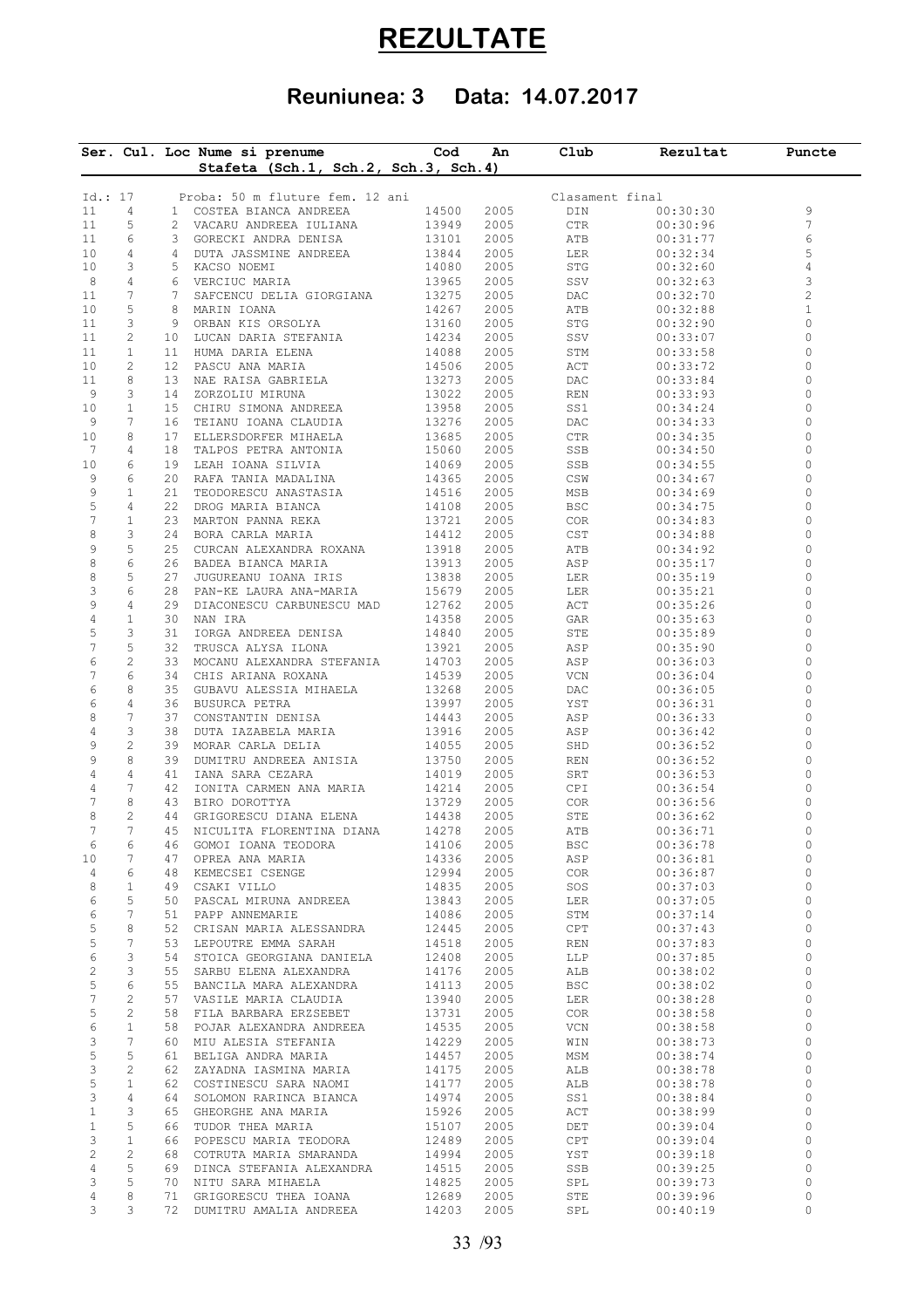# REZULTATE

## Reuniunea: 3 Data: 14.07.2017

| Ser. | Cul. | Loc | Nume si prenume<br>Stafeta (Sch.1, Sch.2, Sch.3, Sch.4) | Cod | An | Club | Rezultat | Puncte |
|---|---|---|---|---|---|---|---|---|
| Id.: 17 | | | Proba: 50 m fluture fem. 12 ani | | | Clasament final | | |
| 11 | 4 | 1 | COSTEA BIANCA ANDREEA | 14500 | 2005 | DIN | 00:30:30 | 9 |
| 11 | 5 | 2 | VACARU ANDREEA IULIANA | 13949 | 2005 | CTR | 00:30:96 | 7 |
| 11 | 6 | 3 | GORECKI ANDRA DENISA | 13101 | 2005 | ATB | 00:31:77 | 6 |
| 10 | 4 | 4 | DUTA JASSMINE ANDREEA | 13844 | 2005 | LER | 00:32:34 | 5 |
| 10 | 3 | 5 | KACSO NOEMI | 14080 | 2005 | STG | 00:32:60 | 4 |
| 8 | 4 | 6 | VERCIUC MARIA | 13965 | 2005 | SSV | 00:32:63 | 3 |
| 11 | 7 | 7 | SAFCENCU DELIA GIORGIANA | 13275 | 2005 | DAC | 00:32:70 | 2 |
| 10 | 5 | 8 | MARIN IOANA | 14267 | 2005 | ATB | 00:32:88 | 1 |
| 11 | 3 | 9 | ORBAN KIS ORSOLYA | 13160 | 2005 | STG | 00:32:90 | 0 |
| 11 | 2 | 10 | LUCAN DARIA STEFANIA | 14234 | 2005 | SSV | 00:33:07 | 0 |
| 11 | 1 | 11 | HUMA DARIA ELENA | 14088 | 2005 | STM | 00:33:58 | 0 |
| 10 | 2 | 12 | PASCU ANA MARIA | 14506 | 2005 | ACT | 00:33:72 | 0 |
| 11 | 8 | 13 | NAE RAISA GABRIELA | 13273 | 2005 | DAC | 00:33:84 | 0 |
| 9 | 3 | 14 | ZORZOLIU MIRUNA | 13022 | 2005 | REN | 00:33:93 | 0 |
| 10 | 1 | 15 | CHIRU SIMONA ANDREEA | 13958 | 2005 | SS1 | 00:34:24 | 0 |
| 9 | 7 | 16 | TEIANU IOANA CLAUDIA | 13276 | 2005 | DAC | 00:34:33 | 0 |
| 10 | 8 | 17 | ELLERSDORFER MIHAELA | 13685 | 2005 | CTR | 00:34:35 | 0 |
| 7 | 4 | 18 | TALPOS PETRA ANTONIA | 15060 | 2005 | SSB | 00:34:50 | 0 |
| 10 | 6 | 19 | LEAH IOANA SILVIA | 14069 | 2005 | SSB | 00:34:55 | 0 |
| 9 | 6 | 20 | RAFA TANIA MADALINA | 14365 | 2005 | CSW | 00:34:67 | 0 |
| 9 | 1 | 21 | TEODORESCU ANASTASIA | 14516 | 2005 | MSB | 00:34:69 | 0 |
| 5 | 4 | 22 | DROG MARIA BIANCA | 14108 | 2005 | BSC | 00:34:75 | 0 |
| 7 | 1 | 23 | MARTON PANNA REKA | 13721 | 2005 | COR | 00:34:83 | 0 |
| 8 | 3 | 24 | BORA CARLA MARIA | 14412 | 2005 | CST | 00:34:88 | 0 |
| 9 | 5 | 25 | CURCAN ALEXANDRA ROXANA | 13918 | 2005 | ATB | 00:34:92 | 0 |
| 8 | 6 | 26 | BADEA BIANCA MARIA | 13913 | 2005 | ASP | 00:35:17 | 0 |
| 8 | 5 | 27 | JUGUREANU IOANA IRIS | 13838 | 2005 | LER | 00:35:19 | 0 |
| 3 | 6 | 28 | PAN-KE LAURA ANA-MARIA | 15679 | 2005 | LER | 00:35:21 | 0 |
| 9 | 4 | 29 | DIACONESCU CARBUNESCU MAD | 12762 | 2005 | ACT | 00:35:26 | 0 |
| 4 | 1 | 30 | NAN IRA | 14358 | 2005 | GAR | 00:35:63 | 0 |
| 5 | 3 | 31 | IORGA ANDREEA DENISA | 14840 | 2005 | STE | 00:35:89 | 0 |
| 7 | 5 | 32 | TRUSCA ALYSA ILONA | 13921 | 2005 | ASP | 00:35:90 | 0 |
| 6 | 2 | 33 | MOCANU ALEXANDRA STEFANIA | 14703 | 2005 | ASP | 00:36:03 | 0 |
| 7 | 6 | 34 | CHIS ARIANA ROXANA | 14539 | 2005 | VCN | 00:36:04 | 0 |
| 6 | 8 | 35 | GUBAVU ALESSIA MIHAELA | 13268 | 2005 | DAC | 00:36:05 | 0 |
| 6 | 4 | 36 | BUSURCA PETRA | 13997 | 2005 | YST | 00:36:31 | 0 |
| 8 | 7 | 37 | CONSTANTIN DENISA | 14443 | 2005 | ASP | 00:36:33 | 0 |
| 4 | 3 | 38 | DUTA IAZABELA MARIA | 13916 | 2005 | ASP | 00:36:42 | 0 |
| 9 | 2 | 39 | MORAR CARLA DELIA | 14055 | 2005 | SHD | 00:36:52 | 0 |
| 9 | 8 | 39 | DUMITRU ANDREEA ANISIA | 13750 | 2005 | REN | 00:36:52 | 0 |
| 4 | 4 | 41 | IANA SARA CEZARA | 14019 | 2005 | SRT | 00:36:53 | 0 |
| 4 | 7 | 42 | IONITA CARMEN ANA MARIA | 14214 | 2005 | CPI | 00:36:54 | 0 |
| 7 | 8 | 43 | BIRO DOROTTYA | 13729 | 2005 | COR | 00:36:56 | 0 |
| 8 | 2 | 44 | GRIGORESCU DIANA ELENA | 14438 | 2005 | STE | 00:36:62 | 0 |
| 7 | 7 | 45 | NICULITA FLORENTINA DIANA | 14278 | 2005 | ATB | 00:36:71 | 0 |
| 6 | 6 | 46 | GOMOI IOANA TEODORA | 14106 | 2005 | BSC | 00:36:78 | 0 |
| 10 | 7 | 47 | OPREA ANA MARIA | 14336 | 2005 | ASP | 00:36:81 | 0 |
| 4 | 6 | 48 | KEMECSEI CSENGE | 12994 | 2005 | COR | 00:36:87 | 0 |
| 8 | 1 | 49 | CSAKI VILLO | 14835 | 2005 | SOS | 00:37:03 | 0 |
| 6 | 5 | 50 | PASCAL MIRUNA ANDREEA | 13843 | 2005 | LER | 00:37:05 | 0 |
| 6 | 7 | 51 | PAPP ANNEMARIE | 14086 | 2005 | STM | 00:37:14 | 0 |
| 5 | 8 | 52 | CRISAN MARIA ALESSANDRA | 12445 | 2005 | CPT | 00:37:43 | 0 |
| 5 | 7 | 53 | LEPOUTRE EMMA SARAH | 14518 | 2005 | REN | 00:37:83 | 0 |
| 6 | 3 | 54 | STOICA GEORGIANA DANIELA | 12408 | 2005 | LLP | 00:37:85 | 0 |
| 2 | 3 | 55 | SARBU ELENA ALEXANDRA | 14176 | 2005 | ALB | 00:38:02 | 0 |
| 5 | 6 | 55 | BANCILA MARA ALEXANDRA | 14113 | 2005 | BSC | 00:38:02 | 0 |
| 7 | 2 | 57 | VASILE MARIA CLAUDIA | 13940 | 2005 | LER | 00:38:28 | 0 |
| 5 | 2 | 58 | FILA BARBARA ERZSEBET | 13731 | 2005 | COR | 00:38:58 | 0 |
| 6 | 1 | 58 | POJAR ALEXANDRA ANDREEA | 14535 | 2005 | VCN | 00:38:58 | 0 |
| 3 | 7 | 60 | MIU ALESIA STEFANIA | 14229 | 2005 | WIN | 00:38:73 | 0 |
| 5 | 5 | 61 | BELIGA ANDRA MARIA | 14457 | 2005 | MSM | 00:38:74 | 0 |
| 3 | 2 | 62 | ZAYADNA IASMINA MARIA | 14175 | 2005 | ALB | 00:38:78 | 0 |
| 5 | 1 | 62 | COSTINESCU SARA NAOMI | 14177 | 2005 | ALB | 00:38:78 | 0 |
| 3 | 4 | 64 | SOLOMON RARINCA BIANCA | 14974 | 2005 | SS1 | 00:38:84 | 0 |
| 1 | 3 | 65 | GHEORGHE ANA MARIA | 15926 | 2005 | ACT | 00:38:99 | 0 |
| 1 | 5 | 66 | TUDOR THEA MARIA | 15107 | 2005 | DET | 00:39:04 | 0 |
| 3 | 1 | 66 | POPESCU MARIA TEODORA | 12489 | 2005 | CPT | 00:39:04 | 0 |
| 2 | 2 | 68 | COTRUTA MARIA SMARANDA | 14994 | 2005 | YST | 00:39:18 | 0 |
| 4 | 5 | 69 | DINCA STEFANIA ALEXANDRA | 14515 | 2005 | SSB | 00:39:25 | 0 |
| 3 | 5 | 70 | NITU SARA MIHAELA | 14825 | 2005 | SPL | 00:39:73 | 0 |
| 4 | 8 | 71 | GRIGORESCU THEA IOANA | 12689 | 2005 | STE | 00:39:96 | 0 |
| 3 | 3 | 72 | DUMITRU AMALIA ANDREEA | 14203 | 2005 | SPL | 00:40:19 | 0 |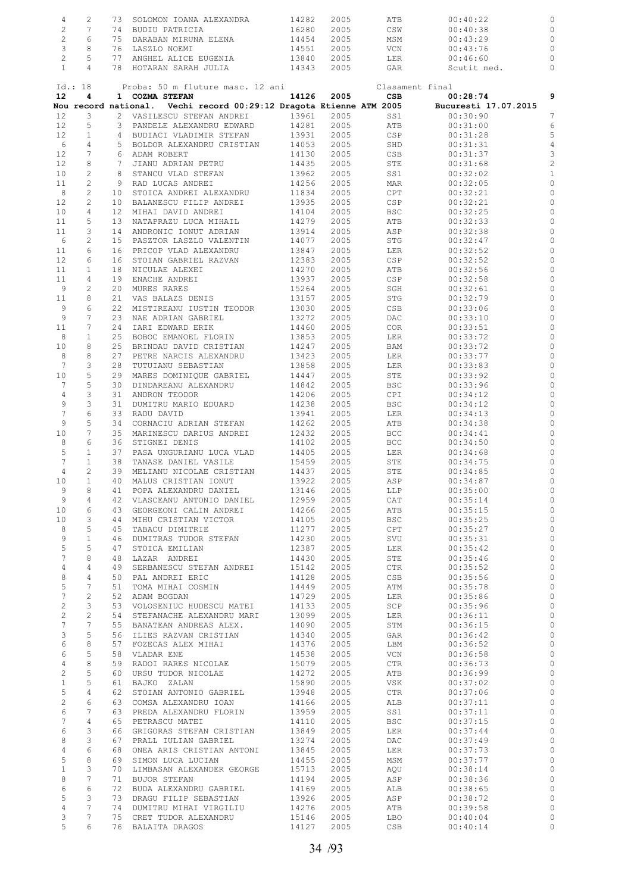| | | | | | | | | |
|---|---|---|---|---|---|---|---|---|
| 4 | 2 | 73 | SOLOMON IOANA ALEXANDRA | 14282 | 2005 | ATB | 00:40:22 | 0 |
| 2 | 7 | 74 | BUDIU PATRICIA | 16280 | 2005 | CSW | 00:40:38 | 0 |
| 2 | 6 | 75 | DARABAN MIRUNA ELENA | 14454 | 2005 | MSM | 00:43:29 | 0 |
| 3 | 8 | 76 | LASZLO NOEMI | 14551 | 2005 | VCN | 00:43:76 | 0 |
| 2 | 5 | 77 | ANGHEL ALICE EUGENIA | 13840 | 2005 | LER | 00:46:60 | 0 |
| 1 | 4 | 78 | HOTARAN SARAH JULIA | 14343 | 2005 | GAR | Scutit med. | 0 |

Id.: 18 Proba: 50 m fluture masc. 12 ani Clasament final

| | | | | | | | | |
|---|---|---|---|---|---|---|---|---|
| **12** | **4** | **1** | **COZMA STEFAN** | **14126** | **2005** | **CSB** | **00:28:74** | **9** |

**Nou record national. Vechi record 00:29:12 Dragota Etienne ATM 2005 Bucuresti 17.07.2015**

| | | | | | | | | |
|---|---|---|---|---|---|---|---|---|
| 12 | 3 | 2 | VASILESCU STEFAN ANDREI | 13961 | 2005 | SS1 | 00:30:90 | 7 |
| 12 | 5 | 3 | PANDELE ALEXANDRU EDWARD | 14281 | 2005 | ATB | 00:31:00 | 6 |
| 12 | 1 | 4 | BUDIACI VLADIMIR STEFAN | 13931 | 2005 | CSP | 00:31:28 | 5 |
| 6 | 4 | 5 | BOLDOR ALEXANDRU CRISTIAN | 14053 | 2005 | SHD | 00:31:31 | 4 |
| 12 | 7 | 6 | ADAM ROBERT | 14130 | 2005 | CSB | 00:31:37 | 3 |
| 12 | 8 | 7 | JIANU ADRIAN PETRU | 14435 | 2005 | STE | 00:31:68 | 2 |
| 10 | 2 | 8 | STANCU VLAD STEFAN | 13962 | 2005 | SS1 | 00:32:02 | 1 |
| 11 | 2 | 9 | RAD LUCAS ANDREI | 14256 | 2005 | MAR | 00:32:05 | 0 |
| 8 | 2 | 10 | STOICA ANDREI ALEXANDRU | 11834 | 2005 | CPT | 00:32:21 | 0 |
| 12 | 2 | 10 | BALANESCU FILIP ANDREI | 13935 | 2005 | CSP | 00:32:21 | 0 |
| 10 | 4 | 12 | MIHAI DAVID ANDREI | 14104 | 2005 | BSC | 00:32:25 | 0 |
| 11 | 5 | 13 | NATAPRAZU LUCA MIHAIL | 14279 | 2005 | ATB | 00:32:33 | 0 |
| 11 | 3 | 14 | ANDRONIC IONUT ADRIAN | 13914 | 2005 | ASP | 00:32:38 | 0 |
| 6 | 2 | 15 | PASZTOR LASZLO VALENTIN | 14077 | 2005 | STG | 00:32:47 | 0 |
| 11 | 6 | 16 | PRICOP VLAD ALEXANDRU | 13847 | 2005 | LER | 00:32:52 | 0 |
| 12 | 6 | 16 | STOIAN GABRIEL RAZVAN | 12383 | 2005 | CSP | 00:32:52 | 0 |
| 11 | 1 | 18 | NICULAE ALEXEI | 14270 | 2005 | ATB | 00:32:56 | 0 |
| 11 | 4 | 19 | ENACHE ANDREI | 13937 | 2005 | CSP | 00:32:58 | 0 |
| 9 | 2 | 20 | MURES RARES | 15264 | 2005 | SGH | 00:32:61 | 0 |
| 11 | 8 | 21 | VAS BALAZS DENIS | 13157 | 2005 | STG | 00:32:79 | 0 |
| 9 | 6 | 22 | MISTIREANU IUSTIN TEODOR | 13030 | 2005 | CSB | 00:33:06 | 0 |
| 9 | 7 | 23 | NAE ADRIAN GABRIEL | 13272 | 2005 | DAC | 00:33:10 | 0 |
| 11 | 7 | 24 | IARI EDWARD ERIK | 14460 | 2005 | COR | 00:33:51 | 0 |
| 8 | 1 | 25 | BOBOC EMANOEL FLORIN | 13853 | 2005 | LER | 00:33:72 | 0 |
| 10 | 8 | 25 | BRINDAU DAVID CRISTIAN | 14247 | 2005 | BAM | 00:33:72 | 0 |
| 8 | 8 | 27 | PETRE NARCIS ALEXANDRU | 13423 | 2005 | LER | 00:33:77 | 0 |
| 7 | 3 | 28 | TUTUIANU SEBASTIAN | 13858 | 2005 | LER | 00:33:83 | 0 |
| 10 | 5 | 29 | MARES DOMINIQUE GABRIEL | 14447 | 2005 | STE | 00:33:92 | 0 |
| 7 | 5 | 30 | DINDAREANU ALEXANDRU | 14842 | 2005 | BSC | 00:33:96 | 0 |
| 4 | 3 | 31 | ANDRON TEODOR | 14206 | 2005 | CPI | 00:34:12 | 0 |
| 9 | 3 | 31 | DUMITRU MARIO EDUARD | 14238 | 2005 | BSC | 00:34:12 | 0 |
| 7 | 6 | 33 | RADU DAVID | 13941 | 2005 | LER | 00:34:13 | 0 |
| 9 | 5 | 34 | CORNACIU ADRIAN STEFAN | 14262 | 2005 | ATB | 00:34:38 | 0 |
| 10 | 7 | 35 | MARINESCU DARIUS ANDREI | 12432 | 2005 | BCC | 00:34:41 | 0 |
| 8 | 6 | 36 | STIGNEI DENIS | 14102 | 2005 | BCC | 00:34:50 | 0 |
| 5 | 1 | 37 | PASA UNGURIANU LUCA VLAD | 14405 | 2005 | LER | 00:34:68 | 0 |
| 7 | 1 | 38 | TANASE DANIEL VASILE | 15459 | 2005 | STE | 00:34:75 | 0 |
| 4 | 2 | 39 | MELIANU NICOLAE CRISTIAN | 14437 | 2005 | STE | 00:34:85 | 0 |
| 10 | 1 | 40 | MALUS CRISTIAN IONUT | 13922 | 2005 | ASP | 00:34:87 | 0 |
| 9 | 8 | 41 | POPA ALEXANDRU DANIEL | 13146 | 2005 | LLP | 00:35:00 | 0 |
| 9 | 4 | 42 | VLASCEANU ANTONIO DANIEL | 12959 | 2005 | CAT | 00:35:14 | 0 |
| 10 | 6 | 43 | GEORGEONI CALIN ANDREI | 14266 | 2005 | ATB | 00:35:15 | 0 |
| 10 | 3 | 44 | MIHU CRISTIAN VICTOR | 14105 | 2005 | BSC | 00:35:25 | 0 |
| 8 | 5 | 45 | TABACU DIMITRIE | 11277 | 2005 | CPT | 00:35:27 | 0 |
| 9 | 1 | 46 | DUMITRAS TUDOR STEFAN | 14230 | 2005 | SVU | 00:35:31 | 0 |
| 5 | 5 | 47 | STOICA EMILIAN | 12387 | 2005 | LER | 00:35:42 | 0 |
| 7 | 8 | 48 | LAZAR ANDREI | 14430 | 2005 | STE | 00:35:46 | 0 |
| 4 | 4 | 49 | SERBANESCU STEFAN ANDREI | 15142 | 2005 | CTR | 00:35:52 | 0 |
| 8 | 4 | 50 | PAL ANDREI ERIC | 14128 | 2005 | CSB | 00:35:56 | 0 |
| 5 | 7 | 51 | TOMA MIHAI COSMIN | 14449 | 2005 | ATM | 00:35:78 | 0 |
| 7 | 2 | 52 | ADAM BOGDAN | 14729 | 2005 | LER | 00:35:86 | 0 |
| 2 | 3 | 53 | VOLOSENIUC HUDESCU MATEI | 14133 | 2005 | SCP | 00:35:96 | 0 |
| 2 | 2 | 54 | STEFANACHE ALEXANDRU MARI | 13099 | 2005 | LER | 00:36:11 | 0 |
| 7 | 7 | 55 | BANATEAN ANDREAS ALEX. | 14090 | 2005 | STM | 00:36:15 | 0 |
| 3 | 5 | 56 | ILIES RAZVAN CRISTIAN | 14340 | 2005 | GAR | 00:36:42 | 0 |
| 6 | 8 | 57 | FOZECAS ALEX MIHAI | 14376 | 2005 | LBM | 00:36:52 | 0 |
| 6 | 5 | 58 | VLADAR ENE | 14538 | 2005 | VCN | 00:36:58 | 0 |
| 4 | 8 | 59 | RADOI RARES NICOLAE | 15079 | 2005 | CTR | 00:36:73 | 0 |
| 2 | 5 | 60 | URSU TUDOR NICOLAE | 14272 | 2005 | ATB | 00:36:99 | 0 |
| 1 | 5 | 61 | BAJKO ZALAN | 15890 | 2005 | VSK | 00:37:02 | 0 |
| 5 | 4 | 62 | STOIAN ANTONIO GABRIEL | 13948 | 2005 | CTR | 00:37:06 | 0 |
| 2 | 6 | 63 | COMSA ALEXANDRU IOAN | 14166 | 2005 | ALB | 00:37:11 | 0 |
| 6 | 7 | 63 | PREDA ALEXANDRU FLORIN | 13959 | 2005 | SS1 | 00:37:11 | 0 |
| 7 | 4 | 65 | PETRASCU MATEI | 14110 | 2005 | BSC | 00:37:15 | 0 |
| 6 | 3 | 66 | GRIGORAS STEFAN CRISTIAN | 13849 | 2005 | LER | 00:37:44 | 0 |
| 8 | 3 | 67 | PRALL IULIAN GABRIEL | 13274 | 2005 | DAC | 00:37:49 | 0 |
| 4 | 6 | 68 | ONEA ARIS CRISTIAN ANTONI | 13845 | 2005 | LER | 00:37:73 | 0 |
| 5 | 8 | 69 | SIMON LUCA LUCIAN | 14455 | 2005 | MSM | 00:37:77 | 0 |
| 1 | 3 | 70 | LIMBASAN ALEXANDER GEORGE | 15713 | 2005 | AQU | 00:38:14 | 0 |
| 8 | 7 | 71 | BUJOR STEFAN | 14194 | 2005 | ASP | 00:38:36 | 0 |
| 6 | 6 | 72 | BUDA ALEXANDRU GABRIEL | 14169 | 2005 | ALB | 00:38:65 | 0 |
| 5 | 3 | 73 | DRAGU FILIP SEBASTIAN | 13926 | 2005 | ASP | 00:38:72 | 0 |
| 4 | 7 | 74 | DUMITRU MIHAI VIRGILIU | 14276 | 2005 | ATB | 00:39:58 | 0 |
| 3 | 7 | 75 | CRET TUDOR ALEXANDRU | 15146 | 2005 | LBO | 00:40:04 | 0 |
| 5 | 6 | 76 | BALAITA DRAGOS | 14127 | 2005 | CSB | 00:40:14 | 0 |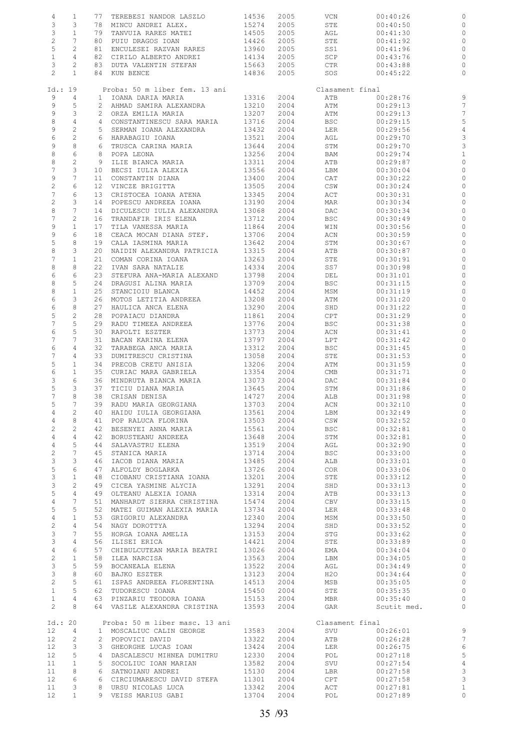| | | | | | | | | |
|---|---|---|---|---|---|---|---|---|
| 4 | 1 | 77 | TEREBESI NANDOR LASZLO | 14536 | 2005 | VCN | 00:40:26 | 0 |
| 3 | 3 | 78 | MINCU ANDREI ALEX. | 15274 | 2005 | STE | 00:40:50 | 0 |
| 3 | 1 | 79 | TANVUIA RARES MATEI | 14505 | 2005 | AGL | 00:41:30 | 0 |
| 2 | 7 | 80 | PUIU DRAGOS IOAN | 14426 | 2005 | STE | 00:41:92 | 0 |
| 5 | 2 | 81 | ENCULESEI RAZVAN RARES | 13960 | 2005 | SS1 | 00:41:96 | 0 |
| 1 | 4 | 82 | CIRILO ALBERTO ANDREI | 14134 | 2005 | SCP | 00:43:76 | 0 |
| 3 | 2 | 83 | DUTA VALENTIN STEFAN | 15663 | 2005 | CTR | 00:43:88 | 0 |
| 2 | 1 | 84 | KUN BENCE | 14836 | 2005 | SOS | 00:45:22 | 0 |

**Id.: 19** Proba: 50 m liber fem. 13 ani — Clasament final

| | | | | | | | | |
|---|---|---|---|---|---|---|---|---|
| 9 | 4 | 1 | IOANA DARIA MARIA | 13316 | 2004 | ATB | 00:28:76 | 9 |
| 9 | 5 | 2 | AHMAD SAMIRA ALEXANDRA | 13210 | 2004 | ATM | 00:29:13 | 7 |
| 9 | 3 | 2 | ORZA EMILIA MARIA | 13207 | 2004 | ATM | 00:29:13 | 7 |
| 8 | 4 | 4 | CONSTANTINESCU SARA MARIA | 13716 | 2004 | BSC | 00:29:15 | 5 |
| 9 | 2 | 5 | SERMAN IOANA ALEXANDRA | 13432 | 2004 | LER | 00:29:56 | 4 |
| 6 | 2 | 6 | HARABAGIU IOANA | 13521 | 2004 | AGL | 00:29:70 | 3 |
| 9 | 8 | 6 | TRUSCA CARINA MARIA | 13644 | 2004 | STM | 00:29:70 | 3 |
| 8 | 6 | 8 | POPA LEONA | 13256 | 2004 | BAM | 00:29:74 | 1 |
| 8 | 2 | 9 | ILIE BIANCA MARIA | 13311 | 2004 | ATB | 00:29:87 | 0 |
| 7 | 3 | 10 | BECSI IULIA ALEXIA | 13556 | 2004 | LBM | 00:30:04 | 0 |
| 9 | 7 | 11 | CONSTANTIN DIANA | 13400 | 2004 | CAT | 00:30:22 | 0 |
| 2 | 6 | 12 | VINCZE BRIGITTA | 13505 | 2004 | CSW | 00:30:24 | 0 |
| 7 | 6 | 13 | CRISTOCEA IOANA ATENA | 13345 | 2004 | ACT | 00:30:31 | 0 |
| 2 | 3 | 14 | POPESCU ANDREEA IOANA | 13190 | 2004 | MAR | 00:30:34 | 0 |
| 8 | 7 | 14 | DICULESCU IULIA ALEXANDRA | 13068 | 2004 | DAC | 00:30:34 | 0 |
| 7 | 2 | 16 | TRANDAFIR IRIS ELENA | 13712 | 2004 | BSC | 00:30:49 | 0 |
| 9 | 1 | 17 | TILA VANESSA MARIA | 11864 | 2004 | WIN | 00:30:56 | 0 |
| 9 | 6 | 18 | CEACA MOCAN DIANA STEF. | 13706 | 2004 | ACN | 00:30:59 | 0 |
| 5 | 8 | 19 | CALA IASMINA MARIA | 13642 | 2004 | STM | 00:30:67 | 0 |
| 8 | 3 | 20 | NAIDIN ALEXANDRA PATRICIA | 13315 | 2004 | ATB | 00:30:87 | 0 |
| 7 | 1 | 21 | COMAN CORINA IOANA | 13263 | 2004 | STE | 00:30:91 | 0 |
| 8 | 8 | 22 | IVAN SARA NATALIE | 14334 | 2004 | SS7 | 00:30:98 | 0 |
| 6 | 6 | 23 | STEFURA ANA-MARIA ALEXAND | 13798 | 2004 | DEL | 00:31:01 | 0 |
| 8 | 5 | 24 | DRAGUSI ALINA MARIA | 13709 | 2004 | BSC | 00:31:15 | 0 |
| 8 | 1 | 25 | STANCIOIU BLANCA | 14452 | 2004 | MSM | 00:31:19 | 0 |
| 6 | 3 | 26 | MOTOS LETITIA ANDREEA | 13208 | 2004 | ATM | 00:31:20 | 0 |
| 6 | 8 | 27 | HAULICA ANCA ELENA | 13290 | 2004 | SHD | 00:31:22 | 0 |
| 5 | 2 | 28 | POPAIACU DIANDRA | 11861 | 2004 | CPT | 00:31:29 | 0 |
| 7 | 5 | 29 | RADU TIMEEA ANDREEA | 13776 | 2004 | BSC | 00:31:38 | 0 |
| 6 | 5 | 30 | RAPOLTI ESZTER | 13773 | 2004 | ACN | 00:31:41 | 0 |
| 7 | 7 | 31 | BACAN KARINA ELENA | 13797 | 2004 | LPT | 00:31:42 | 0 |
| 6 | 4 | 32 | TARABEGA ANCA MARIA | 13312 | 2004 | BSC | 00:31:45 | 0 |
| 7 | 4 | 33 | DUMITRESCU CRISTINA | 13058 | 2004 | STE | 00:31:53 | 0 |
| 5 | 1 | 34 | PRECOB CRETU ANISIA | 13206 | 2004 | ATM | 00:31:59 | 0 |
| 6 | 1 | 35 | CURIAC MARA GABRIELA | 13354 | 2004 | CMB | 00:31:71 | 0 |
| 3 | 6 | 36 | MINDRUTA BIANCA MARIA | 13073 | 2004 | DAC | 00:31:84 | 0 |
| 5 | 3 | 37 | TICIU DIANA MARIA | 13645 | 2004 | STM | 00:31:86 | 0 |
| 7 | 8 | 38 | CRISAN DENISA | 14727 | 2004 | ALB | 00:31:98 | 0 |
| 5 | 7 | 39 | RADU MARIA GEORGIANA | 13703 | 2004 | ACN | 00:32:10 | 0 |
| 4 | 2 | 40 | HAIDU IULIA GEORGIANA | 13561 | 2004 | LBM | 00:32:49 | 0 |
| 4 | 8 | 41 | POP RALUCA FLORINA | 13503 | 2004 | CSW | 00:32:52 | 0 |
| 2 | 2 | 42 | BESENYEI ANNA MARIA | 15561 | 2004 | BSC | 00:32:81 | 0 |
| 4 | 4 | 42 | BORUSTEANU ANDREEA | 13648 | 2004 | STM | 00:32:81 | 0 |
| 4 | 5 | 44 | SALAVASTRU ELENA | 13519 | 2004 | AGL | 00:32:90 | 0 |
| 2 | 7 | 45 | STANICA MARIA | 13714 | 2004 | BSC | 00:33:00 | 0 |
| 3 | 3 | 46 | IACOB DIANA MARIA | 13485 | 2004 | ALB | 00:33:01 | 0 |
| 5 | 6 | 47 | ALFOLDY BOGLARKA | 13726 | 2004 | COR | 00:33:06 | 0 |
| 3 | 1 | 48 | CIOBANU CRISTIANA IOANA | 13201 | 2004 | STE | 00:33:12 | 0 |
| 3 | 2 | 49 | CICEA YASMINE ALYCIA | 13291 | 2004 | SHD | 00:33:13 | 0 |
| 5 | 4 | 49 | OLTEANU ALEXIA IOANA | 13314 | 2004 | ATB | 00:33:13 | 0 |
| 4 | 7 | 51 | MANHARDT SIERRA CHRISTINA | 15474 | 2004 | CBV | 00:33:15 | 0 |
| 5 | 5 | 52 | MATEI GUIMAN ALEXIA MARIA | 13734 | 2004 | LER | 00:33:48 | 0 |
| 4 | 1 | 53 | GRIGORIU ALEXANDRA | 12340 | 2004 | MSM | 00:33:50 | 0 |
| 2 | 4 | 54 | NAGY DOROTTYA | 13294 | 2004 | SHD | 00:33:52 | 0 |
| 3 | 7 | 55 | HORGA IOANA AMELIA | 13153 | 2004 | STG | 00:33:62 | 0 |
| 3 | 4 | 56 | ILISEI ERICA | 14421 | 2004 | STE | 00:33:89 | 0 |
| 4 | 6 | 57 | CHIBULCUTEAN MARIA BEATRI | 13026 | 2004 | EMA | 00:34:04 | 0 |
| 2 | 1 | 58 | ILEA NARCISA | 13563 | 2004 | LBM | 00:34:05 | 0 |
| 3 | 5 | 59 | BOCANEALA ELENA | 13522 | 2004 | AGL | 00:34:49 | 0 |
| 3 | 8 | 60 | BAJKO ESZTER | 13123 | 2004 | H2O | 00:34:64 | 0 |
| 2 | 5 | 61 | ISPAS ANDREEA FLORENTINA | 14513 | 2004 | MSB | 00:35:05 | 0 |
| 1 | 5 | 62 | TUDORESCU IOANA | 15450 | 2004 | STE | 00:35:35 | 0 |
| 1 | 4 | 63 | PINZARIU TEODORA IOANA | 15153 | 2004 | MBR | 00:35:40 | 0 |
| 2 | 8 | 64 | VASILE ALEXANDRA CRISTINA | 13593 | 2004 | GAR | Scutit med. | 0 |

**Id.: 20** Proba: 50 m liber masc. 13 ani — Clasament final

| | | | | | | | | |
|---|---|---|---|---|---|---|---|---|
| 12 | 4 | 1 | MOSCALIUC CALIN GEORGE | 13583 | 2004 | SVU | 00:26:01 | 9 |
| 12 | 2 | 2 | POPOVICI DAVID | 13322 | 2004 | ATB | 00:26:28 | 7 |
| 12 | 3 | 3 | GHEORGHE LUCAS IOAN | 13424 | 2004 | LER | 00:26:75 | 6 |
| 12 | 5 | 4 | DASCALESCU MIHNEA DUMITRU | 12330 | 2004 | POL | 00:27:18 | 5 |
| 11 | 1 | 5 | SOCOLIUC IOAN MARIAN | 13582 | 2004 | SVU | 00:27:54 | 4 |
| 11 | 8 | 6 | SATNOIANU ANDREI | 15130 | 2004 | LBR | 00:27:58 | 3 |
| 12 | 6 | 6 | CIRCIUMARESCU DAVID STEFA | 11301 | 2004 | CPT | 00:27:58 | 3 |
| 11 | 3 | 8 | URSU NICOLAS LUCA | 13342 | 2004 | ACT | 00:27:81 | 1 |
| 12 | 1 | 9 | VEISS MARIUS GABI | 13704 | 2004 | POL | 00:27:89 | 0 |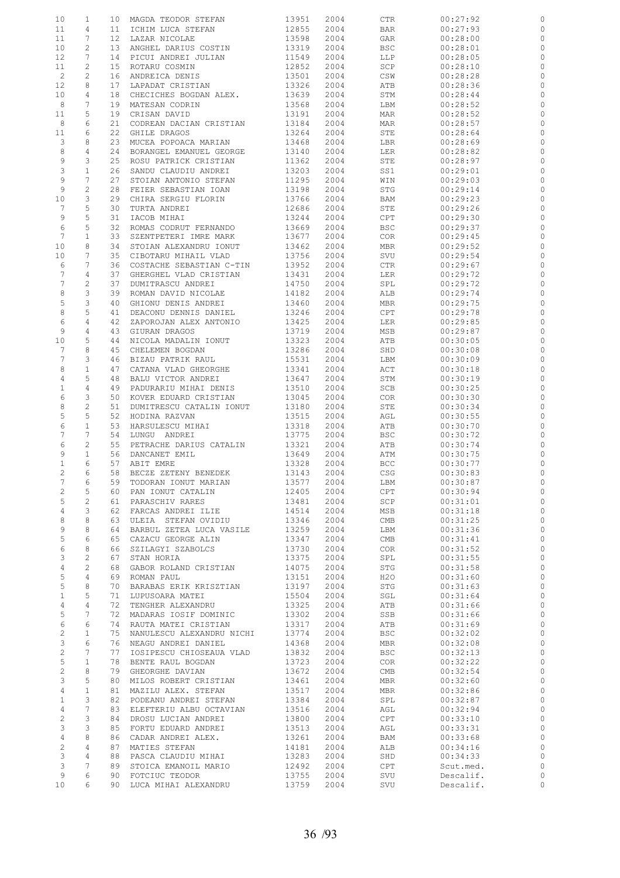| | | | | | | | | |
|---|---|---|---|---|---|---|---|---|
| 10 | 1 | 10 | MAGDA TEODOR STEFAN | 13951 | 2004 | CTR | 00:27:92 | 0 |
| 11 | 4 | 11 | ICHIM LUCA STEFAN | 12855 | 2004 | BAR | 00:27:93 | 0 |
| 11 | 7 | 12 | LAZAR NICOLAE | 13598 | 2004 | GAR | 00:28:00 | 0 |
| 10 | 2 | 13 | ANGHEL DARIUS COSTIN | 13319 | 2004 | BSC | 00:28:01 | 0 |
| 12 | 7 | 14 | PICUI ANDREI JULIAN | 11549 | 2004 | LLP | 00:28:05 | 0 |
| 11 | 2 | 15 | ROTARU COSMIN | 12852 | 2004 | SCP | 00:28:10 | 0 |
| 2 | 2 | 16 | ANDREICA DENIS | 13501 | 2004 | CSW | 00:28:28 | 0 |
| 12 | 8 | 17 | LAPADAT CRISTIAN | 13326 | 2004 | ATB | 00:28:36 | 0 |
| 10 | 4 | 18 | CHECICHES BOGDAN ALEX. | 13639 | 2004 | STM | 00:28:44 | 0 |
| 8 | 7 | 19 | MATESAN CODRIN | 13568 | 2004 | LBM | 00:28:52 | 0 |
| 11 | 5 | 19 | CRISAN DAVID | 13191 | 2004 | MAR | 00:28:52 | 0 |
| 8 | 6 | 21 | CODREAN DACIAN CRISTIAN | 13184 | 2004 | MAR | 00:28:57 | 0 |
| 11 | 6 | 22 | GHILE DRAGOS | 13264 | 2004 | STE | 00:28:64 | 0 |
| 3 | 8 | 23 | MUCEA POPOACA MARIAN | 13468 | 2004 | LBR | 00:28:69 | 0 |
| 8 | 4 | 24 | BORANGEL EMANUEL GEORGE | 13140 | 2004 | LER | 00:28:82 | 0 |
| 9 | 3 | 25 | ROSU PATRICK CRISTIAN | 11362 | 2004 | STE | 00:28:97 | 0 |
| 3 | 1 | 26 | SANDU CLAUDIU ANDREI | 13203 | 2004 | SS1 | 00:29:01 | 0 |
| 9 | 7 | 27 | STOIAN ANTONIO STEFAN | 11295 | 2004 | WIN | 00:29:03 | 0 |
| 9 | 2 | 28 | FEIER SEBASTIAN IOAN | 13198 | 2004 | STG | 00:29:14 | 0 |
| 10 | 3 | 29 | CHIRA SERGIU FLORIN | 13766 | 2004 | BAM | 00:29:23 | 0 |
| 7 | 5 | 30 | TURTA ANDREI | 12686 | 2004 | STE | 00:29:26 | 0 |
| 9 | 5 | 31 | IACOB MIHAI | 13244 | 2004 | CPT | 00:29:30 | 0 |
| 6 | 5 | 32 | ROMAS CODRUT FERNANDO | 13669 | 2004 | BSC | 00:29:37 | 0 |
| 7 | 1 | 33 | SZENTPETERI IMRE MARK | 13677 | 2004 | COR | 00:29:45 | 0 |
| 10 | 8 | 34 | STOIAN ALEXANDRU IONUT | 13462 | 2004 | MBR | 00:29:52 | 0 |
| 10 | 7 | 35 | CIBOTARU MIHAIL VLAD | 13756 | 2004 | SVU | 00:29:54 | 0 |
| 6 | 7 | 36 | COSTACHE SEBASTIAN C-TIN | 13952 | 2004 | CTR | 00:29:67 | 0 |
| 7 | 4 | 37 | GHERGHEL VLAD CRISTIAN | 13431 | 2004 | LER | 00:29:72 | 0 |
| 7 | 2 | 37 | DUMITRASCU ANDREI | 14750 | 2004 | SPL | 00:29:72 | 0 |
| 8 | 3 | 39 | ROMAN DAVID NICOLAE | 14182 | 2004 | ALB | 00:29:74 | 0 |
| 5 | 3 | 40 | GHIONU DENIS ANDREI | 13460 | 2004 | MBR | 00:29:75 | 0 |
| 8 | 5 | 41 | DEACONU DENNIS DANIEL | 13246 | 2004 | CPT | 00:29:78 | 0 |
| 6 | 4 | 42 | ZAPOROJAN ALEX ANTONIO | 13425 | 2004 | LER | 00:29:85 | 0 |
| 9 | 4 | 43 | GIURAN DRAGOS | 13719 | 2004 | MSB | 00:29:87 | 0 |
| 10 | 5 | 44 | NICOLA MADALIN IONUT | 13323 | 2004 | ATB | 00:30:05 | 0 |
| 7 | 8 | 45 | CHELEMEN BOGDAN | 13286 | 2004 | SHD | 00:30:08 | 0 |
| 7 | 3 | 46 | BIZAU PATRIK RAUL | 15531 | 2004 | LBM | 00:30:09 | 0 |
| 8 | 1 | 47 | CATANA VLAD GHEORGHE | 13341 | 2004 | ACT | 00:30:18 | 0 |
| 4 | 5 | 48 | BALU VICTOR ANDREI | 13647 | 2004 | STM | 00:30:19 | 0 |
| 1 | 4 | 49 | PADURARIU MIHAI DENIS | 13510 | 2004 | SCB | 00:30:25 | 0 |
| 6 | 3 | 50 | KOVER EDUARD CRISTIAN | 13045 | 2004 | COR | 00:30:30 | 0 |
| 8 | 2 | 51 | DUMITRESCU CATALIN IONUT | 13180 | 2004 | STE | 00:30:34 | 0 |
| 5 | 5 | 52 | HODINA RAZVAN | 13515 | 2004 | AGL | 00:30:55 | 0 |
| 6 | 1 | 53 | HARSULESCU MIHAI | 13318 | 2004 | ATB | 00:30:70 | 0 |
| 7 | 7 | 54 | LUNGU ANDREI | 13775 | 2004 | BSC | 00:30:72 | 0 |
| 6 | 2 | 55 | PETRACHE DARIUS CATALIN | 13321 | 2004 | ATB | 00:30:74 | 0 |
| 9 | 1 | 56 | DANCANET EMIL | 13649 | 2004 | ATM | 00:30:75 | 0 |
| 1 | 6 | 57 | ABIT EMRE | 13328 | 2004 | BCC | 00:30:77 | 0 |
| 2 | 6 | 58 | BECZE ZETENY BENEDEK | 13143 | 2004 | CSG | 00:30:83 | 0 |
| 7 | 6 | 59 | TODORAN IONUT MARIAN | 13577 | 2004 | LBM | 00:30:87 | 0 |
| 2 | 5 | 60 | PAN IONUT CATALIN | 12405 | 2004 | CPT | 00:30:94 | 0 |
| 5 | 2 | 61 | PARASCHIV RARES | 13481 | 2004 | SCP | 00:31:01 | 0 |
| 4 | 3 | 62 | FARCAS ANDREI ILIE | 14514 | 2004 | MSB | 00:31:18 | 0 |
| 8 | 8 | 63 | ULEIA STEFAN OVIDIU | 13346 | 2004 | CMB | 00:31:25 | 0 |
| 9 | 8 | 64 | BARBUL ZETEA LUCA VASILE | 13259 | 2004 | LBM | 00:31:36 | 0 |
| 5 | 6 | 65 | CAZACU GEORGE ALIN | 13347 | 2004 | CMB | 00:31:41 | 0 |
| 6 | 8 | 66 | SZILAGYI SZABOLCS | 13730 | 2004 | COR | 00:31:52 | 0 |
| 3 | 2 | 67 | STAN HORIA | 13375 | 2004 | SPL | 00:31:55 | 0 |
| 4 | 2 | 68 | GABOR ROLAND CRISTIAN | 14075 | 2004 | STG | 00:31:58 | 0 |
| 5 | 4 | 69 | ROMAN PAUL | 13151 | 2004 | H2O | 00:31:60 | 0 |
| 5 | 8 | 70 | BARABAS ERIK KRISZTIAN | 13197 | 2004 | STG | 00:31:63 | 0 |
| 1 | 5 | 71 | LUPUSOARA MATEI | 15504 | 2004 | SGL | 00:31:64 | 0 |
| 4 | 4 | 72 | TENGHER ALEXANDRU | 13325 | 2004 | ATB | 00:31:66 | 0 |
| 5 | 7 | 72 | MADARAS IOSIF DOMINIC | 13302 | 2004 | SSB | 00:31:66 | 0 |
| 6 | 6 | 74 | RAUTA MATEI CRISTIAN | 13317 | 2004 | ATB | 00:31:69 | 0 |
| 2 | 1 | 75 | NANULESCU ALEXANDRU NICHI | 13774 | 2004 | BSC | 00:32:02 | 0 |
| 3 | 6 | 76 | NEAGU ANDREI DANIEL | 14368 | 2004 | MBR | 00:32:08 | 0 |
| 2 | 7 | 77 | IOSIPESCU CHIOSEAUA VLAD | 13832 | 2004 | BSC | 00:32:13 | 0 |
| 5 | 1 | 78 | BENTE RAUL BOGDAN | 13723 | 2004 | COR | 00:32:22 | 0 |
| 2 | 8 | 79 | GHEORGHE DAVIAN | 13672 | 2004 | CMB | 00:32:54 | 0 |
| 3 | 5 | 80 | MILOS ROBERT CRISTIAN | 13461 | 2004 | MBR | 00:32:60 | 0 |
| 4 | 1 | 81 | MAZILU ALEX. STEFAN | 13517 | 2004 | MBR | 00:32:86 | 0 |
| 1 | 3 | 82 | PODEANU ANDREI STEFAN | 13384 | 2004 | SPL | 00:32:87 | 0 |
| 4 | 7 | 83 | ELEFTERIU ALBU OCTAVIAN | 13516 | 2004 | AGL | 00:32:94 | 0 |
| 2 | 3 | 84 | DROSU LUCIAN ANDREI | 13800 | 2004 | CPT | 00:33:10 | 0 |
| 3 | 3 | 85 | FORTU EDUARD ANDREI | 13513 | 2004 | AGL | 00:33:31 | 0 |
| 4 | 8 | 86 | CADAR ANDREI ALEX. | 13261 | 2004 | BAM | 00:33:68 | 0 |
| 2 | 4 | 87 | MATIES STEFAN | 14181 | 2004 | ALB | 00:34:16 | 0 |
| 3 | 4 | 88 | PASCA CLAUDIU MIHAI | 13283 | 2004 | SHD | 00:34:33 | 0 |
| 3 | 7 | 89 | STOICA EMANOIL MARIO | 12492 | 2004 | CPT | Scut.med. | 0 |
| 9 | 6 | 90 | FOTCIUC TEODOR | 13755 | 2004 | SVU | Descalif. | 0 |
| 10 | 6 | 90 | LUCA MIHAI ALEXANDRU | 13759 | 2004 | SVU | Descalif. | 0 |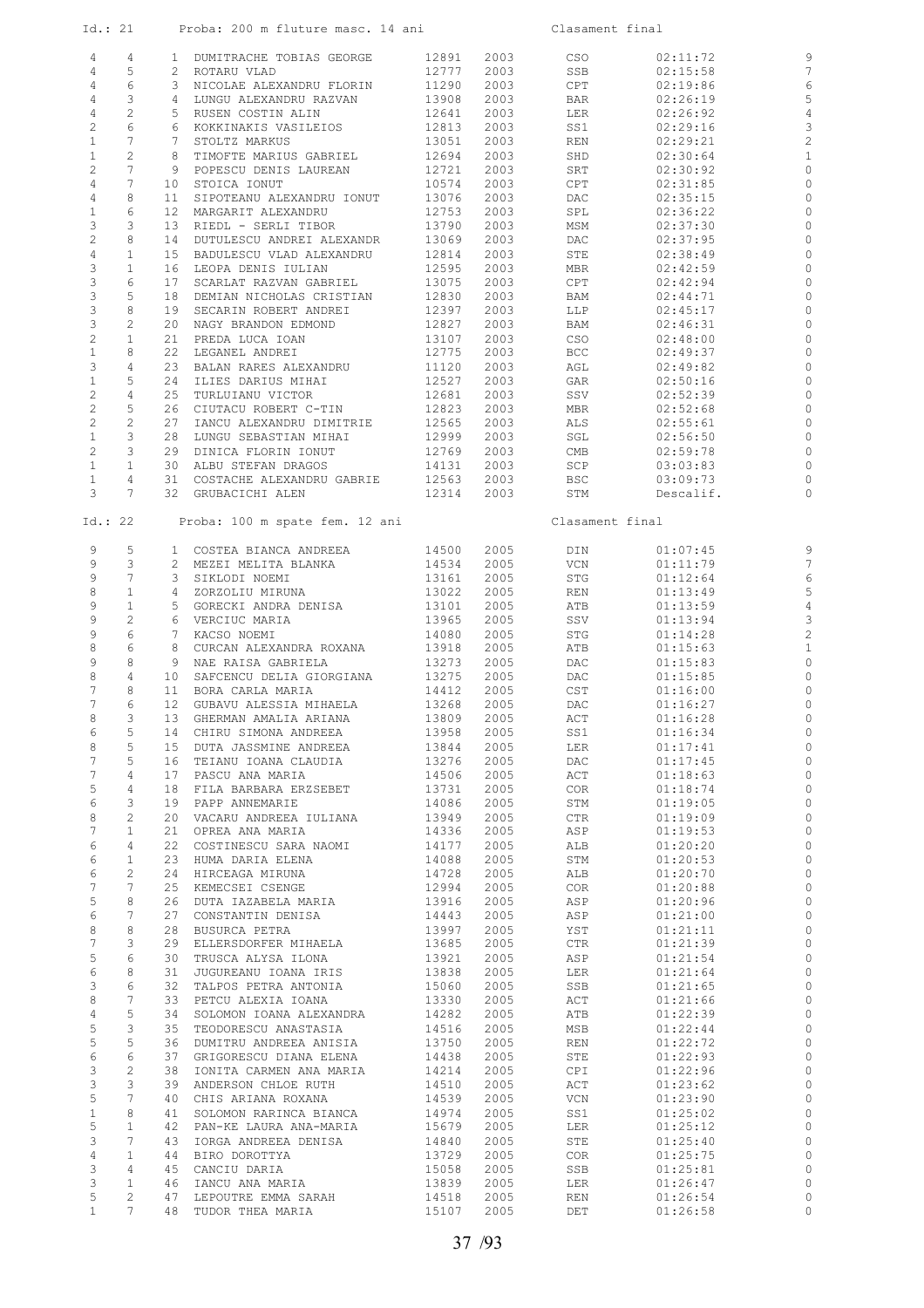Id.: 21 Proba: 200 m fluture masc. 14 ani Clasament final

| | | | | | | | | |
|---|---|---|---|---|---|---|---|---|
| 4 | 4 | 1 | DUMITRACHE TOBIAS GEORGE | 12891 | 2003 | CSO | 02:11:72 | 9 |
| 4 | 5 | 2 | ROTARU VLAD | 12777 | 2003 | SSB | 02:15:58 | 7 |
| 4 | 6 | 3 | NICOLAE ALEXANDRU FLORIN | 11290 | 2003 | CPT | 02:19:86 | 6 |
| 4 | 3 | 4 | LUNGU ALEXANDRU RAZVAN | 13908 | 2003 | BAR | 02:26:19 | 5 |
| 4 | 2 | 5 | RUSEN COSTIN ALIN | 12641 | 2003 | LER | 02:26:92 | 4 |
| 2 | 6 | 6 | KOKKINAKIS VASILEIOS | 12813 | 2003 | SS1 | 02:29:16 | 3 |
| 1 | 7 | 7 | STOLTZ MARKUS | 13051 | 2003 | REN | 02:29:21 | 2 |
| 1 | 2 | 8 | TIMOFTE MARIUS GABRIEL | 12694 | 2003 | SHD | 02:30:64 | 1 |
| 2 | 7 | 9 | POPESCU DENIS LAUREAN | 12721 | 2003 | SRT | 02:30:92 | 0 |
| 4 | 7 | 10 | STOICA IONUT | 10574 | 2003 | CPT | 02:31:85 | 0 |
| 4 | 8 | 11 | SIPOTEANU ALEXANDRU IONUT | 13076 | 2003 | DAC | 02:35:15 | 0 |
| 1 | 6 | 12 | MARGARIT ALEXANDRU | 12753 | 2003 | SPL | 02:36:22 | 0 |
| 3 | 3 | 13 | RIEDL - SERLI TIBOR | 13790 | 2003 | MSM | 02:37:30 | 0 |
| 2 | 8 | 14 | DUTULESCU ANDREI ALEXANDR | 13069 | 2003 | DAC | 02:37:95 | 0 |
| 4 | 1 | 15 | BADULESCU VLAD ALEXANDRU | 12814 | 2003 | STE | 02:38:49 | 0 |
| 3 | 1 | 16 | LEOPA DENIS IULIAN | 12595 | 2003 | MBR | 02:42:59 | 0 |
| 3 | 6 | 17 | SCARLAT RAZVAN GABRIEL | 13075 | 2003 | CPT | 02:42:94 | 0 |
| 3 | 5 | 18 | DEMIAN NICHOLAS CRISTIAN | 12830 | 2003 | BAM | 02:44:71 | 0 |
| 3 | 8 | 19 | SECARIN ROBERT ANDREI | 12397 | 2003 | LLP | 02:45:17 | 0 |
| 3 | 2 | 20 | NAGY BRANDON EDMOND | 12827 | 2003 | BAM | 02:46:31 | 0 |
| 2 | 1 | 21 | PREDA LUCA IOAN | 13107 | 2003 | CSO | 02:48:00 | 0 |
| 1 | 8 | 22 | LEGANEL ANDREI | 12775 | 2003 | BCC | 02:49:37 | 0 |
| 3 | 4 | 23 | BALAN RARES ALEXANDRU | 11120 | 2003 | AGL | 02:49:82 | 0 |
| 1 | 5 | 24 | ILIES DARIUS MIHAI | 12527 | 2003 | GAR | 02:50:16 | 0 |
| 2 | 4 | 25 | TURLUIANU VICTOR | 12681 | 2003 | SSV | 02:52:39 | 0 |
| 2 | 5 | 26 | CIUTACU ROBERT C-TIN | 12823 | 2003 | MBR | 02:52:68 | 0 |
| 2 | 2 | 27 | IANCU ALEXANDRU DIMITRIE | 12565 | 2003 | ALS | 02:55:61 | 0 |
| 1 | 3 | 28 | LUNGU SEBASTIAN MIHAI | 12999 | 2003 | SGL | 02:56:50 | 0 |
| 2 | 3 | 29 | DINICA FLORIN IONUT | 12769 | 2003 | CMB | 02:59:78 | 0 |
| 1 | 1 | 30 | ALBU STEFAN DRAGOS | 14131 | 2003 | SCP | 03:03:83 | 0 |
| 1 | 4 | 31 | COSTACHE ALEXANDRU GABRIE | 12563 | 2003 | BSC | 03:09:73 | 0 |
| 3 | 7 | 32 | GRUBACICHI ALEN | 12314 | 2003 | STM | Descalif. | 0 |

Id.: 22 Proba: 100 m spate fem. 12 ani Clasament final

| | | | | | | | | |
|---|---|---|---|---|---|---|---|---|
| 9 | 5 | 1 | COSTEA BIANCA ANDREEA | 14500 | 2005 | DIN | 01:07:45 | 9 |
| 9 | 3 | 2 | MEZEI MELITA BLANKA | 14534 | 2005 | VCN | 01:11:79 | 7 |
| 9 | 7 | 3 | SIKLODI NOEMI | 13161 | 2005 | STG | 01:12:64 | 6 |
| 8 | 1 | 4 | ZORZOLIU MIRUNA | 13022 | 2005 | REN | 01:13:49 | 5 |
| 9 | 1 | 5 | GORECKI ANDRA DENISA | 13101 | 2005 | ATB | 01:13:59 | 4 |
| 9 | 2 | 6 | VERCIUC MARIA | 13965 | 2005 | SSV | 01:13:94 | 3 |
| 9 | 6 | 7 | KACSO NOEMI | 14080 | 2005 | STG | 01:14:28 | 2 |
| 8 | 6 | 8 | CURCAN ALEXANDRA ROXANA | 13918 | 2005 | ATB | 01:15:63 | 1 |
| 9 | 8 | 9 | NAE RAISA GABRIELA | 13273 | 2005 | DAC | 01:15:83 | 0 |
| 8 | 4 | 10 | SAFCENCU DELIA GIORGIANA | 13275 | 2005 | DAC | 01:15:85 | 0 |
| 7 | 8 | 11 | BORA CARLA MARIA | 14412 | 2005 | CST | 01:16:00 | 0 |
| 7 | 6 | 12 | GUBAVU ALESSIA MIHAELA | 13268 | 2005 | DAC | 01:16:27 | 0 |
| 8 | 3 | 13 | GHERMAN AMALIA ARIANA | 13809 | 2005 | ACT | 01:16:28 | 0 |
| 6 | 5 | 14 | CHIRU SIMONA ANDREEA | 13958 | 2005 | SS1 | 01:16:34 | 0 |
| 8 | 5 | 15 | DUTA JASSMINE ANDREEA | 13844 | 2005 | LER | 01:17:41 | 0 |
| 7 | 5 | 16 | TEIANU IOANA CLAUDIA | 13276 | 2005 | DAC | 01:17:45 | 0 |
| 7 | 4 | 17 | PASCU ANA MARIA | 14506 | 2005 | ACT | 01:18:63 | 0 |
| 5 | 4 | 18 | FILA BARBARA ERZSEBET | 13731 | 2005 | COR | 01:18:74 | 0 |
| 6 | 3 | 19 | PAPP ANNEMARIE | 14086 | 2005 | STM | 01:19:05 | 0 |
| 8 | 2 | 20 | VACARU ANDREEA IULIANA | 13949 | 2005 | CTR | 01:19:09 | 0 |
| 7 | 1 | 21 | OPREA ANA MARIA | 14336 | 2005 | ASP | 01:19:53 | 0 |
| 6 | 4 | 22 | COSTINESCU SARA NAOMI | 14177 | 2005 | ALB | 01:20:20 | 0 |
| 6 | 1 | 23 | HUMA DARIA ELENA | 14088 | 2005 | STM | 01:20:53 | 0 |
| 6 | 2 | 24 | HIRCEAGA MIRUNA | 14728 | 2005 | ALB | 01:20:70 | 0 |
| 7 | 7 | 25 | KEMECSEI CSENGE | 12994 | 2005 | COR | 01:20:88 | 0 |
| 5 | 8 | 26 | DUTA IAZABELA MARIA | 13916 | 2005 | ASP | 01:20:96 | 0 |
| 6 | 7 | 27 | CONSTANTIN DENISA | 14443 | 2005 | ASP | 01:21:00 | 0 |
| 8 | 8 | 28 | BUSURCA PETRA | 13997 | 2005 | YST | 01:21:11 | 0 |
| 7 | 3 | 29 | ELLERSDORFER MIHAELA | 13685 | 2005 | CTR | 01:21:39 | 0 |
| 5 | 6 | 30 | TRUSCA ALYSA ILONA | 13921 | 2005 | ASP | 01:21:54 | 0 |
| 6 | 8 | 31 | JUGUREANU IOANA IRIS | 13838 | 2005 | LER | 01:21:64 | 0 |
| 3 | 6 | 32 | TALPOS PETRA ANTONIA | 15060 | 2005 | SSB | 01:21:65 | 0 |
| 8 | 7 | 33 | PETCU ALEXIA IOANA | 13330 | 2005 | ACT | 01:21:66 | 0 |
| 4 | 5 | 34 | SOLOMON IOANA ALEXANDRA | 14282 | 2005 | ATB | 01:22:39 | 0 |
| 5 | 3 | 35 | TEODORESCU ANASTASIA | 14516 | 2005 | MSB | 01:22:44 | 0 |
| 5 | 5 | 36 | DUMITRU ANDREEA ANISIA | 13750 | 2005 | REN | 01:22:72 | 0 |
| 6 | 6 | 37 | GRIGORESCU DIANA ELENA | 14438 | 2005 | STE | 01:22:93 | 0 |
| 3 | 2 | 38 | IONITA CARMEN ANA MARIA | 14214 | 2005 | CPI | 01:22:96 | 0 |
| 3 | 3 | 39 | ANDERSON CHLOE RUTH | 14510 | 2005 | ACT | 01:23:62 | 0 |
| 5 | 7 | 40 | CHIS ARIANA ROXANA | 14539 | 2005 | VCN | 01:23:90 | 0 |
| 1 | 8 | 41 | SOLOMON RARINCA BIANCA | 14974 | 2005 | SS1 | 01:25:02 | 0 |
| 5 | 1 | 42 | PAN-KE LAURA ANA-MARIA | 15679 | 2005 | LER | 01:25:12 | 0 |
| 3 | 7 | 43 | IORGA ANDREEA DENISA | 14840 | 2005 | STE | 01:25:40 | 0 |
| 4 | 1 | 44 | BIRO DOROTTYA | 13729 | 2005 | COR | 01:25:75 | 0 |
| 3 | 4 | 45 | CANCIU DARIA | 15058 | 2005 | SSB | 01:25:81 | 0 |
| 3 | 1 | 46 | IANCU ANA MARIA | 13839 | 2005 | LER | 01:26:47 | 0 |
| 5 | 2 | 47 | LEPOUTRE EMMA SARAH | 14518 | 2005 | REN | 01:26:54 | 0 |
| 1 | 7 | 48 | TUDOR THEA MARIA | 15107 | 2005 | DET | 01:26:58 | 0 |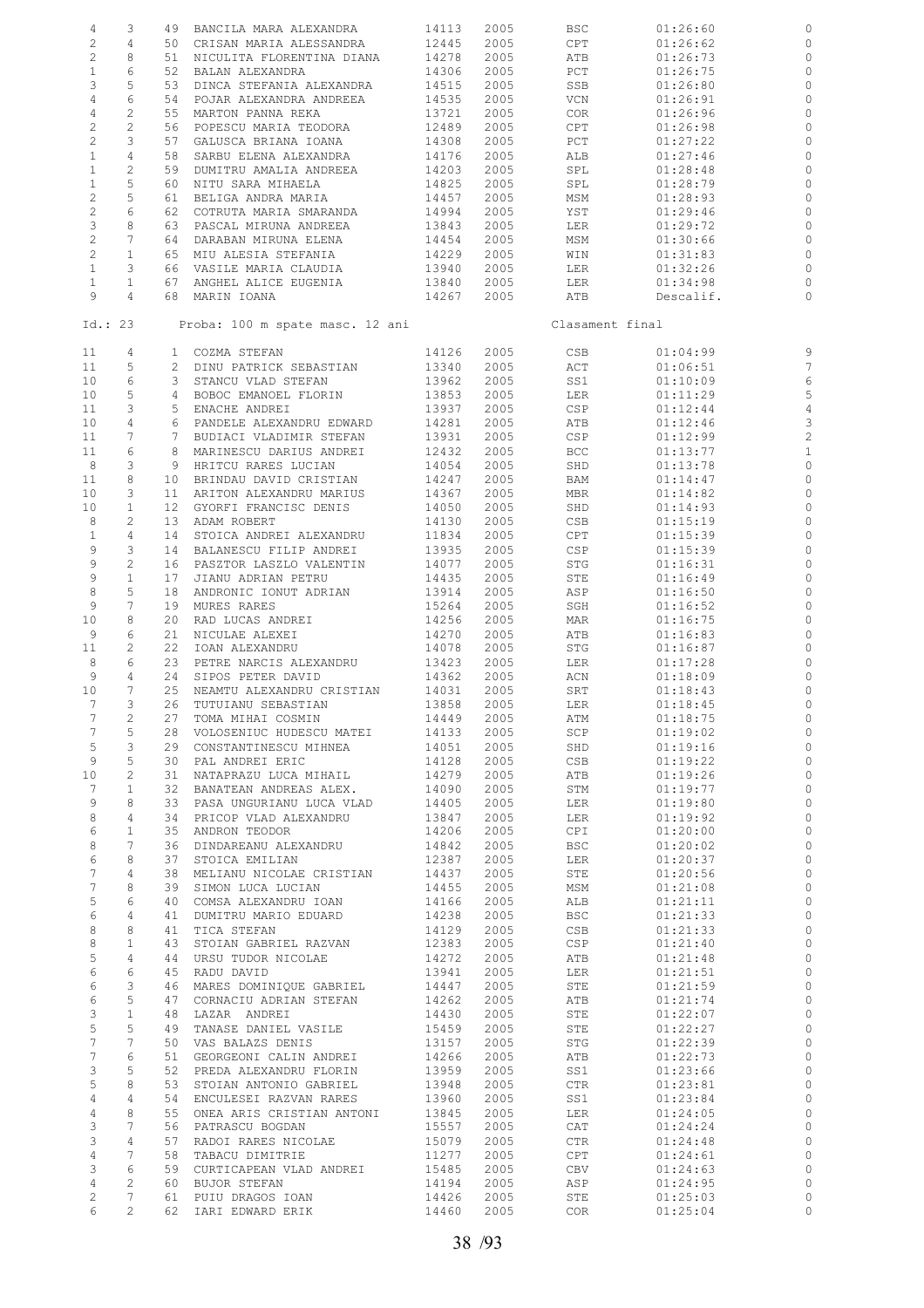| | | | | | | | | |
|---|---|---|---|---|---|---|---|---|
| 4 | 3 | 49 | BANCILA MARA ALEXANDRA | 14113 | 2005 | BSC | 01:26:60 | 0 |
| 2 | 4 | 50 | CRISAN MARIA ALESSANDRA | 12445 | 2005 | CPT | 01:26:62 | 0 |
| 2 | 8 | 51 | NICULITA FLORENTINA DIANA | 14278 | 2005 | ATB | 01:26:73 | 0 |
| 1 | 6 | 52 | BALAN ALEXANDRA | 14306 | 2005 | PCT | 01:26:75 | 0 |
| 3 | 5 | 53 | DINCA STEFANIA ALEXANDRA | 14515 | 2005 | SSB | 01:26:80 | 0 |
| 4 | 6 | 54 | POJAR ALEXANDRA ANDREEA | 14535 | 2005 | VCN | 01:26:91 | 0 |
| 4 | 2 | 55 | MARTON PANNA REKA | 13721 | 2005 | COR | 01:26:96 | 0 |
| 2 | 2 | 56 | POPESCU MARIA TEODORA | 12489 | 2005 | CPT | 01:26:98 | 0 |
| 2 | 3 | 57 | GALUSCA BRIANA IOANA | 14308 | 2005 | PCT | 01:27:22 | 0 |
| 1 | 4 | 58 | SARBU ELENA ALEXANDRA | 14176 | 2005 | ALB | 01:27:46 | 0 |
| 1 | 2 | 59 | DUMITRU AMALIA ANDREEA | 14203 | 2005 | SPL | 01:28:48 | 0 |
| 1 | 5 | 60 | NITU SARA MIHAELA | 14825 | 2005 | SPL | 01:28:79 | 0 |
| 2 | 5 | 61 | BELIGA ANDRA MARIA | 14457 | 2005 | MSM | 01:28:93 | 0 |
| 2 | 6 | 62 | COTRUTA MARIA SMARANDA | 14994 | 2005 | YST | 01:29:46 | 0 |
| 3 | 8 | 63 | PASCAL MIRUNA ANDREEA | 13843 | 2005 | LER | 01:29:72 | 0 |
| 2 | 7 | 64 | DARABAN MIRUNA ELENA | 14454 | 2005 | MSM | 01:30:66 | 0 |
| 2 | 1 | 65 | MIU ALESIA STEFANIA | 14229 | 2005 | WIN | 01:31:83 | 0 |
| 1 | 3 | 66 | VASILE MARIA CLAUDIA | 13940 | 2005 | LER | 01:32:26 | 0 |
| 1 | 1 | 67 | ANGHEL ALICE EUGENIA | 13840 | 2005 | LER | 01:34:98 | 0 |
| 9 | 4 | 68 | MARIN IOANA | 14267 | 2005 | ATB | Descalif. | 0 |

Id.: 23 Proba: 100 m spate masc. 12 ani Clasament final

| | | | | | | | | |
|---|---|---|---|---|---|---|---|---|
| 11 | 4 | 1 | COZMA STEFAN | 14126 | 2005 | CSB | 01:04:99 | 9 |
| 11 | 5 | 2 | DINU PATRICK SEBASTIAN | 13340 | 2005 | ACT | 01:06:51 | 7 |
| 10 | 6 | 3 | STANCU VLAD STEFAN | 13962 | 2005 | SS1 | 01:10:09 | 6 |
| 10 | 5 | 4 | BOBOC EMANOEL FLORIN | 13853 | 2005 | LER | 01:11:29 | 5 |
| 11 | 3 | 5 | ENACHE ANDREI | 13937 | 2005 | CSP | 01:12:44 | 4 |
| 10 | 4 | 6 | PANDELE ALEXANDRU EDWARD | 14281 | 2005 | ATB | 01:12:46 | 3 |
| 11 | 7 | 7 | BUDIACI VLADIMIR STEFAN | 13931 | 2005 | CSP | 01:12:99 | 2 |
| 11 | 6 | 8 | MARINESCU DARIUS ANDREI | 12432 | 2005 | BCC | 01:13:77 | 1 |
| 8 | 3 | 9 | HRITCU RARES LUCIAN | 14054 | 2005 | SHD | 01:13:78 | 0 |
| 11 | 8 | 10 | BRINDAU DAVID CRISTIAN | 14247 | 2005 | BAM | 01:14:47 | 0 |
| 10 | 3 | 11 | ARITON ALEXANDRU MARIUS | 14367 | 2005 | MBR | 01:14:82 | 0 |
| 10 | 1 | 12 | GYORFI FRANCISC DENIS | 14050 | 2005 | SHD | 01:14:93 | 0 |
| 8 | 2 | 13 | ADAM ROBERT | 14130 | 2005 | CSB | 01:15:19 | 0 |
| 1 | 4 | 14 | STOICA ANDREI ALEXANDRU | 11834 | 2005 | CPT | 01:15:39 | 0 |
| 9 | 3 | 14 | BALANESCU FILIP ANDREI | 13935 | 2005 | CSP | 01:15:39 | 0 |
| 9 | 2 | 16 | PASZTOR LASZLO VALENTIN | 14077 | 2005 | STG | 01:16:31 | 0 |
| 9 | 1 | 17 | JIANU ADRIAN PETRU | 14435 | 2005 | STE | 01:16:49 | 0 |
| 8 | 5 | 18 | ANDRONIC IONUT ADRIAN | 13914 | 2005 | ASP | 01:16:50 | 0 |
| 9 | 7 | 19 | MURES RARES | 15264 | 2005 | SGH | 01:16:52 | 0 |
| 10 | 8 | 20 | RAD LUCAS ANDREI | 14256 | 2005 | MAR | 01:16:75 | 0 |
| 9 | 6 | 21 | NICULAE ALEXEI | 14270 | 2005 | ATB | 01:16:83 | 0 |
| 11 | 2 | 22 | IOAN ALEXANDRU | 14078 | 2005 | STG | 01:16:87 | 0 |
| 8 | 6 | 23 | PETRE NARCIS ALEXANDRU | 13423 | 2005 | LER | 01:17:28 | 0 |
| 9 | 4 | 24 | SIPOS PETER DAVID | 14362 | 2005 | ACN | 01:18:09 | 0 |
| 10 | 7 | 25 | NEAMTU ALEXANDRU CRISTIAN | 14031 | 2005 | SRT | 01:18:43 | 0 |
| 7 | 3 | 26 | TUTUIANU SEBASTIAN | 13858 | 2005 | LER | 01:18:45 | 0 |
| 7 | 2 | 27 | TOMA MIHAI COSMIN | 14449 | 2005 | ATM | 01:18:75 | 0 |
| 7 | 5 | 28 | VOLOSENIUC HUDESCU MATEI | 14133 | 2005 | SCP | 01:19:02 | 0 |
| 5 | 3 | 29 | CONSTANTINESCU MIHNEA | 14051 | 2005 | SHD | 01:19:16 | 0 |
| 9 | 5 | 30 | PAL ANDREI ERIC | 14128 | 2005 | CSB | 01:19:22 | 0 |
| 10 | 2 | 31 | NATAPRAZU LUCA MIHAIL | 14279 | 2005 | ATB | 01:19:26 | 0 |
| 7 | 1 | 32 | BANATEAN ANDREAS ALEX. | 14090 | 2005 | STM | 01:19:77 | 0 |
| 9 | 8 | 33 | PASA UNGURIANU LUCA VLAD | 14405 | 2005 | LER | 01:19:80 | 0 |
| 8 | 4 | 34 | PRICOP VLAD ALEXANDRU | 13847 | 2005 | LER | 01:19:92 | 0 |
| 6 | 1 | 35 | ANDRON TEODOR | 14206 | 2005 | CPI | 01:20:00 | 0 |
| 8 | 7 | 36 | DINDAREANU ALEXANDRU | 14842 | 2005 | BSC | 01:20:02 | 0 |
| 6 | 8 | 37 | STOICA EMILIAN | 12387 | 2005 | LER | 01:20:37 | 0 |
| 7 | 4 | 38 | MELIANU NICOLAE CRISTIAN | 14437 | 2005 | STE | 01:20:56 | 0 |
| 7 | 8 | 39 | SIMON LUCA LUCIAN | 14455 | 2005 | MSM | 01:21:08 | 0 |
| 5 | 6 | 40 | COMSA ALEXANDRU IOAN | 14166 | 2005 | ALB | 01:21:11 | 0 |
| 6 | 4 | 41 | DUMITRU MARIO EDUARD | 14238 | 2005 | BSC | 01:21:33 | 0 |
| 8 | 8 | 41 | TICA STEFAN | 14129 | 2005 | CSB | 01:21:33 | 0 |
| 8 | 1 | 43 | STOIAN GABRIEL RAZVAN | 12383 | 2005 | CSP | 01:21:40 | 0 |
| 5 | 4 | 44 | URSU TUDOR NICOLAE | 14272 | 2005 | ATB | 01:21:48 | 0 |
| 6 | 6 | 45 | RADU DAVID | 13941 | 2005 | LER | 01:21:51 | 0 |
| 6 | 3 | 46 | MARES DOMINIQUE GABRIEL | 14447 | 2005 | STE | 01:21:59 | 0 |
| 6 | 5 | 47 | CORNACIU ADRIAN STEFAN | 14262 | 2005 | ATB | 01:21:74 | 0 |
| 3 | 1 | 48 | LAZAR ANDREI | 14430 | 2005 | STE | 01:22:07 | 0 |
| 5 | 5 | 49 | TANASE DANIEL VASILE | 15459 | 2005 | STE | 01:22:27 | 0 |
| 7 | 7 | 50 | VAS BALAZS DENIS | 13157 | 2005 | STG | 01:22:39 | 0 |
| 7 | 6 | 51 | GEORGEONI CALIN ANDREI | 14266 | 2005 | ATB | 01:22:73 | 0 |
| 3 | 5 | 52 | PREDA ALEXANDRU FLORIN | 13959 | 2005 | SS1 | 01:23:66 | 0 |
| 5 | 8 | 53 | STOIAN ANTONIO GABRIEL | 13948 | 2005 | CTR | 01:23:81 | 0 |
| 4 | 4 | 54 | ENCULESEI RAZVAN RARES | 13960 | 2005 | SS1 | 01:23:84 | 0 |
| 4 | 8 | 55 | ONEA ARIS CRISTIAN ANTONI | 13845 | 2005 | LER | 01:24:05 | 0 |
| 3 | 7 | 56 | PATRASCU BOGDAN | 15557 | 2005 | CAT | 01:24:24 | 0 |
| 3 | 4 | 57 | RADOI RARES NICOLAE | 15079 | 2005 | CTR | 01:24:48 | 0 |
| 4 | 7 | 58 | TABACU DIMITRIE | 11277 | 2005 | CPT | 01:24:61 | 0 |
| 3 | 6 | 59 | CURTICAPEAN VLAD ANDREI | 15485 | 2005 | CBV | 01:24:63 | 0 |
| 4 | 2 | 60 | BUJOR STEFAN | 14194 | 2005 | ASP | 01:24:95 | 0 |
| 2 | 7 | 61 | PUIU DRAGOS IOAN | 14426 | 2005 | STE | 01:25:03 | 0 |
| 6 | 2 | 62 | IARI EDWARD ERIK | 14460 | 2005 | COR | 01:25:04 | 0 |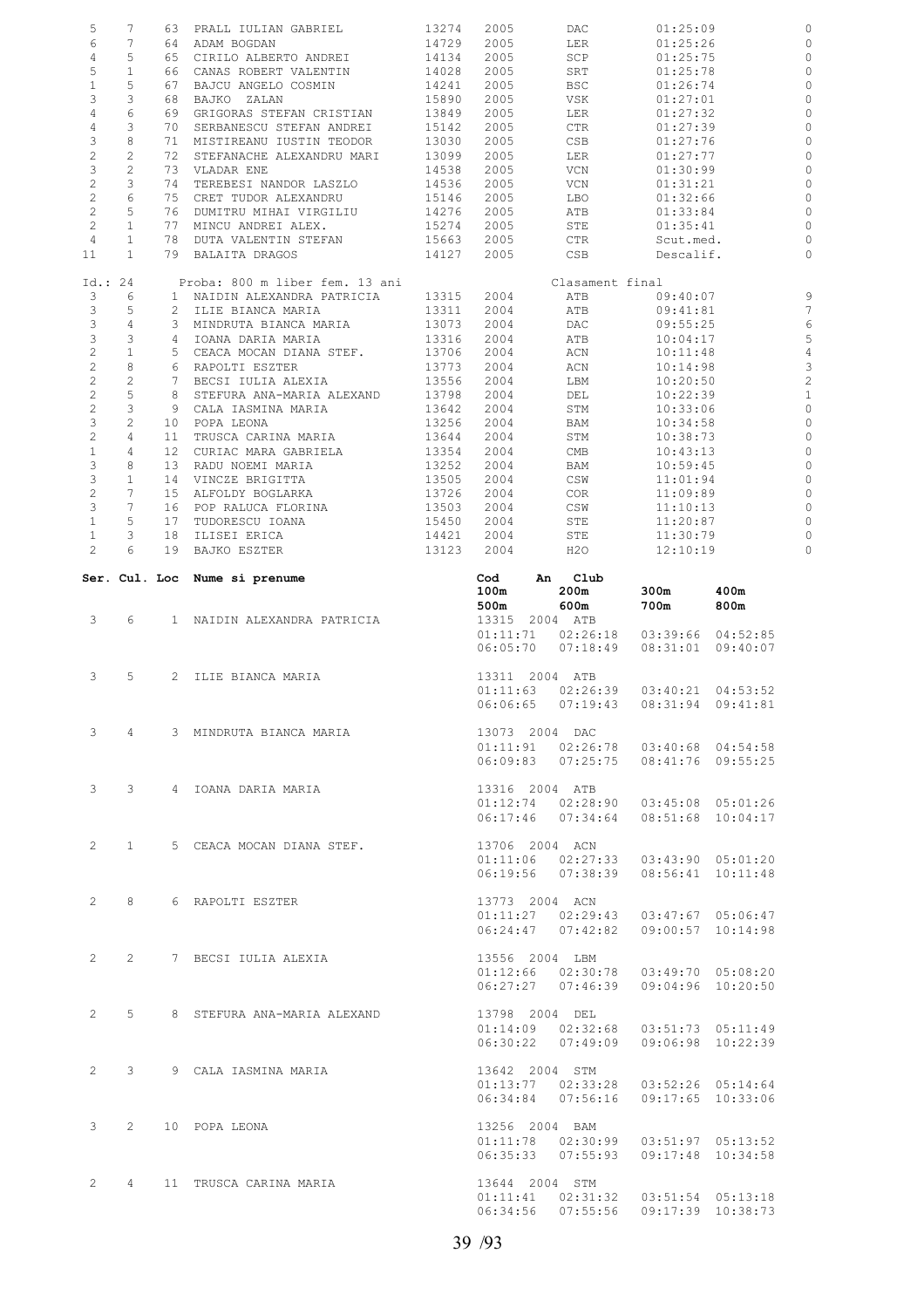| Ser. | Cul. | Loc | Nume si prenume | Cod | An | Club | Timp | Pct |
|---|---|---|---|---|---|---|---|---|
| 5 | 7 | 63 | PRALL IULIAN GABRIEL | 13274 | 2005 | DAC | 01:25:09 | 0 |
| 6 | 7 | 64 | ADAM BOGDAN | 14729 | 2005 | LER | 01:25:26 | 0 |
| 4 | 5 | 65 | CIRILO ALBERTO ANDREI | 14134 | 2005 | SCP | 01:25:75 | 0 |
| 5 | 1 | 66 | CANAS ROBERT VALENTIN | 14028 | 2005 | SRT | 01:25:78 | 0 |
| 1 | 5 | 67 | BAJCU ANGELO COSMIN | 14241 | 2005 | BSC | 01:26:74 | 0 |
| 3 | 3 | 68 | BAJKO ZALAN | 15890 | 2005 | VSK | 01:27:01 | 0 |
| 4 | 6 | 69 | GRIGORAS STEFAN CRISTIAN | 13849 | 2005 | LER | 01:27:32 | 0 |
| 4 | 3 | 70 | SERBANESCU STEFAN ANDREI | 15142 | 2005 | CTR | 01:27:39 | 0 |
| 3 | 8 | 71 | MISTIREANU IUSTIN TEODOR | 13030 | 2005 | CSB | 01:27:76 | 0 |
| 2 | 2 | 72 | STEFANACHE ALEXANDRU MARI | 13099 | 2005 | LER | 01:27:77 | 0 |
| 3 | 2 | 73 | VLADAR ENE | 14538 | 2005 | VCN | 01:30:99 | 0 |
| 2 | 3 | 74 | TEREBESI NANDOR LASZLO | 14536 | 2005 | VCN | 01:31:21 | 0 |
| 2 | 6 | 75 | CRET TUDOR ALEXANDRU | 15146 | 2005 | LBO | 01:32:66 | 0 |
| 2 | 5 | 76 | DUMITRU MIHAI VIRGILIU | 14276 | 2005 | ATB | 01:33:84 | 0 |
| 2 | 1 | 77 | MINCU ANDREI ALEX. | 15274 | 2005 | STE | 01:35:41 | 0 |
| 4 | 1 | 78 | DUTA VALENTIN STEFAN | 15663 | 2005 | CTR | Scut.med. | 0 |
| 11 | 1 | 79 | BALAITA DRAGOS | 14127 | 2005 | CSB | Descalif. | 0 |

Id.: 24 Proba: 800 m liber fem. 13 ani — Clasament final

| Ser. | Cul. | Loc | Nume si prenume | Cod | An | Club | Timp | Pct |
|---|---|---|---|---|---|---|---|---|
| 3 | 6 | 1 | NAIDIN ALEXANDRA PATRICIA | 13315 | 2004 | ATB | 09:40:07 | 9 |
| 3 | 5 | 2 | ILIE BIANCA MARIA | 13311 | 2004 | ATB | 09:41:81 | 7 |
| 3 | 4 | 3 | MINDRUTA BIANCA MARIA | 13073 | 2004 | DAC | 09:55:25 | 6 |
| 3 | 3 | 4 | IOANA DARIA MARIA | 13316 | 2004 | ATB | 10:04:17 | 5 |
| 2 | 1 | 5 | CEACA MOCAN DIANA STEF. | 13706 | 2004 | ACN | 10:11:48 | 4 |
| 2 | 8 | 6 | RAPOLTI ESZTER | 13773 | 2004 | ACN | 10:14:98 | 3 |
| 2 | 2 | 7 | BECSI IULIA ALEXIA | 13556 | 2004 | LBM | 10:20:50 | 2 |
| 2 | 5 | 8 | STEFURA ANA-MARIA ALEXAND | 13798 | 2004 | DEL | 10:22:39 | 1 |
| 2 | 3 | 9 | CALA IASMINA MARIA | 13642 | 2004 | STM | 10:33:06 | 0 |
| 3 | 2 | 10 | POPA LEONA | 13256 | 2004 | BAM | 10:34:58 | 0 |
| 2 | 4 | 11 | TRUSCA CARINA MARIA | 13644 | 2004 | STM | 10:38:73 | 0 |
| 1 | 4 | 12 | CURIAC MARA GABRIELA | 13354 | 2004 | CMB | 10:43:13 | 0 |
| 3 | 8 | 13 | RADU NOEMI MARIA | 13252 | 2004 | BAM | 10:59:45 | 0 |
| 3 | 1 | 14 | VINCZE BRIGITTA | 13505 | 2004 | CSW | 11:01:94 | 0 |
| 2 | 7 | 15 | ALFOLDY BOGLARKA | 13726 | 2004 | COR | 11:09:89 | 0 |
| 3 | 7 | 16 | POP RALUCA FLORINA | 13503 | 2004 | CSW | 11:10:13 | 0 |
| 1 | 5 | 17 | TUDORESCU IOANA | 15450 | 2004 | STE | 11:20:87 | 0 |
| 1 | 3 | 18 | ILISEI ERICA | 14421 | 2004 | STE | 11:30:79 | 0 |
| 2 | 6 | 19 | BAJKO ESZTER | 13123 | 2004 | H2O | 12:10:19 | 0 |

| Ser. | Cul. | Loc | Nume si prenume | Cod An Club | 100m / 500m | 200m / 600m | 300m / 700m | 400m / 800m |
|---|---|---|---|---|---|---|---|---|
| 3 | 6 | 1 | NAIDIN ALEXANDRA PATRICIA | 13315 2004 ATB | 01:11:71 | 02:26:18 | 03:39:66 | 04:52:85 |
| | | | | | 06:05:70 | 07:18:49 | 08:31:01 | 09:40:07 |
| 3 | 5 | 2 | ILIE BIANCA MARIA | 13311 2004 ATB | 01:11:63 | 02:26:39 | 03:40:21 | 04:53:52 |
| | | | | | 06:06:65 | 07:19:43 | 08:31:94 | 09:41:81 |
| 3 | 4 | 3 | MINDRUTA BIANCA MARIA | 13073 2004 DAC | 01:11:91 | 02:26:78 | 03:40:68 | 04:54:58 |
| | | | | | 06:09:83 | 07:25:75 | 08:41:76 | 09:55:25 |
| 3 | 3 | 4 | IOANA DARIA MARIA | 13316 2004 ATB | 01:12:74 | 02:28:90 | 03:45:08 | 05:01:26 |
| | | | | | 06:17:46 | 07:34:64 | 08:51:68 | 10:04:17 |
| 2 | 1 | 5 | CEACA MOCAN DIANA STEF. | 13706 2004 ACN | 01:11:06 | 02:27:33 | 03:43:90 | 05:01:20 |
| | | | | | 06:19:56 | 07:38:39 | 08:56:41 | 10:11:48 |
| 2 | 8 | 6 | RAPOLTI ESZTER | 13773 2004 ACN | 01:11:27 | 02:29:43 | 03:47:67 | 05:06:47 |
| | | | | | 06:24:47 | 07:42:82 | 09:00:57 | 10:14:98 |
| 2 | 2 | 7 | BECSI IULIA ALEXIA | 13556 2004 LBM | 01:12:66 | 02:30:78 | 03:49:70 | 05:08:20 |
| | | | | | 06:27:27 | 07:46:39 | 09:04:96 | 10:20:50 |
| 2 | 5 | 8 | STEFURA ANA-MARIA ALEXAND | 13798 2004 DEL | 01:14:09 | 02:32:68 | 03:51:73 | 05:11:49 |
| | | | | | 06:30:22 | 07:49:09 | 09:06:98 | 10:22:39 |
| 2 | 3 | 9 | CALA IASMINA MARIA | 13642 2004 STM | 01:13:77 | 02:33:28 | 03:52:26 | 05:14:64 |
| | | | | | 06:34:84 | 07:56:16 | 09:17:65 | 10:33:06 |
| 3 | 2 | 10 | POPA LEONA | 13256 2004 BAM | 01:11:78 | 02:30:99 | 03:51:97 | 05:13:52 |
| | | | | | 06:35:33 | 07:55:93 | 09:17:48 | 10:34:58 |
| 2 | 4 | 11 | TRUSCA CARINA MARIA | 13644 2004 STM | 01:11:41 | 02:31:32 | 03:51:54 | 05:13:18 |
| | | | | | 06:34:56 | 07:55:56 | 09:17:39 | 10:38:73 |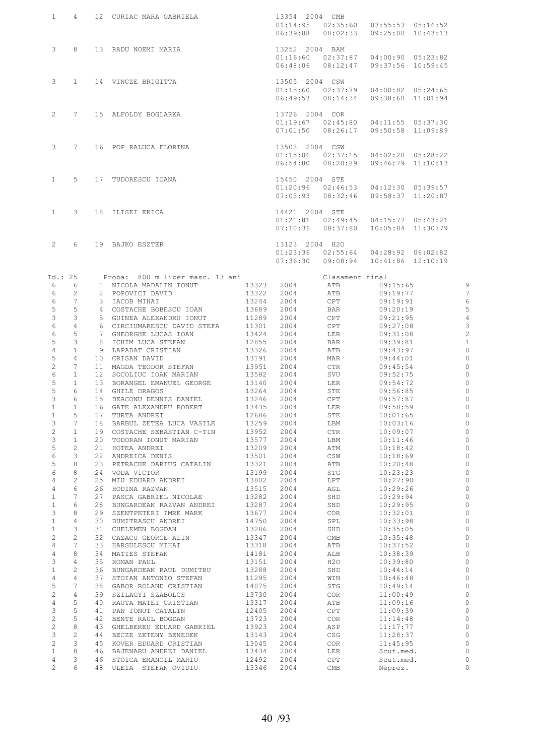| | | | | | | | |
|---|---|---|---|---|---|---|---|
| 1 | 4 | 12 | CURIAC MARA GABRIELA | 13354 2004 CMB | | | |
| | | | | 01:14:95 | 02:35:60 | 03:55:53 | 05:16:52 |
| | | | | 06:39:08 | 08:02:33 | 09:25:00 | 10:43:13 |
| 3 | 8 | 13 | RADU NOEMI MARIA | 13252 2004 BAM | | | |
| | | | | 01:16:60 | 02:37:87 | 04:00:90 | 05:23:82 |
| | | | | 06:48:06 | 08:12:47 | 09:37:56 | 10:59:45 |
| 3 | 1 | 14 | VINCZE BRIGITTA | 13505 2004 CSW | | | |
| | | | | 01:15:60 | 02:37:79 | 04:00:82 | 05:24:65 |
| | | | | 06:49:53 | 08:14:34 | 09:38:60 | 11:01:94 |
| 2 | 7 | 15 | ALFOLDY BOGLARKA | 13726 2004 COR | | | |
| | | | | 01:19:67 | 02:45:80 | 04:11:55 | 05:37:30 |
| | | | | 07:01:50 | 08:26:17 | 09:50:58 | 11:09:89 |
| 3 | 7 | 16 | POP RALUCA FLORINA | 13503 2004 CSW | | | |
| | | | | 01:15:06 | 02:37:15 | 04:02:20 | 05:28:22 |
| | | | | 06:54:80 | 08:20:89 | 09:46:79 | 11:10:13 |
| 1 | 5 | 17 | TUDORESCU IOANA | 15450 2004 STE | | | |
| | | | | 01:20:96 | 02:46:53 | 04:12:30 | 05:39:57 |
| | | | | 07:05:93 | 08:32:46 | 09:58:37 | 11:20:87 |
| 1 | 3 | 18 | ILISEI ERICA | 14421 2004 STE | | | |
| | | | | 01:21:81 | 02:49:45 | 04:15:77 | 05:43:21 |
| | | | | 07:10:36 | 08:37:80 | 10:05:84 | 11:30:79 |
| 2 | 6 | 19 | BAJKO ESZTER | 13123 2004 H2O | | | |
| | | | | 01:23:36 | 02:55:64 | 04:28:92 | 06:02:82 |
| | | | | 07:36:30 | 09:08:94 | 10:41:86 | 12:10:19 |

Id.: 25 Proba: 800 m liber masc. 13 ani Clasament final

| | | | | | | | | |
|---|---|---|---|---|---|---|---|---|
| 6 | 6 | 1 | NICOLA MADALIN IONUT | 13323 | 2004 | ATB | 09:15:65 | 9 |
| 6 | 2 | 2 | POPOVICI DAVID | 13322 | 2004 | ATB | 09:19:77 | 7 |
| 6 | 7 | 3 | IACOB MIHAI | 13244 | 2004 | CPT | 09:19:91 | 6 |
| 5 | 5 | 4 | COSTACHE BOBESCU IOAN | 13689 | 2004 | BAR | 09:20:19 | 5 |
| 3 | 3 | 5 | GUINEA ALEXANDRU IONUT | 11289 | 2004 | CPT | 09:21:95 | 4 |
| 6 | 4 | 6 | CIRCIUMARESCU DAVID STEFA | 11301 | 2004 | CPT | 09:27:08 | 3 |
| 6 | 5 | 7 | GHEORGHE LUCAS IOAN | 13424 | 2004 | LER | 09:31:08 | 2 |
| 5 | 3 | 8 | ICHIM LUCA STEFAN | 12855 | 2004 | BAR | 09:39:81 | 1 |
| 4 | 1 | 9 | LAPADAT CRISTIAN | 13326 | 2004 | ATB | 09:43:97 | 0 |
| 5 | 4 | 10 | CRISAN DAVID | 13191 | 2004 | MAR | 09:44:01 | 0 |
| 2 | 7 | 11 | MAGDA TEODOR STEFAN | 13951 | 2004 | CTR | 09:45:54 | 0 |
| 6 | 1 | 12 | SOCOLIUC IOAN MARIAN | 13582 | 2004 | SVU | 09:52:75 | 0 |
| 5 | 1 | 13 | BORANGEL EMANUEL GEORGE | 13140 | 2004 | LER | 09:54:72 | 0 |
| 5 | 6 | 14 | GHILE DRAGOS | 13264 | 2004 | STE | 09:56:85 | 0 |
| 3 | 6 | 15 | DEACONU DENNIS DANIEL | 13246 | 2004 | CPT | 09:57:87 | 0 |
| 1 | 1 | 16 | GATE ALEXANDRU ROBERT | 13435 | 2004 | LER | 09:58:59 | 0 |
| 1 | 5 | 17 | TURTA ANDREI | 12686 | 2004 | STE | 10:01:65 | 0 |
| 3 | 7 | 18 | BARBUL ZETEA LUCA VASILE | 13259 | 2004 | LBM | 10:03:16 | 0 |
| 2 | 1 | 19 | COSTACHE SEBASTIAN C-TIN | 13952 | 2004 | CTR | 10:09:07 | 0 |
| 3 | 1 | 20 | TODORAN IONUT MARIAN | 13577 | 2004 | LBM | 10:11:46 | 0 |
| 5 | 2 | 21 | HOTEA ANDREI | 13209 | 2004 | ATM | 10:18:42 | 0 |
| 6 | 3 | 22 | ANDREICA DENIS | 13501 | 2004 | CSW | 10:18:69 | 0 |
| 5 | 8 | 23 | PETRACHE DARIUS CATALIN | 13321 | 2004 | ATB | 10:20:48 | 0 |
| 6 | 8 | 24 | VODA VICTOR | 13199 | 2004 | STG | 10:23:23 | 0 |
| 4 | 2 | 25 | MIU EDUARD ANDREI | 13802 | 2004 | LPT | 10:27:90 | 0 |
| 4 | 6 | 26 | HODINA RAZVAN | 13515 | 2004 | AGL | 10:29:26 | 0 |
| 1 | 7 | 27 | PASCA GABRIEL NICOLAE | 13282 | 2004 | SHD | 10:29:94 | 0 |
| 1 | 6 | 28 | BUNGARDEAN RAZVAN ANDREI | 13287 | 2004 | SHD | 10:29:95 | 0 |
| 3 | 8 | 29 | SZENTPETERI IMRE MARK | 13677 | 2004 | COR | 10:32:01 | 0 |
| 1 | 4 | 30 | DUMITRASCU ANDREI | 14750 | 2004 | SPL | 10:33:98 | 0 |
| 1 | 3 | 31 | CHELEMEN BOGDAN | 13286 | 2004 | SHD | 10:35:05 | 0 |
| 2 | 2 | 32 | CAZACU GEORGE ALIN | 13347 | 2004 | CMB | 10:35:48 | 0 |
| 4 | 7 | 33 | HARSULESCU MIHAI | 13318 | 2004 | ATB | 10:37:52 | 0 |
| 4 | 8 | 34 | MATIES STEFAN | 14181 | 2004 | ALB | 10:38:39 | 0 |
| 3 | 4 | 35 | ROMAN PAUL | 13151 | 2004 | H2O | 10:39:80 | 0 |
| 1 | 2 | 36 | BUNGARDEAN RAUL DUMITRU | 13288 | 2004 | SHD | 10:44:14 | 0 |
| 4 | 4 | 37 | STOIAN ANTONIO STEFAN | 11295 | 2004 | WIN | 10:46:48 | 0 |
| 5 | 7 | 38 | GABOR ROLAND CRISTIAN | 14075 | 2004 | STG | 10:49:14 | 0 |
| 2 | 4 | 39 | SZILAGYI SZABOLCS | 13730 | 2004 | COR | 11:00:49 | 0 |
| 4 | 5 | 40 | RAUTA MATEI CRISTIAN | 13317 | 2004 | ATB | 11:09:16 | 0 |
| 3 | 5 | 41 | PAN IONUT CATALIN | 12405 | 2004 | CPT | 11:09:39 | 0 |
| 2 | 5 | 42 | BENTE RAUL BOGDAN | 13723 | 2004 | COR | 11:14:48 | 0 |
| 2 | 8 | 43 | GHELBEREU EDUARD GABRIEL | 13923 | 2004 | ASP | 11:17:77 | 0 |
| 3 | 2 | 44 | BECZE ZETENY BENEDEK | 13143 | 2004 | CSG | 11:28:37 | 0 |
| 2 | 3 | 45 | KOVER EDUARD CRISTIAN | 13045 | 2004 | COR | 11:45:95 | 0 |
| 1 | 8 | 46 | BAJENARU ANDREI DANIEL | 13434 | 2004 | LER | Scut.med. | 0 |
| 4 | 3 | 46 | STOICA EMANOIL MARIO | 12492 | 2004 | CPT | Scut.med. | 0 |
| 2 | 6 | 48 | ULEIA STEFAN OVIDIU | 13346 | 2004 | CMB | Neprez. | 0 |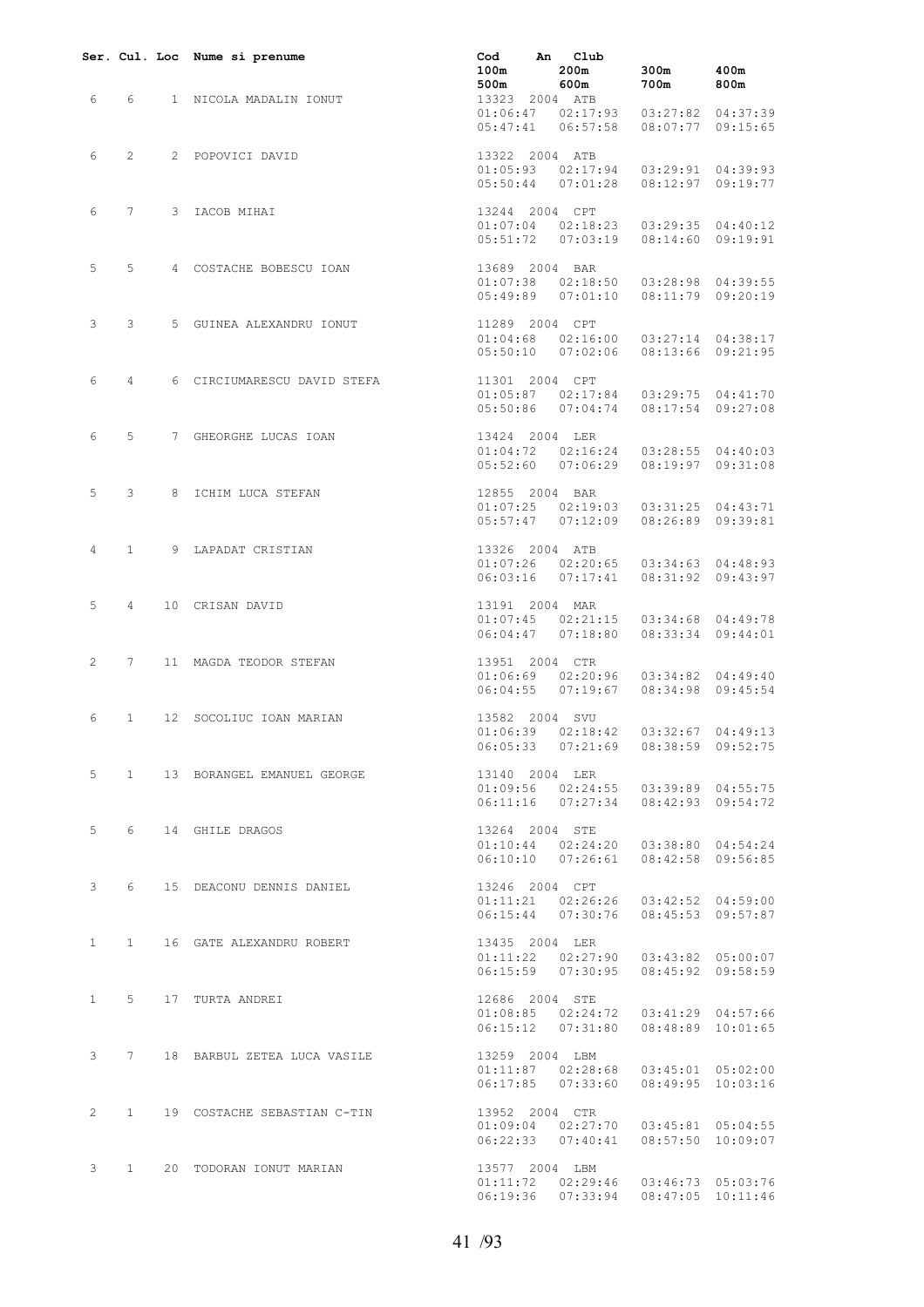| Ser. | Cul. | Loc | Nume si prenume | Cod | An | Club | | |
|---|---|---|---|---|---|---|---|---|
| | | | | 100m | 200m | | 300m | 400m |
| | | | | 500m | 600m | | 700m | 800m |
| 6 | 6 | 1 | NICOLA MADALIN IONUT | 13323 | 2004 | ATB | | |
| | | | | 01:06:47 | 02:17:93 | | 03:27:82 | 04:37:39 |
| | | | | 05:47:41 | 06:57:58 | | 08:07:77 | 09:15:65 |
| 6 | 2 | 2 | POPOVICI DAVID | 13322 | 2004 | ATB | | |
| | | | | 01:05:93 | 02:17:94 | | 03:29:91 | 04:39:93 |
| | | | | 05:50:44 | 07:01:28 | | 08:12:97 | 09:19:77 |
| 6 | 7 | 3 | IACOB MIHAI | 13244 | 2004 | CPT | | |
| | | | | 01:07:04 | 02:18:23 | | 03:29:35 | 04:40:12 |
| | | | | 05:51:72 | 07:03:19 | | 08:14:60 | 09:19:91 |
| 5 | 5 | 4 | COSTACHE BOBESCU IOAN | 13689 | 2004 | BAR | | |
| | | | | 01:07:38 | 02:18:50 | | 03:28:98 | 04:39:55 |
| | | | | 05:49:89 | 07:01:10 | | 08:11:79 | 09:20:19 |
| 3 | 3 | 5 | GUINEA ALEXANDRU IONUT | 11289 | 2004 | CPT | | |
| | | | | 01:04:68 | 02:16:00 | | 03:27:14 | 04:38:17 |
| | | | | 05:50:10 | 07:02:06 | | 08:13:66 | 09:21:95 |
| 6 | 4 | 6 | CIRCIUMARESCU DAVID STEFA | 11301 | 2004 | CPT | | |
| | | | | 01:05:87 | 02:17:84 | | 03:29:75 | 04:41:70 |
| | | | | 05:50:86 | 07:04:74 | | 08:17:54 | 09:27:08 |
| 6 | 5 | 7 | GHEORGHE LUCAS IOAN | 13424 | 2004 | LER | | |
| | | | | 01:04:72 | 02:16:24 | | 03:28:55 | 04:40:03 |
| | | | | 05:52:60 | 07:06:29 | | 08:19:97 | 09:31:08 |
| 5 | 3 | 8 | ICHIM LUCA STEFAN | 12855 | 2004 | BAR | | |
| | | | | 01:07:25 | 02:19:03 | | 03:31:25 | 04:43:71 |
| | | | | 05:57:47 | 07:12:09 | | 08:26:89 | 09:39:81 |
| 4 | 1 | 9 | LAPADAT CRISTIAN | 13326 | 2004 | ATB | | |
| | | | | 01:07:26 | 02:20:65 | | 03:34:63 | 04:48:93 |
| | | | | 06:03:16 | 07:17:41 | | 08:31:92 | 09:43:97 |
| 5 | 4 | 10 | CRISAN DAVID | 13191 | 2004 | MAR | | |
| | | | | 01:07:45 | 02:21:15 | | 03:34:68 | 04:49:78 |
| | | | | 06:04:47 | 07:18:80 | | 08:33:34 | 09:44:01 |
| 2 | 7 | 11 | MAGDA TEODOR STEFAN | 13951 | 2004 | CTR | | |
| | | | | 01:06:69 | 02:20:96 | | 03:34:82 | 04:49:40 |
| | | | | 06:04:55 | 07:19:67 | | 08:34:98 | 09:45:54 |
| 6 | 1 | 12 | SOCOLIUC IOAN MARIAN | 13582 | 2004 | SVU | | |
| | | | | 01:06:39 | 02:18:42 | | 03:32:67 | 04:49:13 |
| | | | | 06:05:33 | 07:21:69 | | 08:38:59 | 09:52:75 |
| 5 | 1 | 13 | BORANGEL EMANUEL GEORGE | 13140 | 2004 | LER | | |
| | | | | 01:09:56 | 02:24:55 | | 03:39:89 | 04:55:75 |
| | | | | 06:11:16 | 07:27:34 | | 08:42:93 | 09:54:72 |
| 5 | 6 | 14 | GHILE DRAGOS | 13264 | 2004 | STE | | |
| | | | | 01:10:44 | 02:24:20 | | 03:38:80 | 04:54:24 |
| | | | | 06:10:10 | 07:26:61 | | 08:42:58 | 09:56:85 |
| 3 | 6 | 15 | DEACONU DENNIS DANIEL | 13246 | 2004 | CPT | | |
| | | | | 01:11:21 | 02:26:26 | | 03:42:52 | 04:59:00 |
| | | | | 06:15:44 | 07:30:76 | | 08:45:53 | 09:57:87 |
| 1 | 1 | 16 | GATE ALEXANDRU ROBERT | 13435 | 2004 | LER | | |
| | | | | 01:11:22 | 02:27:90 | | 03:43:82 | 05:00:07 |
| | | | | 06:15:59 | 07:30:95 | | 08:45:92 | 09:58:59 |
| 1 | 5 | 17 | TURTA ANDREI | 12686 | 2004 | STE | | |
| | | | | 01:08:85 | 02:24:72 | | 03:41:29 | 04:57:66 |
| | | | | 06:15:12 | 07:31:80 | | 08:48:89 | 10:01:65 |
| 3 | 7 | 18 | BARBUL ZETEA LUCA VASILE | 13259 | 2004 | LBM | | |
| | | | | 01:11:87 | 02:28:68 | | 03:45:01 | 05:02:00 |
| | | | | 06:17:85 | 07:33:60 | | 08:49:95 | 10:03:16 |
| 2 | 1 | 19 | COSTACHE SEBASTIAN C-TIN | 13952 | 2004 | CTR | | |
| | | | | 01:09:04 | 02:27:70 | | 03:45:81 | 05:04:55 |
| | | | | 06:22:33 | 07:40:41 | | 08:57:50 | 10:09:07 |
| 3 | 1 | 20 | TODORAN IONUT MARIAN | 13577 | 2004 | LBM | | |
| | | | | 01:11:72 | 02:29:46 | | 03:46:73 | 05:03:76 |
| | | | | 06:19:36 | 07:33:94 | | 08:47:05 | 10:11:46 |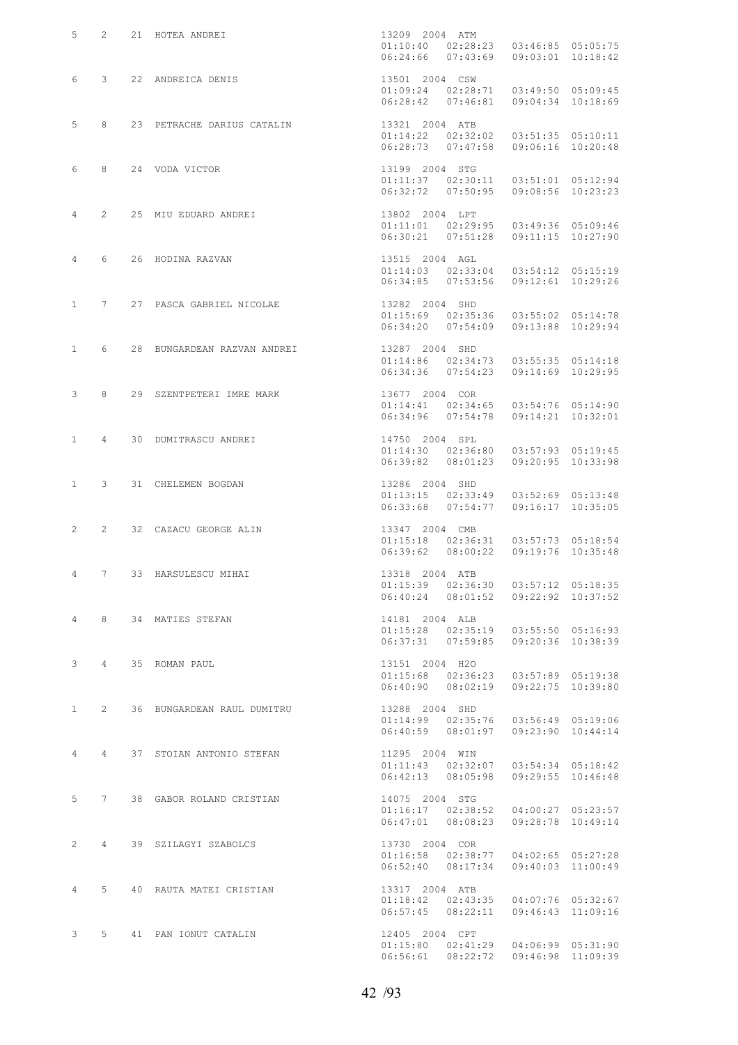```
5    2    21  HOTEA ANDREI                    13209  2004  ATM
                                              01:10:40   02:28:23   03:46:85  05:05:75
                                              06:24:66   07:43:69   09:03:01  10:18:42

6    3    22  ANDREICA DENIS                  13501  2004  CSW
                                              01:09:24   02:28:71   03:49:50  05:09:45
                                              06:28:42   07:46:81   09:04:34  10:18:69

5    8    23  PETRACHE DARIUS CATALIN         13321  2004  ATB
                                              01:14:22   02:32:02   03:51:35  05:10:11
                                              06:28:73   07:47:58   09:06:16  10:20:48

6    8    24  VODA VICTOR                     13199  2004  STG
                                              01:11:37   02:30:11   03:51:01  05:12:94
                                              06:32:72   07:50:95   09:08:56  10:23:23

4    2    25  MIU EDUARD ANDREI               13802  2004  LPT
                                              01:11:01   02:29:95   03:49:36  05:09:46
                                              06:30:21   07:51:28   09:11:15  10:27:90

4    6    26  HODINA RAZVAN                   13515  2004  AGL
                                              01:14:03   02:33:04   03:54:12  05:15:19
                                              06:34:85   07:53:56   09:12:61  10:29:26

1    7    27  PASCA GABRIEL NICOLAE           13282  2004  SHD
                                              01:15:69   02:35:36   03:55:02  05:14:78
                                              06:34:20   07:54:09   09:13:88  10:29:94

1    6    28  BUNGARDEAN RAZVAN ANDREI        13287  2004  SHD
                                              01:14:86   02:34:73   03:55:35  05:14:18
                                              06:34:36   07:54:23   09:14:69  10:29:95

3    8    29  SZENTPETERI IMRE MARK           13677  2004  COR
                                              01:14:41   02:34:65   03:54:76  05:14:90
                                              06:34:96   07:54:78   09:14:21  10:32:01

1    4    30  DUMITRASCU ANDREI               14750  2004  SPL
                                              01:14:30   02:36:80   03:57:93  05:19:45
                                              06:39:82   08:01:23   09:20:95  10:33:98

1    3    31  CHELEMEN BOGDAN                 13286  2004  SHD
                                              01:13:15   02:33:49   03:52:69  05:13:48
                                              06:33:68   07:54:77   09:16:17  10:35:05

2    2    32  CAZACU GEORGE ALIN              13347  2004  CMB
                                              01:15:18   02:36:31   03:57:73  05:18:54
                                              06:39:62   08:00:22   09:19:76  10:35:48

4    7    33  HARSULESCU MIHAI                13318  2004  ATB
                                              01:15:39   02:36:30   03:57:12  05:18:35
                                              06:40:24   08:01:52   09:22:92  10:37:52

4    8    34  MATIES STEFAN                   14181  2004  ALB
                                              01:15:28   02:35:19   03:55:50  05:16:93
                                              06:37:31   07:59:85   09:20:36  10:38:39

3    4    35  ROMAN PAUL                      13151  2004  H2O
                                              01:15:68   02:36:23   03:57:89  05:19:38
                                              06:40:90   08:02:19   09:22:75  10:39:80

1    2    36  BUNGARDEAN RAUL DUMITRU         13288  2004  SHD
                                              01:14:99   02:35:76   03:56:49  05:19:06
                                              06:40:59   08:01:97   09:23:90  10:44:14

4    4    37  STOIAN ANTONIO STEFAN           11295  2004  WIN
                                              01:11:43   02:32:07   03:54:34  05:18:42
                                              06:42:13   08:05:98   09:29:55  10:46:48

5    7    38  GABOR ROLAND CRISTIAN           14075  2004  STG
                                              01:16:17   02:38:52   04:00:27  05:23:57
                                              06:47:01   08:08:23   09:28:78  10:49:14

2    4    39  SZILAGYI SZABOLCS               13730  2004  COR
                                              01:16:58   02:38:77   04:02:65  05:27:28
                                              06:52:40   08:17:34   09:40:03  11:00:49

4    5    40  RAUTA MATEI CRISTIAN            13317  2004  ATB
                                              01:18:42   02:43:35   04:07:76  05:32:67
                                              06:57:45   08:22:11   09:46:43  11:09:16

3    5    41  PAN IONUT CATALIN               12405  2004  CPT
                                              01:15:80   02:41:29   04:06:99  05:31:90
                                              06:56:61   08:22:72   09:46:98  11:09:39
```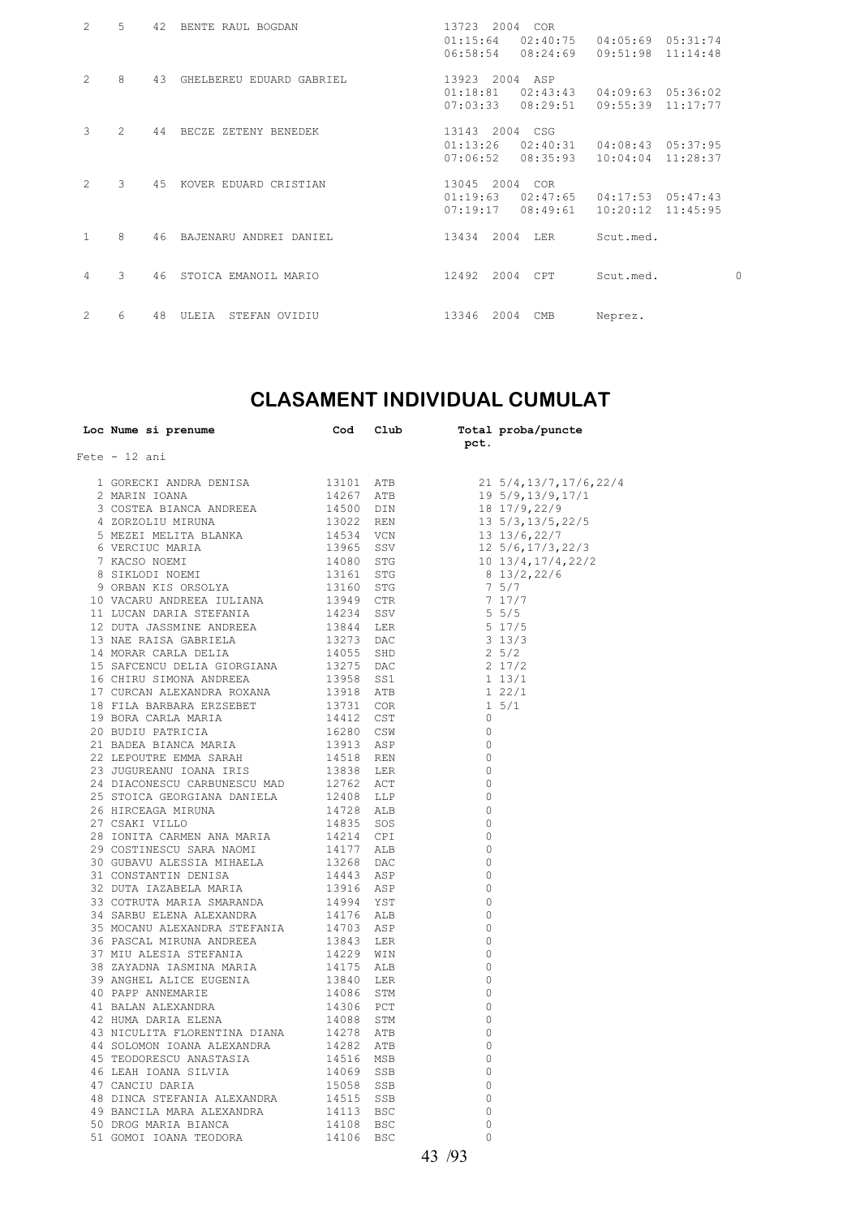| | | | | | | | | | |
|---|---|---|---|---|---|---|---|---|---|
| 2 | 5 | 42 | BENTE RAUL BOGDAN | 13723 | 2004 | COR | | | |
| | | | | 01:15:64 | 02:40:75 | 04:05:69 | 05:31:74 | | |
| | | | | 06:58:54 | 08:24:69 | 09:51:98 | 11:14:48 | | |
| 2 | 8 | 43 | GHELBEREU EDUARD GABRIEL | 13923 | 2004 | ASP | | | |
| | | | | 01:18:81 | 02:43:43 | 04:09:63 | 05:36:02 | | |
| | | | | 07:03:33 | 08:29:51 | 09:55:39 | 11:17:77 | | |
| 3 | 2 | 44 | BECZE ZETENY BENEDEK | 13143 | 2004 | CSG | | | |
| | | | | 01:13:26 | 02:40:31 | 04:08:43 | 05:37:95 | | |
| | | | | 07:06:52 | 08:35:93 | 10:04:04 | 11:28:37 | | |
| 2 | 3 | 45 | KOVER EDUARD CRISTIAN | 13045 | 2004 | COR | | | |
| | | | | 01:19:63 | 02:47:65 | 04:17:53 | 05:47:43 | | |
| | | | | 07:19:17 | 08:49:61 | 10:20:12 | 11:45:95 | | |
| 1 | 8 | 46 | BAJENARU ANDREI DANIEL | 13434 | 2004 | LER | Scut.med. | | |
| 4 | 3 | 46 | STOICA EMANOIL MARIO | 12492 | 2004 | CPT | Scut.med. | | 0 |
| 2 | 6 | 48 | ULEIA STEFAN OVIDIU | 13346 | 2004 | CMB | Neprez. | | |

# CLASAMENT INDIVIDUAL CUMULAT

Fete - 12 ani

| Loc | Nume si prenume | Cod | Club | Total pct. | proba/puncte |
|---|---|---|---|---|---|
| 1 | GORECKI ANDRA DENISA | 13101 | ATB | 21 | 5/4,13/7,17/6,22/4 |
| 2 | MARIN IOANA | 14267 | ATB | 19 | 5/9,13/9,17/1 |
| 3 | COSTEA BIANCA ANDREEA | 14500 | DIN | 18 | 17/9,22/9 |
| 4 | ZORZOLIU MIRUNA | 13022 | REN | 13 | 5/3,13/5,22/5 |
| 5 | MEZEI MELITA BLANKA | 14534 | VCN | 13 | 13/6,22/7 |
| 6 | VERCIUC MARIA | 13965 | SSV | 12 | 5/6,17/3,22/3 |
| 7 | KACSO NOEMI | 14080 | STG | 10 | 13/4,17/4,22/2 |
| 8 | SIKLODI NOEMI | 13161 | STG | 8 | 13/2,22/6 |
| 9 | ORBAN KIS ORSOLYA | 13160 | STG | 7 | 5/7 |
| 10 | VACARU ANDREEA IULIANA | 13949 | CTR | 7 | 17/7 |
| 11 | LUCAN DARIA STEFANIA | 14234 | SSV | 5 | 5/5 |
| 12 | DUTA JASSMINE ANDREEA | 13844 | LER | 5 | 17/5 |
| 13 | NAE RAISA GABRIELA | 13273 | DAC | 3 | 13/3 |
| 14 | MORAR CARLA DELIA | 14055 | SHD | 2 | 5/2 |
| 15 | SAFCENCU DELIA GIORGIANA | 13275 | DAC | 2 | 17/2 |
| 16 | CHIRU SIMONA ANDREEA | 13958 | SS1 | 1 | 13/1 |
| 17 | CURCAN ALEXANDRA ROXANA | 13918 | ATB | 1 | 22/1 |
| 18 | FILA BARBARA ERZSEBET | 13731 | COR | 1 | 5/1 |
| 19 | BORA CARLA MARIA | 14412 | CST | 0 | |
| 20 | BUDIU PATRICIA | 16280 | CSW | 0 | |
| 21 | BADEA BIANCA MARIA | 13913 | ASP | 0 | |
| 22 | LEPOUTRE EMMA SARAH | 14518 | REN | 0 | |
| 23 | JUGUREANU IOANA IRIS | 13838 | LER | 0 | |
| 24 | DIACONESCU CARBUNESCU MAD | 12762 | ACT | 0 | |
| 25 | STOICA GEORGIANA DANIELA | 12408 | LLP | 0 | |
| 26 | HIRCEAGA MIRUNA | 14728 | ALB | 0 | |
| 27 | CSAKI VILLO | 14835 | SOS | 0 | |
| 28 | IONITA CARMEN ANA MARIA | 14214 | CPI | 0 | |
| 29 | COSTINESCU SARA NAOMI | 14177 | ALB | 0 | |
| 30 | GUBAVU ALESSIA MIHAELA | 13268 | DAC | 0 | |
| 31 | CONSTANTIN DENISA | 14443 | ASP | 0 | |
| 32 | DUTA IAZABELA MARIA | 13916 | ASP | 0 | |
| 33 | COTRUTA MARIA SMARANDA | 14994 | YST | 0 | |
| 34 | SARBU ELENA ALEXANDRA | 14176 | ALB | 0 | |
| 35 | MOCANU ALEXANDRA STEFANIA | 14703 | ASP | 0 | |
| 36 | PASCAL MIRUNA ANDREEA | 13843 | LER | 0 | |
| 37 | MIU ALESIA STEFANIA | 14229 | WIN | 0 | |
| 38 | ZAYADNA IASMINA MARIA | 14175 | ALB | 0 | |
| 39 | ANGHEL ALICE EUGENIA | 13840 | LER | 0 | |
| 40 | PAPP ANNEMARIE | 14086 | STM | 0 | |
| 41 | BALAN ALEXANDRA | 14306 | PCT | 0 | |
| 42 | HUMA DARIA ELENA | 14088 | STM | 0 | |
| 43 | NICULITA FLORENTINA DIANA | 14278 | ATB | 0 | |
| 44 | SOLOMON IOANA ALEXANDRA | 14282 | ATB | 0 | |
| 45 | TEODORESCU ANASTASIA | 14516 | MSB | 0 | |
| 46 | LEAH IOANA SILVIA | 14069 | SSB | 0 | |
| 47 | CANCIU DARIA | 15058 | SSB | 0 | |
| 48 | DINCA STEFANIA ALEXANDRA | 14515 | SSB | 0 | |
| 49 | BANCILA MARA ALEXANDRA | 14113 | BSC | 0 | |
| 50 | DROG MARIA BIANCA | 14108 | BSC | 0 | |
| 51 | GOMOI IOANA TEODORA | 14106 | BSC | 0 | |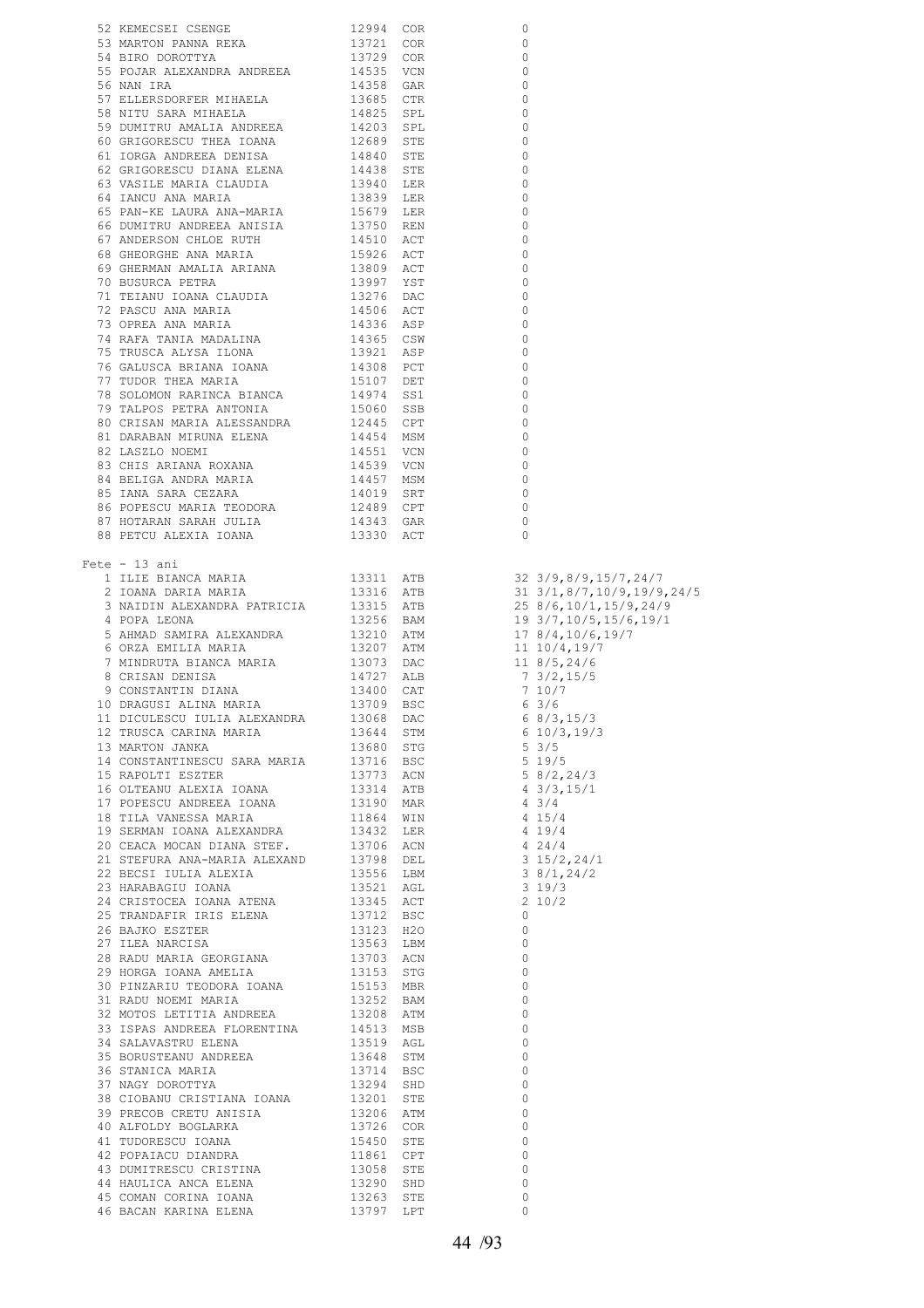| | | | | |
|---|---|---|---|---|
| 52 | KEMECSEI CSENGE | 12994 | COR | 0 |
| 53 | MARTON PANNA REKA | 13721 | COR | 0 |
| 54 | BIRO DOROTTYA | 13729 | COR | 0 |
| 55 | POJAR ALEXANDRA ANDREEA | 14535 | VCN | 0 |
| 56 | NAN IRA | 14358 | GAR | 0 |
| 57 | ELLERSDORFER MIHAELA | 13685 | CTR | 0 |
| 58 | NITU SARA MIHAELA | 14825 | SPL | 0 |
| 59 | DUMITRU AMALIA ANDREEA | 14203 | SPL | 0 |
| 60 | GRIGORESCU THEA IOANA | 12689 | STE | 0 |
| 61 | IORGA ANDREEA DENISA | 14840 | STE | 0 |
| 62 | GRIGORESCU DIANA ELENA | 14438 | STE | 0 |
| 63 | VASILE MARIA CLAUDIA | 13940 | LER | 0 |
| 64 | IANCU ANA MARIA | 13839 | LER | 0 |
| 65 | PAN-KE LAURA ANA-MARIA | 15679 | LER | 0 |
| 66 | DUMITRU ANDREEA ANISIA | 13750 | REN | 0 |
| 67 | ANDERSON CHLOE RUTH | 14510 | ACT | 0 |
| 68 | GHEORGHE ANA MARIA | 15926 | ACT | 0 |
| 69 | GHERMAN AMALIA ARIANA | 13809 | ACT | 0 |
| 70 | BUSURCA PETRA | 13997 | YST | 0 |
| 71 | TEIANU IOANA CLAUDIA | 13276 | DAC | 0 |
| 72 | PASCU ANA MARIA | 14506 | ACT | 0 |
| 73 | OPREA ANA MARIA | 14336 | ASP | 0 |
| 74 | RAFA TANIA MADALINA | 14365 | CSW | 0 |
| 75 | TRUSCA ALYSA ILONA | 13921 | ASP | 0 |
| 76 | GALUSCA BRIANA IOANA | 14308 | PCT | 0 |
| 77 | TUDOR THEA MARIA | 15107 | DET | 0 |
| 78 | SOLOMON RARINCA BIANCA | 14974 | SS1 | 0 |
| 79 | TALPOS PETRA ANTONIA | 15060 | SSB | 0 |
| 80 | CRISAN MARIA ALESSANDRA | 12445 | CPT | 0 |
| 81 | DARABAN MIRUNA ELENA | 14454 | MSM | 0 |
| 82 | LASZLO NOEMI | 14551 | VCN | 0 |
| 83 | CHIS ARIANA ROXANA | 14539 | VCN | 0 |
| 84 | BELIGA ANDRA MARIA | 14457 | MSM | 0 |
| 85 | IANA SARA CEZARA | 14019 | SRT | 0 |
| 86 | POPESCU MARIA TEODORA | 12489 | CPT | 0 |
| 87 | HOTARAN SARAH JULIA | 14343 | GAR | 0 |
| 88 | PETCU ALEXIA IOANA | 13330 | ACT | 0 |

## Fete - 13 ani

| | | | | | |
|---|---|---|---|---|---|
| 1 | ILIE BIANCA MARIA | 13311 | ATB | 32 | 3/9,8/9,15/7,24/7 |
| 2 | IOANA DARIA MARIA | 13316 | ATB | 31 | 3/1,8/7,10/9,19/9,24/5 |
| 3 | NAIDIN ALEXANDRA PATRICIA | 13315 | ATB | 25 | 8/6,10/1,15/9,24/9 |
| 4 | POPA LEONA | 13256 | BAM | 19 | 3/7,10/5,15/6,19/1 |
| 5 | AHMAD SAMIRA ALEXANDRA | 13210 | ATM | 17 | 8/4,10/6,19/7 |
| 6 | ORZA EMILIA MARIA | 13207 | ATM | 11 | 10/4,19/7 |
| 7 | MINDRUTA BIANCA MARIA | 13073 | DAC | 11 | 8/5,24/6 |
| 8 | CRISAN DENISA | 14727 | ALB | 7 | 3/2,15/5 |
| 9 | CONSTANTIN DIANA | 13400 | CAT | 7 | 10/7 |
| 10 | DRAGUSI ALINA MARIA | 13709 | BSC | 6 | 3/6 |
| 11 | DICULESCU IULIA ALEXANDRA | 13068 | DAC | 6 | 8/3,15/3 |
| 12 | TRUSCA CARINA MARIA | 13644 | STM | 6 | 10/3,19/3 |
| 13 | MARTON JANKA | 13680 | STG | 5 | 3/5 |
| 14 | CONSTANTINESCU SARA MARIA | 13716 | BSC | 5 | 19/5 |
| 15 | RAPOLTI ESZTER | 13773 | ACN | 5 | 8/2,24/3 |
| 16 | OLTEANU ALEXIA IOANA | 13314 | ATB | 4 | 3/3,15/1 |
| 17 | POPESCU ANDREEA IOANA | 13190 | MAR | 4 | 3/4 |
| 18 | TILA VANESSA MARIA | 11864 | WIN | 4 | 15/4 |
| 19 | SERMAN IOANA ALEXANDRA | 13432 | LER | 4 | 19/4 |
| 20 | CEACA MOCAN DIANA STEF. | 13706 | ACN | 4 | 24/4 |
| 21 | STEFURA ANA-MARIA ALEXAND | 13798 | DEL | 3 | 15/2,24/1 |
| 22 | BECSI IULIA ALEXIA | 13556 | LBM | 3 | 8/1,24/2 |
| 23 | HARABAGIU IOANA | 13521 | AGL | 3 | 19/3 |
| 24 | CRISTOCEA IOANA ATENA | 13345 | ACT | 2 | 10/2 |
| 25 | TRANDAFIR IRIS ELENA | 13712 | BSC | 0 | |
| 26 | BAJKO ESZTER | 13123 | H2O | 0 | |
| 27 | ILEA NARCISA | 13563 | LBM | 0 | |
| 28 | RADU MARIA GEORGIANA | 13703 | ACN | 0 | |
| 29 | HORGA IOANA AMELIA | 13153 | STG | 0 | |
| 30 | PINZARIU TEODORA IOANA | 15153 | MBR | 0 | |
| 31 | RADU NOEMI MARIA | 13252 | BAM | 0 | |
| 32 | MOTOS LETITIA ANDREEA | 13208 | ATM | 0 | |
| 33 | ISPAS ANDREEA FLORENTINA | 14513 | MSB | 0 | |
| 34 | SALAVASTRU ELENA | 13519 | AGL | 0 | |
| 35 | BORUSTEANU ANDREEA | 13648 | STM | 0 | |
| 36 | STANICA MARIA | 13714 | BSC | 0 | |
| 37 | NAGY DOROTTYA | 13294 | SHD | 0 | |
| 38 | CIOBANU CRISTIANA IOANA | 13201 | STE | 0 | |
| 39 | PRECOB CRETU ANISIA | 13206 | ATM | 0 | |
| 40 | ALFOLDY BOGLARKA | 13726 | COR | 0 | |
| 41 | TUDORESCU IOANA | 15450 | STE | 0 | |
| 42 | POPAIACU DIANDRA | 11861 | CPT | 0 | |
| 43 | DUMITRESCU CRISTINA | 13058 | STE | 0 | |
| 44 | HAULICA ANCA ELENA | 13290 | SHD | 0 | |
| 45 | COMAN CORINA IOANA | 13263 | STE | 0 | |
| 46 | BACAN KARINA ELENA | 13797 | LPT | 0 | |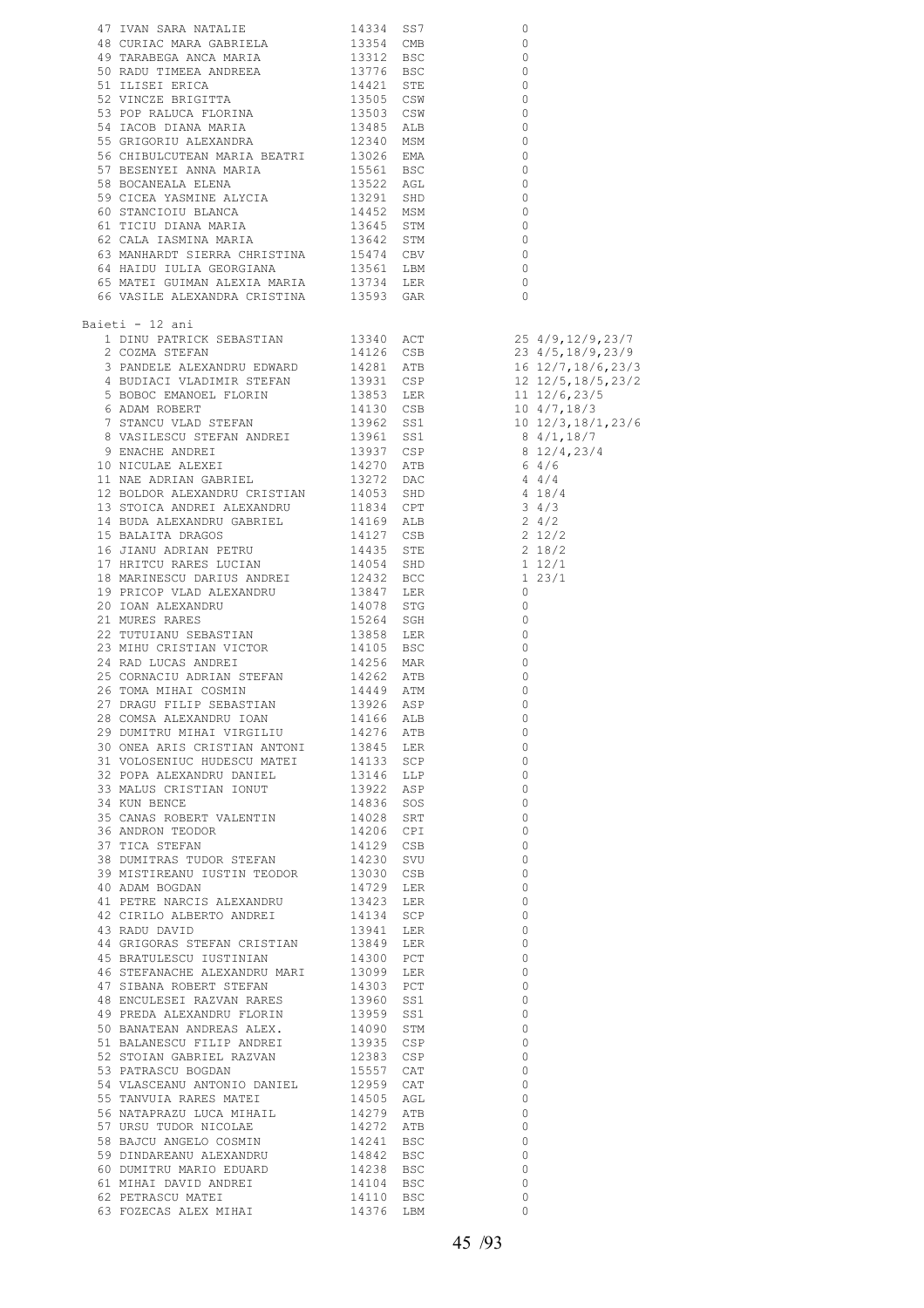| | | | | |
|---|---|---|---|---|
| 47 | IVAN SARA NATALIE | 14334 | SS7 | 0 |
| 48 | CURIAC MARA GABRIELA | 13354 | CMB | 0 |
| 49 | TARABEGA ANCA MARIA | 13312 | BSC | 0 |
| 50 | RADU TIMEEA ANDREEA | 13776 | BSC | 0 |
| 51 | ILISEI ERICA | 14421 | STE | 0 |
| 52 | VINCZE BRIGITTA | 13505 | CSW | 0 |
| 53 | POP RALUCA FLORINA | 13503 | CSW | 0 |
| 54 | IACOB DIANA MARIA | 13485 | ALB | 0 |
| 55 | GRIGORIU ALEXANDRA | 12340 | MSM | 0 |
| 56 | CHIBULCUTEAN MARIA BEATRI | 13026 | EMA | 0 |
| 57 | BESENYEI ANNA MARIA | 15561 | BSC | 0 |
| 58 | BOCANEALA ELENA | 13522 | AGL | 0 |
| 59 | CICEA YASMINE ALYCIA | 13291 | SHD | 0 |
| 60 | STANCIOIU BLANCA | 14452 | MSM | 0 |
| 61 | TICIU DIANA MARIA | 13645 | STM | 0 |
| 62 | CALA IASMINA MARIA | 13642 | STM | 0 |
| 63 | MANHARDT SIERRA CHRISTINA | 15474 | CBV | 0 |
| 64 | HAIDU IULIA GEORGIANA | 13561 | LBM | 0 |
| 65 | MATEI GUIMAN ALEXIA MARIA | 13734 | LER | 0 |
| 66 | VASILE ALEXANDRA CRISTINA | 13593 | GAR | 0 |

Baieti - 12 ani

| | | | | | |
|---|---|---|---|---|---|
| 1 | DINU PATRICK SEBASTIAN | 13340 | ACT | 25 | 4/9,12/9,23/7 |
| 2 | COZMA STEFAN | 14126 | CSB | 23 | 4/5,18/9,23/9 |
| 3 | PANDELE ALEXANDRU EDWARD | 14281 | ATB | 16 | 12/7,18/6,23/3 |
| 4 | BUDIACI VLADIMIR STEFAN | 13931 | CSP | 12 | 12/5,18/5,23/2 |
| 5 | BOBOC EMANOEL FLORIN | 13853 | LER | 11 | 12/6,23/5 |
| 6 | ADAM ROBERT | 14130 | CSB | 10 | 4/7,18/3 |
| 7 | STANCU VLAD STEFAN | 13962 | SS1 | 10 | 12/3,18/1,23/6 |
| 8 | VASILESCU STEFAN ANDREI | 13961 | SS1 | 8 | 4/1,18/7 |
| 9 | ENACHE ANDREI | 13937 | CSP | 8 | 12/4,23/4 |
| 10 | NICULAE ALEXEI | 14270 | ATB | 6 | 4/6 |
| 11 | NAE ADRIAN GABRIEL | 13272 | DAC | 4 | 4/4 |
| 12 | BOLDOR ALEXANDRU CRISTIAN | 14053 | SHD | 4 | 18/4 |
| 13 | STOICA ANDREI ALEXANDRU | 11834 | CPT | 3 | 4/3 |
| 14 | BUDA ALEXANDRU GABRIEL | 14169 | ALB | 2 | 4/2 |
| 15 | BALAITA DRAGOS | 14127 | CSB | 2 | 12/2 |
| 16 | JIANU ADRIAN PETRU | 14435 | STE | 2 | 18/2 |
| 17 | HRITCU RARES LUCIAN | 14054 | SHD | 1 | 12/1 |
| 18 | MARINESCU DARIUS ANDREI | 12432 | BCC | 1 | 23/1 |
| 19 | PRICOP VLAD ALEXANDRU | 13847 | LER | 0 | |
| 20 | IOAN ALEXANDRU | 14078 | STG | 0 | |
| 21 | MURES RARES | 15264 | SGH | 0 | |
| 22 | TUTUIANU SEBASTIAN | 13858 | LER | 0 | |
| 23 | MIHU CRISTIAN VICTOR | 14105 | BSC | 0 | |
| 24 | RAD LUCAS ANDREI | 14256 | MAR | 0 | |
| 25 | CORNACIU ADRIAN STEFAN | 14262 | ATB | 0 | |
| 26 | TOMA MIHAI COSMIN | 14449 | ATM | 0 | |
| 27 | DRAGU FILIP SEBASTIAN | 13926 | ASP | 0 | |
| 28 | COMSA ALEXANDRU IOAN | 14166 | ALB | 0 | |
| 29 | DUMITRU MIHAI VIRGILIU | 14276 | ATB | 0 | |
| 30 | ONEA ARIS CRISTIAN ANTONI | 13845 | LER | 0 | |
| 31 | VOLOSENIUC HUDESCU MATEI | 14133 | SCP | 0 | |
| 32 | POPA ALEXANDRU DANIEL | 13146 | LLP | 0 | |
| 33 | MALUS CRISTIAN IONUT | 13922 | ASP | 0 | |
| 34 | KUN BENCE | 14836 | SOS | 0 | |
| 35 | CANAS ROBERT VALENTIN | 14028 | SRT | 0 | |
| 36 | ANDRON TEODOR | 14206 | CPI | 0 | |
| 37 | TICA STEFAN | 14129 | CSB | 0 | |
| 38 | DUMITRAS TUDOR STEFAN | 14230 | SVU | 0 | |
| 39 | MISTIREANU IUSTIN TEODOR | 13030 | CSB | 0 | |
| 40 | ADAM BOGDAN | 14729 | LER | 0 | |
| 41 | PETRE NARCIS ALEXANDRU | 13423 | LER | 0 | |
| 42 | CIRILO ALBERTO ANDREI | 14134 | SCP | 0 | |
| 43 | RADU DAVID | 13941 | LER | 0 | |
| 44 | GRIGORAS STEFAN CRISTIAN | 13849 | LER | 0 | |
| 45 | BRATULESCU IUSTINIAN | 14300 | PCT | 0 | |
| 46 | STEFANACHE ALEXANDRU MARI | 13099 | LER | 0 | |
| 47 | SIBANA ROBERT STEFAN | 14303 | PCT | 0 | |
| 48 | ENCULESEI RAZVAN RARES | 13960 | SS1 | 0 | |
| 49 | PREDA ALEXANDRU FLORIN | 13959 | SS1 | 0 | |
| 50 | BANATEAN ANDREAS ALEX. | 14090 | STM | 0 | |
| 51 | BALANESCU FILIP ANDREI | 13935 | CSP | 0 | |
| 52 | STOIAN GABRIEL RAZVAN | 12383 | CSP | 0 | |
| 53 | PATRASCU BOGDAN | 15557 | CAT | 0 | |
| 54 | VLASCEANU ANTONIO DANIEL | 12959 | CAT | 0 | |
| 55 | TANVUIA RARES MATEI | 14505 | AGL | 0 | |
| 56 | NATAPRAZU LUCA MIHAIL | 14279 | ATB | 0 | |
| 57 | URSU TUDOR NICOLAE | 14272 | ATB | 0 | |
| 58 | BAJCU ANGELO COSMIN | 14241 | BSC | 0 | |
| 59 | DINDAREANU ALEXANDRU | 14842 | BSC | 0 | |
| 60 | DUMITRU MARIO EDUARD | 14238 | BSC | 0 | |
| 61 | MIHAI DAVID ANDREI | 14104 | BSC | 0 | |
| 62 | PETRASCU MATEI | 14110 | BSC | 0 | |
| 63 | FOZECAS ALEX MIHAI | 14376 | LBM | 0 | |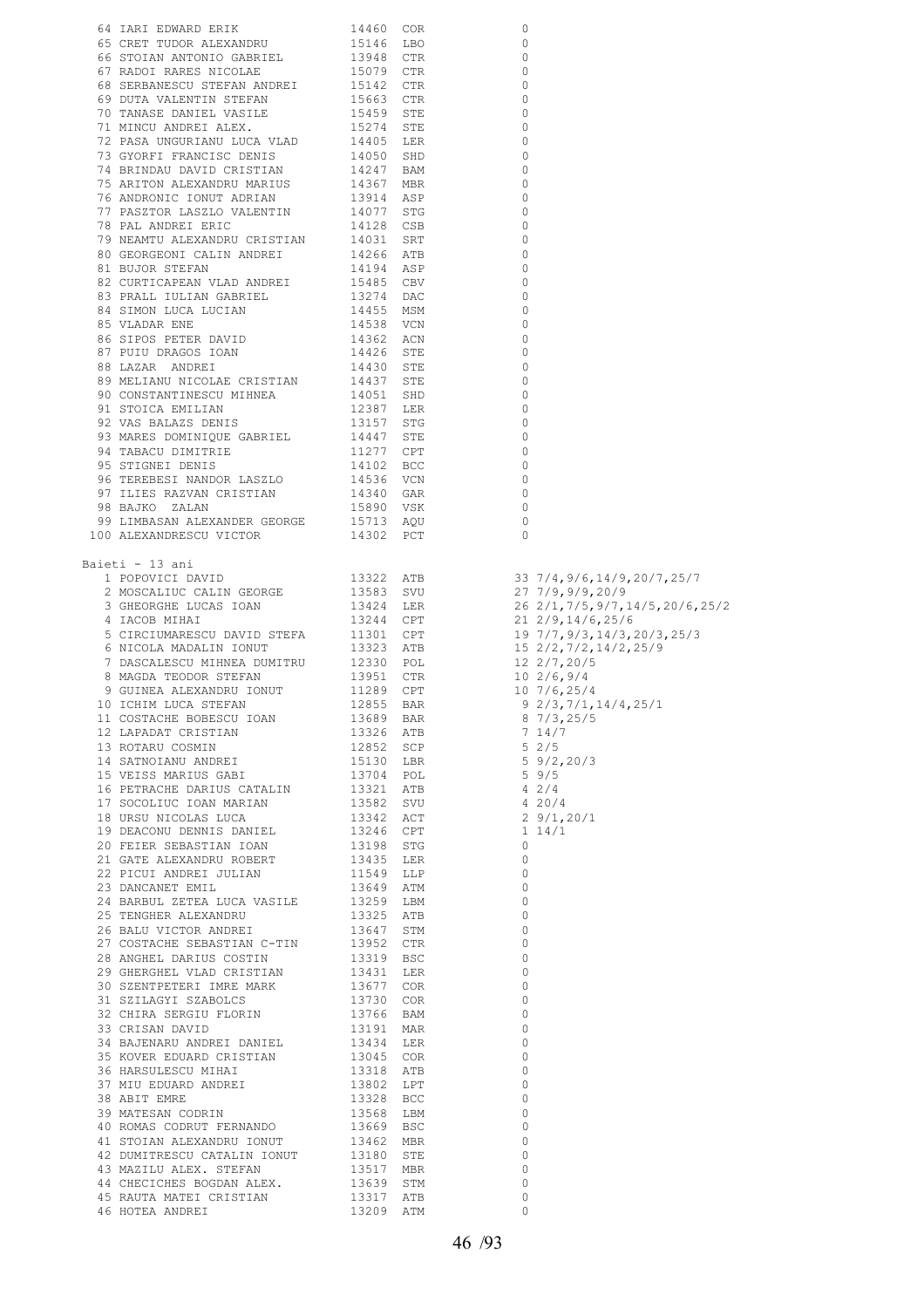| Nr. | Nume | Cod | Club | Puncte | Detalii |
|---|---|---|---|---|---|
| 64 | IARI EDWARD ERIK | 14460 | COR | 0 | |
| 65 | CRET TUDOR ALEXANDRU | 15146 | LBO | 0 | |
| 66 | STOIAN ANTONIO GABRIEL | 13948 | CTR | 0 | |
| 67 | RADOI RARES NICOLAE | 15079 | CTR | 0 | |
| 68 | SERBANESCU STEFAN ANDREI | 15142 | CTR | 0 | |
| 69 | DUTA VALENTIN STEFAN | 15663 | CTR | 0 | |
| 70 | TANASE DANIEL VASILE | 15459 | STE | 0 | |
| 71 | MINCU ANDREI ALEX. | 15274 | STE | 0 | |
| 72 | PASA UNGURIANU LUCA VLAD | 14405 | LER | 0 | |
| 73 | GYORFI FRANCISC DENIS | 14050 | SHD | 0 | |
| 74 | BRINDAU DAVID CRISTIAN | 14247 | BAM | 0 | |
| 75 | ARITON ALEXANDRU MARIUS | 14367 | MBR | 0 | |
| 76 | ANDRONIC IONUT ADRIAN | 13914 | ASP | 0 | |
| 77 | PASZTOR LASZLO VALENTIN | 14077 | STG | 0 | |
| 78 | PAL ANDREI ERIC | 14128 | CSB | 0 | |
| 79 | NEAMTU ALEXANDRU CRISTIAN | 14031 | SRT | 0 | |
| 80 | GEORGEONI CALIN ANDREI | 14266 | ATB | 0 | |
| 81 | BUJOR STEFAN | 14194 | ASP | 0 | |
| 82 | CURTICAPEAN VLAD ANDREI | 15485 | CBV | 0 | |
| 83 | PRALL IULIAN GABRIEL | 13274 | DAC | 0 | |
| 84 | SIMON LUCA LUCIAN | 14455 | MSM | 0 | |
| 85 | VLADAR ENE | 14538 | VCN | 0 | |
| 86 | SIPOS PETER DAVID | 14362 | ACN | 0 | |
| 87 | PUIU DRAGOS IOAN | 14426 | STE | 0 | |
| 88 | LAZAR ANDREI | 14430 | STE | 0 | |
| 89 | MELIANU NICOLAE CRISTIAN | 14437 | STE | 0 | |
| 90 | CONSTANTINESCU MIHNEA | 14051 | SHD | 0 | |
| 91 | STOICA EMILIAN | 12387 | LER | 0 | |
| 92 | VAS BALAZS DENIS | 13157 | STG | 0 | |
| 93 | MARES DOMINIQUE GABRIEL | 14447 | STE | 0 | |
| 94 | TABACU DIMITRIE | 11277 | CPT | 0 | |
| 95 | STIGNEI DENIS | 14102 | BCC | 0 | |
| 96 | TEREBESI NANDOR LASZLO | 14536 | VCN | 0 | |
| 97 | ILIES RAZVAN CRISTIAN | 14340 | GAR | 0 | |
| 98 | BAJKO ZALAN | 15890 | VSK | 0 | |
| 99 | LIMBASAN ALEXANDER GEORGE | 15713 | AQU | 0 | |
| 100 | ALEXANDRESCU VICTOR | 14302 | PCT | 0 | |

## Baieti - 13 ani

| Nr. | Nume | Cod | Club | Puncte | Detalii |
|---|---|---|---|---|---|
| 1 | POPOVICI DAVID | 13322 | ATB | 33 | 7/4,9/6,14/9,20/7,25/7 |
| 2 | MOSCALIUC CALIN GEORGE | 13583 | SVU | 27 | 7/9,9/9,20/9 |
| 3 | GHEORGHE LUCAS IOAN | 13424 | LER | 26 | 2/1,7/5,9/7,14/5,20/6,25/2 |
| 4 | IACOB MIHAI | 13244 | CPT | 21 | 2/9,14/6,25/6 |
| 5 | CIRCIUMARESCU DAVID STEFA | 11301 | CPT | 19 | 7/7,9/3,14/3,20/3,25/3 |
| 6 | NICOLA MADALIN IONUT | 13323 | ATB | 15 | 2/2,7/2,14/2,25/9 |
| 7 | DASCALESCU MIHNEA DUMITRU | 12330 | POL | 12 | 2/7,20/5 |
| 8 | MAGDA TEODOR STEFAN | 13951 | CTR | 10 | 2/6,9/4 |
| 9 | GUINEA ALEXANDRU IONUT | 11289 | CPT | 10 | 7/6,25/4 |
| 10 | ICHIM LUCA STEFAN | 12855 | BAR | 9 | 2/3,7/1,14/4,25/1 |
| 11 | COSTACHE BOBESCU IOAN | 13689 | BAR | 8 | 7/3,25/5 |
| 12 | LAPADAT CRISTIAN | 13326 | ATB | 7 | 14/7 |
| 13 | ROTARU COSMIN | 12852 | SCP | 5 | 2/5 |
| 14 | SATNOIANU ANDREI | 15130 | LBR | 5 | 9/2,20/3 |
| 15 | VEISS MARIUS GABI | 13704 | POL | 5 | 9/5 |
| 16 | PETRACHE DARIUS CATALIN | 13321 | ATB | 4 | 2/4 |
| 17 | SOCOLIUC IOAN MARIAN | 13582 | SVU | 4 | 20/4 |
| 18 | URSU NICOLAS LUCA | 13342 | ACT | 2 | 9/1,20/1 |
| 19 | DEACONU DENNIS DANIEL | 13246 | CPT | 1 | 14/1 |
| 20 | FEIER SEBASTIAN IOAN | 13198 | STG | 0 | |
| 21 | GATE ALEXANDRU ROBERT | 13435 | LER | 0 | |
| 22 | PICUI ANDREI JULIAN | 11549 | LLP | 0 | |
| 23 | DANCANET EMIL | 13649 | ATM | 0 | |
| 24 | BARBUL ZETEA LUCA VASILE | 13259 | LBM | 0 | |
| 25 | TENGHER ALEXANDRU | 13325 | ATB | 0 | |
| 26 | BALU VICTOR ANDREI | 13647 | STM | 0 | |
| 27 | COSTACHE SEBASTIAN C-TIN | 13952 | CTR | 0 | |
| 28 | ANGHEL DARIUS COSTIN | 13319 | BSC | 0 | |
| 29 | GHERGHEL VLAD CRISTIAN | 13431 | LER | 0 | |
| 30 | SZENTPETERI IMRE MARK | 13677 | COR | 0 | |
| 31 | SZILAGYI SZABOLCS | 13730 | COR | 0 | |
| 32 | CHIRA SERGIU FLORIN | 13766 | BAM | 0 | |
| 33 | CRISAN DAVID | 13191 | MAR | 0 | |
| 34 | BAJENARU ANDREI DANIEL | 13434 | LER | 0 | |
| 35 | KOVER EDUARD CRISTIAN | 13045 | COR | 0 | |
| 36 | HARSULESCU MIHAI | 13318 | ATB | 0 | |
| 37 | MIU EDUARD ANDREI | 13802 | LPT | 0 | |
| 38 | ABIT EMRE | 13328 | BCC | 0 | |
| 39 | MATESAN CODRIN | 13568 | LBM | 0 | |
| 40 | ROMAS CODRUT FERNANDO | 13669 | BSC | 0 | |
| 41 | STOIAN ALEXANDRU IONUT | 13462 | MBR | 0 | |
| 42 | DUMITRESCU CATALIN IONUT | 13180 | STE | 0 | |
| 43 | MAZILU ALEX. STEFAN | 13517 | MBR | 0 | |
| 44 | CHECICHES BOGDAN ALEX. | 13639 | STM | 0 | |
| 45 | RAUTA MATEI CRISTIAN | 13317 | ATB | 0 | |
| 46 | HOTEA ANDREI | 13209 | ATM | 0 | |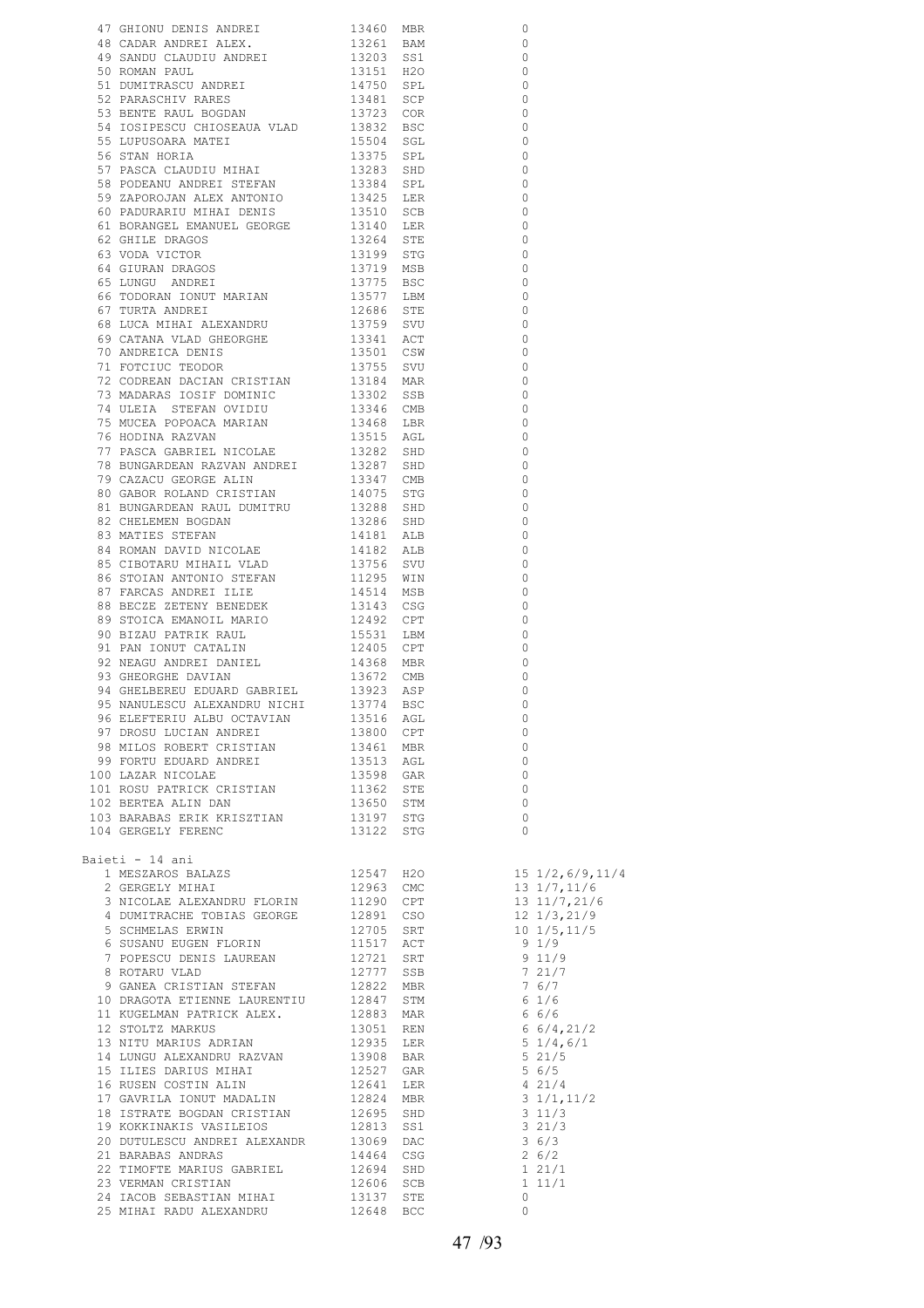| | | | | | |
|---|---|---|---|---|---|
| 47 | GHIONU DENIS ANDREI | 13460 | MBR | 0 | |
| 48 | CADAR ANDREI ALEX. | 13261 | BAM | 0 | |
| 49 | SANDU CLAUDIU ANDREI | 13203 | SS1 | 0 | |
| 50 | ROMAN PAUL | 13151 | H2O | 0 | |
| 51 | DUMITRASCU ANDREI | 14750 | SPL | 0 | |
| 52 | PARASCHIV RARES | 13481 | SCP | 0 | |
| 53 | BENTE RAUL BOGDAN | 13723 | COR | 0 | |
| 54 | IOSIPESCU CHIOSEAUA VLAD | 13832 | BSC | 0 | |
| 55 | LUPUSOARA MATEI | 15504 | SGL | 0 | |
| 56 | STAN HORIA | 13375 | SPL | 0 | |
| 57 | PASCA CLAUDIU MIHAI | 13283 | SHD | 0 | |
| 58 | PODEANU ANDREI STEFAN | 13384 | SPL | 0 | |
| 59 | ZAPOROJAN ALEX ANTONIO | 13425 | LER | 0 | |
| 60 | PADURARIU MIHAI DENIS | 13510 | SCB | 0 | |
| 61 | BORANGEL EMANUEL GEORGE | 13140 | LER | 0 | |
| 62 | GHILE DRAGOS | 13264 | STE | 0 | |
| 63 | VODA VICTOR | 13199 | STG | 0 | |
| 64 | GIURAN DRAGOS | 13719 | MSB | 0 | |
| 65 | LUNGU ANDREI | 13775 | BSC | 0 | |
| 66 | TODORAN IONUT MARIAN | 13577 | LBM | 0 | |
| 67 | TURTA ANDREI | 12686 | STE | 0 | |
| 68 | LUCA MIHAI ALEXANDRU | 13759 | SVU | 0 | |
| 69 | CATANA VLAD GHEORGHE | 13341 | ACT | 0 | |
| 70 | ANDREICA DENIS | 13501 | CSW | 0 | |
| 71 | FOTCIUC TEODOR | 13755 | SVU | 0 | |
| 72 | CODREAN DACIAN CRISTIAN | 13184 | MAR | 0 | |
| 73 | MADARAS IOSIF DOMINIC | 13302 | SSB | 0 | |
| 74 | ULEIA STEFAN OVIDIU | 13346 | CMB | 0 | |
| 75 | MUCEA POPOACA MARIAN | 13468 | LBR | 0 | |
| 76 | HODINA RAZVAN | 13515 | AGL | 0 | |
| 77 | PASCA GABRIEL NICOLAE | 13282 | SHD | 0 | |
| 78 | BUNGARDEAN RAZVAN ANDREI | 13287 | SHD | 0 | |
| 79 | CAZACU GEORGE ALIN | 13347 | CMB | 0 | |
| 80 | GABOR ROLAND CRISTIAN | 14075 | STG | 0 | |
| 81 | BUNGARDEAN RAUL DUMITRU | 13288 | SHD | 0 | |
| 82 | CHELEMEN BOGDAN | 13286 | SHD | 0 | |
| 83 | MATIES STEFAN | 14181 | ALB | 0 | |
| 84 | ROMAN DAVID NICOLAE | 14182 | ALB | 0 | |
| 85 | CIBOTARU MIHAIL VLAD | 13756 | SVU | 0 | |
| 86 | STOIAN ANTONIO STEFAN | 11295 | WIN | 0 | |
| 87 | FARCAS ANDREI ILIE | 14514 | MSB | 0 | |
| 88 | BECZE ZETENY BENEDEK | 13143 | CSG | 0 | |
| 89 | STOICA EMANOIL MARIO | 12492 | CPT | 0 | |
| 90 | BIZAU PATRIK RAUL | 15531 | LBM | 0 | |
| 91 | PAN IONUT CATALIN | 12405 | CPT | 0 | |
| 92 | NEAGU ANDREI DANIEL | 14368 | MBR | 0 | |
| 93 | GHEORGHE DAVIAN | 13672 | CMB | 0 | |
| 94 | GHELBEREU EDUARD GABRIEL | 13923 | ASP | 0 | |
| 95 | NANULESCU ALEXANDRU NICHI | 13774 | BSC | 0 | |
| 96 | ELEFTERIU ALBU OCTAVIAN | 13516 | AGL | 0 | |
| 97 | DROSU LUCIAN ANDREI | 13800 | CPT | 0 | |
| 98 | MILOS ROBERT CRISTIAN | 13461 | MBR | 0 | |
| 99 | FORTU EDUARD ANDREI | 13513 | AGL | 0 | |
| 100 | LAZAR NICOLAE | 13598 | GAR | 0 | |
| 101 | ROSU PATRICK CRISTIAN | 11362 | STE | 0 | |
| 102 | BERTEA ALIN DAN | 13650 | STM | 0 | |
| 103 | BARABAS ERIK KRISZTIAN | 13197 | STG | 0 | |
| 104 | GERGELY FERENC | 13122 | STG | 0 | |

Baieti - 14 ani

| | | | | | |
|---|---|---|---|---|---|
| 1 | MESZAROS BALAZS | 12547 | H2O | 15 | 1/2,6/9,11/4 |
| 2 | GERGELY MIHAI | 12963 | CMC | 13 | 1/7,11/6 |
| 3 | NICOLAE ALEXANDRU FLORIN | 11290 | CPT | 13 | 11/7,21/6 |
| 4 | DUMITRACHE TOBIAS GEORGE | 12891 | CSO | 12 | 1/3,21/9 |
| 5 | SCHMELAS ERWIN | 12705 | SRT | 10 | 1/5,11/5 |
| 6 | SUSANU EUGEN FLORIN | 11517 | ACT | 9 | 1/9 |
| 7 | POPESCU DENIS LAUREAN | 12721 | SRT | 9 | 11/9 |
| 8 | ROTARU VLAD | 12777 | SSB | 7 | 21/7 |
| 9 | GANEA CRISTIAN STEFAN | 12822 | MBR | 7 | 6/7 |
| 10 | DRAGOTA ETIENNE LAURENTIU | 12847 | STM | 6 | 1/6 |
| 11 | KUGELMAN PATRICK ALEX. | 12883 | MAR | 6 | 6/6 |
| 12 | STOLTZ MARKUS | 13051 | REN | 6 | 6/4,21/2 |
| 13 | NITU MARIUS ADRIAN | 12935 | LER | 5 | 1/4,6/1 |
| 14 | LUNGU ALEXANDRU RAZVAN | 13908 | BAR | 5 | 21/5 |
| 15 | ILIES DARIUS MIHAI | 12527 | GAR | 5 | 6/5 |
| 16 | RUSEN COSTIN ALIN | 12641 | LER | 4 | 21/4 |
| 17 | GAVRILA IONUT MADALIN | 12824 | MBR | 3 | 1/1,11/2 |
| 18 | ISTRATE BOGDAN CRISTIAN | 12695 | SHD | 3 | 11/3 |
| 19 | KOKKINAKIS VASILEIOS | 12813 | SS1 | 3 | 21/3 |
| 20 | DUTULESCU ANDREI ALEXANDR | 13069 | DAC | 3 | 6/3 |
| 21 | BARABAS ANDRAS | 14464 | CSG | 2 | 6/2 |
| 22 | TIMOFTE MARIUS GABRIEL | 12694 | SHD | 1 | 21/1 |
| 23 | VERMAN CRISTIAN | 12606 | SCB | 1 | 11/1 |
| 24 | IACOB SEBASTIAN MIHAI | 13137 | STE | 0 | |
| 25 | MIHAI RADU ALEXANDRU | 12648 | BCC | 0 | |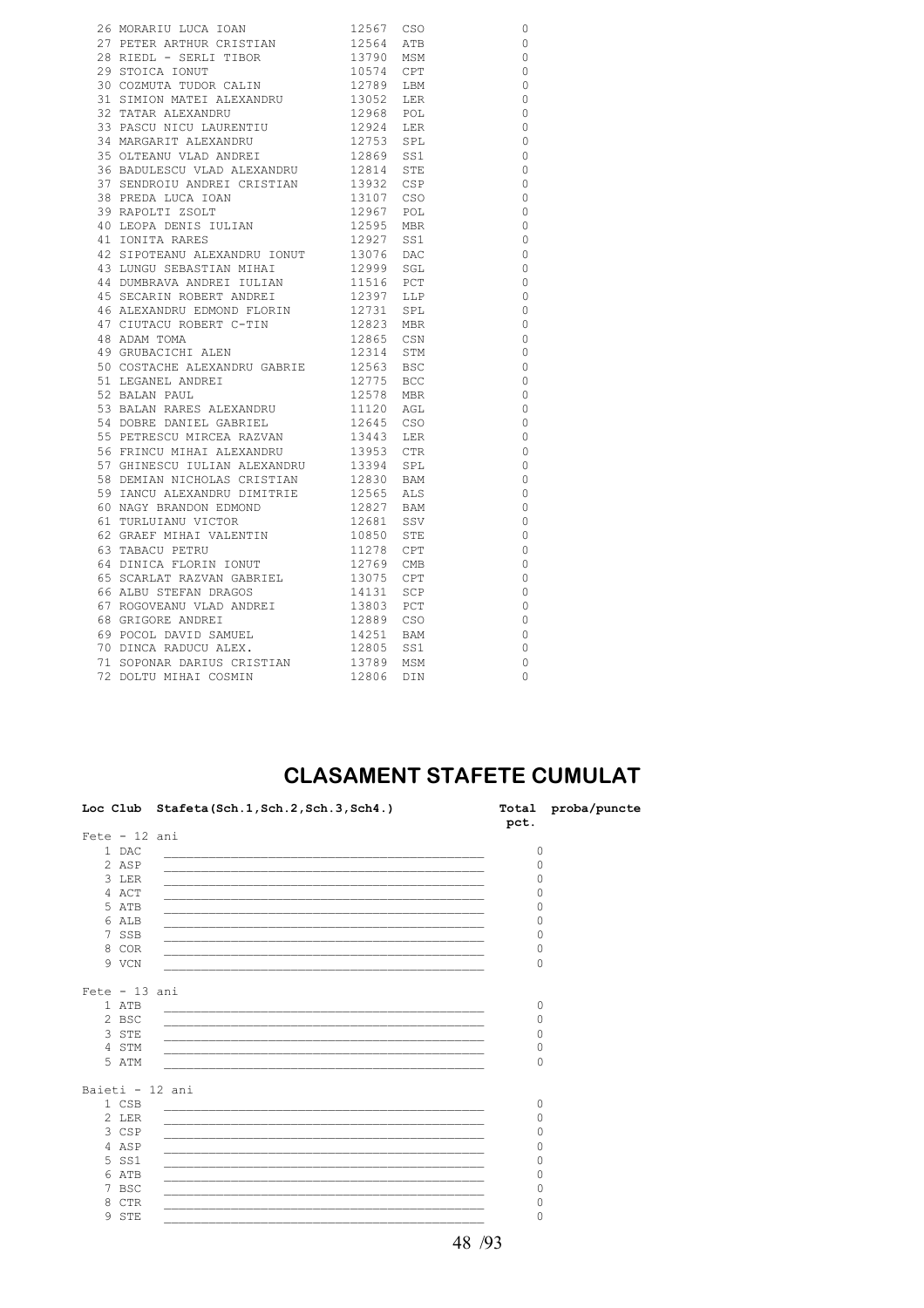| Loc | Nume | Cod | Club | Puncte |
|---|---|---|---|---|
| 26 | MORARIU LUCA IOAN | 12567 | CSO | 0 |
| 27 | PETER ARTHUR CRISTIAN | 12564 | ATB | 0 |
| 28 | RIEDL - SERLI TIBOR | 13790 | MSM | 0 |
| 29 | STOICA IONUT | 10574 | CPT | 0 |
| 30 | COZMUTA TUDOR CALIN | 12789 | LBM | 0 |
| 31 | SIMION MATEI ALEXANDRU | 13052 | LER | 0 |
| 32 | TATAR ALEXANDRU | 12968 | POL | 0 |
| 33 | PASCU NICU LAURENTIU | 12924 | LER | 0 |
| 34 | MARGARIT ALEXANDRU | 12753 | SPL | 0 |
| 35 | OLTEANU VLAD ANDREI | 12869 | SS1 | 0 |
| 36 | BADULESCU VLAD ALEXANDRU | 12814 | STE | 0 |
| 37 | SENDROIU ANDREI CRISTIAN | 13932 | CSP | 0 |
| 38 | PREDA LUCA IOAN | 13107 | CSO | 0 |
| 39 | RAPOLTI ZSOLT | 12967 | POL | 0 |
| 40 | LEOPA DENIS IULIAN | 12595 | MBR | 0 |
| 41 | IONITA RARES | 12927 | SS1 | 0 |
| 42 | SIPOTEANU ALEXANDRU IONUT | 13076 | DAC | 0 |
| 43 | LUNGU SEBASTIAN MIHAI | 12999 | SGL | 0 |
| 44 | DUMBRAVA ANDREI IULIAN | 11516 | PCT | 0 |
| 45 | SECARIN ROBERT ANDREI | 12397 | LLP | 0 |
| 46 | ALEXANDRU EDMOND FLORIN | 12731 | SPL | 0 |
| 47 | CIUTACU ROBERT C-TIN | 12823 | MBR | 0 |
| 48 | ADAM TOMA | 12865 | CSN | 0 |
| 49 | GRUBACICHI ALEN | 12314 | STM | 0 |
| 50 | COSTACHE ALEXANDRU GABRIE | 12563 | BSC | 0 |
| 51 | LEGANEL ANDREI | 12775 | BCC | 0 |
| 52 | BALAN PAUL | 12578 | MBR | 0 |
| 53 | BALAN RARES ALEXANDRU | 11120 | AGL | 0 |
| 54 | DOBRE DANIEL GABRIEL | 12645 | CSO | 0 |
| 55 | PETRESCU MIRCEA RAZVAN | 13443 | LER | 0 |
| 56 | FRINCU MIHAI ALEXANDRU | 13953 | CTR | 0 |
| 57 | GHINESCU IULIAN ALEXANDRU | 13394 | SPL | 0 |
| 58 | DEMIAN NICHOLAS CRISTIAN | 12830 | BAM | 0 |
| 59 | IANCU ALEXANDRU DIMITRIE | 12565 | ALS | 0 |
| 60 | NAGY BRANDON EDMOND | 12827 | BAM | 0 |
| 61 | TURLUIANU VICTOR | 12681 | SSV | 0 |
| 62 | GRAEF MIHAI VALENTIN | 10850 | STE | 0 |
| 63 | TABACU PETRU | 11278 | CPT | 0 |
| 64 | DINICA FLORIN IONUT | 12769 | CMB | 0 |
| 65 | SCARLAT RAZVAN GABRIEL | 13075 | CPT | 0 |
| 66 | ALBU STEFAN DRAGOS | 14131 | SCP | 0 |
| 67 | ROGOVEANU VLAD ANDREI | 13803 | PCT | 0 |
| 68 | GRIGORE ANDREI | 12889 | CSO | 0 |
| 69 | POCOL DAVID SAMUEL | 14251 | BAM | 0 |
| 70 | DINCA RADUCU ALEX. | 12805 | SS1 | 0 |
| 71 | SOPONAR DARIUS CRISTIAN | 13789 | MSM | 0 |
| 72 | DOLTU MIHAI COSMIN | 12806 | DIN | 0 |

# CLASAMENT STAFETE CUMULAT

| Loc | Club | Stafeta(Sch.1,Sch.2,Sch.3,Sch4.) | Total pct. | proba/puncte |
|---|---|---|---|---|
| **Fete - 12 ani** | | | | |
| 1 | DAC | ____________________ | 0 | |
| 2 | ASP | ____________________ | 0 | |
| 3 | LER | ____________________ | 0 | |
| 4 | ACT | ____________________ | 0 | |
| 5 | ATB | ____________________ | 0 | |
| 6 | ALB | ____________________ | 0 | |
| 7 | SSB | ____________________ | 0 | |
| 8 | COR | ____________________ | 0 | |
| 9 | VCN | ____________________ | 0 | |
| **Fete - 13 ani** | | | | |
| 1 | ATB | ____________________ | 0 | |
| 2 | BSC | ____________________ | 0 | |
| 3 | STE | ____________________ | 0 | |
| 4 | STM | ____________________ | 0 | |
| 5 | ATM | ____________________ | 0 | |
| **Baieti - 12 ani** | | | | |
| 1 | CSB | ____________________ | 0 | |
| 2 | LER | ____________________ | 0 | |
| 3 | CSP | ____________________ | 0 | |
| 4 | ASP | ____________________ | 0 | |
| 5 | SS1 | ____________________ | 0 | |
| 6 | ATB | ____________________ | 0 | |
| 7 | BSC | ____________________ | 0 | |
| 8 | CTR | ____________________ | 0 | |
| 9 | STE | ____________________ | 0 | |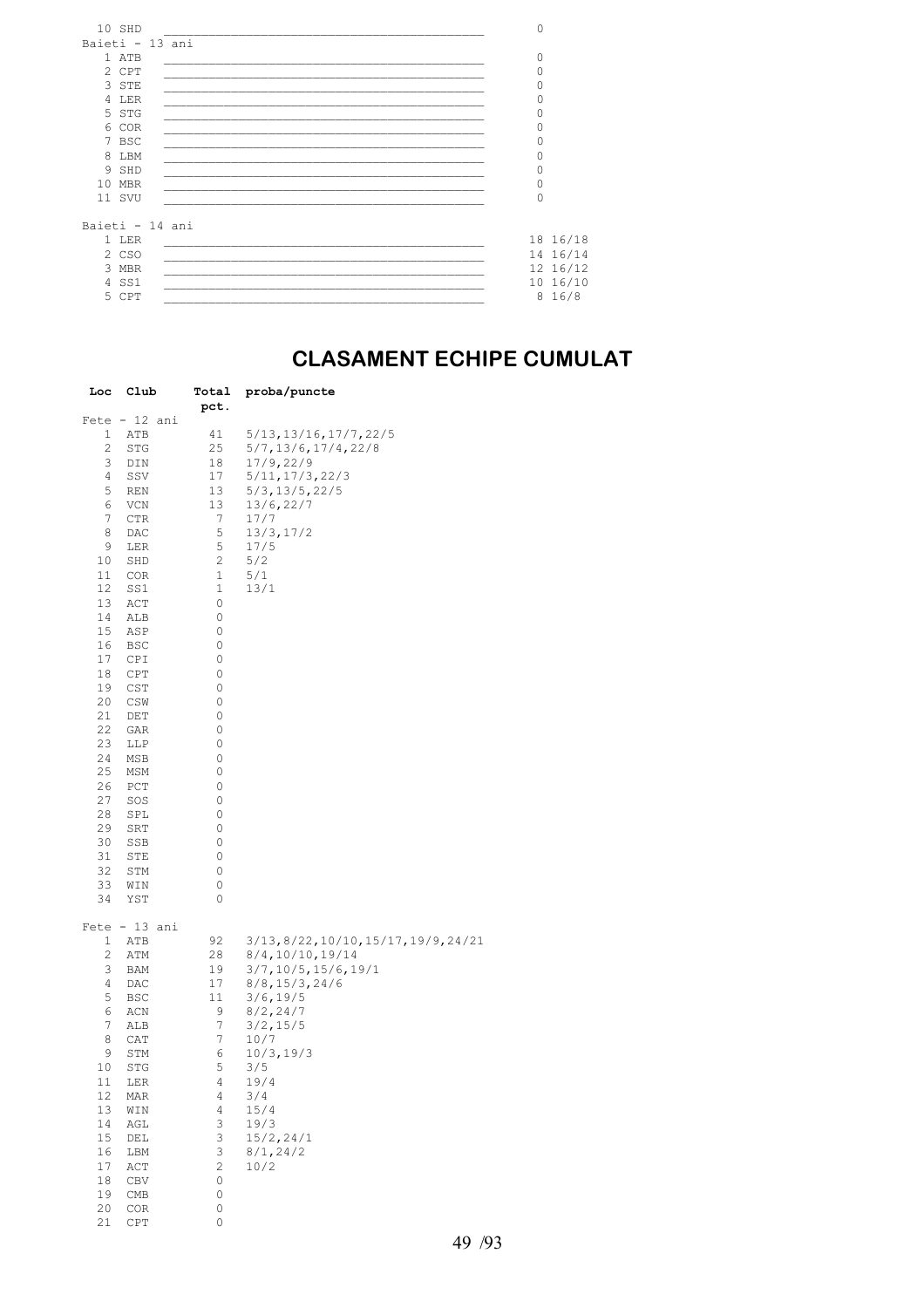| | | |
|---|---|---|
| 10 SHD | ________________________________________ | 0 |

Baieti - 13 ani

| | | |
|---|---|---|
| 1 ATB | ________________________________________ | 0 |
| 2 CPT | ________________________________________ | 0 |
| 3 STE | ________________________________________ | 0 |
| 4 LER | ________________________________________ | 0 |
| 5 STG | ________________________________________ | 0 |
| 6 COR | ________________________________________ | 0 |
| 7 BSC | ________________________________________ | 0 |
| 8 LBM | ________________________________________ | 0 |
| 9 SHD | ________________________________________ | 0 |
| 10 MBR | ________________________________________ | 0 |
| 11 SVU | ________________________________________ | 0 |

Baieti - 14 ani

| | | |
|---|---|---|
| 1 LER | ________________________________________ | 18 16/18 |
| 2 CSO | ________________________________________ | 14 16/14 |
| 3 MBR | ________________________________________ | 12 16/12 |
| 4 SS1 | ________________________________________ | 10 16/10 |
| 5 CPT | ________________________________________ | 8 16/8 |

## CLASAMENT ECHIPE CUMULAT

| Loc | Club | Total pct. | proba/puncte |
|---|---|---|---|
| Fete - 12 ani | | | |
| 1 | ATB | 41 | 5/13,13/16,17/7,22/5 |
| 2 | STG | 25 | 5/7,13/6,17/4,22/8 |
| 3 | DIN | 18 | 17/9,22/9 |
| 4 | SSV | 17 | 5/11,17/3,22/3 |
| 5 | REN | 13 | 5/3,13/5,22/5 |
| 6 | VCN | 13 | 13/6,22/7 |
| 7 | CTR | 7 | 17/7 |
| 8 | DAC | 5 | 13/3,17/2 |
| 9 | LER | 5 | 17/5 |
| 10 | SHD | 2 | 5/2 |
| 11 | COR | 1 | 5/1 |
| 12 | SS1 | 1 | 13/1 |
| 13 | ACT | 0 | |
| 14 | ALB | 0 | |
| 15 | ASP | 0 | |
| 16 | BSC | 0 | |
| 17 | CPI | 0 | |
| 18 | CPT | 0 | |
| 19 | CST | 0 | |
| 20 | CSW | 0 | |
| 21 | DET | 0 | |
| 22 | GAR | 0 | |
| 23 | LLP | 0 | |
| 24 | MSB | 0 | |
| 25 | MSM | 0 | |
| 26 | PCT | 0 | |
| 27 | SOS | 0 | |
| 28 | SPL | 0 | |
| 29 | SRT | 0 | |
| 30 | SSB | 0 | |
| 31 | STE | 0 | |
| 32 | STM | 0 | |
| 33 | WIN | 0 | |
| 34 | YST | 0 | |
| Fete - 13 ani | | | |
| 1 | ATB | 92 | 3/13,8/22,10/10,15/17,19/9,24/21 |
| 2 | ATM | 28 | 8/4,10/10,19/14 |
| 3 | BAM | 19 | 3/7,10/5,15/6,19/1 |
| 4 | DAC | 17 | 8/8,15/3,24/6 |
| 5 | BSC | 11 | 3/6,19/5 |
| 6 | ACN | 9 | 8/2,24/7 |
| 7 | ALB | 7 | 3/2,15/5 |
| 8 | CAT | 7 | 10/7 |
| 9 | STM | 6 | 10/3,19/3 |
| 10 | STG | 5 | 3/5 |
| 11 | LER | 4 | 19/4 |
| 12 | MAR | 4 | 3/4 |
| 13 | WIN | 4 | 15/4 |
| 14 | AGL | 3 | 19/3 |
| 15 | DEL | 3 | 15/2,24/1 |
| 16 | LBM | 3 | 8/1,24/2 |
| 17 | ACT | 2 | 10/2 |
| 18 | CBV | 0 | |
| 19 | CMB | 0 | |
| 20 | COR | 0 | |
| 21 | CPT | 0 | |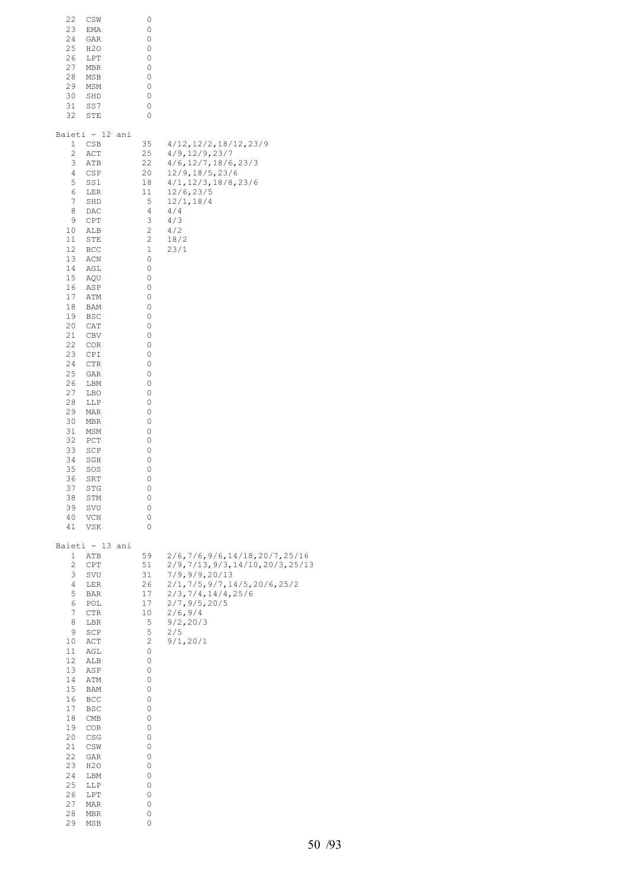| | | | |
|---|---|---|---|
| 22 | CSW | 0 | |
| 23 | EMA | 0 | |
| 24 | GAR | 0 | |
| 25 | H2O | 0 | |
| 26 | LPT | 0 | |
| 27 | MBR | 0 | |
| 28 | MSB | 0 | |
| 29 | MSM | 0 | |
| 30 | SHD | 0 | |
| 31 | SS7 | 0 | |
| 32 | STE | 0 | |

Baieti - 12 ani

| | | | |
|---|---|---|---|
| 1 | CSB | 35 | 4/12,12/2,18/12,23/9 |
| 2 | ACT | 25 | 4/9,12/9,23/7 |
| 3 | ATB | 22 | 4/6,12/7,18/6,23/3 |
| 4 | CSP | 20 | 12/9,18/5,23/6 |
| 5 | SS1 | 18 | 4/1,12/3,18/8,23/6 |
| 6 | LER | 11 | 12/6,23/5 |
| 7 | SHD | 5 | 12/1,18/4 |
| 8 | DAC | 4 | 4/4 |
| 9 | CPT | 3 | 4/3 |
| 10 | ALB | 2 | 4/2 |
| 11 | STE | 2 | 18/2 |
| 12 | BCC | 1 | 23/1 |
| 13 | ACN | 0 | |
| 14 | AGL | 0 | |
| 15 | AQU | 0 | |
| 16 | ASP | 0 | |
| 17 | ATM | 0 | |
| 18 | BAM | 0 | |
| 19 | BSC | 0 | |
| 20 | CAT | 0 | |
| 21 | CBV | 0 | |
| 22 | COR | 0 | |
| 23 | CPI | 0 | |
| 24 | CTR | 0 | |
| 25 | GAR | 0 | |
| 26 | LBM | 0 | |
| 27 | LBO | 0 | |
| 28 | LLP | 0 | |
| 29 | MAR | 0 | |
| 30 | MBR | 0 | |
| 31 | MSM | 0 | |
| 32 | PCT | 0 | |
| 33 | SCP | 0 | |
| 34 | SGH | 0 | |
| 35 | SOS | 0 | |
| 36 | SRT | 0 | |
| 37 | STG | 0 | |
| 38 | STM | 0 | |
| 39 | SVU | 0 | |
| 40 | VCN | 0 | |
| 41 | VSK | 0 | |

Baieti - 13 ani

| | | | |
|---|---|---|---|
| 1 | ATB | 59 | 2/6,7/6,9/6,14/18,20/7,25/16 |
| 2 | CPT | 51 | 2/9,7/13,9/3,14/10,20/3,25/13 |
| 3 | SVU | 31 | 7/9,9/9,20/13 |
| 4 | LER | 26 | 2/1,7/5,9/7,14/5,20/6,25/2 |
| 5 | BAR | 17 | 2/3,7/4,14/4,25/6 |
| 6 | POL | 17 | 2/7,9/5,20/5 |
| 7 | CTR | 10 | 2/6,9/4 |
| 8 | LBR | 5 | 9/2,20/3 |
| 9 | SCP | 5 | 2/5 |
| 10 | ACT | 2 | 9/1,20/1 |
| 11 | AGL | 0 | |
| 12 | ALB | 0 | |
| 13 | ASP | 0 | |
| 14 | ATM | 0 | |
| 15 | BAM | 0 | |
| 16 | BCC | 0 | |
| 17 | BSC | 0 | |
| 18 | CMB | 0 | |
| 19 | COR | 0 | |
| 20 | CSG | 0 | |
| 21 | CSW | 0 | |
| 22 | GAR | 0 | |
| 23 | H2O | 0 | |
| 24 | LBM | 0 | |
| 25 | LLP | 0 | |
| 26 | LPT | 0 | |
| 27 | MAR | 0 | |
| 28 | MBR | 0 | |
| 29 | MSB | 0 | |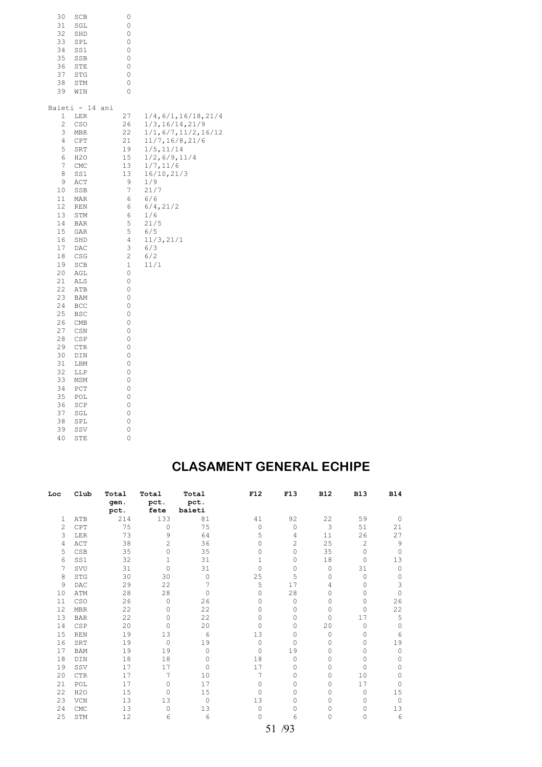| | | | |
|---|---|---|---|
| 30 | SCB | 0 | |
| 31 | SGL | 0 | |
| 32 | SHD | 0 | |
| 33 | SPL | 0 | |
| 34 | SS1 | 0 | |
| 35 | SSB | 0 | |
| 36 | STE | 0 | |
| 37 | STG | 0 | |
| 38 | STM | 0 | |
| 39 | WIN | 0 | |

Baieti - 14 ani

| | | | |
|---|---|---|---|
| 1 | LER | 27 | 1/4,6/1,16/18,21/4 |
| 2 | CSO | 26 | 1/3,16/14,21/9 |
| 3 | MBR | 22 | 1/1,6/7,11/2,16/12 |
| 4 | CPT | 21 | 11/7,16/8,21/6 |
| 5 | SRT | 19 | 1/5,11/14 |
| 6 | H2O | 15 | 1/2,6/9,11/4 |
| 7 | CMC | 13 | 1/7,11/6 |
| 8 | SS1 | 13 | 16/10,21/3 |
| 9 | ACT | 9 | 1/9 |
| 10 | SSB | 7 | 21/7 |
| 11 | MAR | 6 | 6/6 |
| 12 | REN | 6 | 6/4,21/2 |
| 13 | STM | 6 | 1/6 |
| 14 | BAR | 5 | 21/5 |
| 15 | GAR | 5 | 6/5 |
| 16 | SHD | 4 | 11/3,21/1 |
| 17 | DAC | 3 | 6/3 |
| 18 | CSG | 2 | 6/2 |
| 19 | SCB | 1 | 11/1 |
| 20 | AGL | 0 | |
| 21 | ALS | 0 | |
| 22 | ATB | 0 | |
| 23 | BAM | 0 | |
| 24 | BCC | 0 | |
| 25 | BSC | 0 | |
| 26 | CMB | 0 | |
| 27 | CSN | 0 | |
| 28 | CSP | 0 | |
| 29 | CTR | 0 | |
| 30 | DIN | 0 | |
| 31 | LBM | 0 | |
| 32 | LLP | 0 | |
| 33 | MSM | 0 | |
| 34 | PCT | 0 | |
| 35 | POL | 0 | |
| 36 | SCP | 0 | |
| 37 | SGL | 0 | |
| 38 | SPL | 0 | |
| 39 | SSV | 0 | |
| 40 | STE | 0 | |

# CLASAMENT GENERAL ECHIPE

| Loc | Club | Total gen. pct. | Total pct. fete | Total pct. baieti | F12 | F13 | B12 | B13 | B14 |
|---|---|---|---|---|---|---|---|---|---|
| 1 | ATB | 214 | 133 | 81 | 41 | 92 | 22 | 59 | 0 |
| 2 | CPT | 75 | 0 | 75 | 0 | 0 | 3 | 51 | 21 |
| 3 | LER | 73 | 9 | 64 | 5 | 4 | 11 | 26 | 27 |
| 4 | ACT | 38 | 2 | 36 | 0 | 2 | 25 | 2 | 9 |
| 5 | CSB | 35 | 0 | 35 | 0 | 0 | 35 | 0 | 0 |
| 6 | SS1 | 32 | 1 | 31 | 1 | 0 | 18 | 0 | 13 |
| 7 | SVU | 31 | 0 | 31 | 0 | 0 | 0 | 31 | 0 |
| 8 | STG | 30 | 30 | 0 | 25 | 5 | 0 | 0 | 0 |
| 9 | DAC | 29 | 22 | 7 | 5 | 17 | 4 | 0 | 3 |
| 10 | ATM | 28 | 28 | 0 | 0 | 28 | 0 | 0 | 0 |
| 11 | CSO | 26 | 0 | 26 | 0 | 0 | 0 | 0 | 26 |
| 12 | MBR | 22 | 0 | 22 | 0 | 0 | 0 | 0 | 22 |
| 13 | BAR | 22 | 0 | 22 | 0 | 0 | 0 | 17 | 5 |
| 14 | CSP | 20 | 0 | 20 | 0 | 0 | 20 | 0 | 0 |
| 15 | REN | 19 | 13 | 6 | 13 | 0 | 0 | 0 | 6 |
| 16 | SRT | 19 | 0 | 19 | 0 | 0 | 0 | 0 | 19 |
| 17 | BAM | 19 | 19 | 0 | 0 | 19 | 0 | 0 | 0 |
| 18 | DIN | 18 | 18 | 0 | 18 | 0 | 0 | 0 | 0 |
| 19 | SSV | 17 | 17 | 0 | 17 | 0 | 0 | 0 | 0 |
| 20 | CTR | 17 | 7 | 10 | 7 | 0 | 0 | 10 | 0 |
| 21 | POL | 17 | 0 | 17 | 0 | 0 | 0 | 17 | 0 |
| 22 | H2O | 15 | 0 | 15 | 0 | 0 | 0 | 0 | 15 |
| 23 | VCN | 13 | 13 | 0 | 13 | 0 | 0 | 0 | 0 |
| 24 | CMC | 13 | 0 | 13 | 0 | 0 | 0 | 0 | 13 |
| 25 | STM | 12 | 6 | 6 | 0 | 6 | 0 | 0 | 6 |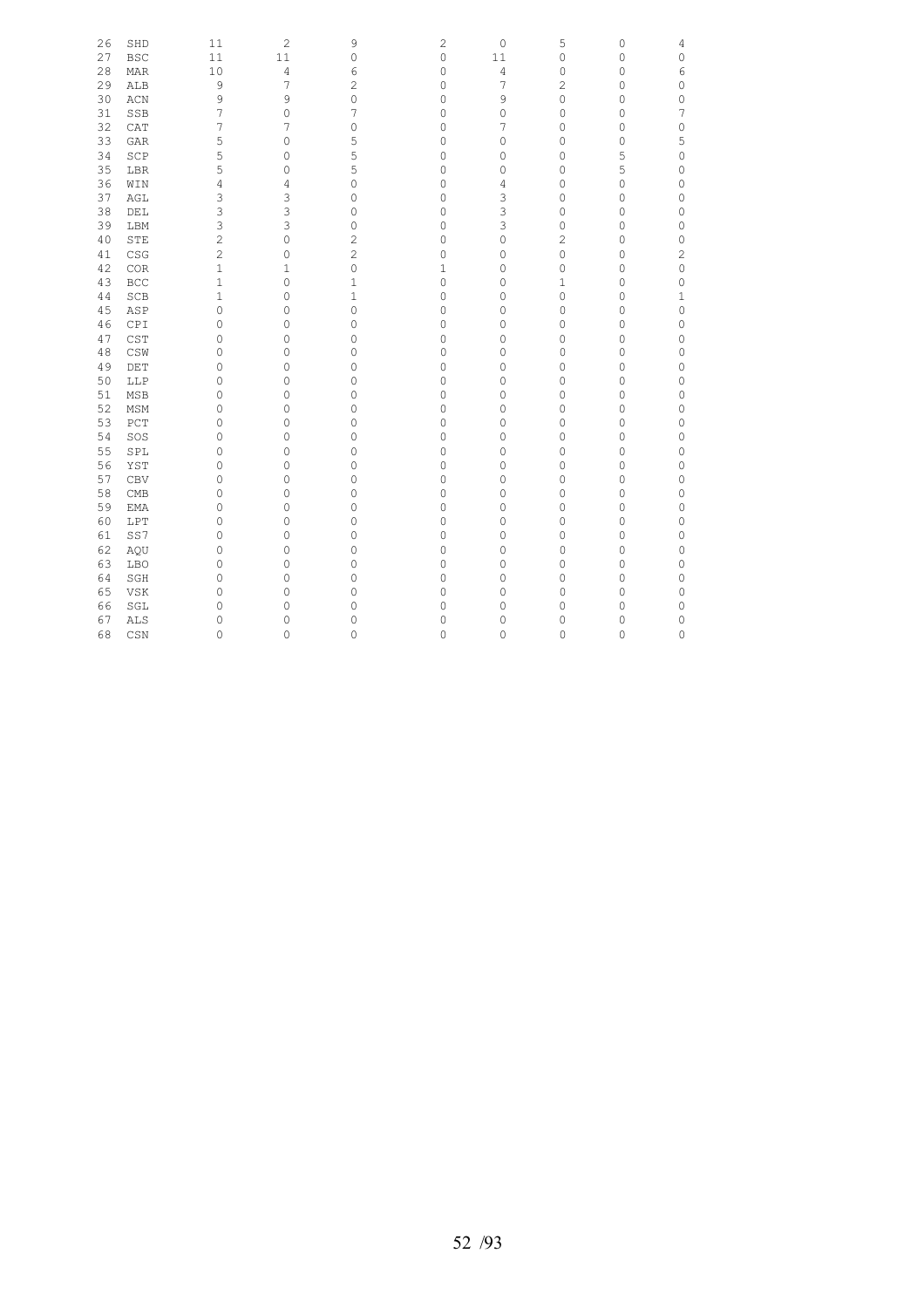| | | | | | | | | | |
|---|---|---|---|---|---|---|---|---|---|
| 26 | SHD | 11 | 2 | 9 | 2 | 0 | 5 | 0 | 4 |
| 27 | BSC | 11 | 11 | 0 | 0 | 11 | 0 | 0 | 0 |
| 28 | MAR | 10 | 4 | 6 | 0 | 4 | 0 | 0 | 6 |
| 29 | ALB | 9 | 7 | 2 | 0 | 7 | 2 | 0 | 0 |
| 30 | ACN | 9 | 9 | 0 | 0 | 9 | 0 | 0 | 0 |
| 31 | SSB | 7 | 0 | 7 | 0 | 0 | 0 | 0 | 7 |
| 32 | CAT | 7 | 7 | 0 | 0 | 7 | 0 | 0 | 0 |
| 33 | GAR | 5 | 0 | 5 | 0 | 0 | 0 | 0 | 5 |
| 34 | SCP | 5 | 0 | 5 | 0 | 0 | 0 | 5 | 0 |
| 35 | LBR | 5 | 0 | 5 | 0 | 0 | 0 | 5 | 0 |
| 36 | WIN | 4 | 4 | 0 | 0 | 4 | 0 | 0 | 0 |
| 37 | AGL | 3 | 3 | 0 | 0 | 3 | 0 | 0 | 0 |
| 38 | DEL | 3 | 3 | 0 | 0 | 3 | 0 | 0 | 0 |
| 39 | LBM | 3 | 3 | 0 | 0 | 3 | 0 | 0 | 0 |
| 40 | STE | 2 | 0 | 2 | 0 | 0 | 2 | 0 | 0 |
| 41 | CSG | 2 | 0 | 2 | 0 | 0 | 0 | 0 | 2 |
| 42 | COR | 1 | 1 | 0 | 1 | 0 | 0 | 0 | 0 |
| 43 | BCC | 1 | 0 | 1 | 0 | 0 | 1 | 0 | 0 |
| 44 | SCB | 1 | 0 | 1 | 0 | 0 | 0 | 0 | 1 |
| 45 | ASP | 0 | 0 | 0 | 0 | 0 | 0 | 0 | 0 |
| 46 | CPI | 0 | 0 | 0 | 0 | 0 | 0 | 0 | 0 |
| 47 | CST | 0 | 0 | 0 | 0 | 0 | 0 | 0 | 0 |
| 48 | CSW | 0 | 0 | 0 | 0 | 0 | 0 | 0 | 0 |
| 49 | DET | 0 | 0 | 0 | 0 | 0 | 0 | 0 | 0 |
| 50 | LLP | 0 | 0 | 0 | 0 | 0 | 0 | 0 | 0 |
| 51 | MSB | 0 | 0 | 0 | 0 | 0 | 0 | 0 | 0 |
| 52 | MSM | 0 | 0 | 0 | 0 | 0 | 0 | 0 | 0 |
| 53 | PCT | 0 | 0 | 0 | 0 | 0 | 0 | 0 | 0 |
| 54 | SOS | 0 | 0 | 0 | 0 | 0 | 0 | 0 | 0 |
| 55 | SPL | 0 | 0 | 0 | 0 | 0 | 0 | 0 | 0 |
| 56 | YST | 0 | 0 | 0 | 0 | 0 | 0 | 0 | 0 |
| 57 | CBV | 0 | 0 | 0 | 0 | 0 | 0 | 0 | 0 |
| 58 | CMB | 0 | 0 | 0 | 0 | 0 | 0 | 0 | 0 |
| 59 | EMA | 0 | 0 | 0 | 0 | 0 | 0 | 0 | 0 |
| 60 | LPT | 0 | 0 | 0 | 0 | 0 | 0 | 0 | 0 |
| 61 | SS7 | 0 | 0 | 0 | 0 | 0 | 0 | 0 | 0 |
| 62 | AQU | 0 | 0 | 0 | 0 | 0 | 0 | 0 | 0 |
| 63 | LBO | 0 | 0 | 0 | 0 | 0 | 0 | 0 | 0 |
| 64 | SGH | 0 | 0 | 0 | 0 | 0 | 0 | 0 | 0 |
| 65 | VSK | 0 | 0 | 0 | 0 | 0 | 0 | 0 | 0 |
| 66 | SGL | 0 | 0 | 0 | 0 | 0 | 0 | 0 | 0 |
| 67 | ALS | 0 | 0 | 0 | 0 | 0 | 0 | 0 | 0 |
| 68 | CSN | 0 | 0 | 0 | 0 | 0 | 0 | 0 | 0 |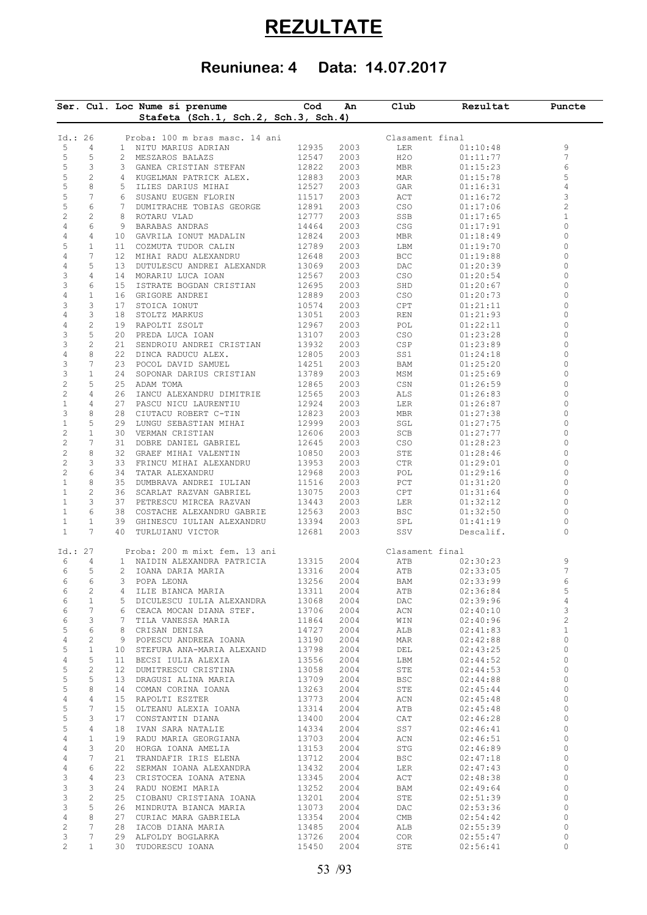# REZULTATE

## Reuniunea: 4 Data: 14.07.2017

| Ser. | Cul. | Loc | Nume si prenume<br>Stafeta (Sch.1, Sch.2, Sch.3, Sch.4) | Cod | An | Club | Rezultat | Puncte |
|---|---|---|---|---|---|---|---|---|
| Id.: 26 | | | Proba: 100 m bras masc. 14 ani | | | Clasament final | | |
| 5 | 4 | 1 | NITU MARIUS ADRIAN | 12935 | 2003 | LER | 01:10:48 | 9 |
| 5 | 5 | 2 | MESZAROS BALAZS | 12547 | 2003 | H2O | 01:11:77 | 7 |
| 5 | 3 | 3 | GANEA CRISTIAN STEFAN | 12822 | 2003 | MBR | 01:15:23 | 6 |
| 5 | 2 | 4 | KUGELMAN PATRICK ALEX. | 12883 | 2003 | MAR | 01:15:78 | 5 |
| 5 | 8 | 5 | ILIES DARIUS MIHAI | 12527 | 2003 | GAR | 01:16:31 | 4 |
| 5 | 7 | 6 | SUSANU EUGEN FLORIN | 11517 | 2003 | ACT | 01:16:72 | 3 |
| 5 | 6 | 7 | DUMITRACHE TOBIAS GEORGE | 12891 | 2003 | CSO | 01:17:06 | 2 |
| 2 | 2 | 8 | ROTARU VLAD | 12777 | 2003 | SSB | 01:17:65 | 1 |
| 4 | 6 | 9 | BARABAS ANDRAS | 14464 | 2003 | CSG | 01:17:91 | 0 |
| 4 | 4 | 10 | GAVRILA IONUT MADALIN | 12824 | 2003 | MBR | 01:18:49 | 0 |
| 5 | 1 | 11 | COZMUTA TUDOR CALIN | 12789 | 2003 | LBM | 01:19:70 | 0 |
| 4 | 7 | 12 | MIHAI RADU ALEXANDRU | 12648 | 2003 | BCC | 01:19:88 | 0 |
| 4 | 5 | 13 | DUTULESCU ANDREI ALEXANDR | 13069 | 2003 | DAC | 01:20:39 | 0 |
| 3 | 4 | 14 | MORARIU LUCA IOAN | 12567 | 2003 | CSO | 01:20:54 | 0 |
| 3 | 6 | 15 | ISTRATE BOGDAN CRISTIAN | 12695 | 2003 | SHD | 01:20:67 | 0 |
| 4 | 1 | 16 | GRIGORE ANDREI | 12889 | 2003 | CSO | 01:20:73 | 0 |
| 3 | 3 | 17 | STOICA IONUT | 10574 | 2003 | CPT | 01:21:11 | 0 |
| 4 | 3 | 18 | STOLTZ MARKUS | 13051 | 2003 | REN | 01:21:93 | 0 |
| 4 | 2 | 19 | RAPOLTI ZSOLT | 12967 | 2003 | POL | 01:22:11 | 0 |
| 3 | 5 | 20 | PREDA LUCA IOAN | 13107 | 2003 | CSO | 01:23:28 | 0 |
| 3 | 2 | 21 | SENDROIU ANDREI CRISTIAN | 13932 | 2003 | CSP | 01:23:89 | 0 |
| 4 | 8 | 22 | DINCA RADUCU ALEX. | 12805 | 2003 | SS1 | 01:24:18 | 0 |
| 3 | 7 | 23 | POCOL DAVID SAMUEL | 14251 | 2003 | BAM | 01:25:20 | 0 |
| 3 | 1 | 24 | SOPONAR DARIUS CRISTIAN | 13789 | 2003 | MSM | 01:25:69 | 0 |
| 2 | 5 | 25 | ADAM TOMA | 12865 | 2003 | CSN | 01:26:59 | 0 |
| 2 | 4 | 26 | IANCU ALEXANDRU DIMITRIE | 12565 | 2003 | ALS | 01:26:83 | 0 |
| 1 | 4 | 27 | PASCU NICU LAURENTIU | 12924 | 2003 | LER | 01:26:87 | 0 |
| 3 | 8 | 28 | CIUTACU ROBERT C-TIN | 12823 | 2003 | MBR | 01:27:38 | 0 |
| 1 | 5 | 29 | LUNGU SEBASTIAN MIHAI | 12999 | 2003 | SGL | 01:27:75 | 0 |
| 2 | 1 | 30 | VERMAN CRISTIAN | 12606 | 2003 | SCB | 01:27:77 | 0 |
| 2 | 7 | 31 | DOBRE DANIEL GABRIEL | 12645 | 2003 | CSO | 01:28:23 | 0 |
| 2 | 8 | 32 | GRAEF MIHAI VALENTIN | 10850 | 2003 | STE | 01:28:46 | 0 |
| 2 | 3 | 33 | FRINCU MIHAI ALEXANDRU | 13953 | 2003 | CTR | 01:29:01 | 0 |
| 2 | 6 | 34 | TATAR ALEXANDRU | 12968 | 2003 | POL | 01:29:16 | 0 |
| 1 | 8 | 35 | DUMBRAVA ANDREI IULIAN | 11516 | 2003 | PCT | 01:31:20 | 0 |
| 1 | 2 | 36 | SCARLAT RAZVAN GABRIEL | 13075 | 2003 | CPT | 01:31:64 | 0 |
| 1 | 3 | 37 | PETRESCU MIRCEA RAZVAN | 13443 | 2003 | LER | 01:32:12 | 0 |
| 1 | 6 | 38 | COSTACHE ALEXANDRU GABRIE | 12563 | 2003 | BSC | 01:32:50 | 0 |
| 1 | 1 | 39 | GHINESCU IULIAN ALEXANDRU | 13394 | 2003 | SPL | 01:41:19 | 0 |
| 1 | 7 | 40 | TURLUIANU VICTOR | 12681 | 2003 | SSV | Descalif. | 0 |
| Id.: 27 | | | Proba: 200 m mixt fem. 13 ani | | | Clasament final | | |
| 6 | 4 | 1 | NAIDIN ALEXANDRA PATRICIA | 13315 | 2004 | ATB | 02:30:23 | 9 |
| 6 | 5 | 2 | IOANA DARIA MARIA | 13316 | 2004 | ATB | 02:33:05 | 7 |
| 6 | 6 | 3 | POPA LEONA | 13256 | 2004 | BAM | 02:33:99 | 6 |
| 6 | 2 | 4 | ILIE BIANCA MARIA | 13311 | 2004 | ATB | 02:36:84 | 5 |
| 6 | 1 | 5 | DICULESCU IULIA ALEXANDRA | 13068 | 2004 | DAC | 02:39:96 | 4 |
| 6 | 7 | 6 | CEACA MOCAN DIANA STEF. | 13706 | 2004 | ACN | 02:40:10 | 3 |
| 6 | 3 | 7 | TILA VANESSA MARIA | 11864 | 2004 | WIN | 02:40:96 | 2 |
| 5 | 6 | 8 | CRISAN DENISA | 14727 | 2004 | ALB | 02:41:83 | 1 |
| 4 | 2 | 9 | POPESCU ANDREEA IOANA | 13190 | 2004 | MAR | 02:42:88 | 0 |
| 5 | 1 | 10 | STEFURA ANA-MARIA ALEXAND | 13798 | 2004 | DEL | 02:43:25 | 0 |
| 4 | 5 | 11 | BECSI IULIA ALEXIA | 13556 | 2004 | LBM | 02:44:52 | 0 |
| 5 | 2 | 12 | DUMITRESCU CRISTINA | 13058 | 2004 | STE | 02:44:53 | 0 |
| 5 | 5 | 13 | DRAGUSI ALINA MARIA | 13709 | 2004 | BSC | 02:44:88 | 0 |
| 5 | 8 | 14 | COMAN CORINA IOANA | 13263 | 2004 | STE | 02:45:44 | 0 |
| 4 | 4 | 15 | RAPOLTI ESZTER | 13773 | 2004 | ACN | 02:45:48 | 0 |
| 5 | 7 | 15 | OLTEANU ALEXIA IOANA | 13314 | 2004 | ATB | 02:45:48 | 0 |
| 5 | 3 | 17 | CONSTANTIN DIANA | 13400 | 2004 | CAT | 02:46:28 | 0 |
| 5 | 4 | 18 | IVAN SARA NATALIE | 14334 | 2004 | SS7 | 02:46:41 | 0 |
| 4 | 1 | 19 | RADU MARIA GEORGIANA | 13703 | 2004 | ACN | 02:46:51 | 0 |
| 4 | 3 | 20 | HORGA IOANA AMELIA | 13153 | 2004 | STG | 02:46:89 | 0 |
| 4 | 7 | 21 | TRANDAFIR IRIS ELENA | 13712 | 2004 | BSC | 02:47:18 | 0 |
| 4 | 6 | 22 | SERMAN IOANA ALEXANDRA | 13432 | 2004 | LER | 02:47:43 | 0 |
| 3 | 4 | 23 | CRISTOCEA IOANA ATENA | 13345 | 2004 | ACT | 02:48:38 | 0 |
| 3 | 3 | 24 | RADU NOEMI MARIA | 13252 | 2004 | BAM | 02:49:64 | 0 |
| 3 | 2 | 25 | CIOBANU CRISTIANA IOANA | 13201 | 2004 | STE | 02:51:39 | 0 |
| 3 | 5 | 26 | MINDRUTA BIANCA MARIA | 13073 | 2004 | DAC | 02:53:36 | 0 |
| 4 | 8 | 27 | CURIAC MARA GABRIELA | 13354 | 2004 | CMB | 02:54:42 | 0 |
| 2 | 7 | 28 | IACOB DIANA MARIA | 13485 | 2004 | ALB | 02:55:39 | 0 |
| 3 | 7 | 29 | ALFOLDY BOGLARKA | 13726 | 2004 | COR | 02:55:47 | 0 |
| 2 | 1 | 30 | TUDORESCU IOANA | 15450 | 2004 | STE | 02:56:41 | 0 |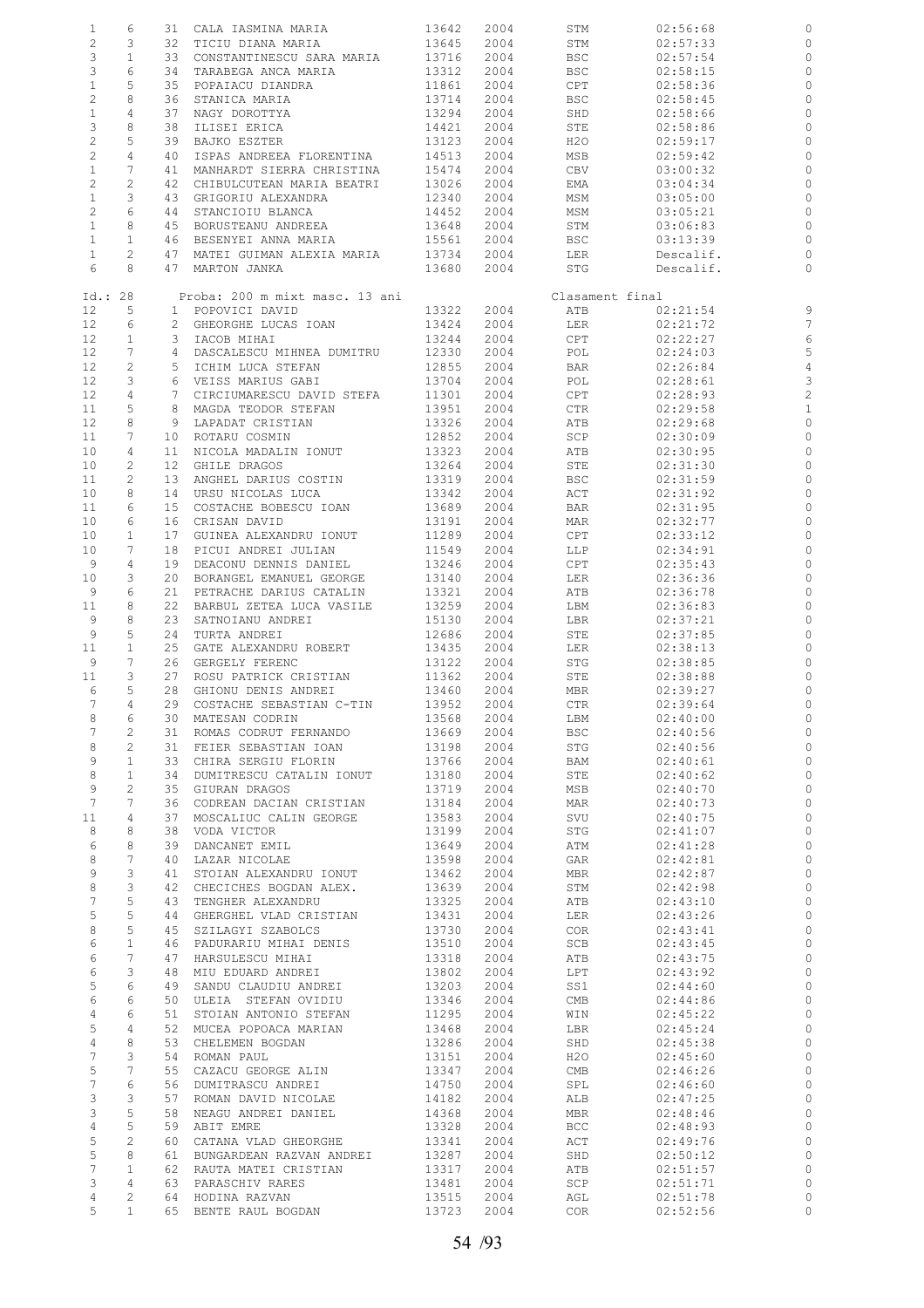| | | | | | | | | |
|---|---|---|---|---|---|---|---|---|
| 1 | 6 | 31 | CALA IASMINA MARIA | 13642 | 2004 | STM | 02:56:68 | 0 |
| 2 | 3 | 32 | TICIU DIANA MARIA | 13645 | 2004 | STM | 02:57:33 | 0 |
| 3 | 1 | 33 | CONSTANTINESCU SARA MARIA | 13716 | 2004 | BSC | 02:57:54 | 0 |
| 3 | 6 | 34 | TARABEGA ANCA MARIA | 13312 | 2004 | BSC | 02:58:15 | 0 |
| 1 | 5 | 35 | POPAIACU DIANDRA | 11861 | 2004 | CPT | 02:58:36 | 0 |
| 2 | 8 | 36 | STANICA MARIA | 13714 | 2004 | BSC | 02:58:45 | 0 |
| 1 | 4 | 37 | NAGY DOROTTYA | 13294 | 2004 | SHD | 02:58:66 | 0 |
| 3 | 8 | 38 | ILISEI ERICA | 14421 | 2004 | STE | 02:58:86 | 0 |
| 2 | 5 | 39 | BAJKO ESZTER | 13123 | 2004 | H2O | 02:59:17 | 0 |
| 2 | 4 | 40 | ISPAS ANDREEA FLORENTINA | 14513 | 2004 | MSB | 02:59:42 | 0 |
| 1 | 7 | 41 | MANHARDT SIERRA CHRISTINA | 15474 | 2004 | CBV | 03:00:32 | 0 |
| 2 | 2 | 42 | CHIBULCUTEAN MARIA BEATRI | 13026 | 2004 | EMA | 03:04:34 | 0 |
| 1 | 3 | 43 | GRIGORIU ALEXANDRA | 12340 | 2004 | MSM | 03:05:00 | 0 |
| 2 | 6 | 44 | STANCIOIU BLANCA | 14452 | 2004 | MSM | 03:05:21 | 0 |
| 1 | 8 | 45 | BORUSTEANU ANDREEA | 13648 | 2004 | STM | 03:06:83 | 0 |
| 1 | 1 | 46 | BESENYEI ANNA MARIA | 15561 | 2004 | BSC | 03:13:39 | 0 |
| 1 | 2 | 47 | MATEI GUIMAN ALEXIA MARIA | 13734 | 2004 | LER | Descalif. | 0 |
| 6 | 8 | 47 | MARTON JANKA | 13680 | 2004 | STG | Descalif. | 0 |

Id.: 28 Proba: 200 m mixt masc. 13 ani Clasament final

| | | | | | | | | |
|---|---|---|---|---|---|---|---|---|
| 12 | 5 | 1 | POPOVICI DAVID | 13322 | 2004 | ATB | 02:21:54 | 9 |
| 12 | 6 | 2 | GHEORGHE LUCAS IOAN | 13424 | 2004 | LER | 02:21:72 | 7 |
| 12 | 1 | 3 | IACOB MIHAI | 13244 | 2004 | CPT | 02:22:27 | 6 |
| 12 | 7 | 4 | DASCALESCU MIHNEA DUMITRU | 12330 | 2004 | POL | 02:24:03 | 5 |
| 12 | 2 | 5 | ICHIM LUCA STEFAN | 12855 | 2004 | BAR | 02:26:84 | 4 |
| 12 | 3 | 6 | VEISS MARIUS GABI | 13704 | 2004 | POL | 02:28:61 | 3 |
| 12 | 4 | 7 | CIRCIUMARESCU DAVID STEFA | 11301 | 2004 | CPT | 02:28:93 | 2 |
| 11 | 5 | 8 | MAGDA TEODOR STEFAN | 13951 | 2004 | CTR | 02:29:58 | 1 |
| 12 | 8 | 9 | LAPADAT CRISTIAN | 13326 | 2004 | ATB | 02:29:68 | 0 |
| 11 | 7 | 10 | ROTARU COSMIN | 12852 | 2004 | SCP | 02:30:09 | 0 |
| 10 | 4 | 11 | NICOLA MADALIN IONUT | 13323 | 2004 | ATB | 02:30:95 | 0 |
| 10 | 2 | 12 | GHILE DRAGOS | 13264 | 2004 | STE | 02:31:30 | 0 |
| 11 | 2 | 13 | ANGHEL DARIUS COSTIN | 13319 | 2004 | BSC | 02:31:59 | 0 |
| 10 | 8 | 14 | URSU NICOLAS LUCA | 13342 | 2004 | ACT | 02:31:92 | 0 |
| 11 | 6 | 15 | COSTACHE BOBESCU IOAN | 13689 | 2004 | BAR | 02:31:95 | 0 |
| 10 | 6 | 16 | CRISAN DAVID | 13191 | 2004 | MAR | 02:32:77 | 0 |
| 10 | 1 | 17 | GUINEA ALEXANDRU IONUT | 11289 | 2004 | CPT | 02:33:12 | 0 |
| 10 | 7 | 18 | PICUI ANDREI JULIAN | 11549 | 2004 | LLP | 02:34:91 | 0 |
| 9 | 4 | 19 | DEACONU DENNIS DANIEL | 13246 | 2004 | CPT | 02:35:43 | 0 |
| 10 | 3 | 20 | BORANGEL EMANUEL GEORGE | 13140 | 2004 | LER | 02:36:36 | 0 |
| 9 | 6 | 21 | PETRACHE DARIUS CATALIN | 13321 | 2004 | ATB | 02:36:78 | 0 |
| 11 | 8 | 22 | BARBUL ZETEA LUCA VASILE | 13259 | 2004 | LBM | 02:36:83 | 0 |
| 9 | 8 | 23 | SATNOIANU ANDREI | 15130 | 2004 | LBR | 02:37:21 | 0 |
| 9 | 5 | 24 | TURTA ANDREI | 12686 | 2004 | STE | 02:37:85 | 0 |
| 11 | 1 | 25 | GATE ALEXANDRU ROBERT | 13435 | 2004 | LER | 02:38:13 | 0 |
| 9 | 7 | 26 | GERGELY FERENC | 13122 | 2004 | STG | 02:38:85 | 0 |
| 11 | 3 | 27 | ROSU PATRICK CRISTIAN | 11362 | 2004 | STE | 02:38:88 | 0 |
| 6 | 5 | 28 | GHIONU DENIS ANDREI | 13460 | 2004 | MBR | 02:39:27 | 0 |
| 7 | 4 | 29 | COSTACHE SEBASTIAN C-TIN | 13952 | 2004 | CTR | 02:39:64 | 0 |
| 8 | 6 | 30 | MATESAN CODRIN | 13568 | 2004 | LBM | 02:40:00 | 0 |
| 7 | 2 | 31 | ROMAS CODRUT FERNANDO | 13669 | 2004 | BSC | 02:40:56 | 0 |
| 8 | 2 | 31 | FEIER SEBASTIAN IOAN | 13198 | 2004 | STG | 02:40:56 | 0 |
| 9 | 1 | 33 | CHIRA SERGIU FLORIN | 13766 | 2004 | BAM | 02:40:61 | 0 |
| 8 | 1 | 34 | DUMITRESCU CATALIN IONUT | 13180 | 2004 | STE | 02:40:62 | 0 |
| 9 | 2 | 35 | GIURAN DRAGOS | 13719 | 2004 | MSB | 02:40:70 | 0 |
| 7 | 7 | 36 | CODREAN DACIAN CRISTIAN | 13184 | 2004 | MAR | 02:40:73 | 0 |
| 11 | 4 | 37 | MOSCALIUC CALIN GEORGE | 13583 | 2004 | SVU | 02:40:75 | 0 |
| 8 | 8 | 38 | VODA VICTOR | 13199 | 2004 | STG | 02:41:07 | 0 |
| 6 | 8 | 39 | DANCANET EMIL | 13649 | 2004 | ATM | 02:41:28 | 0 |
| 8 | 7 | 40 | LAZAR NICOLAE | 13598 | 2004 | GAR | 02:42:81 | 0 |
| 9 | 3 | 41 | STOIAN ALEXANDRU IONUT | 13462 | 2004 | MBR | 02:42:87 | 0 |
| 8 | 3 | 42 | CHECICHES BOGDAN ALEX. | 13639 | 2004 | STM | 02:42:98 | 0 |
| 7 | 5 | 43 | TENGHER ALEXANDRU | 13325 | 2004 | ATB | 02:43:10 | 0 |
| 5 | 5 | 44 | GHERGHEL VLAD CRISTIAN | 13431 | 2004 | LER | 02:43:26 | 0 |
| 8 | 5 | 45 | SZILAGYI SZABOLCS | 13730 | 2004 | COR | 02:43:41 | 0 |
| 6 | 1 | 46 | PADURARIU MIHAI DENIS | 13510 | 2004 | SCB | 02:43:45 | 0 |
| 6 | 7 | 47 | HARSULESCU MIHAI | 13318 | 2004 | ATB | 02:43:75 | 0 |
| 6 | 3 | 48 | MIU EDUARD ANDREI | 13802 | 2004 | LPT | 02:43:92 | 0 |
| 5 | 6 | 49 | SANDU CLAUDIU ANDREI | 13203 | 2004 | SS1 | 02:44:60 | 0 |
| 6 | 6 | 50 | ULEIA STEFAN OVIDIU | 13346 | 2004 | CMB | 02:44:86 | 0 |
| 4 | 6 | 51 | STOIAN ANTONIO STEFAN | 11295 | 2004 | WIN | 02:45:22 | 0 |
| 5 | 4 | 52 | MUCEA POPOACA MARIAN | 13468 | 2004 | LBR | 02:45:24 | 0 |
| 4 | 8 | 53 | CHELEMEN BOGDAN | 13286 | 2004 | SHD | 02:45:38 | 0 |
| 7 | 3 | 54 | ROMAN PAUL | 13151 | 2004 | H2O | 02:45:60 | 0 |
| 5 | 7 | 55 | CAZACU GEORGE ALIN | 13347 | 2004 | CMB | 02:46:26 | 0 |
| 7 | 6 | 56 | DUMITRASCU ANDREI | 14750 | 2004 | SPL | 02:46:60 | 0 |
| 3 | 3 | 57 | ROMAN DAVID NICOLAE | 14182 | 2004 | ALB | 02:47:25 | 0 |
| 3 | 5 | 58 | NEAGU ANDREI DANIEL | 14368 | 2004 | MBR | 02:48:46 | 0 |
| 4 | 5 | 59 | ABIT EMRE | 13328 | 2004 | BCC | 02:48:93 | 0 |
| 5 | 2 | 60 | CATANA VLAD GHEORGHE | 13341 | 2004 | ACT | 02:49:76 | 0 |
| 5 | 8 | 61 | BUNGARDEAN RAZVAN ANDREI | 13287 | 2004 | SHD | 02:50:12 | 0 |
| 7 | 1 | 62 | RAUTA MATEI CRISTIAN | 13317 | 2004 | ATB | 02:51:57 | 0 |
| 3 | 4 | 63 | PARASCHIV RARES | 13481 | 2004 | SCP | 02:51:71 | 0 |
| 4 | 2 | 64 | HODINA RAZVAN | 13515 | 2004 | AGL | 02:51:78 | 0 |
| 5 | 1 | 65 | BENTE RAUL BOGDAN | 13723 | 2004 | COR | 02:52:56 | 0 |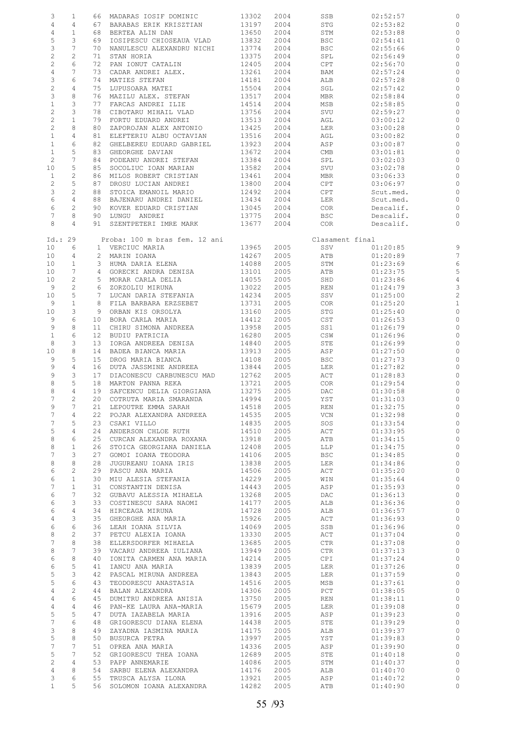| | | | | | | | | |
|---|---|---|---|---|---|---|---|---|
| 3 | 1 | 66 | MADARAS IOSIF DOMINIC | 13302 | 2004 | SSB | 02:52:57 | 0 |
| 4 | 4 | 67 | BARABAS ERIK KRISZTIAN | 13197 | 2004 | STG | 02:53:82 | 0 |
| 4 | 1 | 68 | BERTEA ALIN DAN | 13650 | 2004 | STM | 02:53:88 | 0 |
| 5 | 3 | 69 | IOSIPESCU CHIOSEAUA VLAD | 13832 | 2004 | BSC | 02:54:41 | 0 |
| 3 | 7 | 70 | NANULESCU ALEXANDRU NICHI | 13774 | 2004 | BSC | 02:55:66 | 0 |
| 2 | 2 | 71 | STAN HORIA | 13375 | 2004 | SPL | 02:56:49 | 0 |
| 2 | 6 | 72 | PAN IONUT CATALIN | 12405 | 2004 | CPT | 02:56:70 | 0 |
| 4 | 7 | 73 | CADAR ANDREI ALEX. | 13261 | 2004 | BAM | 02:57:24 | 0 |
| 3 | 6 | 74 | MATIES STEFAN | 14181 | 2004 | ALB | 02:57:28 | 0 |
| 2 | 4 | 75 | LUPUSOARA MATEI | 15504 | 2004 | SGL | 02:57:42 | 0 |
| 3 | 8 | 76 | MAZILU ALEX. STEFAN | 13517 | 2004 | MBR | 02:58:84 | 0 |
| 1 | 3 | 77 | FARCAS ANDREI ILIE | 14514 | 2004 | MSB | 02:58:85 | 0 |
| 2 | 3 | 78 | CIBOTARU MIHAIL VLAD | 13756 | 2004 | SVU | 02:59:27 | 0 |
| 2 | 1 | 79 | FORTU EDUARD ANDREI | 13513 | 2004 | AGL | 03:00:12 | 0 |
| 2 | 8 | 80 | ZAPOROJAN ALEX ANTONIO | 13425 | 2004 | LER | 03:00:28 | 0 |
| 1 | 4 | 81 | ELEFTERIU ALBU OCTAVIAN | 13516 | 2004 | AGL | 03:00:82 | 0 |
| 1 | 6 | 82 | GHELBEREU EDUARD GABRIEL | 13923 | 2004 | ASP | 03:00:87 | 0 |
| 1 | 5 | 83 | GHEORGHE DAVIAN | 13672 | 2004 | CMB | 03:01:81 | 0 |
| 2 | 7 | 84 | PODEANU ANDREI STEFAN | 13384 | 2004 | SPL | 03:02:03 | 0 |
| 10 | 5 | 85 | SOCOLIUC IOAN MARIAN | 13582 | 2004 | SVU | 03:02:78 | 0 |
| 1 | 2 | 86 | MILOS ROBERT CRISTIAN | 13461 | 2004 | MBR | 03:06:33 | 0 |
| 2 | 5 | 87 | DROSU LUCIAN ANDREI | 13800 | 2004 | CPT | 03:06:97 | 0 |
| 3 | 2 | 88 | STOICA EMANOIL MARIO | 12492 | 2004 | CPT | Scut.med. | 0 |
| 6 | 4 | 88 | BAJENARU ANDREI DANIEL | 13434 | 2004 | LER | Scut.med. | 0 |
| 6 | 2 | 90 | KOVER EDUARD CRISTIAN | 13045 | 2004 | COR | Descalif. | 0 |
| 7 | 8 | 90 | LUNGU ANDREI | 13775 | 2004 | BSC | Descalif. | 0 |
| 8 | 4 | 91 | SZENTPETERI IMRE MARK | 13677 | 2004 | COR | Descalif. | 0 |

Id.: 29 Proba: 100 m bras fem. 12 ani — Clasament final

| | | | | | | | | |
|---|---|---|---|---|---|---|---|---|
| 10 | 6 | 1 | VERCIUC MARIA | 13965 | 2005 | SSV | 01:20:85 | 9 |
| 10 | 4 | 2 | MARIN IOANA | 14267 | 2005 | ATB | 01:20:89 | 7 |
| 10 | 1 | 3 | HUMA DARIA ELENA | 14088 | 2005 | STM | 01:23:69 | 6 |
| 10 | 7 | 4 | GORECKI ANDRA DENISA | 13101 | 2005 | ATB | 01:23:75 | 5 |
| 10 | 2 | 5 | MORAR CARLA DELIA | 14055 | 2005 | SHD | 01:23:86 | 4 |
| 9 | 2 | 6 | ZORZOLIU MIRUNA | 13022 | 2005 | REN | 01:24:79 | 3 |
| 10 | 5 | 7 | LUCAN DARIA STEFANIA | 14234 | 2005 | SSV | 01:25:00 | 2 |
| 9 | 1 | 8 | FILA BARBARA ERZSEBET | 13731 | 2005 | COR | 01:25:20 | 1 |
| 10 | 3 | 9 | ORBAN KIS ORSOLYA | 13160 | 2005 | STG | 01:25:40 | 0 |
| 9 | 6 | 10 | BORA CARLA MARIA | 14412 | 2005 | CST | 01:26:53 | 0 |
| 9 | 8 | 11 | CHIRU SIMONA ANDREEA | 13958 | 2005 | SS1 | 01:26:79 | 0 |
| 1 | 6 | 12 | BUDIU PATRICIA | 16280 | 2005 | CSW | 01:26:96 | 0 |
| 8 | 3 | 13 | IORGA ANDREEA DENISA | 14840 | 2005 | STE | 01:26:99 | 0 |
| 10 | 8 | 14 | BADEA BIANCA MARIA | 13913 | 2005 | ASP | 01:27:50 | 0 |
| 9 | 5 | 15 | DROG MARIA BIANCA | 14108 | 2005 | BSC | 01:27:73 | 0 |
| 9 | 4 | 16 | DUTA JASSMINE ANDREEA | 13844 | 2005 | LER | 01:27:82 | 0 |
| 9 | 3 | 17 | DIACONESCU CARBUNESCU MAD | 12762 | 2005 | ACT | 01:28:83 | 0 |
| 8 | 5 | 18 | MARTON PANNA REKA | 13721 | 2005 | COR | 01:29:54 | 0 |
| 8 | 4 | 19 | SAFCENCU DELIA GIORGIANA | 13275 | 2005 | DAC | 01:30:58 | 0 |
| 7 | 2 | 20 | COTRUTA MARIA SMARANDA | 14994 | 2005 | YST | 01:31:03 | 0 |
| 9 | 7 | 21 | LEPOUTRE EMMA SARAH | 14518 | 2005 | REN | 01:32:75 | 0 |
| 7 | 4 | 22 | POJAR ALEXANDRA ANDREEA | 14535 | 2005 | VCN | 01:32:98 | 0 |
| 7 | 5 | 23 | CSAKI VILLO | 14835 | 2005 | SOS | 01:33:54 | 0 |
| 5 | 4 | 24 | ANDERSON CHLOE RUTH | 14510 | 2005 | ACT | 01:33:95 | 0 |
| 8 | 6 | 25 | CURCAN ALEXANDRA ROXANA | 13918 | 2005 | ATB | 01:34:15 | 0 |
| 8 | 1 | 26 | STOICA GEORGIANA DANIELA | 12408 | 2005 | LLP | 01:34:75 | 0 |
| 7 | 3 | 27 | GOMOI IOANA TEODORA | 14106 | 2005 | BSC | 01:34:85 | 0 |
| 8 | 8 | 28 | JUGUREANU IOANA IRIS | 13838 | 2005 | LER | 01:34:86 | 0 |
| 6 | 2 | 29 | PASCU ANA MARIA | 14506 | 2005 | ACT | 01:35:20 | 0 |
| 6 | 1 | 30 | MIU ALESIA STEFANIA | 14229 | 2005 | WIN | 01:35:64 | 0 |
| 7 | 1 | 31 | CONSTANTIN DENISA | 14443 | 2005 | ASP | 01:35:93 | 0 |
| 6 | 7 | 32 | GUBAVU ALESSIA MIHAELA | 13268 | 2005 | DAC | 01:36:13 | 0 |
| 6 | 3 | 33 | COSTINESCU SARA NAOMI | 14177 | 2005 | ALB | 01:36:36 | 0 |
| 6 | 4 | 34 | HIRCEAGA MIRUNA | 14728 | 2005 | ALB | 01:36:57 | 0 |
| 4 | 3 | 35 | GHEORGHE ANA MARIA | 15926 | 2005 | ACT | 01:36:93 | 0 |
| 6 | 6 | 36 | LEAH IOANA SILVIA | 14069 | 2005 | SSB | 01:36:96 | 0 |
| 8 | 2 | 37 | PETCU ALEXIA IOANA | 13330 | 2005 | ACT | 01:37:04 | 0 |
| 7 | 8 | 38 | ELLERSDORFER MIHAELA | 13685 | 2005 | CTR | 01:37:08 | 0 |
| 8 | 7 | 39 | VACARU ANDREEA IULIANA | 13949 | 2005 | CTR | 01:37:13 | 0 |
| 6 | 8 | 40 | IONITA CARMEN ANA MARIA | 14214 | 2005 | CPI | 01:37:24 | 0 |
| 6 | 5 | 41 | IANCU ANA MARIA | 13839 | 2005 | LER | 01:37:26 | 0 |
| 5 | 3 | 42 | PASCAL MIRUNA ANDREEA | 13843 | 2005 | LER | 01:37:59 | 0 |
| 5 | 6 | 43 | TEODORESCU ANASTASIA | 14516 | 2005 | MSB | 01:37:61 | 0 |
| 4 | 2 | 44 | BALAN ALEXANDRA | 14306 | 2005 | PCT | 01:38:05 | 0 |
| 4 | 6 | 45 | DUMITRU ANDREEA ANISIA | 13750 | 2005 | REN | 01:38:11 | 0 |
| 4 | 4 | 46 | PAN-KE LAURA ANA-MARIA | 15679 | 2005 | LER | 01:39:08 | 0 |
| 5 | 5 | 47 | DUTA IAZABELA MARIA | 13916 | 2005 | ASP | 01:39:23 | 0 |
| 7 | 6 | 48 | GRIGORESCU DIANA ELENA | 14438 | 2005 | STE | 01:39:29 | 0 |
| 3 | 8 | 49 | ZAYADNA IASMINA MARIA | 14175 | 2005 | ALB | 01:39:37 | 0 |
| 5 | 8 | 50 | BUSURCA PETRA | 13997 | 2005 | YST | 01:39:83 | 0 |
| 7 | 7 | 51 | OPREA ANA MARIA | 14336 | 2005 | ASP | 01:39:90 | 0 |
| 5 | 7 | 52 | GRIGORESCU THEA IOANA | 12689 | 2005 | STE | 01:40:18 | 0 |
| 2 | 4 | 53 | PAPP ANNEMARIE | 14086 | 2005 | STM | 01:40:37 | 0 |
| 4 | 8 | 54 | SARBU ELENA ALEXANDRA | 14176 | 2005 | ALB | 01:40:70 | 0 |
| 3 | 6 | 55 | TRUSCA ALYSA ILONA | 13921 | 2005 | ASP | 01:40:72 | 0 |
| 1 | 5 | 56 | SOLOMON IOANA ALEXANDRA | 14282 | 2005 | ATB | 01:40:90 | 0 |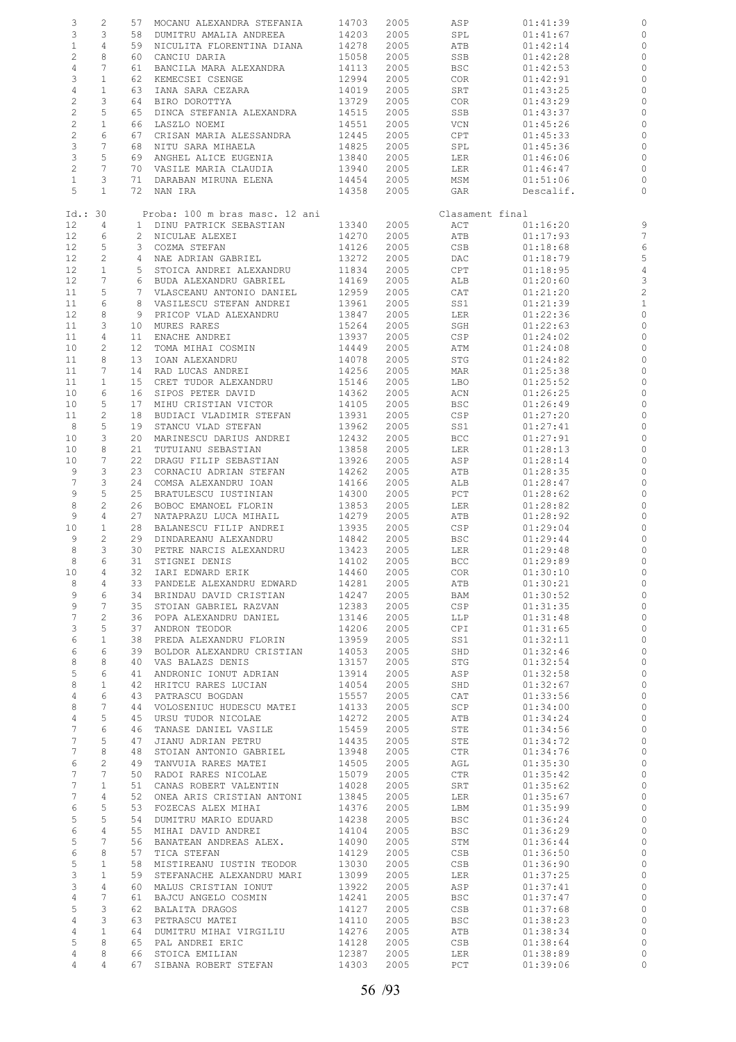| | | | | | | | | |
|---|---|---|---|---|---|---|---|---|
| 3 | 2 | 57 | MOCANU ALEXANDRA STEFANIA | 14703 | 2005 | ASP | 01:41:39 | 0 |
| 3 | 3 | 58 | DUMITRU AMALIA ANDREEA | 14203 | 2005 | SPL | 01:41:67 | 0 |
| 1 | 4 | 59 | NICULITA FLORENTINA DIANA | 14278 | 2005 | ATB | 01:42:14 | 0 |
| 2 | 8 | 60 | CANCIU DARIA | 15058 | 2005 | SSB | 01:42:28 | 0 |
| 4 | 7 | 61 | BANCILA MARA ALEXANDRA | 14113 | 2005 | BSC | 01:42:53 | 0 |
| 3 | 1 | 62 | KEMECSEI CSENGE | 12994 | 2005 | COR | 01:42:91 | 0 |
| 4 | 1 | 63 | IANA SARA CEZARA | 14019 | 2005 | SRT | 01:43:25 | 0 |
| 2 | 3 | 64 | BIRO DOROTTYA | 13729 | 2005 | COR | 01:43:29 | 0 |
| 2 | 5 | 65 | DINCA STEFANIA ALEXANDRA | 14515 | 2005 | SSB | 01:43:37 | 0 |
| 2 | 1 | 66 | LASZLO NOEMI | 14551 | 2005 | VCN | 01:45:26 | 0 |
| 2 | 6 | 67 | CRISAN MARIA ALESSANDRA | 12445 | 2005 | CPT | 01:45:33 | 0 |
| 3 | 7 | 68 | NITU SARA MIHAELA | 14825 | 2005 | SPL | 01:45:36 | 0 |
| 3 | 5 | 69 | ANGHEL ALICE EUGENIA | 13840 | 2005 | LER | 01:46:06 | 0 |
| 2 | 7 | 70 | VASILE MARIA CLAUDIA | 13940 | 2005 | LER | 01:46:47 | 0 |
| 1 | 3 | 71 | DARABAN MIRUNA ELENA | 14454 | 2005 | MSM | 01:51:06 | 0 |
| 5 | 1 | 72 | NAN IRA | 14358 | 2005 | GAR | Descalif. | 0 |

Id.: 30 Proba: 100 m bras masc. 12 ani Clasament final

| | | | | | | | | |
|---|---|---|---|---|---|---|---|---|
| 12 | 4 | 1 | DINU PATRICK SEBASTIAN | 13340 | 2005 | ACT | 01:16:20 | 9 |
| 12 | 6 | 2 | NICULAE ALEXEI | 14270 | 2005 | ATB | 01:17:93 | 7 |
| 12 | 5 | 3 | COZMA STEFAN | 14126 | 2005 | CSB | 01:18:68 | 6 |
| 12 | 2 | 4 | NAE ADRIAN GABRIEL | 13272 | 2005 | DAC | 01:18:79 | 5 |
| 12 | 1 | 5 | STOICA ANDREI ALEXANDRU | 11834 | 2005 | CPT | 01:18:95 | 4 |
| 12 | 7 | 6 | BUDA ALEXANDRU GABRIEL | 14169 | 2005 | ALB | 01:20:60 | 3 |
| 11 | 5 | 7 | VLASCEANU ANTONIO DANIEL | 12959 | 2005 | CAT | 01:21:20 | 2 |
| 11 | 6 | 8 | VASILESCU STEFAN ANDREI | 13961 | 2005 | SS1 | 01:21:39 | 1 |
| 12 | 8 | 9 | PRICOP VLAD ALEXANDRU | 13847 | 2005 | LER | 01:22:36 | 0 |
| 11 | 3 | 10 | MURES RARES | 15264 | 2005 | SGH | 01:22:63 | 0 |
| 11 | 4 | 11 | ENACHE ANDREI | 13937 | 2005 | CSP | 01:24:02 | 0 |
| 10 | 2 | 12 | TOMA MIHAI COSMIN | 14449 | 2005 | ATM | 01:24:08 | 0 |
| 11 | 8 | 13 | IOAN ALEXANDRU | 14078 | 2005 | STG | 01:24:82 | 0 |
| 11 | 7 | 14 | RAD LUCAS ANDREI | 14256 | 2005 | MAR | 01:25:38 | 0 |
| 11 | 1 | 15 | CRET TUDOR ALEXANDRU | 15146 | 2005 | LBO | 01:25:52 | 0 |
| 10 | 6 | 16 | SIPOS PETER DAVID | 14362 | 2005 | ACN | 01:26:25 | 0 |
| 10 | 5 | 17 | MIHU CRISTIAN VICTOR | 14105 | 2005 | BSC | 01:26:49 | 0 |
| 11 | 2 | 18 | BUDIACI VLADIMIR STEFAN | 13931 | 2005 | CSP | 01:27:20 | 0 |
| 8 | 5 | 19 | STANCU VLAD STEFAN | 13962 | 2005 | SS1 | 01:27:41 | 0 |
| 10 | 3 | 20 | MARINESCU DARIUS ANDREI | 12432 | 2005 | BCC | 01:27:91 | 0 |
| 10 | 8 | 21 | TUTUIANU SEBASTIAN | 13858 | 2005 | LER | 01:28:13 | 0 |
| 10 | 7 | 22 | DRAGU FILIP SEBASTIAN | 13926 | 2005 | ASP | 01:28:14 | 0 |
| 9 | 3 | 23 | CORNACIU ADRIAN STEFAN | 14262 | 2005 | ATB | 01:28:35 | 0 |
| 7 | 3 | 24 | COMSA ALEXANDRU IOAN | 14166 | 2005 | ALB | 01:28:47 | 0 |
| 9 | 5 | 25 | BRATULESCU IUSTINIAN | 14300 | 2005 | PCT | 01:28:62 | 0 |
| 8 | 2 | 26 | BOBOC EMANOEL FLORIN | 13853 | 2005 | LER | 01:28:82 | 0 |
| 9 | 4 | 27 | NATAPRAZU LUCA MIHAIL | 14279 | 2005 | ATB | 01:28:92 | 0 |
| 10 | 1 | 28 | BALANESCU FILIP ANDREI | 13935 | 2005 | CSP | 01:29:04 | 0 |
| 9 | 2 | 29 | DINDAREANU ALEXANDRU | 14842 | 2005 | BSC | 01:29:44 | 0 |
| 8 | 3 | 30 | PETRE NARCIS ALEXANDRU | 13423 | 2005 | LER | 01:29:48 | 0 |
| 8 | 6 | 31 | STIGNEI DENIS | 14102 | 2005 | BCC | 01:29:89 | 0 |
| 10 | 4 | 32 | IARI EDWARD ERIK | 14460 | 2005 | COR | 01:30:10 | 0 |
| 8 | 4 | 33 | PANDELE ALEXANDRU EDWARD | 14281 | 2005 | ATB | 01:30:21 | 0 |
| 9 | 6 | 34 | BRINDAU DAVID CRISTIAN | 14247 | 2005 | BAM | 01:30:52 | 0 |
| 9 | 7 | 35 | STOIAN GABRIEL RAZVAN | 12383 | 2005 | CSP | 01:31:35 | 0 |
| 7 | 2 | 36 | POPA ALEXANDRU DANIEL | 13146 | 2005 | LLP | 01:31:48 | 0 |
| 3 | 5 | 37 | ANDRON TEODOR | 14206 | 2005 | CPI | 01:31:65 | 0 |
| 6 | 1 | 38 | PREDA ALEXANDRU FLORIN | 13959 | 2005 | SS1 | 01:32:11 | 0 |
| 6 | 6 | 39 | BOLDOR ALEXANDRU CRISTIAN | 14053 | 2005 | SHD | 01:32:46 | 0 |
| 8 | 8 | 40 | VAS BALAZS DENIS | 13157 | 2005 | STG | 01:32:54 | 0 |
| 5 | 6 | 41 | ANDRONIC IONUT ADRIAN | 13914 | 2005 | ASP | 01:32:58 | 0 |
| 8 | 1 | 42 | HRITCU RARES LUCIAN | 14054 | 2005 | SHD | 01:32:67 | 0 |
| 4 | 6 | 43 | PATRASCU BOGDAN | 15557 | 2005 | CAT | 01:33:56 | 0 |
| 8 | 7 | 44 | VOLOSENIUC HUDESCU MATEI | 14133 | 2005 | SCP | 01:34:00 | 0 |
| 4 | 5 | 45 | URSU TUDOR NICOLAE | 14272 | 2005 | ATB | 01:34:24 | 0 |
| 7 | 6 | 46 | TANASE DANIEL VASILE | 15459 | 2005 | STE | 01:34:56 | 0 |
| 7 | 5 | 47 | JIANU ADRIAN PETRU | 14435 | 2005 | STE | 01:34:72 | 0 |
| 7 | 8 | 48 | STOIAN ANTONIO GABRIEL | 13948 | 2005 | CTR | 01:34:76 | 0 |
| 6 | 2 | 49 | TANVUIA RARES MATEI | 14505 | 2005 | AGL | 01:35:30 | 0 |
| 7 | 7 | 50 | RADOI RARES NICOLAE | 15079 | 2005 | CTR | 01:35:42 | 0 |
| 7 | 1 | 51 | CANAS ROBERT VALENTIN | 14028 | 2005 | SRT | 01:35:62 | 0 |
| 7 | 4 | 52 | ONEA ARIS CRISTIAN ANTONI | 13845 | 2005 | LER | 01:35:67 | 0 |
| 6 | 5 | 53 | FOZECAS ALEX MIHAI | 14376 | 2005 | LBM | 01:35:99 | 0 |
| 5 | 5 | 54 | DUMITRU MARIO EDUARD | 14238 | 2005 | BSC | 01:36:24 | 0 |
| 6 | 4 | 55 | MIHAI DAVID ANDREI | 14104 | 2005 | BSC | 01:36:29 | 0 |
| 5 | 7 | 56 | BANATEAN ANDREAS ALEX. | 14090 | 2005 | STM | 01:36:44 | 0 |
| 6 | 8 | 57 | TICA STEFAN | 14129 | 2005 | CSB | 01:36:50 | 0 |
| 5 | 1 | 58 | MISTIREANU IUSTIN TEODOR | 13030 | 2005 | CSB | 01:36:90 | 0 |
| 3 | 1 | 59 | STEFANACHE ALEXANDRU MARI | 13099 | 2005 | LER | 01:37:25 | 0 |
| 3 | 4 | 60 | MALUS CRISTIAN IONUT | 13922 | 2005 | ASP | 01:37:41 | 0 |
| 4 | 7 | 61 | BAJCU ANGELO COSMIN | 14241 | 2005 | BSC | 01:37:47 | 0 |
| 5 | 3 | 62 | BALAITA DRAGOS | 14127 | 2005 | CSB | 01:37:68 | 0 |
| 4 | 3 | 63 | PETRASCU MATEI | 14110 | 2005 | BSC | 01:38:23 | 0 |
| 4 | 1 | 64 | DUMITRU MIHAI VIRGILIU | 14276 | 2005 | ATB | 01:38:34 | 0 |
| 5 | 8 | 65 | PAL ANDREI ERIC | 14128 | 2005 | CSB | 01:38:64 | 0 |
| 4 | 8 | 66 | STOICA EMILIAN | 12387 | 2005 | LER | 01:38:89 | 0 |
| 4 | 4 | 67 | SIBANA ROBERT STEFAN | 14303 | 2005 | PCT | 01:39:06 | 0 |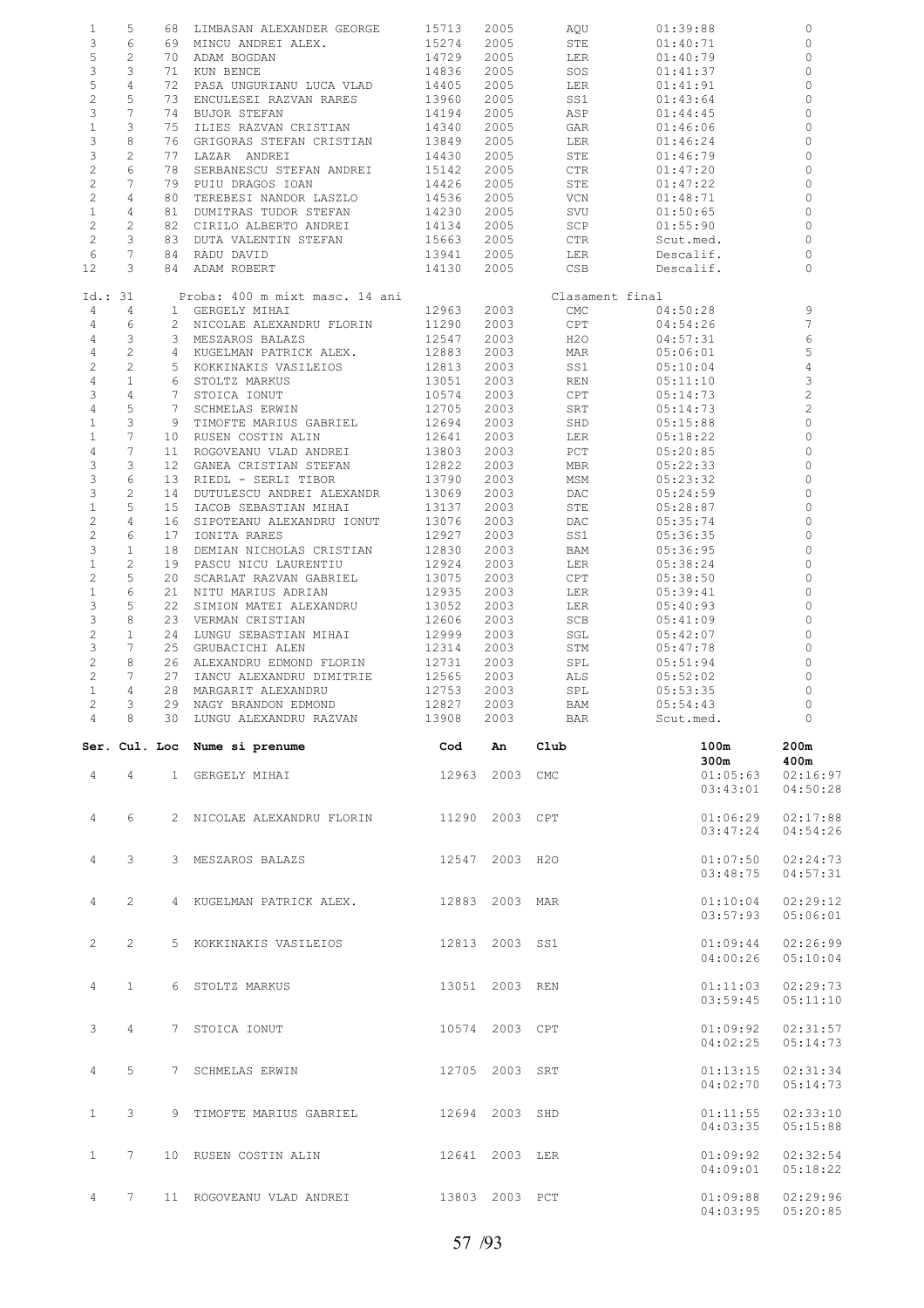| Ser. | Cul. | Loc | Nume si prenume | Cod | An | Club | Timp | Puncte |
|---|---|---|---|---|---|---|---|---|
| 1 | 5 | 68 | LIMBASAN ALEXANDER GEORGE | 15713 | 2005 | AQU | 01:39:88 | 0 |
| 3 | 6 | 69 | MINCU ANDREI ALEX. | 15274 | 2005 | STE | 01:40:71 | 0 |
| 5 | 2 | 70 | ADAM BOGDAN | 14729 | 2005 | LER | 01:40:79 | 0 |
| 3 | 3 | 71 | KUN BENCE | 14836 | 2005 | SOS | 01:41:37 | 0 |
| 5 | 4 | 72 | PASA UNGURIANU LUCA VLAD | 14405 | 2005 | LER | 01:41:91 | 0 |
| 2 | 5 | 73 | ENCULESEI RAZVAN RARES | 13960 | 2005 | SS1 | 01:43:64 | 0 |
| 3 | 7 | 74 | BUJOR STEFAN | 14194 | 2005 | ASP | 01:44:45 | 0 |
| 1 | 3 | 75 | ILIES RAZVAN CRISTIAN | 14340 | 2005 | GAR | 01:46:06 | 0 |
| 3 | 8 | 76 | GRIGORAS STEFAN CRISTIAN | 13849 | 2005 | LER | 01:46:24 | 0 |
| 3 | 2 | 77 | LAZAR ANDREI | 14430 | 2005 | STE | 01:46:79 | 0 |
| 2 | 6 | 78 | SERBANESCU STEFAN ANDREI | 15142 | 2005 | CTR | 01:47:20 | 0 |
| 2 | 7 | 79 | PUIU DRAGOS IOAN | 14426 | 2005 | STE | 01:47:22 | 0 |
| 2 | 4 | 80 | TEREBESI NANDOR LASZLO | 14536 | 2005 | VCN | 01:48:71 | 0 |
| 1 | 4 | 81 | DUMITRAS TUDOR STEFAN | 14230 | 2005 | SVU | 01:50:65 | 0 |
| 2 | 2 | 82 | CIRILO ALBERTO ANDREI | 14134 | 2005 | SCP | 01:55:90 | 0 |
| 2 | 3 | 83 | DUTA VALENTIN STEFAN | 15663 | 2005 | CTR | Scut.med. | 0 |
| 6 | 7 | 84 | RADU DAVID | 13941 | 2005 | LER | Descalif. | 0 |
| 12 | 3 | 84 | ADAM ROBERT | 14130 | 2005 | CSB | Descalif. | 0 |

Id.: 31 Proba: 400 m mixt masc. 14 ani Clasament final

| Ser. | Cul. | Loc | Nume si prenume | Cod | An | Club | Timp | Puncte |
|---|---|---|---|---|---|---|---|---|
| 4 | 4 | 1 | GERGELY MIHAI | 12963 | 2003 | CMC | 04:50:28 | 9 |
| 4 | 6 | 2 | NICOLAE ALEXANDRU FLORIN | 11290 | 2003 | CPT | 04:54:26 | 7 |
| 4 | 3 | 3 | MESZAROS BALAZS | 12547 | 2003 | H2O | 04:57:31 | 6 |
| 4 | 2 | 4 | KUGELMAN PATRICK ALEX. | 12883 | 2003 | MAR | 05:06:01 | 5 |
| 2 | 2 | 5 | KOKKINAKIS VASILEIOS | 12813 | 2003 | SS1 | 05:10:04 | 4 |
| 4 | 1 | 6 | STOLTZ MARKUS | 13051 | 2003 | REN | 05:11:10 | 3 |
| 3 | 4 | 7 | STOICA IONUT | 10574 | 2003 | CPT | 05:14:73 | 2 |
| 4 | 5 | 7 | SCHMELAS ERWIN | 12705 | 2003 | SRT | 05:14:73 | 2 |
| 1 | 3 | 9 | TIMOFTE MARIUS GABRIEL | 12694 | 2003 | SHD | 05:15:88 | 0 |
| 1 | 7 | 10 | RUSEN COSTIN ALIN | 12641 | 2003 | LER | 05:18:22 | 0 |
| 4 | 7 | 11 | ROGOVEANU VLAD ANDREI | 13803 | 2003 | PCT | 05:20:85 | 0 |
| 3 | 3 | 12 | GANEA CRISTIAN STEFAN | 12822 | 2003 | MBR | 05:22:33 | 0 |
| 3 | 6 | 13 | RIEDL - SERLI TIBOR | 13790 | 2003 | MSM | 05:23:32 | 0 |
| 3 | 2 | 14 | DUTULESCU ANDREI ALEXANDR | 13069 | 2003 | DAC | 05:24:59 | 0 |
| 1 | 5 | 15 | IACOB SEBASTIAN MIHAI | 13137 | 2003 | STE | 05:28:87 | 0 |
| 2 | 4 | 16 | SIPOTEANU ALEXANDRU IONUT | 13076 | 2003 | DAC | 05:35:74 | 0 |
| 2 | 6 | 17 | IONITA RARES | 12927 | 2003 | SS1 | 05:36:35 | 0 |
| 3 | 1 | 18 | DEMIAN NICHOLAS CRISTIAN | 12830 | 2003 | BAM | 05:36:95 | 0 |
| 1 | 2 | 19 | PASCU NICU LAURENTIU | 12924 | 2003 | LER | 05:38:24 | 0 |
| 2 | 5 | 20 | SCARLAT RAZVAN GABRIEL | 13075 | 2003 | CPT | 05:38:50 | 0 |
| 1 | 6 | 21 | NITU MARIUS ADRIAN | 12935 | 2003 | LER | 05:39:41 | 0 |
| 3 | 5 | 22 | SIMION MATEI ALEXANDRU | 13052 | 2003 | LER | 05:40:93 | 0 |
| 3 | 8 | 23 | VERMAN CRISTIAN | 12606 | 2003 | SCB | 05:41:09 | 0 |
| 2 | 1 | 24 | LUNGU SEBASTIAN MIHAI | 12999 | 2003 | SGL | 05:42:07 | 0 |
| 3 | 7 | 25 | GRUBACICHI ALEN | 12314 | 2003 | STM | 05:47:78 | 0 |
| 2 | 8 | 26 | ALEXANDRU EDMOND FLORIN | 12731 | 2003 | SPL | 05:51:94 | 0 |
| 2 | 7 | 27 | IANCU ALEXANDRU DIMITRIE | 12565 | 2003 | ALS | 05:52:02 | 0 |
| 1 | 4 | 28 | MARGARIT ALEXANDRU | 12753 | 2003 | SPL | 05:53:35 | 0 |
| 2 | 3 | 29 | NAGY BRANDON EDMOND | 12827 | 2003 | BAM | 05:54:43 | 0 |
| 4 | 8 | 30 | LUNGU ALEXANDRU RAZVAN | 13908 | 2003 | BAR | Scut.med. | 0 |

| Ser. | Cul. | Loc | Nume si prenume | Cod | An | Club | 100m / 300m | 200m / 400m |
|---|---|---|---|---|---|---|---|---|
| 4 | 4 | 1 | GERGELY MIHAI | 12963 | 2003 | CMC | 01:05:63 / 03:43:01 | 02:16:97 / 04:50:28 |
| 4 | 6 | 2 | NICOLAE ALEXANDRU FLORIN | 11290 | 2003 | CPT | 01:06:29 / 03:47:24 | 02:17:88 / 04:54:26 |
| 4 | 3 | 3 | MESZAROS BALAZS | 12547 | 2003 | H2O | 01:07:50 / 03:48:75 | 02:24:73 / 04:57:31 |
| 4 | 2 | 4 | KUGELMAN PATRICK ALEX. | 12883 | 2003 | MAR | 01:10:04 / 03:57:93 | 02:29:12 / 05:06:01 |
| 2 | 2 | 5 | KOKKINAKIS VASILEIOS | 12813 | 2003 | SS1 | 01:09:44 / 04:00:26 | 02:26:99 / 05:10:04 |
| 4 | 1 | 6 | STOLTZ MARKUS | 13051 | 2003 | REN | 01:11:03 / 03:59:45 | 02:29:73 / 05:11:10 |
| 3 | 4 | 7 | STOICA IONUT | 10574 | 2003 | CPT | 01:09:92 / 04:02:25 | 02:31:57 / 05:14:73 |
| 4 | 5 | 7 | SCHMELAS ERWIN | 12705 | 2003 | SRT | 01:13:15 / 04:02:70 | 02:31:34 / 05:14:73 |
| 1 | 3 | 9 | TIMOFTE MARIUS GABRIEL | 12694 | 2003 | SHD | 01:11:55 / 04:03:35 | 02:33:10 / 05:15:88 |
| 1 | 7 | 10 | RUSEN COSTIN ALIN | 12641 | 2003 | LER | 01:09:92 / 04:09:01 | 02:32:54 / 05:18:22 |
| 4 | 7 | 11 | ROGOVEANU VLAD ANDREI | 13803 | 2003 | PCT | 01:09:88 / 04:03:95 | 02:29:96 / 05:20:85 |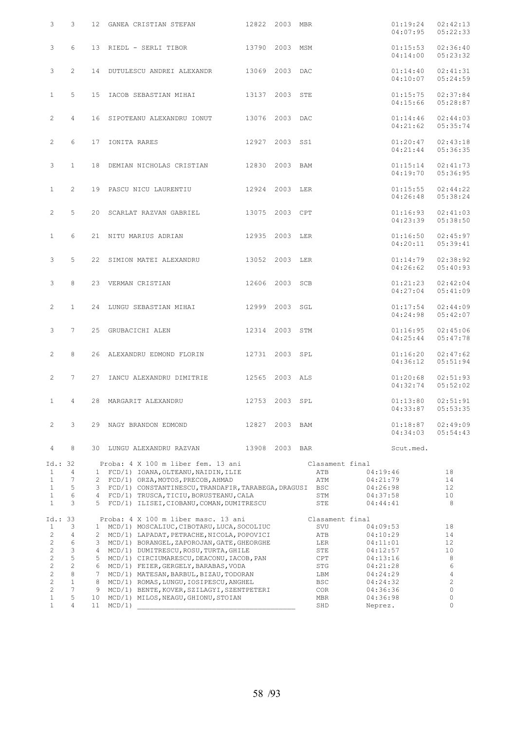| Serie | Culoar | Loc | Nume | Legit. | An | Club | | Timp 50/150 | Timp 100/200 |
|---|---|---|---|---|---|---|---|---|---|
| 3 | 3 | 12 | GANEA CRISTIAN STEFAN | 12822 | 2003 | MBR | | 01:19:24<br>04:07:95 | 02:42:13<br>05:22:33 |
| 3 | 6 | 13 | RIEDL - SERLI TIBOR | 13790 | 2003 | MSM | | 01:15:53<br>04:14:00 | 02:36:40<br>05:23:32 |
| 3 | 2 | 14 | DUTULESCU ANDREI ALEXANDR | 13069 | 2003 | DAC | | 01:14:40<br>04:10:07 | 02:41:31<br>05:24:59 |
| 1 | 5 | 15 | IACOB SEBASTIAN MIHAI | 13137 | 2003 | STE | | 01:15:75<br>04:15:66 | 02:37:84<br>05:28:87 |
| 2 | 4 | 16 | SIPOTEANU ALEXANDRU IONUT | 13076 | 2003 | DAC | | 01:14:46<br>04:21:62 | 02:44:03<br>05:35:74 |
| 2 | 6 | 17 | IONITA RARES | 12927 | 2003 | SS1 | | 01:20:47<br>04:21:44 | 02:43:18<br>05:36:35 |
| 3 | 1 | 18 | DEMIAN NICHOLAS CRISTIAN | 12830 | 2003 | BAM | | 01:15:14<br>04:19:70 | 02:41:73<br>05:36:95 |
| 1 | 2 | 19 | PASCU NICU LAURENTIU | 12924 | 2003 | LER | | 01:15:55<br>04:26:48 | 02:44:22<br>05:38:24 |
| 2 | 5 | 20 | SCARLAT RAZVAN GABRIEL | 13075 | 2003 | CPT | | 01:16:93<br>04:23:39 | 02:41:03<br>05:38:50 |
| 1 | 6 | 21 | NITU MARIUS ADRIAN | 12935 | 2003 | LER | | 01:16:50<br>04:20:11 | 02:45:97<br>05:39:41 |
| 3 | 5 | 22 | SIMION MATEI ALEXANDRU | 13052 | 2003 | LER | | 01:14:79<br>04:26:62 | 02:38:92<br>05:40:93 |
| 3 | 8 | 23 | VERMAN CRISTIAN | 12606 | 2003 | SCB | | 01:21:23<br>04:27:04 | 02:42:04<br>05:41:09 |
| 2 | 1 | 24 | LUNGU SEBASTIAN MIHAI | 12999 | 2003 | SGL | | 01:17:54<br>04:24:98 | 02:44:09<br>05:42:07 |
| 3 | 7 | 25 | GRUBACICHI ALEN | 12314 | 2003 | STM | | 01:16:95<br>04:25:44 | 02:45:06<br>05:47:78 |
| 2 | 8 | 26 | ALEXANDRU EDMOND FLORIN | 12731 | 2003 | SPL | | 01:16:20<br>04:36:12 | 02:47:62<br>05:51:94 |
| 2 | 7 | 27 | IANCU ALEXANDRU DIMITRIE | 12565 | 2003 | ALS | | 01:20:68<br>04:32:74 | 02:51:93<br>05:52:02 |
| 1 | 4 | 28 | MARGARIT ALEXANDRU | 12753 | 2003 | SPL | | 01:13:80<br>04:33:87 | 02:51:91<br>05:53:35 |
| 2 | 3 | 29 | NAGY BRANDON EDMOND | 12827 | 2003 | BAM | | 01:18:87<br>04:34:03 | 02:49:09<br>05:54:43 |
| 4 | 8 | 30 | LUNGU ALEXANDRU RAZVAN | 13908 | 2003 | BAR | | Scut.med. | |

Id.: 32 Proba: 4 X 100 m liber fem. 13 ani — Clasament final

| Serie | Culoar | Loc | Echipa | Club | Timp | Puncte |
|---|---|---|---|---|---|---|
| 1 | 4 | 1 | FCD/1) IOANA, OLTEANU, NAIDIN, ILIE | ATB | 04:19:46 | 18 |
| 1 | 7 | 2 | FCD/1) ORZA, MOTOS, PRECOB, AHMAD | ATM | 04:21:79 | 14 |
| 1 | 5 | 3 | FCD/1) CONSTANTINESCU, TRANDAFIR, TARABEGA, DRAGUSI | BSC | 04:26:98 | 12 |
| 1 | 6 | 4 | FCD/1) TRUSCA, TICIU, BORUSTEANU, CALA | STM | 04:37:58 | 10 |
| 1 | 3 | 5 | FCD/1) ILISEI, CIOBANU, COMAN, DUMITRESCU | STE | 04:44:41 | 8 |

Id.: 33 Proba: 4 X 100 m liber masc. 13 ani — Clasament final

| Serie | Culoar | Loc | Echipa | Club | Timp | Puncte |
|---|---|---|---|---|---|---|
| 1 | 3 | 1 | MCD/1) MOSCALIUC, CIBOTARU, LUCA, SOCOLIUC | SVU | 04:09:53 | 18 |
| 2 | 4 | 2 | MCD/1) LAPADAT, PETRACHE, NICOLA, POPOVICI | ATB | 04:10:29 | 14 |
| 2 | 6 | 3 | MCD/1) BORANGEL, ZAPOROJAN, GATE, GHEORGHE | LER | 04:11:01 | 12 |
| 2 | 3 | 4 | MCD/1) DUMITRESCU, ROSU, TURTA, GHILE | STE | 04:12:57 | 10 |
| 2 | 5 | 5 | MCD/1) CIRCIUMARESCU, DEACONU, IACOB, PAN | CPT | 04:13:16 | 8 |
| 2 | 2 | 6 | MCD/1) FEIER, GERGELY, BARABAS, VODA | STG | 04:21:28 | 6 |
| 2 | 8 | 7 | MCD/1) MATESAN, BARBUL, BIZAU, TODORAN | LBM | 04:24:29 | 4 |
| 2 | 1 | 8 | MCD/1) ROMAS, LUNGU, IOSIPESCU, ANGHEL | BSC | 04:24:32 | 2 |
| 2 | 7 | 9 | MCD/1) BENTE, KOVER, SZILAGYI, SZENTPETERI | COR | 04:36:36 | 0 |
| 1 | 5 | 10 | MCD/1) MILOS, NEAGU, GHIONU, STOIAN | MBR | 04:36:98 | 0 |
| 1 | 4 | 11 | MCD/1) ____________________________________ | SHD | Neprez. | 0 |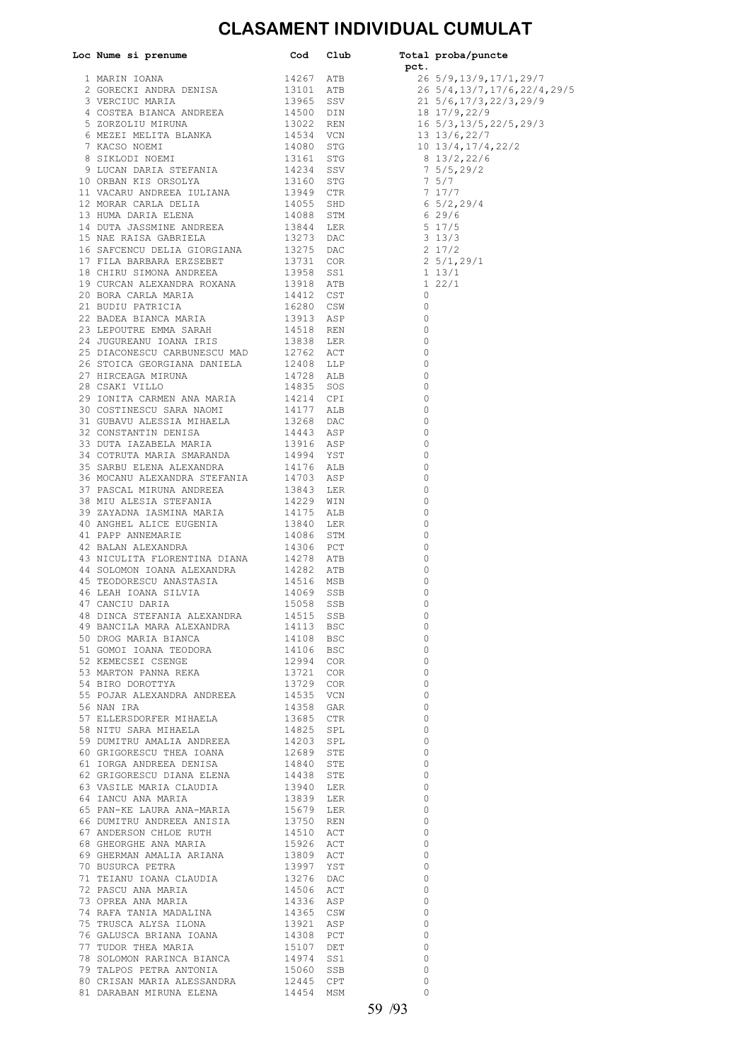# CLASAMENT INDIVIDUAL CUMULAT

| Loc | Nume si prenume | Cod | Club | Total pct. | proba/puncte |
|---|---|---|---|---|---|
| 1 | MARIN IOANA | 14267 | ATB | 26 | 5/9,13/9,17/1,29/7 |
| 2 | GORECKI ANDRA DENISA | 13101 | ATB | 26 | 5/4,13/7,17/6,22/4,29/5 |
| 3 | VERCIUC MARIA | 13965 | SSV | 21 | 5/6,17/3,22/3,29/9 |
| 4 | COSTEA BIANCA ANDREEA | 14500 | DIN | 18 | 17/9,22/9 |
| 5 | ZORZOLIU MIRUNA | 13022 | REN | 16 | 5/3,13/5,22/5,29/3 |
| 6 | MEZEI MELITA BLANKA | 14534 | VCN | 13 | 13/6,22/7 |
| 7 | KACSO NOEMI | 14080 | STG | 10 | 13/4,17/4,22/2 |
| 8 | SIKLODI NOEMI | 13161 | STG | 8 | 13/2,22/6 |
| 9 | LUCAN DARIA STEFANIA | 14234 | SSV | 7 | 5/5,29/2 |
| 10 | ORBAN KIS ORSOLYA | 13160 | STG | 7 | 5/7 |
| 11 | VACARU ANDREEA IULIANA | 13949 | CTR | 7 | 17/7 |
| 12 | MORAR CARLA DELIA | 14055 | SHD | 6 | 5/2,29/4 |
| 13 | HUMA DARIA ELENA | 14088 | STM | 6 | 29/6 |
| 14 | DUTA JASSMINE ANDREEA | 13844 | LER | 5 | 17/5 |
| 15 | NAE RAISA GABRIELA | 13273 | DAC | 3 | 13/3 |
| 16 | SAFCENCU DELIA GIORGIANA | 13275 | DAC | 2 | 17/2 |
| 17 | FILA BARBARA ERZSEBET | 13731 | COR | 2 | 5/1,29/1 |
| 18 | CHIRU SIMONA ANDREEA | 13958 | SS1 | 1 | 13/1 |
| 19 | CURCAN ALEXANDRA ROXANA | 13918 | ATB | 1 | 22/1 |
| 20 | BORA CARLA MARIA | 14412 | CST | 0 | |
| 21 | BUDIU PATRICIA | 16280 | CSW | 0 | |
| 22 | BADEA BIANCA MARIA | 13913 | ASP | 0 | |
| 23 | LEPOUTRE EMMA SARAH | 14518 | REN | 0 | |
| 24 | JUGUREANU IOANA IRIS | 13838 | LER | 0 | |
| 25 | DIACONESCU CARBUNESCU MAD | 12762 | ACT | 0 | |
| 26 | STOICA GEORGIANA DANIELA | 12408 | LLP | 0 | |
| 27 | HIRCEAGA MIRUNA | 14728 | ALB | 0 | |
| 28 | CSAKI VILLO | 14835 | SOS | 0 | |
| 29 | IONITA CARMEN ANA MARIA | 14214 | CPI | 0 | |
| 30 | COSTINESCU SARA NAOMI | 14177 | ALB | 0 | |
| 31 | GUBAVU ALESSIA MIHAELA | 13268 | DAC | 0 | |
| 32 | CONSTANTIN DENISA | 14443 | ASP | 0 | |
| 33 | DUTA IAZABELA MARIA | 13916 | ASP | 0 | |
| 34 | COTRUTA MARIA SMARANDA | 14994 | YST | 0 | |
| 35 | SARBU ELENA ALEXANDRA | 14176 | ALB | 0 | |
| 36 | MOCANU ALEXANDRA STEFANIA | 14703 | ASP | 0 | |
| 37 | PASCAL MIRUNA ANDREEA | 13843 | LER | 0 | |
| 38 | MIU ALESIA STEFANIA | 14229 | WIN | 0 | |
| 39 | ZAYADNA IASMINA MARIA | 14175 | ALB | 0 | |
| 40 | ANGHEL ALICE EUGENIA | 13840 | LER | 0 | |
| 41 | PAPP ANNEMARIE | 14086 | STM | 0 | |
| 42 | BALAN ALEXANDRA | 14306 | PCT | 0 | |
| 43 | NICULITA FLORENTINA DIANA | 14278 | ATB | 0 | |
| 44 | SOLOMON IOANA ALEXANDRA | 14282 | ATB | 0 | |
| 45 | TEODORESCU ANASTASIA | 14516 | MSB | 0 | |
| 46 | LEAH IOANA SILVIA | 14069 | SSB | 0 | |
| 47 | CANCIU DARIA | 15058 | SSB | 0 | |
| 48 | DINCA STEFANIA ALEXANDRA | 14515 | SSB | 0 | |
| 49 | BANCILA MARA ALEXANDRA | 14113 | BSC | 0 | |
| 50 | DROG MARIA BIANCA | 14108 | BSC | 0 | |
| 51 | GOMOI IOANA TEODORA | 14106 | BSC | 0 | |
| 52 | KEMECSEI CSENGE | 12994 | COR | 0 | |
| 53 | MARTON PANNA REKA | 13721 | COR | 0 | |
| 54 | BIRO DOROTTYA | 13729 | COR | 0 | |
| 55 | POJAR ALEXANDRA ANDREEA | 14535 | VCN | 0 | |
| 56 | NAN IRA | 14358 | GAR | 0 | |
| 57 | ELLERSDORFER MIHAELA | 13685 | CTR | 0 | |
| 58 | NITU SARA MIHAELA | 14825 | SPL | 0 | |
| 59 | DUMITRU AMALIA ANDREEA | 14203 | SPL | 0 | |
| 60 | GRIGORESCU THEA IOANA | 12689 | STE | 0 | |
| 61 | IORGA ANDREEA DENISA | 14840 | STE | 0 | |
| 62 | GRIGORESCU DIANA ELENA | 14438 | STE | 0 | |
| 63 | VASILE MARIA CLAUDIA | 13940 | LER | 0 | |
| 64 | IANCU ANA MARIA | 13839 | LER | 0 | |
| 65 | PAN-KE LAURA ANA-MARIA | 15679 | LER | 0 | |
| 66 | DUMITRU ANDREEA ANISIA | 13750 | REN | 0 | |
| 67 | ANDERSON CHLOE RUTH | 14510 | ACT | 0 | |
| 68 | GHEORGHE ANA MARIA | 15926 | ACT | 0 | |
| 69 | GHERMAN AMALIA ARIANA | 13809 | ACT | 0 | |
| 70 | BUSURCA PETRA | 13997 | YST | 0 | |
| 71 | TEIANU IOANA CLAUDIA | 13276 | DAC | 0 | |
| 72 | PASCU ANA MARIA | 14506 | ACT | 0 | |
| 73 | OPREA ANA MARIA | 14336 | ASP | 0 | |
| 74 | RAFA TANIA MADALINA | 14365 | CSW | 0 | |
| 75 | TRUSCA ALYSA ILONA | 13921 | ASP | 0 | |
| 76 | GALUSCA BRIANA IOANA | 14308 | PCT | 0 | |
| 77 | TUDOR THEA MARIA | 15107 | DET | 0 | |
| 78 | SOLOMON RARINCA BIANCA | 14974 | SS1 | 0 | |
| 79 | TALPOS PETRA ANTONIA | 15060 | SSB | 0 | |
| 80 | CRISAN MARIA ALESSANDRA | 12445 | CPT | 0 | |
| 81 | DARABAN MIRUNA ELENA | 14454 | MSM | 0 | |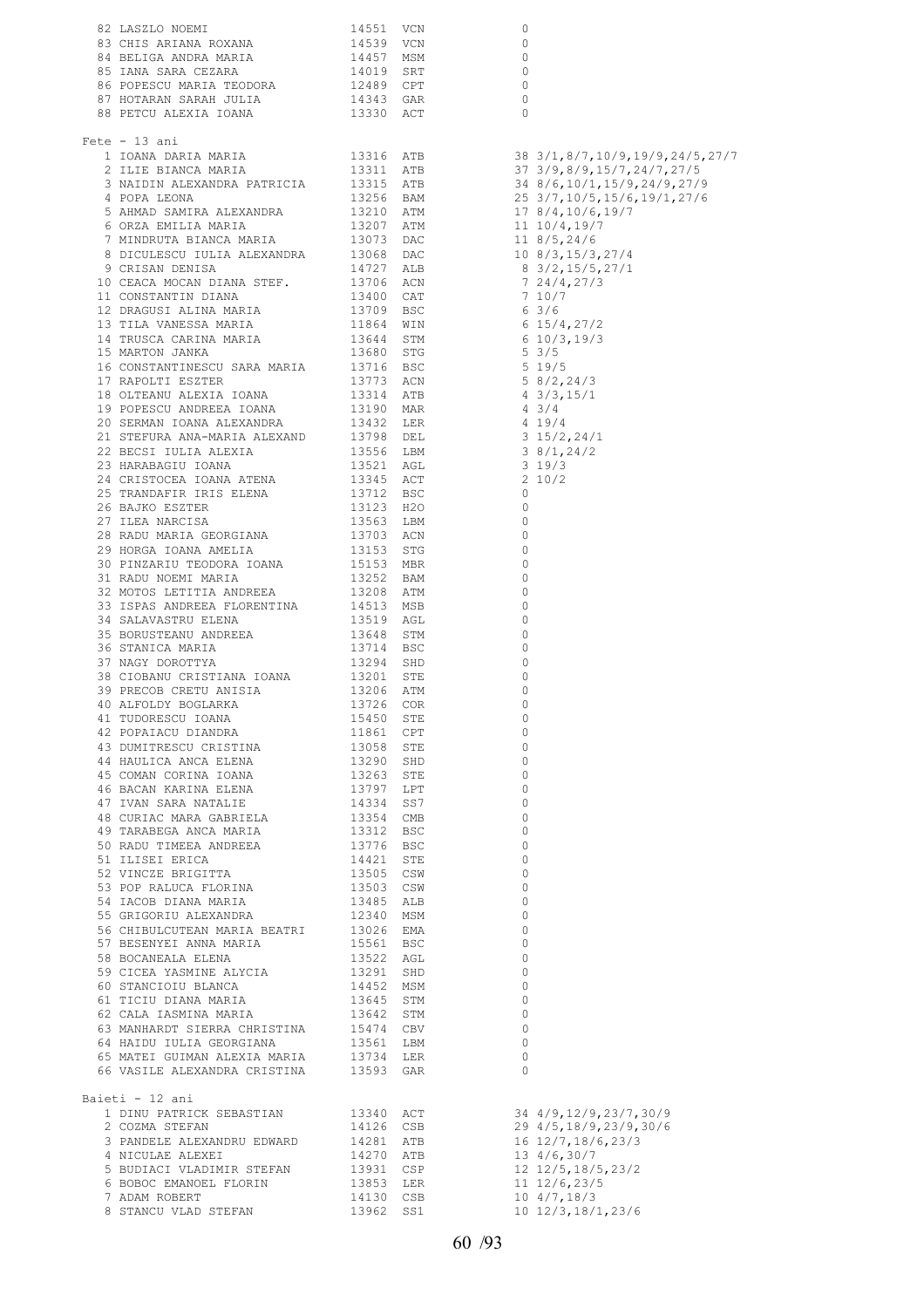| Loc | Nume | Nr. | Club | Puncte | Detalii |
|---|---|---|---|---|---|
| 82 | LASZLO NOEMI | 14551 | VCN | 0 | |
| 83 | CHIS ARIANA ROXANA | 14539 | VCN | 0 | |
| 84 | BELIGA ANDRA MARIA | 14457 | MSM | 0 | |
| 85 | IANA SARA CEZARA | 14019 | SRT | 0 | |
| 86 | POPESCU MARIA TEODORA | 12489 | CPT | 0 | |
| 87 | HOTARAN SARAH JULIA | 14343 | GAR | 0 | |
| 88 | PETCU ALEXIA IOANA | 13330 | ACT | 0 | |

Fete - 13 ani

| Loc | Nume | Nr. | Club | Puncte | Detalii |
|---|---|---|---|---|---|
| 1 | IOANA DARIA MARIA | 13316 | ATB | 38 | 3/1,8/7,10/9,19/9,24/5,27/7 |
| 2 | ILIE BIANCA MARIA | 13311 | ATB | 37 | 3/9,8/9,15/7,24/7,27/5 |
| 3 | NAIDIN ALEXANDRA PATRICIA | 13315 | ATB | 34 | 8/6,10/1,15/9,24/9,27/9 |
| 4 | POPA LEONA | 13256 | BAM | 25 | 3/7,10/5,15/6,19/1,27/6 |
| 5 | AHMAD SAMIRA ALEXANDRA | 13210 | ATM | 17 | 8/4,10/6,19/7 |
| 6 | ORZA EMILIA MARIA | 13207 | ATM | 11 | 10/4,19/7 |
| 7 | MINDRUTA BIANCA MARIA | 13073 | DAC | 11 | 8/5,24/6 |
| 8 | DICULESCU IULIA ALEXANDRA | 13068 | DAC | 10 | 8/3,15/3,27/4 |
| 9 | CRISAN DENISA | 14727 | ALB | 8 | 3/2,15/5,27/1 |
| 10 | CEACA MOCAN DIANA STEF. | 13706 | ACN | 7 | 24/4,27/3 |
| 11 | CONSTANTIN DIANA | 13400 | CAT | 7 | 10/7 |
| 12 | DRAGUSI ALINA MARIA | 13709 | BSC | 6 | 3/6 |
| 13 | TILA VANESSA MARIA | 11864 | WIN | 6 | 15/4,27/2 |
| 14 | TRUSCA CARINA MARIA | 13644 | STM | 6 | 10/3,19/3 |
| 15 | MARTON JANKA | 13680 | STG | 5 | 3/5 |
| 16 | CONSTANTINESCU SARA MARIA | 13716 | BSC | 5 | 19/5 |
| 17 | RAPOLTI ESZTER | 13773 | ACN | 5 | 8/2,24/3 |
| 18 | OLTEANU ALEXIA IOANA | 13314 | ATB | 4 | 3/3,15/1 |
| 19 | POPESCU ANDREEA IOANA | 13190 | MAR | 4 | 3/4 |
| 20 | SERMAN IOANA ALEXANDRA | 13432 | LER | 4 | 19/4 |
| 21 | STEFURA ANA-MARIA ALEXAND | 13798 | DEL | 3 | 15/2,24/1 |
| 22 | BECSI IULIA ALEXIA | 13556 | LBM | 3 | 8/1,24/2 |
| 23 | HARABAGIU IOANA | 13521 | AGL | 3 | 19/3 |
| 24 | CRISTOCEA IOANA ATENA | 13345 | ACT | 2 | 10/2 |
| 25 | TRANDAFIR IRIS ELENA | 13712 | BSC | 0 | |
| 26 | BAJKO ESZTER | 13123 | H2O | 0 | |
| 27 | ILEA NARCISA | 13563 | LBM | 0 | |
| 28 | RADU MARIA GEORGIANA | 13703 | ACN | 0 | |
| 29 | HORGA IOANA AMELIA | 13153 | STG | 0 | |
| 30 | PINZARIU TEODORA IOANA | 15153 | MBR | 0 | |
| 31 | RADU NOEMI MARIA | 13252 | BAM | 0 | |
| 32 | MOTOS LETITIA ANDREEA | 13208 | ATM | 0 | |
| 33 | ISPAS ANDREEA FLORENTINA | 14513 | MSB | 0 | |
| 34 | SALAVASTRU ELENA | 13519 | AGL | 0 | |
| 35 | BORUSTEANU ANDREEA | 13648 | STM | 0 | |
| 36 | STANICA MARIA | 13714 | BSC | 0 | |
| 37 | NAGY DOROTTYA | 13294 | SHD | 0 | |
| 38 | CIOBANU CRISTIANA IOANA | 13201 | STE | 0 | |
| 39 | PRECOB CRETU ANISIA | 13206 | ATM | 0 | |
| 40 | ALFOLDY BOGLARKA | 13726 | COR | 0 | |
| 41 | TUDORESCU IOANA | 15450 | STE | 0 | |
| 42 | POPAIACU DIANDRA | 11861 | CPT | 0 | |
| 43 | DUMITRESCU CRISTINA | 13058 | STE | 0 | |
| 44 | HAULICA ANCA ELENA | 13290 | SHD | 0 | |
| 45 | COMAN CORINA IOANA | 13263 | STE | 0 | |
| 46 | BACAN KARINA ELENA | 13797 | LPT | 0 | |
| 47 | IVAN SARA NATALIE | 14334 | SS7 | 0 | |
| 48 | CURIAC MARA GABRIELA | 13354 | CMB | 0 | |
| 49 | TARABEGA ANCA MARIA | 13312 | BSC | 0 | |
| 50 | RADU TIMEEA ANDREEA | 13776 | BSC | 0 | |
| 51 | ILISEI ERICA | 14421 | STE | 0 | |
| 52 | VINCZE BRIGITTA | 13505 | CSW | 0 | |
| 53 | POP RALUCA FLORINA | 13503 | CSW | 0 | |
| 54 | IACOB DIANA MARIA | 13485 | ALB | 0 | |
| 55 | GRIGORIU ALEXANDRA | 12340 | MSM | 0 | |
| 56 | CHIBULCUTEAN MARIA BEATRI | 13026 | EMA | 0 | |
| 57 | BESENYEI ANNA MARIA | 15561 | BSC | 0 | |
| 58 | BOCANEALA ELENA | 13522 | AGL | 0 | |
| 59 | CICEA YASMINE ALYCIA | 13291 | SHD | 0 | |
| 60 | STANCIOIU BLANCA | 14452 | MSM | 0 | |
| 61 | TICIU DIANA MARIA | 13645 | STM | 0 | |
| 62 | CALA IASMINA MARIA | 13642 | STM | 0 | |
| 63 | MANHARDT SIERRA CHRISTINA | 15474 | CBV | 0 | |
| 64 | HAIDU IULIA GEORGIANA | 13561 | LBM | 0 | |
| 65 | MATEI GUIMAN ALEXIA MARIA | 13734 | LER | 0 | |
| 66 | VASILE ALEXANDRA CRISTINA | 13593 | GAR | 0 | |

Baieti - 12 ani

| Loc | Nume | Nr. | Club | Puncte | Detalii |
|---|---|---|---|---|---|
| 1 | DINU PATRICK SEBASTIAN | 13340 | ACT | 34 | 4/9,12/9,23/7,30/9 |
| 2 | COZMA STEFAN | 14126 | CSB | 29 | 4/5,18/9,23/9,30/6 |
| 3 | PANDELE ALEXANDRU EDWARD | 14281 | ATB | 16 | 12/7,18/6,23/3 |
| 4 | NICULAE ALEXEI | 14270 | ATB | 13 | 4/6,30/7 |
| 5 | BUDIACI VLADIMIR STEFAN | 13931 | CSP | 12 | 12/5,18/5,23/2 |
| 6 | BOBOC EMANOEL FLORIN | 13853 | LER | 11 | 12/6,23/5 |
| 7 | ADAM ROBERT | 14130 | CSB | 10 | 4/7,18/3 |
| 8 | STANCU VLAD STEFAN | 13962 | SS1 | 10 | 12/3,18/1,23/6 |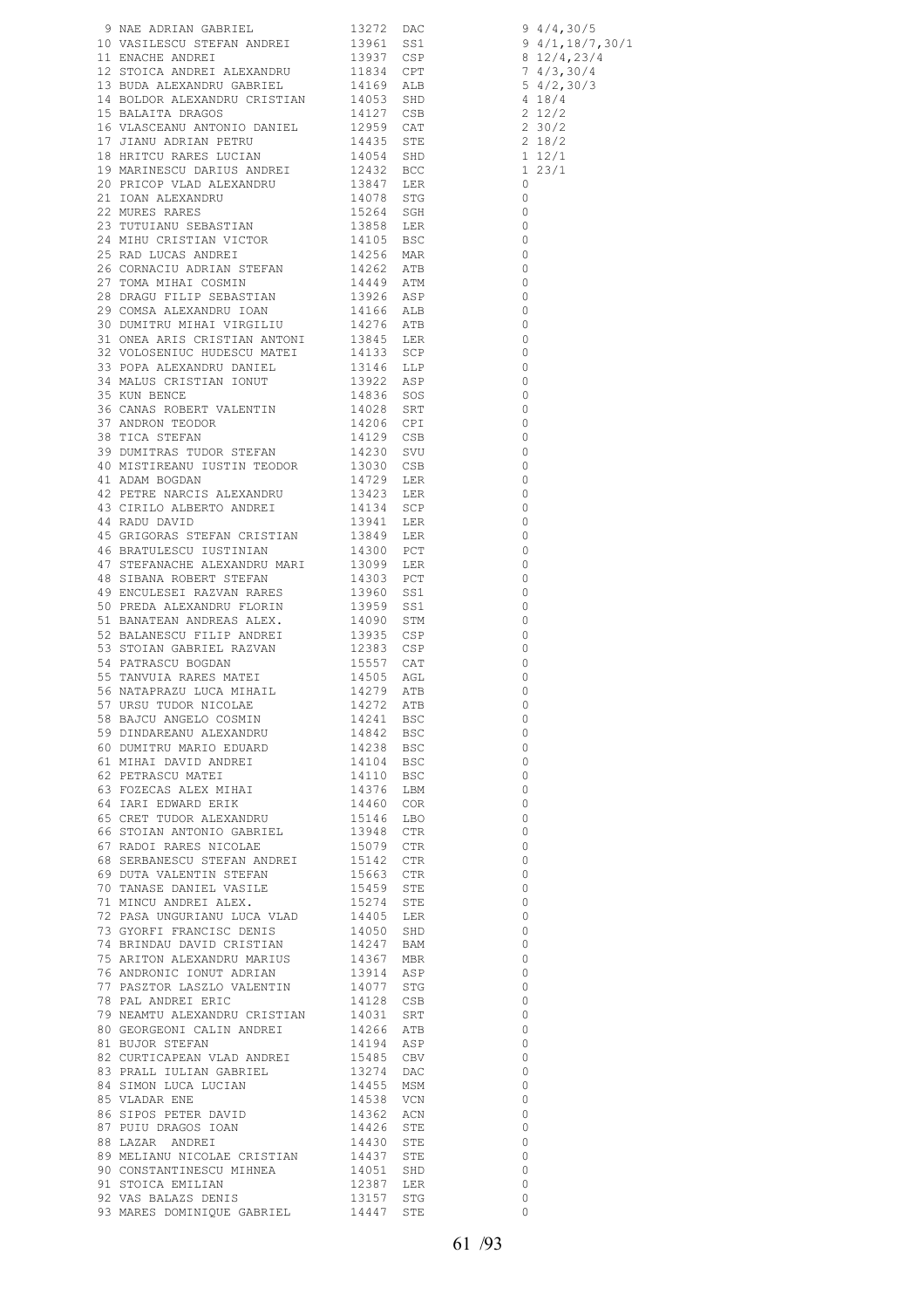| | | | | |
|---|---|---|---|---|
| 9 | NAE ADRIAN GABRIEL | 13272 | DAC | 9 4/4,30/5 |
| 10 | VASILESCU STEFAN ANDREI | 13961 | SS1 | 9 4/1,18/7,30/1 |
| 11 | ENACHE ANDREI | 13937 | CSP | 8 12/4,23/4 |
| 12 | STOICA ANDREI ALEXANDRU | 11834 | CPT | 7 4/3,30/4 |
| 13 | BUDA ALEXANDRU GABRIEL | 14169 | ALB | 5 4/2,30/3 |
| 14 | BOLDOR ALEXANDRU CRISTIAN | 14053 | SHD | 4 18/4 |
| 15 | BALAITA DRAGOS | 14127 | CSB | 2 12/2 |
| 16 | VLASCEANU ANTONIO DANIEL | 12959 | CAT | 2 30/2 |
| 17 | JIANU ADRIAN PETRU | 14435 | STE | 2 18/2 |
| 18 | HRITCU RARES LUCIAN | 14054 | SHD | 1 12/1 |
| 19 | MARINESCU DARIUS ANDREI | 12432 | BCC | 1 23/1 |
| 20 | PRICOP VLAD ALEXANDRU | 13847 | LER | 0 |
| 21 | IOAN ALEXANDRU | 14078 | STG | 0 |
| 22 | MURES RARES | 15264 | SGH | 0 |
| 23 | TUTUIANU SEBASTIAN | 13858 | LER | 0 |
| 24 | MIHU CRISTIAN VICTOR | 14105 | BSC | 0 |
| 25 | RAD LUCAS ANDREI | 14256 | MAR | 0 |
| 26 | CORNACIU ADRIAN STEFAN | 14262 | ATB | 0 |
| 27 | TOMA MIHAI COSMIN | 14449 | ATM | 0 |
| 28 | DRAGU FILIP SEBASTIAN | 13926 | ASP | 0 |
| 29 | COMSA ALEXANDRU IOAN | 14166 | ALB | 0 |
| 30 | DUMITRU MIHAI VIRGILIU | 14276 | ATB | 0 |
| 31 | ONEA ARIS CRISTIAN ANTONI | 13845 | LER | 0 |
| 32 | VOLOSENIUC HUDESCU MATEI | 14133 | SCP | 0 |
| 33 | POPA ALEXANDRU DANIEL | 13146 | LLP | 0 |
| 34 | MALUS CRISTIAN IONUT | 13922 | ASP | 0 |
| 35 | KUN BENCE | 14836 | SOS | 0 |
| 36 | CANAS ROBERT VALENTIN | 14028 | SRT | 0 |
| 37 | ANDRON TEODOR | 14206 | CPI | 0 |
| 38 | TICA STEFAN | 14129 | CSB | 0 |
| 39 | DUMITRAS TUDOR STEFAN | 14230 | SVU | 0 |
| 40 | MISTIREANU IUSTIN TEODOR | 13030 | CSB | 0 |
| 41 | ADAM BOGDAN | 14729 | LER | 0 |
| 42 | PETRE NARCIS ALEXANDRU | 13423 | LER | 0 |
| 43 | CIRILO ALBERTO ANDREI | 14134 | SCP | 0 |
| 44 | RADU DAVID | 13941 | LER | 0 |
| 45 | GRIGORAS STEFAN CRISTIAN | 13849 | LER | 0 |
| 46 | BRATULESCU IUSTINIAN | 14300 | PCT | 0 |
| 47 | STEFANACHE ALEXANDRU MARI | 13099 | LER | 0 |
| 48 | SIBANA ROBERT STEFAN | 14303 | PCT | 0 |
| 49 | ENCULESEI RAZVAN RARES | 13960 | SS1 | 0 |
| 50 | PREDA ALEXANDRU FLORIN | 13959 | SS1 | 0 |
| 51 | BANATEAN ANDREAS ALEX. | 14090 | STM | 0 |
| 52 | BALANESCU FILIP ANDREI | 13935 | CSP | 0 |
| 53 | STOIAN GABRIEL RAZVAN | 12383 | CSP | 0 |
| 54 | PATRASCU BOGDAN | 15557 | CAT | 0 |
| 55 | TANVUIA RARES MATEI | 14505 | AGL | 0 |
| 56 | NATAPRAZU LUCA MIHAIL | 14279 | ATB | 0 |
| 57 | URSU TUDOR NICOLAE | 14272 | ATB | 0 |
| 58 | BAJCU ANGELO COSMIN | 14241 | BSC | 0 |
| 59 | DINDAREANU ALEXANDRU | 14842 | BSC | 0 |
| 60 | DUMITRU MARIO EDUARD | 14238 | BSC | 0 |
| 61 | MIHAI DAVID ANDREI | 14104 | BSC | 0 |
| 62 | PETRASCU MATEI | 14110 | BSC | 0 |
| 63 | FOZECAS ALEX MIHAI | 14376 | LBM | 0 |
| 64 | IARI EDWARD ERIK | 14460 | COR | 0 |
| 65 | CRET TUDOR ALEXANDRU | 15146 | LBO | 0 |
| 66 | STOIAN ANTONIO GABRIEL | 13948 | CTR | 0 |
| 67 | RADOI RARES NICOLAE | 15079 | CTR | 0 |
| 68 | SERBANESCU STEFAN ANDREI | 15142 | CTR | 0 |
| 69 | DUTA VALENTIN STEFAN | 15663 | CTR | 0 |
| 70 | TANASE DANIEL VASILE | 15459 | STE | 0 |
| 71 | MINCU ANDREI ALEX. | 15274 | STE | 0 |
| 72 | PASA UNGURIANU LUCA VLAD | 14405 | LER | 0 |
| 73 | GYORFI FRANCISC DENIS | 14050 | SHD | 0 |
| 74 | BRINDAU DAVID CRISTIAN | 14247 | BAM | 0 |
| 75 | ARITON ALEXANDRU MARIUS | 14367 | MBR | 0 |
| 76 | ANDRONIC IONUT ADRIAN | 13914 | ASP | 0 |
| 77 | PASZTOR LASZLO VALENTIN | 14077 | STG | 0 |
| 78 | PAL ANDREI ERIC | 14128 | CSB | 0 |
| 79 | NEAMTU ALEXANDRU CRISTIAN | 14031 | SRT | 0 |
| 80 | GEORGEONI CALIN ANDREI | 14266 | ATB | 0 |
| 81 | BUJOR STEFAN | 14194 | ASP | 0 |
| 82 | CURTICAPEAN VLAD ANDREI | 15485 | CBV | 0 |
| 83 | PRALL IULIAN GABRIEL | 13274 | DAC | 0 |
| 84 | SIMON LUCA LUCIAN | 14455 | MSM | 0 |
| 85 | VLADAR ENE | 14538 | VCN | 0 |
| 86 | SIPOS PETER DAVID | 14362 | ACN | 0 |
| 87 | PUIU DRAGOS IOAN | 14426 | STE | 0 |
| 88 | LAZAR ANDREI | 14430 | STE | 0 |
| 89 | MELIANU NICOLAE CRISTIAN | 14437 | STE | 0 |
| 90 | CONSTANTINESCU MIHNEA | 14051 | SHD | 0 |
| 91 | STOICA EMILIAN | 12387 | LER | 0 |
| 92 | VAS BALAZS DENIS | 13157 | STG | 0 |
| 93 | MARES DOMINIQUE GABRIEL | 14447 | STE | 0 |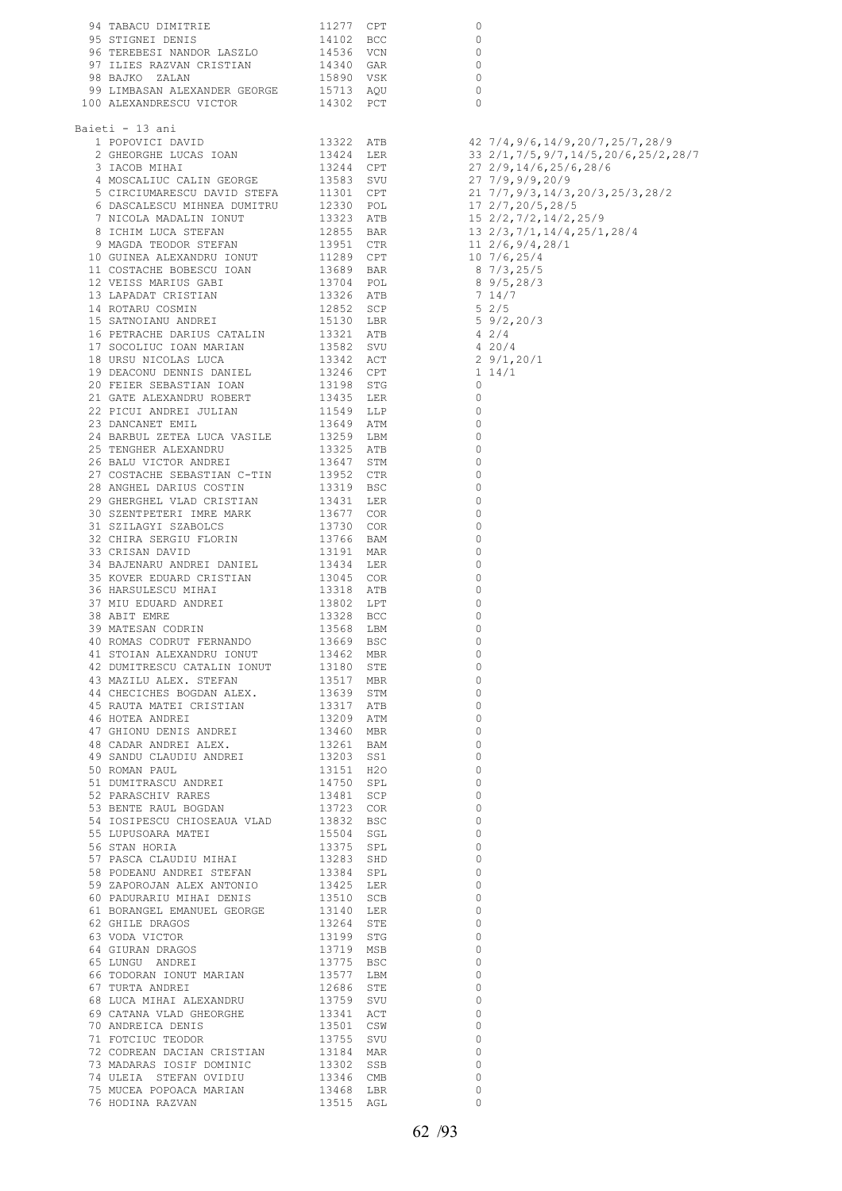| | | | | | |
|---|---|---|---|---|---|
| 94 | TABACU DIMITRIE | 11277 | CPT | 0 | |
| 95 | STIGNEI DENIS | 14102 | BCC | 0 | |
| 96 | TEREBESI NANDOR LASZLO | 14536 | VCN | 0 | |
| 97 | ILIES RAZVAN CRISTIAN | 14340 | GAR | 0 | |
| 98 | BAJKO ZALAN | 15890 | VSK | 0 | |
| 99 | LIMBASAN ALEXANDER GEORGE | 15713 | AQU | 0 | |
| 100 | ALEXANDRESCU VICTOR | 14302 | PCT | 0 | |

## Baieti - 13 ani

| | | | | | |
|---|---|---|---|---|---|
| 1 | POPOVICI DAVID | 13322 | ATB | 42 | 7/4,9/6,14/9,20/7,25/7,28/9 |
| 2 | GHEORGHE LUCAS IOAN | 13424 | LER | 33 | 2/1,7/5,9/7,14/5,20/6,25/2,28/7 |
| 3 | IACOB MIHAI | 13244 | CPT | 27 | 2/9,14/6,25/6,28/6 |
| 4 | MOSCALIUC CALIN GEORGE | 13583 | SVU | 27 | 7/9,9/9,20/9 |
| 5 | CIRCIUMARESCU DAVID STEFA | 11301 | CPT | 21 | 7/7,9/3,14/3,20/3,25/3,28/2 |
| 6 | DASCALESCU MIHNEA DUMITRU | 12330 | POL | 17 | 2/7,20/5,28/5 |
| 7 | NICOLA MADALIN IONUT | 13323 | ATB | 15 | 2/2,7/2,14/2,25/9 |
| 8 | ICHIM LUCA STEFAN | 12855 | BAR | 13 | 2/3,7/1,14/4,25/1,28/4 |
| 9 | MAGDA TEODOR STEFAN | 13951 | CTR | 11 | 2/6,9/4,28/1 |
| 10 | GUINEA ALEXANDRU IONUT | 11289 | CPT | 10 | 7/6,25/4 |
| 11 | COSTACHE BOBESCU IOAN | 13689 | BAR | 8 | 7/3,25/5 |
| 12 | VEISS MARIUS GABI | 13704 | POL | 8 | 9/5,28/3 |
| 13 | LAPADAT CRISTIAN | 13326 | ATB | 7 | 14/7 |
| 14 | ROTARU COSMIN | 12852 | SCP | 5 | 2/5 |
| 15 | SATNOIANU ANDREI | 15130 | LBR | 5 | 9/2,20/3 |
| 16 | PETRACHE DARIUS CATALIN | 13321 | ATB | 4 | 2/4 |
| 17 | SOCOLIUC IOAN MARIAN | 13582 | SVU | 4 | 20/4 |
| 18 | URSU NICOLAS LUCA | 13342 | ACT | 2 | 9/1,20/1 |
| 19 | DEACONU DENNIS DANIEL | 13246 | CPT | 1 | 14/1 |
| 20 | FEIER SEBASTIAN IOAN | 13198 | STG | 0 | |
| 21 | GATE ALEXANDRU ROBERT | 13435 | LER | 0 | |
| 22 | PICUI ANDREI JULIAN | 11549 | LLP | 0 | |
| 23 | DANCANET EMIL | 13649 | ATM | 0 | |
| 24 | BARBUL ZETEA LUCA VASILE | 13259 | LBM | 0 | |
| 25 | TENGHER ALEXANDRU | 13325 | ATB | 0 | |
| 26 | BALU VICTOR ANDREI | 13647 | STM | 0 | |
| 27 | COSTACHE SEBASTIAN C-TIN | 13952 | CTR | 0 | |
| 28 | ANGHEL DARIUS COSTIN | 13319 | BSC | 0 | |
| 29 | GHERGHEL VLAD CRISTIAN | 13431 | LER | 0 | |
| 30 | SZENTPETERI IMRE MARK | 13677 | COR | 0 | |
| 31 | SZILAGYI SZABOLCS | 13730 | COR | 0 | |
| 32 | CHIRA SERGIU FLORIN | 13766 | BAM | 0 | |
| 33 | CRISAN DAVID | 13191 | MAR | 0 | |
| 34 | BAJENARU ANDREI DANIEL | 13434 | LER | 0 | |
| 35 | KOVER EDUARD CRISTIAN | 13045 | COR | 0 | |
| 36 | HARSULESCU MIHAI | 13318 | ATB | 0 | |
| 37 | MIU EDUARD ANDREI | 13802 | LPT | 0 | |
| 38 | ABIT EMRE | 13328 | BCC | 0 | |
| 39 | MATESAN CODRIN | 13568 | LBM | 0 | |
| 40 | ROMAS CODRUT FERNANDO | 13669 | BSC | 0 | |
| 41 | STOIAN ALEXANDRU IONUT | 13462 | MBR | 0 | |
| 42 | DUMITRESCU CATALIN IONUT | 13180 | STE | 0 | |
| 43 | MAZILU ALEX. STEFAN | 13517 | MBR | 0 | |
| 44 | CHECICHES BOGDAN ALEX. | 13639 | STM | 0 | |
| 45 | RAUTA MATEI CRISTIAN | 13317 | ATB | 0 | |
| 46 | HOTEA ANDREI | 13209 | ATM | 0 | |
| 47 | GHIONU DENIS ANDREI | 13460 | MBR | 0 | |
| 48 | CADAR ANDREI ALEX. | 13261 | BAM | 0 | |
| 49 | SANDU CLAUDIU ANDREI | 13203 | SS1 | 0 | |
| 50 | ROMAN PAUL | 13151 | H2O | 0 | |
| 51 | DUMITRASCU ANDREI | 14750 | SPL | 0 | |
| 52 | PARASCHIV RARES | 13481 | SCP | 0 | |
| 53 | BENTE RAUL BOGDAN | 13723 | COR | 0 | |
| 54 | IOSIPESCU CHIOSEAUA VLAD | 13832 | BSC | 0 | |
| 55 | LUPUSOARA MATEI | 15504 | SGL | 0 | |
| 56 | STAN HORIA | 13375 | SPL | 0 | |
| 57 | PASCA CLAUDIU MIHAI | 13283 | SHD | 0 | |
| 58 | PODEANU ANDREI STEFAN | 13384 | SPL | 0 | |
| 59 | ZAPOROJAN ALEX ANTONIO | 13425 | LER | 0 | |
| 60 | PADURARIU MIHAI DENIS | 13510 | SCB | 0 | |
| 61 | BORANGEL EMANUEL GEORGE | 13140 | LER | 0 | |
| 62 | GHILE DRAGOS | 13264 | STE | 0 | |
| 63 | VODA VICTOR | 13199 | STG | 0 | |
| 64 | GIURAN DRAGOS | 13719 | MSB | 0 | |
| 65 | LUNGU ANDREI | 13775 | BSC | 0 | |
| 66 | TODORAN IONUT MARIAN | 13577 | LBM | 0 | |
| 67 | TURTA ANDREI | 12686 | STE | 0 | |
| 68 | LUCA MIHAI ALEXANDRU | 13759 | SVU | 0 | |
| 69 | CATANA VLAD GHEORGHE | 13341 | ACT | 0 | |
| 70 | ANDREICA DENIS | 13501 | CSW | 0 | |
| 71 | FOTCIUC TEODOR | 13755 | SVU | 0 | |
| 72 | CODREAN DACIAN CRISTIAN | 13184 | MAR | 0 | |
| 73 | MADARAS IOSIF DOMINIC | 13302 | SSB | 0 | |
| 74 | ULEIA STEFAN OVIDIU | 13346 | CMB | 0 | |
| 75 | MUCEA POPOACA MARIAN | 13468 | LBR | 0 | |
| 76 | HODINA RAZVAN | 13515 | AGL | 0 | |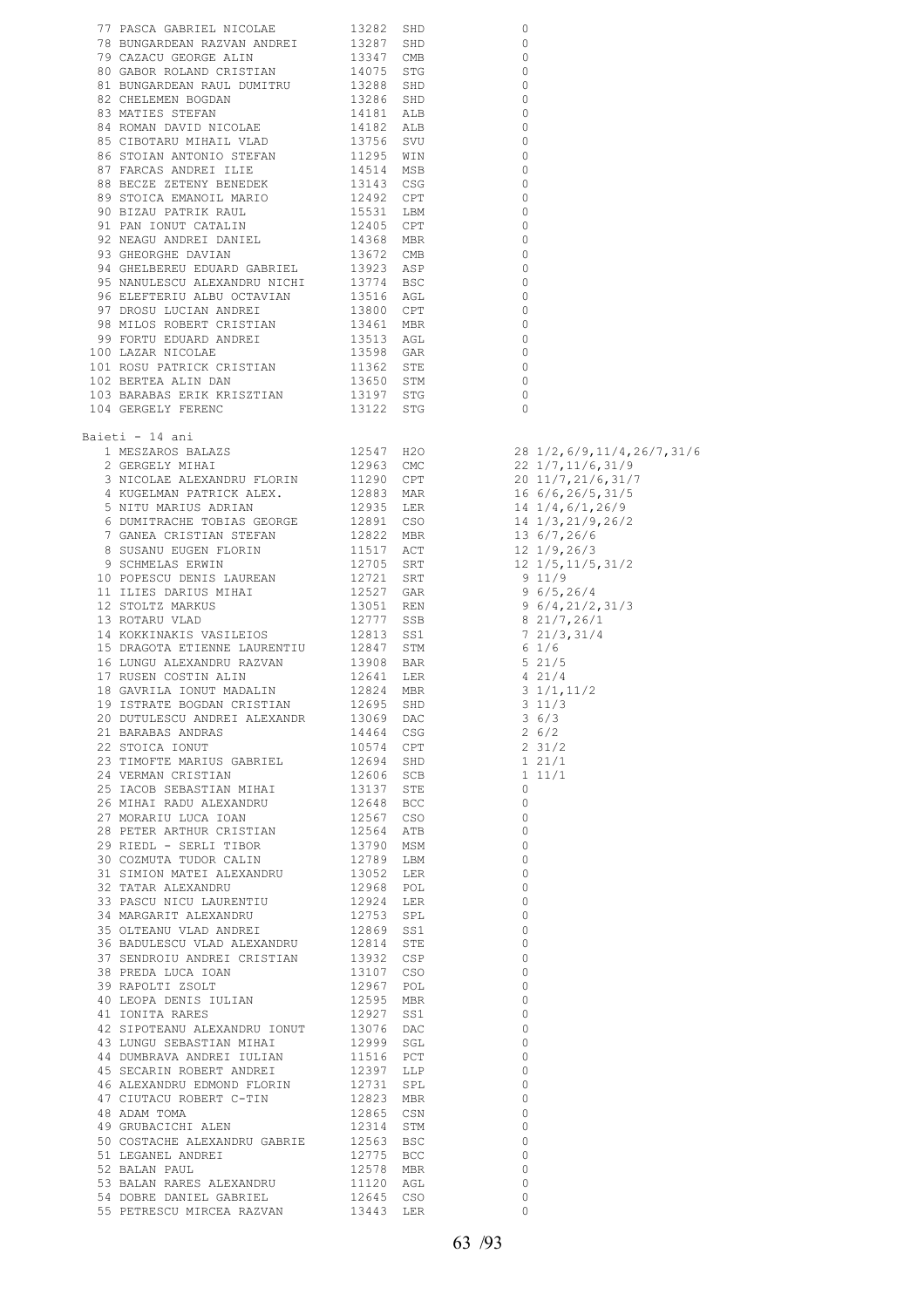| | | | | |
|---|---|---|---|---|
| 77 | PASCA GABRIEL NICOLAE | 13282 | SHD | 0 |
| 78 | BUNGARDEAN RAZVAN ANDREI | 13287 | SHD | 0 |
| 79 | CAZACU GEORGE ALIN | 13347 | CMB | 0 |
| 80 | GABOR ROLAND CRISTIAN | 14075 | STG | 0 |
| 81 | BUNGARDEAN RAUL DUMITRU | 13288 | SHD | 0 |
| 82 | CHELEMEN BOGDAN | 13286 | SHD | 0 |
| 83 | MATIES STEFAN | 14181 | ALB | 0 |
| 84 | ROMAN DAVID NICOLAE | 14182 | ALB | 0 |
| 85 | CIBOTARU MIHAIL VLAD | 13756 | SVU | 0 |
| 86 | STOIAN ANTONIO STEFAN | 11295 | WIN | 0 |
| 87 | FARCAS ANDREI ILIE | 14514 | MSB | 0 |
| 88 | BECZE ZETENY BENEDEK | 13143 | CSG | 0 |
| 89 | STOICA EMANOIL MARIO | 12492 | CPT | 0 |
| 90 | BIZAU PATRIK RAUL | 15531 | LBM | 0 |
| 91 | PAN IONUT CATALIN | 12405 | CPT | 0 |
| 92 | NEAGU ANDREI DANIEL | 14368 | MBR | 0 |
| 93 | GHEORGHE DAVIAN | 13672 | CMB | 0 |
| 94 | GHELBEREU EDUARD GABRIEL | 13923 | ASP | 0 |
| 95 | NANULESCU ALEXANDRU NICHI | 13774 | BSC | 0 |
| 96 | ELEFTERIU ALBU OCTAVIAN | 13516 | AGL | 0 |
| 97 | DROSU LUCIAN ANDREI | 13800 | CPT | 0 |
| 98 | MILOS ROBERT CRISTIAN | 13461 | MBR | 0 |
| 99 | FORTU EDUARD ANDREI | 13513 | AGL | 0 |
| 100 | LAZAR NICOLAE | 13598 | GAR | 0 |
| 101 | ROSU PATRICK CRISTIAN | 11362 | STE | 0 |
| 102 | BERTEA ALIN DAN | 13650 | STM | 0 |
| 103 | BARABAS ERIK KRISZTIAN | 13197 | STG | 0 |
| 104 | GERGELY FERENC | 13122 | STG | 0 |

## Baieti - 14 ani

| | | | | | |
|---|---|---|---|---|---|
| 1 | MESZAROS BALAZS | 12547 | H2O | 28 | 1/2,6/9,11/4,26/7,31/6 |
| 2 | GERGELY MIHAI | 12963 | CMC | 22 | 1/7,11/6,31/9 |
| 3 | NICOLAE ALEXANDRU FLORIN | 11290 | CPT | 20 | 11/7,21/6,31/7 |
| 4 | KUGELMAN PATRICK ALEX. | 12883 | MAR | 16 | 6/6,26/5,31/5 |
| 5 | NITU MARIUS ADRIAN | 12935 | LER | 14 | 1/4,6/1,26/9 |
| 6 | DUMITRACHE TOBIAS GEORGE | 12891 | CSO | 14 | 1/3,21/9,26/2 |
| 7 | GANEA CRISTIAN STEFAN | 12822 | MBR | 13 | 6/7,26/6 |
| 8 | SUSANU EUGEN FLORIN | 11517 | ACT | 12 | 1/9,26/3 |
| 9 | SCHMELAS ERWIN | 12705 | SRT | 12 | 1/5,11/5,31/2 |
| 10 | POPESCU DENIS LAUREAN | 12721 | SRT | 9 | 11/9 |
| 11 | ILIES DARIUS MIHAI | 12527 | GAR | 9 | 6/5,26/4 |
| 12 | STOLTZ MARKUS | 13051 | REN | 9 | 6/4,21/2,31/3 |
| 13 | ROTARU VLAD | 12777 | SSB | 8 | 21/7,26/1 |
| 14 | KOKKINAKIS VASILEIOS | 12813 | SS1 | 7 | 21/3,31/4 |
| 15 | DRAGOTA ETIENNE LAURENTIU | 12847 | STM | 6 | 1/6 |
| 16 | LUNGU ALEXANDRU RAZVAN | 13908 | BAR | 5 | 21/5 |
| 17 | RUSEN COSTIN ALIN | 12641 | LER | 4 | 21/4 |
| 18 | GAVRILA IONUT MADALIN | 12824 | MBR | 3 | 1/1,11/2 |
| 19 | ISTRATE BOGDAN CRISTIAN | 12695 | SHD | 3 | 11/3 |
| 20 | DUTULESCU ANDREI ALEXANDR | 13069 | DAC | 3 | 6/3 |
| 21 | BARABAS ANDRAS | 14464 | CSG | 2 | 6/2 |
| 22 | STOICA IONUT | 10574 | CPT | 2 | 31/2 |
| 23 | TIMOFTE MARIUS GABRIEL | 12694 | SHD | 1 | 21/1 |
| 24 | VERMAN CRISTIAN | 12606 | SCB | 1 | 11/1 |
| 25 | IACOB SEBASTIAN MIHAI | 13137 | STE | 0 | |
| 26 | MIHAI RADU ALEXANDRU | 12648 | BCC | 0 | |
| 27 | MORARIU LUCA IOAN | 12567 | CSO | 0 | |
| 28 | PETER ARTHUR CRISTIAN | 12564 | ATB | 0 | |
| 29 | RIEDL - SERLI TIBOR | 13790 | MSM | 0 | |
| 30 | COZMUTA TUDOR CALIN | 12789 | LBM | 0 | |
| 31 | SIMION MATEI ALEXANDRU | 13052 | LER | 0 | |
| 32 | TATAR ALEXANDRU | 12968 | POL | 0 | |
| 33 | PASCU NICU LAURENTIU | 12924 | LER | 0 | |
| 34 | MARGARIT ALEXANDRU | 12753 | SPL | 0 | |
| 35 | OLTEANU VLAD ANDREI | 12869 | SS1 | 0 | |
| 36 | BADULESCU VLAD ALEXANDRU | 12814 | STE | 0 | |
| 37 | SENDROIU ANDREI CRISTIAN | 13932 | CSP | 0 | |
| 38 | PREDA LUCA IOAN | 13107 | CSO | 0 | |
| 39 | RAPOLTI ZSOLT | 12967 | POL | 0 | |
| 40 | LEOPA DENIS IULIAN | 12595 | MBR | 0 | |
| 41 | IONITA RARES | 12927 | SS1 | 0 | |
| 42 | SIPOTEANU ALEXANDRU IONUT | 13076 | DAC | 0 | |
| 43 | LUNGU SEBASTIAN MIHAI | 12999 | SGL | 0 | |
| 44 | DUMBRAVA ANDREI IULIAN | 11516 | PCT | 0 | |
| 45 | SECARIN ROBERT ANDREI | 12397 | LLP | 0 | |
| 46 | ALEXANDRU EDMOND FLORIN | 12731 | SPL | 0 | |
| 47 | CIUTACU ROBERT C-TIN | 12823 | MBR | 0 | |
| 48 | ADAM TOMA | 12865 | CSN | 0 | |
| 49 | GRUBACICHI ALEN | 12314 | STM | 0 | |
| 50 | COSTACHE ALEXANDRU GABRIE | 12563 | BSC | 0 | |
| 51 | LEGANEL ANDREI | 12775 | BCC | 0 | |
| 52 | BALAN PAUL | 12578 | MBR | 0 | |
| 53 | BALAN RARES ALEXANDRU | 11120 | AGL | 0 | |
| 54 | DOBRE DANIEL GABRIEL | 12645 | CSO | 0 | |
| 55 | PETRESCU MIRCEA RAZVAN | 13443 | LER | 0 | |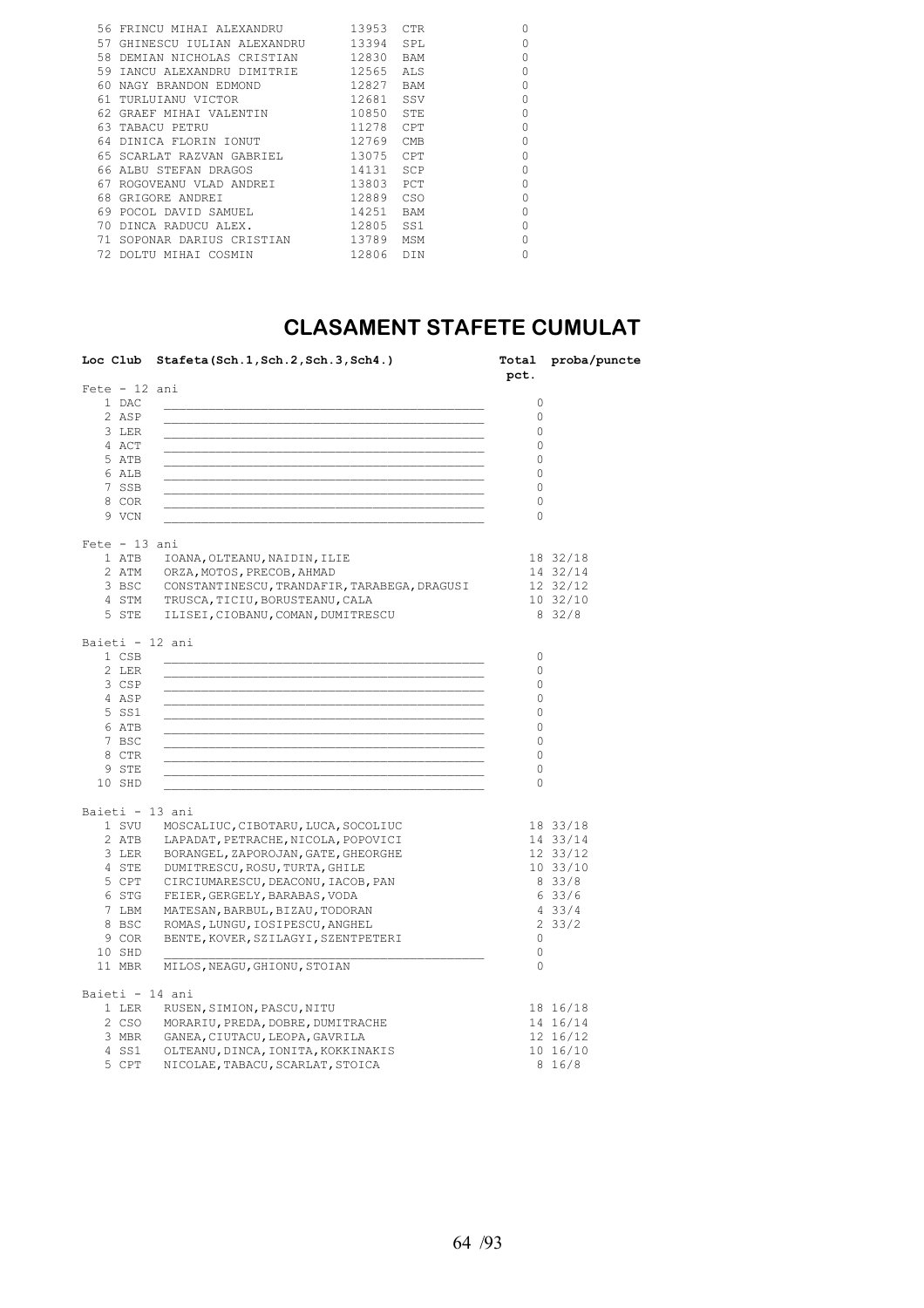| | | | | |
|---|---|---|---|---|
| 56 | FRINCU MIHAI ALEXANDRU | 13953 | CTR | 0 |
| 57 | GHINESCU IULIAN ALEXANDRU | 13394 | SPL | 0 |
| 58 | DEMIAN NICHOLAS CRISTIAN | 12830 | BAM | 0 |
| 59 | IANCU ALEXANDRU DIMITRIE | 12565 | ALS | 0 |
| 60 | NAGY BRANDON EDMOND | 12827 | BAM | 0 |
| 61 | TURLUIANU VICTOR | 12681 | SSV | 0 |
| 62 | GRAEF MIHAI VALENTIN | 10850 | STE | 0 |
| 63 | TABACU PETRU | 11278 | CPT | 0 |
| 64 | DINICA FLORIN IONUT | 12769 | CMB | 0 |
| 65 | SCARLAT RAZVAN GABRIEL | 13075 | CPT | 0 |
| 66 | ALBU STEFAN DRAGOS | 14131 | SCP | 0 |
| 67 | ROGOVEANU VLAD ANDREI | 13803 | PCT | 0 |
| 68 | GRIGORE ANDREI | 12889 | CSO | 0 |
| 69 | POCOL DAVID SAMUEL | 14251 | BAM | 0 |
| 70 | DINCA RADUCU ALEX. | 12805 | SS1 | 0 |
| 71 | SOPONAR DARIUS CRISTIAN | 13789 | MSM | 0 |
| 72 | DOLTU MIHAI COSMIN | 12806 | DIN | 0 |

# CLASAMENT STAFETE CUMULAT

| Loc | Club | Stafeta(Sch.1,Sch.2,Sch.3,Sch4.) | Total pct. | proba/puncte |
|---|---|---|---|---|
| **Fete - 12 ani** | | | | |
| 1 | DAC | ________________ | 0 | |
| 2 | ASP | ________________ | 0 | |
| 3 | LER | ________________ | 0 | |
| 4 | ACT | ________________ | 0 | |
| 5 | ATB | ________________ | 0 | |
| 6 | ALB | ________________ | 0 | |
| 7 | SSB | ________________ | 0 | |
| 8 | COR | ________________ | 0 | |
| 9 | VCN | ________________ | 0 | |
| **Fete - 13 ani** | | | | |
| 1 | ATB | IOANA,OLTEANU,NAIDIN,ILIE | 18 | 32/18 |
| 2 | ATM | ORZA,MOTOS,PRECOB,AHMAD | 14 | 32/14 |
| 3 | BSC | CONSTANTINESCU,TRANDAFIR,TARABEGA,DRAGUSI | 12 | 32/12 |
| 4 | STM | TRUSCA,TICIU,BORUSTEANU,CALA | 10 | 32/10 |
| 5 | STE | ILISEI,CIOBANU,COMAN,DUMITRESCU | 8 | 32/8 |
| **Baieti - 12 ani** | | | | |
| 1 | CSB | ________________ | 0 | |
| 2 | LER | ________________ | 0 | |
| 3 | CSP | ________________ | 0 | |
| 4 | ASP | ________________ | 0 | |
| 5 | SS1 | ________________ | 0 | |
| 6 | ATB | ________________ | 0 | |
| 7 | BSC | ________________ | 0 | |
| 8 | CTR | ________________ | 0 | |
| 9 | STE | ________________ | 0 | |
| 10 | SHD | ________________ | 0 | |
| **Baieti - 13 ani** | | | | |
| 1 | SVU | MOSCALIUC,CIBOTARU,LUCA,SOCOLIUC | 18 | 33/18 |
| 2 | ATB | LAPADAT,PETRACHE,NICOLA,POPOVICI | 14 | 33/14 |
| 3 | LER | BORANGEL,ZAPOROJAN,GATE,GHEORGHE | 12 | 33/12 |
| 4 | STE | DUMITRESCU,ROSU,TURTA,GHILE | 10 | 33/10 |
| 5 | CPT | CIRCIUMARESCU,DEACONU,IACOB,PAN | 8 | 33/8 |
| 6 | STG | FEIER,GERGELY,BARABAS,VODA | 6 | 33/6 |
| 7 | LBM | MATESAN,BARBUL,BIZAU,TODORAN | 4 | 33/4 |
| 8 | BSC | ROMAS,LUNGU,IOSIPESCU,ANGHEL | 2 | 33/2 |
| 9 | COR | BENTE,KOVER,SZILAGYI,SZENTPETERI | 0 | |
| 10 | SHD | ________________ | 0 | |
| 11 | MBR | MILOS,NEAGU,GHIONU,STOIAN | 0 | |
| **Baieti - 14 ani** | | | | |
| 1 | LER | RUSEN,SIMION,PASCU,NITU | 18 | 16/18 |
| 2 | CSO | MORARIU,PREDA,DOBRE,DUMITRACHE | 14 | 16/14 |
| 3 | MBR | GANEA,CIUTACU,LEOPA,GAVRILA | 12 | 16/12 |
| 4 | SS1 | OLTEANU,DINCA,IONITA,KOKKINAKIS | 10 | 16/10 |
| 5 | CPT | NICOLAE,TABACU,SCARLAT,STOICA | 8 | 16/8 |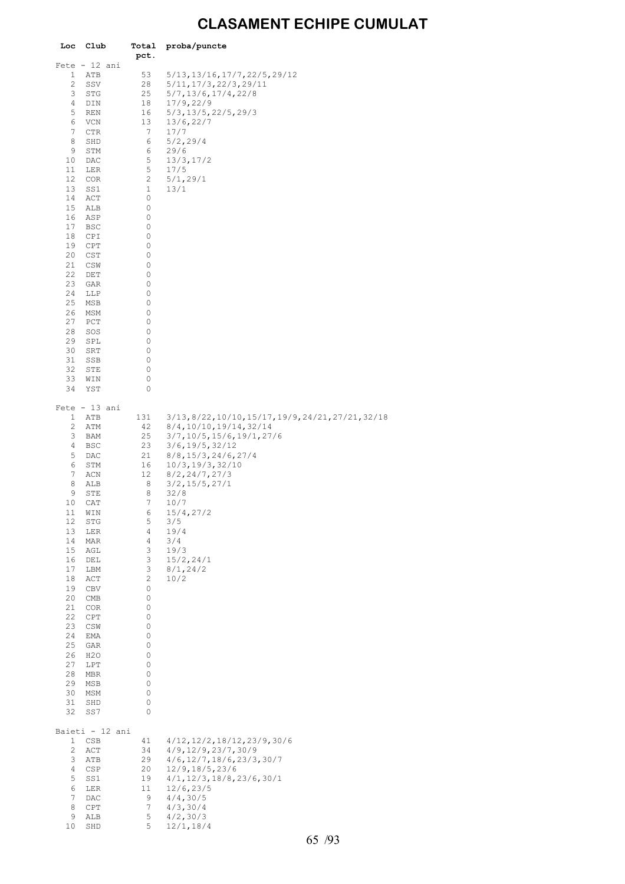# CLASAMENT ECHIPE CUMULAT

| Loc | Club | Total pct. | proba/puncte |
|---|---|---|---|
| Fete - 12 ani | | | |
| 1 | ATB | 53 | 5/13,13/16,17/7,22/5,29/12 |
| 2 | SSV | 28 | 5/11,17/3,22/3,29/11 |
| 3 | STG | 25 | 5/7,13/6,17/4,22/8 |
| 4 | DIN | 18 | 17/9,22/9 |
| 5 | REN | 16 | 5/3,13/5,22/5,29/3 |
| 6 | VCN | 13 | 13/6,22/7 |
| 7 | CTR | 7 | 17/7 |
| 8 | SHD | 6 | 5/2,29/4 |
| 9 | STM | 6 | 29/6 |
| 10 | DAC | 5 | 13/3,17/2 |
| 11 | LER | 5 | 17/5 |
| 12 | COR | 2 | 5/1,29/1 |
| 13 | SS1 | 1 | 13/1 |
| 14 | ACT | 0 | |
| 15 | ALB | 0 | |
| 16 | ASP | 0 | |
| 17 | BSC | 0 | |
| 18 | CPI | 0 | |
| 19 | CPT | 0 | |
| 20 | CST | 0 | |
| 21 | CSW | 0 | |
| 22 | DET | 0 | |
| 23 | GAR | 0 | |
| 24 | LLP | 0 | |
| 25 | MSB | 0 | |
| 26 | MSM | 0 | |
| 27 | PCT | 0 | |
| 28 | SOS | 0 | |
| 29 | SPL | 0 | |
| 30 | SRT | 0 | |
| 31 | SSB | 0 | |
| 32 | STE | 0 | |
| 33 | WIN | 0 | |
| 34 | YST | 0 | |
| Fete - 13 ani | | | |
| 1 | ATB | 131 | 3/13,8/22,10/10,15/17,19/9,24/21,27/21,32/18 |
| 2 | ATM | 42 | 8/4,10/10,19/14,32/14 |
| 3 | BAM | 25 | 3/7,10/5,15/6,19/1,27/6 |
| 4 | BSC | 23 | 3/6,19/5,32/12 |
| 5 | DAC | 21 | 8/8,15/3,24/6,27/4 |
| 6 | STM | 16 | 10/3,19/3,32/10 |
| 7 | ACN | 12 | 8/2,24/7,27/3 |
| 8 | ALB | 8 | 3/2,15/5,27/1 |
| 9 | STE | 8 | 32/8 |
| 10 | CAT | 7 | 10/7 |
| 11 | WIN | 6 | 15/4,27/2 |
| 12 | STG | 5 | 3/5 |
| 13 | LER | 4 | 19/4 |
| 14 | MAR | 4 | 3/4 |
| 15 | AGL | 3 | 19/3 |
| 16 | DEL | 3 | 15/2,24/1 |
| 17 | LBM | 3 | 8/1,24/2 |
| 18 | ACT | 2 | 10/2 |
| 19 | CBV | 0 | |
| 20 | CMB | 0 | |
| 21 | COR | 0 | |
| 22 | CPT | 0 | |
| 23 | CSW | 0 | |
| 24 | EMA | 0 | |
| 25 | GAR | 0 | |
| 26 | H2O | 0 | |
| 27 | LPT | 0 | |
| 28 | MBR | 0 | |
| 29 | MSB | 0 | |
| 30 | MSM | 0 | |
| 31 | SHD | 0 | |
| 32 | SS7 | 0 | |
| Baieti - 12 ani | | | |
| 1 | CSB | 41 | 4/12,12/2,18/12,23/9,30/6 |
| 2 | ACT | 34 | 4/9,12/9,23/7,30/9 |
| 3 | ATB | 29 | 4/6,12/7,18/6,23/3,30/7 |
| 4 | CSP | 20 | 12/9,18/5,23/6 |
| 5 | SS1 | 19 | 4/1,12/3,18/8,23/6,30/1 |
| 6 | LER | 11 | 12/6,23/5 |
| 7 | DAC | 9 | 4/4,30/5 |
| 8 | CPT | 7 | 4/3,30/4 |
| 9 | ALB | 5 | 4/2,30/3 |
| 10 | SHD | 5 | 12/1,18/4 |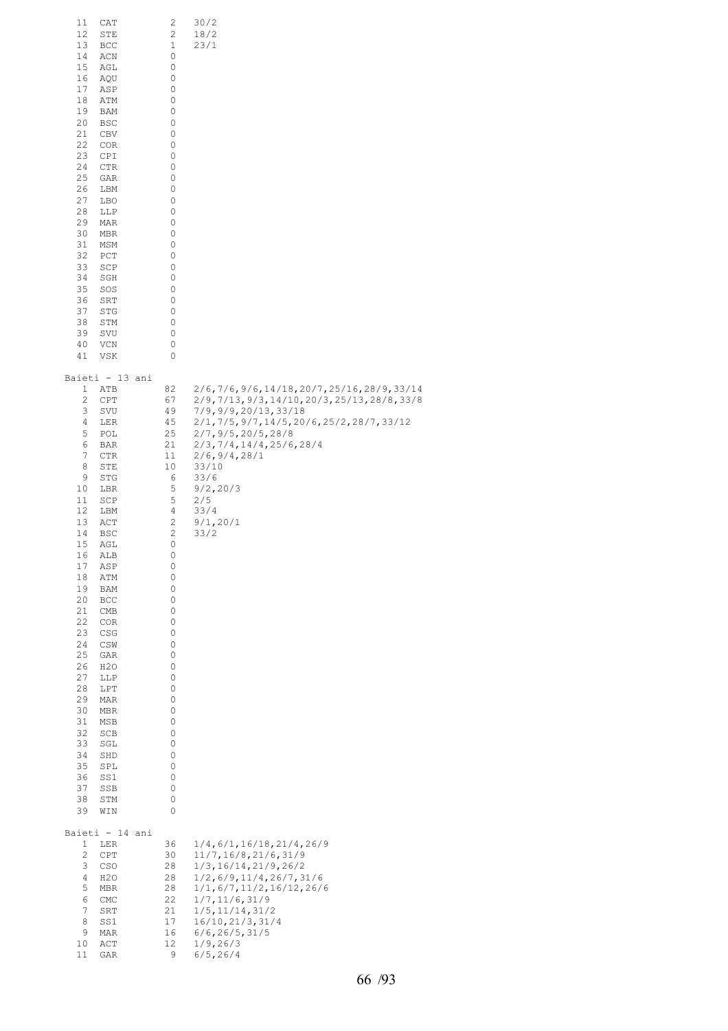| | | | |
|---|---|---|---|
| 11 | CAT | 2 | 30/2 |
| 12 | STE | 2 | 18/2 |
| 13 | BCC | 1 | 23/1 |
| 14 | ACN | 0 | |
| 15 | AGL | 0 | |
| 16 | AQU | 0 | |
| 17 | ASP | 0 | |
| 18 | ATM | 0 | |
| 19 | BAM | 0 | |
| 20 | BSC | 0 | |
| 21 | CBV | 0 | |
| 22 | COR | 0 | |
| 23 | CPI | 0 | |
| 24 | CTR | 0 | |
| 25 | GAR | 0 | |
| 26 | LBM | 0 | |
| 27 | LBO | 0 | |
| 28 | LLP | 0 | |
| 29 | MAR | 0 | |
| 30 | MBR | 0 | |
| 31 | MSM | 0 | |
| 32 | PCT | 0 | |
| 33 | SCP | 0 | |
| 34 | SGH | 0 | |
| 35 | SOS | 0 | |
| 36 | SRT | 0 | |
| 37 | STG | 0 | |
| 38 | STM | 0 | |
| 39 | SVU | 0 | |
| 40 | VCN | 0 | |
| 41 | VSK | 0 | |

Baieti - 13 ani

| | | | |
|---|---|---|---|
| 1 | ATB | 82 | 2/6,7/6,9/6,14/18,20/7,25/16,28/9,33/14 |
| 2 | CPT | 67 | 2/9,7/13,9/3,14/10,20/3,25/13,28/8,33/8 |
| 3 | SVU | 49 | 7/9,9/9,20/13,33/18 |
| 4 | LER | 45 | 2/1,7/5,9/7,14/5,20/6,25/2,28/7,33/12 |
| 5 | POL | 25 | 2/7,9/5,20/5,28/8 |
| 6 | BAR | 21 | 2/3,7/4,14/4,25/6,28/4 |
| 7 | CTR | 11 | 2/6,9/4,28/1 |
| 8 | STE | 10 | 33/10 |
| 9 | STG | 6 | 33/6 |
| 10 | LBR | 5 | 9/2,20/3 |
| 11 | SCP | 5 | 2/5 |
| 12 | LBM | 4 | 33/4 |
| 13 | ACT | 2 | 9/1,20/1 |
| 14 | BSC | 2 | 33/2 |
| 15 | AGL | 0 | |
| 16 | ALB | 0 | |
| 17 | ASP | 0 | |
| 18 | ATM | 0 | |
| 19 | BAM | 0 | |
| 20 | BCC | 0 | |
| 21 | CMB | 0 | |
| 22 | COR | 0 | |
| 23 | CSG | 0 | |
| 24 | CSW | 0 | |
| 25 | GAR | 0 | |
| 26 | H2O | 0 | |
| 27 | LLP | 0 | |
| 28 | LPT | 0 | |
| 29 | MAR | 0 | |
| 30 | MBR | 0 | |
| 31 | MSB | 0 | |
| 32 | SCB | 0 | |
| 33 | SGL | 0 | |
| 34 | SHD | 0 | |
| 35 | SPL | 0 | |
| 36 | SS1 | 0 | |
| 37 | SSB | 0 | |
| 38 | STM | 0 | |
| 39 | WIN | 0 | |

Baieti - 14 ani

| | | | |
|---|---|---|---|
| 1 | LER | 36 | 1/4,6/1,16/18,21/4,26/9 |
| 2 | CPT | 30 | 11/7,16/8,21/6,31/9 |
| 3 | CSO | 28 | 1/3,16/14,21/9,26/2 |
| 4 | H2O | 28 | 1/2,6/9,11/4,26/7,31/6 |
| 5 | MBR | 28 | 1/1,6/7,11/2,16/12,26/6 |
| 6 | CMC | 22 | 1/7,11/6,31/9 |
| 7 | SRT | 21 | 1/5,11/14,31/2 |
| 8 | SS1 | 17 | 16/10,21/3,31/4 |
| 9 | MAR | 16 | 6/6,26/5,31/5 |
| 10 | ACT | 12 | 1/9,26/3 |
| 11 | GAR | 9 | 6/5,26/4 |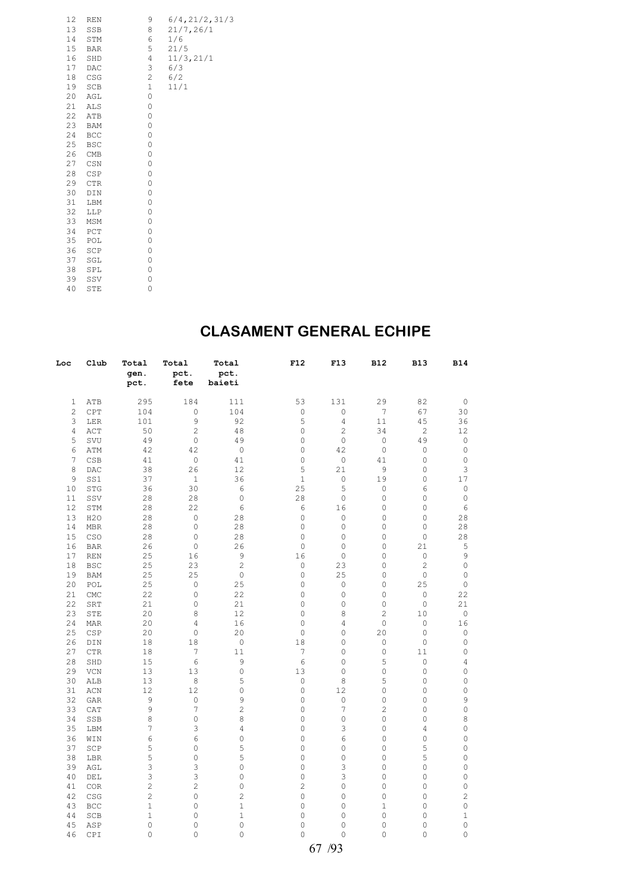| | | | |
|---|---|---|---|
| 12 | REN | 9 | 6/4,21/2,31/3 |
| 13 | SSB | 8 | 21/7,26/1 |
| 14 | STM | 6 | 1/6 |
| 15 | BAR | 5 | 21/5 |
| 16 | SHD | 4 | 11/3,21/1 |
| 17 | DAC | 3 | 6/3 |
| 18 | CSG | 2 | 6/2 |
| 19 | SCB | 1 | 11/1 |
| 20 | AGL | 0 | |
| 21 | ALS | 0 | |
| 22 | ATB | 0 | |
| 23 | BAM | 0 | |
| 24 | BCC | 0 | |
| 25 | BSC | 0 | |
| 26 | CMB | 0 | |
| 27 | CSN | 0 | |
| 28 | CSP | 0 | |
| 29 | CTR | 0 | |
| 30 | DIN | 0 | |
| 31 | LBM | 0 | |
| 32 | LLP | 0 | |
| 33 | MSM | 0 | |
| 34 | PCT | 0 | |
| 35 | POL | 0 | |
| 36 | SCP | 0 | |
| 37 | SGL | 0 | |
| 38 | SPL | 0 | |
| 39 | SSV | 0 | |
| 40 | STE | 0 | |

## CLASAMENT GENERAL ECHIPE

| Loc | Club | Total gen. pct. | Total pct. fete | Total pct. baieti | F12 | F13 | B12 | B13 | B14 |
|---|---|---|---|---|---|---|---|---|---|
| 1 | ATB | 295 | 184 | 111 | 53 | 131 | 29 | 82 | 0 |
| 2 | CPT | 104 | 0 | 104 | 0 | 0 | 7 | 67 | 30 |
| 3 | LER | 101 | 9 | 92 | 5 | 4 | 11 | 45 | 36 |
| 4 | ACT | 50 | 2 | 48 | 0 | 2 | 34 | 2 | 12 |
| 5 | SVU | 49 | 0 | 49 | 0 | 0 | 0 | 49 | 0 |
| 6 | ATM | 42 | 42 | 0 | 0 | 42 | 0 | 0 | 0 |
| 7 | CSB | 41 | 0 | 41 | 0 | 0 | 41 | 0 | 0 |
| 8 | DAC | 38 | 26 | 12 | 5 | 21 | 9 | 0 | 3 |
| 9 | SS1 | 37 | 1 | 36 | 1 | 0 | 19 | 0 | 17 |
| 10 | STG | 36 | 30 | 6 | 25 | 5 | 0 | 6 | 0 |
| 11 | SSV | 28 | 28 | 0 | 28 | 0 | 0 | 0 | 0 |
| 12 | STM | 28 | 22 | 6 | 6 | 16 | 0 | 0 | 6 |
| 13 | H2O | 28 | 0 | 28 | 0 | 0 | 0 | 0 | 28 |
| 14 | MBR | 28 | 0 | 28 | 0 | 0 | 0 | 0 | 28 |
| 15 | CSO | 28 | 0 | 28 | 0 | 0 | 0 | 0 | 28 |
| 16 | BAR | 26 | 0 | 26 | 0 | 0 | 0 | 21 | 5 |
| 17 | REN | 25 | 16 | 9 | 16 | 0 | 0 | 0 | 9 |
| 18 | BSC | 25 | 23 | 2 | 0 | 23 | 0 | 2 | 0 |
| 19 | BAM | 25 | 25 | 0 | 0 | 25 | 0 | 0 | 0 |
| 20 | POL | 25 | 0 | 25 | 0 | 0 | 0 | 25 | 0 |
| 21 | CMC | 22 | 0 | 22 | 0 | 0 | 0 | 0 | 22 |
| 22 | SRT | 21 | 0 | 21 | 0 | 0 | 0 | 0 | 21 |
| 23 | STE | 20 | 8 | 12 | 0 | 8 | 2 | 10 | 0 |
| 24 | MAR | 20 | 4 | 16 | 0 | 4 | 0 | 0 | 16 |
| 25 | CSP | 20 | 0 | 20 | 0 | 0 | 20 | 0 | 0 |
| 26 | DIN | 18 | 18 | 0 | 18 | 0 | 0 | 0 | 0 |
| 27 | CTR | 18 | 7 | 11 | 7 | 0 | 0 | 11 | 0 |
| 28 | SHD | 15 | 6 | 9 | 6 | 0 | 5 | 0 | 4 |
| 29 | VCN | 13 | 13 | 0 | 13 | 0 | 0 | 0 | 0 |
| 30 | ALB | 13 | 8 | 5 | 0 | 8 | 5 | 0 | 0 |
| 31 | ACN | 12 | 12 | 0 | 0 | 12 | 0 | 0 | 0 |
| 32 | GAR | 9 | 0 | 9 | 0 | 0 | 0 | 0 | 9 |
| 33 | CAT | 9 | 7 | 2 | 0 | 7 | 2 | 0 | 0 |
| 34 | SSB | 8 | 0 | 8 | 0 | 0 | 0 | 0 | 8 |
| 35 | LBM | 7 | 3 | 4 | 0 | 3 | 0 | 4 | 0 |
| 36 | WIN | 6 | 6 | 0 | 0 | 6 | 0 | 0 | 0 |
| 37 | SCP | 5 | 0 | 5 | 0 | 0 | 0 | 5 | 0 |
| 38 | LBR | 5 | 0 | 5 | 0 | 0 | 0 | 5 | 0 |
| 39 | AGL | 3 | 3 | 0 | 0 | 3 | 0 | 0 | 0 |
| 40 | DEL | 3 | 3 | 0 | 0 | 3 | 0 | 0 | 0 |
| 41 | COR | 2 | 2 | 0 | 2 | 0 | 0 | 0 | 0 |
| 42 | CSG | 2 | 0 | 2 | 0 | 0 | 0 | 0 | 2 |
| 43 | BCC | 1 | 0 | 1 | 0 | 0 | 1 | 0 | 0 |
| 44 | SCB | 1 | 0 | 1 | 0 | 0 | 0 | 0 | 1 |
| 45 | ASP | 0 | 0 | 0 | 0 | 0 | 0 | 0 | 0 |
| 46 | CPI | 0 | 0 | 0 | 0 | 0 | 0 | 0 | 0 |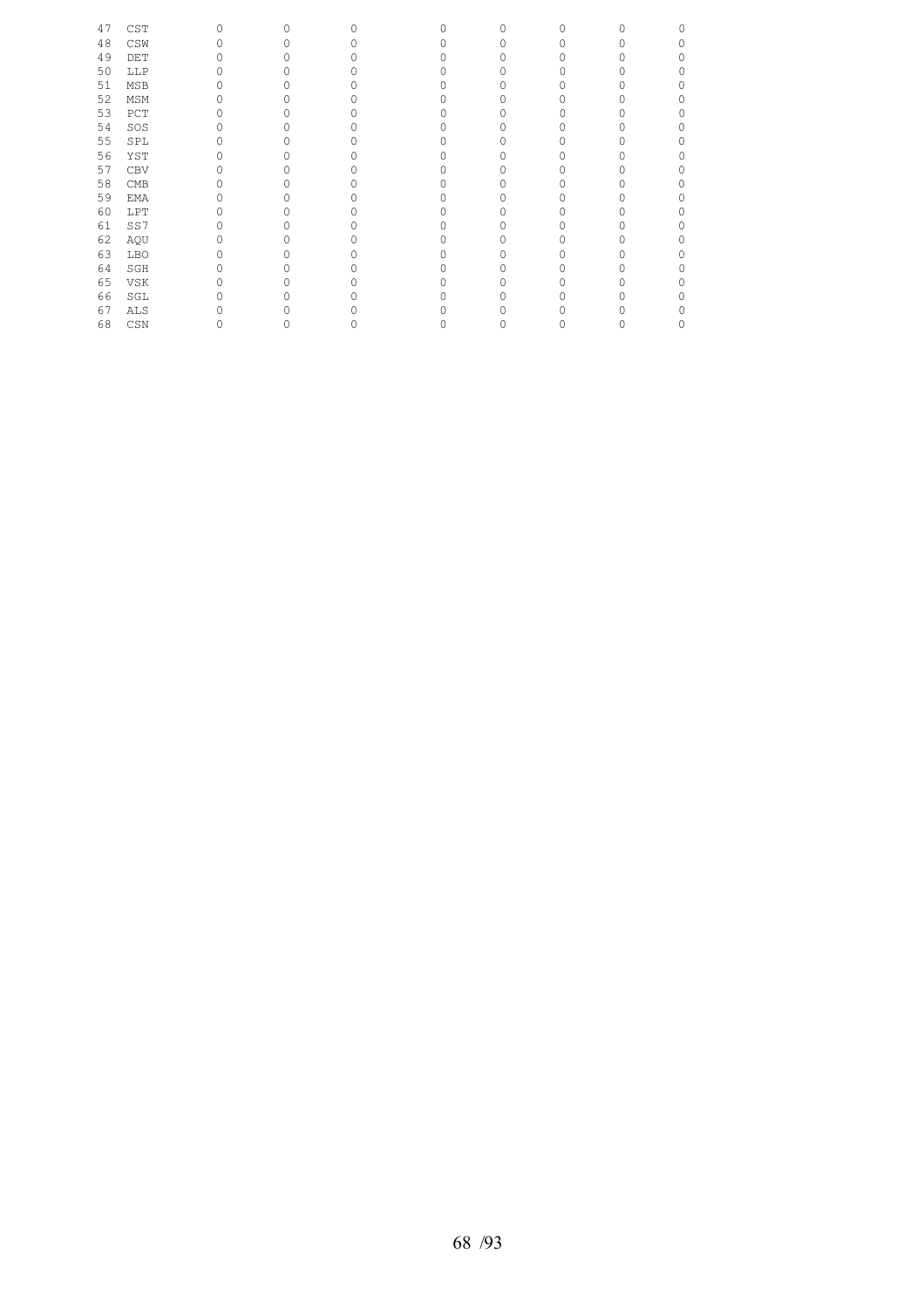| | | | | | | | | | |
|---|---|---|---|---|---|---|---|---|---|
| 47 | CST | 0 | 0 | 0 | 0 | 0 | 0 | 0 | 0 |
| 48 | CSW | 0 | 0 | 0 | 0 | 0 | 0 | 0 | 0 |
| 49 | DET | 0 | 0 | 0 | 0 | 0 | 0 | 0 | 0 |
| 50 | LLP | 0 | 0 | 0 | 0 | 0 | 0 | 0 | 0 |
| 51 | MSB | 0 | 0 | 0 | 0 | 0 | 0 | 0 | 0 |
| 52 | MSM | 0 | 0 | 0 | 0 | 0 | 0 | 0 | 0 |
| 53 | PCT | 0 | 0 | 0 | 0 | 0 | 0 | 0 | 0 |
| 54 | SOS | 0 | 0 | 0 | 0 | 0 | 0 | 0 | 0 |
| 55 | SPL | 0 | 0 | 0 | 0 | 0 | 0 | 0 | 0 |
| 56 | YST | 0 | 0 | 0 | 0 | 0 | 0 | 0 | 0 |
| 57 | CBV | 0 | 0 | 0 | 0 | 0 | 0 | 0 | 0 |
| 58 | CMB | 0 | 0 | 0 | 0 | 0 | 0 | 0 | 0 |
| 59 | EMA | 0 | 0 | 0 | 0 | 0 | 0 | 0 | 0 |
| 60 | LPT | 0 | 0 | 0 | 0 | 0 | 0 | 0 | 0 |
| 61 | SS7 | 0 | 0 | 0 | 0 | 0 | 0 | 0 | 0 |
| 62 | AQU | 0 | 0 | 0 | 0 | 0 | 0 | 0 | 0 |
| 63 | LBO | 0 | 0 | 0 | 0 | 0 | 0 | 0 | 0 |
| 64 | SGH | 0 | 0 | 0 | 0 | 0 | 0 | 0 | 0 |
| 65 | VSK | 0 | 0 | 0 | 0 | 0 | 0 | 0 | 0 |
| 66 | SGL | 0 | 0 | 0 | 0 | 0 | 0 | 0 | 0 |
| 67 | ALS | 0 | 0 | 0 | 0 | 0 | 0 | 0 | 0 |
| 68 | CSN | 0 | 0 | 0 | 0 | 0 | 0 | 0 | 0 |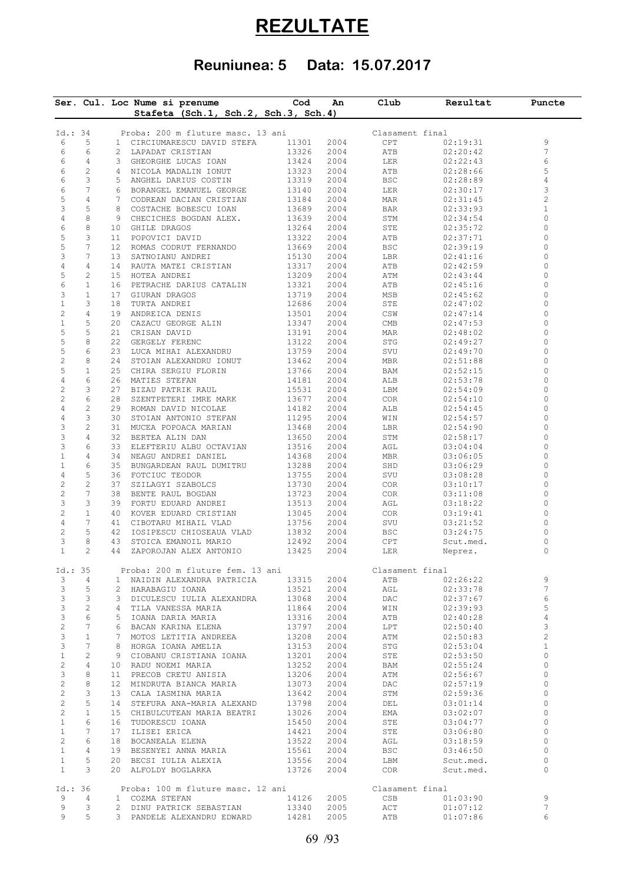# REZULTATE

## Reuniunea: 5 Data: 15.07.2017

| Ser. | Cul. | Loc | Nume si prenume<br>Stafeta (Sch.1, Sch.2, Sch.3, Sch.4) | Cod | An | Club | Rezultat | Puncte |
|---|---|---|---|---|---|---|---|---|
| Id.: 34 | | | Proba: 200 m fluture masc. 13 ani | | | Clasament final | | |
| 6 | 5 | 1 | CIRCIUMARESCU DAVID STEFA | 11301 | 2004 | CPT | 02:19:31 | 9 |
| 6 | 6 | 2 | LAPADAT CRISTIAN | 13326 | 2004 | ATB | 02:20:42 | 7 |
| 6 | 4 | 3 | GHEORGHE LUCAS IOAN | 13424 | 2004 | LER | 02:22:43 | 6 |
| 6 | 2 | 4 | NICOLA MADALIN IONUT | 13323 | 2004 | ATB | 02:28:66 | 5 |
| 6 | 3 | 5 | ANGHEL DARIUS COSTIN | 13319 | 2004 | BSC | 02:28:89 | 4 |
| 6 | 7 | 6 | BORANGEL EMANUEL GEORGE | 13140 | 2004 | LER | 02:30:17 | 3 |
| 5 | 4 | 7 | CODREAN DACIAN CRISTIAN | 13184 | 2004 | MAR | 02:31:45 | 2 |
| 3 | 5 | 8 | COSTACHE BOBESCU IOAN | 13689 | 2004 | BAR | 02:33:93 | 1 |
| 4 | 8 | 9 | CHECICHES BOGDAN ALEX. | 13639 | 2004 | STM | 02:34:54 | 0 |
| 6 | 8 | 10 | GHILE DRAGOS | 13264 | 2004 | STE | 02:35:72 | 0 |
| 5 | 3 | 11 | POPOVICI DAVID | 13322 | 2004 | ATB | 02:37:71 | 0 |
| 5 | 7 | 12 | ROMAS CODRUT FERNANDO | 13669 | 2004 | BSC | 02:39:19 | 0 |
| 3 | 7 | 13 | SATNOIANU ANDREI | 15130 | 2004 | LBR | 02:41:16 | 0 |
| 4 | 4 | 14 | RAUTA MATEI CRISTIAN | 13317 | 2004 | ATB | 02:42:59 | 0 |
| 5 | 2 | 15 | HOTEA ANDREI | 13209 | 2004 | ATM | 02:43:44 | 0 |
| 6 | 1 | 16 | PETRACHE DARIUS CATALIN | 13321 | 2004 | ATB | 02:45:16 | 0 |
| 3 | 1 | 17 | GIURAN DRAGOS | 13719 | 2004 | MSB | 02:45:62 | 0 |
| 1 | 3 | 18 | TURTA ANDREI | 12686 | 2004 | STE | 02:47:02 | 0 |
| 2 | 4 | 19 | ANDREICA DENIS | 13501 | 2004 | CSW | 02:47:14 | 0 |
| 1 | 5 | 20 | CAZACU GEORGE ALIN | 13347 | 2004 | CMB | 02:47:53 | 0 |
| 5 | 5 | 21 | CRISAN DAVID | 13191 | 2004 | MAR | 02:48:02 | 0 |
| 5 | 8 | 22 | GERGELY FERENC | 13122 | 2004 | STG | 02:49:27 | 0 |
| 5 | 6 | 23 | LUCA MIHAI ALEXANDRU | 13759 | 2004 | SVU | 02:49:70 | 0 |
| 2 | 8 | 24 | STOIAN ALEXANDRU IONUT | 13462 | 2004 | MBR | 02:51:88 | 0 |
| 5 | 1 | 25 | CHIRA SERGIU FLORIN | 13766 | 2004 | BAM | 02:52:15 | 0 |
| 4 | 6 | 26 | MATIES STEFAN | 14181 | 2004 | ALB | 02:53:78 | 0 |
| 2 | 3 | 27 | BIZAU PATRIK RAUL | 15531 | 2004 | LBM | 02:54:09 | 0 |
| 2 | 6 | 28 | SZENTPETERI IMRE MARK | 13677 | 2004 | COR | 02:54:10 | 0 |
| 4 | 2 | 29 | ROMAN DAVID NICOLAE | 14182 | 2004 | ALB | 02:54:45 | 0 |
| 4 | 3 | 30 | STOIAN ANTONIO STEFAN | 11295 | 2004 | WIN | 02:54:57 | 0 |
| 3 | 2 | 31 | MUCEA POPOACA MARIAN | 13468 | 2004 | LBR | 02:54:90 | 0 |
| 3 | 4 | 32 | BERTEA ALIN DAN | 13650 | 2004 | STM | 02:58:17 | 0 |
| 3 | 6 | 33 | ELEFTERIU ALBU OCTAVIAN | 13516 | 2004 | AGL | 03:04:04 | 0 |
| 1 | 4 | 34 | NEAGU ANDREI DANIEL | 14368 | 2004 | MBR | 03:06:05 | 0 |
| 1 | 6 | 35 | BUNGARDEAN RAUL DUMITRU | 13288 | 2004 | SHD | 03:06:29 | 0 |
| 4 | 5 | 36 | FOTCIUC TEODOR | 13755 | 2004 | SVU | 03:08:28 | 0 |
| 2 | 2 | 37 | SZILAGYI SZABOLCS | 13730 | 2004 | COR | 03:10:17 | 0 |
| 2 | 7 | 38 | BENTE RAUL BOGDAN | 13723 | 2004 | COR | 03:11:08 | 0 |
| 3 | 3 | 39 | FORTU EDUARD ANDREI | 13513 | 2004 | AGL | 03:18:22 | 0 |
| 2 | 1 | 40 | KOVER EDUARD CRISTIAN | 13045 | 2004 | COR | 03:19:41 | 0 |
| 4 | 7 | 41 | CIBOTARU MIHAIL VLAD | 13756 | 2004 | SVU | 03:21:52 | 0 |
| 2 | 5 | 42 | IOSIPESCU CHIOSEAUA VLAD | 13832 | 2004 | BSC | 03:24:75 | 0 |
| 3 | 8 | 43 | STOICA EMANOIL MARIO | 12492 | 2004 | CPT | Scut.med. | 0 |
| 1 | 2 | 44 | ZAPOROJAN ALEX ANTONIO | 13425 | 2004 | LER | Neprez. | 0 |
| Id.: 35 | | | Proba: 200 m fluture fem. 13 ani | | | Clasament final | | |
| 3 | 4 | 1 | NAIDIN ALEXANDRA PATRICIA | 13315 | 2004 | ATB | 02:26:22 | 9 |
| 3 | 5 | 2 | HARABAGIU IOANA | 13521 | 2004 | AGL | 02:33:78 | 7 |
| 3 | 3 | 3 | DICULESCU IULIA ALEXANDRA | 13068 | 2004 | DAC | 02:37:67 | 6 |
| 3 | 2 | 4 | TILA VANESSA MARIA | 11864 | 2004 | WIN | 02:39:93 | 5 |
| 3 | 6 | 5 | IOANA DARIA MARIA | 13316 | 2004 | ATB | 02:40:28 | 4 |
| 2 | 7 | 6 | BACAN KARINA ELENA | 13797 | 2004 | LPT | 02:50:40 | 3 |
| 3 | 1 | 7 | MOTOS LETITIA ANDREEA | 13208 | 2004 | ATM | 02:50:83 | 2 |
| 3 | 7 | 8 | HORGA IOANA AMELIA | 13153 | 2004 | STG | 02:53:04 | 1 |
| 1 | 2 | 9 | CIOBANU CRISTIANA IOANA | 13201 | 2004 | STE | 02:53:50 | 0 |
| 2 | 4 | 10 | RADU NOEMI MARIA | 13252 | 2004 | BAM | 02:55:24 | 0 |
| 3 | 8 | 11 | PRECOB CRETU ANISIA | 13206 | 2004 | ATM | 02:56:67 | 0 |
| 2 | 8 | 12 | MINDRUTA BIANCA MARIA | 13073 | 2004 | DAC | 02:57:19 | 0 |
| 2 | 3 | 13 | CALA IASMINA MARIA | 13642 | 2004 | STM | 02:59:36 | 0 |
| 2 | 5 | 14 | STEFURA ANA-MARIA ALEXAND | 13798 | 2004 | DEL | 03:01:14 | 0 |
| 2 | 1 | 15 | CHIBULCUTEAN MARIA BEATRI | 13026 | 2004 | EMA | 03:02:07 | 0 |
| 1 | 6 | 16 | TUDORESCU IOANA | 15450 | 2004 | STE | 03:04:77 | 0 |
| 1 | 7 | 17 | ILISEI ERICA | 14421 | 2004 | STE | 03:06:80 | 0 |
| 2 | 6 | 18 | BOCANEALA ELENA | 13522 | 2004 | AGL | 03:18:59 | 0 |
| 1 | 4 | 19 | BESENYEI ANNA MARIA | 15561 | 2004 | BSC | 03:46:50 | 0 |
| 1 | 5 | 20 | BECSI IULIA ALEXIA | 13556 | 2004 | LBM | Scut.med. | 0 |
| 1 | 3 | 20 | ALFOLDY BOGLARKA | 13726 | 2004 | COR | Scut.med. | 0 |
| Id.: 36 | | | Proba: 100 m fluture masc. 12 ani | | | Clasament final | | |
| 9 | 4 | 1 | COZMA STEFAN | 14126 | 2005 | CSB | 01:03:90 | 9 |
| 9 | 3 | 2 | DINU PATRICK SEBASTIAN | 13340 | 2005 | ACT | 01:07:12 | 7 |
| 9 | 5 | 3 | PANDELE ALEXANDRU EDWARD | 14281 | 2005 | ATB | 01:07:86 | 6 |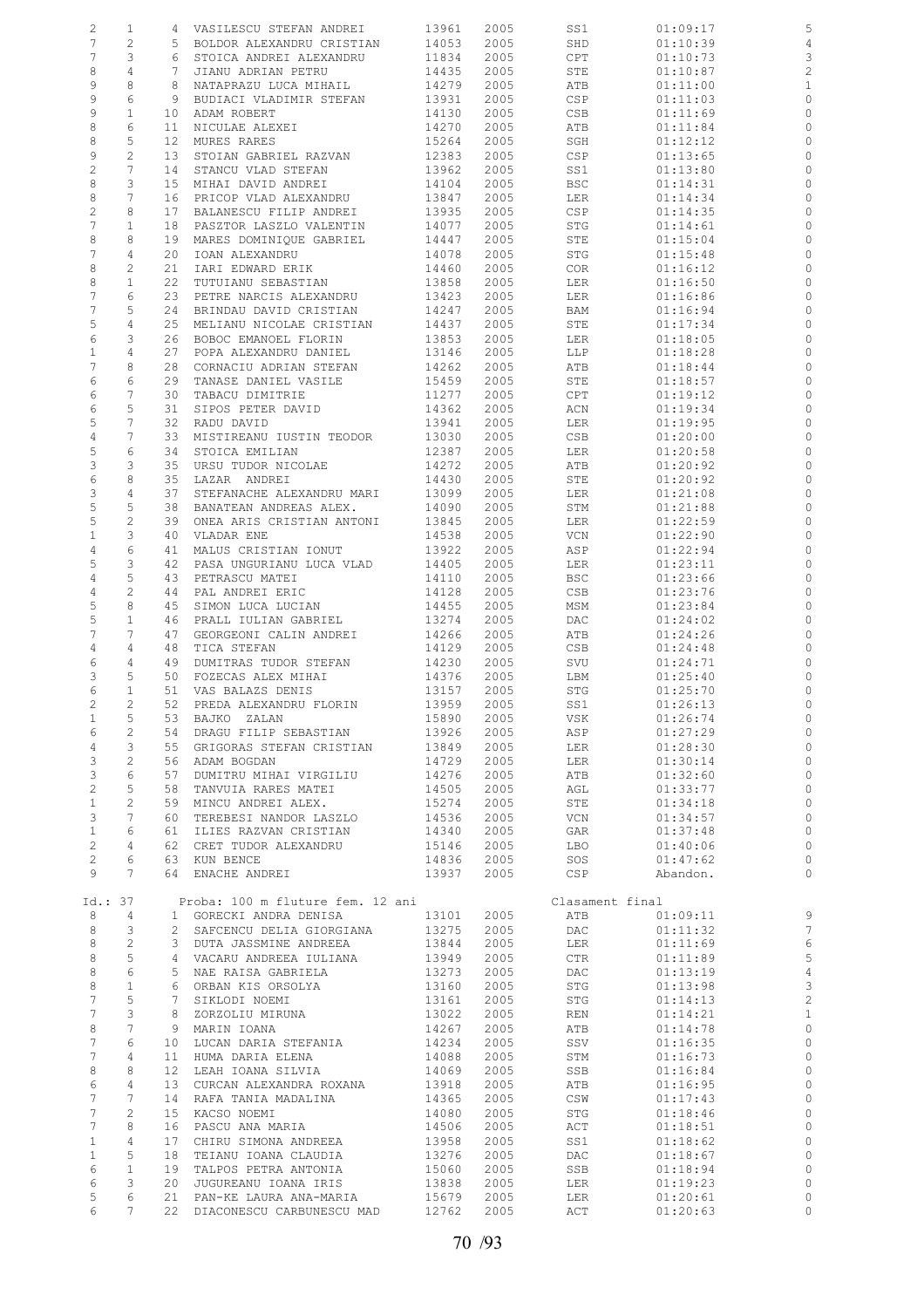| | | | | | | | | |
|---|---|---|---|---|---|---|---|---|
| 2 | 1 | 4 | VASILESCU STEFAN ANDREI | 13961 | 2005 | SS1 | 01:09:17 | 5 |
| 7 | 2 | 5 | BOLDOR ALEXANDRU CRISTIAN | 14053 | 2005 | SHD | 01:10:39 | 4 |
| 7 | 3 | 6 | STOICA ANDREI ALEXANDRU | 11834 | 2005 | CPT | 01:10:73 | 3 |
| 8 | 4 | 7 | JIANU ADRIAN PETRU | 14435 | 2005 | STE | 01:10:87 | 2 |
| 9 | 8 | 8 | NATAPRAZU LUCA MIHAIL | 14279 | 2005 | ATB | 01:11:00 | 1 |
| 9 | 6 | 9 | BUDIACI VLADIMIR STEFAN | 13931 | 2005 | CSP | 01:11:03 | 0 |
| 9 | 1 | 10 | ADAM ROBERT | 14130 | 2005 | CSB | 01:11:69 | 0 |
| 8 | 6 | 11 | NICULAE ALEXEI | 14270 | 2005 | ATB | 01:11:84 | 0 |
| 8 | 5 | 12 | MURES RARES | 15264 | 2005 | SGH | 01:12:12 | 0 |
| 9 | 2 | 13 | STOIAN GABRIEL RAZVAN | 12383 | 2005 | CSP | 01:13:65 | 0 |
| 2 | 7 | 14 | STANCU VLAD STEFAN | 13962 | 2005 | SS1 | 01:13:80 | 0 |
| 8 | 3 | 15 | MIHAI DAVID ANDREI | 14104 | 2005 | BSC | 01:14:31 | 0 |
| 8 | 7 | 16 | PRICOP VLAD ALEXANDRU | 13847 | 2005 | LER | 01:14:34 | 0 |
| 2 | 8 | 17 | BALANESCU FILIP ANDREI | 13935 | 2005 | CSP | 01:14:35 | 0 |
| 7 | 1 | 18 | PASZTOR LASZLO VALENTIN | 14077 | 2005 | STG | 01:14:61 | 0 |
| 8 | 8 | 19 | MARES DOMINIQUE GABRIEL | 14447 | 2005 | STE | 01:15:04 | 0 |
| 7 | 4 | 20 | IOAN ALEXANDRU | 14078 | 2005 | STG | 01:15:48 | 0 |
| 8 | 2 | 21 | IARI EDWARD ERIK | 14460 | 2005 | COR | 01:16:12 | 0 |
| 8 | 1 | 22 | TUTUIANU SEBASTIAN | 13858 | 2005 | LER | 01:16:50 | 0 |
| 7 | 6 | 23 | PETRE NARCIS ALEXANDRU | 13423 | 2005 | LER | 01:16:86 | 0 |
| 7 | 5 | 24 | BRINDAU DAVID CRISTIAN | 14247 | 2005 | BAM | 01:16:94 | 0 |
| 5 | 4 | 25 | MELIANU NICOLAE CRISTIAN | 14437 | 2005 | STE | 01:17:34 | 0 |
| 6 | 3 | 26 | BOBOC EMANOEL FLORIN | 13853 | 2005 | LER | 01:18:05 | 0 |
| 1 | 4 | 27 | POPA ALEXANDRU DANIEL | 13146 | 2005 | LLP | 01:18:28 | 0 |
| 7 | 8 | 28 | CORNACIU ADRIAN STEFAN | 14262 | 2005 | ATB | 01:18:44 | 0 |
| 6 | 6 | 29 | TANASE DANIEL VASILE | 15459 | 2005 | STE | 01:18:57 | 0 |
| 6 | 7 | 30 | TABACU DIMITRIE | 11277 | 2005 | CPT | 01:19:12 | 0 |
| 6 | 5 | 31 | SIPOS PETER DAVID | 14362 | 2005 | ACN | 01:19:34 | 0 |
| 5 | 7 | 32 | RADU DAVID | 13941 | 2005 | LER | 01:19:95 | 0 |
| 4 | 7 | 33 | MISTIREANU IUSTIN TEODOR | 13030 | 2005 | CSB | 01:20:00 | 0 |
| 5 | 6 | 34 | STOICA EMILIAN | 12387 | 2005 | LER | 01:20:58 | 0 |
| 3 | 3 | 35 | URSU TUDOR NICOLAE | 14272 | 2005 | ATB | 01:20:92 | 0 |
| 6 | 8 | 35 | LAZAR ANDREI | 14430 | 2005 | STE | 01:20:92 | 0 |
| 3 | 4 | 37 | STEFANACHE ALEXANDRU MARI | 13099 | 2005 | LER | 01:21:08 | 0 |
| 5 | 5 | 38 | BANATEAN ANDREAS ALEX. | 14090 | 2005 | STM | 01:21:88 | 0 |
| 5 | 2 | 39 | ONEA ARIS CRISTIAN ANTONI | 13845 | 2005 | LER | 01:22:59 | 0 |
| 1 | 3 | 40 | VLADAR ENE | 14538 | 2005 | VCN | 01:22:90 | 0 |
| 4 | 6 | 41 | MALUS CRISTIAN IONUT | 13922 | 2005 | ASP | 01:22:94 | 0 |
| 5 | 3 | 42 | PASA UNGURIANU LUCA VLAD | 14405 | 2005 | LER | 01:23:11 | 0 |
| 4 | 5 | 43 | PETRASCU MATEI | 14110 | 2005 | BSC | 01:23:66 | 0 |
| 4 | 2 | 44 | PAL ANDREI ERIC | 14128 | 2005 | CSB | 01:23:76 | 0 |
| 5 | 8 | 45 | SIMON LUCA LUCIAN | 14455 | 2005 | MSM | 01:23:84 | 0 |
| 5 | 1 | 46 | PRALL IULIAN GABRIEL | 13274 | 2005 | DAC | 01:24:02 | 0 |
| 7 | 7 | 47 | GEORGEONI CALIN ANDREI | 14266 | 2005 | ATB | 01:24:26 | 0 |
| 4 | 4 | 48 | TICA STEFAN | 14129 | 2005 | CSB | 01:24:48 | 0 |
| 6 | 4 | 49 | DUMITRAS TUDOR STEFAN | 14230 | 2005 | SVU | 01:24:71 | 0 |
| 3 | 5 | 50 | FOZECAS ALEX MIHAI | 14376 | 2005 | LBM | 01:25:40 | 0 |
| 6 | 1 | 51 | VAS BALAZS DENIS | 13157 | 2005 | STG | 01:25:70 | 0 |
| 2 | 2 | 52 | PREDA ALEXANDRU FLORIN | 13959 | 2005 | SS1 | 01:26:13 | 0 |
| 1 | 5 | 53 | BAJKO ZALAN | 15890 | 2005 | VSK | 01:26:74 | 0 |
| 6 | 2 | 54 | DRAGU FILIP SEBASTIAN | 13926 | 2005 | ASP | 01:27:29 | 0 |
| 4 | 3 | 55 | GRIGORAS STEFAN CRISTIAN | 13849 | 2005 | LER | 01:28:30 | 0 |
| 3 | 2 | 56 | ADAM BOGDAN | 14729 | 2005 | LER | 01:30:14 | 0 |
| 3 | 6 | 57 | DUMITRU MIHAI VIRGILIU | 14276 | 2005 | ATB | 01:32:60 | 0 |
| 2 | 5 | 58 | TANVUIA RARES MATEI | 14505 | 2005 | AGL | 01:33:77 | 0 |
| 1 | 2 | 59 | MINCU ANDREI ALEX. | 15274 | 2005 | STE | 01:34:18 | 0 |
| 3 | 7 | 60 | TEREBESI NANDOR LASZLO | 14536 | 2005 | VCN | 01:34:57 | 0 |
| 1 | 6 | 61 | ILIES RAZVAN CRISTIAN | 14340 | 2005 | GAR | 01:37:48 | 0 |
| 2 | 4 | 62 | CRET TUDOR ALEXANDRU | 15146 | 2005 | LBO | 01:40:06 | 0 |
| 2 | 6 | 63 | KUN BENCE | 14836 | 2005 | SOS | 01:47:62 | 0 |
| 9 | 7 | 64 | ENACHE ANDREI | 13937 | 2005 | CSP | Abandon. | 0 |

Id.: 37 Proba: 100 m fluture fem. 12 ani — Clasament final

| | | | | | | | | |
|---|---|---|---|---|---|---|---|---|
| 8 | 4 | 1 | GORECKI ANDRA DENISA | 13101 | 2005 | ATB | 01:09:11 | 9 |
| 8 | 3 | 2 | SAFCENCU DELIA GIORGIANA | 13275 | 2005 | DAC | 01:11:32 | 7 |
| 8 | 2 | 3 | DUTA JASSMINE ANDREEA | 13844 | 2005 | LER | 01:11:69 | 6 |
| 8 | 5 | 4 | VACARU ANDREEA IULIANA | 13949 | 2005 | CTR | 01:11:89 | 5 |
| 8 | 6 | 5 | NAE RAISA GABRIELA | 13273 | 2005 | DAC | 01:13:19 | 4 |
| 8 | 1 | 6 | ORBAN KIS ORSOLYA | 13160 | 2005 | STG | 01:13:98 | 3 |
| 7 | 5 | 7 | SIKLODI NOEMI | 13161 | 2005 | STG | 01:14:13 | 2 |
| 7 | 3 | 8 | ZORZOLIU MIRUNA | 13022 | 2005 | REN | 01:14:21 | 1 |
| 8 | 7 | 9 | MARIN IOANA | 14267 | 2005 | ATB | 01:14:78 | 0 |
| 7 | 6 | 10 | LUCAN DARIA STEFANIA | 14234 | 2005 | SSV | 01:16:35 | 0 |
| 7 | 4 | 11 | HUMA DARIA ELENA | 14088 | 2005 | STM | 01:16:73 | 0 |
| 8 | 8 | 12 | LEAH IOANA SILVIA | 14069 | 2005 | SSB | 01:16:84 | 0 |
| 6 | 4 | 13 | CURCAN ALEXANDRA ROXANA | 13918 | 2005 | ATB | 01:16:95 | 0 |
| 7 | 7 | 14 | RAFA TANIA MADALINA | 14365 | 2005 | CSW | 01:17:43 | 0 |
| 7 | 2 | 15 | KACSO NOEMI | 14080 | 2005 | STG | 01:18:46 | 0 |
| 7 | 8 | 16 | PASCU ANA MARIA | 14506 | 2005 | ACT | 01:18:51 | 0 |
| 1 | 4 | 17 | CHIRU SIMONA ANDREEA | 13958 | 2005 | SS1 | 01:18:62 | 0 |
| 1 | 5 | 18 | TEIANU IOANA CLAUDIA | 13276 | 2005 | DAC | 01:18:67 | 0 |
| 6 | 1 | 19 | TALPOS PETRA ANTONIA | 15060 | 2005 | SSB | 01:18:94 | 0 |
| 6 | 3 | 20 | JUGUREANU IOANA IRIS | 13838 | 2005 | LER | 01:19:23 | 0 |
| 5 | 6 | 21 | PAN-KE LAURA ANA-MARIA | 15679 | 2005 | LER | 01:20:61 | 0 |
| 6 | 7 | 22 | DIACONESCU CARBUNESCU MAD | 12762 | 2005 | ACT | 01:20:63 | 0 |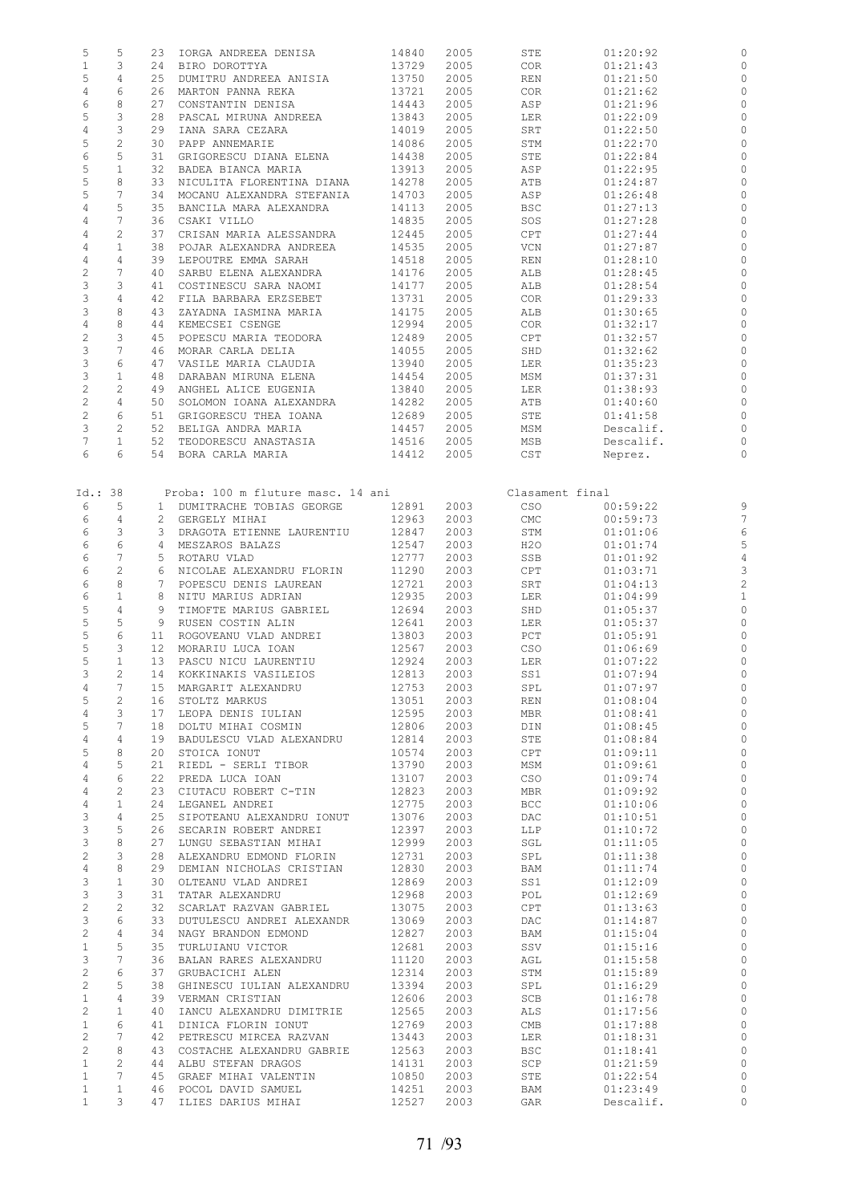| | | | | | | | | |
|---|---|---|---|---|---|---|---|---|
| 5 | 5 | 23 | IORGA ANDREEA DENISA | 14840 | 2005 | STE | 01:20:92 | 0 |
| 1 | 3 | 24 | BIRO DOROTTYA | 13729 | 2005 | COR | 01:21:43 | 0 |
| 5 | 4 | 25 | DUMITRU ANDREEA ANISIA | 13750 | 2005 | REN | 01:21:50 | 0 |
| 4 | 6 | 26 | MARTON PANNA REKA | 13721 | 2005 | COR | 01:21:62 | 0 |
| 6 | 8 | 27 | CONSTANTIN DENISA | 14443 | 2005 | ASP | 01:21:96 | 0 |
| 5 | 3 | 28 | PASCAL MIRUNA ANDREEA | 13843 | 2005 | LER | 01:22:09 | 0 |
| 4 | 3 | 29 | IANA SARA CEZARA | 14019 | 2005 | SRT | 01:22:50 | 0 |
| 5 | 2 | 30 | PAPP ANNEMARIE | 14086 | 2005 | STM | 01:22:70 | 0 |
| 6 | 5 | 31 | GRIGORESCU DIANA ELENA | 14438 | 2005 | STE | 01:22:84 | 0 |
| 5 | 1 | 32 | BADEA BIANCA MARIA | 13913 | 2005 | ASP | 01:22:95 | 0 |
| 5 | 8 | 33 | NICULITA FLORENTINA DIANA | 14278 | 2005 | ATB | 01:24:87 | 0 |
| 5 | 7 | 34 | MOCANU ALEXANDRA STEFANIA | 14703 | 2005 | ASP | 01:26:48 | 0 |
| 4 | 5 | 35 | BANCILA MARA ALEXANDRA | 14113 | 2005 | BSC | 01:27:13 | 0 |
| 4 | 7 | 36 | CSAKI VILLO | 14835 | 2005 | SOS | 01:27:28 | 0 |
| 4 | 2 | 37 | CRISAN MARIA ALESSANDRA | 12445 | 2005 | CPT | 01:27:44 | 0 |
| 4 | 1 | 38 | POJAR ALEXANDRA ANDREEA | 14535 | 2005 | VCN | 01:27:87 | 0 |
| 4 | 4 | 39 | LEPOUTRE EMMA SARAH | 14518 | 2005 | REN | 01:28:10 | 0 |
| 2 | 7 | 40 | SARBU ELENA ALEXANDRA | 14176 | 2005 | ALB | 01:28:45 | 0 |
| 3 | 3 | 41 | COSTINESCU SARA NAOMI | 14177 | 2005 | ALB | 01:28:54 | 0 |
| 3 | 4 | 42 | FILA BARBARA ERZSEBET | 13731 | 2005 | COR | 01:29:33 | 0 |
| 3 | 8 | 43 | ZAYADNA IASMINA MARIA | 14175 | 2005 | ALB | 01:30:65 | 0 |
| 4 | 8 | 44 | KEMECSEI CSENGE | 12994 | 2005 | COR | 01:32:17 | 0 |
| 2 | 3 | 45 | POPESCU MARIA TEODORA | 12489 | 2005 | CPT | 01:32:57 | 0 |
| 3 | 7 | 46 | MORAR CARLA DELIA | 14055 | 2005 | SHD | 01:32:62 | 0 |
| 3 | 6 | 47 | VASILE MARIA CLAUDIA | 13940 | 2005 | LER | 01:35:23 | 0 |
| 3 | 1 | 48 | DARABAN MIRUNA ELENA | 14454 | 2005 | MSM | 01:37:31 | 0 |
| 2 | 2 | 49 | ANGHEL ALICE EUGENIA | 13840 | 2005 | LER | 01:38:93 | 0 |
| 2 | 4 | 50 | SOLOMON IOANA ALEXANDRA | 14282 | 2005 | ATB | 01:40:60 | 0 |
| 2 | 6 | 51 | GRIGORESCU THEA IOANA | 12689 | 2005 | STE | 01:41:58 | 0 |
| 3 | 2 | 52 | BELIGA ANDRA MARIA | 14457 | 2005 | MSM | Descalif. | 0 |
| 7 | 1 | 52 | TEODORESCU ANASTASIA | 14516 | 2005 | MSB | Descalif. | 0 |
| 6 | 6 | 54 | BORA CARLA MARIA | 14412 | 2005 | CST | Neprez. | 0 |

Id.: 38 Proba: 100 m fluture masc. 14 ani Clasament final

| | | | | | | | | |
|---|---|---|---|---|---|---|---|---|
| 6 | 5 | 1 | DUMITRACHE TOBIAS GEORGE | 12891 | 2003 | CSO | 00:59:22 | 9 |
| 6 | 4 | 2 | GERGELY MIHAI | 12963 | 2003 | CMC | 00:59:73 | 7 |
| 6 | 3 | 3 | DRAGOTA ETIENNE LAURENTIU | 12847 | 2003 | STM | 01:01:06 | 6 |
| 6 | 6 | 4 | MESZAROS BALAZS | 12547 | 2003 | H2O | 01:01:74 | 5 |
| 6 | 7 | 5 | ROTARU VLAD | 12777 | 2003 | SSB | 01:01:92 | 4 |
| 6 | 2 | 6 | NICOLAE ALEXANDRU FLORIN | 11290 | 2003 | CPT | 01:03:71 | 3 |
| 6 | 8 | 7 | POPESCU DENIS LAUREAN | 12721 | 2003 | SRT | 01:04:13 | 2 |
| 6 | 1 | 8 | NITU MARIUS ADRIAN | 12935 | 2003 | LER | 01:04:99 | 1 |
| 5 | 4 | 9 | TIMOFTE MARIUS GABRIEL | 12694 | 2003 | SHD | 01:05:37 | 0 |
| 5 | 5 | 9 | RUSEN COSTIN ALIN | 12641 | 2003 | LER | 01:05:37 | 0 |
| 5 | 6 | 11 | ROGOVEANU VLAD ANDREI | 13803 | 2003 | PCT | 01:05:91 | 0 |
| 5 | 3 | 12 | MORARIU LUCA IOAN | 12567 | 2003 | CSO | 01:06:69 | 0 |
| 5 | 1 | 13 | PASCU NICU LAURENTIU | 12924 | 2003 | LER | 01:07:22 | 0 |
| 3 | 2 | 14 | KOKKINAKIS VASILEIOS | 12813 | 2003 | SS1 | 01:07:94 | 0 |
| 4 | 7 | 15 | MARGARIT ALEXANDRU | 12753 | 2003 | SPL | 01:07:97 | 0 |
| 5 | 2 | 16 | STOLTZ MARKUS | 13051 | 2003 | REN | 01:08:04 | 0 |
| 4 | 3 | 17 | LEOPA DENIS IULIAN | 12595 | 2003 | MBR | 01:08:41 | 0 |
| 5 | 7 | 18 | DOLTU MIHAI COSMIN | 12806 | 2003 | DIN | 01:08:45 | 0 |
| 4 | 4 | 19 | BADULESCU VLAD ALEXANDRU | 12814 | 2003 | STE | 01:08:84 | 0 |
| 5 | 8 | 20 | STOICA IONUT | 10574 | 2003 | CPT | 01:09:11 | 0 |
| 4 | 5 | 21 | RIEDL - SERLI TIBOR | 13790 | 2003 | MSM | 01:09:61 | 0 |
| 4 | 6 | 22 | PREDA LUCA IOAN | 13107 | 2003 | CSO | 01:09:74 | 0 |
| 4 | 2 | 23 | CIUTACU ROBERT C-TIN | 12823 | 2003 | MBR | 01:09:92 | 0 |
| 4 | 1 | 24 | LEGANEL ANDREI | 12775 | 2003 | BCC | 01:10:06 | 0 |
| 3 | 4 | 25 | SIPOTEANU ALEXANDRU IONUT | 13076 | 2003 | DAC | 01:10:51 | 0 |
| 3 | 5 | 26 | SECARIN ROBERT ANDREI | 12397 | 2003 | LLP | 01:10:72 | 0 |
| 3 | 8 | 27 | LUNGU SEBASTIAN MIHAI | 12999 | 2003 | SGL | 01:11:05 | 0 |
| 2 | 3 | 28 | ALEXANDRU EDMOND FLORIN | 12731 | 2003 | SPL | 01:11:38 | 0 |
| 4 | 8 | 29 | DEMIAN NICHOLAS CRISTIAN | 12830 | 2003 | BAM | 01:11:74 | 0 |
| 3 | 1 | 30 | OLTEANU VLAD ANDREI | 12869 | 2003 | SS1 | 01:12:09 | 0 |
| 3 | 3 | 31 | TATAR ALEXANDRU | 12968 | 2003 | POL | 01:12:69 | 0 |
| 2 | 2 | 32 | SCARLAT RAZVAN GABRIEL | 13075 | 2003 | CPT | 01:13:63 | 0 |
| 3 | 6 | 33 | DUTULESCU ANDREI ALEXANDR | 13069 | 2003 | DAC | 01:14:87 | 0 |
| 2 | 4 | 34 | NAGY BRANDON EDMOND | 12827 | 2003 | BAM | 01:15:04 | 0 |
| 1 | 5 | 35 | TURLUIANU VICTOR | 12681 | 2003 | SSV | 01:15:16 | 0 |
| 3 | 7 | 36 | BALAN RARES ALEXANDRU | 11120 | 2003 | AGL | 01:15:58 | 0 |
| 2 | 6 | 37 | GRUBACICHI ALEN | 12314 | 2003 | STM | 01:15:89 | 0 |
| 2 | 5 | 38 | GHINESCU IULIAN ALEXANDRU | 13394 | 2003 | SPL | 01:16:29 | 0 |
| 1 | 4 | 39 | VERMAN CRISTIAN | 12606 | 2003 | SCB | 01:16:78 | 0 |
| 2 | 1 | 40 | IANCU ALEXANDRU DIMITRIE | 12565 | 2003 | ALS | 01:17:56 | 0 |
| 1 | 6 | 41 | DINICA FLORIN IONUT | 12769 | 2003 | CMB | 01:17:88 | 0 |
| 2 | 7 | 42 | PETRESCU MIRCEA RAZVAN | 13443 | 2003 | LER | 01:18:31 | 0 |
| 2 | 8 | 43 | COSTACHE ALEXANDRU GABRIE | 12563 | 2003 | BSC | 01:18:41 | 0 |
| 1 | 2 | 44 | ALBU STEFAN DRAGOS | 14131 | 2003 | SCP | 01:21:59 | 0 |
| 1 | 7 | 45 | GRAEF MIHAI VALENTIN | 10850 | 2003 | STE | 01:22:54 | 0 |
| 1 | 1 | 46 | POCOL DAVID SAMUEL | 14251 | 2003 | BAM | 01:23:49 | 0 |
| 1 | 3 | 47 | ILIES DARIUS MIHAI | 12527 | 2003 | GAR | Descalif. | 0 |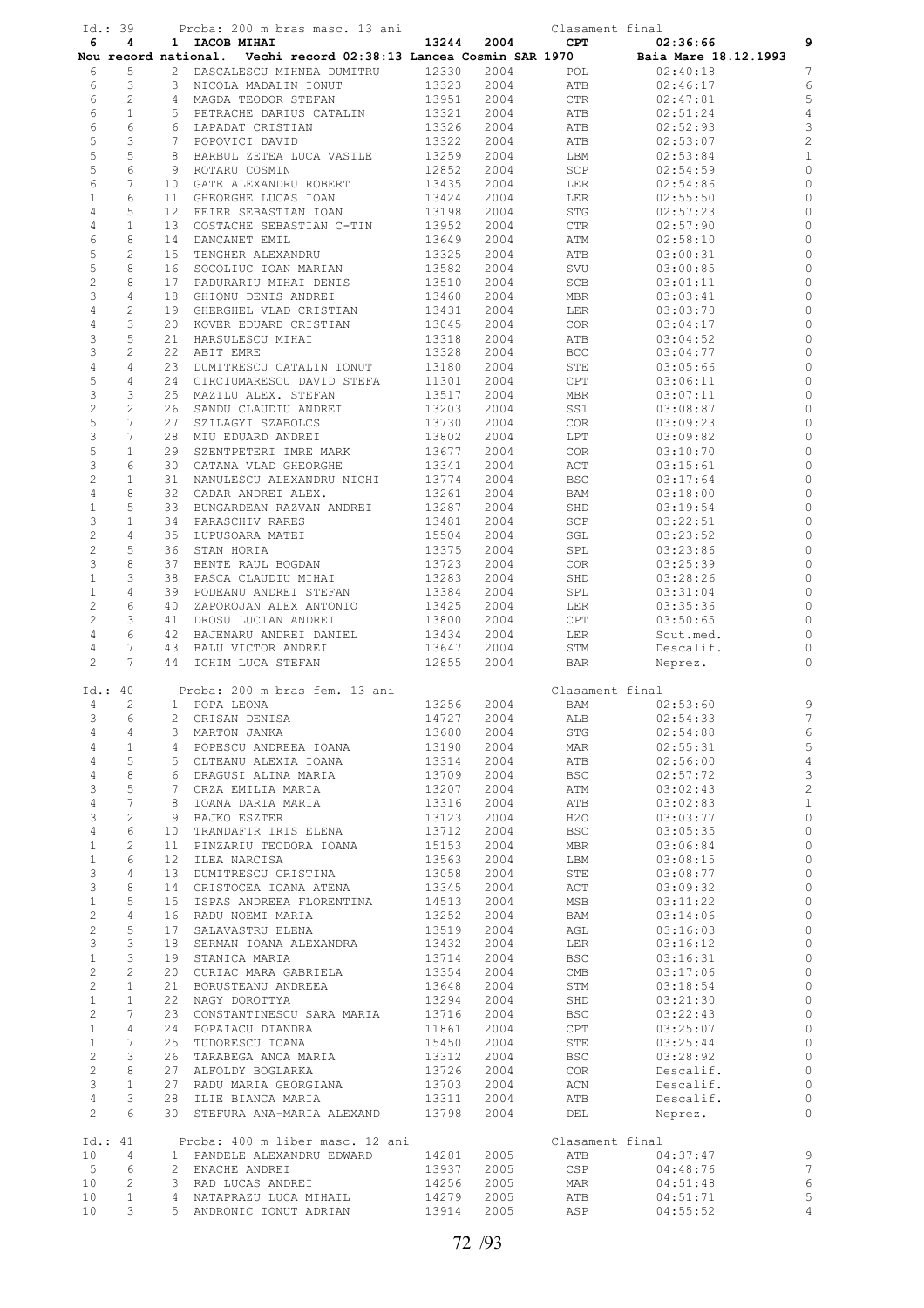Id.: 39 Proba: 200 m bras masc. 13 ani Clasament final

| Serie | Cul. | Loc | Nume | Leg. | An | Club | Timp | Pct |
|---|---|---|---|---|---|---|---|---|
| **6** | **4** | **1** | **IACOB MIHAI** | **13244** | **2004** | **CPT** | **02:36:66** | **9** |

**Nou record national. Vechi record 02:38:13 Lancea Cosmin SAR 1970 Baia Mare 18.12.1993**

| Serie | Cul. | Loc | Nume | Leg. | An | Club | Timp | Pct |
|---|---|---|---|---|---|---|---|---|
| 6 | 5 | 2 | DASCALESCU MIHNEA DUMITRU | 12330 | 2004 | POL | 02:40:18 | 7 |
| 6 | 3 | 3 | NICOLA MADALIN IONUT | 13323 | 2004 | ATB | 02:46:17 | 6 |
| 6 | 2 | 4 | MAGDA TEODOR STEFAN | 13951 | 2004 | CTR | 02:47:81 | 5 |
| 6 | 1 | 5 | PETRACHE DARIUS CATALIN | 13321 | 2004 | ATB | 02:51:24 | 4 |
| 6 | 6 | 6 | LAPADAT CRISTIAN | 13326 | 2004 | ATB | 02:52:93 | 3 |
| 5 | 3 | 7 | POPOVICI DAVID | 13322 | 2004 | ATB | 02:53:07 | 2 |
| 5 | 5 | 8 | BARBUL ZETEA LUCA VASILE | 13259 | 2004 | LBM | 02:53:84 | 1 |
| 5 | 6 | 9 | ROTARU COSMIN | 12852 | 2004 | SCP | 02:54:59 | 0 |
| 6 | 7 | 10 | GATE ALEXANDRU ROBERT | 13435 | 2004 | LER | 02:54:86 | 0 |
| 1 | 6 | 11 | GHEORGHE LUCAS IOAN | 13424 | 2004 | LER | 02:55:50 | 0 |
| 4 | 5 | 12 | FEIER SEBASTIAN IOAN | 13198 | 2004 | STG | 02:57:23 | 0 |
| 4 | 1 | 13 | COSTACHE SEBASTIAN C-TIN | 13952 | 2004 | CTR | 02:57:90 | 0 |
| 6 | 8 | 14 | DANCANET EMIL | 13649 | 2004 | ATM | 02:58:10 | 0 |
| 5 | 2 | 15 | TENGHER ALEXANDRU | 13325 | 2004 | ATB | 03:00:31 | 0 |
| 5 | 8 | 16 | SOCOLIUC IOAN MARIAN | 13582 | 2004 | SVU | 03:00:85 | 0 |
| 2 | 8 | 17 | PADURARIU MIHAI DENIS | 13510 | 2004 | SCB | 03:01:11 | 0 |
| 3 | 4 | 18 | GHIONU DENIS ANDREI | 13460 | 2004 | MBR | 03:03:41 | 0 |
| 4 | 2 | 19 | GHERGHEL VLAD CRISTIAN | 13431 | 2004 | LER | 03:03:70 | 0 |
| 4 | 3 | 20 | KOVER EDUARD CRISTIAN | 13045 | 2004 | COR | 03:04:17 | 0 |
| 3 | 5 | 21 | HARSULESCU MIHAI | 13318 | 2004 | ATB | 03:04:52 | 0 |
| 3 | 2 | 22 | ABIT EMRE | 13328 | 2004 | BCC | 03:04:77 | 0 |
| 4 | 4 | 23 | DUMITRESCU CATALIN IONUT | 13180 | 2004 | STE | 03:05:66 | 0 |
| 5 | 4 | 24 | CIRCIUMARESCU DAVID STEFA | 11301 | 2004 | CPT | 03:06:11 | 0 |
| 3 | 3 | 25 | MAZILU ALEX. STEFAN | 13517 | 2004 | MBR | 03:07:11 | 0 |
| 2 | 2 | 26 | SANDU CLAUDIU ANDREI | 13203 | 2004 | SS1 | 03:08:87 | 0 |
| 5 | 7 | 27 | SZILAGYI SZABOLCS | 13730 | 2004 | COR | 03:09:23 | 0 |
| 3 | 7 | 28 | MIU EDUARD ANDREI | 13802 | 2004 | LPT | 03:09:82 | 0 |
| 5 | 1 | 29 | SZENTPETERI IMRE MARK | 13677 | 2004 | COR | 03:10:70 | 0 |
| 3 | 6 | 30 | CATANA VLAD GHEORGHE | 13341 | 2004 | ACT | 03:15:61 | 0 |
| 2 | 1 | 31 | NANULESCU ALEXANDRU NICHI | 13774 | 2004 | BSC | 03:17:64 | 0 |
| 4 | 8 | 32 | CADAR ANDREI ALEX. | 13261 | 2004 | BAM | 03:18:00 | 0 |
| 1 | 5 | 33 | BUNGARDEAN RAZVAN ANDREI | 13287 | 2004 | SHD | 03:19:54 | 0 |
| 3 | 1 | 34 | PARASCHIV RARES | 13481 | 2004 | SCP | 03:22:51 | 0 |
| 2 | 4 | 35 | LUPUSOARA MATEI | 15504 | 2004 | SGL | 03:23:52 | 0 |
| 2 | 5 | 36 | STAN HORIA | 13375 | 2004 | SPL | 03:23:86 | 0 |
| 3 | 8 | 37 | BENTE RAUL BOGDAN | 13723 | 2004 | COR | 03:25:39 | 0 |
| 1 | 3 | 38 | PASCA CLAUDIU MIHAI | 13283 | 2004 | SHD | 03:28:26 | 0 |
| 1 | 4 | 39 | PODEANU ANDREI STEFAN | 13384 | 2004 | SPL | 03:31:04 | 0 |
| 2 | 6 | 40 | ZAPOROJAN ALEX ANTONIO | 13425 | 2004 | LER | 03:35:36 | 0 |
| 2 | 3 | 41 | DROSU LUCIAN ANDREI | 13800 | 2004 | CPT | 03:50:65 | 0 |
| 4 | 6 | 42 | BAJENARU ANDREI DANIEL | 13434 | 2004 | LER | Scut.med. | 0 |
| 4 | 7 | 43 | BALU VICTOR ANDREI | 13647 | 2004 | STM | Descalif. | 0 |
| 2 | 7 | 44 | ICHIM LUCA STEFAN | 12855 | 2004 | BAR | Neprez. | 0 |

Id.: 40 Proba: 200 m bras fem. 13 ani Clasament final

| Serie | Cul. | Loc | Nume | Leg. | An | Club | Timp | Pct |
|---|---|---|---|---|---|---|---|---|
| 4 | 2 | 1 | POPA LEONA | 13256 | 2004 | BAM | 02:53:60 | 9 |
| 3 | 6 | 2 | CRISAN DENISA | 14727 | 2004 | ALB | 02:54:33 | 7 |
| 4 | 4 | 3 | MARTON JANKA | 13680 | 2004 | STG | 02:54:88 | 6 |
| 4 | 1 | 4 | POPESCU ANDREEA IOANA | 13190 | 2004 | MAR | 02:55:31 | 5 |
| 4 | 5 | 5 | OLTEANU ALEXIA IOANA | 13314 | 2004 | ATB | 02:56:00 | 4 |
| 4 | 8 | 6 | DRAGUSI ALINA MARIA | 13709 | 2004 | BSC | 02:57:72 | 3 |
| 3 | 5 | 7 | ORZA EMILIA MARIA | 13207 | 2004 | ATM | 03:02:43 | 2 |
| 4 | 7 | 8 | IOANA DARIA MARIA | 13316 | 2004 | ATB | 03:02:83 | 1 |
| 3 | 2 | 9 | BAJKO ESZTER | 13123 | 2004 | H2O | 03:03:77 | 0 |
| 4 | 6 | 10 | TRANDAFIR IRIS ELENA | 13712 | 2004 | BSC | 03:05:35 | 0 |
| 1 | 2 | 11 | PINZARIU TEODORA IOANA | 15153 | 2004 | MBR | 03:06:84 | 0 |
| 1 | 6 | 12 | ILEA NARCISA | 13563 | 2004 | LBM | 03:08:15 | 0 |
| 3 | 4 | 13 | DUMITRESCU CRISTINA | 13058 | 2004 | STE | 03:08:77 | 0 |
| 3 | 8 | 14 | CRISTOCEA IOANA ATENA | 13345 | 2004 | ACT | 03:09:32 | 0 |
| 1 | 5 | 15 | ISPAS ANDREEA FLORENTINA | 14513 | 2004 | MSB | 03:11:22 | 0 |
| 2 | 4 | 16 | RADU NOEMI MARIA | 13252 | 2004 | BAM | 03:14:06 | 0 |
| 2 | 5 | 17 | SALAVASTRU ELENA | 13519 | 2004 | AGL | 03:16:03 | 0 |
| 3 | 3 | 18 | SERMAN IOANA ALEXANDRA | 13432 | 2004 | LER | 03:16:12 | 0 |
| 1 | 3 | 19 | STANICA MARIA | 13714 | 2004 | BSC | 03:16:31 | 0 |
| 2 | 2 | 20 | CURIAC MARA GABRIELA | 13354 | 2004 | CMB | 03:17:06 | 0 |
| 2 | 1 | 21 | BORUSTEANU ANDREEA | 13648 | 2004 | STM | 03:18:54 | 0 |
| 1 | 1 | 22 | NAGY DOROTTYA | 13294 | 2004 | SHD | 03:21:30 | 0 |
| 2 | 7 | 23 | CONSTANTINESCU SARA MARIA | 13716 | 2004 | BSC | 03:22:43 | 0 |
| 1 | 4 | 24 | POPAIACU DIANDRA | 11861 | 2004 | CPT | 03:25:07 | 0 |
| 1 | 7 | 25 | TUDORESCU IOANA | 15450 | 2004 | STE | 03:25:44 | 0 |
| 2 | 3 | 26 | TARABEGA ANCA MARIA | 13312 | 2004 | BSC | 03:28:92 | 0 |
| 2 | 8 | 27 | ALFOLDY BOGLARKA | 13726 | 2004 | COR | Descalif. | 0 |
| 3 | 1 | 27 | RADU MARIA GEORGIANA | 13703 | 2004 | ACN | Descalif. | 0 |
| 4 | 3 | 28 | ILIE BIANCA MARIA | 13311 | 2004 | ATB | Descalif. | 0 |
| 2 | 6 | 30 | STEFURA ANA-MARIA ALEXAND | 13798 | 2004 | DEL | Neprez. | 0 |

Id.: 41 Proba: 400 m liber masc. 12 ani Clasament final

| Serie | Cul. | Loc | Nume | Leg. | An | Club | Timp | Pct |
|---|---|---|---|---|---|---|---|---|
| 10 | 4 | 1 | PANDELE ALEXANDRU EDWARD | 14281 | 2005 | ATB | 04:37:47 | 9 |
| 5 | 6 | 2 | ENACHE ANDREI | 13937 | 2005 | CSP | 04:48:76 | 7 |
| 10 | 2 | 3 | RAD LUCAS ANDREI | 14256 | 2005 | MAR | 04:51:48 | 6 |
| 10 | 1 | 4 | NATAPRAZU LUCA MIHAIL | 14279 | 2005 | ATB | 04:51:71 | 5 |
| 10 | 3 | 5 | ANDRONIC IONUT ADRIAN | 13914 | 2005 | ASP | 04:55:52 | 4 |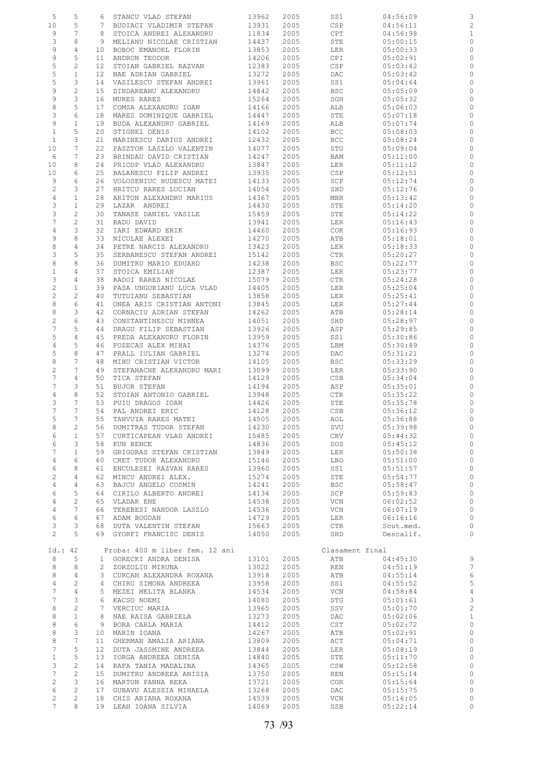| | | | | | | | | |
|---|---|---|---|---|---|---|---|---|
| 5 | 5 | 6 | STANCU VLAD STEFAN | 13962 | 2005 | SS1 | 04:56:09 | 3 |
| 10 | 5 | 7 | BUDIACI VLADIMIR STEFAN | 13931 | 2005 | CSP | 04:56:11 | 2 |
| 9 | 7 | 8 | STOICA ANDREI ALEXANDRU | 11834 | 2005 | CPT | 04:56:98 | 1 |
| 3 | 8 | 9 | MELIANU NICOLAE CRISTIAN | 14437 | 2005 | STE | 05:00:15 | 0 |
| 9 | 4 | 10 | BOBOC EMANOEL FLORIN | 13853 | 2005 | LER | 05:00:33 | 0 |
| 9 | 5 | 11 | ANDRON TEODOR | 14206 | 2005 | CPI | 05:02:91 | 0 |
| 5 | 2 | 12 | STOIAN GABRIEL RAZVAN | 12383 | 2005 | CSP | 05:03:42 | 0 |
| 5 | 1 | 12 | NAE ADRIAN GABRIEL | 13272 | 2005 | DAC | 05:03:42 | 0 |
| 5 | 3 | 14 | VASILESCU STEFAN ANDREI | 13961 | 2005 | SS1 | 05:04:64 | 0 |
| 9 | 2 | 15 | DINDAREANU ALEXANDRU | 14842 | 2005 | BSC | 05:05:09 | 0 |
| 9 | 3 | 16 | MURES RARES | 15264 | 2005 | SGH | 05:05:32 | 0 |
| 8 | 5 | 17 | COMSA ALEXANDRU IOAN | 14166 | 2005 | ALB | 05:06:03 | 0 |
| 3 | 6 | 18 | MARES DOMINIQUE GABRIEL | 14447 | 2005 | STE | 05:07:18 | 0 |
| 9 | 1 | 19 | BUDA ALEXANDRU GABRIEL | 14169 | 2005 | ALB | 05:07:74 | 0 |
| 1 | 5 | 20 | STIGNEI DENIS | 14102 | 2005 | BCC | 05:08:03 | 0 |
| 1 | 3 | 21 | MARINESCU DARIUS ANDREI | 12432 | 2005 | BCC | 05:08:24 | 0 |
| 10 | 7 | 22 | PASZTOR LASZLO VALENTIN | 14077 | 2005 | STG | 05:09:04 | 0 |
| 6 | 7 | 23 | BRINDAU DAVID CRISTIAN | 14247 | 2005 | BAM | 05:11:00 | 0 |
| 10 | 8 | 24 | PRICOP VLAD ALEXANDRU | 13847 | 2005 | LER | 05:11:12 | 0 |
| 10 | 6 | 25 | BALANESCU FILIP ANDREI | 13935 | 2005 | CSP | 05:12:51 | 0 |
| 9 | 6 | 26 | VOLOSENIUC HUDESCU MATEI | 14133 | 2005 | SCP | 05:12:74 | 0 |
| 2 | 3 | 27 | HRITCU RARES LUCIAN | 14054 | 2005 | SHD | 05:12:76 | 0 |
| 4 | 1 | 28 | ARITON ALEXANDRU MARIUS | 14367 | 2005 | MBR | 05:13:42 | 0 |
| 3 | 1 | 29 | LAZAR ANDREI | 14430 | 2005 | STE | 05:14:20 | 0 |
| 3 | 2 | 30 | TANASE DANIEL VASILE | 15459 | 2005 | STE | 05:14:22 | 0 |
| 7 | 2 | 31 | RADU DAVID | 13941 | 2005 | LER | 05:16:43 | 0 |
| 4 | 3 | 32 | IARI EDWARD ERIK | 14460 | 2005 | COR | 05:16:93 | 0 |
| 9 | 8 | 33 | NICULAE ALEXEI | 14270 | 2005 | ATB | 05:18:01 | 0 |
| 8 | 4 | 34 | PETRE NARCIS ALEXANDRU | 13423 | 2005 | LER | 05:18:33 | 0 |
| 3 | 5 | 35 | SERBANESCU STEFAN ANDREI | 15142 | 2005 | CTR | 05:20:27 | 0 |
| 8 | 8 | 36 | DUMITRU MARIO EDUARD | 14238 | 2005 | BSC | 05:22:77 | 0 |
| 1 | 4 | 37 | STOICA EMILIAN | 12387 | 2005 | LER | 05:23:77 | 0 |
| 3 | 4 | 38 | RADOI RARES NICOLAE | 15079 | 2005 | CTR | 05:24:28 | 0 |
| 2 | 1 | 39 | PASA UNGURIANU LUCA VLAD | 14405 | 2005 | LER | 05:25:04 | 0 |
| 2 | 2 | 40 | TUTUIANU SEBASTIAN | 13858 | 2005 | LER | 05:25:41 | 0 |
| 8 | 6 | 41 | ONEA ARIS CRISTIAN ANTONI | 13845 | 2005 | LER | 05:27:44 | 0 |
| 8 | 3 | 42 | CORNACIU ADRIAN STEFAN | 14262 | 2005 | ATB | 05:28:14 | 0 |
| 2 | 6 | 43 | CONSTANTINESCU MIHNEA | 14051 | 2005 | SHD | 05:28:97 | 0 |
| 7 | 5 | 44 | DRAGU FILIP SEBASTIAN | 13926 | 2005 | ASP | 05:29:85 | 0 |
| 5 | 4 | 45 | PREDA ALEXANDRU FLORIN | 13959 | 2005 | SS1 | 05:30:86 | 0 |
| 4 | 5 | 46 | FOZECAS ALEX MIHAI | 14376 | 2005 | LBM | 05:30:89 | 0 |
| 5 | 8 | 47 | PRALL IULIAN GABRIEL | 13274 | 2005 | DAC | 05:31:21 | 0 |
| 8 | 7 | 48 | MIHU CRISTIAN VICTOR | 14105 | 2005 | BSC | 05:33:29 | 0 |
| 2 | 7 | 49 | STEFANACHE ALEXANDRU MARI | 13099 | 2005 | LER | 05:33:90 | 0 |
| 7 | 4 | 50 | TICA STEFAN | 14129 | 2005 | CSB | 05:34:04 | 0 |
| 7 | 3 | 51 | BUJOR STEFAN | 14194 | 2005 | ASP | 05:35:01 | 0 |
| 4 | 8 | 52 | STOIAN ANTONIO GABRIEL | 13948 | 2005 | CTR | 05:35:22 | 0 |
| 3 | 7 | 53 | PUIU DRAGOS IOAN | 14426 | 2005 | STE | 05:35:78 | 0 |
| 7 | 7 | 54 | PAL ANDREI ERIC | 14128 | 2005 | CSB | 05:36:12 | 0 |
| 5 | 7 | 55 | TANVUIA RARES MATEI | 14505 | 2005 | AGL | 05:36:88 | 0 |
| 8 | 2 | 56 | DUMITRAS TUDOR STEFAN | 14230 | 2005 | SVU | 05:39:98 | 0 |
| 6 | 1 | 57 | CURTICAPEAN VLAD ANDREI | 15485 | 2005 | CBV | 05:44:32 | 0 |
| 6 | 3 | 58 | KUN BENCE | 14836 | 2005 | SOS | 05:45:12 | 0 |
| 7 | 1 | 59 | GRIGORAS STEFAN CRISTIAN | 13849 | 2005 | LER | 05:50:38 | 0 |
| 4 | 6 | 60 | CRET TUDOR ALEXANDRU | 15146 | 2005 | LBO | 05:51:00 | 0 |
| 6 | 8 | 61 | ENCULESEI RAZVAN RARES | 13960 | 2005 | SS1 | 05:51:57 | 0 |
| 2 | 4 | 62 | MINCU ANDREI ALEX. | 15274 | 2005 | STE | 05:54:77 | 0 |
| 4 | 4 | 63 | BAJCU ANGELO COSMIN | 14241 | 2005 | BSC | 05:58:47 | 0 |
| 6 | 5 | 64 | CIRILO ALBERTO ANDREI | 14134 | 2005 | SCP | 05:59:83 | 0 |
| 4 | 2 | 65 | VLADAR ENE | 14538 | 2005 | VCN | 06:02:52 | 0 |
| 4 | 7 | 66 | TEREBESI NANDOR LASZLO | 14536 | 2005 | VCN | 06:07:19 | 0 |
| 6 | 6 | 67 | ADAM BOGDAN | 14729 | 2005 | LER | 06:16:16 | 0 |
| 3 | 3 | 68 | DUTA VALENTIN STEFAN | 15663 | 2005 | CTR | Scut.med. | 0 |
| 2 | 5 | 69 | GYORFI FRANCISC DENIS | 14050 | 2005 | SHD | Descalif. | 0 |

Id.: 42 Proba: 400 m liber fem. 12 ani Clasament final

| | | | | | | | | |
|---|---|---|---|---|---|---|---|---|
| 8 | 5 | 1 | GORECKI ANDRA DENISA | 13101 | 2005 | ATB | 04:45:30 | 9 |
| 8 | 8 | 2 | ZORZOLIU MIRUNA | 13022 | 2005 | REN | 04:51:19 | 7 |
| 8 | 4 | 3 | CURCAN ALEXANDRA ROXANA | 13918 | 2005 | ATB | 04:55:14 | 6 |
| 4 | 2 | 4 | CHIRU SIMONA ANDREEA | 13958 | 2005 | SS1 | 04:55:52 | 5 |
| 7 | 4 | 5 | MEZEI MELITA BLANKA | 14534 | 2005 | VCN | 04:58:84 | 4 |
| 7 | 3 | 6 | KACSO NOEMI | 14080 | 2005 | STG | 05:01:61 | 3 |
| 8 | 2 | 7 | VERCIUC MARIA | 13965 | 2005 | SSV | 05:01:70 | 2 |
| 8 | 1 | 8 | NAE RAISA GABRIELA | 13273 | 2005 | DAC | 05:02:06 | 1 |
| 8 | 6 | 9 | BORA CARLA MARIA | 14412 | 2005 | CST | 05:02:72 | 0 |
| 8 | 3 | 10 | MARIN IOANA | 14267 | 2005 | ATB | 05:02:91 | 0 |
| 8 | 7 | 11 | GHERMAN AMALIA ARIANA | 13809 | 2005 | ACT | 05:04:71 | 0 |
| 7 | 5 | 12 | DUTA JASSMINE ANDREEA | 13844 | 2005 | LER | 05:08:19 | 0 |
| 1 | 5 | 13 | IORGA ANDREEA DENISA | 14840 | 2005 | STE | 05:11:70 | 0 |
| 3 | 2 | 14 | RAFA TANIA MADALINA | 14365 | 2005 | CSW | 05:12:58 | 0 |
| 7 | 2 | 15 | DUMITRU ANDREEA ANISIA | 13750 | 2005 | REN | 05:15:14 | 0 |
| 2 | 3 | 16 | MARTON PANNA REKA | 13721 | 2005 | COR | 05:15:64 | 0 |
| 6 | 2 | 17 | GUBAVU ALESSIA MIHAELA | 13268 | 2005 | DAC | 05:15:75 | 0 |
| 2 | 2 | 18 | CHIS ARIANA ROXANA | 14539 | 2005 | VCN | 05:16:05 | 0 |
| 7 | 8 | 19 | LEAH IOANA SILVIA | 14069 | 2005 | SSB | 05:22:14 | 0 |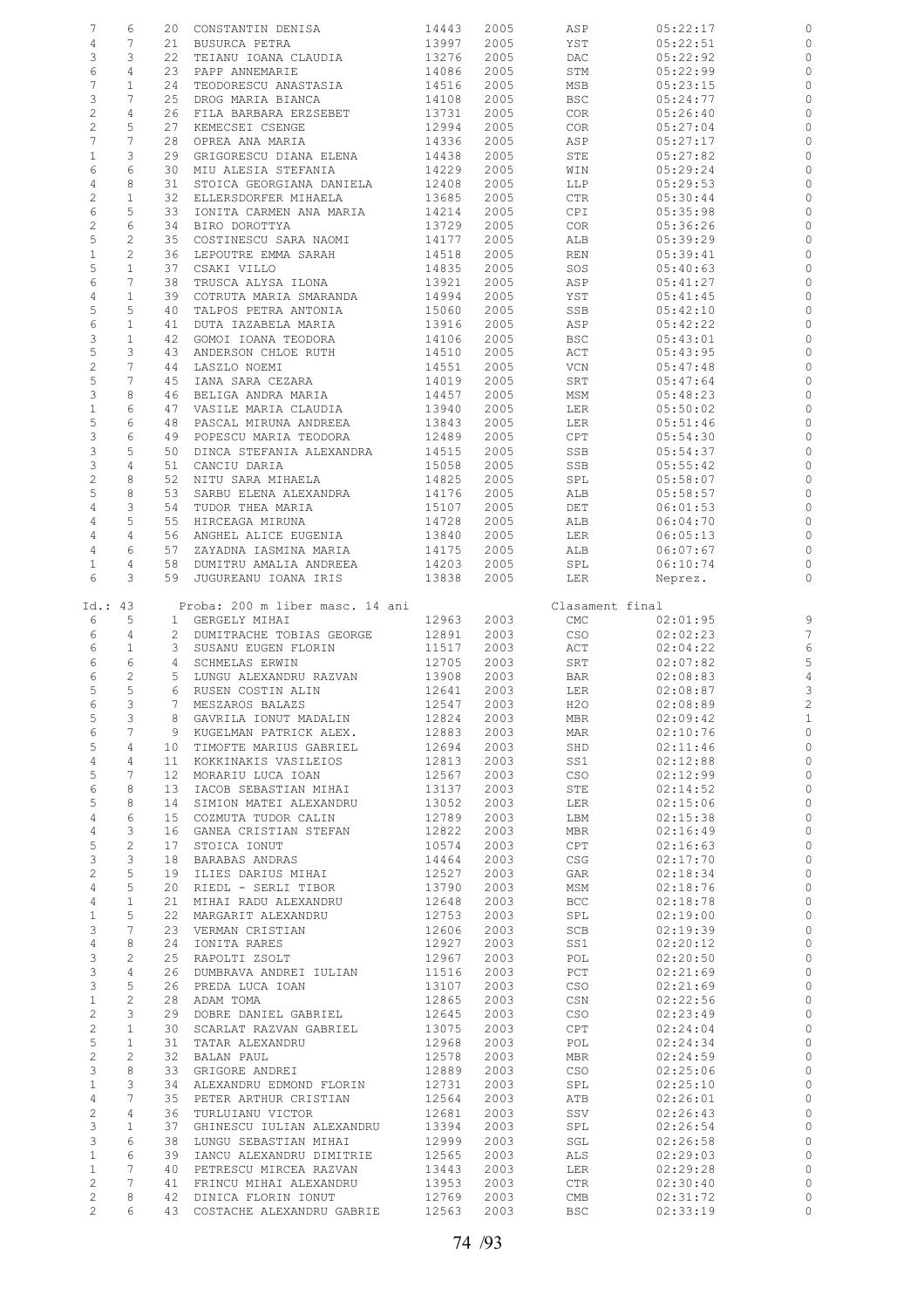| | | | | | | | | |
|---|---|---|---|---|---|---|---|---|
| 7 | 6 | 20 | CONSTANTIN DENISA | 14443 | 2005 | ASP | 05:22:17 | 0 |
| 4 | 7 | 21 | BUSURCA PETRA | 13997 | 2005 | YST | 05:22:51 | 0 |
| 3 | 3 | 22 | TEIANU IOANA CLAUDIA | 13276 | 2005 | DAC | 05:22:92 | 0 |
| 6 | 4 | 23 | PAPP ANNEMARIE | 14086 | 2005 | STM | 05:22:99 | 0 |
| 7 | 1 | 24 | TEODORESCU ANASTASIA | 14516 | 2005 | MSB | 05:23:15 | 0 |
| 3 | 7 | 25 | DROG MARIA BIANCA | 14108 | 2005 | BSC | 05:24:77 | 0 |
| 2 | 4 | 26 | FILA BARBARA ERZSEBET | 13731 | 2005 | COR | 05:26:40 | 0 |
| 2 | 5 | 27 | KEMECSEI CSENGE | 12994 | 2005 | COR | 05:27:04 | 0 |
| 7 | 7 | 28 | OPREA ANA MARIA | 14336 | 2005 | ASP | 05:27:17 | 0 |
| 1 | 3 | 29 | GRIGORESCU DIANA ELENA | 14438 | 2005 | STE | 05:27:82 | 0 |
| 6 | 6 | 30 | MIU ALESIA STEFANIA | 14229 | 2005 | WIN | 05:29:24 | 0 |
| 4 | 8 | 31 | STOICA GEORGIANA DANIELA | 12408 | 2005 | LLP | 05:29:53 | 0 |
| 2 | 1 | 32 | ELLERSDORFER MIHAELA | 13685 | 2005 | CTR | 05:30:44 | 0 |
| 6 | 5 | 33 | IONITA CARMEN ANA MARIA | 14214 | 2005 | CPI | 05:35:98 | 0 |
| 2 | 6 | 34 | BIRO DOROTTYA | 13729 | 2005 | COR | 05:36:26 | 0 |
| 5 | 2 | 35 | COSTINESCU SARA NAOMI | 14177 | 2005 | ALB | 05:39:29 | 0 |
| 1 | 2 | 36 | LEPOUTRE EMMA SARAH | 14518 | 2005 | REN | 05:39:41 | 0 |
| 5 | 1 | 37 | CSAKI VILLO | 14835 | 2005 | SOS | 05:40:63 | 0 |
| 6 | 7 | 38 | TRUSCA ALYSA ILONA | 13921 | 2005 | ASP | 05:41:27 | 0 |
| 4 | 1 | 39 | COTRUTA MARIA SMARANDA | 14994 | 2005 | YST | 05:41:45 | 0 |
| 5 | 5 | 40 | TALPOS PETRA ANTONIA | 15060 | 2005 | SSB | 05:42:10 | 0 |
| 6 | 1 | 41 | DUTA IAZABELA MARIA | 13916 | 2005 | ASP | 05:42:22 | 0 |
| 3 | 1 | 42 | GOMOI IOANA TEODORA | 14106 | 2005 | BSC | 05:43:01 | 0 |
| 5 | 3 | 43 | ANDERSON CHLOE RUTH | 14510 | 2005 | ACT | 05:43:95 | 0 |
| 2 | 7 | 44 | LASZLO NOEMI | 14551 | 2005 | VCN | 05:47:48 | 0 |
| 5 | 7 | 45 | IANA SARA CEZARA | 14019 | 2005 | SRT | 05:47:64 | 0 |
| 3 | 8 | 46 | BELIGA ANDRA MARIA | 14457 | 2005 | MSM | 05:48:23 | 0 |
| 1 | 6 | 47 | VASILE MARIA CLAUDIA | 13940 | 2005 | LER | 05:50:02 | 0 |
| 5 | 6 | 48 | PASCAL MIRUNA ANDREEA | 13843 | 2005 | LER | 05:51:46 | 0 |
| 3 | 6 | 49 | POPESCU MARIA TEODORA | 12489 | 2005 | CPT | 05:54:30 | 0 |
| 3 | 5 | 50 | DINCA STEFANIA ALEXANDRA | 14515 | 2005 | SSB | 05:54:37 | 0 |
| 3 | 4 | 51 | CANCIU DARIA | 15058 | 2005 | SSB | 05:55:42 | 0 |
| 2 | 8 | 52 | NITU SARA MIHAELA | 14825 | 2005 | SPL | 05:58:07 | 0 |
| 5 | 8 | 53 | SARBU ELENA ALEXANDRA | 14176 | 2005 | ALB | 05:58:57 | 0 |
| 4 | 3 | 54 | TUDOR THEA MARIA | 15107 | 2005 | DET | 06:01:53 | 0 |
| 4 | 5 | 55 | HIRCEAGA MIRUNA | 14728 | 2005 | ALB | 06:04:70 | 0 |
| 4 | 4 | 56 | ANGHEL ALICE EUGENIA | 13840 | 2005 | LER | 06:05:13 | 0 |
| 4 | 6 | 57 | ZAYADNA IASMINA MARIA | 14175 | 2005 | ALB | 06:07:67 | 0 |
| 1 | 4 | 58 | DUMITRU AMALIA ANDREEA | 14203 | 2005 | SPL | 06:10:74 | 0 |
| 6 | 3 | 59 | JUGUREANU IOANA IRIS | 13838 | 2005 | LER | Neprez. | 0 |

Id.: 43 Proba: 200 m liber masc. 14 ani Clasament final

| | | | | | | | | |
|---|---|---|---|---|---|---|---|---|
| 6 | 5 | 1 | GERGELY MIHAI | 12963 | 2003 | CMC | 02:01:95 | 9 |
| 6 | 4 | 2 | DUMITRACHE TOBIAS GEORGE | 12891 | 2003 | CSO | 02:02:23 | 7 |
| 6 | 1 | 3 | SUSANU EUGEN FLORIN | 11517 | 2003 | ACT | 02:04:22 | 6 |
| 6 | 6 | 4 | SCHMELAS ERWIN | 12705 | 2003 | SRT | 02:07:82 | 5 |
| 6 | 2 | 5 | LUNGU ALEXANDRU RAZVAN | 13908 | 2003 | BAR | 02:08:83 | 4 |
| 5 | 5 | 6 | RUSEN COSTIN ALIN | 12641 | 2003 | LER | 02:08:87 | 3 |
| 6 | 3 | 7 | MESZAROS BALAZS | 12547 | 2003 | H2O | 02:08:89 | 2 |
| 5 | 3 | 8 | GAVRILA IONUT MADALIN | 12824 | 2003 | MBR | 02:09:42 | 1 |
| 6 | 7 | 9 | KUGELMAN PATRICK ALEX. | 12883 | 2003 | MAR | 02:10:76 | 0 |
| 5 | 4 | 10 | TIMOFTE MARIUS GABRIEL | 12694 | 2003 | SHD | 02:11:46 | 0 |
| 4 | 4 | 11 | KOKKINAKIS VASILEIOS | 12813 | 2003 | SS1 | 02:12:88 | 0 |
| 5 | 7 | 12 | MORARIU LUCA IOAN | 12567 | 2003 | CSO | 02:12:99 | 0 |
| 6 | 8 | 13 | IACOB SEBASTIAN MIHAI | 13137 | 2003 | STE | 02:14:52 | 0 |
| 5 | 8 | 14 | SIMION MATEI ALEXANDRU | 13052 | 2003 | LER | 02:15:06 | 0 |
| 4 | 6 | 15 | COZMUTA TUDOR CALIN | 12789 | 2003 | LBM | 02:15:38 | 0 |
| 4 | 3 | 16 | GANEA CRISTIAN STEFAN | 12822 | 2003 | MBR | 02:16:49 | 0 |
| 5 | 2 | 17 | STOICA IONUT | 10574 | 2003 | CPT | 02:16:63 | 0 |
| 3 | 3 | 18 | BARABAS ANDRAS | 14464 | 2003 | CSG | 02:17:70 | 0 |
| 2 | 5 | 19 | ILIES DARIUS MIHAI | 12527 | 2003 | GAR | 02:18:34 | 0 |
| 4 | 5 | 20 | RIEDL - SERLI TIBOR | 13790 | 2003 | MSM | 02:18:76 | 0 |
| 4 | 1 | 21 | MIHAI RADU ALEXANDRU | 12648 | 2003 | BCC | 02:18:78 | 0 |
| 1 | 5 | 22 | MARGARIT ALEXANDRU | 12753 | 2003 | SPL | 02:19:00 | 0 |
| 3 | 7 | 23 | VERMAN CRISTIAN | 12606 | 2003 | SCB | 02:19:39 | 0 |
| 4 | 8 | 24 | IONITA RARES | 12927 | 2003 | SS1 | 02:20:12 | 0 |
| 3 | 2 | 25 | RAPOLTI ZSOLT | 12967 | 2003 | POL | 02:20:50 | 0 |
| 3 | 4 | 26 | DUMBRAVA ANDREI IULIAN | 11516 | 2003 | PCT | 02:21:69 | 0 |
| 3 | 5 | 26 | PREDA LUCA IOAN | 13107 | 2003 | CSO | 02:21:69 | 0 |
| 1 | 2 | 28 | ADAM TOMA | 12865 | 2003 | CSN | 02:22:56 | 0 |
| 2 | 3 | 29 | DOBRE DANIEL GABRIEL | 12645 | 2003 | CSO | 02:23:49 | 0 |
| 2 | 1 | 30 | SCARLAT RAZVAN GABRIEL | 13075 | 2003 | CPT | 02:24:04 | 0 |
| 5 | 1 | 31 | TATAR ALEXANDRU | 12968 | 2003 | POL | 02:24:34 | 0 |
| 2 | 2 | 32 | BALAN PAUL | 12578 | 2003 | MBR | 02:24:59 | 0 |
| 3 | 8 | 33 | GRIGORE ANDREI | 12889 | 2003 | CSO | 02:25:06 | 0 |
| 1 | 3 | 34 | ALEXANDRU EDMOND FLORIN | 12731 | 2003 | SPL | 02:25:10 | 0 |
| 4 | 7 | 35 | PETER ARTHUR CRISTIAN | 12564 | 2003 | ATB | 02:26:01 | 0 |
| 2 | 4 | 36 | TURLUIANU VICTOR | 12681 | 2003 | SSV | 02:26:43 | 0 |
| 3 | 1 | 37 | GHINESCU IULIAN ALEXANDRU | 13394 | 2003 | SPL | 02:26:54 | 0 |
| 3 | 6 | 38 | LUNGU SEBASTIAN MIHAI | 12999 | 2003 | SGL | 02:26:58 | 0 |
| 1 | 6 | 39 | IANCU ALEXANDRU DIMITRIE | 12565 | 2003 | ALS | 02:29:03 | 0 |
| 1 | 7 | 40 | PETRESCU MIRCEA RAZVAN | 13443 | 2003 | LER | 02:29:28 | 0 |
| 2 | 7 | 41 | FRINCU MIHAI ALEXANDRU | 13953 | 2003 | CTR | 02:30:40 | 0 |
| 2 | 8 | 42 | DINICA FLORIN IONUT | 12769 | 2003 | CMB | 02:31:72 | 0 |
| 2 | 6 | 43 | COSTACHE ALEXANDRU GABRIE | 12563 | 2003 | BSC | 02:33:19 | 0 |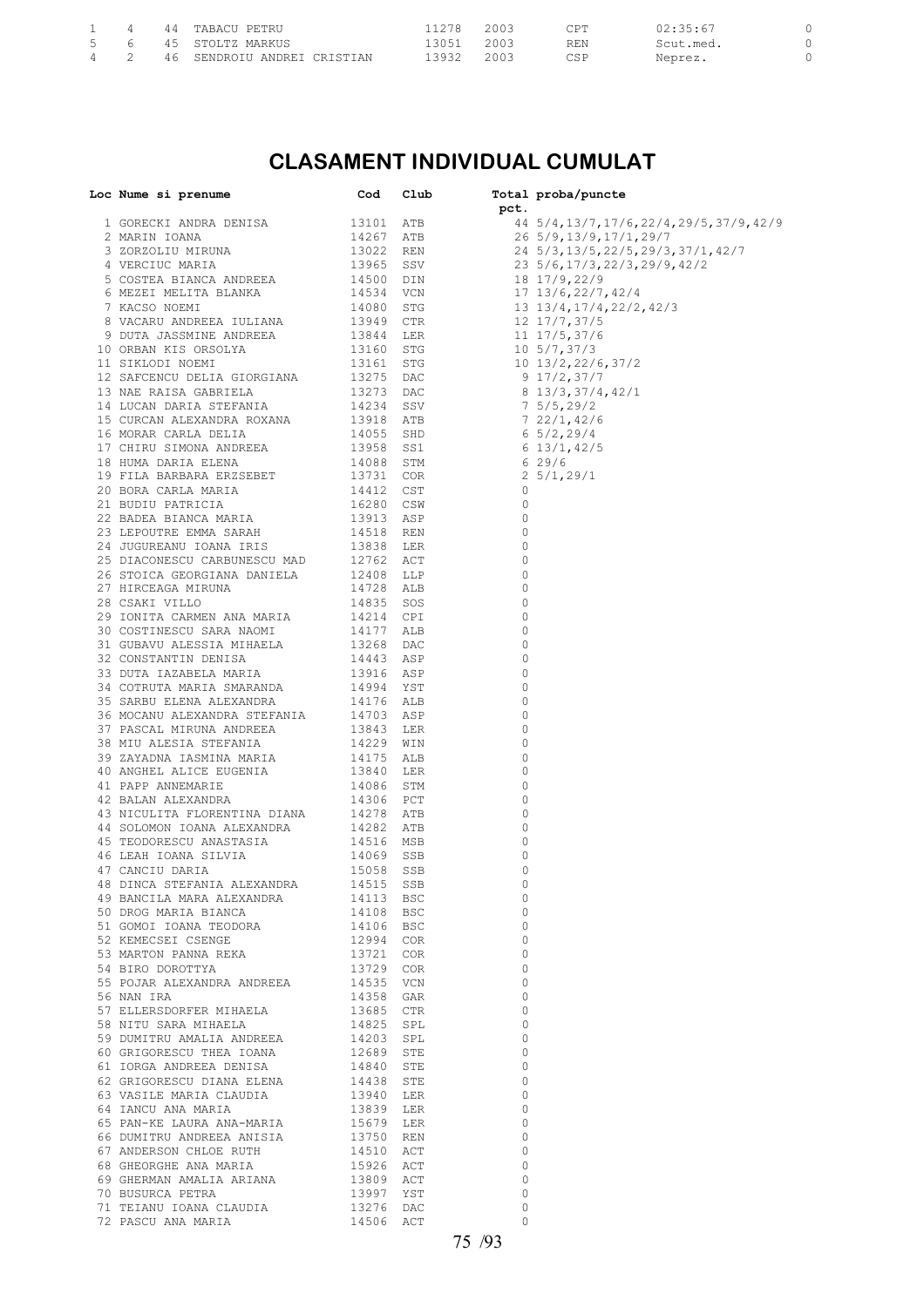| | | | | | | | |
|---|---|---|---|---|---|---|---|
| 1 | 4 | 44 | TABACU PETRU | 11278 | 2003 | CPT | 02:35:67 | 0 |
| 5 | 6 | 45 | STOLTZ MARKUS | 13051 | 2003 | REN | Scut.med. | 0 |
| 4 | 2 | 46 | SENDROIU ANDREI CRISTIAN | 13932 | 2003 | CSP | Neprez. | 0 |

# CLASAMENT INDIVIDUAL CUMULAT

| Loc | Nume si prenume | Cod | Club | Total pct. | proba/puncte |
|---|---|---|---|---|---|
| 1 | GORECKI ANDRA DENISA | 13101 | ATB | 44 | 5/4,13/7,17/6,22/4,29/5,37/9,42/9 |
| 2 | MARIN IOANA | 14267 | ATB | 26 | 5/9,13/9,17/1,29/7 |
| 3 | ZORZOLIU MIRUNA | 13022 | REN | 24 | 5/3,13/5,22/5,29/3,37/1,42/7 |
| 4 | VERCIUC MARIA | 13965 | SSV | 23 | 5/6,17/3,22/3,29/9,42/2 |
| 5 | COSTEA BIANCA ANDREEA | 14500 | DIN | 18 | 17/9,22/9 |
| 6 | MEZEI MELITA BLANKA | 14534 | VCN | 17 | 13/6,22/7,42/4 |
| 7 | KACSO NOEMI | 14080 | STG | 13 | 13/4,17/4,22/2,42/3 |
| 8 | VACARU ANDREEA IULIANA | 13949 | CTR | 12 | 17/7,37/5 |
| 9 | DUTA JASSMINE ANDREEA | 13844 | LER | 11 | 17/5,37/6 |
| 10 | ORBAN KIS ORSOLYA | 13160 | STG | 10 | 5/7,37/3 |
| 11 | SIKLODI NOEMI | 13161 | STG | 10 | 13/2,22/6,37/2 |
| 12 | SAFCENCU DELIA GIORGIANA | 13275 | DAC | 9 | 17/2,37/7 |
| 13 | NAE RAISA GABRIELA | 13273 | DAC | 8 | 13/3,37/4,42/1 |
| 14 | LUCAN DARIA STEFANIA | 14234 | SSV | 7 | 5/5,29/2 |
| 15 | CURCAN ALEXANDRA ROXANA | 13918 | ATB | 7 | 22/1,42/6 |
| 16 | MORAR CARLA DELIA | 14055 | SHD | 6 | 5/2,29/4 |
| 17 | CHIRU SIMONA ANDREEA | 13958 | SS1 | 6 | 13/1,42/5 |
| 18 | HUMA DARIA ELENA | 14088 | STM | 6 | 29/6 |
| 19 | FILA BARBARA ERZSEBET | 13731 | COR | 2 | 5/1,29/1 |
| 20 | BORA CARLA MARIA | 14412 | CST | 0 | |
| 21 | BUDIU PATRICIA | 16280 | CSW | 0 | |
| 22 | BADEA BIANCA MARIA | 13913 | ASP | 0 | |
| 23 | LEPOUTRE EMMA SARAH | 14518 | REN | 0 | |
| 24 | JUGUREANU IOANA IRIS | 13838 | LER | 0 | |
| 25 | DIACONESCU CARBUNESCU MAD | 12762 | ACT | 0 | |
| 26 | STOICA GEORGIANA DANIELA | 12408 | LLP | 0 | |
| 27 | HIRCEAGA MIRUNA | 14728 | ALB | 0 | |
| 28 | CSAKI VILLO | 14835 | SOS | 0 | |
| 29 | IONITA CARMEN ANA MARIA | 14214 | CPI | 0 | |
| 30 | COSTINESCU SARA NAOMI | 14177 | ALB | 0 | |
| 31 | GUBAVU ALESSIA MIHAELA | 13268 | DAC | 0 | |
| 32 | CONSTANTIN DENISA | 14443 | ASP | 0 | |
| 33 | DUTA IAZABELA MARIA | 13916 | ASP | 0 | |
| 34 | COTRUTA MARIA SMARANDA | 14994 | YST | 0 | |
| 35 | SARBU ELENA ALEXANDRA | 14176 | ALB | 0 | |
| 36 | MOCANU ALEXANDRA STEFANIA | 14703 | ASP | 0 | |
| 37 | PASCAL MIRUNA ANDREEA | 13843 | LER | 0 | |
| 38 | MIU ALESIA STEFANIA | 14229 | WIN | 0 | |
| 39 | ZAYADNA IASMINA MARIA | 14175 | ALB | 0 | |
| 40 | ANGHEL ALICE EUGENIA | 13840 | LER | 0 | |
| 41 | PAPP ANNEMARIE | 14086 | STM | 0 | |
| 42 | BALAN ALEXANDRA | 14306 | PCT | 0 | |
| 43 | NICULITA FLORENTINA DIANA | 14278 | ATB | 0 | |
| 44 | SOLOMON IOANA ALEXANDRA | 14282 | ATB | 0 | |
| 45 | TEODORESCU ANASTASIA | 14516 | MSB | 0 | |
| 46 | LEAH IOANA SILVIA | 14069 | SSB | 0 | |
| 47 | CANCIU DARIA | 15058 | SSB | 0 | |
| 48 | DINCA STEFANIA ALEXANDRA | 14515 | SSB | 0 | |
| 49 | BANCILA MARA ALEXANDRA | 14113 | BSC | 0 | |
| 50 | DROG MARIA BIANCA | 14108 | BSC | 0 | |
| 51 | GOMOI IOANA TEODORA | 14106 | BSC | 0 | |
| 52 | KEMECSEI CSENGE | 12994 | COR | 0 | |
| 53 | MARTON PANNA REKA | 13721 | COR | 0 | |
| 54 | BIRO DOROTTYA | 13729 | COR | 0 | |
| 55 | POJAR ALEXANDRA ANDREEA | 14535 | VCN | 0 | |
| 56 | NAN IRA | 14358 | GAR | 0 | |
| 57 | ELLERSDORFER MIHAELA | 13685 | CTR | 0 | |
| 58 | NITU SARA MIHAELA | 14825 | SPL | 0 | |
| 59 | DUMITRU AMALIA ANDREEA | 14203 | SPL | 0 | |
| 60 | GRIGORESCU THEA IOANA | 12689 | STE | 0 | |
| 61 | IORGA ANDREEA DENISA | 14840 | STE | 0 | |
| 62 | GRIGORESCU DIANA ELENA | 14438 | STE | 0 | |
| 63 | VASILE MARIA CLAUDIA | 13940 | LER | 0 | |
| 64 | IANCU ANA MARIA | 13839 | LER | 0 | |
| 65 | PAN-KE LAURA ANA-MARIA | 15679 | LER | 0 | |
| 66 | DUMITRU ANDREEA ANISIA | 13750 | REN | 0 | |
| 67 | ANDERSON CHLOE RUTH | 14510 | ACT | 0 | |
| 68 | GHEORGHE ANA MARIA | 15926 | ACT | 0 | |
| 69 | GHERMAN AMALIA ARIANA | 13809 | ACT | 0 | |
| 70 | BUSURCA PETRA | 13997 | YST | 0 | |
| 71 | TEIANU IOANA CLAUDIA | 13276 | DAC | 0 | |
| 72 | PASCU ANA MARIA | 14506 | ACT | 0 | |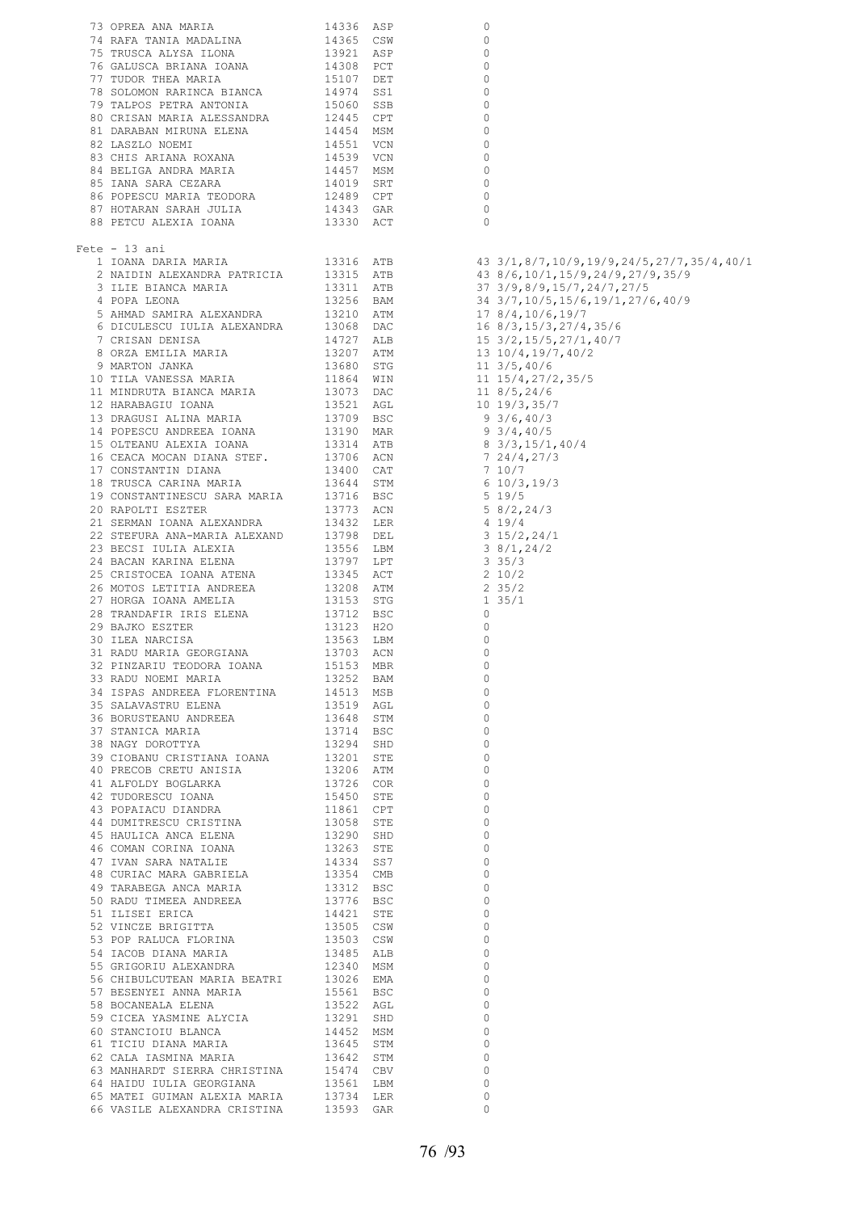| Loc | Nume | Cod | Club | Puncte |
|---|---|---|---|---|
| 73 | OPREA ANA MARIA | 14336 | ASP | 0 |
| 74 | RAFA TANIA MADALINA | 14365 | CSW | 0 |
| 75 | TRUSCA ALYSA ILONA | 13921 | ASP | 0 |
| 76 | GALUSCA BRIANA IOANA | 14308 | PCT | 0 |
| 77 | TUDOR THEA MARIA | 15107 | DET | 0 |
| 78 | SOLOMON RARINCA BIANCA | 14974 | SS1 | 0 |
| 79 | TALPOS PETRA ANTONIA | 15060 | SSB | 0 |
| 80 | CRISAN MARIA ALESSANDRA | 12445 | CPT | 0 |
| 81 | DARABAN MIRUNA ELENA | 14454 | MSM | 0 |
| 82 | LASZLO NOEMI | 14551 | VCN | 0 |
| 83 | CHIS ARIANA ROXANA | 14539 | VCN | 0 |
| 84 | BELIGA ANDRA MARIA | 14457 | MSM | 0 |
| 85 | IANA SARA CEZARA | 14019 | SRT | 0 |
| 86 | POPESCU MARIA TEODORA | 12489 | CPT | 0 |
| 87 | HOTARAN SARAH JULIA | 14343 | GAR | 0 |
| 88 | PETCU ALEXIA IOANA | 13330 | ACT | 0 |

Fete - 13 ani

| Loc | Nume | Cod | Club | Puncte | Detalii |
|---|---|---|---|---|---|
| 1 | IOANA DARIA MARIA | 13316 | ATB | 43 | 3/1,8/7,10/9,19/9,24/5,27/7,35/4,40/1 |
| 2 | NAIDIN ALEXANDRA PATRICIA | 13315 | ATB | 43 | 8/6,10/1,15/9,24/9,27/9,35/9 |
| 3 | ILIE BIANCA MARIA | 13311 | ATB | 37 | 3/9,8/9,15/7,24/7,27/5 |
| 4 | POPA LEONA | 13256 | BAM | 34 | 3/7,10/5,15/6,19/1,27/6,40/9 |
| 5 | AHMAD SAMIRA ALEXANDRA | 13210 | ATM | 17 | 8/4,10/6,19/7 |
| 6 | DICULESCU IULIA ALEXANDRA | 13068 | DAC | 16 | 8/3,15/3,27/4,35/6 |
| 7 | CRISAN DENISA | 14727 | ALB | 15 | 3/2,15/5,27/1,40/7 |
| 8 | ORZA EMILIA MARIA | 13207 | ATM | 13 | 10/4,19/7,40/2 |
| 9 | MARTON JANKA | 13680 | STG | 11 | 3/5,40/6 |
| 10 | TILA VANESSA MARIA | 11864 | WIN | 11 | 15/4,27/2,35/5 |
| 11 | MINDRUTA BIANCA MARIA | 13073 | DAC | 11 | 8/5,24/6 |
| 12 | HARABAGIU IOANA | 13521 | AGL | 10 | 19/3,35/7 |
| 13 | DRAGUSI ALINA MARIA | 13709 | BSC | 9 | 3/6,40/3 |
| 14 | POPESCU ANDREEA IOANA | 13190 | MAR | 9 | 3/4,40/5 |
| 15 | OLTEANU ALEXIA IOANA | 13314 | ATB | 8 | 3/3,15/1,40/4 |
| 16 | CEACA MOCAN DIANA STEF. | 13706 | ACN | 7 | 24/4,27/3 |
| 17 | CONSTANTIN DIANA | 13400 | CAT | 7 | 10/7 |
| 18 | TRUSCA CARINA MARIA | 13644 | STM | 6 | 10/3,19/3 |
| 19 | CONSTANTINESCU SARA MARIA | 13716 | BSC | 5 | 19/5 |
| 20 | RAPOLTI ESZTER | 13773 | ACN | 5 | 8/2,24/3 |
| 21 | SERMAN IOANA ALEXANDRA | 13432 | LER | 4 | 19/4 |
| 22 | STEFURA ANA-MARIA ALEXAND | 13798 | DEL | 3 | 15/2,24/1 |
| 23 | BECSI IULIA ALEXIA | 13556 | LBM | 3 | 8/1,24/2 |
| 24 | BACAN KARINA ELENA | 13797 | LPT | 3 | 35/3 |
| 25 | CRISTOCEA IOANA ATENA | 13345 | ACT | 2 | 10/2 |
| 26 | MOTOS LETITIA ANDREEA | 13208 | ATM | 2 | 35/2 |
| 27 | HORGA IOANA AMELIA | 13153 | STG | 1 | 35/1 |
| 28 | TRANDAFIR IRIS ELENA | 13712 | BSC | 0 | |
| 29 | BAJKO ESZTER | 13123 | H2O | 0 | |
| 30 | ILEA NARCISA | 13563 | LBM | 0 | |
| 31 | RADU MARIA GEORGIANA | 13703 | ACN | 0 | |
| 32 | PINZARIU TEODORA IOANA | 15153 | MBR | 0 | |
| 33 | RADU NOEMI MARIA | 13252 | BAM | 0 | |
| 34 | ISPAS ANDREEA FLORENTINA | 14513 | MSB | 0 | |
| 35 | SALAVASTRU ELENA | 13519 | AGL | 0 | |
| 36 | BORUSTEANU ANDREEA | 13648 | STM | 0 | |
| 37 | STANICA MARIA | 13714 | BSC | 0 | |
| 38 | NAGY DOROTTYA | 13294 | SHD | 0 | |
| 39 | CIOBANU CRISTIANA IOANA | 13201 | STE | 0 | |
| 40 | PRECOB CRETU ANISIA | 13206 | ATM | 0 | |
| 41 | ALFOLDY BOGLARKA | 13726 | COR | 0 | |
| 42 | TUDORESCU IOANA | 15450 | STE | 0 | |
| 43 | POPAIACU DIANDRA | 11861 | CPT | 0 | |
| 44 | DUMITRESCU CRISTINA | 13058 | STE | 0 | |
| 45 | HAULICA ANCA ELENA | 13290 | SHD | 0 | |
| 46 | COMAN CORINA IOANA | 13263 | STE | 0 | |
| 47 | IVAN SARA NATALIE | 14334 | SS7 | 0 | |
| 48 | CURIAC MARA GABRIELA | 13354 | CMB | 0 | |
| 49 | TARABEGA ANCA MARIA | 13312 | BSC | 0 | |
| 50 | RADU TIMEEA ANDREEA | 13776 | BSC | 0 | |
| 51 | ILISEI ERICA | 14421 | STE | 0 | |
| 52 | VINCZE BRIGITTA | 13505 | CSW | 0 | |
| 53 | POP RALUCA FLORINA | 13503 | CSW | 0 | |
| 54 | IACOB DIANA MARIA | 13485 | ALB | 0 | |
| 55 | GRIGORIU ALEXANDRA | 12340 | MSM | 0 | |
| 56 | CHIBULCUTEAN MARIA BEATRI | 13026 | EMA | 0 | |
| 57 | BESENYEI ANNA MARIA | 15561 | BSC | 0 | |
| 58 | BOCANEALA ELENA | 13522 | AGL | 0 | |
| 59 | CICEA YASMINE ALYCIA | 13291 | SHD | 0 | |
| 60 | STANCIOIU BLANCA | 14452 | MSM | 0 | |
| 61 | TICIU DIANA MARIA | 13645 | STM | 0 | |
| 62 | CALA IASMINA MARIA | 13642 | STM | 0 | |
| 63 | MANHARDT SIERRA CHRISTINA | 15474 | CBV | 0 | |
| 64 | HAIDU IULIA GEORGIANA | 13561 | LBM | 0 | |
| 65 | MATEI GUIMAN ALEXIA MARIA | 13734 | LER | 0 | |
| 66 | VASILE ALEXANDRA CRISTINA | 13593 | GAR | 0 | |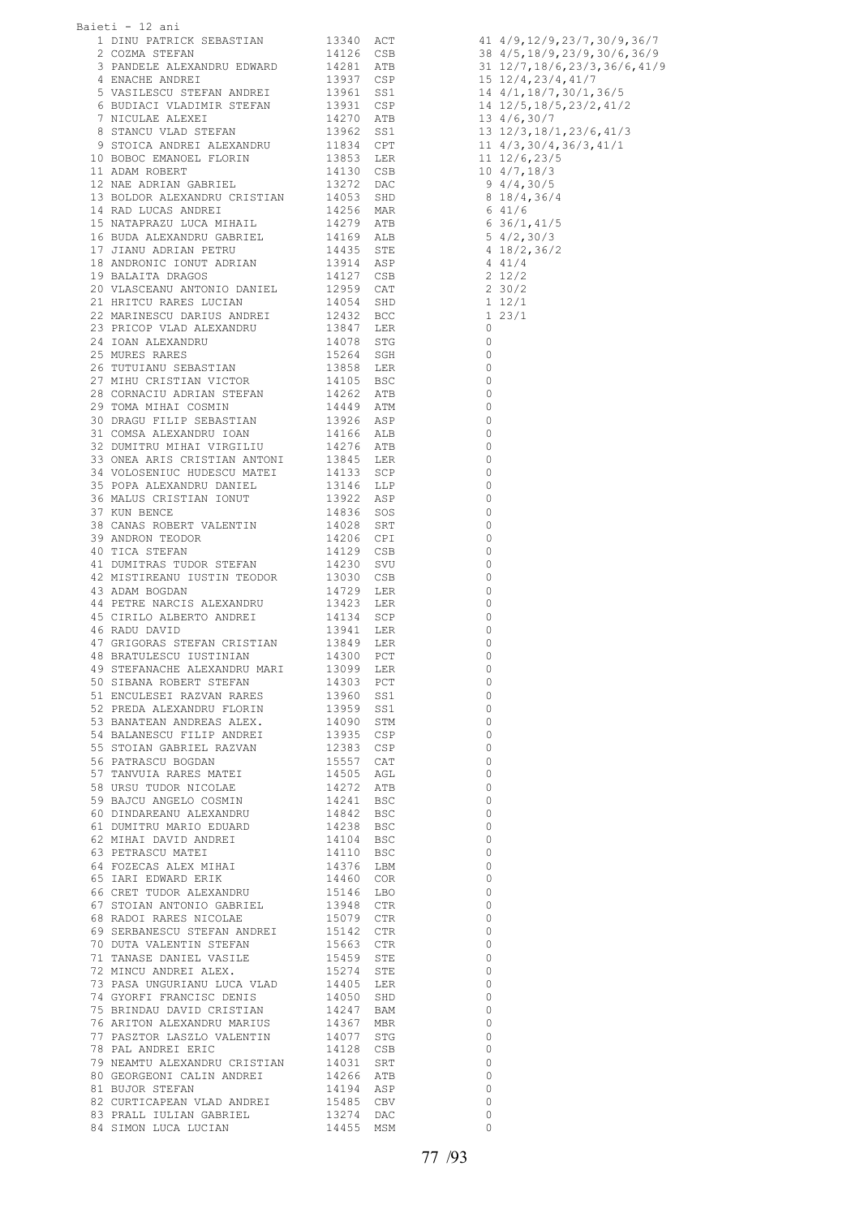Baieti - 12 ani

| Loc | Nume | Nr. | Club | Puncte | Detalii |
|---|---|---|---|---|---|
| 1 | DINU PATRICK SEBASTIAN | 13340 | ACT | 41 | 4/9,12/9,23/7,30/9,36/7 |
| 2 | COZMA STEFAN | 14126 | CSB | 38 | 4/5,18/9,23/9,30/6,36/9 |
| 3 | PANDELE ALEXANDRU EDWARD | 14281 | ATB | 31 | 12/7,18/6,23/3,36/6,41/9 |
| 4 | ENACHE ANDREI | 13937 | CSP | 15 | 12/4,23/4,41/7 |
| 5 | VASILESCU STEFAN ANDREI | 13961 | SS1 | 14 | 4/1,18/7,30/1,36/5 |
| 6 | BUDIACI VLADIMIR STEFAN | 13931 | CSP | 14 | 12/5,18/5,23/2,41/2 |
| 7 | NICULAE ALEXEI | 14270 | ATB | 13 | 4/6,30/7 |
| 8 | STANCU VLAD STEFAN | 13962 | SS1 | 13 | 12/3,18/1,23/6,41/3 |
| 9 | STOICA ANDREI ALEXANDRU | 11834 | CPT | 11 | 4/3,30/4,36/3,41/1 |
| 10 | BOBOC EMANOEL FLORIN | 13853 | LER | 11 | 12/6,23/5 |
| 11 | ADAM ROBERT | 14130 | CSB | 10 | 4/7,18/3 |
| 12 | NAE ADRIAN GABRIEL | 13272 | DAC | 9 | 4/4,30/5 |
| 13 | BOLDOR ALEXANDRU CRISTIAN | 14053 | SHD | 8 | 18/4,36/4 |
| 14 | RAD LUCAS ANDREI | 14256 | MAR | 6 | 41/6 |
| 15 | NATAPRAZU LUCA MIHAIL | 14279 | ATB | 6 | 36/1,41/5 |
| 16 | BUDA ALEXANDRU GABRIEL | 14169 | ALB | 5 | 4/2,30/3 |
| 17 | JIANU ADRIAN PETRU | 14435 | STE | 4 | 18/2,36/2 |
| 18 | ANDRONIC IONUT ADRIAN | 13914 | ASP | 4 | 41/4 |
| 19 | BALAITA DRAGOS | 14127 | CSB | 2 | 12/2 |
| 20 | VLASCEANU ANTONIO DANIEL | 12959 | CAT | 2 | 30/2 |
| 21 | HRITCU RARES LUCIAN | 14054 | SHD | 1 | 12/1 |
| 22 | MARINESCU DARIUS ANDREI | 12432 | BCC | 1 | 23/1 |
| 23 | PRICOP VLAD ALEXANDRU | 13847 | LER | 0 | |
| 24 | IOAN ALEXANDRU | 14078 | STG | 0 | |
| 25 | MURES RARES | 15264 | SGH | 0 | |
| 26 | TUTUIANU SEBASTIAN | 13858 | LER | 0 | |
| 27 | MIHU CRISTIAN VICTOR | 14105 | BSC | 0 | |
| 28 | CORNACIU ADRIAN STEFAN | 14262 | ATB | 0 | |
| 29 | TOMA MIHAI COSMIN | 14449 | ATM | 0 | |
| 30 | DRAGU FILIP SEBASTIAN | 13926 | ASP | 0 | |
| 31 | COMSA ALEXANDRU IOAN | 14166 | ALB | 0 | |
| 32 | DUMITRU MIHAI VIRGILIU | 14276 | ATB | 0 | |
| 33 | ONEA ARIS CRISTIAN ANTONI | 13845 | LER | 0 | |
| 34 | VOLOSENIUC HUDESCU MATEI | 14133 | SCP | 0 | |
| 35 | POPA ALEXANDRU DANIEL | 13146 | LLP | 0 | |
| 36 | MALUS CRISTIAN IONUT | 13922 | ASP | 0 | |
| 37 | KUN BENCE | 14836 | SOS | 0 | |
| 38 | CANAS ROBERT VALENTIN | 14028 | SRT | 0 | |
| 39 | ANDRON TEODOR | 14206 | CPI | 0 | |
| 40 | TICA STEFAN | 14129 | CSB | 0 | |
| 41 | DUMITRAS TUDOR STEFAN | 14230 | SVU | 0 | |
| 42 | MISTIREANU IUSTIN TEODOR | 13030 | CSB | 0 | |
| 43 | ADAM BOGDAN | 14729 | LER | 0 | |
| 44 | PETRE NARCIS ALEXANDRU | 13423 | LER | 0 | |
| 45 | CIRILO ALBERTO ANDREI | 14134 | SCP | 0 | |
| 46 | RADU DAVID | 13941 | LER | 0 | |
| 47 | GRIGORAS STEFAN CRISTIAN | 13849 | LER | 0 | |
| 48 | BRATULESCU IUSTINIAN | 14300 | PCT | 0 | |
| 49 | STEFANACHE ALEXANDRU MARI | 13099 | LER | 0 | |
| 50 | SIBANA ROBERT STEFAN | 14303 | PCT | 0 | |
| 51 | ENCULESEI RAZVAN RARES | 13960 | SS1 | 0 | |
| 52 | PREDA ALEXANDRU FLORIN | 13959 | SS1 | 0 | |
| 53 | BANATEAN ANDREAS ALEX. | 14090 | STM | 0 | |
| 54 | BALANESCU FILIP ANDREI | 13935 | CSP | 0 | |
| 55 | STOIAN GABRIEL RAZVAN | 12383 | CSP | 0 | |
| 56 | PATRASCU BOGDAN | 15557 | CAT | 0 | |
| 57 | TANVUIA RARES MATEI | 14505 | AGL | 0 | |
| 58 | URSU TUDOR NICOLAE | 14272 | ATB | 0 | |
| 59 | BAJCU ANGELO COSMIN | 14241 | BSC | 0 | |
| 60 | DINDAREANU ALEXANDRU | 14842 | BSC | 0 | |
| 61 | DUMITRU MARIO EDUARD | 14238 | BSC | 0 | |
| 62 | MIHAI DAVID ANDREI | 14104 | BSC | 0 | |
| 63 | PETRASCU MATEI | 14110 | BSC | 0 | |
| 64 | FOZECAS ALEX MIHAI | 14376 | LBM | 0 | |
| 65 | IARI EDWARD ERIK | 14460 | COR | 0 | |
| 66 | CRET TUDOR ALEXANDRU | 15146 | LBO | 0 | |
| 67 | STOIAN ANTONIO GABRIEL | 13948 | CTR | 0 | |
| 68 | RADOI RARES NICOLAE | 15079 | CTR | 0 | |
| 69 | SERBANESCU STEFAN ANDREI | 15142 | CTR | 0 | |
| 70 | DUTA VALENTIN STEFAN | 15663 | CTR | 0 | |
| 71 | TANASE DANIEL VASILE | 15459 | STE | 0 | |
| 72 | MINCU ANDREI ALEX. | 15274 | STE | 0 | |
| 73 | PASA UNGURIANU LUCA VLAD | 14405 | LER | 0 | |
| 74 | GYORFI FRANCISC DENIS | 14050 | SHD | 0 | |
| 75 | BRINDAU DAVID CRISTIAN | 14247 | BAM | 0 | |
| 76 | ARITON ALEXANDRU MARIUS | 14367 | MBR | 0 | |
| 77 | PASZTOR LASZLO VALENTIN | 14077 | STG | 0 | |
| 78 | PAL ANDREI ERIC | 14128 | CSB | 0 | |
| 79 | NEAMTU ALEXANDRU CRISTIAN | 14031 | SRT | 0 | |
| 80 | GEORGEONI CALIN ANDREI | 14266 | ATB | 0 | |
| 81 | BUJOR STEFAN | 14194 | ASP | 0 | |
| 82 | CURTICAPEAN VLAD ANDREI | 15485 | CBV | 0 | |
| 83 | PRALL IULIAN GABRIEL | 13274 | DAC | 0 | |
| 84 | SIMON LUCA LUCIAN | 14455 | MSM | 0 | |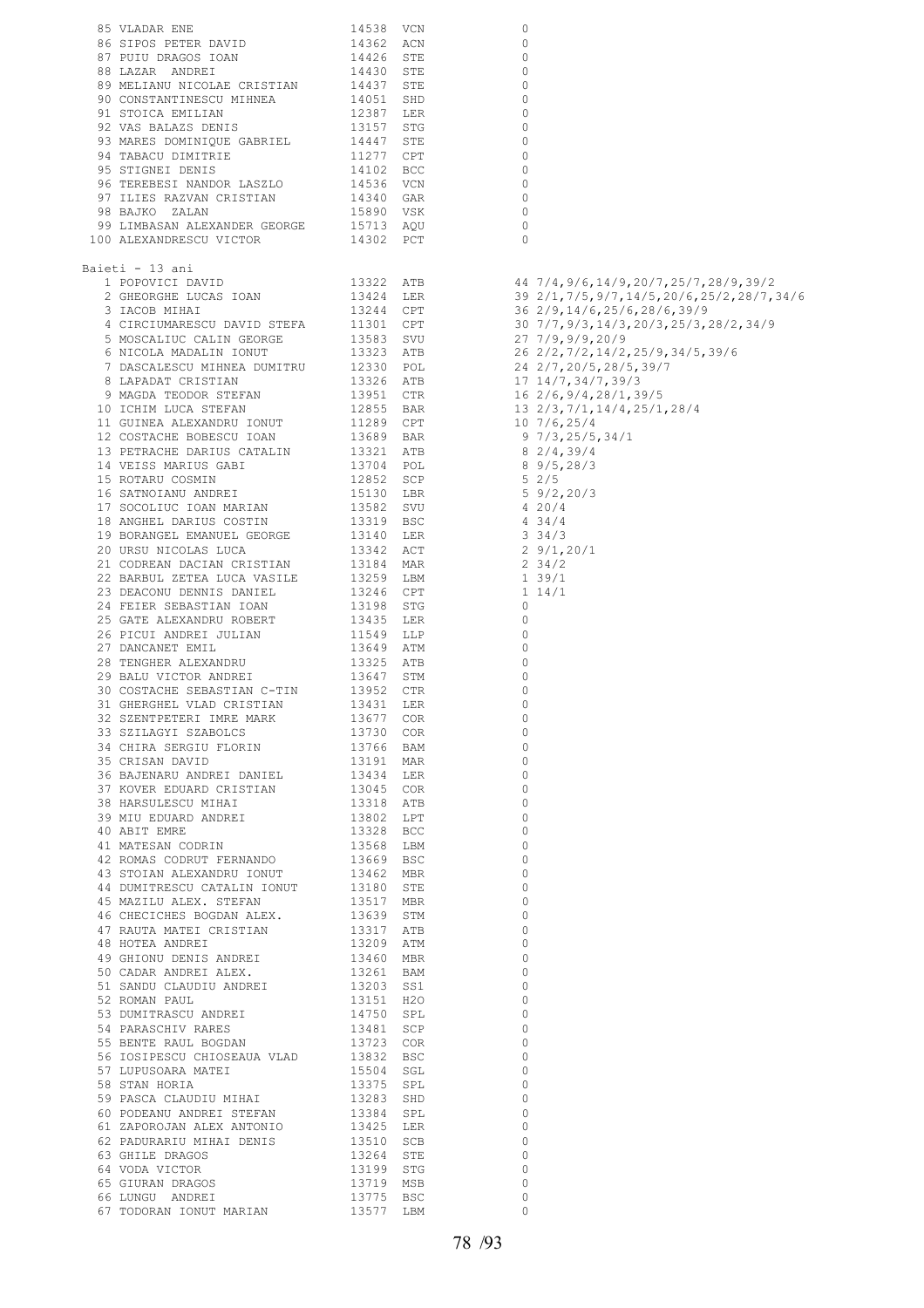| | | | | |
|---|---|---|---|---|
| 85 | VLADAR ENE | 14538 | VCN | 0 |
| 86 | SIPOS PETER DAVID | 14362 | ACN | 0 |
| 87 | PUIU DRAGOS IOAN | 14426 | STE | 0 |
| 88 | LAZAR ANDREI | 14430 | STE | 0 |
| 89 | MELIANU NICOLAE CRISTIAN | 14437 | STE | 0 |
| 90 | CONSTANTINESCU MIHNEA | 14051 | SHD | 0 |
| 91 | STOICA EMILIAN | 12387 | LER | 0 |
| 92 | VAS BALAZS DENIS | 13157 | STG | 0 |
| 93 | MARES DOMINIQUE GABRIEL | 14447 | STE | 0 |
| 94 | TABACU DIMITRIE | 11277 | CPT | 0 |
| 95 | STIGNEI DENIS | 14102 | BCC | 0 |
| 96 | TEREBESI NANDOR LASZLO | 14536 | VCN | 0 |
| 97 | ILIES RAZVAN CRISTIAN | 14340 | GAR | 0 |
| 98 | BAJKO ZALAN | 15890 | VSK | 0 |
| 99 | LIMBASAN ALEXANDER GEORGE | 15713 | AQU | 0 |
| 100 | ALEXANDRESCU VICTOR | 14302 | PCT | 0 |

Baieti - 13 ani

| | | | | | |
|---|---|---|---|---|---|
| 1 | POPOVICI DAVID | 13322 | ATB | 44 | 7/4,9/6,14/9,20/7,25/7,28/9,39/2 |
| 2 | GHEORGHE LUCAS IOAN | 13424 | LER | 39 | 2/1,7/5,9/7,14/5,20/6,25/2,28/7,34/6 |
| 3 | IACOB MIHAI | 13244 | CPT | 36 | 2/9,14/6,25/6,28/6,39/9 |
| 4 | CIRCIUMARESCU DAVID STEFA | 11301 | CPT | 30 | 7/7,9/3,14/3,20/3,25/3,28/2,34/9 |
| 5 | MOSCALIUC CALIN GEORGE | 13583 | SVU | 27 | 7/9,9/9,20/9 |
| 6 | NICOLA MADALIN IONUT | 13323 | ATB | 26 | 2/2,7/2,14/2,25/9,34/5,39/6 |
| 7 | DASCALESCU MIHNEA DUMITRU | 12330 | POL | 24 | 2/7,20/5,28/5,39/7 |
| 8 | LAPADAT CRISTIAN | 13326 | ATB | 17 | 14/7,34/7,39/3 |
| 9 | MAGDA TEODOR STEFAN | 13951 | CTR | 16 | 2/6,9/4,28/1,39/5 |
| 10 | ICHIM LUCA STEFAN | 12855 | BAR | 13 | 2/3,7/1,14/4,25/1,28/4 |
| 11 | GUINEA ALEXANDRU IONUT | 11289 | CPT | 10 | 7/6,25/4 |
| 12 | COSTACHE BOBESCU IOAN | 13689 | BAR | 9 | 7/3,25/5,34/1 |
| 13 | PETRACHE DARIUS CATALIN | 13321 | ATB | 8 | 2/4,39/4 |
| 14 | VEISS MARIUS GABI | 13704 | POL | 8 | 9/5,28/3 |
| 15 | ROTARU COSMIN | 12852 | SCP | 5 | 2/5 |
| 16 | SATNOIANU ANDREI | 15130 | LBR | 5 | 9/2,20/3 |
| 17 | SOCOLIUC IOAN MARIAN | 13582 | SVU | 4 | 20/4 |
| 18 | ANGHEL DARIUS COSTIN | 13319 | BSC | 4 | 34/4 |
| 19 | BORANGEL EMANUEL GEORGE | 13140 | LER | 3 | 34/3 |
| 20 | URSU NICOLAS LUCA | 13342 | ACT | 2 | 9/1,20/1 |
| 21 | CODREAN DACIAN CRISTIAN | 13184 | MAR | 2 | 34/2 |
| 22 | BARBUL ZETEA LUCA VASILE | 13259 | LBM | 1 | 39/1 |
| 23 | DEACONU DENNIS DANIEL | 13246 | CPT | 1 | 14/1 |
| 24 | FEIER SEBASTIAN IOAN | 13198 | STG | 0 | |
| 25 | GATE ALEXANDRU ROBERT | 13435 | LER | 0 | |
| 26 | PICUI ANDREI JULIAN | 11549 | LLP | 0 | |
| 27 | DANCANET EMIL | 13649 | ATM | 0 | |
| 28 | TENGHER ALEXANDRU | 13325 | ATB | 0 | |
| 29 | BALU VICTOR ANDREI | 13647 | STM | 0 | |
| 30 | COSTACHE SEBASTIAN C-TIN | 13952 | CTR | 0 | |
| 31 | GHERGHEL VLAD CRISTIAN | 13431 | LER | 0 | |
| 32 | SZENTPETERI IMRE MARK | 13677 | COR | 0 | |
| 33 | SZILAGYI SZABOLCS | 13730 | COR | 0 | |
| 34 | CHIRA SERGIU FLORIN | 13766 | BAM | 0 | |
| 35 | CRISAN DAVID | 13191 | MAR | 0 | |
| 36 | BAJENARU ANDREI DANIEL | 13434 | LER | 0 | |
| 37 | KOVER EDUARD CRISTIAN | 13045 | COR | 0 | |
| 38 | HARSULESCU MIHAI | 13318 | ATB | 0 | |
| 39 | MIU EDUARD ANDREI | 13802 | LPT | 0 | |
| 40 | ABIT EMRE | 13328 | BCC | 0 | |
| 41 | MATESAN CODRIN | 13568 | LBM | 0 | |
| 42 | ROMAS CODRUT FERNANDO | 13669 | BSC | 0 | |
| 43 | STOIAN ALEXANDRU IONUT | 13462 | MBR | 0 | |
| 44 | DUMITRESCU CATALIN IONUT | 13180 | STE | 0 | |
| 45 | MAZILU ALEX. STEFAN | 13517 | MBR | 0 | |
| 46 | CHECICHES BOGDAN ALEX. | 13639 | STM | 0 | |
| 47 | RAUTA MATEI CRISTIAN | 13317 | ATB | 0 | |
| 48 | HOTEA ANDREI | 13209 | ATM | 0 | |
| 49 | GHIONU DENIS ANDREI | 13460 | MBR | 0 | |
| 50 | CADAR ANDREI ALEX. | 13261 | BAM | 0 | |
| 51 | SANDU CLAUDIU ANDREI | 13203 | SS1 | 0 | |
| 52 | ROMAN PAUL | 13151 | H2O | 0 | |
| 53 | DUMITRASCU ANDREI | 14750 | SPL | 0 | |
| 54 | PARASCHIV RARES | 13481 | SCP | 0 | |
| 55 | BENTE RAUL BOGDAN | 13723 | COR | 0 | |
| 56 | IOSIPESCU CHIOSEAUA VLAD | 13832 | BSC | 0 | |
| 57 | LUPUSOARA MATEI | 15504 | SGL | 0 | |
| 58 | STAN HORIA | 13375 | SPL | 0 | |
| 59 | PASCA CLAUDIU MIHAI | 13283 | SHD | 0 | |
| 60 | PODEANU ANDREI STEFAN | 13384 | SPL | 0 | |
| 61 | ZAPOROJAN ALEX ANTONIO | 13425 | LER | 0 | |
| 62 | PADURARIU MIHAI DENIS | 13510 | SCB | 0 | |
| 63 | GHILE DRAGOS | 13264 | STE | 0 | |
| 64 | VODA VICTOR | 13199 | STG | 0 | |
| 65 | GIURAN DRAGOS | 13719 | MSB | 0 | |
| 66 | LUNGU ANDREI | 13775 | BSC | 0 | |
| 67 | TODORAN IONUT MARIAN | 13577 | LBM | 0 | |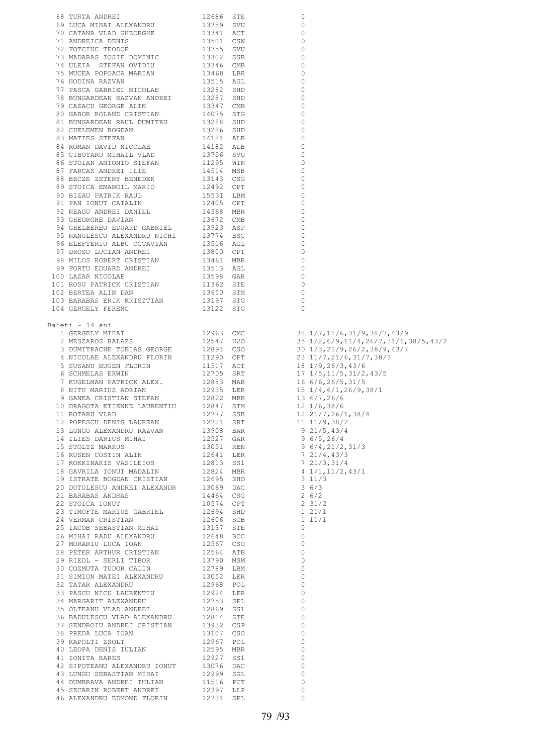| | | | | |
|---|---|---|---|---|
| 68 | TURTA ANDREI | 12686 | STE | 0 |
| 69 | LUCA MIHAI ALEXANDRU | 13759 | SVU | 0 |
| 70 | CATANA VLAD GHEORGHE | 13341 | ACT | 0 |
| 71 | ANDREICA DENIS | 13501 | CSW | 0 |
| 72 | FOTCIUC TEODOR | 13755 | SVU | 0 |
| 73 | MADARAS IOSIF DOMINIC | 13302 | SSB | 0 |
| 74 | ULEIA STEFAN OVIDIU | 13346 | CMB | 0 |
| 75 | MUCEA POPOACA MARIAN | 13468 | LBR | 0 |
| 76 | HODINA RAZVAN | 13515 | AGL | 0 |
| 77 | PASCA GABRIEL NICOLAE | 13282 | SHD | 0 |
| 78 | BUNGARDEAN RAZVAN ANDREI | 13287 | SHD | 0 |
| 79 | CAZACU GEORGE ALIN | 13347 | CMB | 0 |
| 80 | GABOR ROLAND CRISTIAN | 14075 | STG | 0 |
| 81 | BUNGARDEAN RAUL DUMITRU | 13288 | SHD | 0 |
| 82 | CHELEMEN BOGDAN | 13286 | SHD | 0 |
| 83 | MATIES STEFAN | 14181 | ALB | 0 |
| 84 | ROMAN DAVID NICOLAE | 14182 | ALB | 0 |
| 85 | CIBOTARU MIHAIL VLAD | 13756 | SVU | 0 |
| 86 | STOIAN ANTONIO STEFAN | 11295 | WIN | 0 |
| 87 | FARCAS ANDREI ILIE | 14514 | MSB | 0 |
| 88 | BECZE ZETENY BENEDEK | 13143 | CSG | 0 |
| 89 | STOICA EMANOIL MARIO | 12492 | CPT | 0 |
| 90 | BIZAU PATRIK RAUL | 15531 | LBM | 0 |
| 91 | PAN IONUT CATALIN | 12405 | CPT | 0 |
| 92 | NEAGU ANDREI DANIEL | 14368 | MBR | 0 |
| 93 | GHEORGHE DAVIAN | 13672 | CMB | 0 |
| 94 | GHELBEREU EDUARD GABRIEL | 13923 | ASP | 0 |
| 95 | NANULESCU ALEXANDRU NICHI | 13774 | BSC | 0 |
| 96 | ELEFTERIU ALBU OCTAVIAN | 13516 | AGL | 0 |
| 97 | DROSU LUCIAN ANDREI | 13800 | CPT | 0 |
| 98 | MILOS ROBERT CRISTIAN | 13461 | MBR | 0 |
| 99 | FORTU EDUARD ANDREI | 13513 | AGL | 0 |
| 100 | LAZAR NICOLAE | 13598 | GAR | 0 |
| 101 | ROSU PATRICK CRISTIAN | 11362 | STE | 0 |
| 102 | BERTEA ALIN DAN | 13650 | STM | 0 |
| 103 | BARABAS ERIK KRISZTIAN | 13197 | STG | 0 |
| 104 | GERGELY FERENC | 13122 | STG | 0 |

Baieti - 14 ani

| | | | | | |
|---|---|---|---|---|---|
| 1 | GERGELY MIHAI | 12963 | CMC | 38 | 1/7,11/6,31/9,38/7,43/9 |
| 2 | MESZAROS BALAZS | 12547 | H2O | 35 | 1/2,6/9,11/4,26/7,31/6,38/5,43/2 |
| 3 | DUMITRACHE TOBIAS GEORGE | 12891 | CSO | 30 | 1/3,21/9,26/2,38/9,43/7 |
| 4 | NICOLAE ALEXANDRU FLORIN | 11290 | CPT | 23 | 11/7,21/6,31/7,38/3 |
| 5 | SUSANU EUGEN FLORIN | 11517 | ACT | 18 | 1/9,26/3,43/6 |
| 6 | SCHMELAS ERWIN | 12705 | SRT | 17 | 1/5,11/5,31/2,43/5 |
| 7 | KUGELMAN PATRICK ALEX. | 12883 | MAR | 16 | 6/6,26/5,31/5 |
| 8 | NITU MARIUS ADRIAN | 12935 | LER | 15 | 1/4,6/1,26/9,38/1 |
| 9 | GANEA CRISTIAN STEFAN | 12822 | MBR | 13 | 6/7,26/6 |
| 10 | DRAGOTA ETIENNE LAURENTIU | 12847 | STM | 12 | 1/6,38/6 |
| 11 | ROTARU VLAD | 12777 | SSB | 12 | 21/7,26/1,38/4 |
| 12 | POPESCU DENIS LAUREAN | 12721 | SRT | 11 | 11/9,38/2 |
| 13 | LUNGU ALEXANDRU RAZVAN | 13908 | BAR | 9 | 21/5,43/4 |
| 14 | ILIES DARIUS MIHAI | 12527 | GAR | 9 | 6/5,26/4 |
| 15 | STOLTZ MARKUS | 13051 | REN | 9 | 6/4,21/2,31/3 |
| 16 | RUSEN COSTIN ALIN | 12641 | LER | 7 | 21/4,43/3 |
| 17 | KOKKINAKIS VASILEIOS | 12813 | SS1 | 7 | 21/3,31/4 |
| 18 | GAVRILA IONUT MADALIN | 12824 | MBR | 4 | 1/1,11/2,43/1 |
| 19 | ISTRATE BOGDAN CRISTIAN | 12695 | SHD | 3 | 11/3 |
| 20 | DUTULESCU ANDREI ALEXANDR | 13069 | DAC | 3 | 6/3 |
| 21 | BARABAS ANDRAS | 14464 | CSG | 2 | 6/2 |
| 22 | STOICA IONUT | 10574 | CPT | 2 | 31/2 |
| 23 | TIMOFTE MARIUS GABRIEL | 12694 | SHD | 1 | 21/1 |
| 24 | VERMAN CRISTIAN | 12606 | SCB | 1 | 11/1 |
| 25 | IACOB SEBASTIAN MIHAI | 13137 | STE | 0 | |
| 26 | MIHAI RADU ALEXANDRU | 12648 | BCC | 0 | |
| 27 | MORARIU LUCA IOAN | 12567 | CSO | 0 | |
| 28 | PETER ARTHUR CRISTIAN | 12564 | ATB | 0 | |
| 29 | RIEDL - SERLI TIBOR | 13790 | MSM | 0 | |
| 30 | COZMUTA TUDOR CALIN | 12789 | LBM | 0 | |
| 31 | SIMION MATEI ALEXANDRU | 13052 | LER | 0 | |
| 32 | TATAR ALEXANDRU | 12968 | POL | 0 | |
| 33 | PASCU NICU LAURENTIU | 12924 | LER | 0 | |
| 34 | MARGARIT ALEXANDRU | 12753 | SPL | 0 | |
| 35 | OLTEANU VLAD ANDREI | 12869 | SS1 | 0 | |
| 36 | BADULESCU VLAD ALEXANDRU | 12814 | STE | 0 | |
| 37 | SENDROIU ANDREI CRISTIAN | 13932 | CSP | 0 | |
| 38 | PREDA LUCA IOAN | 13107 | CSO | 0 | |
| 39 | RAPOLTI ZSOLT | 12967 | POL | 0 | |
| 40 | LEOPA DENIS IULIAN | 12595 | MBR | 0 | |
| 41 | IONITA RARES | 12927 | SS1 | 0 | |
| 42 | SIPOTEANU ALEXANDRU IONUT | 13076 | DAC | 0 | |
| 43 | LUNGU SEBASTIAN MIHAI | 12999 | SGL | 0 | |
| 44 | DUMBRAVA ANDREI IULIAN | 11516 | PCT | 0 | |
| 45 | SECARIN ROBERT ANDREI | 12397 | LLP | 0 | |
| 46 | ALEXANDRU EDMOND FLORIN | 12731 | SPL | 0 | |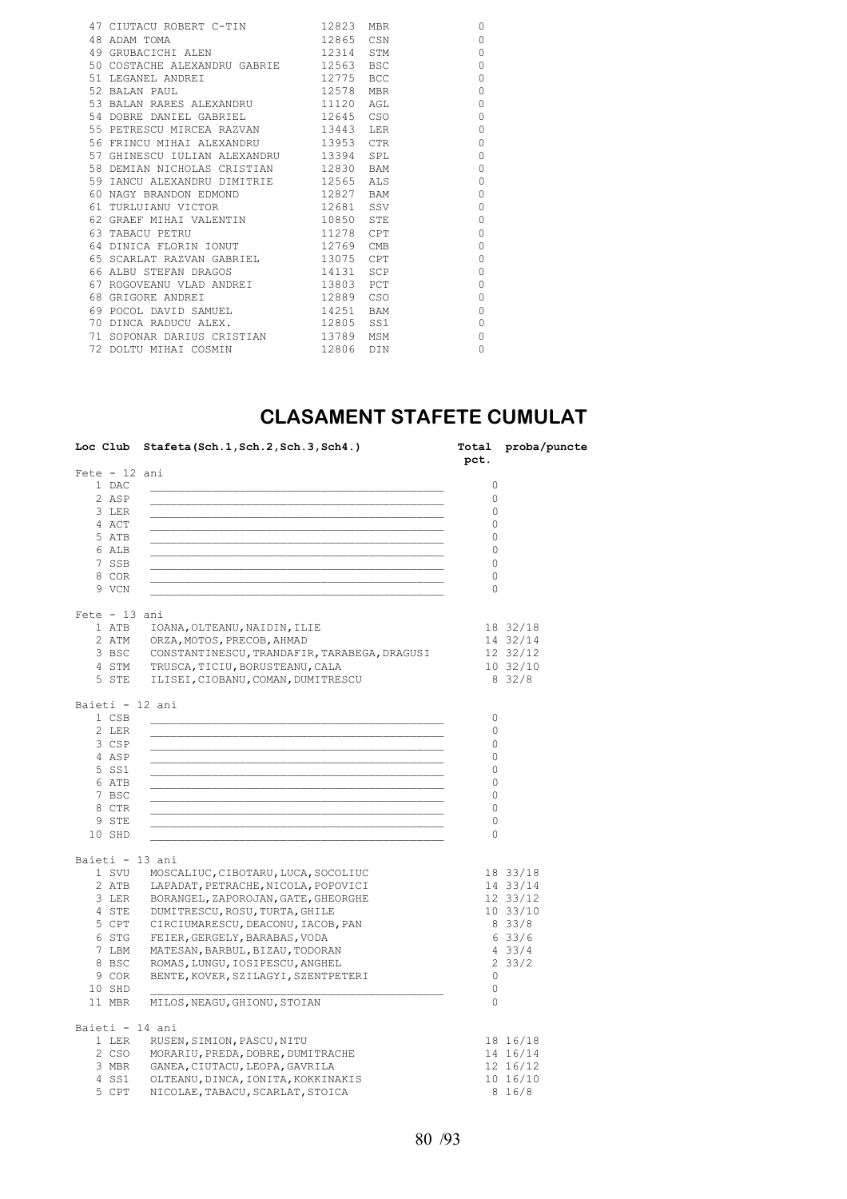| | | | | |
|---|---|---|---|---|
| 47 | CIUTACU ROBERT C-TIN | 12823 | MBR | 0 |
| 48 | ADAM TOMA | 12865 | CSN | 0 |
| 49 | GRUBACICHI ALEN | 12314 | STM | 0 |
| 50 | COSTACHE ALEXANDRU GABRIE | 12563 | BSC | 0 |
| 51 | LEGANEL ANDREI | 12775 | BCC | 0 |
| 52 | BALAN PAUL | 12578 | MBR | 0 |
| 53 | BALAN RARES ALEXANDRU | 11120 | AGL | 0 |
| 54 | DOBRE DANIEL GABRIEL | 12645 | CSO | 0 |
| 55 | PETRESCU MIRCEA RAZVAN | 13443 | LER | 0 |
| 56 | FRINCU MIHAI ALEXANDRU | 13953 | CTR | 0 |
| 57 | GHINESCU IULIAN ALEXANDRU | 13394 | SPL | 0 |
| 58 | DEMIAN NICHOLAS CRISTIAN | 12830 | BAM | 0 |
| 59 | IANCU ALEXANDRU DIMITRIE | 12565 | ALS | 0 |
| 60 | NAGY BRANDON EDMOND | 12827 | BAM | 0 |
| 61 | TURLUIANU VICTOR | 12681 | SSV | 0 |
| 62 | GRAEF MIHAI VALENTIN | 10850 | STE | 0 |
| 63 | TABACU PETRU | 11278 | CPT | 0 |
| 64 | DINICA FLORIN IONUT | 12769 | CMB | 0 |
| 65 | SCARLAT RAZVAN GABRIEL | 13075 | CPT | 0 |
| 66 | ALBU STEFAN DRAGOS | 14131 | SCP | 0 |
| 67 | ROGOVEANU VLAD ANDREI | 13803 | PCT | 0 |
| 68 | GRIGORE ANDREI | 12889 | CSO | 0 |
| 69 | POCOL DAVID SAMUEL | 14251 | BAM | 0 |
| 70 | DINCA RADUCU ALEX. | 12805 | SS1 | 0 |
| 71 | SOPONAR DARIUS CRISTIAN | 13789 | MSM | 0 |
| 72 | DOLTU MIHAI COSMIN | 12806 | DIN | 0 |

# CLASAMENT STAFETE CUMULAT

| Loc | Club | Stafeta(Sch.1,Sch.2,Sch.3,Sch4.) | Total pct. | proba/puncte |
|---|---|---|---|---|
| **Fete - 12 ani** | | | | |
| 1 | DAC | | 0 | |
| 2 | ASP | | 0 | |
| 3 | LER | | 0 | |
| 4 | ACT | | 0 | |
| 5 | ATB | | 0 | |
| 6 | ALB | | 0 | |
| 7 | SSB | | 0 | |
| 8 | COR | | 0 | |
| 9 | VCN | | 0 | |
| **Fete - 13 ani** | | | | |
| 1 | ATB | IOANA,OLTEANU,NAIDIN,ILIE | 18 | 32/18 |
| 2 | ATM | ORZA,MOTOS,PRECOB,AHMAD | 14 | 32/14 |
| 3 | BSC | CONSTANTINESCU,TRANDAFIR,TARABEGA,DRAGUSI | 12 | 32/12 |
| 4 | STM | TRUSCA,TICIU,BORUSTEANU,CALA | 10 | 32/10 |
| 5 | STE | ILISEI,CIOBANU,COMAN,DUMITRESCU | 8 | 32/8 |
| **Baieti - 12 ani** | | | | |
| 1 | CSB | | 0 | |
| 2 | LER | | 0 | |
| 3 | CSP | | 0 | |
| 4 | ASP | | 0 | |
| 5 | SS1 | | 0 | |
| 6 | ATB | | 0 | |
| 7 | BSC | | 0 | |
| 8 | CTR | | 0 | |
| 9 | STE | | 0 | |
| 10 | SHD | | 0 | |
| **Baieti - 13 ani** | | | | |
| 1 | SVU | MOSCALIUC,CIBOTARU,LUCA,SOCOLIUC | 18 | 33/18 |
| 2 | ATB | LAPADAT,PETRACHE,NICOLA,POPOVICI | 14 | 33/14 |
| 3 | LER | BORANGEL,ZAPOROJAN,GATE,GHEORGHE | 12 | 33/12 |
| 4 | STE | DUMITRESCU,ROSU,TURTA,GHILE | 10 | 33/10 |
| 5 | CPT | CIRCIUMARESCU,DEACONU,IACOB,PAN | 8 | 33/8 |
| 6 | STG | FEIER,GERGELY,BARABAS,VODA | 6 | 33/6 |
| 7 | LBM | MATESAN,BARBUL,BIZAU,TODORAN | 4 | 33/4 |
| 8 | BSC | ROMAS,LUNGU,IOSIPESCU,ANGHEL | 2 | 33/2 |
| 9 | COR | BENTE,KOVER,SZILAGYI,SZENTPETERI | 0 | |
| 10 | SHD | | 0 | |
| 11 | MBR | MILOS,NEAGU,GHIONU,STOIAN | 0 | |
| **Baieti - 14 ani** | | | | |
| 1 | LER | RUSEN,SIMION,PASCU,NITU | 18 | 16/18 |
| 2 | CSO | MORARIU,PREDA,DOBRE,DUMITRACHE | 14 | 16/14 |
| 3 | MBR | GANEA,CIUTACU,LEOPA,GAVRILA | 12 | 16/12 |
| 4 | SS1 | OLTEANU,DINCA,IONITA,KOKKINAKIS | 10 | 16/10 |
| 5 | CPT | NICOLAE,TABACU,SCARLAT,STOICA | 8 | 16/8 |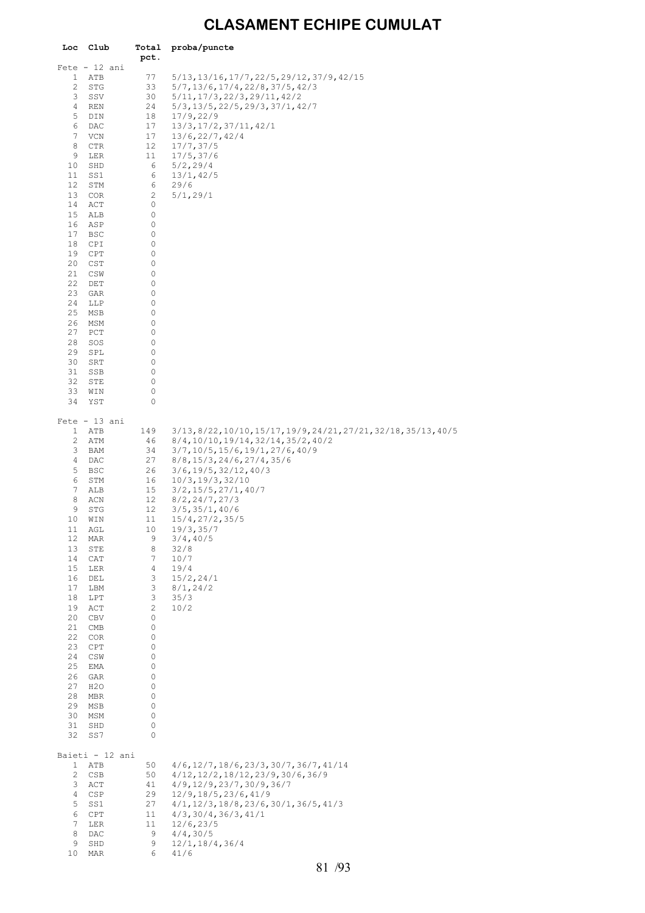# CLASAMENT ECHIPE CUMULAT

| Loc | Club | Total pct. | proba/puncte |
|---|---|---|---|
| Fete - 12 ani | | | |
| 1 | ATB | 77 | 5/13,13/16,17/7,22/5,29/12,37/9,42/15 |
| 2 | STG | 33 | 5/7,13/6,17/4,22/8,37/5,42/3 |
| 3 | SSV | 30 | 5/11,17/3,22/3,29/11,42/2 |
| 4 | REN | 24 | 5/3,13/5,22/5,29/3,37/1,42/7 |
| 5 | DIN | 18 | 17/9,22/9 |
| 6 | DAC | 17 | 13/3,17/2,37/11,42/1 |
| 7 | VCN | 17 | 13/6,22/7,42/4 |
| 8 | CTR | 12 | 17/7,37/5 |
| 9 | LER | 11 | 17/5,37/6 |
| 10 | SHD | 6 | 5/2,29/4 |
| 11 | SS1 | 6 | 13/1,42/5 |
| 12 | STM | 6 | 29/6 |
| 13 | COR | 2 | 5/1,29/1 |
| 14 | ACT | 0 | |
| 15 | ALB | 0 | |
| 16 | ASP | 0 | |
| 17 | BSC | 0 | |
| 18 | CPI | 0 | |
| 19 | CPT | 0 | |
| 20 | CST | 0 | |
| 21 | CSW | 0 | |
| 22 | DET | 0 | |
| 23 | GAR | 0 | |
| 24 | LLP | 0 | |
| 25 | MSB | 0 | |
| 26 | MSM | 0 | |
| 27 | PCT | 0 | |
| 28 | SOS | 0 | |
| 29 | SPL | 0 | |
| 30 | SRT | 0 | |
| 31 | SSB | 0 | |
| 32 | STE | 0 | |
| 33 | WIN | 0 | |
| 34 | YST | 0 | |
| Fete - 13 ani | | | |
| 1 | ATB | 149 | 3/13,8/22,10/10,15/17,19/9,24/21,27/21,32/18,35/13,40/5 |
| 2 | ATM | 46 | 8/4,10/10,19/14,32/14,35/2,40/2 |
| 3 | BAM | 34 | 3/7,10/5,15/6,19/1,27/6,40/9 |
| 4 | DAC | 27 | 8/8,15/3,24/6,27/4,35/6 |
| 5 | BSC | 26 | 3/6,19/5,32/12,40/3 |
| 6 | STM | 16 | 10/3,19/3,32/10 |
| 7 | ALB | 15 | 3/2,15/5,27/1,40/7 |
| 8 | ACN | 12 | 8/2,24/7,27/3 |
| 9 | STG | 12 | 3/5,35/1,40/6 |
| 10 | WIN | 11 | 15/4,27/2,35/5 |
| 11 | AGL | 10 | 19/3,35/7 |
| 12 | MAR | 9 | 3/4,40/5 |
| 13 | STE | 8 | 32/8 |
| 14 | CAT | 7 | 10/7 |
| 15 | LER | 4 | 19/4 |
| 16 | DEL | 3 | 15/2,24/1 |
| 17 | LBM | 3 | 8/1,24/2 |
| 18 | LPT | 3 | 35/3 |
| 19 | ACT | 2 | 10/2 |
| 20 | CBV | 0 | |
| 21 | CMB | 0 | |
| 22 | COR | 0 | |
| 23 | CPT | 0 | |
| 24 | CSW | 0 | |
| 25 | EMA | 0 | |
| 26 | GAR | 0 | |
| 27 | H2O | 0 | |
| 28 | MBR | 0 | |
| 29 | MSB | 0 | |
| 30 | MSM | 0 | |
| 31 | SHD | 0 | |
| 32 | SS7 | 0 | |
| Baieti - 12 ani | | | |
| 1 | ATB | 50 | 4/6,12/7,18/6,23/3,30/7,36/7,41/14 |
| 2 | CSB | 50 | 4/12,12/2,18/12,23/9,30/6,36/9 |
| 3 | ACT | 41 | 4/9,12/9,23/7,30/9,36/7 |
| 4 | CSP | 29 | 12/9,18/5,23/6,41/9 |
| 5 | SS1 | 27 | 4/1,12/3,18/8,23/6,30/1,36/5,41/3 |
| 6 | CPT | 11 | 4/3,30/4,36/3,41/1 |
| 7 | LER | 11 | 12/6,23/5 |
| 8 | DAC | 9 | 4/4,30/5 |
| 9 | SHD | 9 | 12/1,18/4,36/4 |
| 10 | MAR | 6 | 41/6 |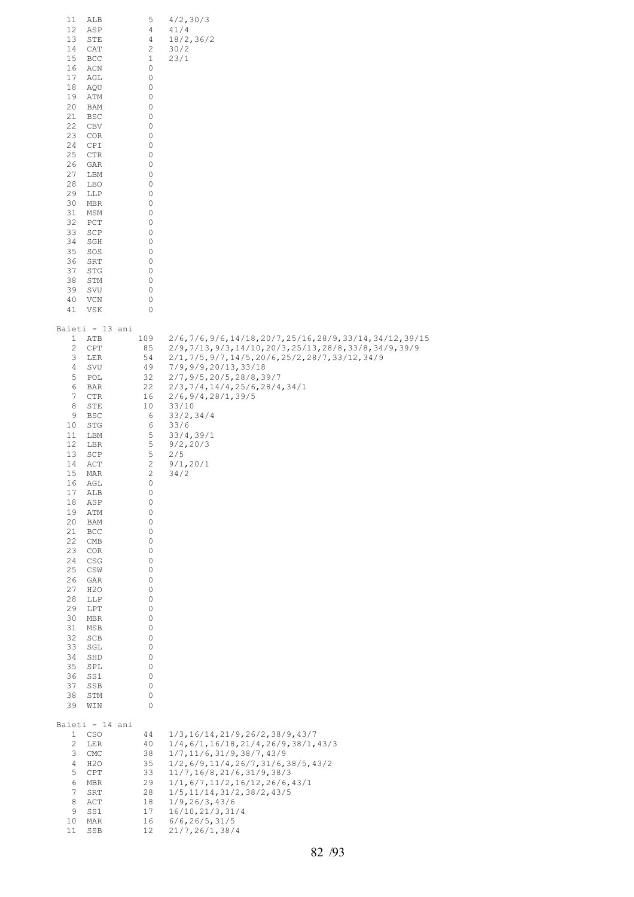| | | | |
|---|---|---|---|
| 11 | ALB | 5 | 4/2,30/3 |
| 12 | ASP | 4 | 41/4 |
| 13 | STE | 4 | 18/2,36/2 |
| 14 | CAT | 2 | 30/2 |
| 15 | BCC | 1 | 23/1 |
| 16 | ACN | 0 | |
| 17 | AGL | 0 | |
| 18 | AQU | 0 | |
| 19 | ATM | 0 | |
| 20 | BAM | 0 | |
| 21 | BSC | 0 | |
| 22 | CBV | 0 | |
| 23 | COR | 0 | |
| 24 | CPI | 0 | |
| 25 | CTR | 0 | |
| 26 | GAR | 0 | |
| 27 | LBM | 0 | |
| 28 | LBO | 0 | |
| 29 | LLP | 0 | |
| 30 | MBR | 0 | |
| 31 | MSM | 0 | |
| 32 | PCT | 0 | |
| 33 | SCP | 0 | |
| 34 | SGH | 0 | |
| 35 | SOS | 0 | |
| 36 | SRT | 0 | |
| 37 | STG | 0 | |
| 38 | STM | 0 | |
| 39 | SVU | 0 | |
| 40 | VCN | 0 | |
| 41 | VSK | 0 | |

Baieti - 13 ani

| | | | |
|---|---|---|---|
| 1 | ATB | 109 | 2/6,7/6,9/6,14/18,20/7,25/16,28/9,33/14,34/12,39/15 |
| 2 | CPT | 85 | 2/9,7/13,9/3,14/10,20/3,25/13,28/8,33/8,34/9,39/9 |
| 3 | LER | 54 | 2/1,7/5,9/7,14/5,20/6,25/2,28/7,33/12,34/9 |
| 4 | SVU | 49 | 7/9,9/9,20/13,33/18 |
| 5 | POL | 32 | 2/7,9/5,20/5,28/8,39/7 |
| 6 | BAR | 22 | 2/3,7/4,14/4,25/6,28/4,34/1 |
| 7 | CTR | 16 | 2/6,9/4,28/1,39/5 |
| 8 | STE | 10 | 33/10 |
| 9 | BSC | 6 | 33/2,34/4 |
| 10 | STG | 6 | 33/6 |
| 11 | LBM | 5 | 33/4,39/1 |
| 12 | LBR | 5 | 9/2,20/3 |
| 13 | SCP | 5 | 2/5 |
| 14 | ACT | 2 | 9/1,20/1 |
| 15 | MAR | 2 | 34/2 |
| 16 | AGL | 0 | |
| 17 | ALB | 0 | |
| 18 | ASP | 0 | |
| 19 | ATM | 0 | |
| 20 | BAM | 0 | |
| 21 | BCC | 0 | |
| 22 | CMB | 0 | |
| 23 | COR | 0 | |
| 24 | CSG | 0 | |
| 25 | CSW | 0 | |
| 26 | GAR | 0 | |
| 27 | H2O | 0 | |
| 28 | LLP | 0 | |
| 29 | LPT | 0 | |
| 30 | MBR | 0 | |
| 31 | MSB | 0 | |
| 32 | SCB | 0 | |
| 33 | SGL | 0 | |
| 34 | SHD | 0 | |
| 35 | SPL | 0 | |
| 36 | SS1 | 0 | |
| 37 | SSB | 0 | |
| 38 | STM | 0 | |
| 39 | WIN | 0 | |

Baieti - 14 ani

| | | | |
|---|---|---|---|
| 1 | CSO | 44 | 1/3,16/14,21/9,26/2,38/9,43/7 |
| 2 | LER | 40 | 1/4,6/1,16/18,21/4,26/9,38/1,43/3 |
| 3 | CMC | 38 | 1/7,11/6,31/9,38/7,43/9 |
| 4 | H2O | 35 | 1/2,6/9,11/4,26/7,31/6,38/5,43/2 |
| 5 | CPT | 33 | 11/7,16/8,21/6,31/9,38/3 |
| 6 | MBR | 29 | 1/1,6/7,11/2,16/12,26/6,43/1 |
| 7 | SRT | 28 | 1/5,11/14,31/2,38/2,43/5 |
| 8 | ACT | 18 | 1/9,26/3,43/6 |
| 9 | SS1 | 17 | 16/10,21/3,31/4 |
| 10 | MAR | 16 | 6/6,26/5,31/5 |
| 11 | SSB | 12 | 21/7,26/1,38/4 |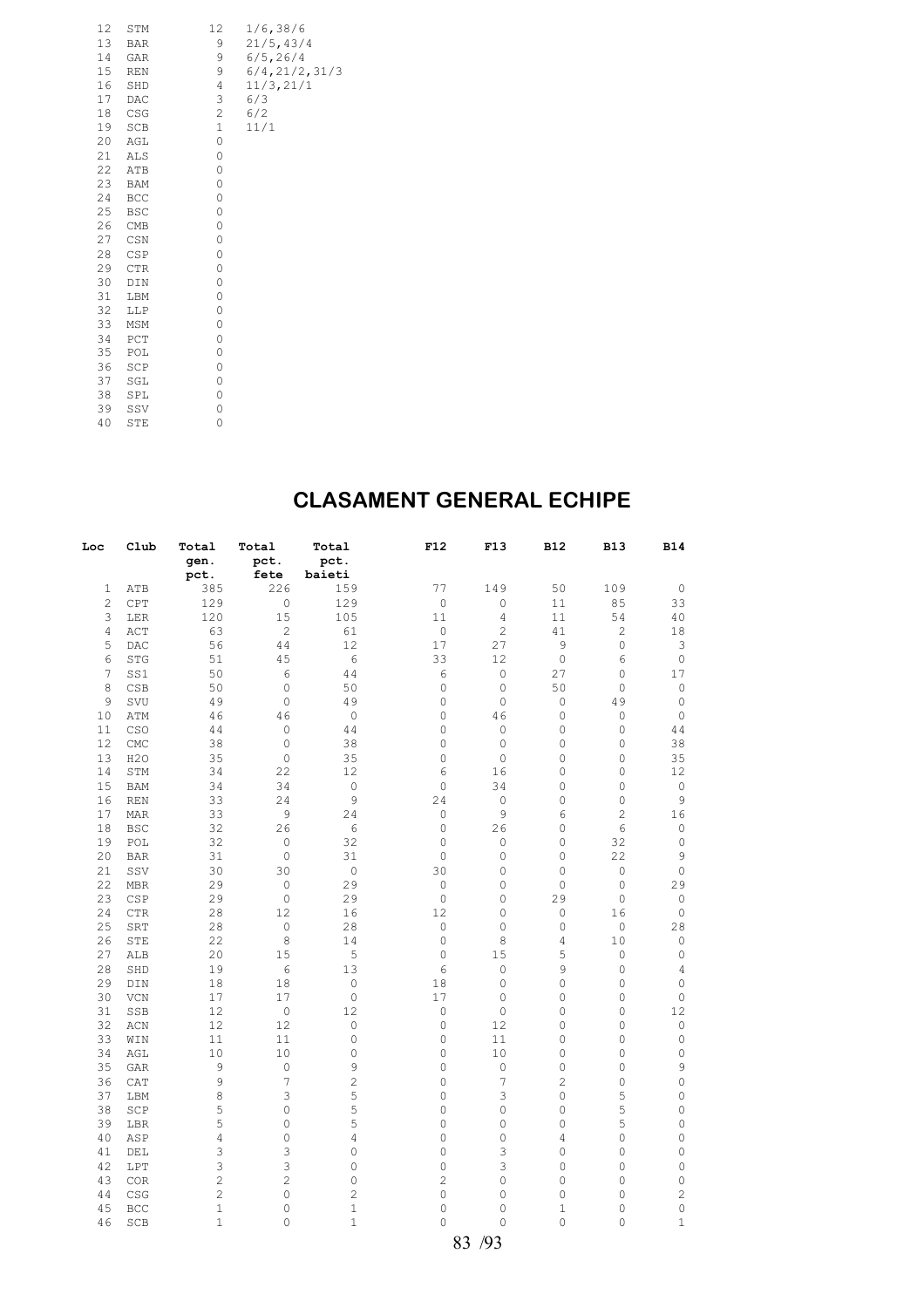| | | | |
|---|---|---|---|
| 12 | STM | 12 | 1/6,38/6 |
| 13 | BAR | 9 | 21/5,43/4 |
| 14 | GAR | 9 | 6/5,26/4 |
| 15 | REN | 9 | 6/4,21/2,31/3 |
| 16 | SHD | 4 | 11/3,21/1 |
| 17 | DAC | 3 | 6/3 |
| 18 | CSG | 2 | 6/2 |
| 19 | SCB | 1 | 11/1 |
| 20 | AGL | 0 | |
| 21 | ALS | 0 | |
| 22 | ATB | 0 | |
| 23 | BAM | 0 | |
| 24 | BCC | 0 | |
| 25 | BSC | 0 | |
| 26 | CMB | 0 | |
| 27 | CSN | 0 | |
| 28 | CSP | 0 | |
| 29 | CTR | 0 | |
| 30 | DIN | 0 | |
| 31 | LBM | 0 | |
| 32 | LLP | 0 | |
| 33 | MSM | 0 | |
| 34 | PCT | 0 | |
| 35 | POL | 0 | |
| 36 | SCP | 0 | |
| 37 | SGL | 0 | |
| 38 | SPL | 0 | |
| 39 | SSV | 0 | |
| 40 | STE | 0 | |

# CLASAMENT GENERAL ECHIPE

| Loc | Club | Total gen. pct. | Total pct. fete | Total pct. baieti | F12 | F13 | B12 | B13 | B14 |
|---|---|---|---|---|---|---|---|---|---|
| 1 | ATB | 385 | 226 | 159 | 77 | 149 | 50 | 109 | 0 |
| 2 | CPT | 129 | 0 | 129 | 0 | 0 | 11 | 85 | 33 |
| 3 | LER | 120 | 15 | 105 | 11 | 4 | 11 | 54 | 40 |
| 4 | ACT | 63 | 2 | 61 | 0 | 2 | 41 | 2 | 18 |
| 5 | DAC | 56 | 44 | 12 | 17 | 27 | 9 | 0 | 3 |
| 6 | STG | 51 | 45 | 6 | 33 | 12 | 0 | 6 | 0 |
| 7 | SS1 | 50 | 6 | 44 | 6 | 0 | 27 | 0 | 17 |
| 8 | CSB | 50 | 0 | 50 | 0 | 0 | 50 | 0 | 0 |
| 9 | SVU | 49 | 0 | 49 | 0 | 0 | 0 | 49 | 0 |
| 10 | ATM | 46 | 46 | 0 | 0 | 46 | 0 | 0 | 0 |
| 11 | CSO | 44 | 0 | 44 | 0 | 0 | 0 | 0 | 44 |
| 12 | CMC | 38 | 0 | 38 | 0 | 0 | 0 | 0 | 38 |
| 13 | H2O | 35 | 0 | 35 | 0 | 0 | 0 | 0 | 35 |
| 14 | STM | 34 | 22 | 12 | 6 | 16 | 0 | 0 | 12 |
| 15 | BAM | 34 | 34 | 0 | 0 | 34 | 0 | 0 | 0 |
| 16 | REN | 33 | 24 | 9 | 24 | 0 | 0 | 0 | 9 |
| 17 | MAR | 33 | 9 | 24 | 0 | 9 | 6 | 2 | 16 |
| 18 | BSC | 32 | 26 | 6 | 0 | 26 | 0 | 6 | 0 |
| 19 | POL | 32 | 0 | 32 | 0 | 0 | 0 | 32 | 0 |
| 20 | BAR | 31 | 0 | 31 | 0 | 0 | 0 | 22 | 9 |
| 21 | SSV | 30 | 30 | 0 | 30 | 0 | 0 | 0 | 0 |
| 22 | MBR | 29 | 0 | 29 | 0 | 0 | 0 | 0 | 29 |
| 23 | CSP | 29 | 0 | 29 | 0 | 0 | 29 | 0 | 0 |
| 24 | CTR | 28 | 12 | 16 | 12 | 0 | 0 | 16 | 0 |
| 25 | SRT | 28 | 0 | 28 | 0 | 0 | 0 | 0 | 28 |
| 26 | STE | 22 | 8 | 14 | 0 | 8 | 4 | 10 | 0 |
| 27 | ALB | 20 | 15 | 5 | 0 | 15 | 5 | 0 | 0 |
| 28 | SHD | 19 | 6 | 13 | 6 | 0 | 9 | 0 | 4 |
| 29 | DIN | 18 | 18 | 0 | 18 | 0 | 0 | 0 | 0 |
| 30 | VCN | 17 | 17 | 0 | 17 | 0 | 0 | 0 | 0 |
| 31 | SSB | 12 | 0 | 12 | 0 | 0 | 0 | 0 | 12 |
| 32 | ACN | 12 | 12 | 0 | 0 | 12 | 0 | 0 | 0 |
| 33 | WIN | 11 | 11 | 0 | 0 | 11 | 0 | 0 | 0 |
| 34 | AGL | 10 | 10 | 0 | 0 | 10 | 0 | 0 | 0 |
| 35 | GAR | 9 | 0 | 9 | 0 | 0 | 0 | 0 | 9 |
| 36 | CAT | 9 | 7 | 2 | 0 | 7 | 2 | 0 | 0 |
| 37 | LBM | 8 | 3 | 5 | 0 | 3 | 0 | 5 | 0 |
| 38 | SCP | 5 | 0 | 5 | 0 | 0 | 0 | 5 | 0 |
| 39 | LBR | 5 | 0 | 5 | 0 | 0 | 0 | 5 | 0 |
| 40 | ASP | 4 | 0 | 4 | 0 | 0 | 4 | 0 | 0 |
| 41 | DEL | 3 | 3 | 0 | 0 | 3 | 0 | 0 | 0 |
| 42 | LPT | 3 | 3 | 0 | 0 | 3 | 0 | 0 | 0 |
| 43 | COR | 2 | 2 | 0 | 2 | 0 | 0 | 0 | 0 |
| 44 | CSG | 2 | 0 | 2 | 0 | 0 | 0 | 0 | 2 |
| 45 | BCC | 1 | 0 | 1 | 0 | 0 | 1 | 0 | 0 |
| 46 | SCB | 1 | 0 | 1 | 0 | 0 | 0 | 0 | 1 |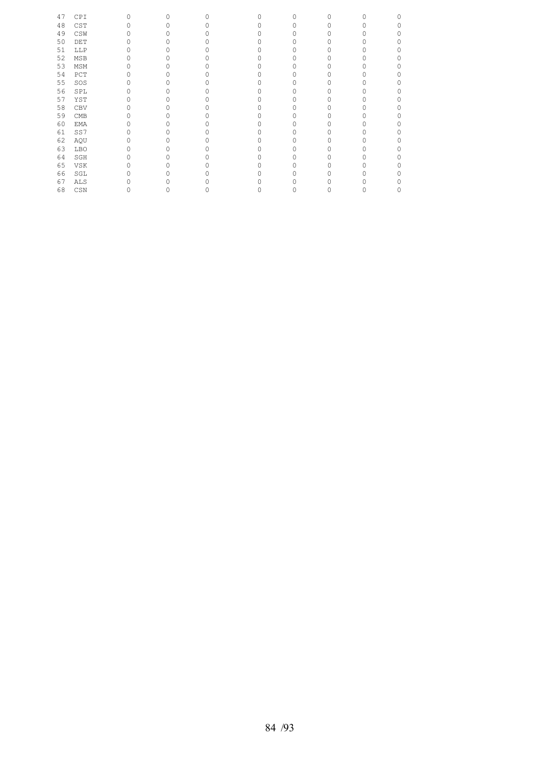| | | | | | | | | | |
|---|---|---|---|---|---|---|---|---|---|
| 47 | CPI | 0 | 0 | 0 | 0 | 0 | 0 | 0 | 0 |
| 48 | CST | 0 | 0 | 0 | 0 | 0 | 0 | 0 | 0 |
| 49 | CSW | 0 | 0 | 0 | 0 | 0 | 0 | 0 | 0 |
| 50 | DET | 0 | 0 | 0 | 0 | 0 | 0 | 0 | 0 |
| 51 | LLP | 0 | 0 | 0 | 0 | 0 | 0 | 0 | 0 |
| 52 | MSB | 0 | 0 | 0 | 0 | 0 | 0 | 0 | 0 |
| 53 | MSM | 0 | 0 | 0 | 0 | 0 | 0 | 0 | 0 |
| 54 | PCT | 0 | 0 | 0 | 0 | 0 | 0 | 0 | 0 |
| 55 | SOS | 0 | 0 | 0 | 0 | 0 | 0 | 0 | 0 |
| 56 | SPL | 0 | 0 | 0 | 0 | 0 | 0 | 0 | 0 |
| 57 | YST | 0 | 0 | 0 | 0 | 0 | 0 | 0 | 0 |
| 58 | CBV | 0 | 0 | 0 | 0 | 0 | 0 | 0 | 0 |
| 59 | CMB | 0 | 0 | 0 | 0 | 0 | 0 | 0 | 0 |
| 60 | EMA | 0 | 0 | 0 | 0 | 0 | 0 | 0 | 0 |
| 61 | SS7 | 0 | 0 | 0 | 0 | 0 | 0 | 0 | 0 |
| 62 | AQU | 0 | 0 | 0 | 0 | 0 | 0 | 0 | 0 |
| 63 | LBO | 0 | 0 | 0 | 0 | 0 | 0 | 0 | 0 |
| 64 | SGH | 0 | 0 | 0 | 0 | 0 | 0 | 0 | 0 |
| 65 | VSK | 0 | 0 | 0 | 0 | 0 | 0 | 0 | 0 |
| 66 | SGL | 0 | 0 | 0 | 0 | 0 | 0 | 0 | 0 |
| 67 | ALS | 0 | 0 | 0 | 0 | 0 | 0 | 0 | 0 |
| 68 | CSN | 0 | 0 | 0 | 0 | 0 | 0 | 0 | 0 |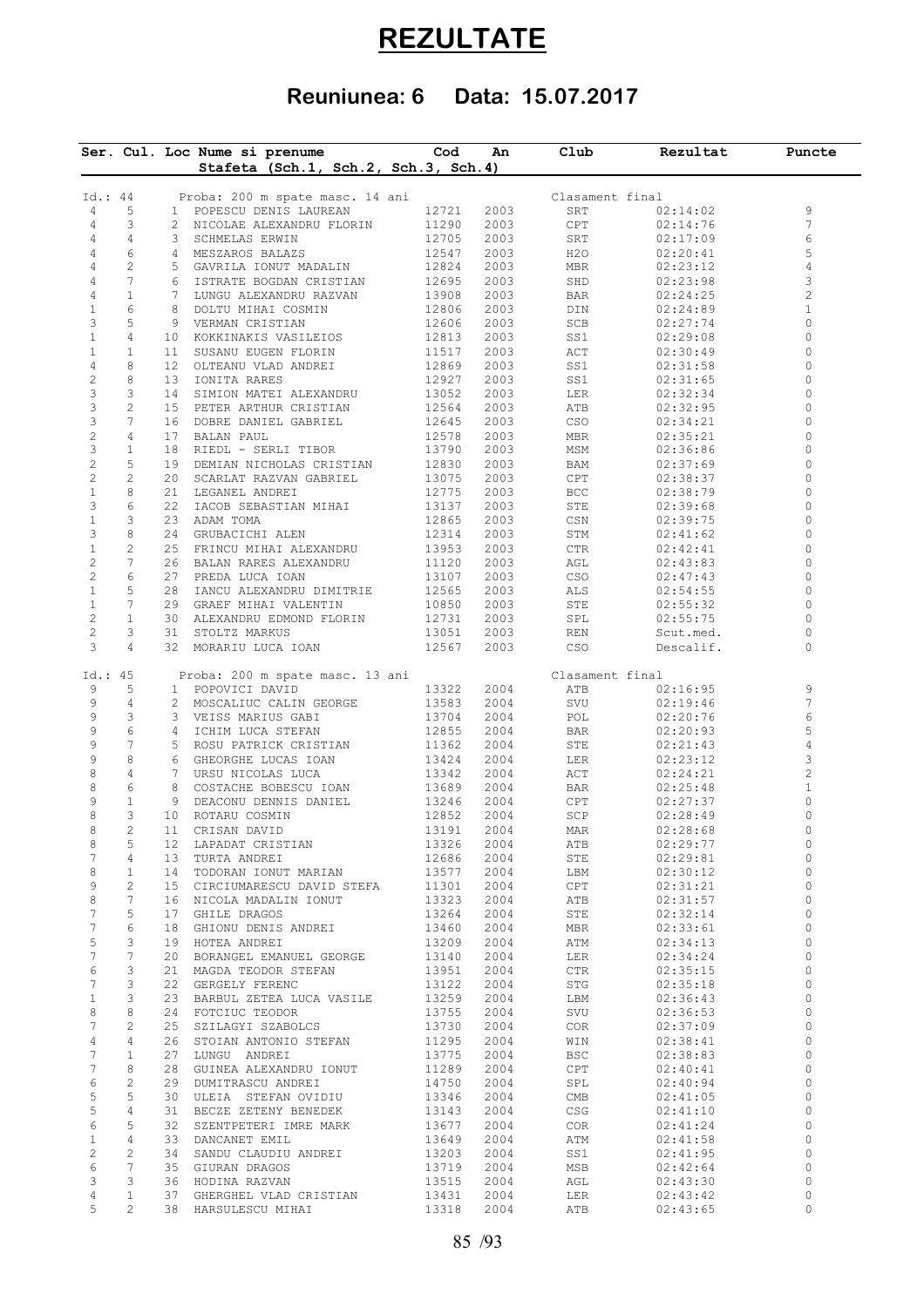# REZULTATE

## Reuniunea: 6 Data: 15.07.2017

| Ser. | Cul. | Loc | Nume si prenume<br>Stafeta (Sch.1, Sch.2, Sch.3, Sch.4) | Cod | An | Club | Rezultat | Puncte |
|---|---|---|---|---|---|---|---|---|
| Id.: 44 | | | Proba: 200 m spate masc. 14 ani | | | Clasament final | | |
| 4 | 5 | 1 | POPESCU DENIS LAUREAN | 12721 | 2003 | SRT | 02:14:02 | 9 |
| 4 | 3 | 2 | NICOLAE ALEXANDRU FLORIN | 11290 | 2003 | CPT | 02:14:76 | 7 |
| 4 | 4 | 3 | SCHMELAS ERWIN | 12705 | 2003 | SRT | 02:17:09 | 6 |
| 4 | 6 | 4 | MESZAROS BALAZS | 12547 | 2003 | H2O | 02:20:41 | 5 |
| 4 | 2 | 5 | GAVRILA IONUT MADALIN | 12824 | 2003 | MBR | 02:23:12 | 4 |
| 4 | 7 | 6 | ISTRATE BOGDAN CRISTIAN | 12695 | 2003 | SHD | 02:23:98 | 3 |
| 4 | 1 | 7 | LUNGU ALEXANDRU RAZVAN | 13908 | 2003 | BAR | 02:24:25 | 2 |
| 1 | 6 | 8 | DOLTU MIHAI COSMIN | 12806 | 2003 | DIN | 02:24:89 | 1 |
| 3 | 5 | 9 | VERMAN CRISTIAN | 12606 | 2003 | SCB | 02:27:74 | 0 |
| 1 | 4 | 10 | KOKKINAKIS VASILEIOS | 12813 | 2003 | SS1 | 02:29:08 | 0 |
| 1 | 1 | 11 | SUSANU EUGEN FLORIN | 11517 | 2003 | ACT | 02:30:49 | 0 |
| 4 | 8 | 12 | OLTEANU VLAD ANDREI | 12869 | 2003 | SS1 | 02:31:58 | 0 |
| 2 | 8 | 13 | IONITA RARES | 12927 | 2003 | SS1 | 02:31:65 | 0 |
| 3 | 3 | 14 | SIMION MATEI ALEXANDRU | 13052 | 2003 | LER | 02:32:34 | 0 |
| 3 | 2 | 15 | PETER ARTHUR CRISTIAN | 12564 | 2003 | ATB | 02:32:95 | 0 |
| 3 | 7 | 16 | DOBRE DANIEL GABRIEL | 12645 | 2003 | CSO | 02:34:21 | 0 |
| 2 | 4 | 17 | BALAN PAUL | 12578 | 2003 | MBR | 02:35:21 | 0 |
| 3 | 1 | 18 | RIEDL - SERLI TIBOR | 13790 | 2003 | MSM | 02:36:86 | 0 |
| 2 | 5 | 19 | DEMIAN NICHOLAS CRISTIAN | 12830 | 2003 | BAM | 02:37:69 | 0 |
| 2 | 2 | 20 | SCARLAT RAZVAN GABRIEL | 13075 | 2003 | CPT | 02:38:37 | 0 |
| 1 | 8 | 21 | LEGANEL ANDREI | 12775 | 2003 | BCC | 02:38:79 | 0 |
| 3 | 6 | 22 | IACOB SEBASTIAN MIHAI | 13137 | 2003 | STE | 02:39:68 | 0 |
| 1 | 3 | 23 | ADAM TOMA | 12865 | 2003 | CSN | 02:39:75 | 0 |
| 3 | 8 | 24 | GRUBACICHI ALEN | 12314 | 2003 | STM | 02:41:62 | 0 |
| 1 | 2 | 25 | FRINCU MIHAI ALEXANDRU | 13953 | 2003 | CTR | 02:42:41 | 0 |
| 2 | 7 | 26 | BALAN RARES ALEXANDRU | 11120 | 2003 | AGL | 02:43:83 | 0 |
| 2 | 6 | 27 | PREDA LUCA IOAN | 13107 | 2003 | CSO | 02:47:43 | 0 |
| 1 | 5 | 28 | IANCU ALEXANDRU DIMITRIE | 12565 | 2003 | ALS | 02:54:55 | 0 |
| 1 | 7 | 29 | GRAEF MIHAI VALENTIN | 10850 | 2003 | STE | 02:55:32 | 0 |
| 2 | 1 | 30 | ALEXANDRU EDMOND FLORIN | 12731 | 2003 | SPL | 02:55:75 | 0 |
| 2 | 3 | 31 | STOLTZ MARKUS | 13051 | 2003 | REN | Scut.med. | 0 |
| 3 | 4 | 32 | MORARIU LUCA IOAN | 12567 | 2003 | CSO | Descalif. | 0 |
| Id.: 45 | | | Proba: 200 m spate masc. 13 ani | | | Clasament final | | |
| 9 | 5 | 1 | POPOVICI DAVID | 13322 | 2004 | ATB | 02:16:95 | 9 |
| 9 | 4 | 2 | MOSCALIUC CALIN GEORGE | 13583 | 2004 | SVU | 02:19:46 | 7 |
| 9 | 3 | 3 | VEISS MARIUS GABI | 13704 | 2004 | POL | 02:20:76 | 6 |
| 9 | 6 | 4 | ICHIM LUCA STEFAN | 12855 | 2004 | BAR | 02:20:93 | 5 |
| 9 | 7 | 5 | ROSU PATRICK CRISTIAN | 11362 | 2004 | STE | 02:21:43 | 4 |
| 9 | 8 | 6 | GHEORGHE LUCAS IOAN | 13424 | 2004 | LER | 02:23:12 | 3 |
| 8 | 4 | 7 | URSU NICOLAS LUCA | 13342 | 2004 | ACT | 02:24:21 | 2 |
| 8 | 6 | 8 | COSTACHE BOBESCU IOAN | 13689 | 2004 | BAR | 02:25:48 | 1 |
| 9 | 1 | 9 | DEACONU DENNIS DANIEL | 13246 | 2004 | CPT | 02:27:37 | 0 |
| 8 | 3 | 10 | ROTARU COSMIN | 12852 | 2004 | SCP | 02:28:49 | 0 |
| 8 | 2 | 11 | CRISAN DAVID | 13191 | 2004 | MAR | 02:28:68 | 0 |
| 8 | 5 | 12 | LAPADAT CRISTIAN | 13326 | 2004 | ATB | 02:29:77 | 0 |
| 7 | 4 | 13 | TURTA ANDREI | 12686 | 2004 | STE | 02:29:81 | 0 |
| 8 | 1 | 14 | TODORAN IONUT MARIAN | 13577 | 2004 | LBM | 02:30:12 | 0 |
| 9 | 2 | 15 | CIRCIUMARESCU DAVID STEFA | 11301 | 2004 | CPT | 02:31:21 | 0 |
| 8 | 7 | 16 | NICOLA MADALIN IONUT | 13323 | 2004 | ATB | 02:31:57 | 0 |
| 7 | 5 | 17 | GHILE DRAGOS | 13264 | 2004 | STE | 02:32:14 | 0 |
| 7 | 6 | 18 | GHIONU DENIS ANDREI | 13460 | 2004 | MBR | 02:33:61 | 0 |
| 5 | 3 | 19 | HOTEA ANDREI | 13209 | 2004 | ATM | 02:34:13 | 0 |
| 7 | 7 | 20 | BORANGEL EMANUEL GEORGE | 13140 | 2004 | LER | 02:34:24 | 0 |
| 6 | 3 | 21 | MAGDA TEODOR STEFAN | 13951 | 2004 | CTR | 02:35:15 | 0 |
| 7 | 3 | 22 | GERGELY FERENC | 13122 | 2004 | STG | 02:35:18 | 0 |
| 1 | 3 | 23 | BARBUL ZETEA LUCA VASILE | 13259 | 2004 | LBM | 02:36:43 | 0 |
| 8 | 8 | 24 | FOTCIUC TEODOR | 13755 | 2004 | SVU | 02:36:53 | 0 |
| 7 | 2 | 25 | SZILAGYI SZABOLCS | 13730 | 2004 | COR | 02:37:09 | 0 |
| 4 | 4 | 26 | STOIAN ANTONIO STEFAN | 11295 | 2004 | WIN | 02:38:41 | 0 |
| 7 | 1 | 27 | LUNGU ANDREI | 13775 | 2004 | BSC | 02:38:83 | 0 |
| 7 | 8 | 28 | GUINEA ALEXANDRU IONUT | 11289 | 2004 | CPT | 02:40:41 | 0 |
| 6 | 2 | 29 | DUMITRASCU ANDREI | 14750 | 2004 | SPL | 02:40:94 | 0 |
| 5 | 5 | 30 | ULEIA STEFAN OVIDIU | 13346 | 2004 | CMB | 02:41:05 | 0 |
| 5 | 4 | 31 | BECZE ZETENY BENEDEK | 13143 | 2004 | CSG | 02:41:10 | 0 |
| 6 | 5 | 32 | SZENTPETERI IMRE MARK | 13677 | 2004 | COR | 02:41:24 | 0 |
| 1 | 4 | 33 | DANCANET EMIL | 13649 | 2004 | ATM | 02:41:58 | 0 |
| 2 | 2 | 34 | SANDU CLAUDIU ANDREI | 13203 | 2004 | SS1 | 02:41:95 | 0 |
| 6 | 7 | 35 | GIURAN DRAGOS | 13719 | 2004 | MSB | 02:42:64 | 0 |
| 3 | 3 | 36 | HODINA RAZVAN | 13515 | 2004 | AGL | 02:43:30 | 0 |
| 4 | 1 | 37 | GHERGHEL VLAD CRISTIAN | 13431 | 2004 | LER | 02:43:42 | 0 |
| 5 | 2 | 38 | HARSULESCU MIHAI | 13318 | 2004 | ATB | 02:43:65 | 0 |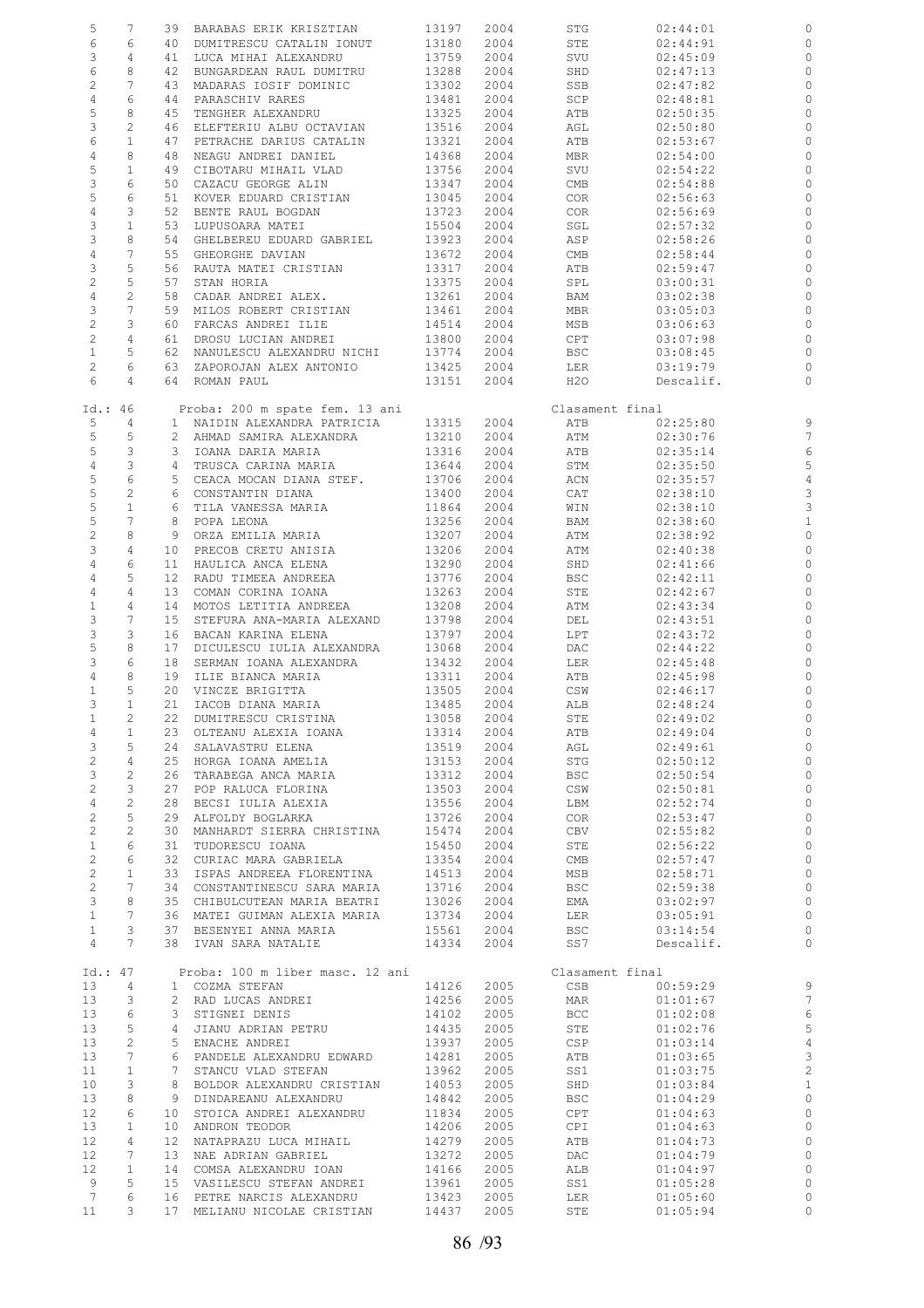| 5 | 7 | 39 | BARABAS ERIK KRISZTIAN | 13197 | 2004 | STG | 02:44:01 | 0 |
|---|---|---|---|---|---|---|---|---|
| 6 | 6 | 40 | DUMITRESCU CATALIN IONUT | 13180 | 2004 | STE | 02:44:91 | 0 |
| 3 | 4 | 41 | LUCA MIHAI ALEXANDRU | 13759 | 2004 | SVU | 02:45:09 | 0 |
| 6 | 8 | 42 | BUNGARDEAN RAUL DUMITRU | 13288 | 2004 | SHD | 02:47:13 | 0 |
| 2 | 7 | 43 | MADARAS IOSIF DOMINIC | 13302 | 2004 | SSB | 02:47:82 | 0 |
| 4 | 6 | 44 | PARASCHIV RARES | 13481 | 2004 | SCP | 02:48:81 | 0 |
| 5 | 8 | 45 | TENGHER ALEXANDRU | 13325 | 2004 | ATB | 02:50:35 | 0 |
| 3 | 2 | 46 | ELEFTERIU ALBU OCTAVIAN | 13516 | 2004 | AGL | 02:50:80 | 0 |
| 6 | 1 | 47 | PETRACHE DARIUS CATALIN | 13321 | 2004 | ATB | 02:53:67 | 0 |
| 4 | 8 | 48 | NEAGU ANDREI DANIEL | 14368 | 2004 | MBR | 02:54:00 | 0 |
| 5 | 1 | 49 | CIBOTARU MIHAIL VLAD | 13756 | 2004 | SVU | 02:54:22 | 0 |
| 3 | 6 | 50 | CAZACU GEORGE ALIN | 13347 | 2004 | CMB | 02:54:88 | 0 |
| 5 | 6 | 51 | KOVER EDUARD CRISTIAN | 13045 | 2004 | COR | 02:56:63 | 0 |
| 4 | 3 | 52 | BENTE RAUL BOGDAN | 13723 | 2004 | COR | 02:56:69 | 0 |
| 3 | 1 | 53 | LUPUSOARA MATEI | 15504 | 2004 | SGL | 02:57:32 | 0 |
| 3 | 8 | 54 | GHELBEREU EDUARD GABRIEL | 13923 | 2004 | ASP | 02:58:26 | 0 |
| 4 | 7 | 55 | GHEORGHE DAVIAN | 13672 | 2004 | CMB | 02:58:44 | 0 |
| 3 | 5 | 56 | RAUTA MATEI CRISTIAN | 13317 | 2004 | ATB | 02:59:47 | 0 |
| 2 | 5 | 57 | STAN HORIA | 13375 | 2004 | SPL | 03:00:31 | 0 |
| 4 | 2 | 58 | CADAR ANDREI ALEX. | 13261 | 2004 | BAM | 03:02:38 | 0 |
| 3 | 7 | 59 | MILOS ROBERT CRISTIAN | 13461 | 2004 | MBR | 03:05:03 | 0 |
| 2 | 3 | 60 | FARCAS ANDREI ILIE | 14514 | 2004 | MSB | 03:06:63 | 0 |
| 2 | 4 | 61 | DROSU LUCIAN ANDREI | 13800 | 2004 | CPT | 03:07:98 | 0 |
| 1 | 5 | 62 | NANULESCU ALEXANDRU NICHI | 13774 | 2004 | BSC | 03:08:45 | 0 |
| 2 | 6 | 63 | ZAPOROJAN ALEX ANTONIO | 13425 | 2004 | LER | 03:19:79 | 0 |
| 6 | 4 | 64 | ROMAN PAUL | 13151 | 2004 | H2O | Descalif. | 0 |

Id.: 46 Proba: 200 m spate fem. 13 ani Clasament final

| 5 | 4 | 1 | NAIDIN ALEXANDRA PATRICIA | 13315 | 2004 | ATB | 02:25:80 | 9 |
|---|---|---|---|---|---|---|---|---|
| 5 | 5 | 2 | AHMAD SAMIRA ALEXANDRA | 13210 | 2004 | ATM | 02:30:76 | 7 |
| 5 | 3 | 3 | IOANA DARIA MARIA | 13316 | 2004 | ATB | 02:35:14 | 6 |
| 4 | 3 | 4 | TRUSCA CARINA MARIA | 13644 | 2004 | STM | 02:35:50 | 5 |
| 5 | 6 | 5 | CEACA MOCAN DIANA STEF. | 13706 | 2004 | ACN | 02:35:57 | 4 |
| 5 | 2 | 6 | CONSTANTIN DIANA | 13400 | 2004 | CAT | 02:38:10 | 3 |
| 5 | 1 | 6 | TILA VANESSA MARIA | 11864 | 2004 | WIN | 02:38:10 | 3 |
| 5 | 7 | 8 | POPA LEONA | 13256 | 2004 | BAM | 02:38:60 | 1 |
| 2 | 8 | 9 | ORZA EMILIA MARIA | 13207 | 2004 | ATM | 02:38:92 | 0 |
| 3 | 4 | 10 | PRECOB CRETU ANISIA | 13206 | 2004 | ATM | 02:40:38 | 0 |
| 4 | 6 | 11 | HAULICA ANCA ELENA | 13290 | 2004 | SHD | 02:41:66 | 0 |
| 4 | 5 | 12 | RADU TIMEEA ANDREEA | 13776 | 2004 | BSC | 02:42:11 | 0 |
| 4 | 4 | 13 | COMAN CORINA IOANA | 13263 | 2004 | STE | 02:42:67 | 0 |
| 1 | 4 | 14 | MOTOS LETITIA ANDREEA | 13208 | 2004 | ATM | 02:43:34 | 0 |
| 3 | 7 | 15 | STEFURA ANA-MARIA ALEXAND | 13798 | 2004 | DEL | 02:43:51 | 0 |
| 3 | 3 | 16 | BACAN KARINA ELENA | 13797 | 2004 | LPT | 02:43:72 | 0 |
| 5 | 8 | 17 | DICULESCU IULIA ALEXANDRA | 13068 | 2004 | DAC | 02:44:22 | 0 |
| 3 | 6 | 18 | SERMAN IOANA ALEXANDRA | 13432 | 2004 | LER | 02:45:48 | 0 |
| 4 | 8 | 19 | ILIE BIANCA MARIA | 13311 | 2004 | ATB | 02:45:98 | 0 |
| 1 | 5 | 20 | VINCZE BRIGITTA | 13505 | 2004 | CSW | 02:46:17 | 0 |
| 3 | 1 | 21 | IACOB DIANA MARIA | 13485 | 2004 | ALB | 02:48:24 | 0 |
| 1 | 2 | 22 | DUMITRESCU CRISTINA | 13058 | 2004 | STE | 02:49:02 | 0 |
| 4 | 1 | 23 | OLTEANU ALEXIA IOANA | 13314 | 2004 | ATB | 02:49:04 | 0 |
| 3 | 5 | 24 | SALAVASTRU ELENA | 13519 | 2004 | AGL | 02:49:61 | 0 |
| 2 | 4 | 25 | HORGA IOANA AMELIA | 13153 | 2004 | STG | 02:50:12 | 0 |
| 3 | 2 | 26 | TARABEGA ANCA MARIA | 13312 | 2004 | BSC | 02:50:54 | 0 |
| 2 | 3 | 27 | POP RALUCA FLORINA | 13503 | 2004 | CSW | 02:50:81 | 0 |
| 4 | 2 | 28 | BECSI IULIA ALEXIA | 13556 | 2004 | LBM | 02:52:74 | 0 |
| 2 | 5 | 29 | ALFOLDY BOGLARKA | 13726 | 2004 | COR | 02:53:47 | 0 |
| 2 | 2 | 30 | MANHARDT SIERRA CHRISTINA | 15474 | 2004 | CBV | 02:55:82 | 0 |
| 1 | 6 | 31 | TUDORESCU IOANA | 15450 | 2004 | STE | 02:56:22 | 0 |
| 2 | 6 | 32 | CURIAC MARA GABRIELA | 13354 | 2004 | CMB | 02:57:47 | 0 |
| 2 | 1 | 33 | ISPAS ANDREEA FLORENTINA | 14513 | 2004 | MSB | 02:58:71 | 0 |
| 2 | 7 | 34 | CONSTANTINESCU SARA MARIA | 13716 | 2004 | BSC | 02:59:38 | 0 |
| 3 | 8 | 35 | CHIBULCUTEAN MARIA BEATRI | 13026 | 2004 | EMA | 03:02:97 | 0 |
| 1 | 7 | 36 | MATEI GUIMAN ALEXIA MARIA | 13734 | 2004 | LER | 03:05:91 | 0 |
| 1 | 3 | 37 | BESENYEI ANNA MARIA | 15561 | 2004 | BSC | 03:14:54 | 0 |
| 4 | 7 | 38 | IVAN SARA NATALIE | 14334 | 2004 | SS7 | Descalif. | 0 |

Id.: 47 Proba: 100 m liber masc. 12 ani Clasament final

| 13 | 4 | 1 | COZMA STEFAN | 14126 | 2005 | CSB | 00:59:29 | 9 |
|---|---|---|---|---|---|---|---|---|
| 13 | 3 | 2 | RAD LUCAS ANDREI | 14256 | 2005 | MAR | 01:01:67 | 7 |
| 13 | 6 | 3 | STIGNEI DENIS | 14102 | 2005 | BCC | 01:02:08 | 6 |
| 13 | 5 | 4 | JIANU ADRIAN PETRU | 14435 | 2005 | STE | 01:02:76 | 5 |
| 13 | 2 | 5 | ENACHE ANDREI | 13937 | 2005 | CSP | 01:03:14 | 4 |
| 13 | 7 | 6 | PANDELE ALEXANDRU EDWARD | 14281 | 2005 | ATB | 01:03:65 | 3 |
| 11 | 1 | 7 | STANCU VLAD STEFAN | 13962 | 2005 | SS1 | 01:03:75 | 2 |
| 10 | 3 | 8 | BOLDOR ALEXANDRU CRISTIAN | 14053 | 2005 | SHD | 01:03:84 | 1 |
| 13 | 8 | 9 | DINDAREANU ALEXANDRU | 14842 | 2005 | BSC | 01:04:29 | 0 |
| 12 | 6 | 10 | STOICA ANDREI ALEXANDRU | 11834 | 2005 | CPT | 01:04:63 | 0 |
| 13 | 1 | 10 | ANDRON TEODOR | 14206 | 2005 | CPI | 01:04:63 | 0 |
| 12 | 4 | 12 | NATAPRAZU LUCA MIHAIL | 14279 | 2005 | ATB | 01:04:73 | 0 |
| 12 | 7 | 13 | NAE ADRIAN GABRIEL | 13272 | 2005 | DAC | 01:04:79 | 0 |
| 12 | 1 | 14 | COMSA ALEXANDRU IOAN | 14166 | 2005 | ALB | 01:04:97 | 0 |
| 9 | 5 | 15 | VASILESCU STEFAN ANDREI | 13961 | 2005 | SS1 | 01:05:28 | 0 |
| 7 | 6 | 16 | PETRE NARCIS ALEXANDRU | 13423 | 2005 | LER | 01:05:60 | 0 |
| 11 | 3 | 17 | MELIANU NICOLAE CRISTIAN | 14437 | 2005 | STE | 01:05:94 | 0 |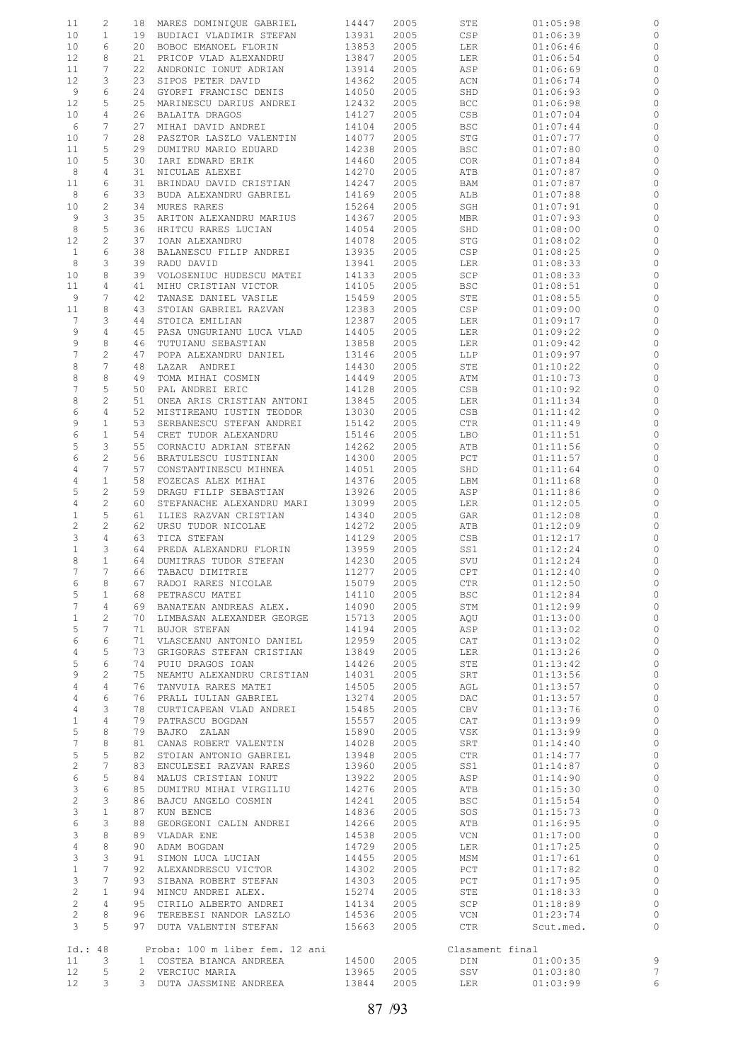| | | | | | | | | |
|---|---|---|---|---|---|---|---|---|
| 11 | 2 | 18 | MARES DOMINIQUE GABRIEL | 14447 | 2005 | STE | 01:05:98 | 0 |
| 10 | 1 | 19 | BUDIACI VLADIMIR STEFAN | 13931 | 2005 | CSP | 01:06:39 | 0 |
| 10 | 6 | 20 | BOBOC EMANOEL FLORIN | 13853 | 2005 | LER | 01:06:46 | 0 |
| 12 | 8 | 21 | PRICOP VLAD ALEXANDRU | 13847 | 2005 | LER | 01:06:54 | 0 |
| 11 | 7 | 22 | ANDRONIC IONUT ADRIAN | 13914 | 2005 | ASP | 01:06:69 | 0 |
| 12 | 3 | 23 | SIPOS PETER DAVID | 14362 | 2005 | ACN | 01:06:74 | 0 |
| 9 | 6 | 24 | GYORFI FRANCISC DENIS | 14050 | 2005 | SHD | 01:06:93 | 0 |
| 12 | 5 | 25 | MARINESCU DARIUS ANDREI | 12432 | 2005 | BCC | 01:06:98 | 0 |
| 10 | 4 | 26 | BALAITA DRAGOS | 14127 | 2005 | CSB | 01:07:04 | 0 |
| 6 | 7 | 27 | MIHAI DAVID ANDREI | 14104 | 2005 | BSC | 01:07:44 | 0 |
| 10 | 7 | 28 | PASZTOR LASZLO VALENTIN | 14077 | 2005 | STG | 01:07:77 | 0 |
| 11 | 5 | 29 | DUMITRU MARIO EDUARD | 14238 | 2005 | BSC | 01:07:80 | 0 |
| 10 | 5 | 30 | IARI EDWARD ERIK | 14460 | 2005 | COR | 01:07:84 | 0 |
| 8 | 4 | 31 | NICULAE ALEXEI | 14270 | 2005 | ATB | 01:07:87 | 0 |
| 11 | 6 | 31 | BRINDAU DAVID CRISTIAN | 14247 | 2005 | BAM | 01:07:87 | 0 |
| 8 | 6 | 33 | BUDA ALEXANDRU GABRIEL | 14169 | 2005 | ALB | 01:07:88 | 0 |
| 10 | 2 | 34 | MURES RARES | 15264 | 2005 | SGH | 01:07:91 | 0 |
| 9 | 3 | 35 | ARITON ALEXANDRU MARIUS | 14367 | 2005 | MBR | 01:07:93 | 0 |
| 8 | 5 | 36 | HRITCU RARES LUCIAN | 14054 | 2005 | SHD | 01:08:00 | 0 |
| 12 | 2 | 37 | IOAN ALEXANDRU | 14078 | 2005 | STG | 01:08:02 | 0 |
| 1 | 6 | 38 | BALANESCU FILIP ANDREI | 13935 | 2005 | CSP | 01:08:25 | 0 |
| 8 | 3 | 39 | RADU DAVID | 13941 | 2005 | LER | 01:08:33 | 0 |
| 10 | 8 | 39 | VOLOSENIUC HUDESCU MATEI | 14133 | 2005 | SCP | 01:08:33 | 0 |
| 11 | 4 | 41 | MIHU CRISTIAN VICTOR | 14105 | 2005 | BSC | 01:08:51 | 0 |
| 9 | 7 | 42 | TANASE DANIEL VASILE | 15459 | 2005 | STE | 01:08:55 | 0 |
| 11 | 8 | 43 | STOIAN GABRIEL RAZVAN | 12383 | 2005 | CSP | 01:09:00 | 0 |
| 7 | 3 | 44 | STOICA EMILIAN | 12387 | 2005 | LER | 01:09:17 | 0 |
| 9 | 4 | 45 | PASA UNGURIANU LUCA VLAD | 14405 | 2005 | LER | 01:09:22 | 0 |
| 9 | 8 | 46 | TUTUIANU SEBASTIAN | 13858 | 2005 | LER | 01:09:42 | 0 |
| 7 | 2 | 47 | POPA ALEXANDRU DANIEL | 13146 | 2005 | LLP | 01:09:97 | 0 |
| 8 | 7 | 48 | LAZAR ANDREI | 14430 | 2005 | STE | 01:10:22 | 0 |
| 8 | 8 | 49 | TOMA MIHAI COSMIN | 14449 | 2005 | ATM | 01:10:73 | 0 |
| 7 | 5 | 50 | PAL ANDREI ERIC | 14128 | 2005 | CSB | 01:10:92 | 0 |
| 8 | 2 | 51 | ONEA ARIS CRISTIAN ANTONI | 13845 | 2005 | LER | 01:11:34 | 0 |
| 6 | 4 | 52 | MISTIREANU IUSTIN TEODOR | 13030 | 2005 | CSB | 01:11:42 | 0 |
| 9 | 1 | 53 | SERBANESCU STEFAN ANDREI | 15142 | 2005 | CTR | 01:11:49 | 0 |
| 6 | 1 | 54 | CRET TUDOR ALEXANDRU | 15146 | 2005 | LBO | 01:11:51 | 0 |
| 5 | 3 | 55 | CORNACIU ADRIAN STEFAN | 14262 | 2005 | ATB | 01:11:56 | 0 |
| 6 | 2 | 56 | BRATULESCU IUSTINIAN | 14300 | 2005 | PCT | 01:11:57 | 0 |
| 4 | 7 | 57 | CONSTANTINESCU MIHNEA | 14051 | 2005 | SHD | 01:11:64 | 0 |
| 4 | 1 | 58 | FOZECAS ALEX MIHAI | 14376 | 2005 | LBM | 01:11:68 | 0 |
| 5 | 2 | 59 | DRAGU FILIP SEBASTIAN | 13926 | 2005 | ASP | 01:11:86 | 0 |
| 4 | 2 | 60 | STEFANACHE ALEXANDRU MARI | 13099 | 2005 | LER | 01:12:05 | 0 |
| 1 | 5 | 61 | ILIES RAZVAN CRISTIAN | 14340 | 2005 | GAR | 01:12:08 | 0 |
| 2 | 2 | 62 | URSU TUDOR NICOLAE | 14272 | 2005 | ATB | 01:12:09 | 0 |
| 3 | 4 | 63 | TICA STEFAN | 14129 | 2005 | CSB | 01:12:17 | 0 |
| 1 | 3 | 64 | PREDA ALEXANDRU FLORIN | 13959 | 2005 | SS1 | 01:12:24 | 0 |
| 8 | 1 | 64 | DUMITRAS TUDOR STEFAN | 14230 | 2005 | SVU | 01:12:24 | 0 |
| 7 | 7 | 66 | TABACU DIMITRIE | 11277 | 2005 | CPT | 01:12:40 | 0 |
| 6 | 8 | 67 | RADOI RARES NICOLAE | 15079 | 2005 | CTR | 01:12:50 | 0 |
| 5 | 1 | 68 | PETRASCU MATEI | 14110 | 2005 | BSC | 01:12:84 | 0 |
| 7 | 4 | 69 | BANATEAN ANDREAS ALEX. | 14090 | 2005 | STM | 01:12:99 | 0 |
| 1 | 2 | 70 | LIMBASAN ALEXANDER GEORGE | 15713 | 2005 | AQU | 01:13:00 | 0 |
| 5 | 7 | 71 | BUJOR STEFAN | 14194 | 2005 | ASP | 01:13:02 | 0 |
| 6 | 6 | 71 | VLASCEANU ANTONIO DANIEL | 12959 | 2005 | CAT | 01:13:02 | 0 |
| 4 | 5 | 73 | GRIGORAS STEFAN CRISTIAN | 13849 | 2005 | LER | 01:13:26 | 0 |
| 5 | 6 | 74 | PUIU DRAGOS IOAN | 14426 | 2005 | STE | 01:13:42 | 0 |
| 9 | 2 | 75 | NEAMTU ALEXANDRU CRISTIAN | 14031 | 2005 | SRT | 01:13:56 | 0 |
| 4 | 4 | 76 | TANVUIA RARES MATEI | 14505 | 2005 | AGL | 01:13:57 | 0 |
| 4 | 6 | 76 | PRALL IULIAN GABRIEL | 13274 | 2005 | DAC | 01:13:57 | 0 |
| 4 | 3 | 78 | CURTICAPEAN VLAD ANDREI | 15485 | 2005 | CBV | 01:13:76 | 0 |
| 1 | 4 | 79 | PATRASCU BOGDAN | 15557 | 2005 | CAT | 01:13:99 | 0 |
| 5 | 8 | 79 | BAJKO ZALAN | 15890 | 2005 | VSK | 01:13:99 | 0 |
| 7 | 8 | 81 | CANAS ROBERT VALENTIN | 14028 | 2005 | SRT | 01:14:40 | 0 |
| 5 | 5 | 82 | STOIAN ANTONIO GABRIEL | 13948 | 2005 | CTR | 01:14:77 | 0 |
| 2 | 7 | 83 | ENCULESEI RAZVAN RARES | 13960 | 2005 | SS1 | 01:14:87 | 0 |
| 6 | 5 | 84 | MALUS CRISTIAN IONUT | 13922 | 2005 | ASP | 01:14:90 | 0 |
| 3 | 6 | 85 | DUMITRU MIHAI VIRGILIU | 14276 | 2005 | ATB | 01:15:30 | 0 |
| 2 | 3 | 86 | BAJCU ANGELO COSMIN | 14241 | 2005 | BSC | 01:15:54 | 0 |
| 3 | 1 | 87 | KUN BENCE | 14836 | 2005 | SOS | 01:15:73 | 0 |
| 6 | 3 | 88 | GEORGEONI CALIN ANDREI | 14266 | 2005 | ATB | 01:16:95 | 0 |
| 3 | 8 | 89 | VLADAR ENE | 14538 | 2005 | VCN | 01:17:00 | 0 |
| 4 | 8 | 90 | ADAM BOGDAN | 14729 | 2005 | LER | 01:17:25 | 0 |
| 3 | 3 | 91 | SIMON LUCA LUCIAN | 14455 | 2005 | MSM | 01:17:61 | 0 |
| 1 | 7 | 92 | ALEXANDRESCU VICTOR | 14302 | 2005 | PCT | 01:17:82 | 0 |
| 3 | 7 | 93 | SIBANA ROBERT STEFAN | 14303 | 2005 | PCT | 01:17:95 | 0 |
| 2 | 1 | 94 | MINCU ANDREI ALEX. | 15274 | 2005 | STE | 01:18:33 | 0 |
| 2 | 4 | 95 | CIRILO ALBERTO ANDREI | 14134 | 2005 | SCP | 01:18:89 | 0 |
| 2 | 8 | 96 | TEREBESI NANDOR LASZLO | 14536 | 2005 | VCN | 01:23:74 | 0 |
| 3 | 5 | 97 | DUTA VALENTIN STEFAN | 15663 | 2005 | CTR | Scut.med. | 0 |

Id.: 48 Proba: 100 m liber fem. 12 ani — Clasament final

| | | | | | | | | |
|---|---|---|---|---|---|---|---|---|
| 11 | 3 | 1 | COSTEA BIANCA ANDREEA | 14500 | 2005 | DIN | 01:00:35 | 9 |
| 12 | 5 | 2 | VERCIUC MARIA | 13965 | 2005 | SSV | 01:03:80 | 7 |
| 12 | 3 | 3 | DUTA JASSMINE ANDREEA | 13844 | 2005 | LER | 01:03:99 | 6 |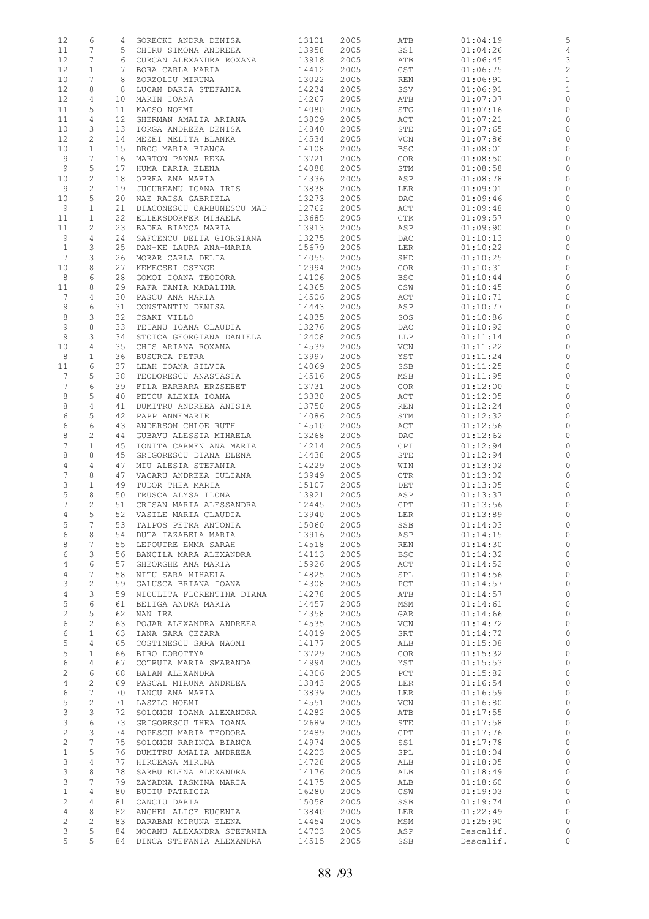| | | | | | | | | |
|---|---|---|---|---|---|---|---|---|
| 12 | 6 | 4 | GORECKI ANDRA DENISA | 13101 | 2005 | ATB | 01:04:19 | 5 |
| 11 | 7 | 5 | CHIRU SIMONA ANDREEA | 13958 | 2005 | SS1 | 01:04:26 | 4 |
| 12 | 7 | 6 | CURCAN ALEXANDRA ROXANA | 13918 | 2005 | ATB | 01:06:45 | 3 |
| 12 | 1 | 7 | BORA CARLA MARIA | 14412 | 2005 | CST | 01:06:75 | 2 |
| 10 | 7 | 8 | ZORZOLIU MIRUNA | 13022 | 2005 | REN | 01:06:91 | 1 |
| 12 | 8 | 8 | LUCAN DARIA STEFANIA | 14234 | 2005 | SSV | 01:06:91 | 1 |
| 12 | 4 | 10 | MARIN IOANA | 14267 | 2005 | ATB | 01:07:07 | 0 |
| 11 | 5 | 11 | KACSO NOEMI | 14080 | 2005 | STG | 01:07:16 | 0 |
| 11 | 4 | 12 | GHERMAN AMALIA ARIANA | 13809 | 2005 | ACT | 01:07:21 | 0 |
| 10 | 3 | 13 | IORGA ANDREEA DENISA | 14840 | 2005 | STE | 01:07:65 | 0 |
| 12 | 2 | 14 | MEZEI MELITA BLANKA | 14534 | 2005 | VCN | 01:07:86 | 0 |
| 10 | 1 | 15 | DROG MARIA BIANCA | 14108 | 2005 | BSC | 01:08:01 | 0 |
| 9 | 7 | 16 | MARTON PANNA REKA | 13721 | 2005 | COR | 01:08:50 | 0 |
| 9 | 5 | 17 | HUMA DARIA ELENA | 14088 | 2005 | STM | 01:08:58 | 0 |
| 10 | 2 | 18 | OPREA ANA MARIA | 14336 | 2005 | ASP | 01:08:78 | 0 |
| 9 | 2 | 19 | JUGUREANU IOANA IRIS | 13838 | 2005 | LER | 01:09:01 | 0 |
| 10 | 5 | 20 | NAE RAISA GABRIELA | 13273 | 2005 | DAC | 01:09:46 | 0 |
| 9 | 1 | 21 | DIACONESCU CARBUNESCU MAD | 12762 | 2005 | ACT | 01:09:48 | 0 |
| 11 | 1 | 22 | ELLERSDORFER MIHAELA | 13685 | 2005 | CTR | 01:09:57 | 0 |
| 11 | 2 | 23 | BADEA BIANCA MARIA | 13913 | 2005 | ASP | 01:09:90 | 0 |
| 9 | 4 | 24 | SAFCENCU DELIA GIORGIANA | 13275 | 2005 | DAC | 01:10:13 | 0 |
| 1 | 3 | 25 | PAN-KE LAURA ANA-MARIA | 15679 | 2005 | LER | 01:10:22 | 0 |
| 7 | 3 | 26 | MORAR CARLA DELIA | 14055 | 2005 | SHD | 01:10:25 | 0 |
| 10 | 8 | 27 | KEMECSEI CSENGE | 12994 | 2005 | COR | 01:10:31 | 0 |
| 8 | 6 | 28 | GOMOI IOANA TEODORA | 14106 | 2005 | BSC | 01:10:44 | 0 |
| 11 | 8 | 29 | RAFA TANIA MADALINA | 14365 | 2005 | CSW | 01:10:45 | 0 |
| 7 | 4 | 30 | PASCU ANA MARIA | 14506 | 2005 | ACT | 01:10:71 | 0 |
| 9 | 6 | 31 | CONSTANTIN DENISA | 14443 | 2005 | ASP | 01:10:77 | 0 |
| 8 | 3 | 32 | CSAKI VILLO | 14835 | 2005 | SOS | 01:10:86 | 0 |
| 9 | 8 | 33 | TEIANU IOANA CLAUDIA | 13276 | 2005 | DAC | 01:10:92 | 0 |
| 9 | 3 | 34 | STOICA GEORGIANA DANIELA | 12408 | 2005 | LLP | 01:11:14 | 0 |
| 10 | 4 | 35 | CHIS ARIANA ROXANA | 14539 | 2005 | VCN | 01:11:22 | 0 |
| 8 | 1 | 36 | BUSURCA PETRA | 13997 | 2005 | YST | 01:11:24 | 0 |
| 11 | 6 | 37 | LEAH IOANA SILVIA | 14069 | 2005 | SSB | 01:11:25 | 0 |
| 7 | 5 | 38 | TEODORESCU ANASTASIA | 14516 | 2005 | MSB | 01:11:95 | 0 |
| 7 | 6 | 39 | FILA BARBARA ERZSEBET | 13731 | 2005 | COR | 01:12:00 | 0 |
| 8 | 5 | 40 | PETCU ALEXIA IOANA | 13330 | 2005 | ACT | 01:12:05 | 0 |
| 8 | 4 | 41 | DUMITRU ANDREEA ANISIA | 13750 | 2005 | REN | 01:12:24 | 0 |
| 6 | 5 | 42 | PAPP ANNEMARIE | 14086 | 2005 | STM | 01:12:32 | 0 |
| 6 | 6 | 43 | ANDERSON CHLOE RUTH | 14510 | 2005 | ACT | 01:12:56 | 0 |
| 8 | 2 | 44 | GUBAVU ALESSIA MIHAELA | 13268 | 2005 | DAC | 01:12:62 | 0 |
| 7 | 1 | 45 | IONITA CARMEN ANA MARIA | 14214 | 2005 | CPI | 01:12:94 | 0 |
| 8 | 8 | 45 | GRIGORESCU DIANA ELENA | 14438 | 2005 | STE | 01:12:94 | 0 |
| 4 | 4 | 47 | MIU ALESIA STEFANIA | 14229 | 2005 | WIN | 01:13:02 | 0 |
| 7 | 8 | 47 | VACARU ANDREEA IULIANA | 13949 | 2005 | CTR | 01:13:02 | 0 |
| 3 | 1 | 49 | TUDOR THEA MARIA | 15107 | 2005 | DET | 01:13:05 | 0 |
| 5 | 8 | 50 | TRUSCA ALYSA ILONA | 13921 | 2005 | ASP | 01:13:37 | 0 |
| 7 | 2 | 51 | CRISAN MARIA ALESSANDRA | 12445 | 2005 | CPT | 01:13:56 | 0 |
| 4 | 5 | 52 | VASILE MARIA CLAUDIA | 13940 | 2005 | LER | 01:13:89 | 0 |
| 5 | 7 | 53 | TALPOS PETRA ANTONIA | 15060 | 2005 | SSB | 01:14:03 | 0 |
| 6 | 8 | 54 | DUTA IAZABELA MARIA | 13916 | 2005 | ASP | 01:14:15 | 0 |
| 8 | 7 | 55 | LEPOUTRE EMMA SARAH | 14518 | 2005 | REN | 01:14:30 | 0 |
| 6 | 3 | 56 | BANCILA MARA ALEXANDRA | 14113 | 2005 | BSC | 01:14:32 | 0 |
| 4 | 6 | 57 | GHEORGHE ANA MARIA | 15926 | 2005 | ACT | 01:14:52 | 0 |
| 4 | 7 | 58 | NITU SARA MIHAELA | 14825 | 2005 | SPL | 01:14:56 | 0 |
| 3 | 2 | 59 | GALUSCA BRIANA IOANA | 14308 | 2005 | PCT | 01:14:57 | 0 |
| 4 | 3 | 59 | NICULITA FLORENTINA DIANA | 14278 | 2005 | ATB | 01:14:57 | 0 |
| 5 | 6 | 61 | BELIGA ANDRA MARIA | 14457 | 2005 | MSM | 01:14:61 | 0 |
| 2 | 5 | 62 | NAN IRA | 14358 | 2005 | GAR | 01:14:66 | 0 |
| 6 | 2 | 63 | POJAR ALEXANDRA ANDREEA | 14535 | 2005 | VCN | 01:14:72 | 0 |
| 6 | 1 | 63 | IANA SARA CEZARA | 14019 | 2005 | SRT | 01:14:72 | 0 |
| 5 | 4 | 65 | COSTINESCU SARA NAOMI | 14177 | 2005 | ALB | 01:15:08 | 0 |
| 5 | 1 | 66 | BIRO DOROTTYA | 13729 | 2005 | COR | 01:15:32 | 0 |
| 6 | 4 | 67 | COTRUTA MARIA SMARANDA | 14994 | 2005 | YST | 01:15:53 | 0 |
| 2 | 6 | 68 | BALAN ALEXANDRA | 14306 | 2005 | PCT | 01:15:82 | 0 |
| 4 | 2 | 69 | PASCAL MIRUNA ANDREEA | 13843 | 2005 | LER | 01:16:54 | 0 |
| 6 | 7 | 70 | IANCU ANA MARIA | 13839 | 2005 | LER | 01:16:59 | 0 |
| 5 | 2 | 71 | LASZLO NOEMI | 14551 | 2005 | VCN | 01:16:80 | 0 |
| 3 | 3 | 72 | SOLOMON IOANA ALEXANDRA | 14282 | 2005 | ATB | 01:17:55 | 0 |
| 3 | 6 | 73 | GRIGORESCU THEA IOANA | 12689 | 2005 | STE | 01:17:58 | 0 |
| 2 | 3 | 74 | POPESCU MARIA TEODORA | 12489 | 2005 | CPT | 01:17:76 | 0 |
| 2 | 7 | 75 | SOLOMON RARINCA BIANCA | 14974 | 2005 | SS1 | 01:17:78 | 0 |
| 1 | 5 | 76 | DUMITRU AMALIA ANDREEA | 14203 | 2005 | SPL | 01:18:04 | 0 |
| 3 | 4 | 77 | HIRCEAGA MIRUNA | 14728 | 2005 | ALB | 01:18:05 | 0 |
| 3 | 8 | 78 | SARBU ELENA ALEXANDRA | 14176 | 2005 | ALB | 01:18:49 | 0 |
| 3 | 7 | 79 | ZAYADNA IASMINA MARIA | 14175 | 2005 | ALB | 01:18:60 | 0 |
| 1 | 4 | 80 | BUDIU PATRICIA | 16280 | 2005 | CSW | 01:19:03 | 0 |
| 2 | 4 | 81 | CANCIU DARIA | 15058 | 2005 | SSB | 01:19:74 | 0 |
| 4 | 8 | 82 | ANGHEL ALICE EUGENIA | 13840 | 2005 | LER | 01:22:49 | 0 |
| 2 | 2 | 83 | DARABAN MIRUNA ELENA | 14454 | 2005 | MSM | 01:25:90 | 0 |
| 3 | 5 | 84 | MOCANU ALEXANDRA STEFANIA | 14703 | 2005 | ASP | Descalif. | 0 |
| 5 | 5 | 84 | DINCA STEFANIA ALEXANDRA | 14515 | 2005 | SSB | Descalif. | 0 |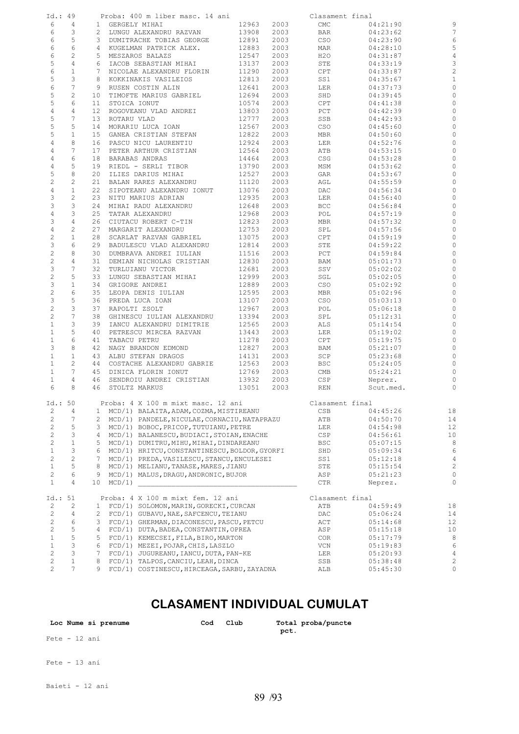| Id.: 49 | | | Proba: 400 m liber masc. 14 ani | | | Clasament final | | |
|---|---|---|---|---|---|---|---|---|
| 6 | 4 | 1 | GERGELY MIHAI | 12963 | 2003 | CMC | 04:21:90 | 9 |
| 6 | 3 | 2 | LUNGU ALEXANDRU RAZVAN | 13908 | 2003 | BAR | 04:23:62 | 7 |
| 6 | 5 | 3 | DUMITRACHE TOBIAS GEORGE | 12891 | 2003 | CSO | 04:23:90 | 6 |
| 6 | 6 | 4 | KUGELMAN PATRICK ALEX. | 12883 | 2003 | MAR | 04:28:10 | 5 |
| 6 | 2 | 5 | MESZAROS BALAZS | 12547 | 2003 | H2O | 04:31:87 | 4 |
| 5 | 4 | 6 | IACOB SEBASTIAN MIHAI | 13137 | 2003 | STE | 04:33:19 | 3 |
| 6 | 1 | 7 | NICOLAE ALEXANDRU FLORIN | 11290 | 2003 | CPT | 04:33:87 | 2 |
| 5 | 3 | 8 | KOKKINAKIS VASILEIOS | 12813 | 2003 | SS1 | 04:35:67 | 1 |
| 6 | 7 | 9 | RUSEN COSTIN ALIN | 12641 | 2003 | LER | 04:37:73 | 0 |
| 5 | 2 | 10 | TIMOFTE MARIUS GABRIEL | 12694 | 2003 | SHD | 04:39:45 | 0 |
| 5 | 6 | 11 | STOICA IONUT | 10574 | 2003 | CPT | 04:41:38 | 0 |
| 4 | 4 | 12 | ROGOVEANU VLAD ANDREI | 13803 | 2003 | PCT | 04:42:39 | 0 |
| 5 | 7 | 13 | ROTARU VLAD | 12777 | 2003 | SSB | 04:42:93 | 0 |
| 5 | 5 | 14 | MORARIU LUCA IOAN | 12567 | 2003 | CSO | 04:45:60 | 0 |
| 5 | 1 | 15 | GANEA CRISTIAN STEFAN | 12822 | 2003 | MBR | 04:50:60 | 0 |
| 4 | 8 | 16 | PASCU NICU LAURENTIU | 12924 | 2003 | LER | 04:52:76 | 0 |
| 4 | 7 | 17 | PETER ARTHUR CRISTIAN | 12564 | 2003 | ATB | 04:53:15 | 0 |
| 4 | 6 | 18 | BARABAS ANDRAS | 14464 | 2003 | CSG | 04:53:28 | 0 |
| 4 | 5 | 19 | RIEDL - SERLI TIBOR | 13790 | 2003 | MSM | 04:53:62 | 0 |
| 5 | 8 | 20 | ILIES DARIUS MIHAI | 12527 | 2003 | GAR | 04:53:67 | 0 |
| 2 | 2 | 21 | BALAN RARES ALEXANDRU | 11120 | 2003 | AGL | 04:55:59 | 0 |
| 4 | 1 | 22 | SIPOTEANU ALEXANDRU IONUT | 13076 | 2003 | DAC | 04:56:34 | 0 |
| 3 | 2 | 23 | NITU MARIUS ADRIAN | 12935 | 2003 | LER | 04:56:40 | 0 |
| 3 | 3 | 24 | MIHAI RADU ALEXANDRU | 12648 | 2003 | BCC | 04:56:84 | 0 |
| 4 | 3 | 25 | TATAR ALEXANDRU | 12968 | 2003 | POL | 04:57:19 | 0 |
| 3 | 4 | 26 | CIUTACU ROBERT C-TIN | 12823 | 2003 | MBR | 04:57:32 | 0 |
| 4 | 2 | 27 | MARGARIT ALEXANDRU | 12753 | 2003 | SPL | 04:57:56 | 0 |
| 2 | 1 | 28 | SCARLAT RAZVAN GABRIEL | 13075 | 2003 | CPT | 04:59:19 | 0 |
| 3 | 6 | 29 | BADULESCU VLAD ALEXANDRU | 12814 | 2003 | STE | 04:59:22 | 0 |
| 2 | 8 | 30 | DUMBRAVA ANDREI IULIAN | 11516 | 2003 | PCT | 04:59:84 | 0 |
| 2 | 4 | 31 | DEMIAN NICHOLAS CRISTIAN | 12830 | 2003 | BAM | 05:01:73 | 0 |
| 3 | 7 | 32 | TURLUIANU VICTOR | 12681 | 2003 | SSV | 05:02:02 | 0 |
| 2 | 5 | 33 | LUNGU SEBASTIAN MIHAI | 12999 | 2003 | SGL | 05:02:05 | 0 |
| 3 | 1 | 34 | GRIGORE ANDREI | 12889 | 2003 | CSO | 05:02:92 | 0 |
| 2 | 6 | 35 | LEOPA DENIS IULIAN | 12595 | 2003 | MBR | 05:02:96 | 0 |
| 3 | 5 | 36 | PREDA LUCA IOAN | 13107 | 2003 | CSO | 05:03:13 | 0 |
| 2 | 3 | 37 | RAPOLTI ZSOLT | 12967 | 2003 | POL | 05:06:18 | 0 |
| 2 | 7 | 38 | GHINESCU IULIAN ALEXANDRU | 13394 | 2003 | SPL | 05:12:31 | 0 |
| 1 | 3 | 39 | IANCU ALEXANDRU DIMITRIE | 12565 | 2003 | ALS | 05:14:54 | 0 |
| 1 | 5 | 40 | PETRESCU MIRCEA RAZVAN | 13443 | 2003 | LER | 05:19:02 | 0 |
| 1 | 6 | 41 | TABACU PETRU | 11278 | 2003 | CPT | 05:19:75 | 0 |
| 3 | 8 | 42 | NAGY BRANDON EDMOND | 12827 | 2003 | BAM | 05:21:07 | 0 |
| 1 | 1 | 43 | ALBU STEFAN DRAGOS | 14131 | 2003 | SCP | 05:23:68 | 0 |
| 1 | 2 | 44 | COSTACHE ALEXANDRU GABRIE | 12563 | 2003 | BSC | 05:24:05 | 0 |
| 1 | 7 | 45 | DINICA FLORIN IONUT | 12769 | 2003 | CMB | 05:24:21 | 0 |
| 1 | 4 | 46 | SENDROIU ANDREI CRISTIAN | 13932 | 2003 | CSP | Neprez. | 0 |
| 6 | 8 | 46 | STOLTZ MARKUS | 13051 | 2003 | REN | Scut.med. | 0 |

| Id.: 50 | | | Proba: 4 X 100 m mixt masc. 12 ani | Clasament final | | |
|---|---|---|---|---|---|---|
| 2 | 4 | 1 | MCD/1) BALAITA,ADAM,COZMA,MISTIREANU | CSB | 04:45:26 | 18 |
| 2 | 7 | 2 | MCD/1) PANDELE,NICULAE,CORNACIU,NATAPRAZU | ATB | 04:50:70 | 14 |
| 2 | 5 | 3 | MCD/1) BOBOC,PRICOP,TUTUIANU,PETRE | LER | 04:54:98 | 12 |
| 2 | 3 | 4 | MCD/1) BALANESCU,BUDIACI,STOIAN,ENACHE | CSP | 04:56:61 | 10 |
| 2 | 1 | 5 | MCD/1) DUMITRU,MIHU,MIHAI,DINDAREANU | BSC | 05:07:15 | 8 |
| 1 | 3 | 6 | MCD/1) HRITCU,CONSTANTINESCU,BOLDOR,GYORFI | SHD | 05:09:34 | 6 |
| 2 | 2 | 7 | MCD/1) PREDA,VASILESCU,STANCU,ENCULESEI | SS1 | 05:12:18 | 4 |
| 1 | 5 | 8 | MCD/1) MELIANU,TANASE,MARES,JIANU | STE | 05:15:54 | 2 |
| 2 | 6 | 9 | MCD/1) MALUS,DRAGU,ANDRONIC,BUJOR | ASP | 05:21:23 | 0 |
| 1 | 4 | 10 | MCD/1) ___________________________ | CTR | Neprez. | 0 |

| Id.: 51 | | | Proba: 4 X 100 m mixt fem. 12 ani | Clasament final | | |
|---|---|---|---|---|---|---|
| 2 | 2 | 1 | FCD/1) SOLOMON,MARIN,GORECKI,CURCAN | ATB | 04:59:49 | 18 |
| 2 | 4 | 2 | FCD/1) GUBAVU,NAE,SAFCENCU,TEIANU | DAC | 05:06:24 | 14 |
| 2 | 6 | 3 | FCD/1) GHERMAN,DIACONESCU,PASCU,PETCU | ACT | 05:14:68 | 12 |
| 2 | 5 | 4 | FCD/1) DUTA,BADEA,CONSTANTIN,OPREA | ASP | 05:15:18 | 10 |
| 1 | 5 | 5 | FCD/1) KEMECSEI,FILA,BIRO,MARTON | COR | 05:17:79 | 8 |
| 1 | 3 | 6 | FCD/1) MEZEI,POJAR,CHIS,LASZLO | VCN | 05:19:83 | 6 |
| 2 | 3 | 7 | FCD/1) JUGUREANU,IANCU,DUTA,PAN-KE | LER | 05:20:93 | 4 |
| 2 | 1 | 8 | FCD/1) TALPOS,CANCIU,LEAH,DINCA | SSB | 05:38:48 | 2 |
| 2 | 7 | 9 | FCD/1) COSTINESCU,HIRCEAGA,SARBU,ZAYADNA | ALB | 05:45:30 | 0 |

## CLASAMENT INDIVIDUAL CUMULAT

| Loc Nume si prenume | Cod | Club | Total proba/puncte pct. |
|---|---|---|---|

Fete - 12 ani

Fete - 13 ani

Baieti - 12 ani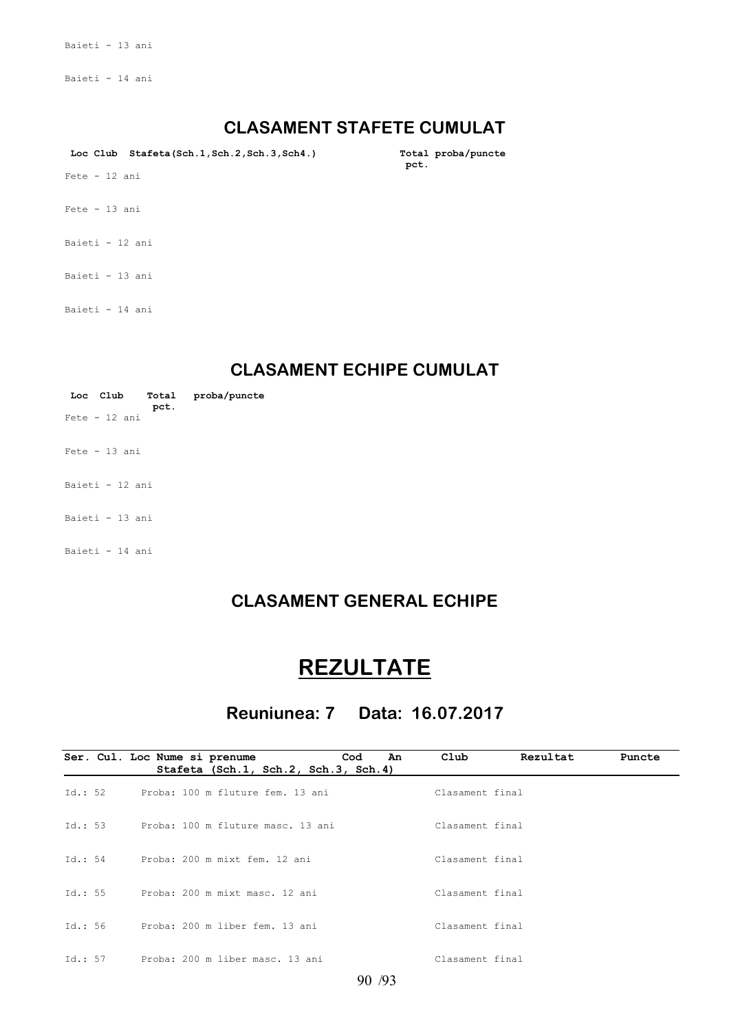Baieti - 13 ani

Baieti - 14 ani

## CLASAMENT STAFETE CUMULAT

| Loc | Club | Stafeta(Sch.1,Sch.2,Sch.3,Sch4.) | Total pct. | proba/puncte |
|---|---|---|---|---|

Fete - 12 ani

Fete - 13 ani

Baieti - 12 ani

Baieti - 13 ani

Baieti - 14 ani

## CLASAMENT ECHIPE CUMULAT

| Loc | Club | Total pct. | proba/puncte |
|---|---|---|---|

Fete - 12 ani

Fete - 13 ani

Baieti - 12 ani

Baieti - 13 ani

Baieti - 14 ani

## CLASAMENT GENERAL ECHIPE

# REZULTATE

## Reuniunea: 7 Data: 16.07.2017

| Ser. | Cul. | Loc | Nume si prenume / Stafeta (Sch.1, Sch.2, Sch.3, Sch.4) | Cod | An | Club | Rezultat | Puncte |
|---|---|---|---|---|---|---|---|---|
| Id.: 52 | | | Proba: 100 m fluture fem. 13 ani | | | Clasament final | | |
| Id.: 53 | | | Proba: 100 m fluture masc. 13 ani | | | Clasament final | | |
| Id.: 54 | | | Proba: 200 m mixt fem. 12 ani | | | Clasament final | | |
| Id.: 55 | | | Proba: 200 m mixt masc. 12 ani | | | Clasament final | | |
| Id.: 56 | | | Proba: 200 m liber fem. 13 ani | | | Clasament final | | |
| Id.: 57 | | | Proba: 200 m liber masc. 13 ani | | | Clasament final | | |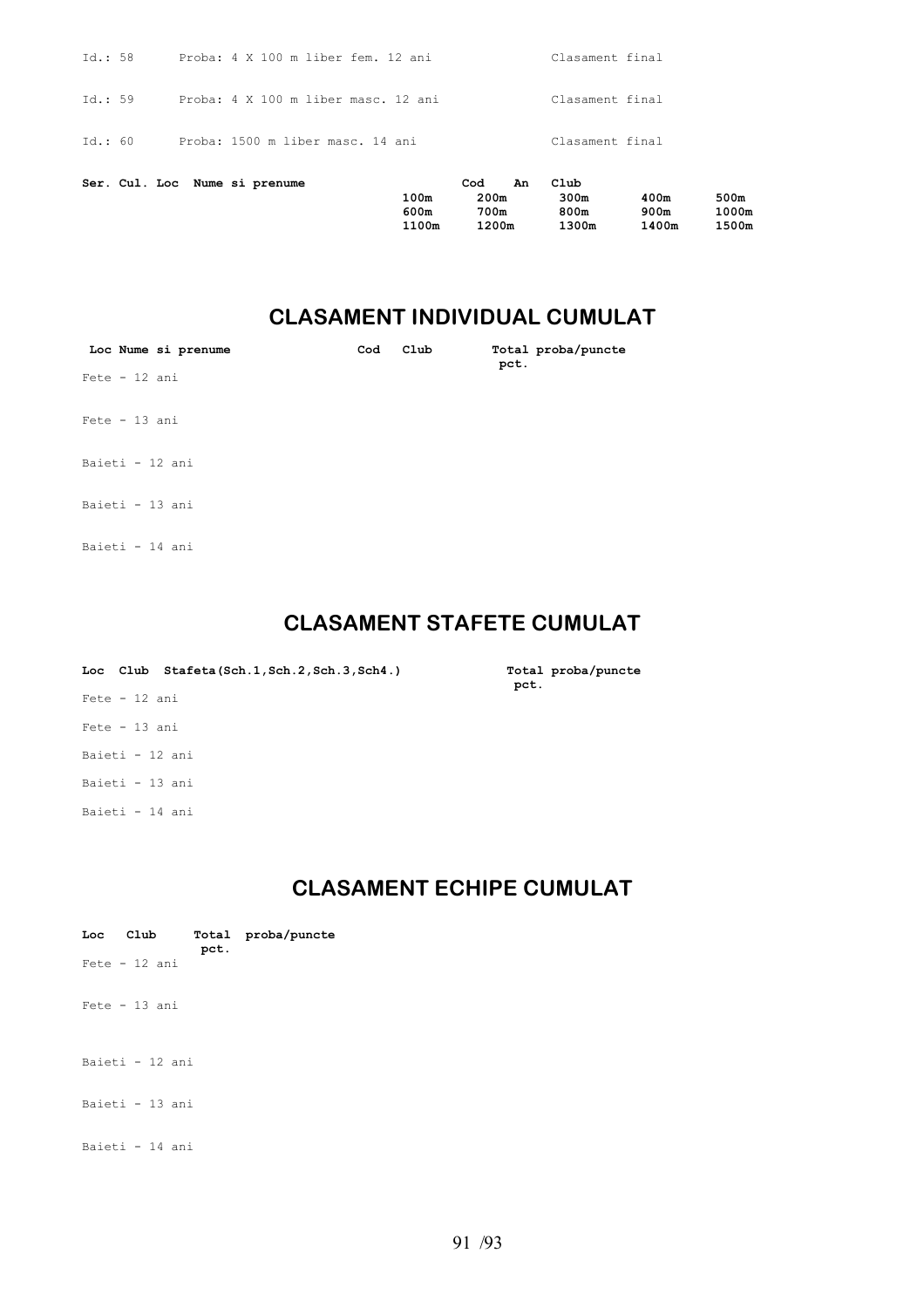Id.: 58 Proba: 4 X 100 m liber fem. 12 ani Clasament final

Id.: 59 Proba: 4 X 100 m liber masc. 12 ani Clasament final

Id.: 60 Proba: 1500 m liber masc. 14 ani Clasament final

| Ser. Cul. Loc Nume si prenume | | Cod | An | Club | | |
|---|---|---|---|---|---|---|
| | 100m | 200m | | 300m | 400m | 500m |
| | 600m | 700m | | 800m | 900m | 1000m |
| | 1100m | 1200m | | 1300m | 1400m | 1500m |

## CLASAMENT INDIVIDUAL CUMULAT

| Loc Nume si prenume | Cod | Club | Total proba/puncte pct. |
|---|---|---|---|

Fete - 12 ani

Fete - 13 ani

Baieti - 12 ani

Baieti - 13 ani

Baieti - 14 ani

## CLASAMENT STAFETE CUMULAT

| Loc | Club | Stafeta(Sch.1,Sch.2,Sch.3,Sch4.) | Total proba/puncte pct. |
|---|---|---|---|

Fete - 12 ani

Fete - 13 ani

Baieti - 12 ani

Baieti - 13 ani

Baieti - 14 ani

## CLASAMENT ECHIPE CUMULAT

| Loc | Club | Total pct. | proba/puncte |
|---|---|---|---|

Fete - 12 ani

Fete - 13 ani

Baieti - 12 ani

Baieti - 13 ani

Baieti - 14 ani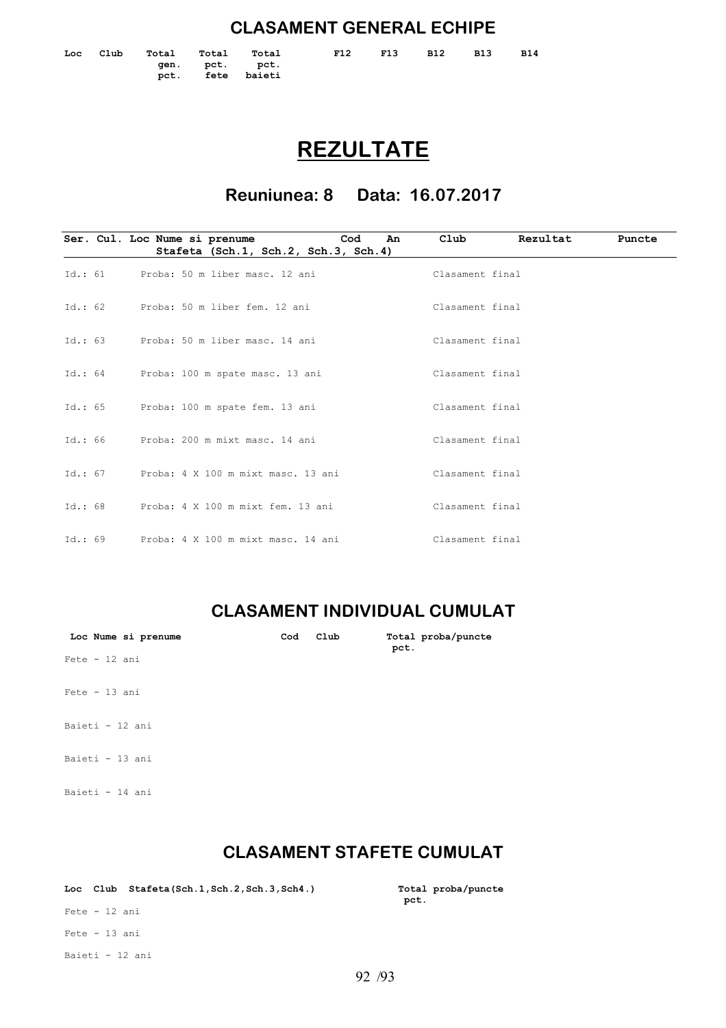## CLASAMENT GENERAL ECHIPE

| Loc | Club | Total gen. pct. | Total pct. fete | Total pct. baieti | F12 | F13 | B12 | B13 | B14 |
|---|---|---|---|---|---|---|---|---|---|

# REZULTATE

### Reuniunea: 8 Data: 16.07.2017

| Ser. | Cul. | Loc | Nume si prenume / Stafeta (Sch.1, Sch.2, Sch.3, Sch.4) | Cod | An | Club | Rezultat | Puncte |
|---|---|---|---|---|---|---|---|---|
| Id.: 61 | | | Proba: 50 m liber masc. 12 ani | | | Clasament final | | |
| Id.: 62 | | | Proba: 50 m liber fem. 12 ani | | | Clasament final | | |
| Id.: 63 | | | Proba: 50 m liber masc. 14 ani | | | Clasament final | | |
| Id.: 64 | | | Proba: 100 m spate masc. 13 ani | | | Clasament final | | |
| Id.: 65 | | | Proba: 100 m spate fem. 13 ani | | | Clasament final | | |
| Id.: 66 | | | Proba: 200 m mixt masc. 14 ani | | | Clasament final | | |
| Id.: 67 | | | Proba: 4 X 100 m mixt masc. 13 ani | | | Clasament final | | |
| Id.: 68 | | | Proba: 4 X 100 m mixt fem. 13 ani | | | Clasament final | | |
| Id.: 69 | | | Proba: 4 X 100 m mixt masc. 14 ani | | | Clasament final | | |

## CLASAMENT INDIVIDUAL CUMULAT

| Loc | Nume si prenume | Cod | Club | Total pct. | proba/puncte |
|---|---|---|---|---|---|

Fete - 12 ani

Fete - 13 ani

Baieti - 12 ani

Baieti - 13 ani

Baieti - 14 ani

## CLASAMENT STAFETE CUMULAT

| Loc | Club | Stafeta(Sch.1,Sch.2,Sch.3,Sch4.) | Total pct. | proba/puncte |
|---|---|---|---|---|

Fete - 12 ani

Fete - 13 ani

Baieti - 12 ani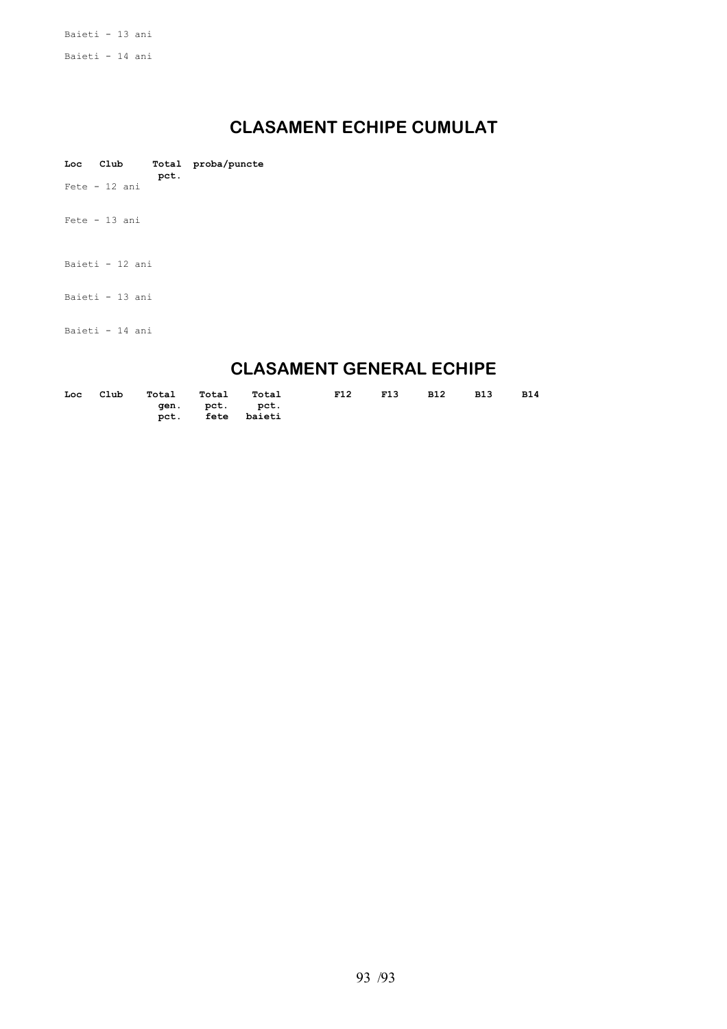Baieti - 13 ani

Baieti - 14 ani

## CLASAMENT ECHIPE CUMULAT

| Loc | Club | Total pct. | proba/puncte |
| --- | --- | --- | --- |

Fete - 12 ani

Fete - 13 ani

Baieti - 12 ani

Baieti - 13 ani

Baieti - 14 ani

## CLASAMENT GENERAL ECHIPE

| Loc | Club | Total gen. pct. | Total pct. fete | Total pct. baieti | F12 | F13 | B12 | B13 | B14 |
| --- | --- | --- | --- | --- | --- | --- | --- | --- | --- |